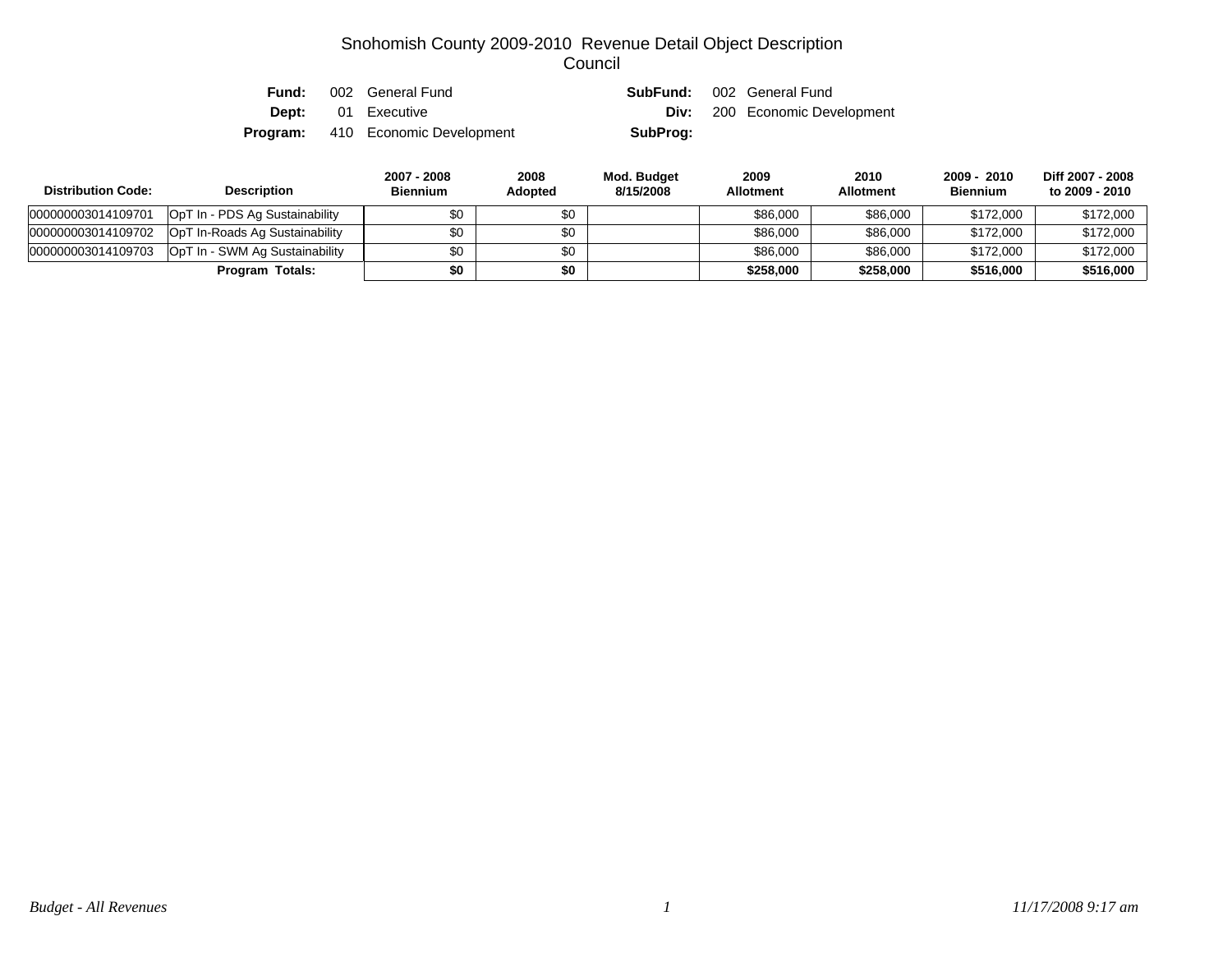# Snohomish County 2009-2010 Revenue Detail Object Description
## Council

| | | | |
|---|---|---|---|
| **Fund:** | 002 General Fund | **SubFund:** | 002 General Fund |
| **Dept:** | 01 Executive | **Div:** | 200 Economic Development |
| **Program:** | 410 Economic Development | **SubProg:** | |

| Distribution Code: | Description | 2007 - 2008 Biennium | 2008 Adopted | Mod. Budget 8/15/2008 | 2009 Allotment | 2010 Allotment | 2009 - 2010 Biennium | Diff 2007 - 2008 to 2009 - 2010 |
|---|---|---|---|---|---|---|---|---|
| 000000003014109701 | OpT In - PDS Ag Sustainability | $0 | $0 | | $86,000 | $86,000 | $172,000 | $172,000 |
| 000000003014109702 | OpT In-Roads Ag Sustainability | $0 | $0 | | $86,000 | $86,000 | $172,000 | $172,000 |
| 000000003014109703 | OpT In - SWM Ag Sustainability | $0 | $0 | | $86,000 | $86,000 | $172,000 | $172,000 |
| | **Program Totals:** | **$0** | **$0** | | **$258,000** | **$258,000** | **$516,000** | **$516,000** |

*Budget - All Revenues* *11/17/2008 9:17 am*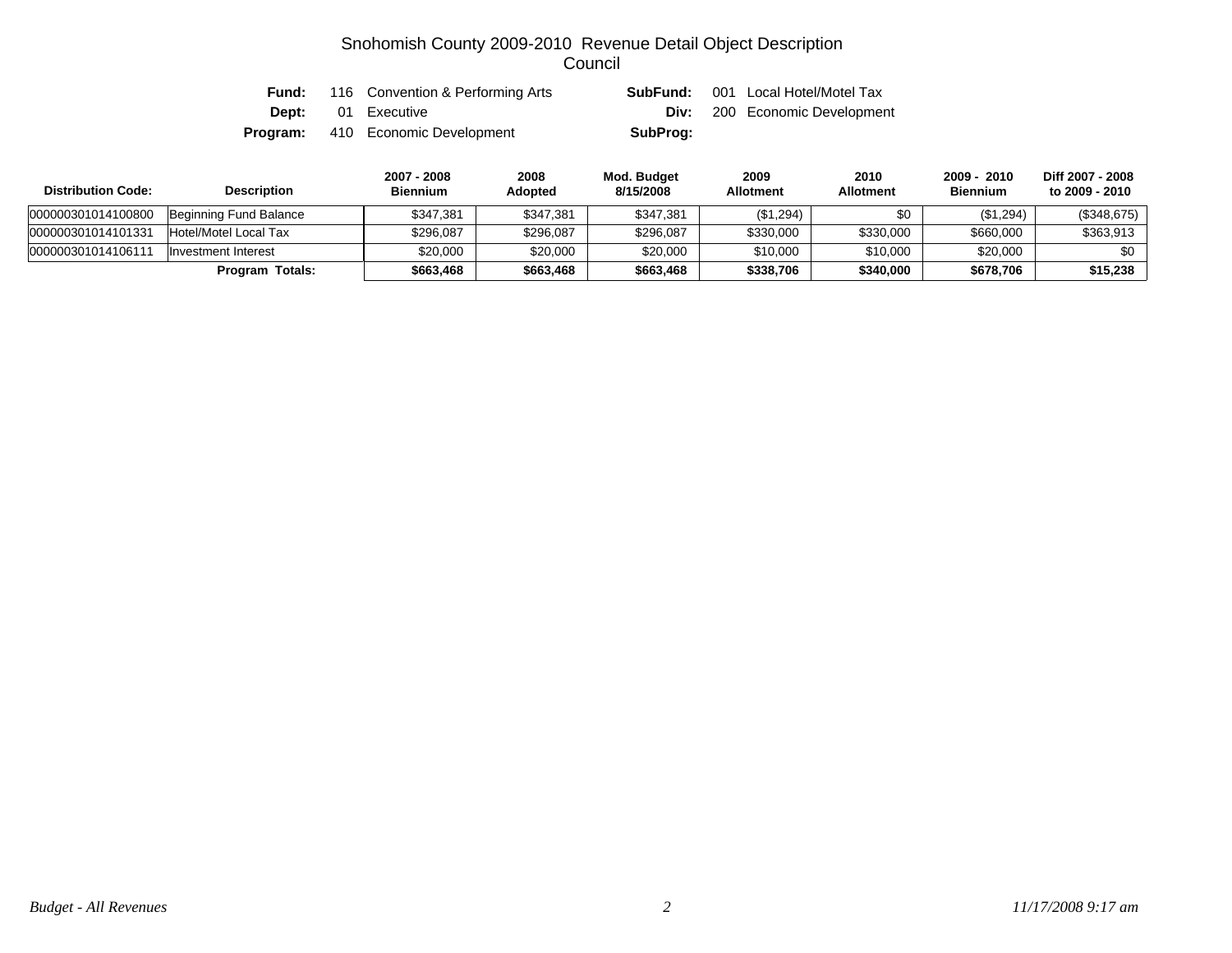# Snohomish County 2009-2010 Revenue Detail Object Description
## Council

**Fund:** 116 Convention & Performing Arts **SubFund:** 001 Local Hotel/Motel Tax
**Dept:** 01 Executive **Div:** 200 Economic Development
**Program:** 410 Economic Development **SubProg:**

| Distribution Code: | Description | 2007 - 2008 Biennium | 2008 Adopted | Mod. Budget 8/15/2008 | 2009 Allotment | 2010 Allotment | 2009 - 2010 Biennium | Diff 2007 - 2008 to 2009 - 2010 |
|---|---|---|---|---|---|---|---|---|
| 000000301014100800 | Beginning Fund Balance | $347,381 | $347,381 | $347,381 | ($1,294) | $0 | ($1,294) | ($348,675) |
| 000000301014101331 | Hotel/Motel Local Tax | $296,087 | $296,087 | $296,087 | $330,000 | $330,000 | $660,000 | $363,913 |
| 000000301014106111 | Investment Interest | $20,000 | $20,000 | $20,000 | $10,000 | $10,000 | $20,000 | $0 |
| | **Program Totals:** | **$663,468** | **$663,468** | **$663,468** | **$338,706** | **$340,000** | **$678,706** | **$15,238** |

*Budget - All Revenues* *11/17/2008 9:17 am*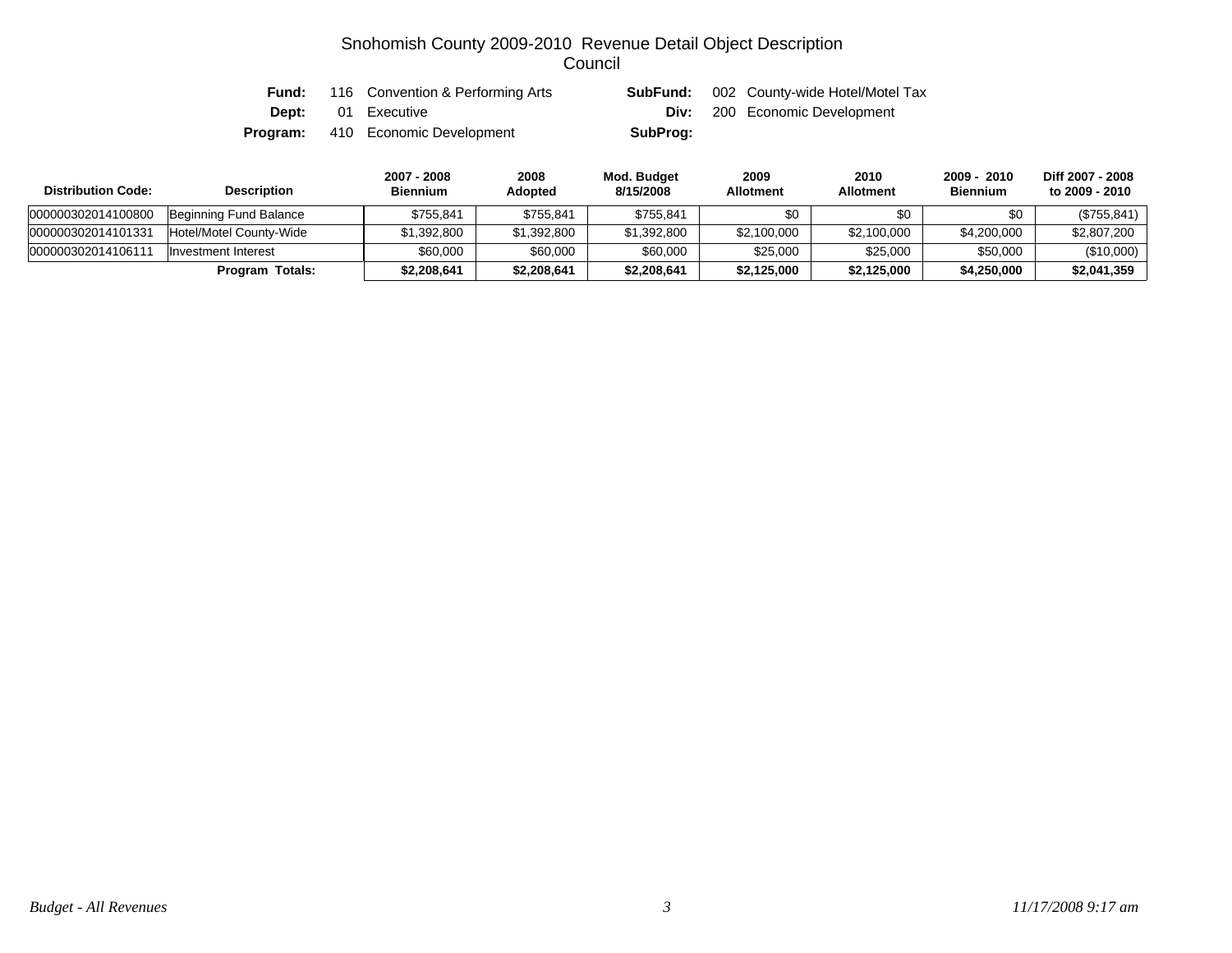# Snohomish County 2009-2010 Revenue Detail Object Description
## Council

**Fund:** 116 Convention & Performing Arts **SubFund:** 002 County-wide Hotel/Motel Tax
**Dept:** 01 Executive **Div:** 200 Economic Development
**Program:** 410 Economic Development **SubProg:**

| Distribution Code: | Description | 2007 - 2008 Biennium | 2008 Adopted | Mod. Budget 8/15/2008 | 2009 Allotment | 2010 Allotment | 2009 - 2010 Biennium | Diff 2007 - 2008 to 2009 - 2010 |
|---|---|---|---|---|---|---|---|---|
| 000000302014100800 | Beginning Fund Balance | $755,841 | $755,841 | $755,841 | $0 | $0 | $0 | ($755,841) |
| 000000302014101331 | Hotel/Motel County-Wide | $1,392,800 | $1,392,800 | $1,392,800 | $2,100,000 | $2,100,000 | $4,200,000 | $2,807,200 |
| 000000302014106111 | Investment Interest | $60,000 | $60,000 | $60,000 | $25,000 | $25,000 | $50,000 | ($10,000) |
| | **Program Totals:** | **$2,208,641** | **$2,208,641** | **$2,208,641** | **$2,125,000** | **$2,125,000** | **$4,250,000** | **$2,041,359** |

*Budget - All Revenues* *11/17/2008 9:17 am*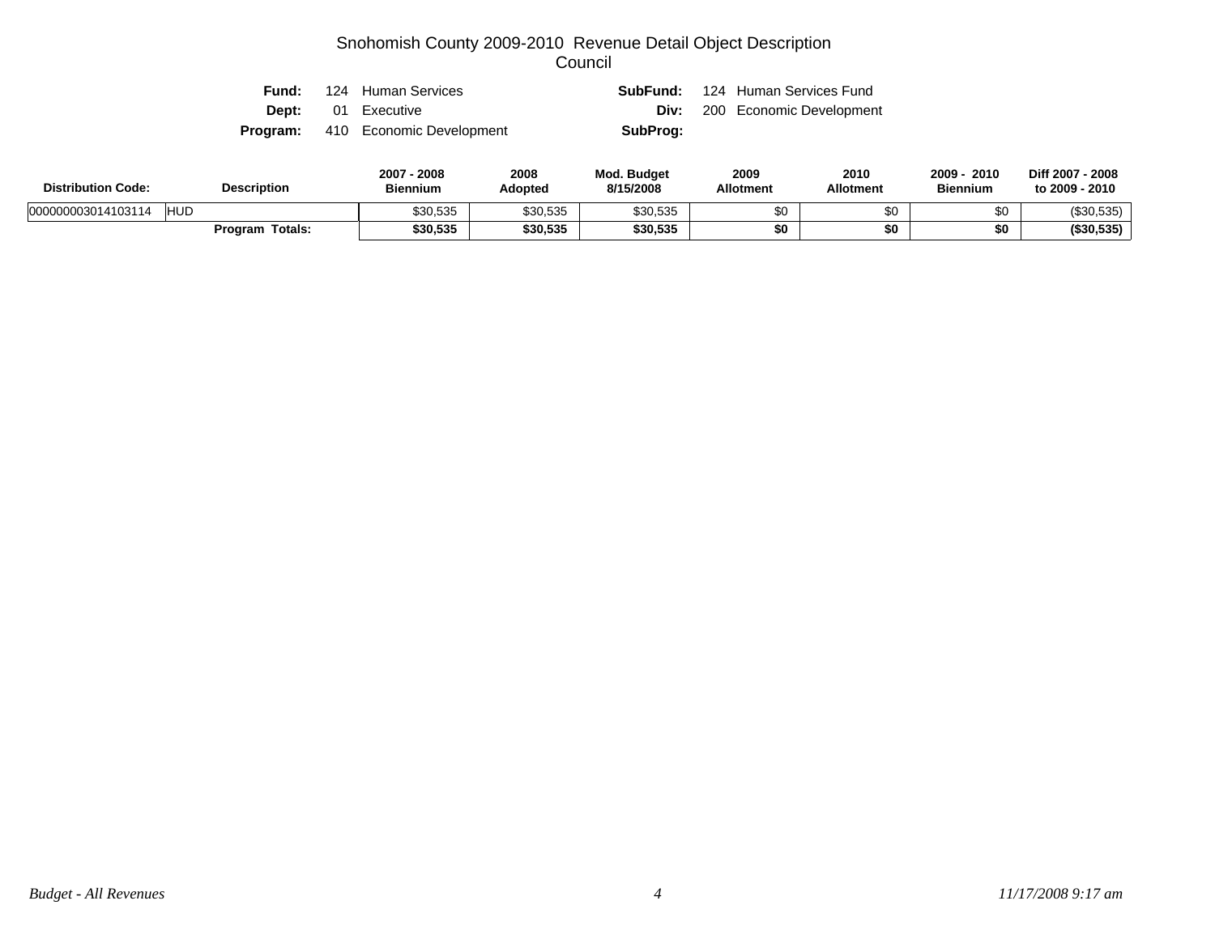# Snohomish County 2009-2010 Revenue Detail Object Description

## Council

**Fund:** 124 Human Services **SubFund:** 124 Human Services Fund

**Dept:** 01 Executive **Div:** 200 Economic Development

**Program:** 410 Economic Development **SubProg:**

| Distribution Code: | Description | 2007 - 2008 Biennium | 2008 Adopted | Mod. Budget 8/15/2008 | 2009 Allotment | 2010 Allotment | 2009 - 2010 Biennium | Diff 2007 - 2008 to 2009 - 2010 |
|---|---|---|---|---|---|---|---|---|
| 000000003014103114 | HUD | $30,535 | $30,535 | $30,535 | $0 | $0 | $0 | ($30,535) |
| | **Program Totals:** | **$30,535** | **$30,535** | **$30,535** | **$0** | **$0** | **$0** | **($30,535)** |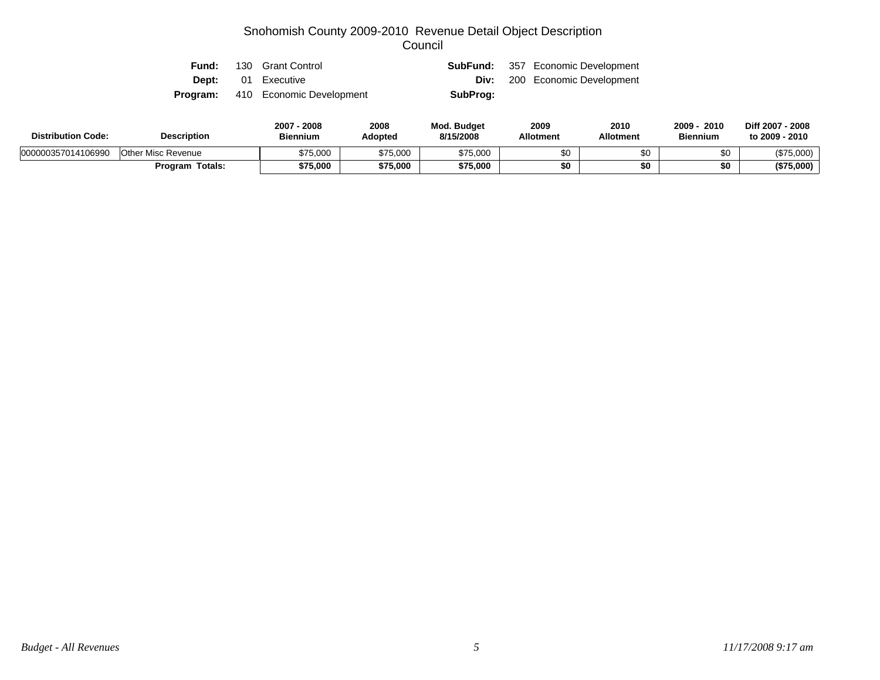# Snohomish County 2009-2010 Revenue Detail Object Description
## Council

**Fund:** 130 Grant Control
**SubFund:** 357 Economic Development
**Dept:** 01 Executive
**Div:** 200 Economic Development
**Program:** 410 Economic Development
**SubProg:**

| Distribution Code: | Description | 2007 - 2008 Biennium | 2008 Adopted | Mod. Budget 8/15/2008 | 2009 Allotment | 2010 Allotment | 2009 - 2010 Biennium | Diff 2007 - 2008 to 2009 - 2010 |
|---|---|---|---|---|---|---|---|---|
| 000000357014106990 | Other Misc Revenue | $75,000 | $75,000 | $75,000 | $0 | $0 | $0 | ($75,000) |
| | **Program Totals:** | **$75,000** | **$75,000** | **$75,000** | **$0** | **$0** | **$0** | **($75,000)** |

*Budget - All Revenues* *11/17/2008 9:17 am*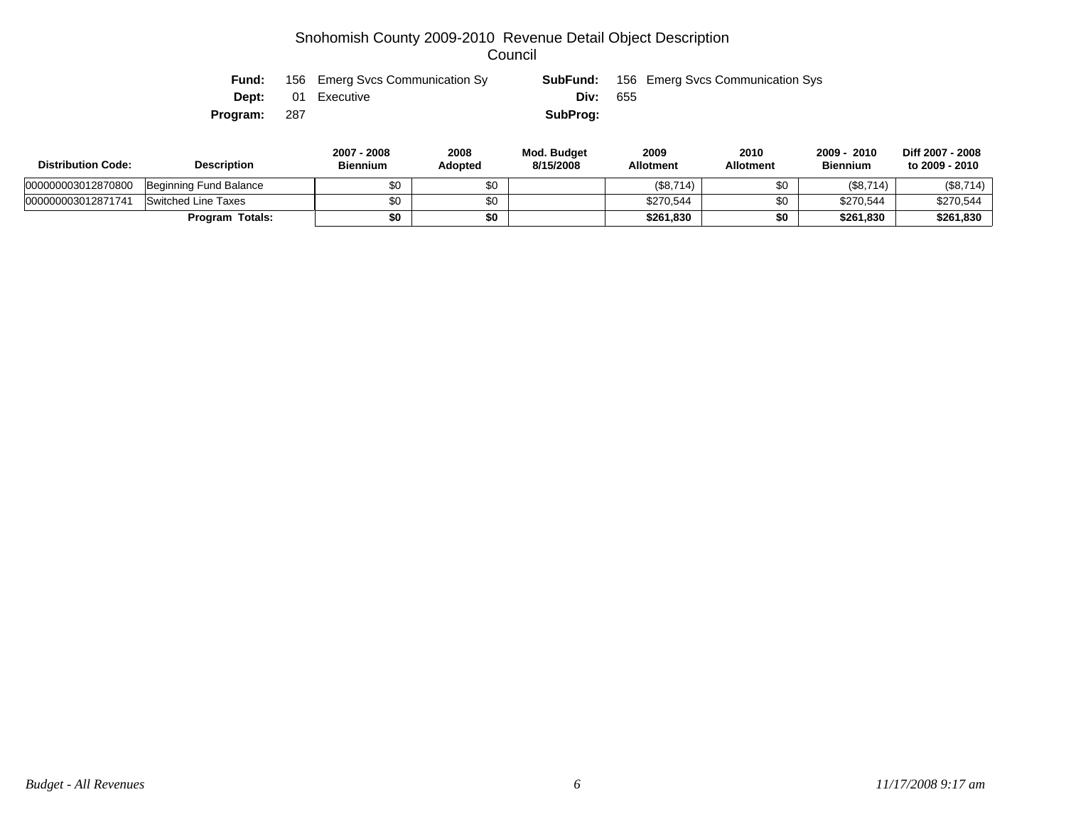# Snohomish County 2009-2010 Revenue Detail Object Description

## Council

**Fund:** 156 Emerg Svcs Communication Sy    **SubFund:** 156 Emerg Svcs Communication Sys

**Dept:** 01 Executive    **Div:** 655

**Program:** 287    **SubProg:**

| Distribution Code: | Description | 2007 - 2008 Biennium | 2008 Adopted | Mod. Budget 8/15/2008 | 2009 Allotment | 2010 Allotment | 2009 - 2010 Biennium | Diff 2007 - 2008 to 2009 - 2010 |
|---|---|---|---|---|---|---|---|---|
| 000000003012870800 | Beginning Fund Balance | $0 | $0 | | ($8,714) | $0 | ($8,714) | ($8,714) |
| 000000003012871741 | Switched Line Taxes | $0 | $0 | | $270,544 | $0 | $270,544 | $270,544 |
| | **Program Totals:** | **$0** | **$0** | | **$261,830** | **$0** | **$261,830** | **$261,830** |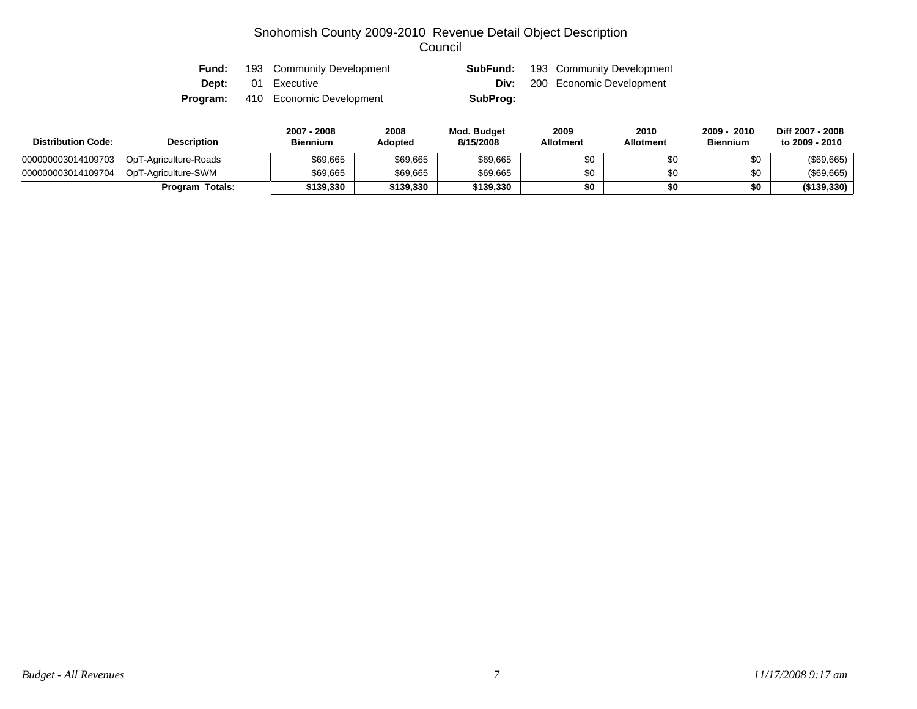# Snohomish County 2009-2010 Revenue Detail Object Description
## Council

**Fund:** 193 Community Development  **SubFund:** 193 Community Development
**Dept:** 01 Executive  **Div:** 200 Economic Development
**Program:** 410 Economic Development  **SubProg:**

| Distribution Code: | Description | 2007 - 2008 Biennium | 2008 Adopted | Mod. Budget 8/15/2008 | 2009 Allotment | 2010 Allotment | 2009 - 2010 Biennium | Diff 2007 - 2008 to 2009 - 2010 |
|---|---|---|---|---|---|---|---|---|
| 000000003014109703 | OpT-Agriculture-Roads | $69,665 | $69,665 | $69,665 | $0 | $0 | $0 | ($69,665) |
| 000000003014109704 | OpT-Agriculture-SWM | $69,665 | $69,665 | $69,665 | $0 | $0 | $0 | ($69,665) |
| | **Program Totals:** | **$139,330** | **$139,330** | **$139,330** | **$0** | **$0** | **$0** | **($139,330)** |

*Budget - All Revenues* *11/17/2008 9:17 am*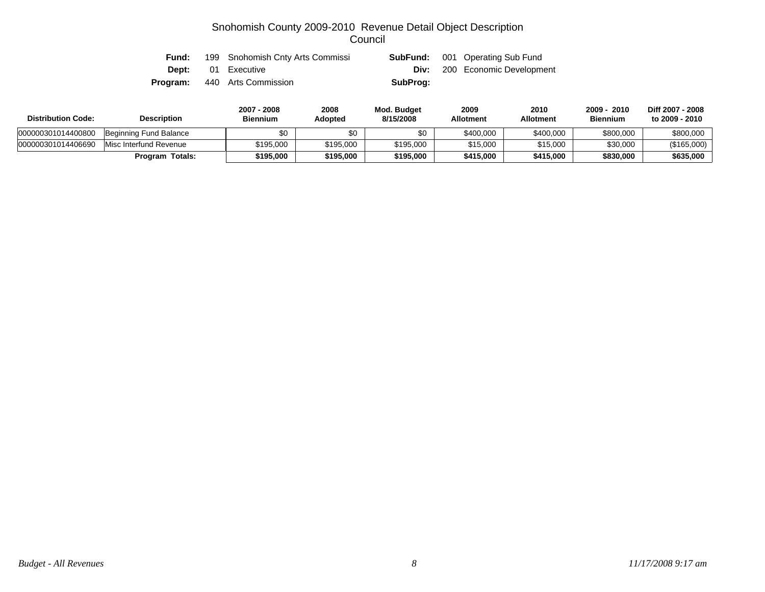# Snohomish County 2009-2010 Revenue Detail Object Description

## Council

**Fund:** 199 Snohomish Cnty Arts Commissi **SubFund:** 001 Operating Sub Fund

**Dept:** 01 Executive **Div:** 200 Economic Development

**Program:** 440 Arts Commission **SubProg:**

| Distribution Code: | Description | 2007 - 2008 Biennium | 2008 Adopted | Mod. Budget 8/15/2008 | 2009 Allotment | 2010 Allotment | 2009 - 2010 Biennium | Diff 2007 - 2008 to 2009 - 2010 |
|---|---|---|---|---|---|---|---|---|
| 000000301014400800 | Beginning Fund Balance | $0 | $0 | $0 | $400,000 | $400,000 | $800,000 | $800,000 |
| 000000301014406690 | Misc Interfund Revenue | $195,000 | $195,000 | $195,000 | $15,000 | $15,000 | $30,000 | ($165,000) |
| | **Program Totals:** | **$195,000** | **$195,000** | **$195,000** | **$415,000** | **$415,000** | **$830,000** | **$635,000** |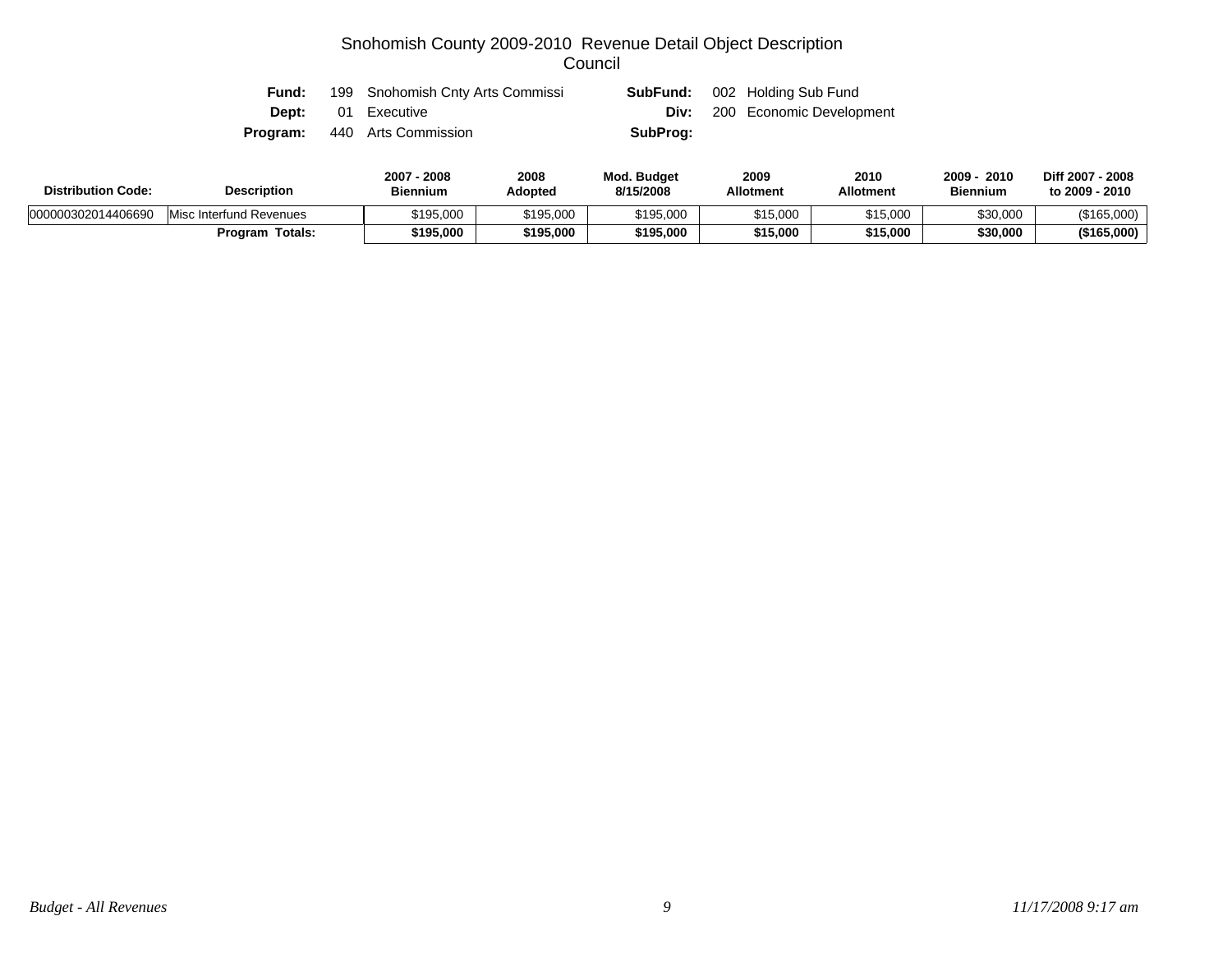# Snohomish County 2009-2010 Revenue Detail Object Description
## Council

| | | | |
|---|---|---|---|
| **Fund:** | 199 Snohomish Cnty Arts Commissi | **SubFund:** | 002 Holding Sub Fund |
| **Dept:** | 01 Executive | **Div:** | 200 Economic Development |
| **Program:** | 440 Arts Commission | **SubProg:** | |

| Distribution Code: | Description | 2007 - 2008 Biennium | 2008 Adopted | Mod. Budget 8/15/2008 | 2009 Allotment | 2010 Allotment | 2009 - 2010 Biennium | Diff 2007 - 2008 to 2009 - 2010 |
|---|---|---|---|---|---|---|---|---|
| 000000302014406690 | Misc Interfund Revenues | $195,000 | $195,000 | $195,000 | $15,000 | $15,000 | $30,000 | ($165,000) |
| | **Program Totals:** | **$195,000** | **$195,000** | **$195,000** | **$15,000** | **$15,000** | **$30,000** | **($165,000)** |

*Budget - All Revenues* *11/17/2008 9:17 am*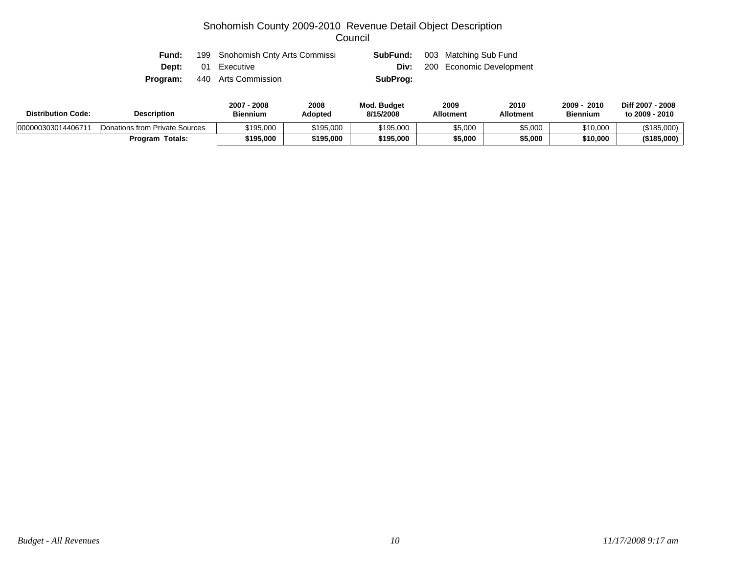# Snohomish County 2009-2010 Revenue Detail Object Description

## Council

**Fund:** 199 Snohomish Cnty Arts Commissi **SubFund:** 003 Matching Sub Fund

**Dept:** 01 Executive **Div:** 200 Economic Development

**Program:** 440 Arts Commission **SubProg:**

| Distribution Code: | Description | 2007 - 2008 Biennium | 2008 Adopted | Mod. Budget 8/15/2008 | 2009 Allotment | 2010 Allotment | 2009 - 2010 Biennium | Diff 2007 - 2008 to 2009 - 2010 |
|---|---|---|---|---|---|---|---|---|
| 000000303014406711 | Donations from Private Sources | $195,000 | $195,000 | $195,000 | $5,000 | $5,000 | $10,000 | ($185,000) |
| | **Program Totals:** | **$195,000** | **$195,000** | **$195,000** | **$5,000** | **$5,000** | **$10,000** | **($185,000)** |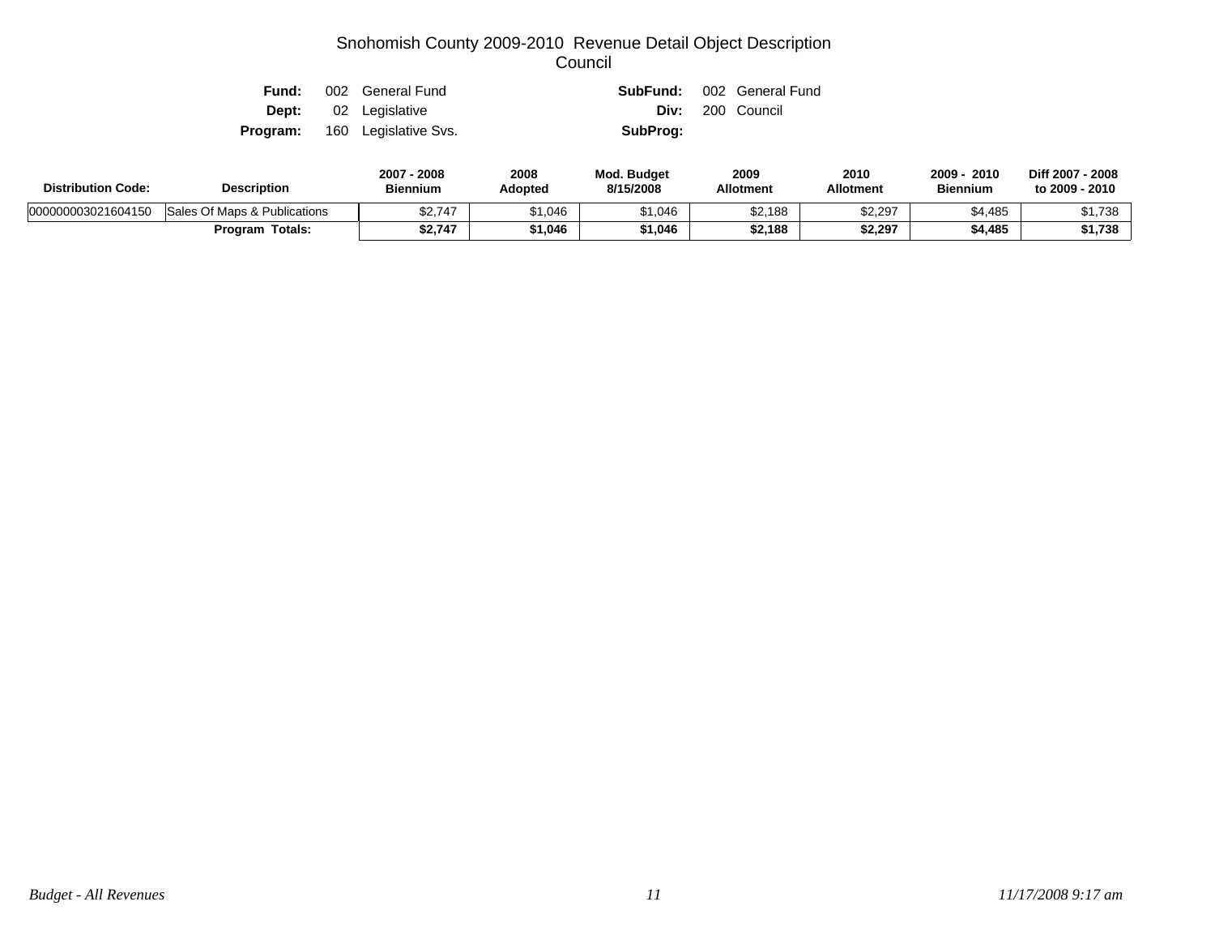# Snohomish County 2009-2010 Revenue Detail Object Description
## Council

**Fund:** 002 General Fund | **SubFund:** 002 General Fund
**Dept:** 02 Legislative | **Div:** 200 Council
**Program:** 160 Legislative Svs. | **SubProg:**

| Distribution Code: | Description | 2007 - 2008 Biennium | 2008 Adopted | Mod. Budget 8/15/2008 | 2009 Allotment | 2010 Allotment | 2009 - 2010 Biennium | Diff 2007 - 2008 to 2009 - 2010 |
|---|---|---|---|---|---|---|---|---|
| 000000003021604150 | Sales Of Maps & Publications | $2,747 | $1,046 | $1,046 | $2,188 | $2,297 | $4,485 | $1,738 |
| | **Program Totals:** | **$2,747** | **$1,046** | **$1,046** | **$2,188** | **$2,297** | **$4,485** | **$1,738** |

*Budget - All Revenues* | *11/17/2008 9:17 am*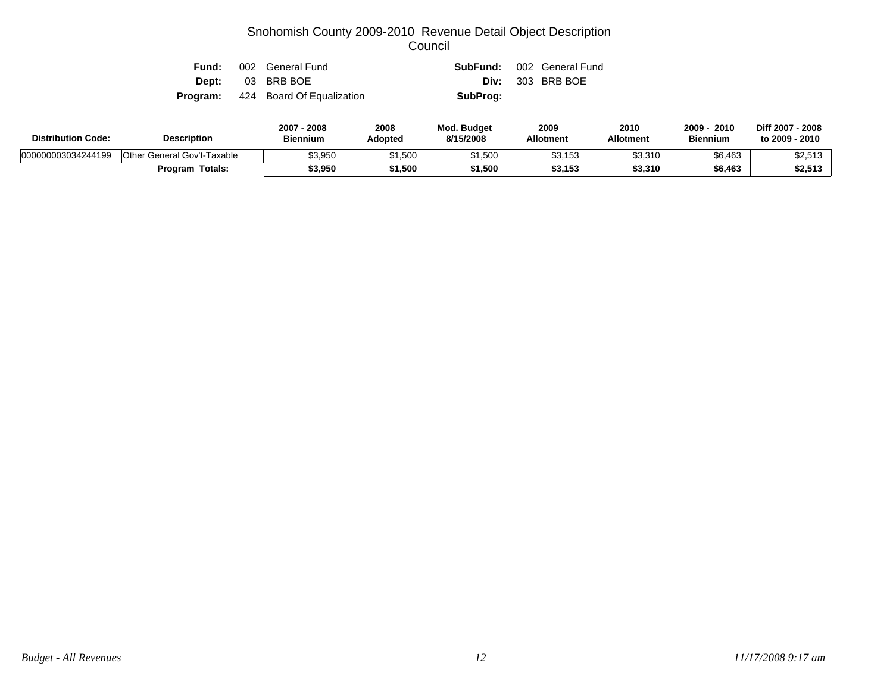# Snohomish County 2009-2010 Revenue Detail Object Description

## Council

| | | | |
|---|---|---|---|
| **Fund:** | 002 General Fund | **SubFund:** | 002 General Fund |
| **Dept:** | 03 BRB BOE | **Div:** | 303 BRB BOE |
| **Program:** | 424 Board Of Equalization | **SubProg:** | |

| Distribution Code: | Description | 2007 - 2008 Biennium | 2008 Adopted | Mod. Budget 8/15/2008 | 2009 Allotment | 2010 Allotment | 2009 - 2010 Biennium | Diff 2007 - 2008 to 2009 - 2010 |
|---|---|---|---|---|---|---|---|---|
| 000000003034244199 | Other General Gov't-Taxable | $3,950 | $1,500 | $1,500 | $3,153 | $3,310 | $6,463 | $2,513 |
| | **Program Totals:** | **$3,950** | **$1,500** | **$1,500** | **$3,153** | **$3,310** | **$6,463** | **$2,513** |

*Budget - All Revenues* *11/17/2008 9:17 am*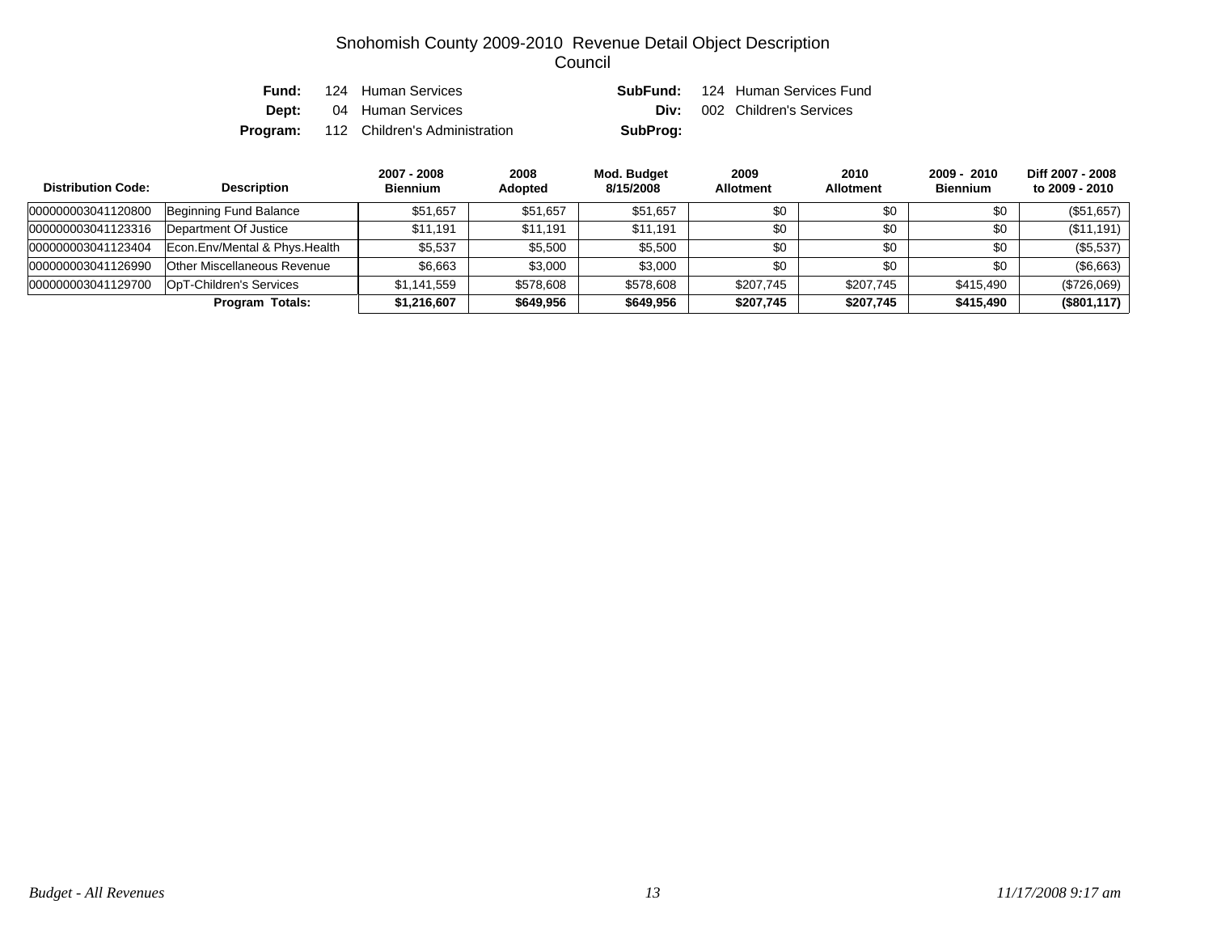# Snohomish County 2009-2010 Revenue Detail Object Description

## Council

**Fund:** 124 Human Services  **SubFund:** 124 Human Services Fund
**Dept:** 04 Human Services  **Div:** 002 Children's Services
**Program:** 112 Children's Administration  **SubProg:**

| Distribution Code: | Description | 2007 - 2008 Biennium | 2008 Adopted | Mod. Budget 8/15/2008 | 2009 Allotment | 2010 Allotment | 2009 - 2010 Biennium | Diff 2007 - 2008 to 2009 - 2010 |
|---|---|---|---|---|---|---|---|---|
| 000000003041120800 | Beginning Fund Balance | $51,657 | $51,657 | $51,657 | $0 | $0 | $0 | ($51,657) |
| 000000003041123316 | Department Of Justice | $11,191 | $11,191 | $11,191 | $0 | $0 | $0 | ($11,191) |
| 000000003041123404 | Econ.Env/Mental & Phys.Health | $5,537 | $5,500 | $5,500 | $0 | $0 | $0 | ($5,537) |
| 000000003041126990 | Other Miscellaneous Revenue | $6,663 | $3,000 | $3,000 | $0 | $0 | $0 | ($6,663) |
| 000000003041129700 | OpT-Children's Services | $1,141,559 | $578,608 | $578,608 | $207,745 | $207,745 | $415,490 | ($726,069) |
| | **Program Totals:** | **$1,216,607** | **$649,956** | **$649,956** | **$207,745** | **$207,745** | **$415,490** | **($801,117)** |

*Budget - All Revenues*  *11/17/2008 9:17 am*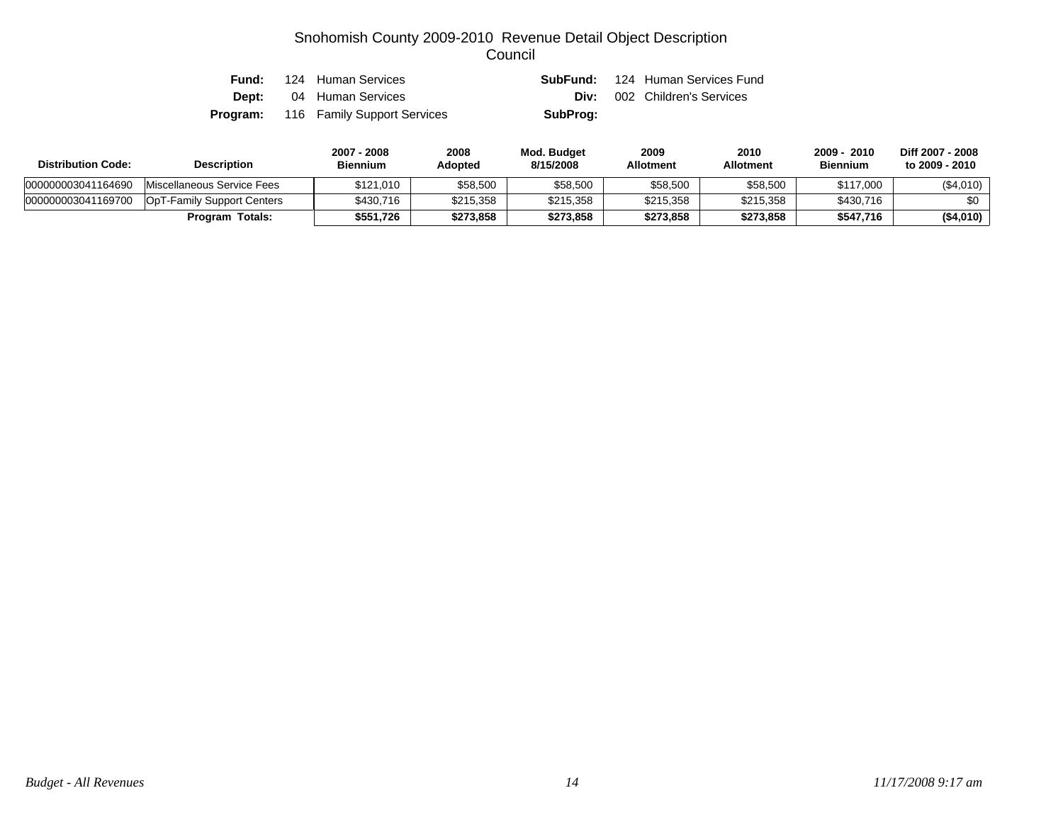# Snohomish County 2009-2010 Revenue Detail Object Description

## Council

**Fund:** 124 Human Services  
**SubFund:** 124 Human Services Fund  
**Dept:** 04 Human Services  
**Div:** 002 Children's Services  
**Program:** 116 Family Support Services  
**SubProg:**

| Distribution Code: | Description | 2007 - 2008 Biennium | 2008 Adopted | Mod. Budget 8/15/2008 | 2009 Allotment | 2010 Allotment | 2009 - 2010 Biennium | Diff 2007 - 2008 to 2009 - 2010 |
|---|---|---|---|---|---|---|---|---|
| 000000003041164690 | Miscellaneous Service Fees | $121,010 | $58,500 | $58,500 | $58,500 | $58,500 | $117,000 | ($4,010) |
| 000000003041169700 | OpT-Family Support Centers | $430,716 | $215,358 | $215,358 | $215,358 | $215,358 | $430,716 | $0 |
| | **Program Totals:** | **$551,726** | **$273,858** | **$273,858** | **$273,858** | **$273,858** | **$547,716** | **($4,010)** |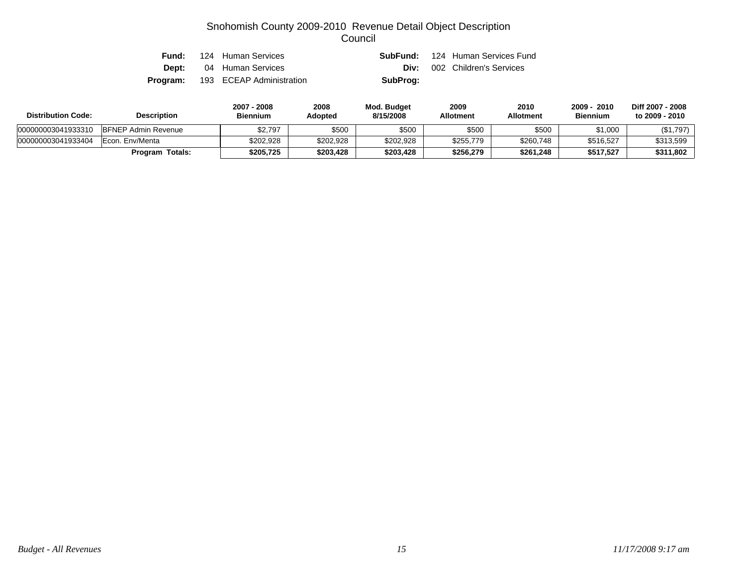# Snohomish County 2009-2010 Revenue Detail Object Description

## Council

**Fund:** 124 Human Services
**SubFund:** 124 Human Services Fund
**Dept:** 04 Human Services
**Div:** 002 Children's Services
**Program:** 193 ECEAP Administration
**SubProg:**

| Distribution Code: | Description | 2007 - 2008 Biennium | 2008 Adopted | Mod. Budget 8/15/2008 | 2009 Allotment | 2010 Allotment | 2009 - 2010 Biennium | Diff 2007 - 2008 to 2009 - 2010 |
|---|---|---|---|---|---|---|---|---|
| 000000003041933310 | BFNEP Admin Revenue | $2,797 | $500 | $500 | $500 | $500 | $1,000 | ($1,797) |
| 000000003041933404 | Econ. Env/Menta | $202,928 | $202,928 | $202,928 | $255,779 | $260,748 | $516,527 | $313,599 |
| | **Program Totals:** | **$205,725** | **$203,428** | **$203,428** | **$256,279** | **$261,248** | **$517,527** | **$311,802** |

*Budget - All Revenues* *11/17/2008 9:17 am*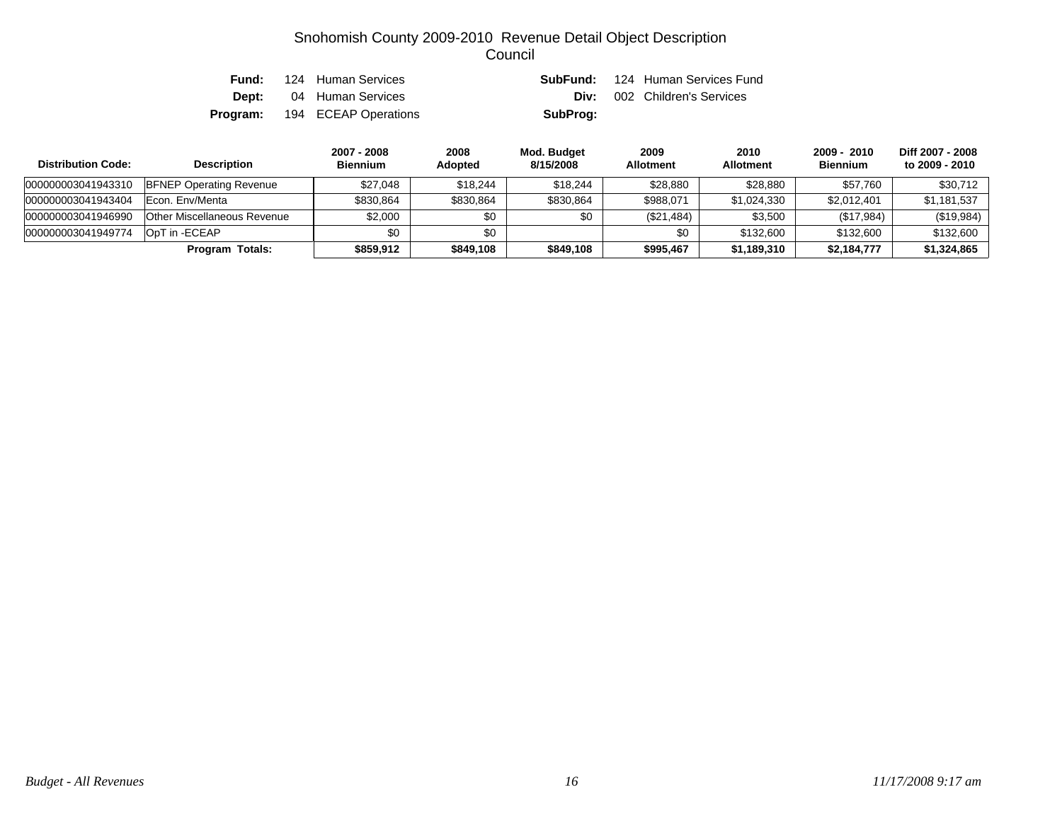# Snohomish County 2009-2010 Revenue Detail Object Description

## Council

**Fund:** 124 Human Services
**Dept:** 04 Human Services
**Program:** 194 ECEAP Operations

**SubFund:** 124 Human Services Fund
**Div:** 002 Children's Services
**SubProg:**

| Distribution Code: | Description | 2007 - 2008 Biennium | 2008 Adopted | Mod. Budget 8/15/2008 | 2009 Allotment | 2010 Allotment | 2009 - 2010 Biennium | Diff 2007 - 2008 to 2009 - 2010 |
|---|---|---|---|---|---|---|---|---|
| 000000003041943310 | BFNEP Operating Revenue | $27,048 | $18,244 | $18,244 | $28,880 | $28,880 | $57,760 | $30,712 |
| 000000003041943404 | Econ. Env/Menta | $830,864 | $830,864 | $830,864 | $988,071 | $1,024,330 | $2,012,401 | $1,181,537 |
| 000000003041946990 | Other Miscellaneous Revenue | $2,000 | $0 | $0 | ($21,484) | $3,500 | ($17,984) | ($19,984) |
| 000000003041949774 | OpT in -ECEAP | $0 | $0 | | $0 | $132,600 | $132,600 | $132,600 |
| | **Program Totals:** | **$859,912** | **$849,108** | **$849,108** | **$995,467** | **$1,189,310** | **$2,184,777** | **$1,324,865** |

*Budget - All Revenues*

*11/17/2008 9:17 am*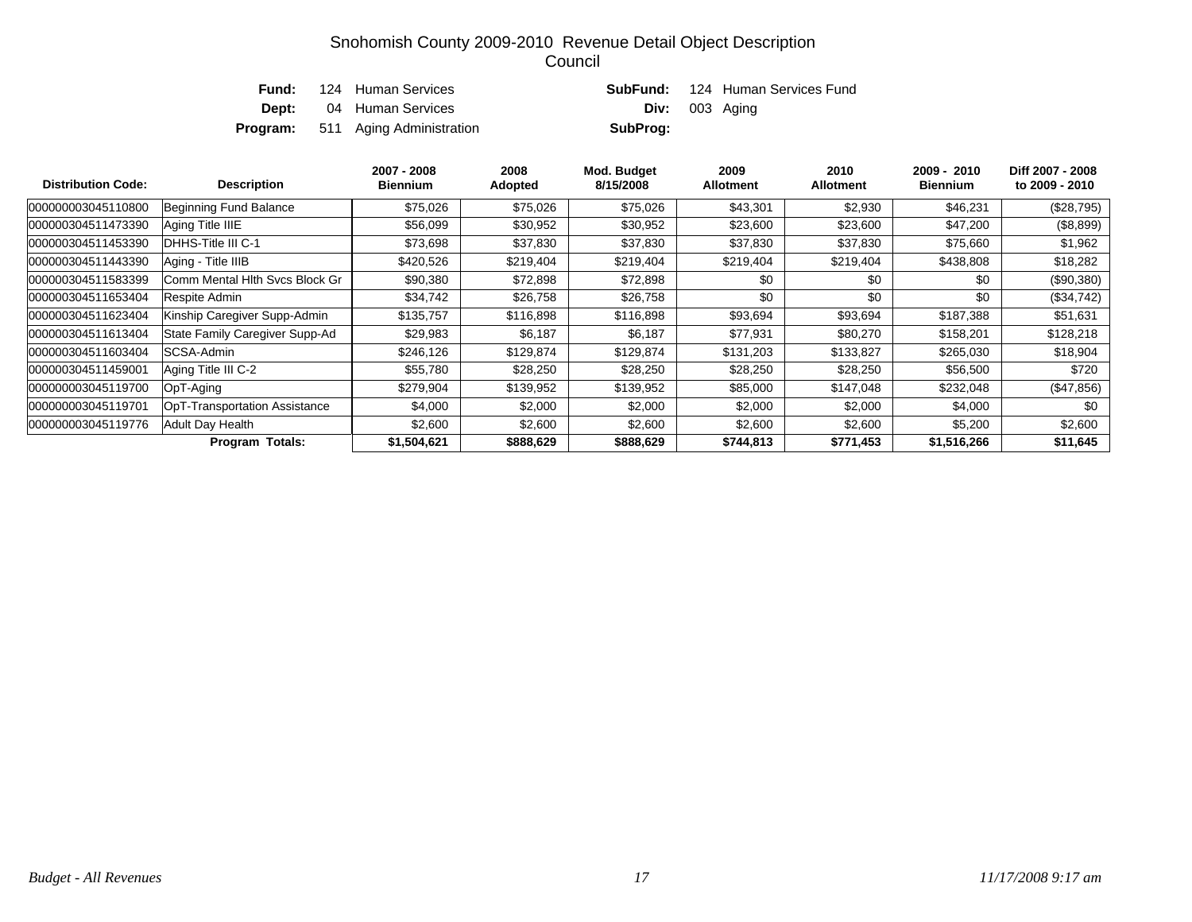# Snohomish County 2009-2010 Revenue Detail Object Description
## Council

**Fund:** 124 Human Services  **SubFund:** 124 Human Services Fund
**Dept:** 04 Human Services  **Div:** 003 Aging
**Program:** 511 Aging Administration  **SubProg:**

| Distribution Code: | Description | 2007 - 2008 Biennium | 2008 Adopted | Mod. Budget 8/15/2008 | 2009 Allotment | 2010 Allotment | 2009 - 2010 Biennium | Diff 2007 - 2008 to 2009 - 2010 |
|---|---|---|---|---|---|---|---|---|
| 000000003045110800 | Beginning Fund Balance | $75,026 | $75,026 | $75,026 | $43,301 | $2,930 | $46,231 | ($28,795) |
| 000000304511473390 | Aging Title IIIE | $56,099 | $30,952 | $30,952 | $23,600 | $23,600 | $47,200 | ($8,899) |
| 000000304511453390 | DHHS-Title III C-1 | $73,698 | $37,830 | $37,830 | $37,830 | $37,830 | $75,660 | $1,962 |
| 000000304511443390 | Aging - Title IIIB | $420,526 | $219,404 | $219,404 | $219,404 | $219,404 | $438,808 | $18,282 |
| 000000304511583399 | Comm Mental Hlth Svcs Block Gr | $90,380 | $72,898 | $72,898 | $0 | $0 | $0 | ($90,380) |
| 000000304511653404 | Respite Admin | $34,742 | $26,758 | $26,758 | $0 | $0 | $0 | ($34,742) |
| 000000304511623404 | Kinship Caregiver Supp-Admin | $135,757 | $116,898 | $116,898 | $93,694 | $93,694 | $187,388 | $51,631 |
| 000000304511613404 | State Family Caregiver Supp-Ad | $29,983 | $6,187 | $6,187 | $77,931 | $80,270 | $158,201 | $128,218 |
| 000000304511603404 | SCSA-Admin | $246,126 | $129,874 | $129,874 | $131,203 | $133,827 | $265,030 | $18,904 |
| 000000304511459001 | Aging Title III C-2 | $55,780 | $28,250 | $28,250 | $28,250 | $28,250 | $56,500 | $720 |
| 000000003045119700 | OpT-Aging | $279,904 | $139,952 | $139,952 | $85,000 | $147,048 | $232,048 | ($47,856) |
| 000000003045119701 | OpT-Transportation Assistance | $4,000 | $2,000 | $2,000 | $2,000 | $2,000 | $4,000 | $0 |
| 000000003045119776 | Adult Day Health | $2,600 | $2,600 | $2,600 | $2,600 | $2,600 | $5,200 | $2,600 |
| | **Program Totals:** | **$1,504,621** | **$888,629** | **$888,629** | **$744,813** | **$771,453** | **$1,516,266** | **$11,645** |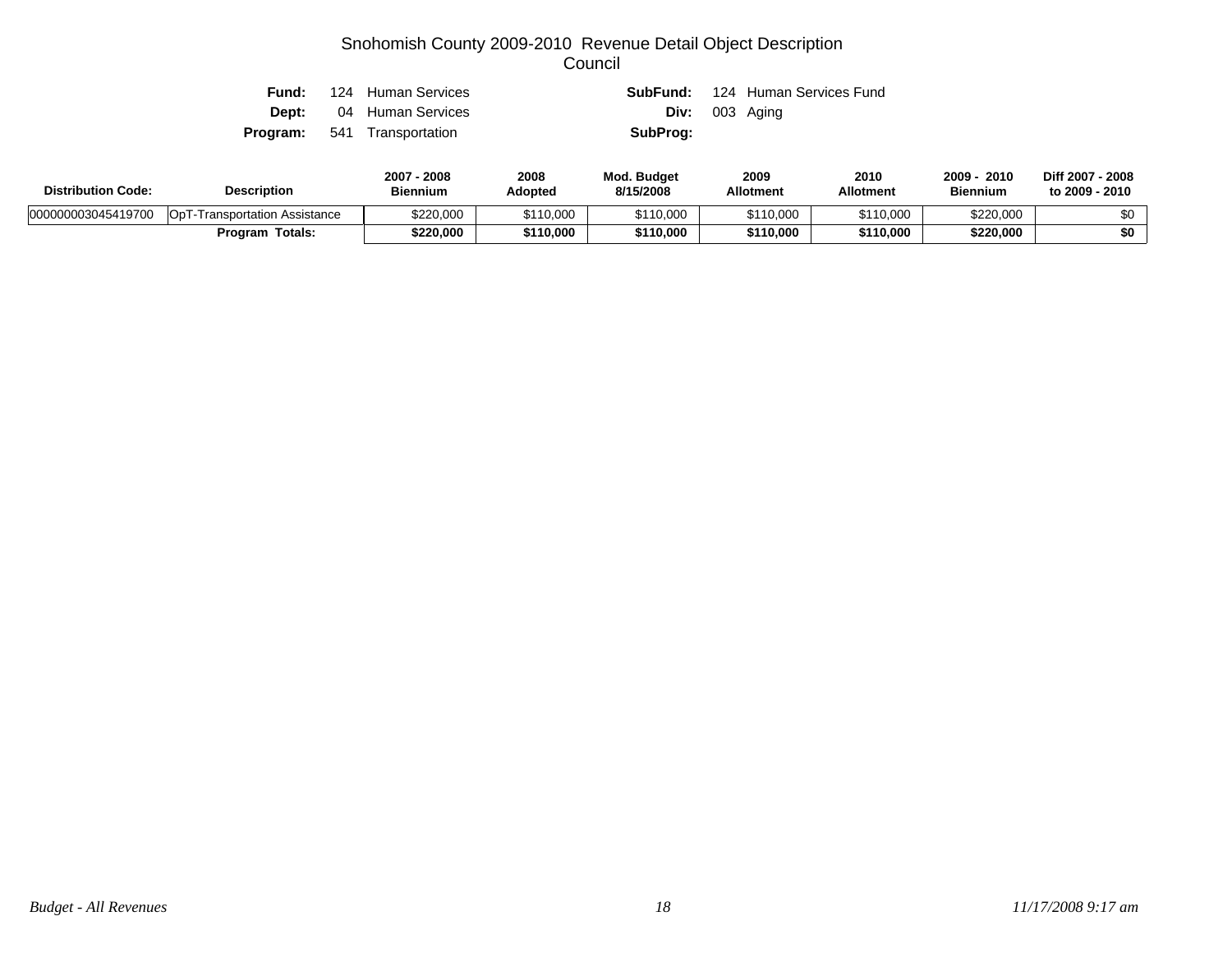# Snohomish County 2009-2010 Revenue Detail Object Description

## Council

**Fund:** 124 Human Services  
**Dept:** 04 Human Services  
**Program:** 541 Transportation  
**SubFund:** 124 Human Services Fund  
**Div:** 003 Aging  
**SubProg:**

| Distribution Code: | Description | 2007 - 2008 Biennium | 2008 Adopted | Mod. Budget 8/15/2008 | 2009 Allotment | 2010 Allotment | 2009 - 2010 Biennium | Diff 2007 - 2008 to 2009 - 2010 |
|---|---|---|---|---|---|---|---|---|
| 000000003045419700 | OpT-Transportation Assistance | $220,000 | $110,000 | $110,000 | $110,000 | $110,000 | $220,000 | $0 |
| | **Program Totals:** | **$220,000** | **$110,000** | **$110,000** | **$110,000** | **$110,000** | **$220,000** | **$0** |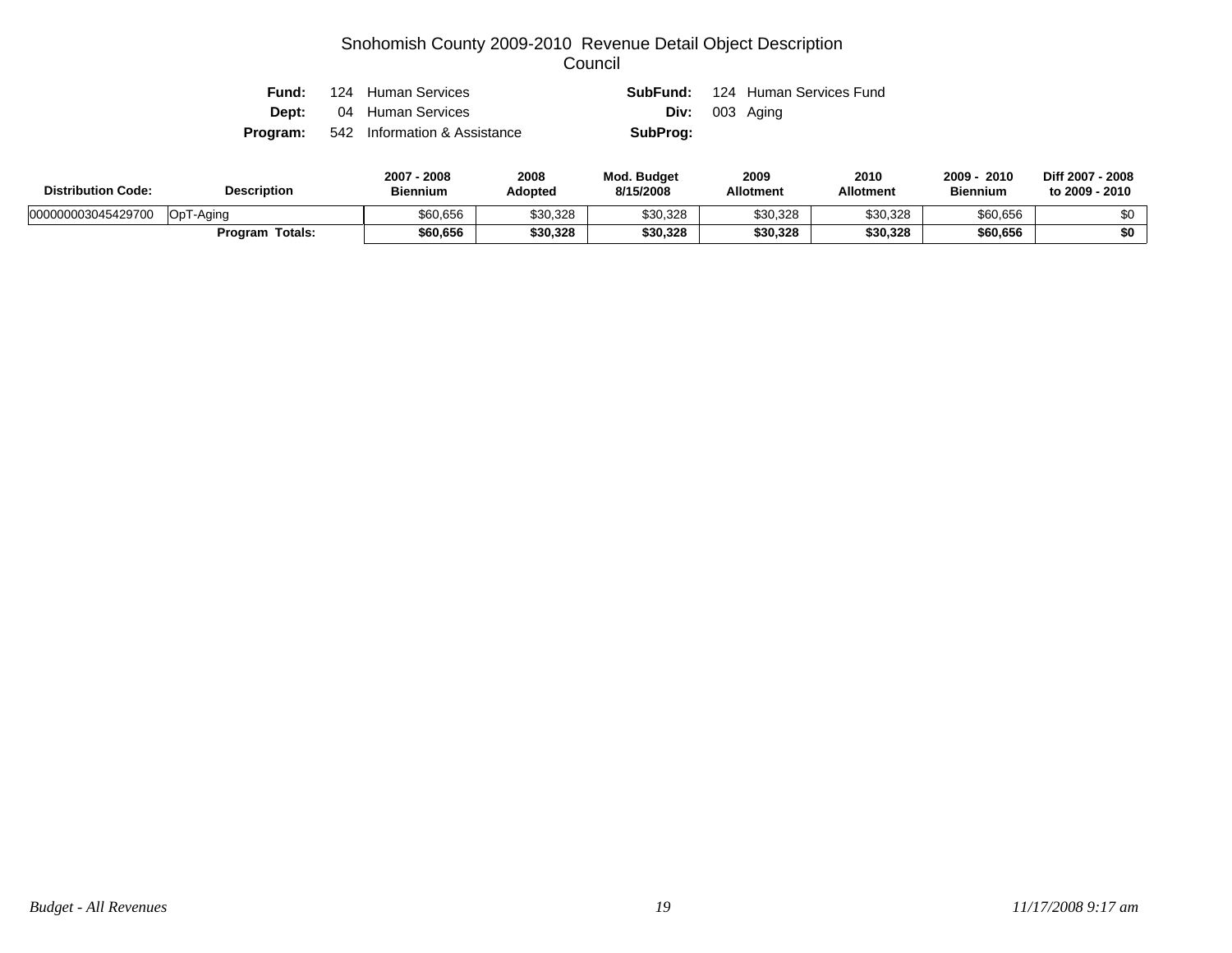# Snohomish County 2009-2010 Revenue Detail Object Description
## Council

**Fund:** 124 Human Services **SubFund:** 124 Human Services Fund
**Dept:** 04 Human Services **Div:** 003 Aging
**Program:** 542 Information & Assistance **SubProg:**

| Distribution Code: | Description | 2007 - 2008 Biennium | 2008 Adopted | Mod. Budget 8/15/2008 | 2009 Allotment | 2010 Allotment | 2009 - 2010 Biennium | Diff 2007 - 2008 to 2009 - 2010 |
|---|---|---|---|---|---|---|---|---|
| 000000003045429700 | OpT-Aging | $60,656 | $30,328 | $30,328 | $30,328 | $30,328 | $60,656 | $0 |
| | **Program Totals:** | **$60,656** | **$30,328** | **$30,328** | **$30,328** | **$30,328** | **$60,656** | **$0** |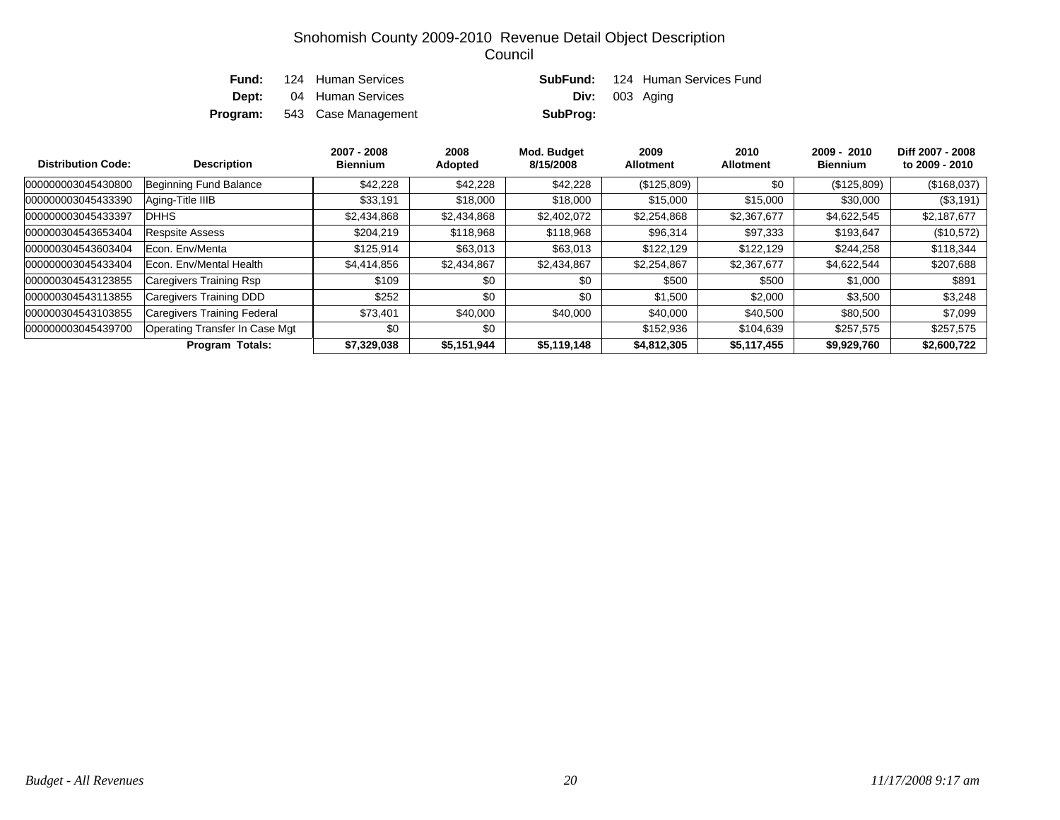# Snohomish County 2009-2010 Revenue Detail Object Description
## Council

**Fund:** 124 Human Services **SubFund:** 124 Human Services Fund
**Dept:** 04 Human Services **Div:** 003 Aging
**Program:** 543 Case Management **SubProg:**

| Distribution Code: | Description | 2007 - 2008 Biennium | 2008 Adopted | Mod. Budget 8/15/2008 | 2009 Allotment | 2010 Allotment | 2009 - 2010 Biennium | Diff 2007 - 2008 to 2009 - 2010 |
|---|---|---|---|---|---|---|---|---|
| 000000003045430800 | Beginning Fund Balance | $42,228 | $42,228 | $42,228 | ($125,809) | $0 | ($125,809) | ($168,037) |
| 000000003045433390 | Aging-Title IIIB | $33,191 | $18,000 | $18,000 | $15,000 | $15,000 | $30,000 | ($3,191) |
| 000000003045433397 | DHHS | $2,434,868 | $2,434,868 | $2,402,072 | $2,254,868 | $2,367,677 | $4,622,545 | $2,187,677 |
| 000000304543653404 | Respsite Assess | $204,219 | $118,968 | $118,968 | $96,314 | $97,333 | $193,647 | ($10,572) |
| 000000304543603404 | Econ. Env/Menta | $125,914 | $63,013 | $63,013 | $122,129 | $122,129 | $244,258 | $118,344 |
| 000000003045433404 | Econ. Env/Mental Health | $4,414,856 | $2,434,867 | $2,434,867 | $2,254,867 | $2,367,677 | $4,622,544 | $207,688 |
| 000000304543123855 | Caregivers Training Rsp | $109 | $0 | $0 | $500 | $500 | $1,000 | $891 |
| 000000304543113855 | Caregivers Training DDD | $252 | $0 | $0 | $1,500 | $2,000 | $3,500 | $3,248 |
| 000000304543103855 | Caregivers Training Federal | $73,401 | $40,000 | $40,000 | $40,000 | $40,500 | $80,500 | $7,099 |
| 000000003045439700 | Operating Transfer In Case Mgt | $0 | $0 | | $152,936 | $104,639 | $257,575 | $257,575 |
| | **Program Totals:** | **$7,329,038** | **$5,151,944** | **$5,119,148** | **$4,812,305** | **$5,117,455** | **$9,929,760** | **$2,600,722** |

*Budget - All Revenues* *11/17/2008 9:17 am*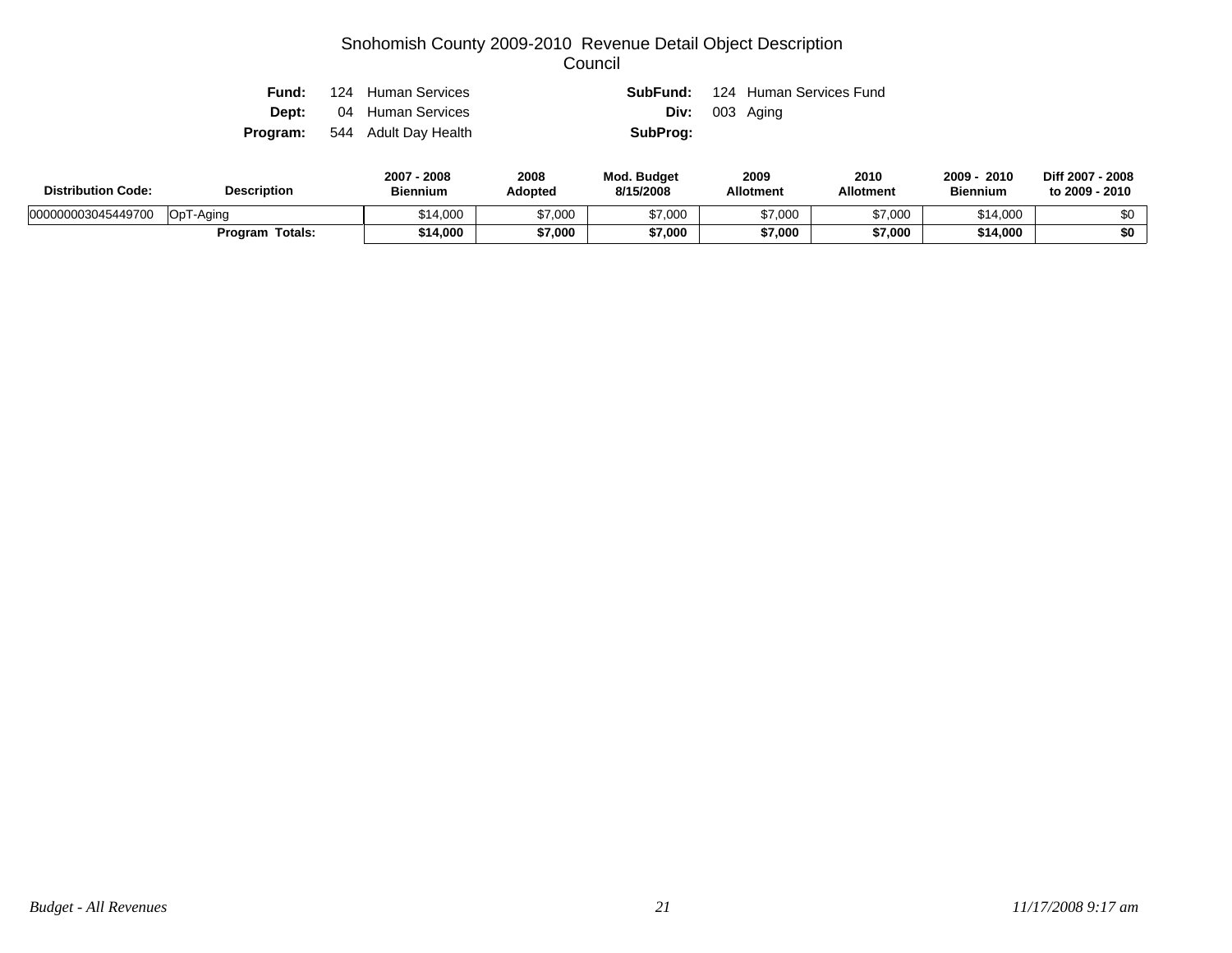# Snohomish County 2009-2010 Revenue Detail Object Description
## Council

**Fund:** 124 Human Services | **SubFund:** 124 Human Services Fund
**Dept:** 04 Human Services | **Div:** 003 Aging
**Program:** 544 Adult Day Health | **SubProg:**

| Distribution Code: | Description | 2007 - 2008 Biennium | 2008 Adopted | Mod. Budget 8/15/2008 | 2009 Allotment | 2010 Allotment | 2009 - 2010 Biennium | Diff 2007 - 2008 to 2009 - 2010 |
|---|---|---|---|---|---|---|---|---|
| 000000003045449700 | OpT-Aging | $14,000 | $7,000 | $7,000 | $7,000 | $7,000 | $14,000 | $0 |
| | **Program Totals:** | **$14,000** | **$7,000** | **$7,000** | **$7,000** | **$7,000** | **$14,000** | **$0** |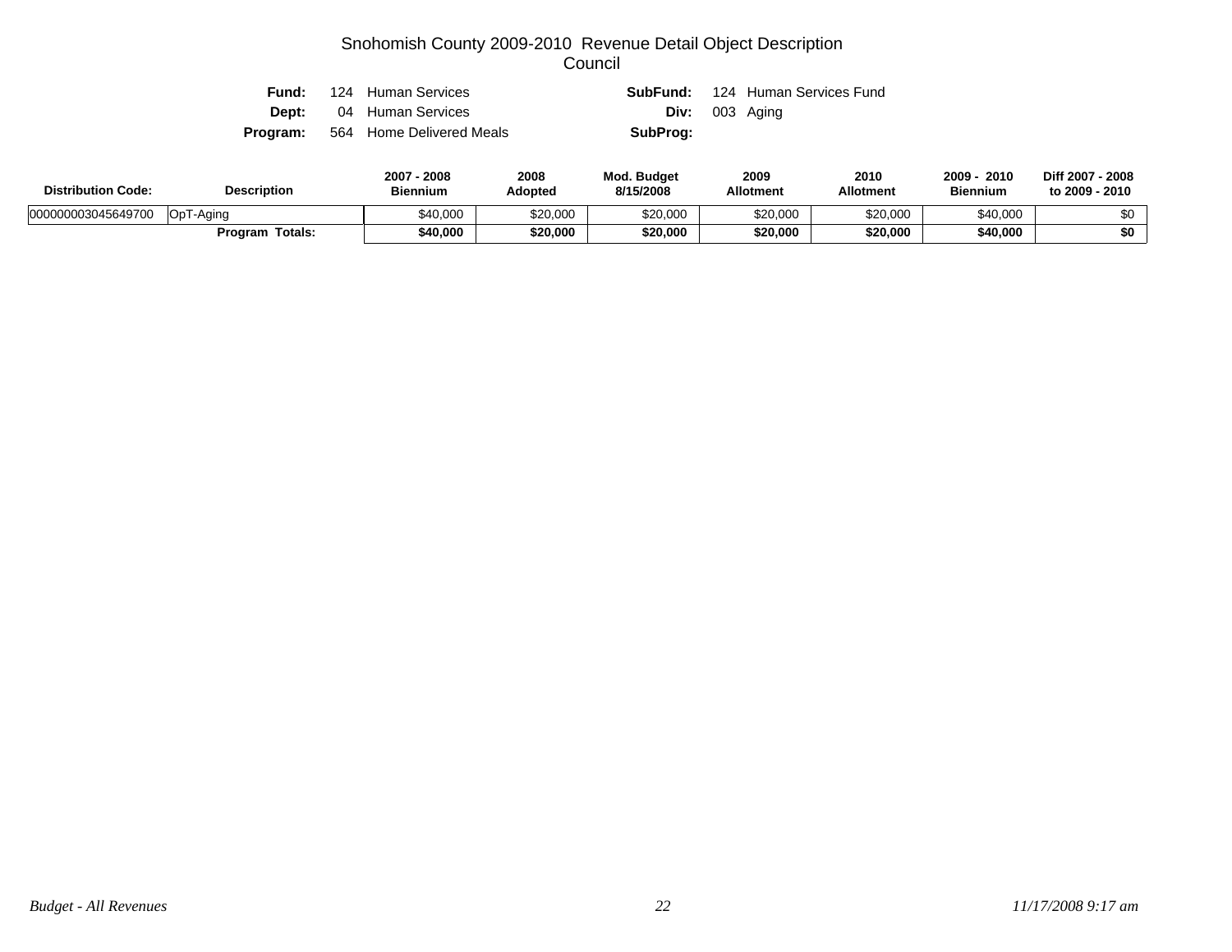# Snohomish County 2009-2010 Revenue Detail Object Description

## Council

| | | | |
|---|---|---|---|
| **Fund:** | 124 Human Services | **SubFund:** | 124 Human Services Fund |
| **Dept:** | 04 Human Services | **Div:** | 003 Aging |
| **Program:** | 564 Home Delivered Meals | **SubProg:** | |

| Distribution Code: | Description | 2007 - 2008 Biennium | 2008 Adopted | Mod. Budget 8/15/2008 | 2009 Allotment | 2010 Allotment | 2009 - 2010 Biennium | Diff 2007 - 2008 to 2009 - 2010 |
|---|---|---|---|---|---|---|---|---|
| 000000003045649700 | OpT-Aging | $40,000 | $20,000 | $20,000 | $20,000 | $20,000 | $40,000 | $0 |
| | **Program Totals:** | **$40,000** | **$20,000** | **$20,000** | **$20,000** | **$20,000** | **$40,000** | **$0** |

*Budget - All Revenues* *11/17/2008 9:17 am*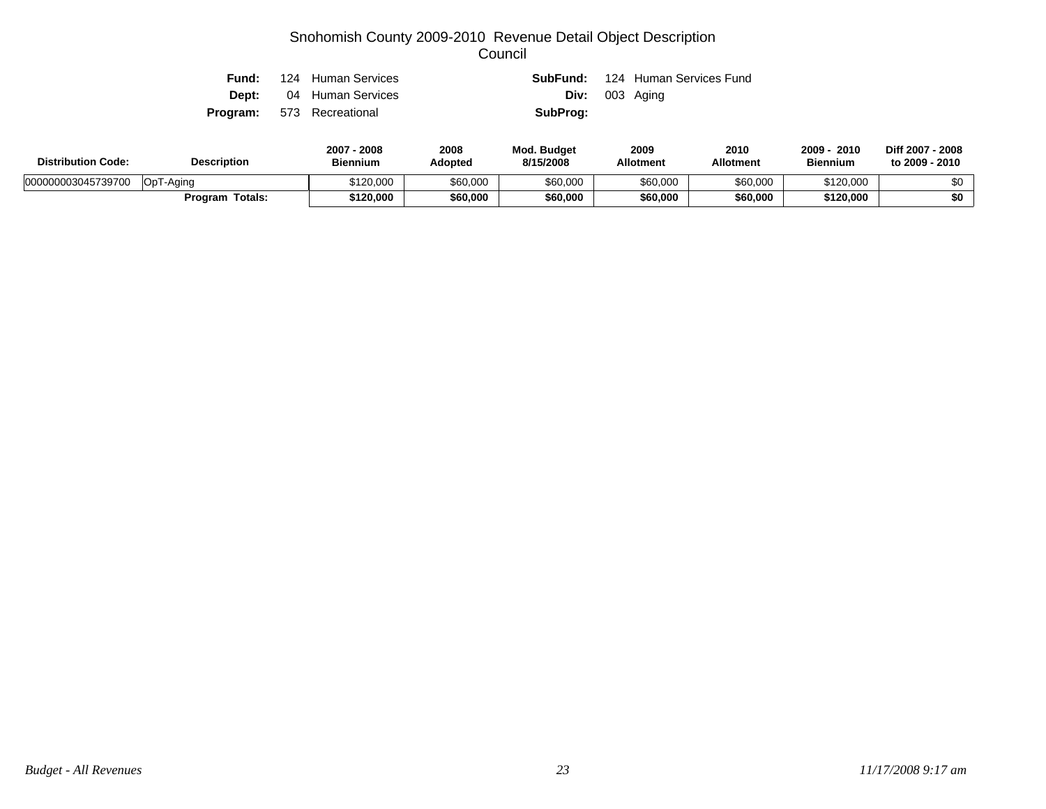# Snohomish County 2009-2010 Revenue Detail Object Description
## Council

**Fund:** 124 Human Services **SubFund:** 124 Human Services Fund
**Dept:** 04 Human Services **Div:** 003 Aging
**Program:** 573 Recreational **SubProg:**

| Distribution Code: | Description | 2007 - 2008 Biennium | 2008 Adopted | Mod. Budget 8/15/2008 | 2009 Allotment | 2010 Allotment | 2009 - 2010 Biennium | Diff 2007 - 2008 to 2009 - 2010 |
|---|---|---|---|---|---|---|---|---|
| 000000003045739700 | OpT-Aging | $120,000 | $60,000 | $60,000 | $60,000 | $60,000 | $120,000 | $0 |
| | **Program Totals:** | **$120,000** | **$60,000** | **$60,000** | **$60,000** | **$60,000** | **$120,000** | **$0** |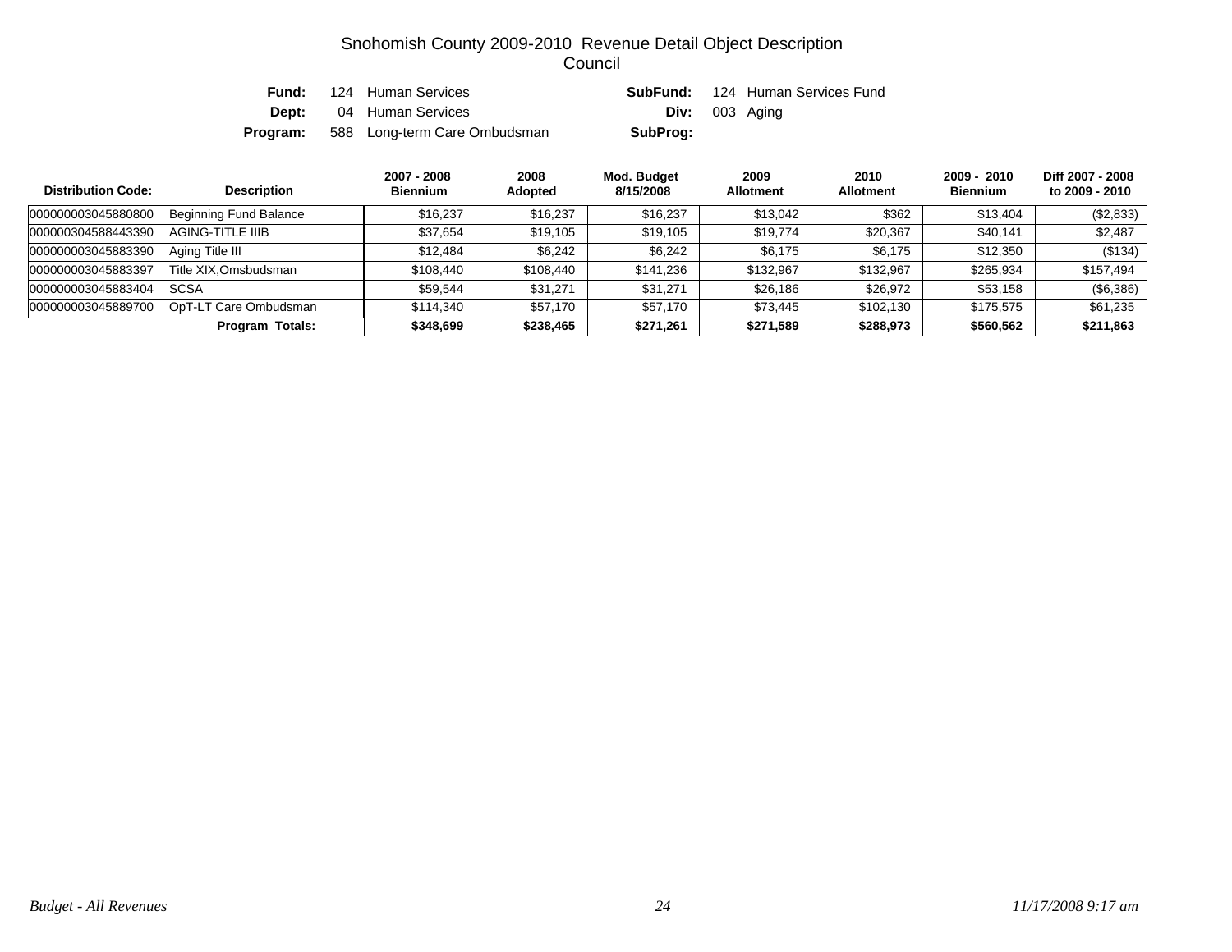# Snohomish County 2009-2010 Revenue Detail Object Description
## Council

**Fund:** 124 Human Services **SubFund:** 124 Human Services Fund
**Dept:** 04 Human Services **Div:** 003 Aging
**Program:** 588 Long-term Care Ombudsman **SubProg:**

| Distribution Code: | Description | 2007 - 2008 Biennium | 2008 Adopted | Mod. Budget 8/15/2008 | 2009 Allotment | 2010 Allotment | 2009 - 2010 Biennium | Diff 2007 - 2008 to 2009 - 2010 |
|---|---|---|---|---|---|---|---|---|
| 000000003045880800 | Beginning Fund Balance | $16,237 | $16,237 | $16,237 | $13,042 | $362 | $13,404 | ($2,833) |
| 000000304588443390 | AGING-TITLE IIIB | $37,654 | $19,105 | $19,105 | $19,774 | $20,367 | $40,141 | $2,487 |
| 000000003045883390 | Aging Title III | $12,484 | $6,242 | $6,242 | $6,175 | $6,175 | $12,350 | ($134) |
| 000000003045883397 | Title XIX,Omsbudsman | $108,440 | $108,440 | $141,236 | $132,967 | $132,967 | $265,934 | $157,494 |
| 000000003045883404 | SCSA | $59,544 | $31,271 | $31,271 | $26,186 | $26,972 | $53,158 | ($6,386) |
| 000000003045889700 | OpT-LT Care Ombudsman | $114,340 | $57,170 | $57,170 | $73,445 | $102,130 | $175,575 | $61,235 |
| | **Program Totals:** | **$348,699** | **$238,465** | **$271,261** | **$271,589** | **$288,973** | **$560,562** | **$211,863** |

*Budget - All Revenues* *11/17/2008 9:17 am*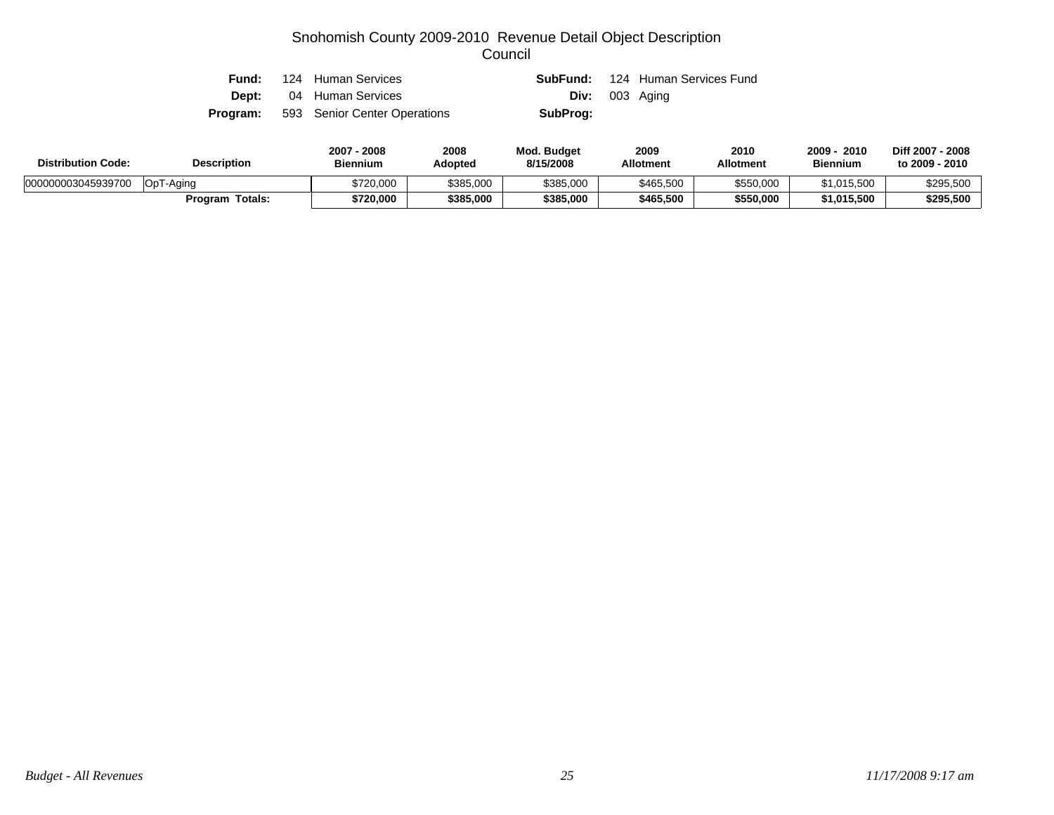# Snohomish County 2009-2010 Revenue Detail Object Description
## Council

**Fund:** 124 Human Services **SubFund:** 124 Human Services Fund
**Dept:** 04 Human Services **Div:** 003 Aging
**Program:** 593 Senior Center Operations **SubProg:**

| Distribution Code: | Description | 2007 - 2008 Biennium | 2008 Adopted | Mod. Budget 8/15/2008 | 2009 Allotment | 2010 Allotment | 2009 - 2010 Biennium | Diff 2007 - 2008 to 2009 - 2010 |
|---|---|---|---|---|---|---|---|---|
| 000000003045939700 | OpT-Aging | $720,000 | $385,000 | $385,000 | $465,500 | $550,000 | $1,015,500 | $295,500 |
| | **Program Totals:** | **$720,000** | **$385,000** | **$385,000** | **$465,500** | **$550,000** | **$1,015,500** | **$295,500** |

*Budget - All Revenues* *11/17/2008 9:17 am*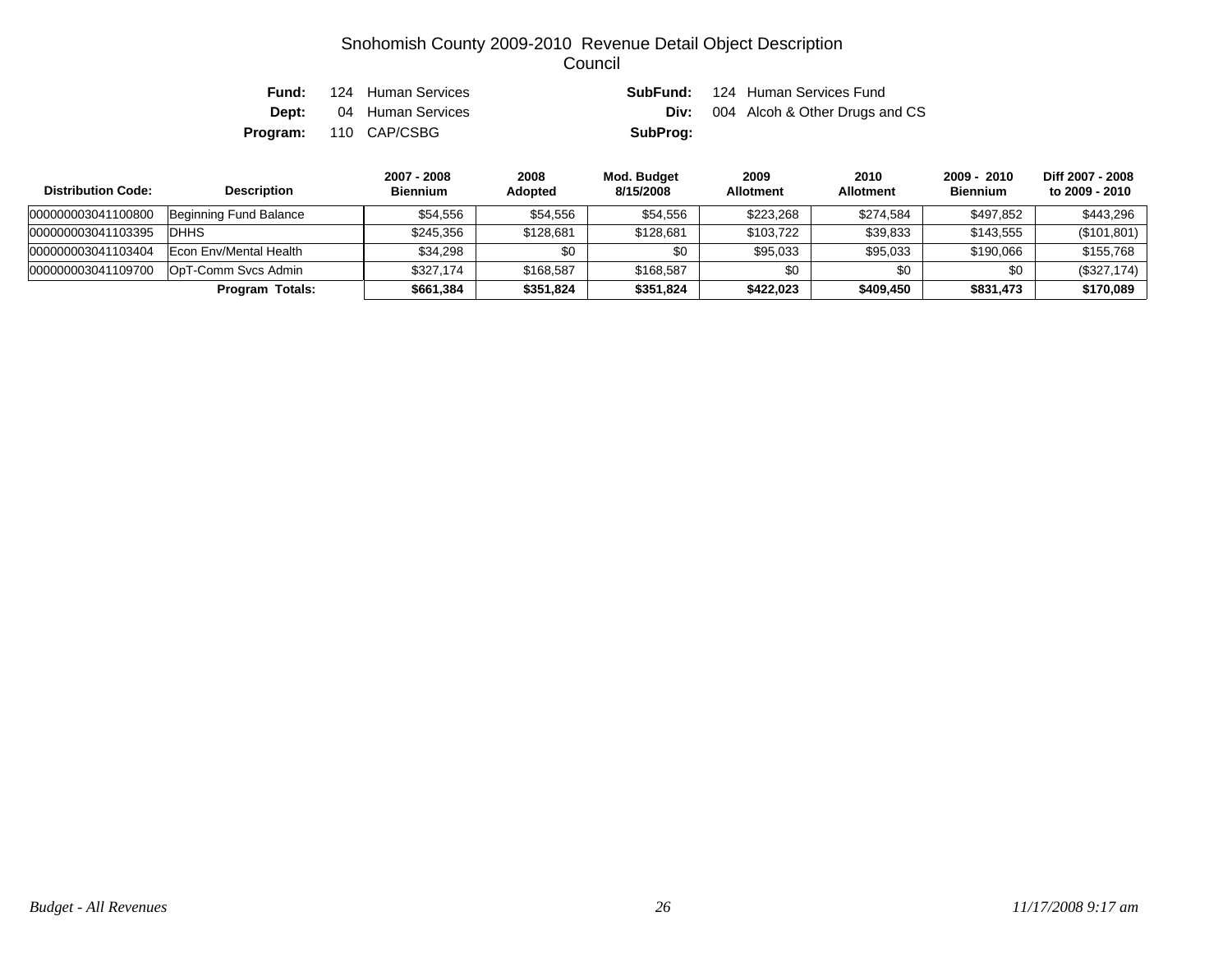# Snohomish County 2009-2010 Revenue Detail Object Description
## Council

| | | | |
|---|---|---|---|
| **Fund:** | 124 Human Services | **SubFund:** | 124 Human Services Fund |
| **Dept:** | 04 Human Services | **Div:** | 004 Alcoh & Other Drugs and CS |
| **Program:** | 110 CAP/CSBG | **SubProg:** | |

| Distribution Code: | Description | 2007 - 2008 Biennium | 2008 Adopted | Mod. Budget 8/15/2008 | 2009 Allotment | 2010 Allotment | 2009 - 2010 Biennium | Diff 2007 - 2008 to 2009 - 2010 |
|---|---|---|---|---|---|---|---|---|
| 000000003041100800 | Beginning Fund Balance | $54,556 | $54,556 | $54,556 | $223,268 | $274,584 | $497,852 | $443,296 |
| 000000003041103395 | DHHS | $245,356 | $128,681 | $128,681 | $103,722 | $39,833 | $143,555 | ($101,801) |
| 000000003041103404 | Econ Env/Mental Health | $34,298 | $0 | $0 | $95,033 | $95,033 | $190,066 | $155,768 |
| 000000003041109700 | OpT-Comm Svcs Admin | $327,174 | $168,587 | $168,587 | $0 | $0 | $0 | ($327,174) |
| | **Program Totals:** | **$661,384** | **$351,824** | **$351,824** | **$422,023** | **$409,450** | **$831,473** | **$170,089** |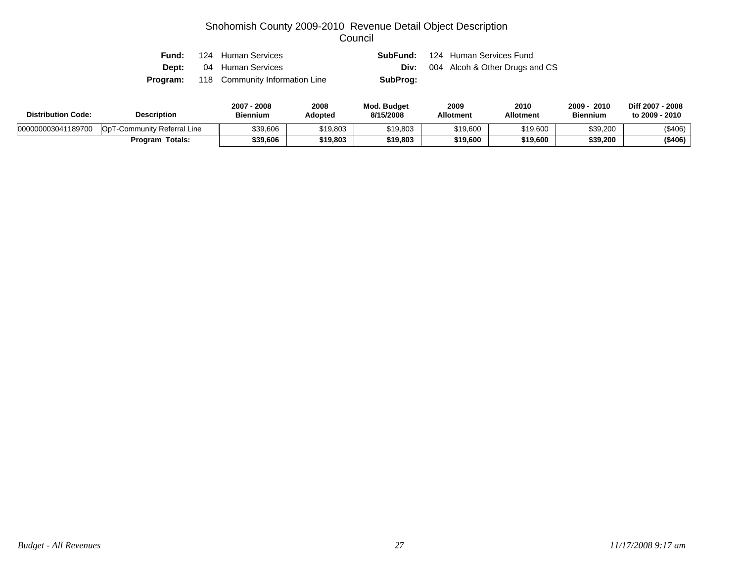# Snohomish County 2009-2010 Revenue Detail Object Description
## Council

**Fund:** 124 Human Services **SubFund:** 124 Human Services Fund
**Dept:** 04 Human Services **Div:** 004 Alcoh & Other Drugs and CS
**Program:** 118 Community Information Line **SubProg:**

| Distribution Code: | Description | 2007 - 2008 Biennium | 2008 Adopted | Mod. Budget 8/15/2008 | 2009 Allotment | 2010 Allotment | 2009 - 2010 Biennium | Diff 2007 - 2008 to 2009 - 2010 |
|---|---|---|---|---|---|---|---|---|
| 000000003041189700 | OpT-Community Referral Line | $39,606 | $19,803 | $19,803 | $19,600 | $19,600 | $39,200 | ($406) |
| | **Program Totals:** | **$39,606** | **$19,803** | **$19,803** | **$19,600** | **$19,600** | **$39,200** | **($406)** |

*Budget - All Revenues* *11/17/2008 9:17 am*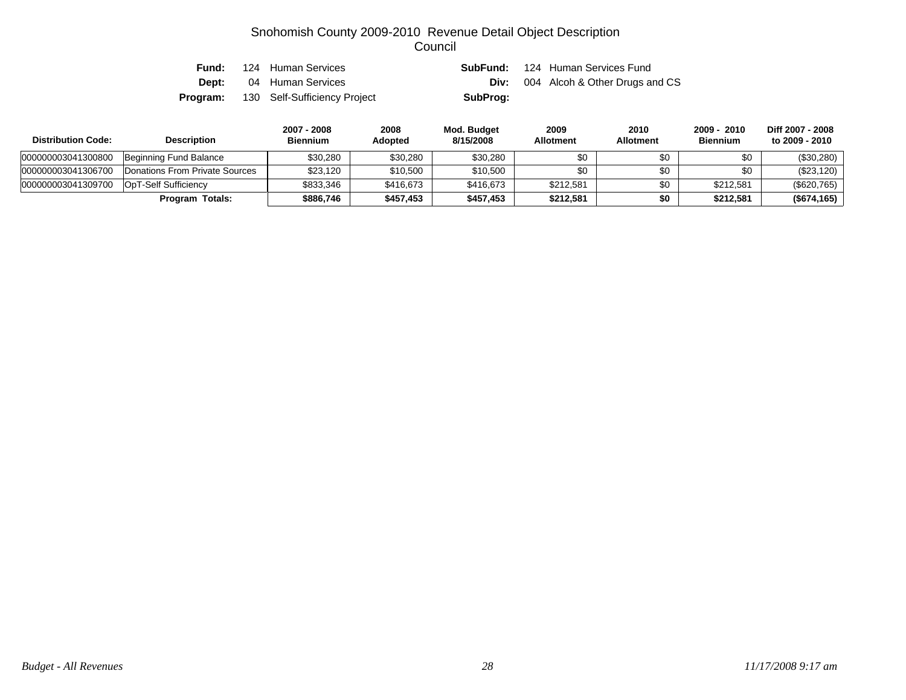# Snohomish County 2009-2010 Revenue Detail Object Description
## Council

**Fund:** 124 Human Services **SubFund:** 124 Human Services Fund
**Dept:** 04 Human Services **Div:** 004 Alcoh & Other Drugs and CS
**Program:** 130 Self-Sufficiency Project **SubProg:**

| Distribution Code: | Description | 2007 - 2008 Biennium | 2008 Adopted | Mod. Budget 8/15/2008 | 2009 Allotment | 2010 Allotment | 2009 - 2010 Biennium | Diff 2007 - 2008 to 2009 - 2010 |
|---|---|---|---|---|---|---|---|---|
| 000000003041300800 | Beginning Fund Balance | $30,280 | $30,280 | $30,280 | $0 | $0 | $0 | ($30,280) |
| 000000003041306700 | Donations From Private Sources | $23,120 | $10,500 | $10,500 | $0 | $0 | $0 | ($23,120) |
| 000000003041309700 | OpT-Self Sufficiency | $833,346 | $416,673 | $416,673 | $212,581 | $0 | $212,581 | ($620,765) |
| | **Program Totals:** | **$886,746** | **$457,453** | **$457,453** | **$212,581** | **$0** | **$212,581** | **($674,165)** |

*Budget - All Revenues* *11/17/2008 9:17 am*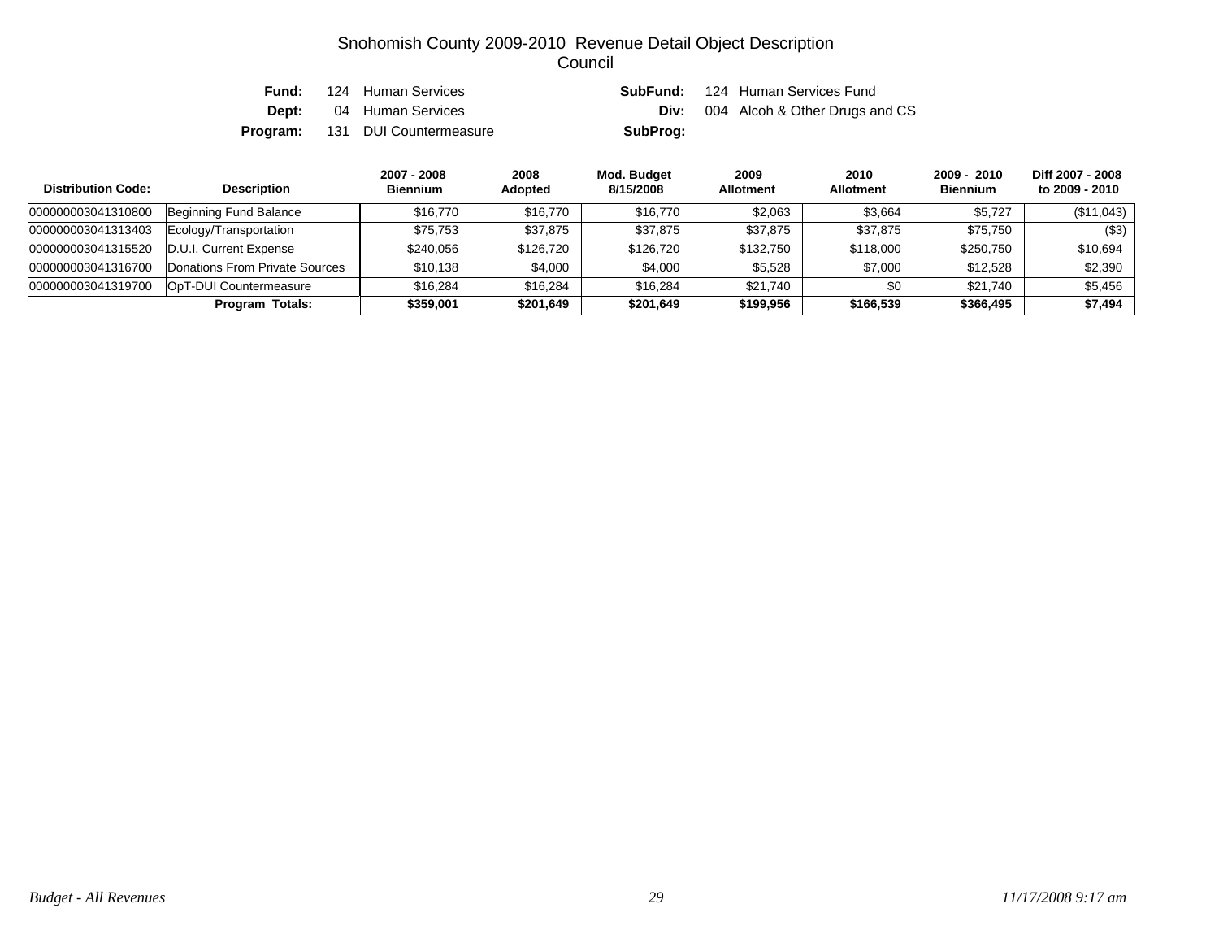# Snohomish County 2009-2010 Revenue Detail Object Description
## Council

| | | | |
|---|---|---|---|
| **Fund:** | 124 Human Services | **SubFund:** | 124 Human Services Fund |
| **Dept:** | 04 Human Services | **Div:** | 004 Alcoh & Other Drugs and CS |
| **Program:** | 131 DUI Countermeasure | **SubProg:** | |

| Distribution Code: | Description | 2007 - 2008 Biennium | 2008 Adopted | Mod. Budget 8/15/2008 | 2009 Allotment | 2010 Allotment | 2009 - 2010 Biennium | Diff 2007 - 2008 to 2009 - 2010 |
|---|---|---|---|---|---|---|---|---|
| 000000003041310800 | Beginning Fund Balance | $16,770 | $16,770 | $16,770 | $2,063 | $3,664 | $5,727 | ($11,043) |
| 000000003041313403 | Ecology/Transportation | $75,753 | $37,875 | $37,875 | $37,875 | $37,875 | $75,750 | ($3) |
| 000000003041315520 | D.U.I. Current Expense | $240,056 | $126,720 | $126,720 | $132,750 | $118,000 | $250,750 | $10,694 |
| 000000003041316700 | Donations From Private Sources | $10,138 | $4,000 | $4,000 | $5,528 | $7,000 | $12,528 | $2,390 |
| 000000003041319700 | OpT-DUI Countermeasure | $16,284 | $16,284 | $16,284 | $21,740 | $0 | $21,740 | $5,456 |
| | **Program Totals:** | **$359,001** | **$201,649** | **$201,649** | **$199,956** | **$166,539** | **$366,495** | **$7,494** |

*Budget - All Revenues* *11/17/2008 9:17 am*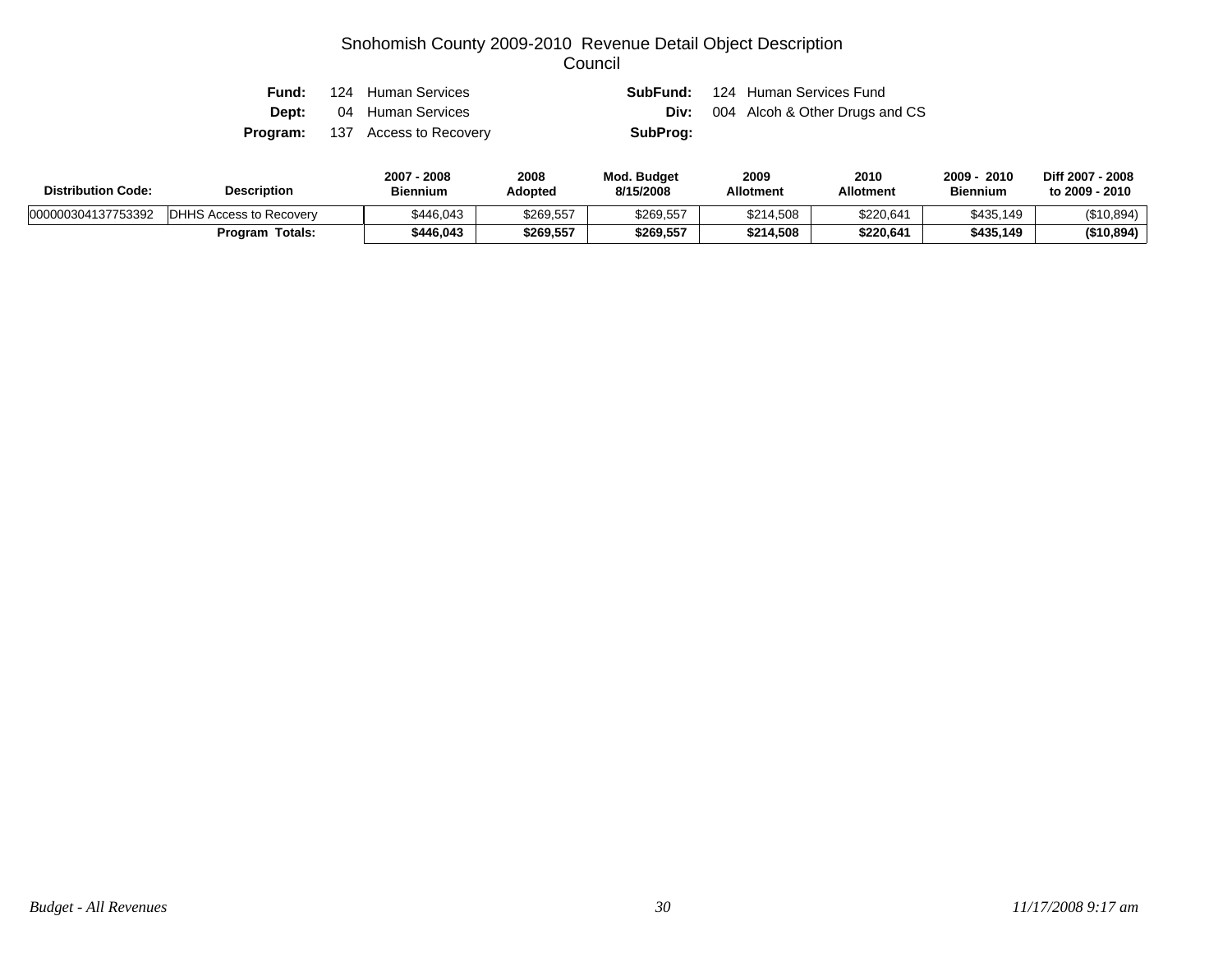# Snohomish County 2009-2010 Revenue Detail Object Description

## Council

| | | | | |
|---|---|---|---|---|
| **Fund:** | 124 Human Services | | **SubFund:** | 124 Human Services Fund |
| **Dept:** | 04 Human Services | | **Div:** | 004 Alcoh & Other Drugs and CS |
| **Program:** | 137 Access to Recovery | | **SubProg:** | |

| Distribution Code: | Description | 2007 - 2008 Biennium | 2008 Adopted | Mod. Budget 8/15/2008 | 2009 Allotment | 2010 Allotment | 2009 - 2010 Biennium | Diff 2007 - 2008 to 2009 - 2010 |
|---|---|---|---|---|---|---|---|---|
| 000000304137753392 | DHHS Access to Recovery | $446,043 | $269,557 | $269,557 | $214,508 | $220,641 | $435,149 | ($10,894) |
| | **Program Totals:** | **$446,043** | **$269,557** | **$269,557** | **$214,508** | **$220,641** | **$435,149** | **($10,894)** |

*Budget - All Revenues* *11/17/2008 9:17 am*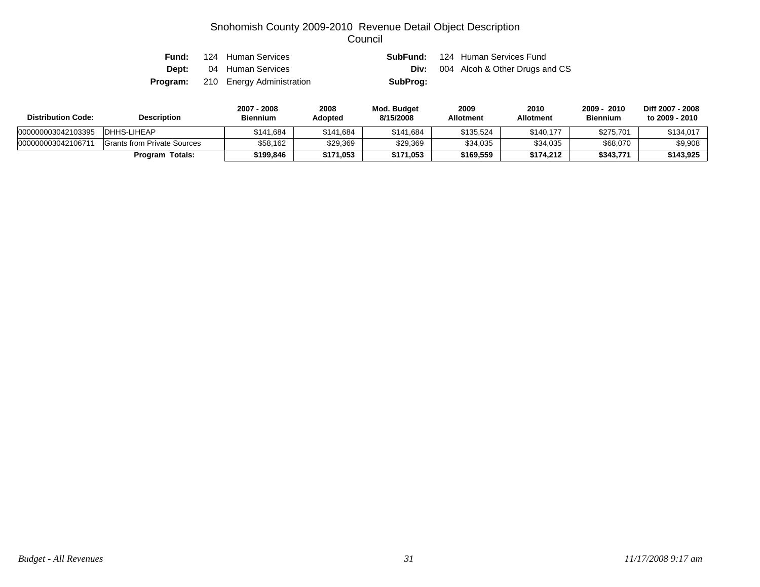# Snohomish County 2009-2010 Revenue Detail Object Description
## Council

**Fund:** 124 Human Services
**SubFund:** 124 Human Services Fund
**Dept:** 04 Human Services
**Div:** 004 Alcoh & Other Drugs and CS
**Program:** 210 Energy Administration
**SubProg:**

| Distribution Code: | Description | 2007 - 2008 Biennium | 2008 Adopted | Mod. Budget 8/15/2008 | 2009 Allotment | 2010 Allotment | 2009 - 2010 Biennium | Diff 2007 - 2008 to 2009 - 2010 |
|---|---|---|---|---|---|---|---|---|
| 000000003042103395 | DHHS-LIHEAP | $141,684 | $141,684 | $141,684 | $135,524 | $140,177 | $275,701 | $134,017 |
| 000000003042106711 | Grants from Private Sources | $58,162 | $29,369 | $29,369 | $34,035 | $34,035 | $68,070 | $9,908 |
| | **Program Totals:** | **$199,846** | **$171,053** | **$171,053** | **$169,559** | **$174,212** | **$343,771** | **$143,925** |

*Budget - All Revenues* *11/17/2008 9:17 am*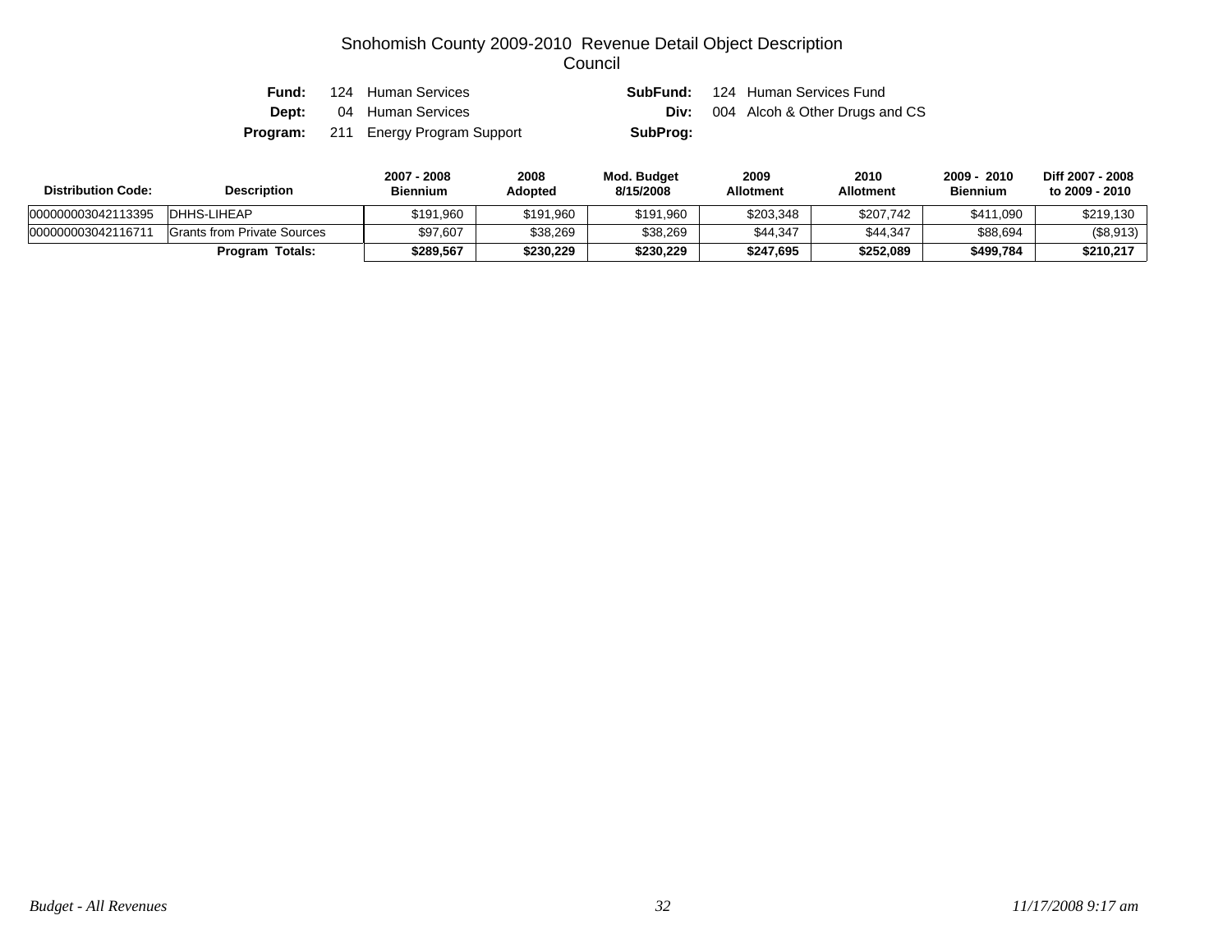# Snohomish County 2009-2010 Revenue Detail Object Description
## Council

**Fund:** 124 Human Services **SubFund:** 124 Human Services Fund
**Dept:** 04 Human Services **Div:** 004 Alcoh & Other Drugs and CS
**Program:** 211 Energy Program Support **SubProg:**

| Distribution Code: | Description | 2007 - 2008 Biennium | 2008 Adopted | Mod. Budget 8/15/2008 | 2009 Allotment | 2010 Allotment | 2009 - 2010 Biennium | Diff 2007 - 2008 to 2009 - 2010 |
|---|---|---|---|---|---|---|---|---|
| 000000003042113395 | DHHS-LIHEAP | $191,960 | $191,960 | $191,960 | $203,348 | $207,742 | $411,090 | $219,130 |
| 000000003042116711 | Grants from Private Sources | $97,607 | $38,269 | $38,269 | $44,347 | $44,347 | $88,694 | ($8,913) |
| | **Program Totals:** | **$289,567** | **$230,229** | **$230,229** | **$247,695** | **$252,089** | **$499,784** | **$210,217** |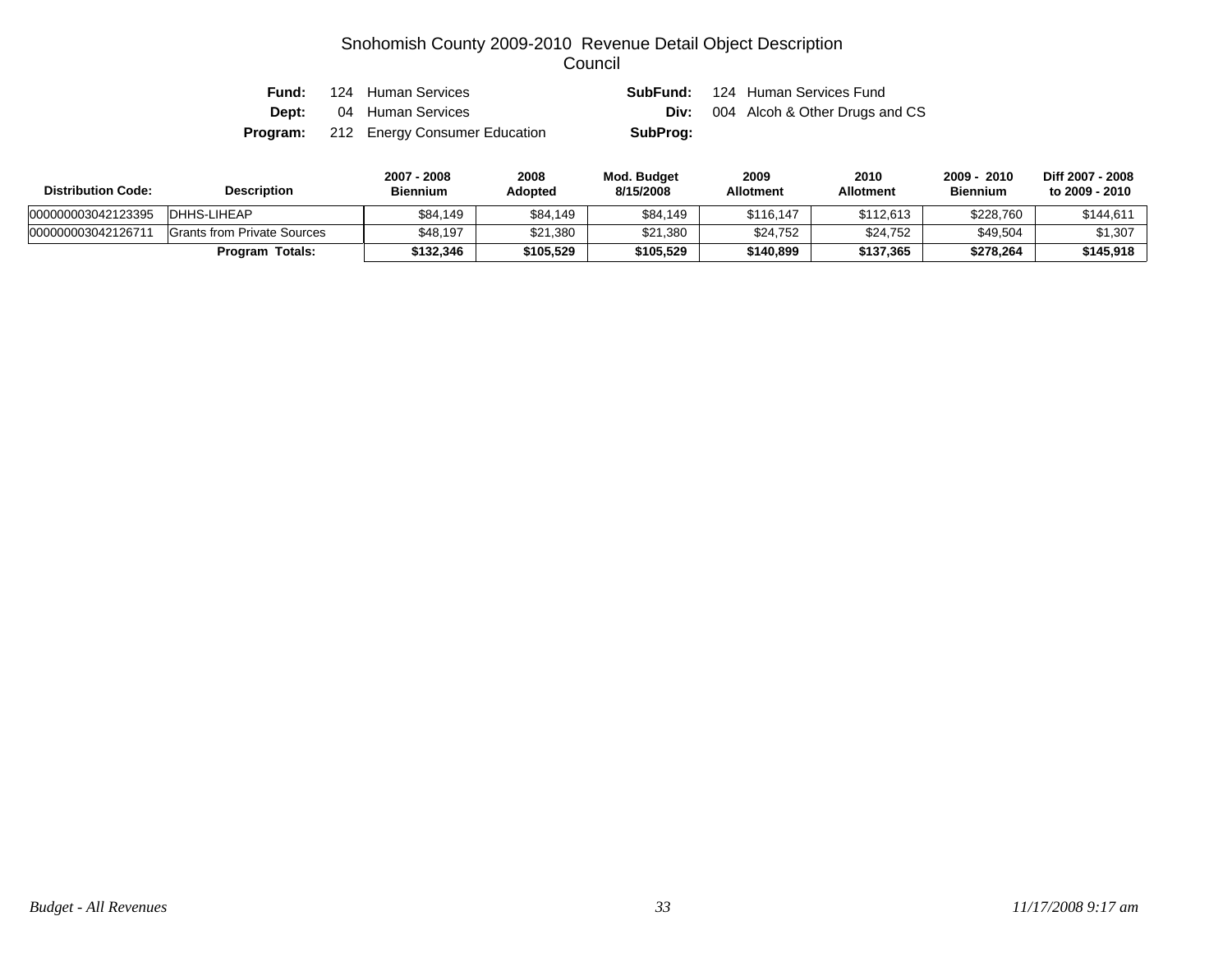# Snohomish County 2009-2010 Revenue Detail Object Description
## Council

**Fund:** 124 Human Services **SubFund:** 124 Human Services Fund
**Dept:** 04 Human Services **Div:** 004 Alcoh & Other Drugs and CS
**Program:** 212 Energy Consumer Education **SubProg:**

| Distribution Code: | Description | 2007 - 2008 Biennium | 2008 Adopted | Mod. Budget 8/15/2008 | 2009 Allotment | 2010 Allotment | 2009 - 2010 Biennium | Diff 2007 - 2008 to 2009 - 2010 |
|---|---|---|---|---|---|---|---|---|
| 000000003042123395 | DHHS-LIHEAP | $84,149 | $84,149 | $84,149 | $116,147 | $112,613 | $228,760 | $144,611 |
| 000000003042126711 | Grants from Private Sources | $48,197 | $21,380 | $21,380 | $24,752 | $24,752 | $49,504 | $1,307 |
| | **Program Totals:** | **$132,346** | **$105,529** | **$105,529** | **$140,899** | **$137,365** | **$278,264** | **$145,918** |

*Budget - All Revenues* *11/17/2008 9:17 am*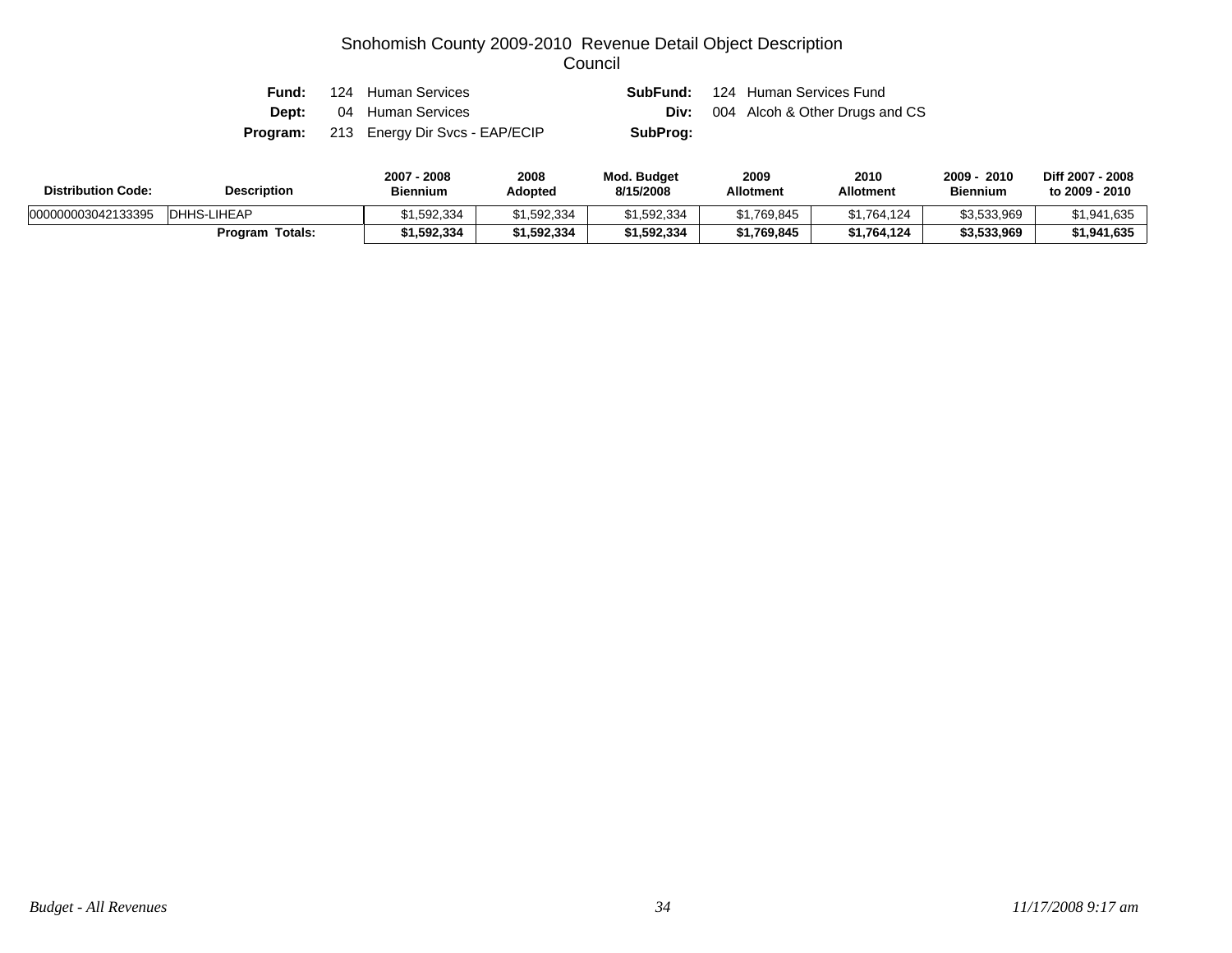# Snohomish County 2009-2010 Revenue Detail Object Description
## Council

| | | | |
|---|---|---|---|
| **Fund:** | 124 Human Services | **SubFund:** | 124 Human Services Fund |
| **Dept:** | 04 Human Services | **Div:** | 004 Alcoh & Other Drugs and CS |
| **Program:** | 213 Energy Dir Svcs - EAP/ECIP | **SubProg:** | |

| Distribution Code: | Description | 2007 - 2008 Biennium | 2008 Adopted | Mod. Budget 8/15/2008 | 2009 Allotment | 2010 Allotment | 2009 - 2010 Biennium | Diff 2007 - 2008 to 2009 - 2010 |
|---|---|---|---|---|---|---|---|---|
| 000000003042133395 | DHHS-LIHEAP | $1,592,334 | $1,592,334 | $1,592,334 | $1,769,845 | $1,764,124 | $3,533,969 | $1,941,635 |
| | **Program Totals:** | **$1,592,334** | **$1,592,334** | **$1,592,334** | **$1,769,845** | **$1,764,124** | **$3,533,969** | **$1,941,635** |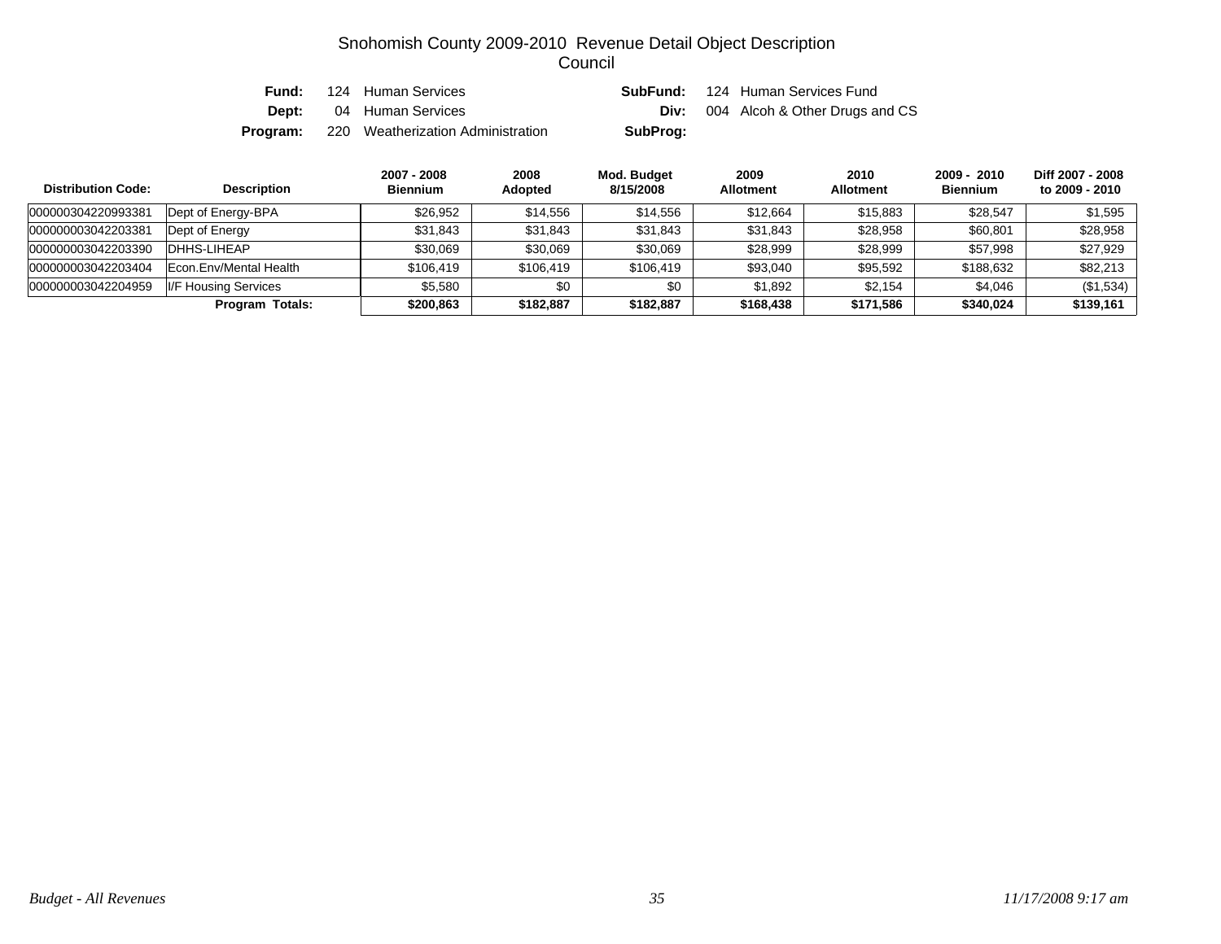# Snohomish County 2009-2010 Revenue Detail Object Description
## Council

**Fund:** 124 Human Services | **SubFund:** 124 Human Services Fund
**Dept:** 04 Human Services | **Div:** 004 Alcoh & Other Drugs and CS
**Program:** 220 Weatherization Administration | **SubProg:**

| Distribution Code: | Description | 2007 - 2008 Biennium | 2008 Adopted | Mod. Budget 8/15/2008 | 2009 Allotment | 2010 Allotment | 2009 - 2010 Biennium | Diff 2007 - 2008 to 2009 - 2010 |
|---|---|---|---|---|---|---|---|---|
| 000000304220993381 | Dept of Energy-BPA | $26,952 | $14,556 | $14,556 | $12,664 | $15,883 | $28,547 | $1,595 |
| 000000003042203381 | Dept of Energy | $31,843 | $31,843 | $31,843 | $31,843 | $28,958 | $60,801 | $28,958 |
| 000000003042203390 | DHHS-LIHEAP | $30,069 | $30,069 | $30,069 | $28,999 | $28,999 | $57,998 | $27,929 |
| 000000003042203404 | Econ.Env/Mental Health | $106,419 | $106,419 | $106,419 | $93,040 | $95,592 | $188,632 | $82,213 |
| 000000003042204959 | I/F Housing Services | $5,580 | $0 | $0 | $1,892 | $2,154 | $4,046 | ($1,534) |
| | **Program Totals:** | **$200,863** | **$182,887** | **$182,887** | **$168,438** | **$171,586** | **$340,024** | **$139,161** |

*Budget - All Revenues* | *11/17/2008 9:17 am*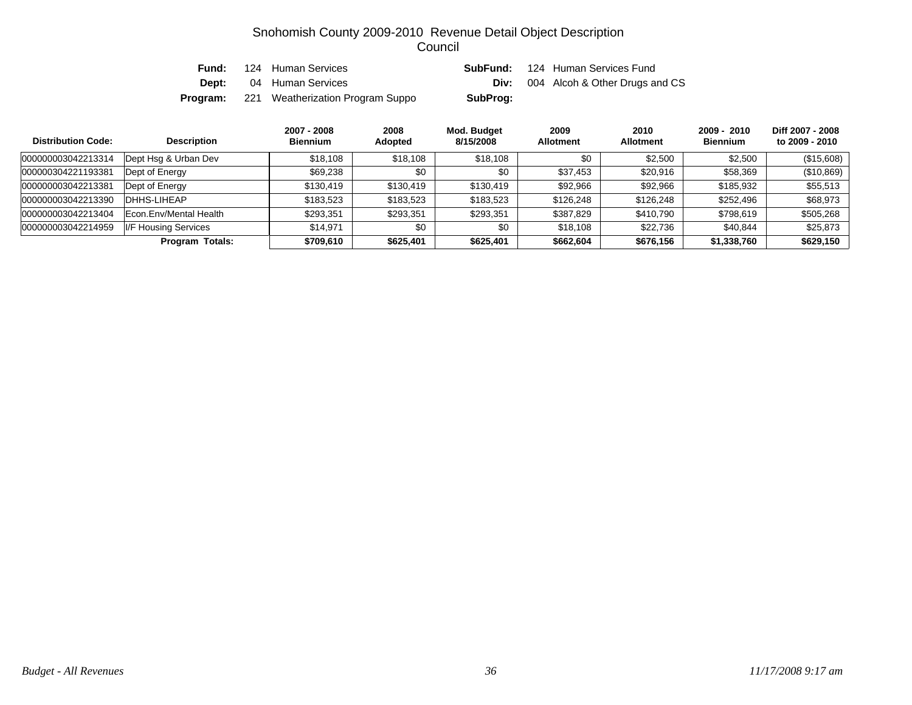# Snohomish County 2009-2010 Revenue Detail Object Description
## Council

| | | | | | |
|---|---|---|---|---|---|
| **Fund:** | 124 | Human Services | **SubFund:** | 124 | Human Services Fund |
| **Dept:** | 04 | Human Services | **Div:** | 004 | Alcoh & Other Drugs and CS |
| **Program:** | 221 | Weatherization Program Suppo | **SubProg:** | | |

| Distribution Code: | Description | 2007 - 2008 Biennium | 2008 Adopted | Mod. Budget 8/15/2008 | 2009 Allotment | 2010 Allotment | 2009 - 2010 Biennium | Diff 2007 - 2008 to 2009 - 2010 |
|---|---|---|---|---|---|---|---|---|
| 000000003042213314 | Dept Hsg & Urban Dev | $18,108 | $18,108 | $18,108 | $0 | $2,500 | $2,500 | ($15,608) |
| 000000304221193381 | Dept of Energy | $69,238 | $0 | $0 | $37,453 | $20,916 | $58,369 | ($10,869) |
| 000000003042213381 | Dept of Energy | $130,419 | $130,419 | $130,419 | $92,966 | $92,966 | $185,932 | $55,513 |
| 000000003042213390 | DHHS-LIHEAP | $183,523 | $183,523 | $183,523 | $126,248 | $126,248 | $252,496 | $68,973 |
| 000000003042213404 | Econ.Env/Mental Health | $293,351 | $293,351 | $293,351 | $387,829 | $410,790 | $798,619 | $505,268 |
| 000000003042214959 | I/F Housing Services | $14,971 | $0 | $0 | $18,108 | $22,736 | $40,844 | $25,873 |
| | **Program Totals:** | **$709,610** | **$625,401** | **$625,401** | **$662,604** | **$676,156** | **$1,338,760** | **$629,150** |

*Budget - All Revenues* *11/17/2008 9:17 am*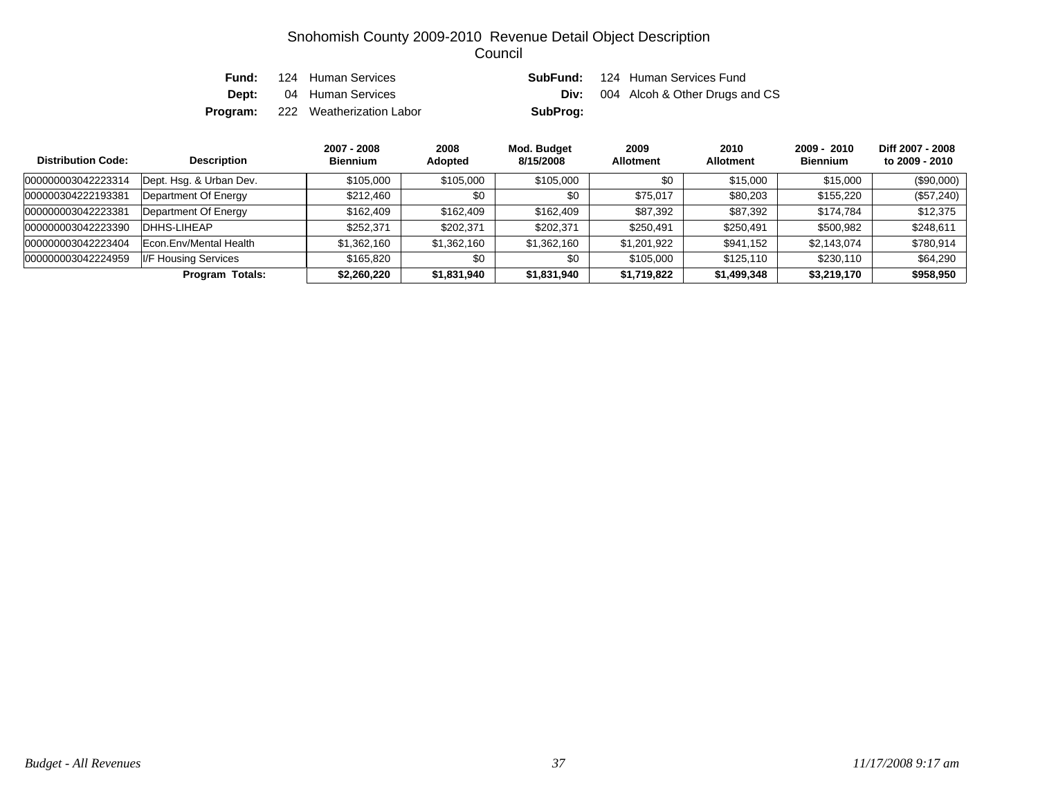# Snohomish County 2009-2010 Revenue Detail Object Description
## Council

**Fund:** 124 Human Services
**SubFund:** 124 Human Services Fund
**Dept:** 04 Human Services
**Div:** 004 Alcoh & Other Drugs and CS
**Program:** 222 Weatherization Labor
**SubProg:**

| Distribution Code: | Description | 2007 - 2008 Biennium | 2008 Adopted | Mod. Budget 8/15/2008 | 2009 Allotment | 2010 Allotment | 2009 - 2010 Biennium | Diff 2007 - 2008 to 2009 - 2010 |
|---|---|---|---|---|---|---|---|---|
| 000000003042223314 | Dept. Hsg. & Urban Dev. | $105,000 | $105,000 | $105,000 | $0 | $15,000 | $15,000 | ($90,000) |
| 000000304222193381 | Department Of Energy | $212,460 | $0 | $0 | $75,017 | $80,203 | $155,220 | ($57,240) |
| 000000003042223381 | Department Of Energy | $162,409 | $162,409 | $162,409 | $87,392 | $87,392 | $174,784 | $12,375 |
| 000000003042223390 | DHHS-LIHEAP | $252,371 | $202,371 | $202,371 | $250,491 | $250,491 | $500,982 | $248,611 |
| 000000003042223404 | Econ.Env/Mental Health | $1,362,160 | $1,362,160 | $1,362,160 | $1,201,922 | $941,152 | $2,143,074 | $780,914 |
| 000000003042224959 | I/F Housing Services | $165,820 | $0 | $0 | $105,000 | $125,110 | $230,110 | $64,290 |
| | **Program Totals:** | **$2,260,220** | **$1,831,940** | **$1,831,940** | **$1,719,822** | **$1,499,348** | **$3,219,170** | **$958,950** |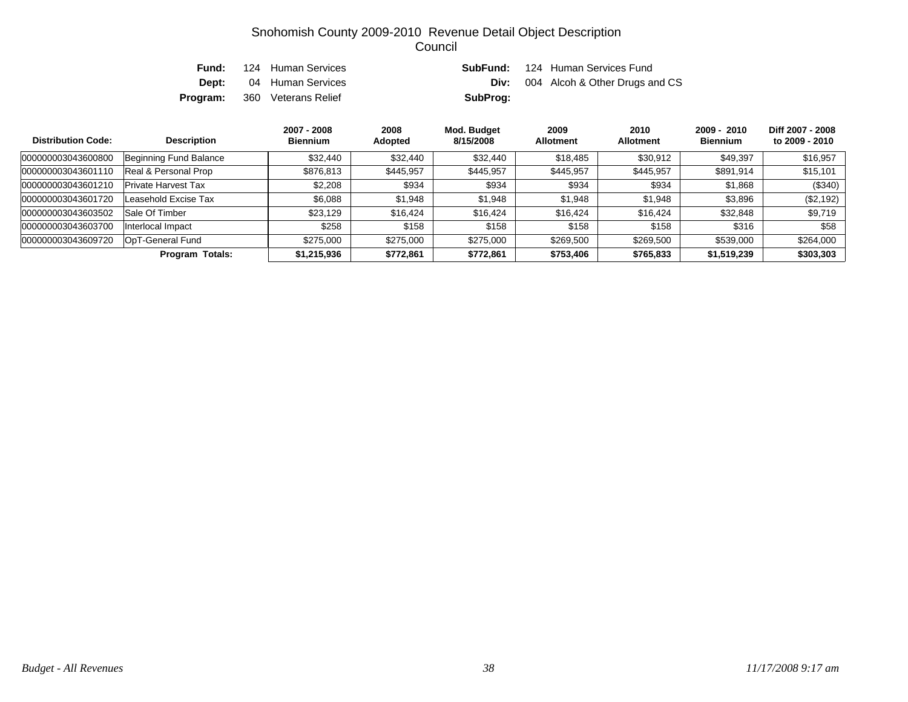# Snohomish County 2009-2010 Revenue Detail Object Description
## Council

**Fund:** 124 Human Services | **SubFund:** 124 Human Services Fund
**Dept:** 04 Human Services | **Div:** 004 Alcoh & Other Drugs and CS
**Program:** 360 Veterans Relief | **SubProg:**

| Distribution Code: | Description | 2007 - 2008 Biennium | 2008 Adopted | Mod. Budget 8/15/2008 | 2009 Allotment | 2010 Allotment | 2009 - 2010 Biennium | Diff 2007 - 2008 to 2009 - 2010 |
|---|---|---|---|---|---|---|---|---|
| 000000003043600800 | Beginning Fund Balance | $32,440 | $32,440 | $32,440 | $18,485 | $30,912 | $49,397 | $16,957 |
| 000000003043601110 | Real & Personal Prop | $876,813 | $445,957 | $445,957 | $445,957 | $445,957 | $891,914 | $15,101 |
| 000000003043601210 | Private Harvest Tax | $2,208 | $934 | $934 | $934 | $934 | $1,868 | ($340) |
| 000000003043601720 | Leasehold Excise Tax | $6,088 | $1,948 | $1,948 | $1,948 | $1,948 | $3,896 | ($2,192) |
| 000000003043603502 | Sale Of Timber | $23,129 | $16,424 | $16,424 | $16,424 | $16,424 | $32,848 | $9,719 |
| 000000003043603700 | Interlocal Impact | $258 | $158 | $158 | $158 | $158 | $316 | $58 |
| 000000003043609720 | OpT-General Fund | $275,000 | $275,000 | $275,000 | $269,500 | $269,500 | $539,000 | $264,000 |
| | **Program Totals:** | **$1,215,936** | **$772,861** | **$772,861** | **$753,406** | **$765,833** | **$1,519,239** | **$303,303** |

*Budget - All Revenues* | *11/17/2008 9:17 am*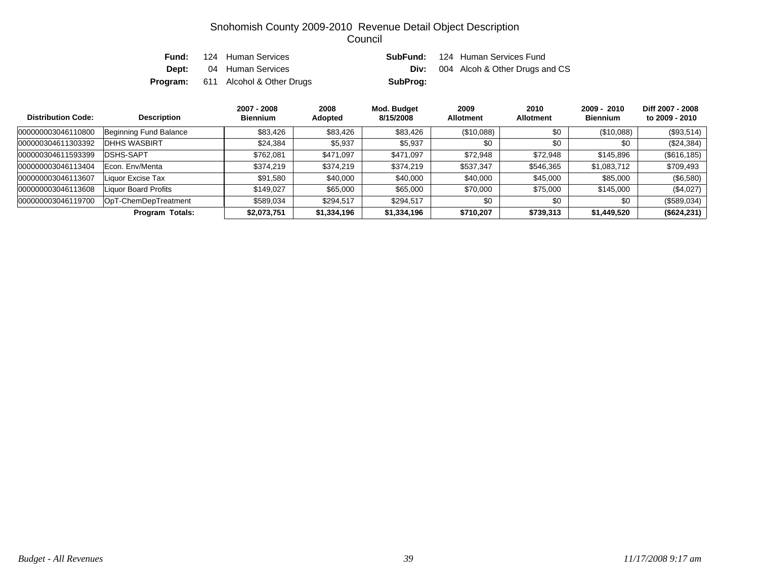# Snohomish County 2009-2010 Revenue Detail Object Description

## Council

| | | | |
|---|---|---|---|
| **Fund:** | 124 Human Services | **SubFund:** | 124 Human Services Fund |
| **Dept:** | 04 Human Services | **Div:** | 004 Alcoh & Other Drugs and CS |
| **Program:** | 611 Alcohol & Other Drugs | **SubProg:** | |

| Distribution Code: | Description | 2007 - 2008 Biennium | 2008 Adopted | Mod. Budget 8/15/2008 | 2009 Allotment | 2010 Allotment | 2009 - 2010 Biennium | Diff 2007 - 2008 to 2009 - 2010 |
|---|---|---|---|---|---|---|---|---|
| 000000003046110800 | Beginning Fund Balance | $83,426 | $83,426 | $83,426 | ($10,088) | $0 | ($10,088) | ($93,514) |
| 000000304611303392 | DHHS WASBIRT | $24,384 | $5,937 | $5,937 | $0 | $0 | $0 | ($24,384) |
| 000000304611593399 | DSHS-SAPT | $762,081 | $471,097 | $471,097 | $72,948 | $72,948 | $145,896 | ($616,185) |
| 000000003046113404 | Econ. Env/Menta | $374,219 | $374,219 | $374,219 | $537,347 | $546,365 | $1,083,712 | $709,493 |
| 000000003046113607 | Liquor Excise Tax | $91,580 | $40,000 | $40,000 | $40,000 | $45,000 | $85,000 | ($6,580) |
| 000000003046113608 | Liquor Board Profits | $149,027 | $65,000 | $65,000 | $70,000 | $75,000 | $145,000 | ($4,027) |
| 000000003046119700 | OpT-ChemDepTreatment | $589,034 | $294,517 | $294,517 | $0 | $0 | $0 | ($589,034) |
| | **Program Totals:** | **$2,073,751** | **$1,334,196** | **$1,334,196** | **$710,207** | **$739,313** | **$1,449,520** | **($624,231)** |

*Budget - All Revenues* | *11/17/2008 9:17 am*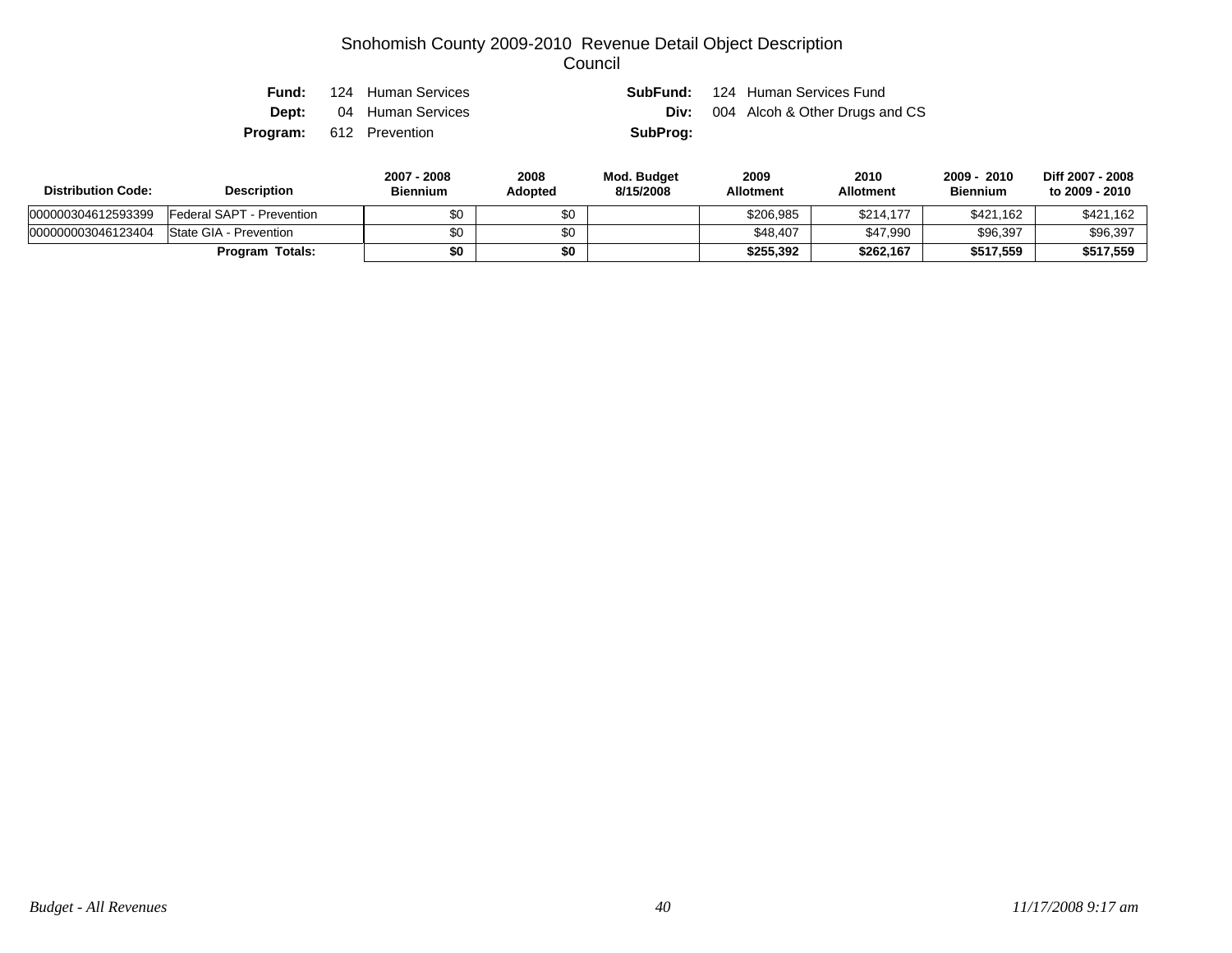# Snohomish County 2009-2010 Revenue Detail Object Description
## Council

| | | | |
|---|---|---|---|
| **Fund:** | 124 Human Services | **SubFund:** | 124 Human Services Fund |
| **Dept:** | 04 Human Services | **Div:** | 004 Alcoh & Other Drugs and CS |
| **Program:** | 612 Prevention | **SubProg:** | |

| Distribution Code: | Description | 2007 - 2008 Biennium | 2008 Adopted | Mod. Budget 8/15/2008 | 2009 Allotment | 2010 Allotment | 2009 - 2010 Biennium | Diff 2007 - 2008 to 2009 - 2010 |
|---|---|---|---|---|---|---|---|---|
| 000000304612593399 | Federal SAPT - Prevention | $0 | $0 | | $206,985 | $214,177 | $421,162 | $421,162 |
| 000000003046123404 | State GIA - Prevention | $0 | $0 | | $48,407 | $47,990 | $96,397 | $96,397 |
| | **Program Totals:** | **$0** | **$0** | | **$255,392** | **$262,167** | **$517,559** | **$517,559** |

*Budget - All Revenues* *11/17/2008 9:17 am*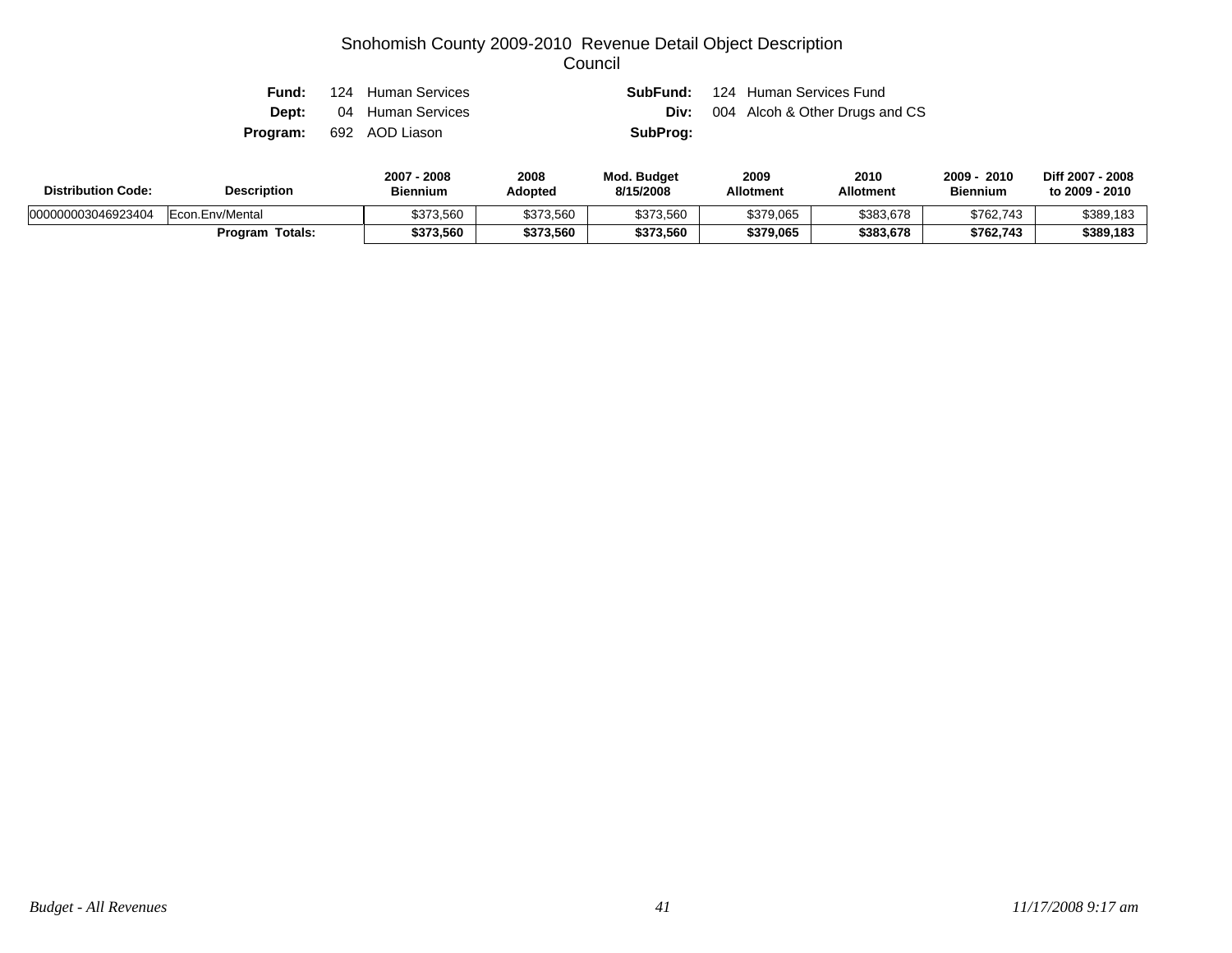# Snohomish County 2009-2010 Revenue Detail Object Description
## Council

**Fund:** 124 Human Services **SubFund:** 124 Human Services Fund
**Dept:** 04 Human Services **Div:** 004 Alcoh & Other Drugs and CS
**Program:** 692 AOD Liason **SubProg:**

| Distribution Code: | Description | 2007 - 2008 Biennium | 2008 Adopted | Mod. Budget 8/15/2008 | 2009 Allotment | 2010 Allotment | 2009 - 2010 Biennium | Diff 2007 - 2008 to 2009 - 2010 |
|---|---|---|---|---|---|---|---|---|
| 000000003046923404 | Econ.Env/Mental | $373,560 | $373,560 | $373,560 | $379,065 | $383,678 | $762,743 | $389,183 |
| | **Program Totals:** | **$373,560** | **$373,560** | **$373,560** | **$379,065** | **$383,678** | **$762,743** | **$389,183** |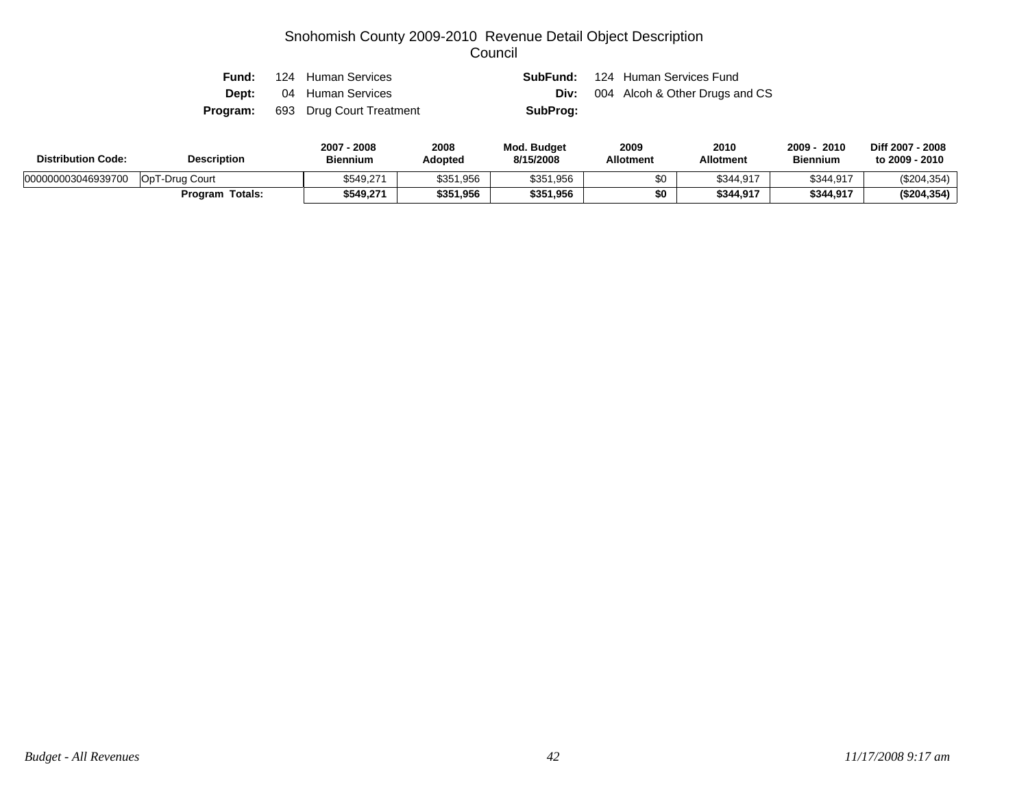# Snohomish County 2009-2010 Revenue Detail Object Description
## Council

**Fund:** 124 Human Services  **SubFund:** 124 Human Services Fund
**Dept:** 04 Human Services  **Div:** 004 Alcoh & Other Drugs and CS
**Program:** 693 Drug Court Treatment  **SubProg:**

| Distribution Code: | Description | 2007 - 2008 Biennium | 2008 Adopted | Mod. Budget 8/15/2008 | 2009 Allotment | 2010 Allotment | 2009 - 2010 Biennium | Diff 2007 - 2008 to 2009 - 2010 |
|---|---|---|---|---|---|---|---|---|
| 000000003046939700 | OpT-Drug Court | $549,271 | $351,956 | $351,956 | $0 | $344,917 | $344,917 | ($204,354) |
| | **Program Totals:** | **$549,271** | **$351,956** | **$351,956** | **$0** | **$344,917** | **$344,917** | **($204,354)** |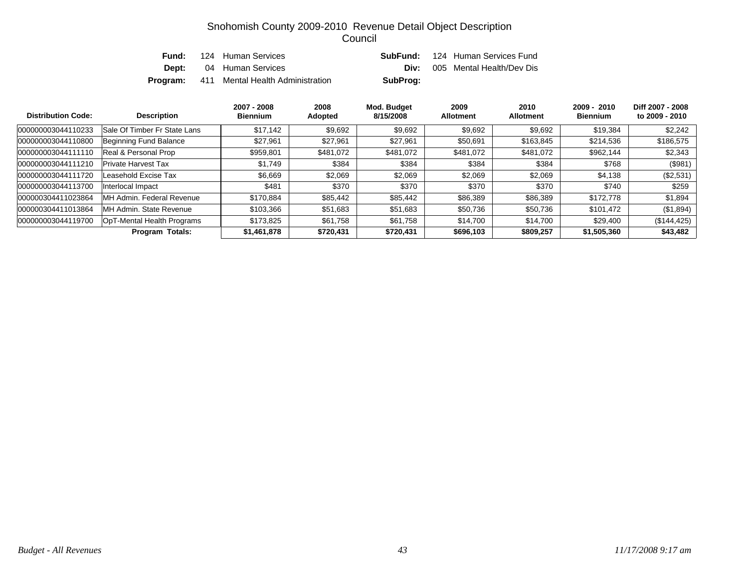# Snohomish County 2009-2010 Revenue Detail Object Description
## Council

**Fund:** 124 Human Services
**SubFund:** 124 Human Services Fund
**Dept:** 04 Human Services
**Div:** 005 Mental Health/Dev Dis
**Program:** 411 Mental Health Administration
**SubProg:**

| Distribution Code: | Description | 2007 - 2008 Biennium | 2008 Adopted | Mod. Budget 8/15/2008 | 2009 Allotment | 2010 Allotment | 2009 - 2010 Biennium | Diff 2007 - 2008 to 2009 - 2010 |
|---|---|---|---|---|---|---|---|---|
| 000000003044110233 | Sale Of Timber Fr State Lans | $17,142 | $9,692 | $9,692 | $9,692 | $9,692 | $19,384 | $2,242 |
| 000000003044110800 | Beginning Fund Balance | $27,961 | $27,961 | $27,961 | $50,691 | $163,845 | $214,536 | $186,575 |
| 000000003044111110 | Real & Personal Prop | $959,801 | $481,072 | $481,072 | $481,072 | $481,072 | $962,144 | $2,343 |
| 000000003044111210 | Private Harvest Tax | $1,749 | $384 | $384 | $384 | $384 | $768 | ($981) |
| 000000003044111720 | Leasehold Excise Tax | $6,669 | $2,069 | $2,069 | $2,069 | $2,069 | $4,138 | ($2,531) |
| 000000003044113700 | Interlocal Impact | $481 | $370 | $370 | $370 | $370 | $740 | $259 |
| 000000304411023864 | MH Admin. Federal Revenue | $170,884 | $85,442 | $85,442 | $86,389 | $86,389 | $172,778 | $1,894 |
| 000000304411013864 | MH Admin. State Revenue | $103,366 | $51,683 | $51,683 | $50,736 | $50,736 | $101,472 | ($1,894) |
| 000000003044119700 | OpT-Mental Health Programs | $173,825 | $61,758 | $61,758 | $14,700 | $14,700 | $29,400 | ($144,425) |
| | **Program Totals:** | **$1,461,878** | **$720,431** | **$720,431** | **$696,103** | **$809,257** | **$1,505,360** | **$43,482** |

*Budget - All Revenues* *11/17/2008 9:17 am*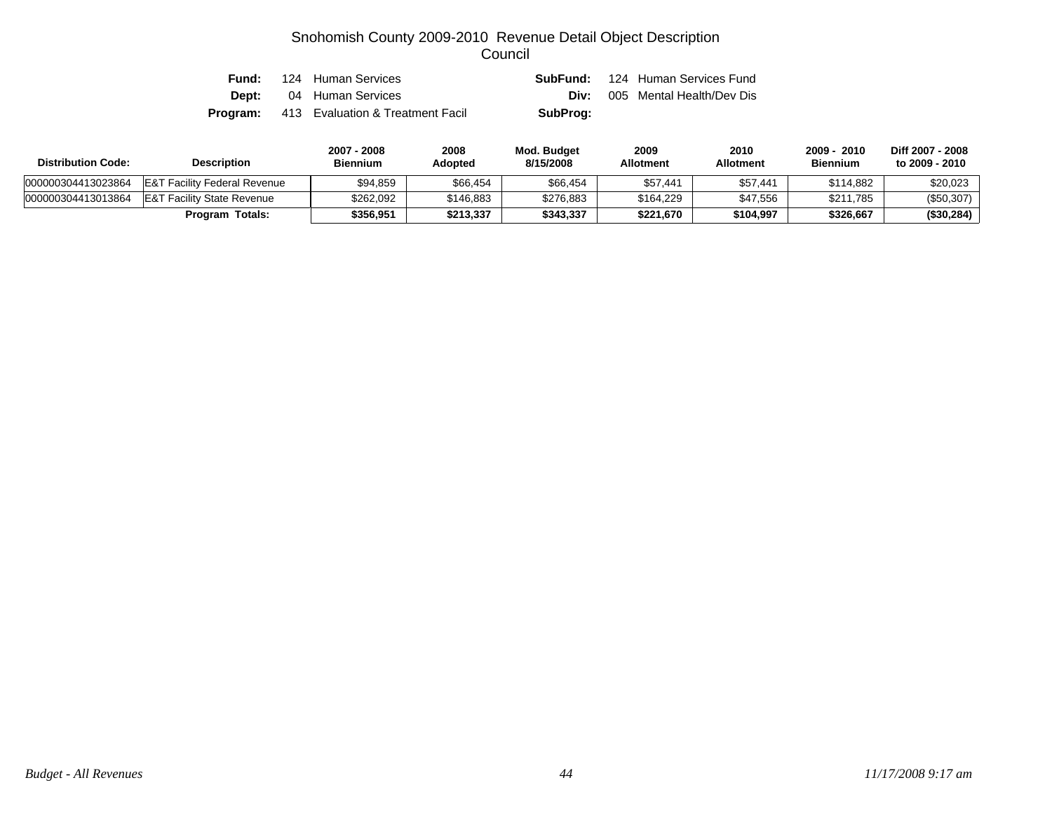# Snohomish County 2009-2010 Revenue Detail Object Description
## Council

**Fund:** 124 Human Services **SubFund:** 124 Human Services Fund
**Dept:** 04 Human Services **Div:** 005 Mental Health/Dev Dis
**Program:** 413 Evaluation & Treatment Facil **SubProg:**

| Distribution Code: | Description | 2007 - 2008 Biennium | 2008 Adopted | Mod. Budget 8/15/2008 | 2009 Allotment | 2010 Allotment | 2009 - 2010 Biennium | Diff 2007 - 2008 to 2009 - 2010 |
|---|---|---|---|---|---|---|---|---|
| 000000304413023864 | E&T Facility Federal Revenue | $94,859 | $66,454 | $66,454 | $57,441 | $57,441 | $114,882 | $20,023 |
| 000000304413013864 | E&T Facility State Revenue | $262,092 | $146,883 | $276,883 | $164,229 | $47,556 | $211,785 | ($50,307) |
| | **Program Totals:** | **$356,951** | **$213,337** | **$343,337** | **$221,670** | **$104,997** | **$326,667** | **($30,284)** |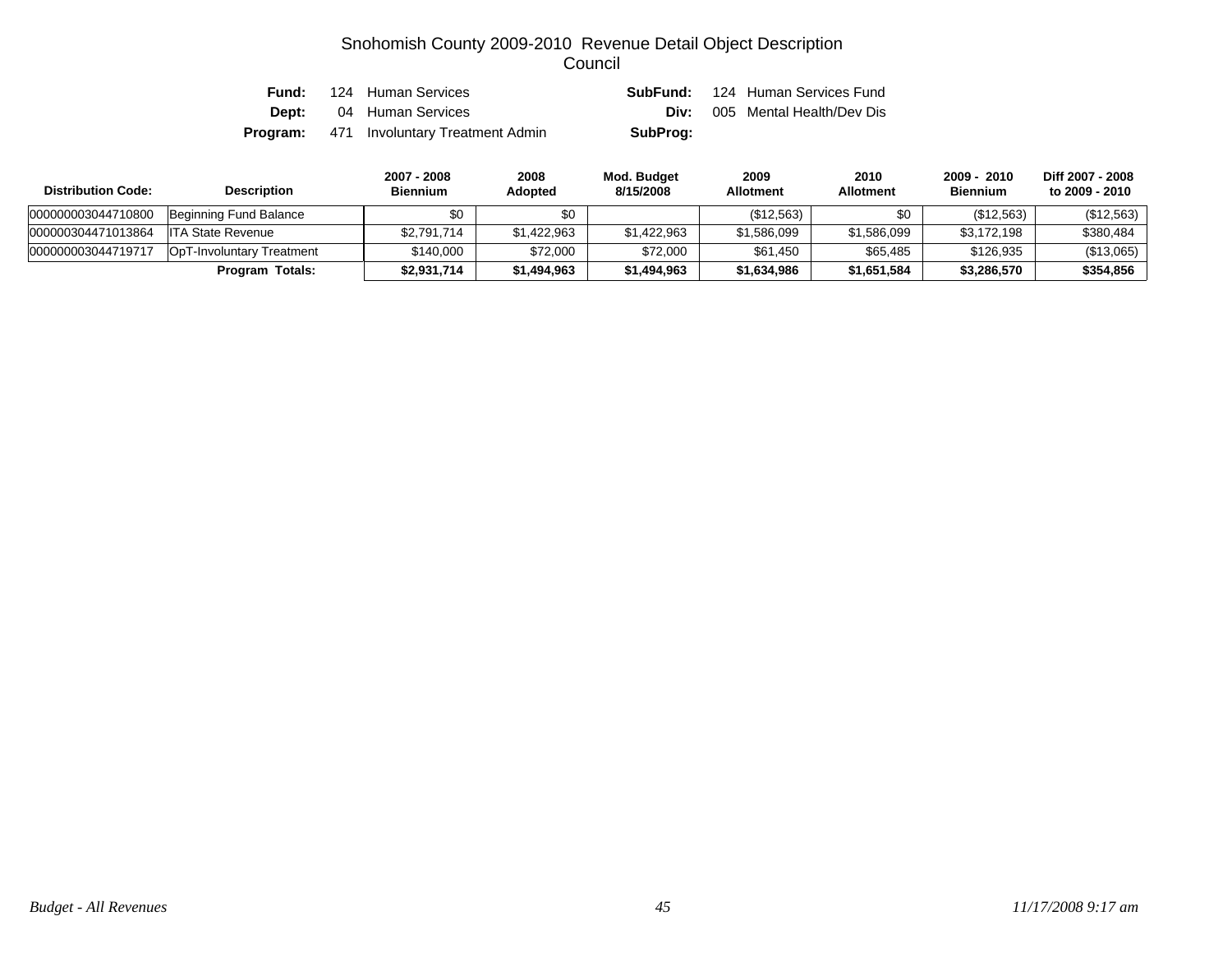# Snohomish County 2009-2010 Revenue Detail Object Description
## Council

**Fund:** 124 Human Services  **SubFund:** 124 Human Services Fund
**Dept:** 04 Human Services  **Div:** 005 Mental Health/Dev Dis
**Program:** 471 Involuntary Treatment Admin  **SubProg:**

| Distribution Code: | Description | 2007 - 2008 Biennium | 2008 Adopted | Mod. Budget 8/15/2008 | 2009 Allotment | 2010 Allotment | 2009 - 2010 Biennium | Diff 2007 - 2008 to 2009 - 2010 |
|---|---|---|---|---|---|---|---|---|
| 000000003044710800 | Beginning Fund Balance | $0 | $0 | | ($12,563) | $0 | ($12,563) | ($12,563) |
| 000000304471013864 | ITA State Revenue | $2,791,714 | $1,422,963 | $1,422,963 | $1,586,099 | $1,586,099 | $3,172,198 | $380,484 |
| 000000003044719717 | OpT-Involuntary Treatment | $140,000 | $72,000 | $72,000 | $61,450 | $65,485 | $126,935 | ($13,065) |
| | **Program Totals:** | **$2,931,714** | **$1,494,963** | **$1,494,963** | **$1,634,986** | **$1,651,584** | **$3,286,570** | **$354,856** |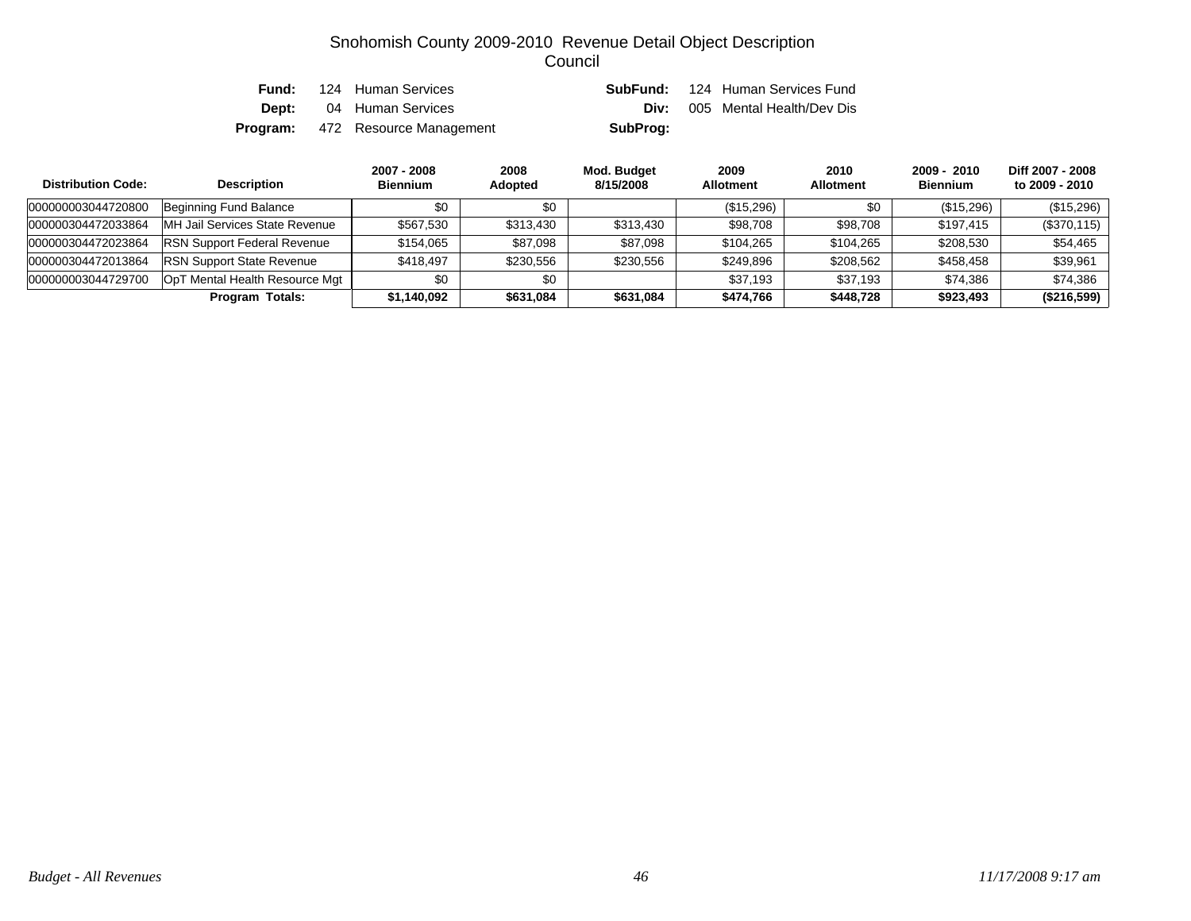# Snohomish County 2009-2010 Revenue Detail Object Description
## Council

**Fund:** 124 Human Services  **SubFund:** 124 Human Services Fund
**Dept:** 04 Human Services  **Div:** 005 Mental Health/Dev Dis
**Program:** 472 Resource Management  **SubProg:**

| Distribution Code: | Description | 2007 - 2008 Biennium | 2008 Adopted | Mod. Budget 8/15/2008 | 2009 Allotment | 2010 Allotment | 2009 - 2010 Biennium | Diff 2007 - 2008 to 2009 - 2010 |
|---|---|---|---|---|---|---|---|---|
| 000000003044720800 | Beginning Fund Balance | $0 | $0 | | ($15,296) | $0 | ($15,296) | ($15,296) |
| 000000304472033864 | MH Jail Services State Revenue | $567,530 | $313,430 | $313,430 | $98,708 | $98,708 | $197,415 | ($370,115) |
| 000000304472023864 | RSN Support Federal Revenue | $154,065 | $87,098 | $87,098 | $104,265 | $104,265 | $208,530 | $54,465 |
| 000000304472013864 | RSN Support State Revenue | $418,497 | $230,556 | $230,556 | $249,896 | $208,562 | $458,458 | $39,961 |
| 000000003044729700 | OpT Mental Health Resource Mgt | $0 | $0 | | $37,193 | $37,193 | $74,386 | $74,386 |
| | **Program Totals:** | **$1,140,092** | **$631,084** | **$631,084** | **$474,766** | **$448,728** | **$923,493** | **($216,599)** |

*Budget - All Revenues*  *11/17/2008 9:17 am*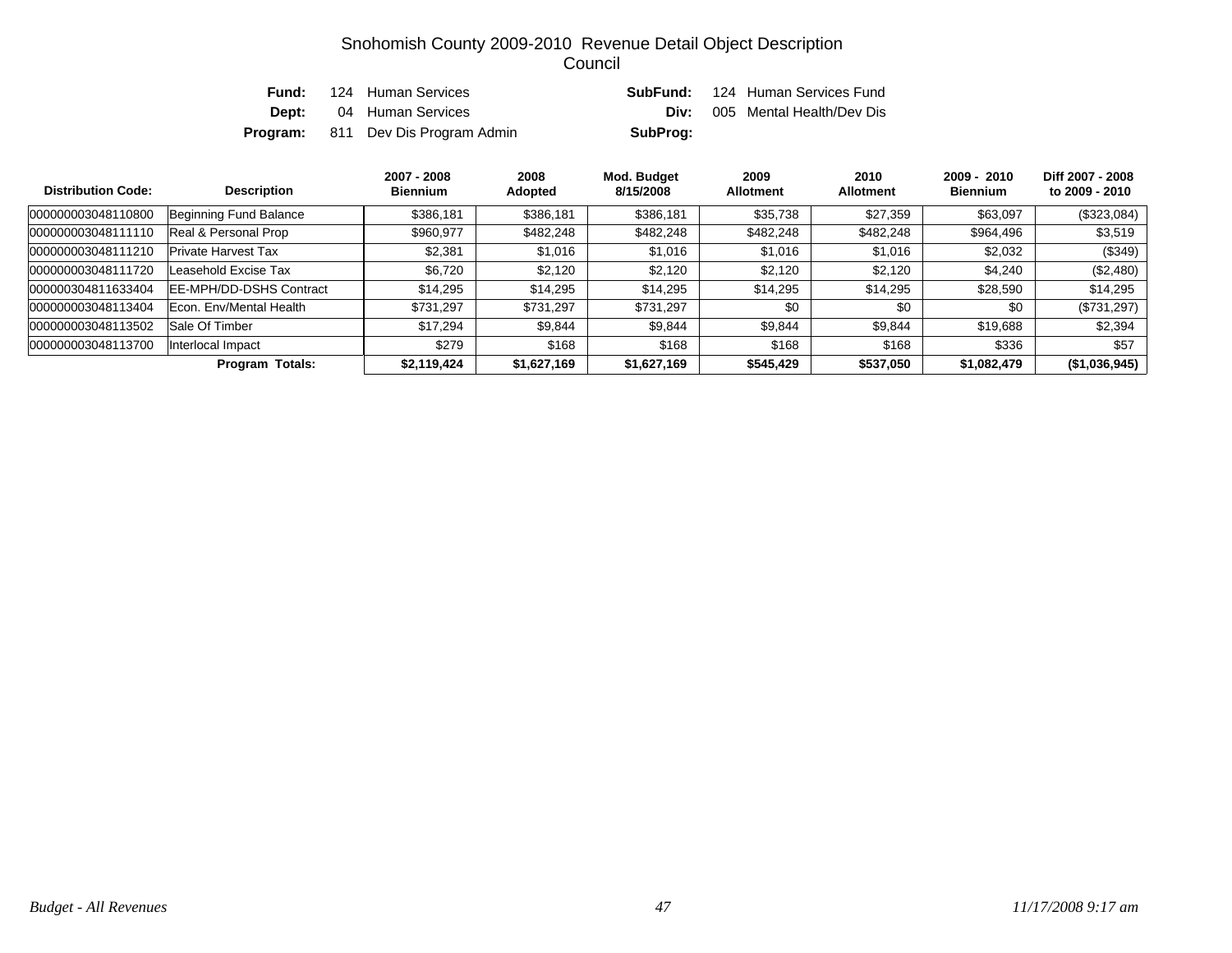# Snohomish County 2009-2010 Revenue Detail Object Description

## Council

**Fund:** 124 Human Services | **SubFund:** 124 Human Services Fund

**Dept:** 04 Human Services | **Div:** 005 Mental Health/Dev Dis

**Program:** 811 Dev Dis Program Admin | **SubProg:**

| Distribution Code: | Description | 2007 - 2008 Biennium | 2008 Adopted | Mod. Budget 8/15/2008 | 2009 Allotment | 2010 Allotment | 2009 - 2010 Biennium | Diff 2007 - 2008 to 2009 - 2010 |
|---|---|---|---|---|---|---|---|---|
| 000000003048110800 | Beginning Fund Balance | $386,181 | $386,181 | $386,181 | $35,738 | $27,359 | $63,097 | ($323,084) |
| 000000003048111110 | Real & Personal Prop | $960,977 | $482,248 | $482,248 | $482,248 | $482,248 | $964,496 | $3,519 |
| 000000003048111210 | Private Harvest Tax | $2,381 | $1,016 | $1,016 | $1,016 | $1,016 | $2,032 | ($349) |
| 000000003048111720 | Leasehold Excise Tax | $6,720 | $2,120 | $2,120 | $2,120 | $2,120 | $4,240 | ($2,480) |
| 000000304811633404 | EE-MPH/DD-DSHS Contract | $14,295 | $14,295 | $14,295 | $14,295 | $14,295 | $28,590 | $14,295 |
| 000000003048113404 | Econ. Env/Mental Health | $731,297 | $731,297 | $731,297 | $0 | $0 | $0 | ($731,297) |
| 000000003048113502 | Sale Of Timber | $17,294 | $9,844 | $9,844 | $9,844 | $9,844 | $19,688 | $2,394 |
| 000000003048113700 | Interlocal Impact | $279 | $168 | $168 | $168 | $168 | $336 | $57 |
| | **Program Totals:** | **$2,119,424** | **$1,627,169** | **$1,627,169** | **$545,429** | **$537,050** | **$1,082,479** | **($1,036,945)** |

*Budget - All Revenues* *11/17/2008 9:17 am*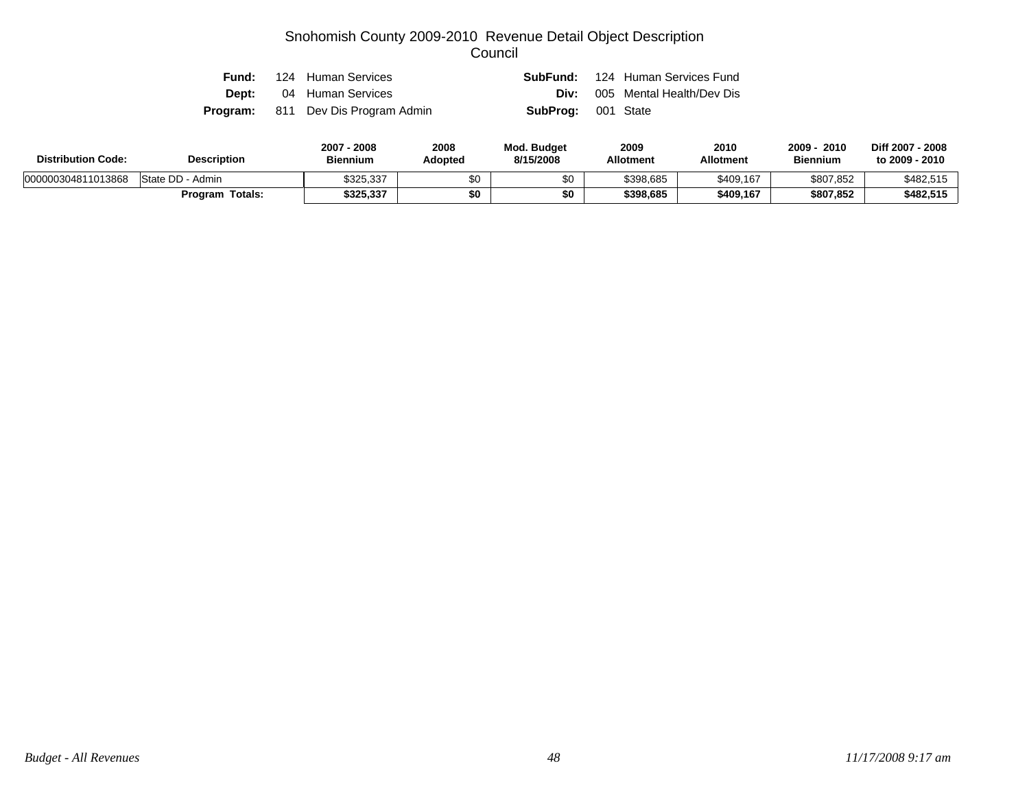# Snohomish County 2009-2010 Revenue Detail Object Description
## Council

**Fund:** 124 Human Services  **SubFund:** 124 Human Services Fund
**Dept:** 04 Human Services  **Div:** 005 Mental Health/Dev Dis
**Program:** 811 Dev Dis Program Admin  **SubProg:** 001 State

| Distribution Code: | Description | 2007 - 2008 Biennium | 2008 Adopted | Mod. Budget 8/15/2008 | 2009 Allotment | 2010 Allotment | 2009 - 2010 Biennium | Diff 2007 - 2008 to 2009 - 2010 |
|---|---|---|---|---|---|---|---|---|
| 000000304811013868 | State DD - Admin | $325,337 | $0 | $0 | $398,685 | $409,167 | $807,852 | $482,515 |
| | **Program Totals:** | **$325,337** | **$0** | **$0** | **$398,685** | **$409,167** | **$807,852** | **$482,515** |

*Budget - All Revenues* *11/17/2008 9:17 am*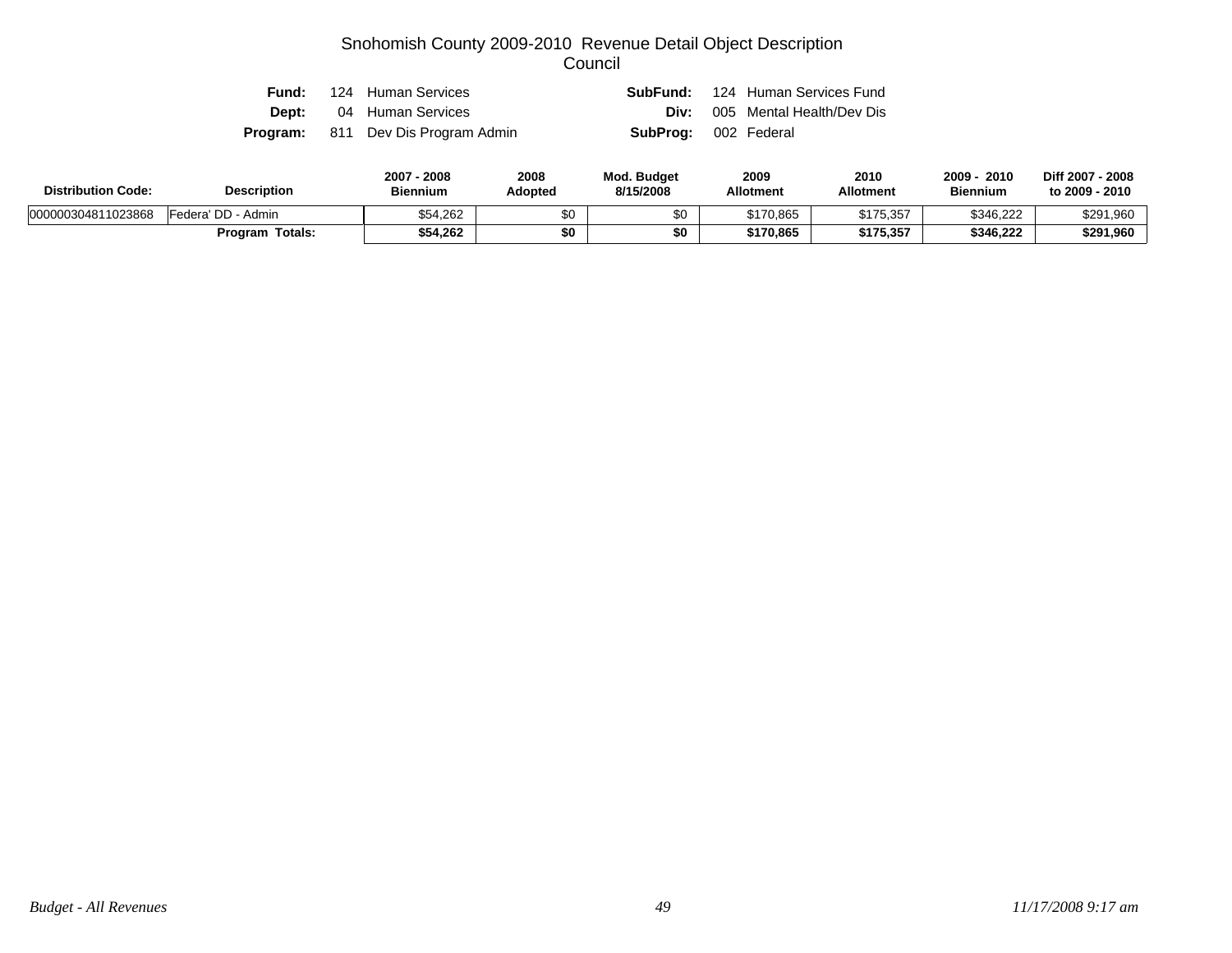# Snohomish County 2009-2010 Revenue Detail Object Description
## Council

| | | | |
|---|---|---|---|
| **Fund:** | 124 Human Services | **SubFund:** | 124 Human Services Fund |
| **Dept:** | 04 Human Services | **Div:** | 005 Mental Health/Dev Dis |
| **Program:** | 811 Dev Dis Program Admin | **SubProg:** | 002 Federal |

| Distribution Code: | Description | 2007 - 2008 Biennium | 2008 Adopted | Mod. Budget 8/15/2008 | 2009 Allotment | 2010 Allotment | 2009 - 2010 Biennium | Diff 2007 - 2008 to 2009 - 2010 |
|---|---|---|---|---|---|---|---|---|
| 000000304811023868 | Federa' DD - Admin | $54,262 | $0 | $0 | $170,865 | $175,357 | $346,222 | $291,960 |
| | **Program Totals:** | **$54,262** | **$0** | **$0** | **$170,865** | **$175,357** | **$346,222** | **$291,960** |

*Budget - All Revenues* *11/17/2008 9:17 am*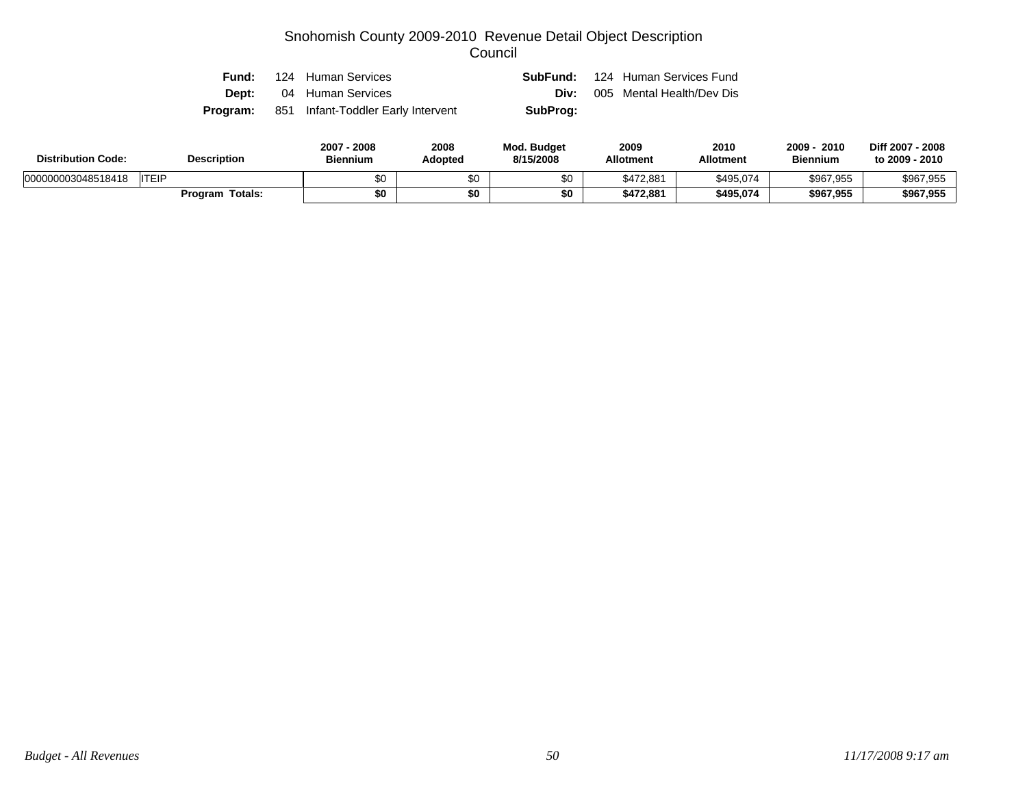# Snohomish County 2009-2010 Revenue Detail Object Description

## Council

**Fund:** 124 Human Services　　**SubFund:** 124 Human Services Fund

**Dept:** 04 Human Services　　**Div:** 005 Mental Health/Dev Dis

**Program:** 851 Infant-Toddler Early Intervent　　**SubProg:**

| Distribution Code: | Description | 2007 - 2008 Biennium | 2008 Adopted | Mod. Budget 8/15/2008 | 2009 Allotment | 2010 Allotment | 2009 - 2010 Biennium | Diff 2007 - 2008 to 2009 - 2010 |
|---|---|---|---|---|---|---|---|---|
| 000000003048518418 | ITEIP | $0 | $0 | $0 | $472,881 | $495,074 | $967,955 | $967,955 |
| | **Program Totals:** | **$0** | **$0** | **$0** | **$472,881** | **$495,074** | **$967,955** | **$967,955** |

*Budget - All Revenues*　　*11/17/2008 9:17 am*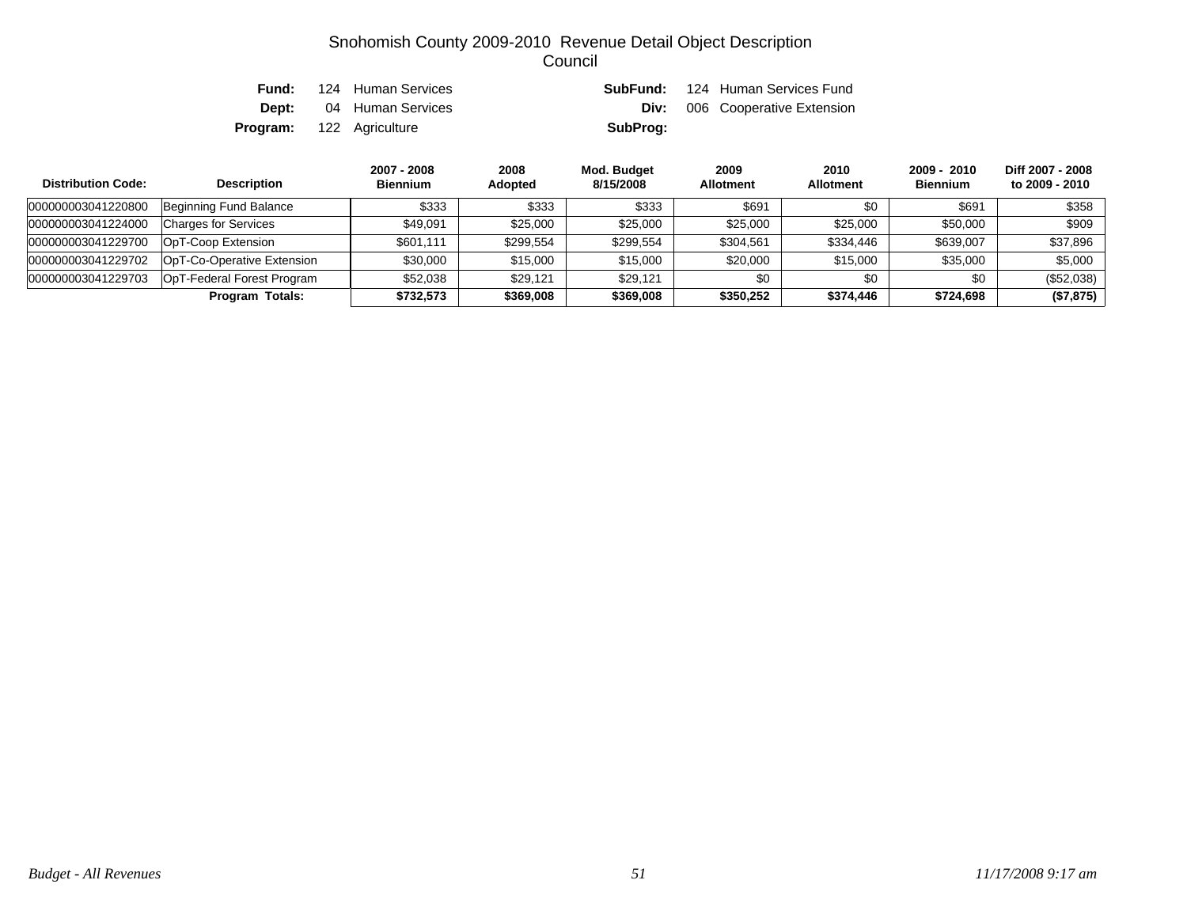# Snohomish County 2009-2010 Revenue Detail Object Description

## Council

**Fund:** 124 Human Services  
**SubFund:** 124 Human Services Fund  
**Dept:** 04 Human Services  
**Div:** 006 Cooperative Extension  
**Program:** 122 Agriculture  
**SubProg:**

| Distribution Code: | Description | 2007 - 2008 Biennium | 2008 Adopted | Mod. Budget 8/15/2008 | 2009 Allotment | 2010 Allotment | 2009 - 2010 Biennium | Diff 2007 - 2008 to 2009 - 2010 |
|---|---|---|---|---|---|---|---|---|
| 000000003041220800 | Beginning Fund Balance | $333 | $333 | $333 | $691 | $0 | $691 | $358 |
| 000000003041224000 | Charges for Services | $49,091 | $25,000 | $25,000 | $25,000 | $25,000 | $50,000 | $909 |
| 000000003041229700 | OpT-Coop Extension | $601,111 | $299,554 | $299,554 | $304,561 | $334,446 | $639,007 | $37,896 |
| 000000003041229702 | OpT-Co-Operative Extension | $30,000 | $15,000 | $15,000 | $20,000 | $15,000 | $35,000 | $5,000 |
| 000000003041229703 | OpT-Federal Forest Program | $52,038 | $29,121 | $29,121 | $0 | $0 | $0 | ($52,038) |
| | **Program Totals:** | **$732,573** | **$369,008** | **$369,008** | **$350,252** | **$374,446** | **$724,698** | **($7,875)** |

*Budget - All Revenues* *11/17/2008 9:17 am*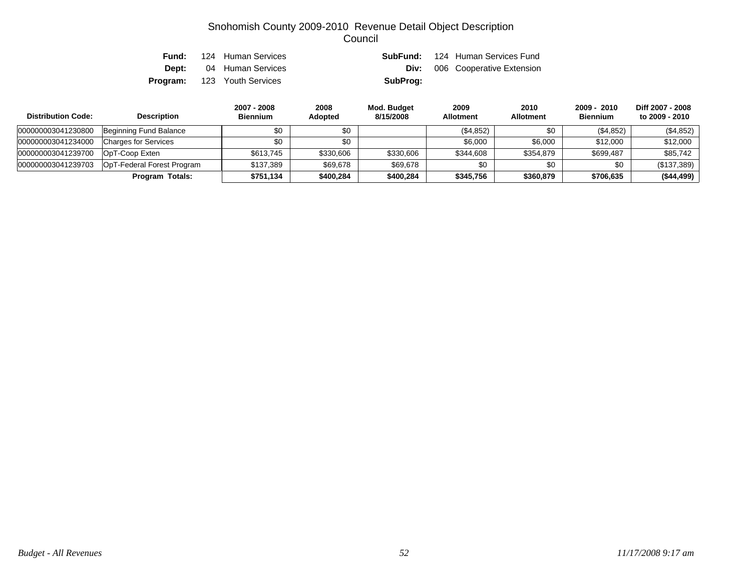# Snohomish County 2009-2010 Revenue Detail Object Description
## Council

| | | | |
|---|---|---|---|
| **Fund:** | 124 Human Services | **SubFund:** | 124 Human Services Fund |
| **Dept:** | 04 Human Services | **Div:** | 006 Cooperative Extension |
| **Program:** | 123 Youth Services | **SubProg:** | |

| Distribution Code: | Description | 2007 - 2008 Biennium | 2008 Adopted | Mod. Budget 8/15/2008 | 2009 Allotment | 2010 Allotment | 2009 - 2010 Biennium | Diff 2007 - 2008 to 2009 - 2010 |
|---|---|---|---|---|---|---|---|---|
| 000000003041230800 | Beginning Fund Balance | $0 | $0 | | ($4,852) | $0 | ($4,852) | ($4,852) |
| 000000003041234000 | Charges for Services | $0 | $0 | | $6,000 | $6,000 | $12,000 | $12,000 |
| 000000003041239700 | OpT-Coop Exten | $613,745 | $330,606 | $330,606 | $344,608 | $354,879 | $699,487 | $85,742 |
| 000000003041239703 | OpT-Federal Forest Program | $137,389 | $69,678 | $69,678 | $0 | $0 | $0 | ($137,389) |
| | **Program Totals:** | **$751,134** | **$400,284** | **$400,284** | **$345,756** | **$360,879** | **$706,635** | **($44,499)** |

*Budget - All Revenues* *11/17/2008 9:17 am*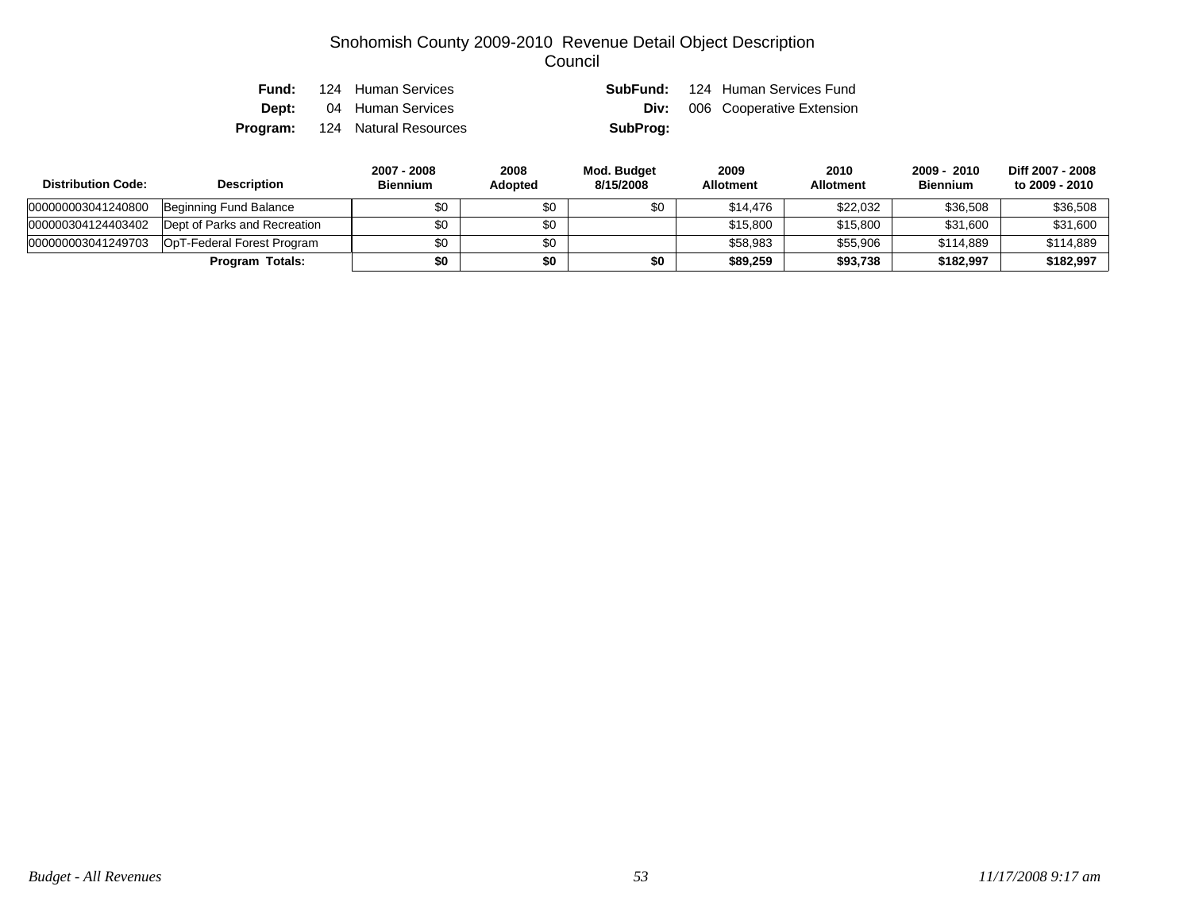# Snohomish County 2009-2010 Revenue Detail Object Description

## Council

**Fund:** 124 Human Services  
**SubFund:** 124 Human Services Fund  
**Dept:** 04 Human Services  
**Div:** 006 Cooperative Extension  
**Program:** 124 Natural Resources  
**SubProg:**

| Distribution Code: | Description | 2007 - 2008 Biennium | 2008 Adopted | Mod. Budget 8/15/2008 | 2009 Allotment | 2010 Allotment | 2009 - 2010 Biennium | Diff 2007 - 2008 to 2009 - 2010 |
|---|---|---|---|---|---|---|---|---|
| 000000003041240800 | Beginning Fund Balance | $0 | $0 | $0 | $14,476 | $22,032 | $36,508 | $36,508 |
| 000000304124403402 | Dept of Parks and Recreation | $0 | $0 | | $15,800 | $15,800 | $31,600 | $31,600 |
| 000000003041249703 | OpT-Federal Forest Program | $0 | $0 | | $58,983 | $55,906 | $114,889 | $114,889 |
| | **Program Totals:** | **$0** | **$0** | **$0** | **$89,259** | **$93,738** | **$182,997** | **$182,997** |

*Budget - All Revenues* *11/17/2008 9:17 am*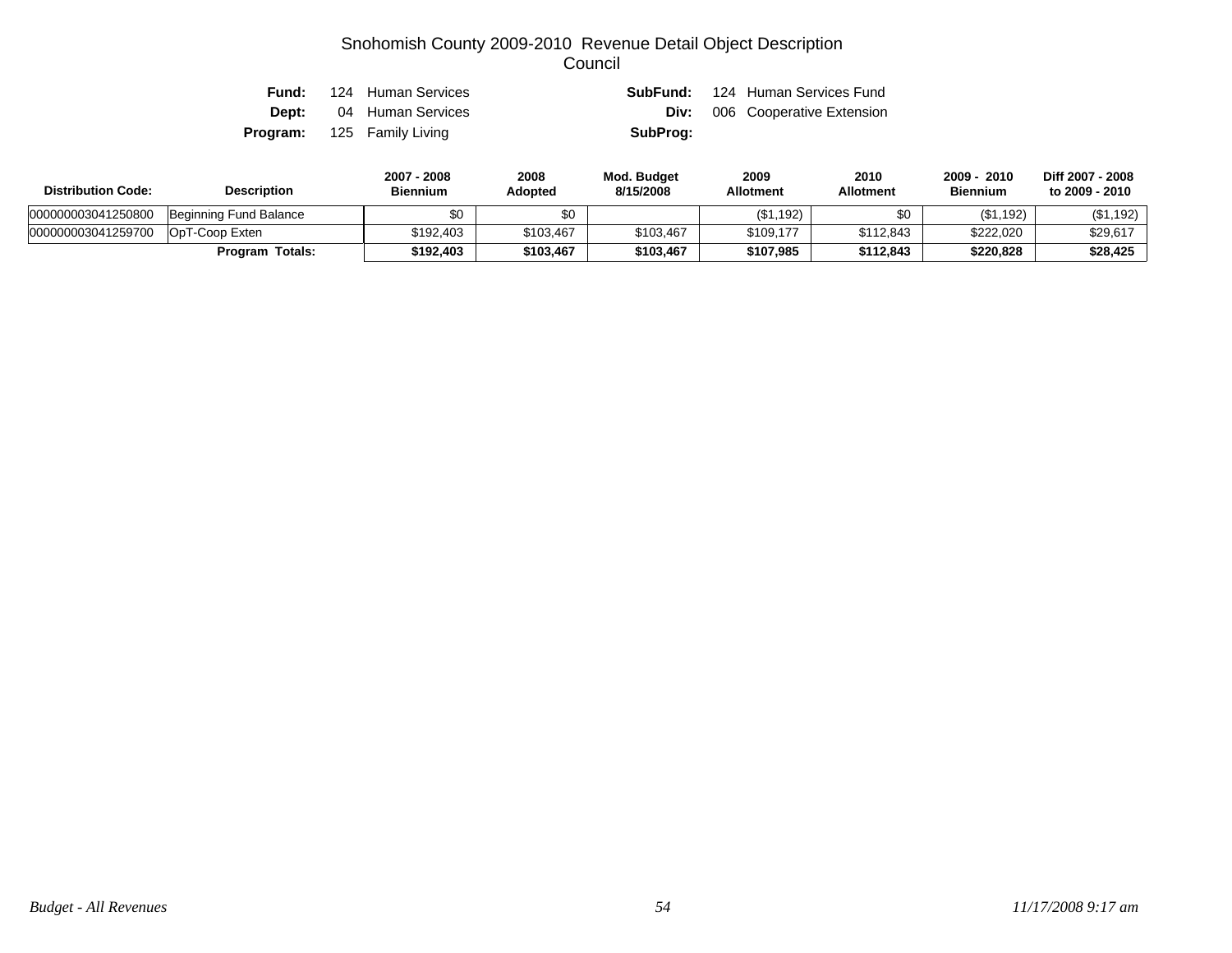# Snohomish County 2009-2010 Revenue Detail Object Description
## Council

**Fund:** 124 Human Services **SubFund:** 124 Human Services Fund
**Dept:** 04 Human Services **Div:** 006 Cooperative Extension
**Program:** 125 Family Living **SubProg:**

| Distribution Code: | Description | 2007 - 2008 Biennium | 2008 Adopted | Mod. Budget 8/15/2008 | 2009 Allotment | 2010 Allotment | 2009 - 2010 Biennium | Diff 2007 - 2008 to 2009 - 2010 |
|---|---|---|---|---|---|---|---|---|
| 000000003041250800 | Beginning Fund Balance | $0 | $0 | | ($1,192) | $0 | ($1,192) | ($1,192) |
| 000000003041259700 | OpT-Coop Exten | $192,403 | $103,467 | $103,467 | $109,177 | $112,843 | $222,020 | $29,617 |
| | **Program Totals:** | **$192,403** | **$103,467** | **$103,467** | **$107,985** | **$112,843** | **$220,828** | **$28,425** |

*Budget - All Revenues* *11/17/2008 9:17 am*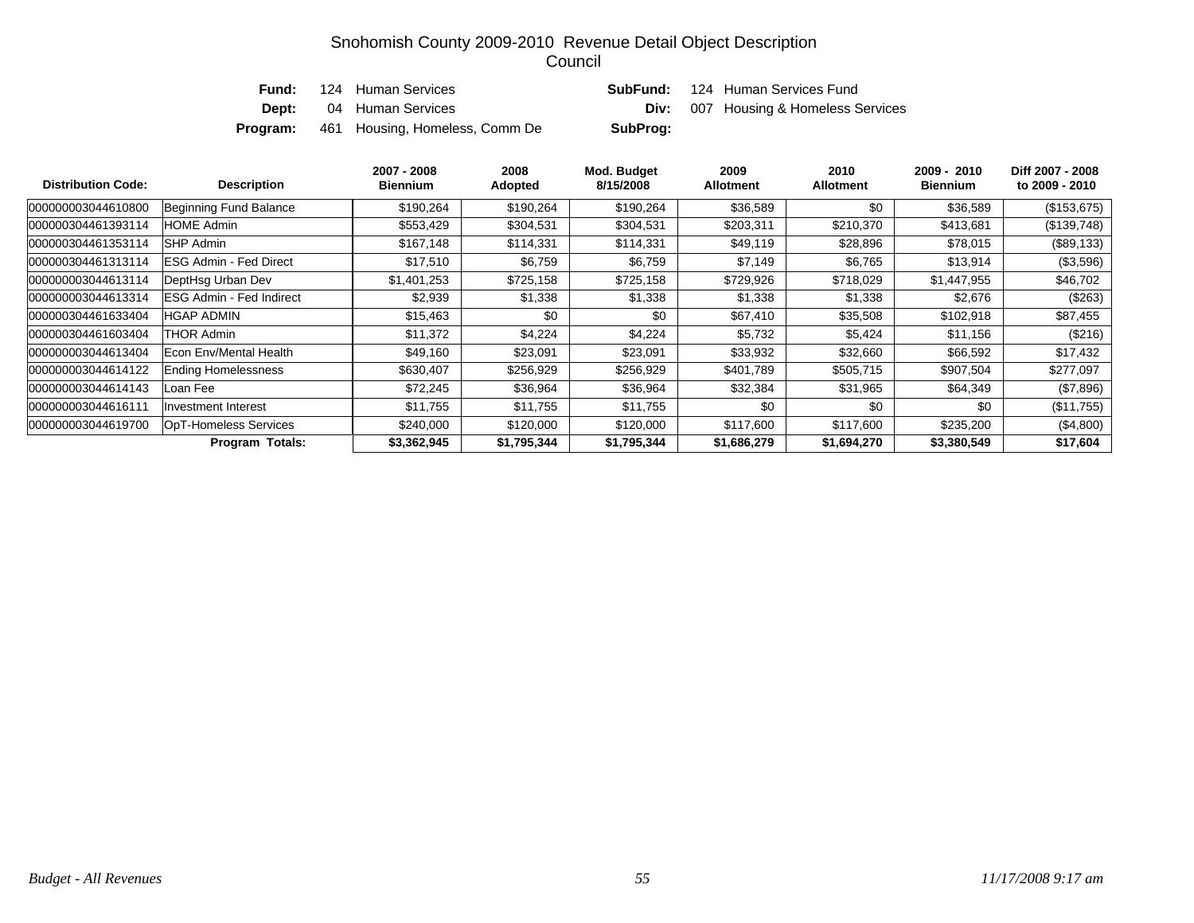# Snohomish County 2009-2010 Revenue Detail Object Description
## Council

**Fund:** 124 Human Services **SubFund:** 124 Human Services Fund

**Dept:** 04 Human Services **Div:** 007 Housing & Homeless Services

**Program:** 461 Housing, Homeless, Comm De **SubProg:**

| Distribution Code: | Description | 2007 - 2008 Biennium | 2008 Adopted | Mod. Budget 8/15/2008 | 2009 Allotment | 2010 Allotment | 2009 - 2010 Biennium | Diff 2007 - 2008 to 2009 - 2010 |
|---|---|---|---|---|---|---|---|---|
| 000000003044610800 | Beginning Fund Balance | $190,264 | $190,264 | $190,264 | $36,589 | $0 | $36,589 | ($153,675) |
| 000000304461393114 | HOME Admin | $553,429 | $304,531 | $304,531 | $203,311 | $210,370 | $413,681 | ($139,748) |
| 000000304461353114 | SHP Admin | $167,148 | $114,331 | $114,331 | $49,119 | $28,896 | $78,015 | ($89,133) |
| 000000304461313114 | ESG Admin - Fed Direct | $17,510 | $6,759 | $6,759 | $7,149 | $6,765 | $13,914 | ($3,596) |
| 000000003044613114 | DeptHsg Urban Dev | $1,401,253 | $725,158 | $725,158 | $729,926 | $718,029 | $1,447,955 | $46,702 |
| 000000003044613314 | ESG Admin - Fed Indirect | $2,939 | $1,338 | $1,338 | $1,338 | $1,338 | $2,676 | ($263) |
| 000000304461633404 | HGAP ADMIN | $15,463 | $0 | $0 | $67,410 | $35,508 | $102,918 | $87,455 |
| 000000304461603404 | THOR Admin | $11,372 | $4,224 | $4,224 | $5,732 | $5,424 | $11,156 | ($216) |
| 000000003044613404 | Econ Env/Mental Health | $49,160 | $23,091 | $23,091 | $33,932 | $32,660 | $66,592 | $17,432 |
| 000000003044614122 | Ending Homelessness | $630,407 | $256,929 | $256,929 | $401,789 | $505,715 | $907,504 | $277,097 |
| 000000003044614143 | Loan Fee | $72,245 | $36,964 | $36,964 | $32,384 | $31,965 | $64,349 | ($7,896) |
| 000000003044616111 | Investment Interest | $11,755 | $11,755 | $11,755 | $0 | $0 | $0 | ($11,755) |
| 000000003044619700 | OpT-Homeless Services | $240,000 | $120,000 | $120,000 | $117,600 | $117,600 | $235,200 | ($4,800) |
| | **Program Totals:** | **$3,362,945** | **$1,795,344** | **$1,795,344** | **$1,686,279** | **$1,694,270** | **$3,380,549** | **$17,604** |

*Budget - All Revenues* *11/17/2008 9:17 am*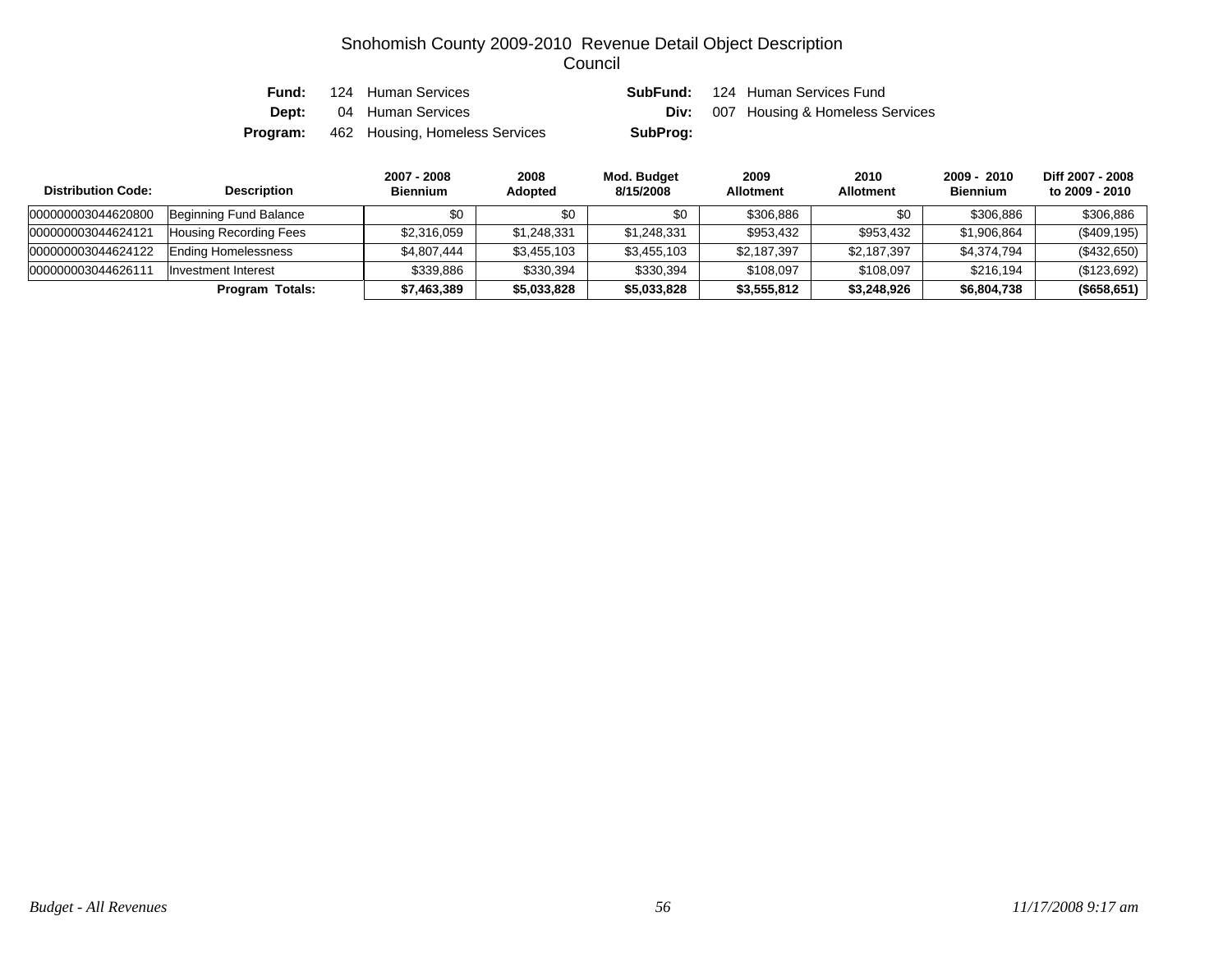# Snohomish County 2009-2010 Revenue Detail Object Description
## Council

**Fund:** 124 Human Services **SubFund:** 124 Human Services Fund
**Dept:** 04 Human Services **Div:** 007 Housing & Homeless Services
**Program:** 462 Housing, Homeless Services **SubProg:**

| Distribution Code: | Description | 2007 - 2008 Biennium | 2008 Adopted | Mod. Budget 8/15/2008 | 2009 Allotment | 2010 Allotment | 2009 - 2010 Biennium | Diff 2007 - 2008 to 2009 - 2010 |
|---|---|---|---|---|---|---|---|---|
| 000000003044620800 | Beginning Fund Balance | $0 | $0 | $0 | $306,886 | $0 | $306,886 | $306,886 |
| 000000003044624121 | Housing Recording Fees | $2,316,059 | $1,248,331 | $1,248,331 | $953,432 | $953,432 | $1,906,864 | ($409,195) |
| 000000003044624122 | Ending Homelessness | $4,807,444 | $3,455,103 | $3,455,103 | $2,187,397 | $2,187,397 | $4,374,794 | ($432,650) |
| 000000003044626111 | Investment Interest | $339,886 | $330,394 | $330,394 | $108,097 | $108,097 | $216,194 | ($123,692) |
| | **Program Totals:** | **$7,463,389** | **$5,033,828** | **$5,033,828** | **$3,555,812** | **$3,248,926** | **$6,804,738** | **($658,651)** |

*Budget - All Revenues* *11/17/2008 9:17 am*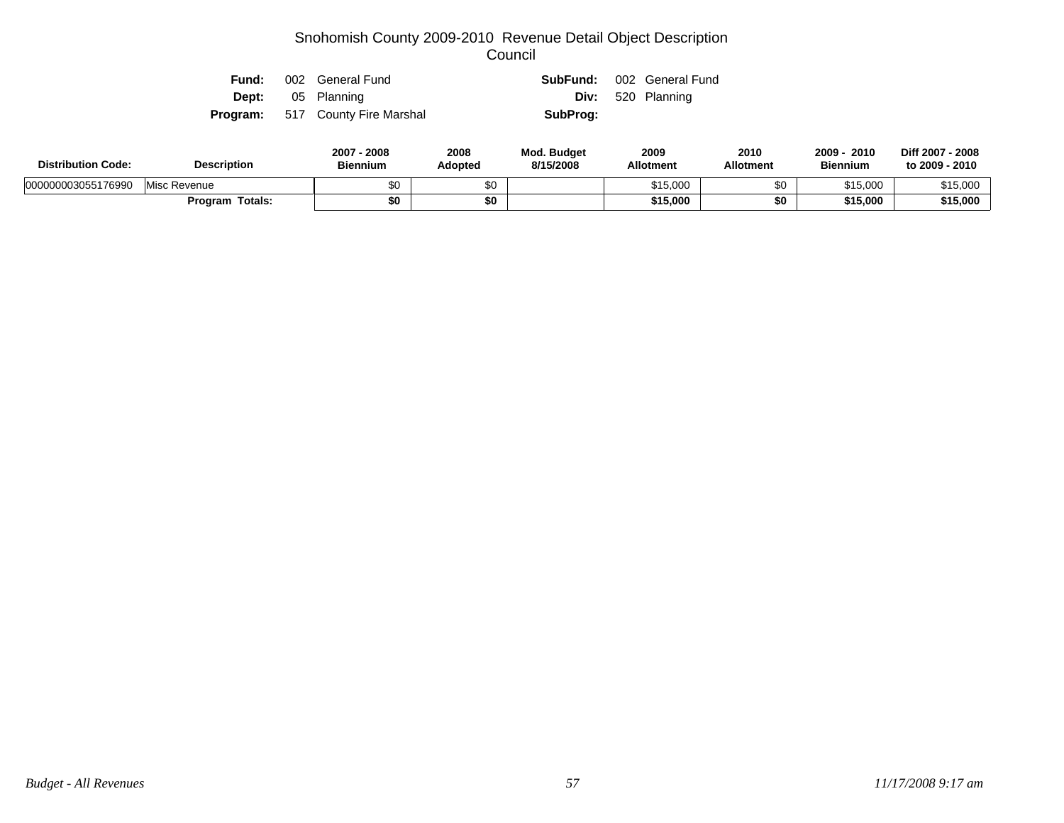# Snohomish County 2009-2010 Revenue Detail Object Description
## Council

**Fund:** 002 General Fund **SubFund:** 002 General Fund
**Dept:** 05 Planning **Div:** 520 Planning
**Program:** 517 County Fire Marshal **SubProg:**

| Distribution Code: | Description | 2007 - 2008 Biennium | 2008 Adopted | Mod. Budget 8/15/2008 | 2009 Allotment | 2010 Allotment | 2009 - 2010 Biennium | Diff 2007 - 2008 to 2009 - 2010 |
|---|---|---|---|---|---|---|---|---|
| 000000003055176990 | Misc Revenue | $0 | $0 | | $15,000 | $0 | $15,000 | $15,000 |
| | **Program Totals:** | **$0** | **$0** | | **$15,000** | **$0** | **$15,000** | **$15,000** |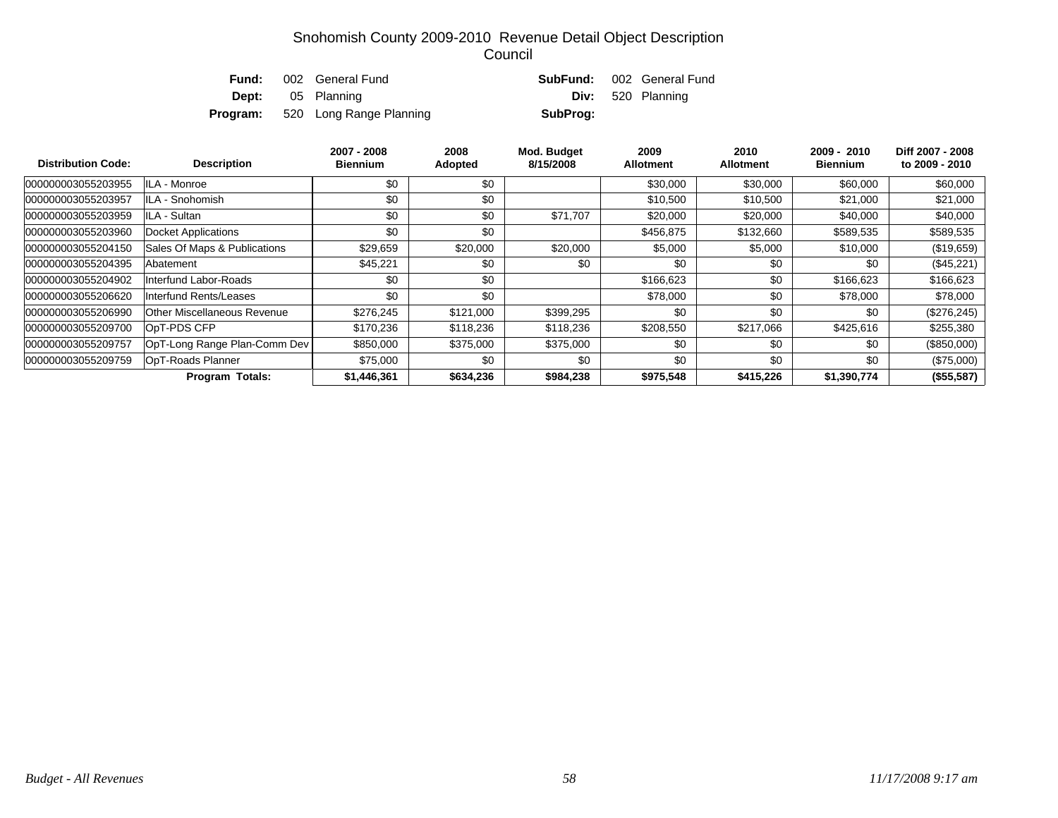# Snohomish County 2009-2010 Revenue Detail Object Description
## Council

**Fund:** 002 General Fund  **SubFund:** 002 General Fund
**Dept:** 05 Planning  **Div:** 520 Planning
**Program:** 520 Long Range Planning  **SubProg:**

| Distribution Code: | Description | 2007 - 2008 Biennium | 2008 Adopted | Mod. Budget 8/15/2008 | 2009 Allotment | 2010 Allotment | 2009 - 2010 Biennium | Diff 2007 - 2008 to 2009 - 2010 |
|---|---|---|---|---|---|---|---|---|
| 000000003055203955 | ILA - Monroe | $0 | $0 | | $30,000 | $30,000 | $60,000 | $60,000 |
| 000000003055203957 | ILA - Snohomish | $0 | $0 | | $10,500 | $10,500 | $21,000 | $21,000 |
| 000000003055203959 | ILA - Sultan | $0 | $0 | $71,707 | $20,000 | $20,000 | $40,000 | $40,000 |
| 000000003055203960 | Docket Applications | $0 | $0 | | $456,875 | $132,660 | $589,535 | $589,535 |
| 000000003055204150 | Sales Of Maps & Publications | $29,659 | $20,000 | $20,000 | $5,000 | $5,000 | $10,000 | ($19,659) |
| 000000003055204395 | Abatement | $45,221 | $0 | $0 | $0 | $0 | $0 | ($45,221) |
| 000000003055204902 | Interfund Labor-Roads | $0 | $0 | | $166,623 | $0 | $166,623 | $166,623 |
| 000000003055206620 | Interfund Rents/Leases | $0 | $0 | | $78,000 | $0 | $78,000 | $78,000 |
| 000000003055206990 | Other Miscellaneous Revenue | $276,245 | $121,000 | $399,295 | $0 | $0 | $0 | ($276,245) |
| 000000003055209700 | OpT-PDS CFP | $170,236 | $118,236 | $118,236 | $208,550 | $217,066 | $425,616 | $255,380 |
| 000000003055209757 | OpT-Long Range Plan-Comm Dev | $850,000 | $375,000 | $375,000 | $0 | $0 | $0 | ($850,000) |
| 000000003055209759 | OpT-Roads Planner | $75,000 | $0 | $0 | $0 | $0 | $0 | ($75,000) |
| | **Program Totals:** | **$1,446,361** | **$634,236** | **$984,238** | **$975,548** | **$415,226** | **$1,390,774** | **($55,587)** |

*Budget - All Revenues*  *11/17/2008 9:17 am*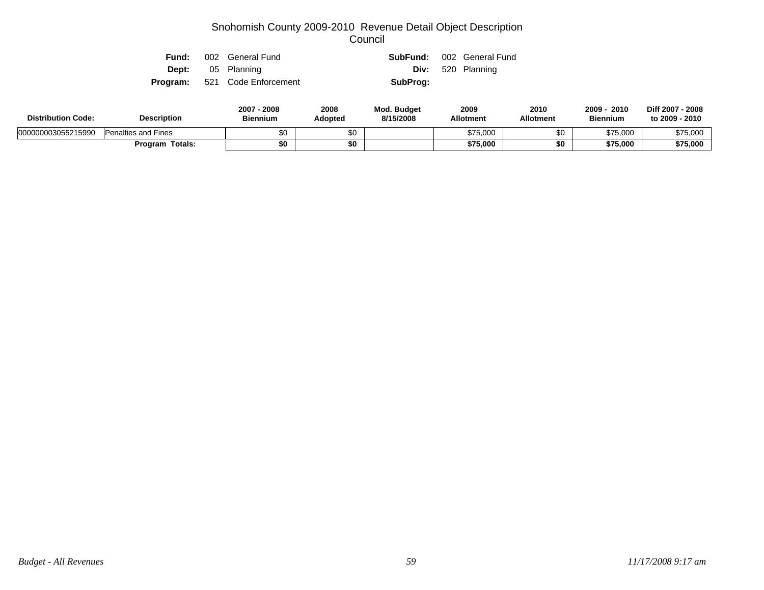# Snohomish County 2009-2010 Revenue Detail Object Description
## Council

**Fund:** 002 General Fund  **SubFund:** 002 General Fund
**Dept:** 05 Planning  **Div:** 520 Planning
**Program:** 521 Code Enforcement  **SubProg:**

| Distribution Code: | Description | 2007 - 2008 Biennium | 2008 Adopted | Mod. Budget 8/15/2008 | 2009 Allotment | 2010 Allotment | 2009 - 2010 Biennium | Diff 2007 - 2008 to 2009 - 2010 |
|---|---|---|---|---|---|---|---|---|
| 000000003055215990 | Penalties and Fines | $0 | $0 | | $75,000 | $0 | $75,000 | $75,000 |
| | **Program Totals:** | **$0** | **$0** | | **$75,000** | **$0** | **$75,000** | **$75,000** |

*Budget - All Revenues* *11/17/2008 9:17 am*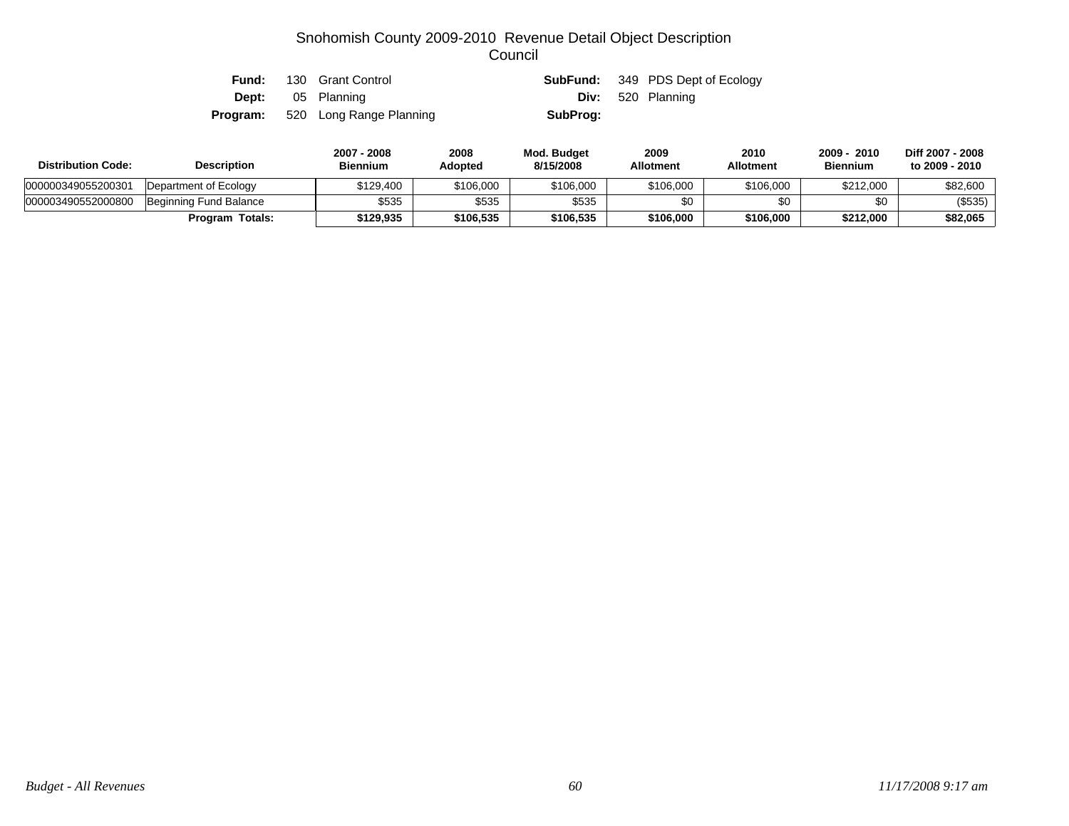# Snohomish County 2009-2010 Revenue Detail Object Description
## Council

**Fund:** 130 Grant Control  
**SubFund:** 349 PDS Dept of Ecology  
**Dept:** 05 Planning  
**Div:** 520 Planning  
**Program:** 520 Long Range Planning  
**SubProg:**

| Distribution Code: | Description | 2007 - 2008 Biennium | 2008 Adopted | Mod. Budget 8/15/2008 | 2009 Allotment | 2010 Allotment | 2009 - 2010 Biennium | Diff 2007 - 2008 to 2009 - 2010 |
|---|---|---|---|---|---|---|---|---|
| 000000349055200301 | Department of Ecology | $129,400 | $106,000 | $106,000 | $106,000 | $106,000 | $212,000 | $82,600 |
| 000003490552000800 | Beginning Fund Balance | $535 | $535 | $535 | $0 | $0 | $0 | ($535) |
| | **Program Totals:** | **$129,935** | **$106,535** | **$106,535** | **$106,000** | **$106,000** | **$212,000** | **$82,065** |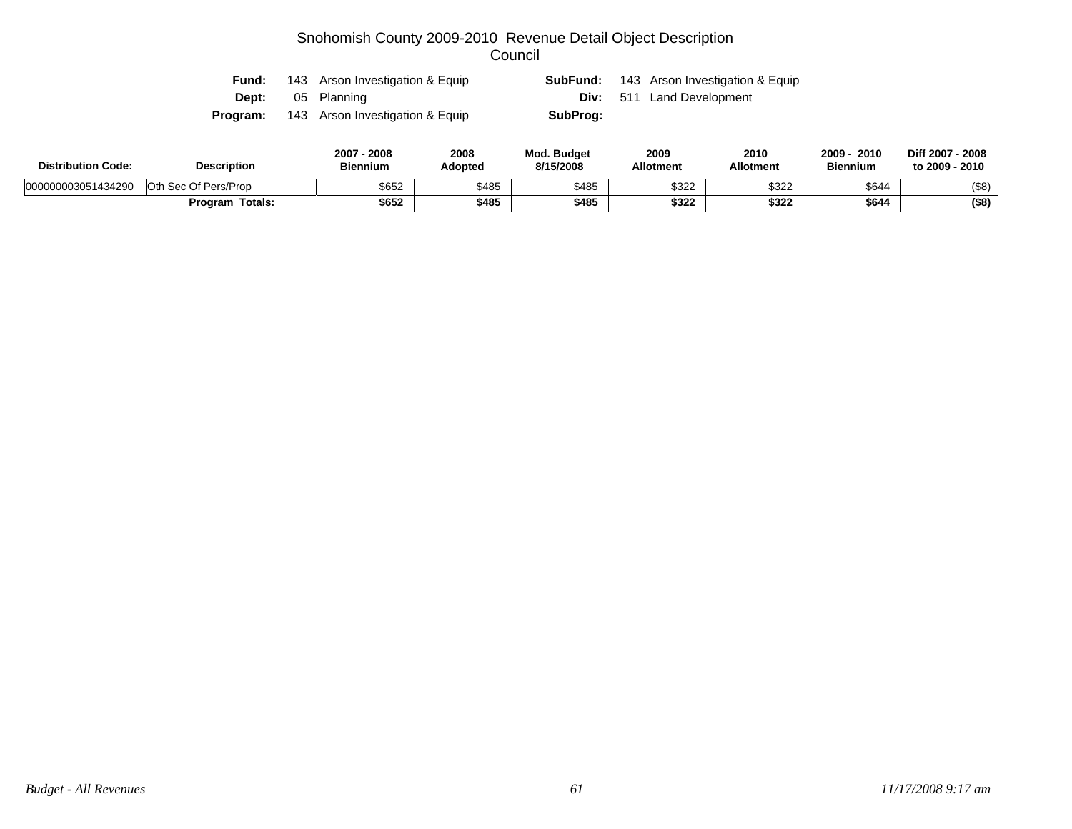# Snohomish County 2009-2010 Revenue Detail Object Description
## Council

**Fund:** 143 Arson Investigation & Equip | **SubFund:** 143 Arson Investigation & Equip

**Dept:** 05 Planning | **Div:** 511 Land Development

**Program:** 143 Arson Investigation & Equip | **SubProg:**

| Distribution Code: | Description | 2007 - 2008 Biennium | 2008 Adopted | Mod. Budget 8/15/2008 | 2009 Allotment | 2010 Allotment | 2009 - 2010 Biennium | Diff 2007 - 2008 to 2009 - 2010 |
|---|---|---|---|---|---|---|---|---|
| 000000003051434290 | Oth Sec Of Pers/Prop | $652 | $485 | $485 | $322 | $322 | $644 | ($8) |
| | **Program Totals:** | **$652** | **$485** | **$485** | **$322** | **$322** | **$644** | **($8)** |

*Budget - All Revenues* *11/17/2008 9:17 am*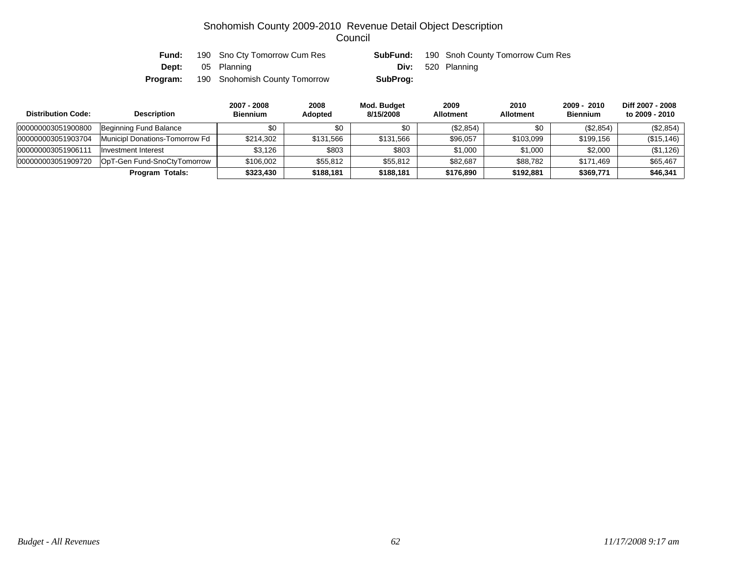# Snohomish County 2009-2010 Revenue Detail Object Description

## Council

**Fund:** 190 Sno Cty Tomorrow Cum Res **SubFund:** 190 Snoh County Tomorrow Cum Res

**Dept:** 05 Planning **Div:** 520 Planning

**Program:** 190 Snohomish County Tomorrow **SubProg:**

| Distribution Code: | Description | 2007 - 2008 Biennium | 2008 Adopted | Mod. Budget 8/15/2008 | 2009 Allotment | 2010 Allotment | 2009 - 2010 Biennium | Diff 2007 - 2008 to 2009 - 2010 |
|---|---|---|---|---|---|---|---|---|
| 000000003051900800 | Beginning Fund Balance | $0 | $0 | $0 | ($2,854) | $0 | ($2,854) | ($2,854) |
| 000000003051903704 | Municipl Donations-Tomorrow Fd | $214,302 | $131,566 | $131,566 | $96,057 | $103,099 | $199,156 | ($15,146) |
| 000000003051906111 | Investment Interest | $3,126 | $803 | $803 | $1,000 | $1,000 | $2,000 | ($1,126) |
| 000000003051909720 | OpT-Gen Fund-SnoCtyTomorrow | $106,002 | $55,812 | $55,812 | $82,687 | $88,782 | $171,469 | $65,467 |
| | **Program Totals:** | **$323,430** | **$188,181** | **$188,181** | **$176,890** | **$192,881** | **$369,771** | **$46,341** |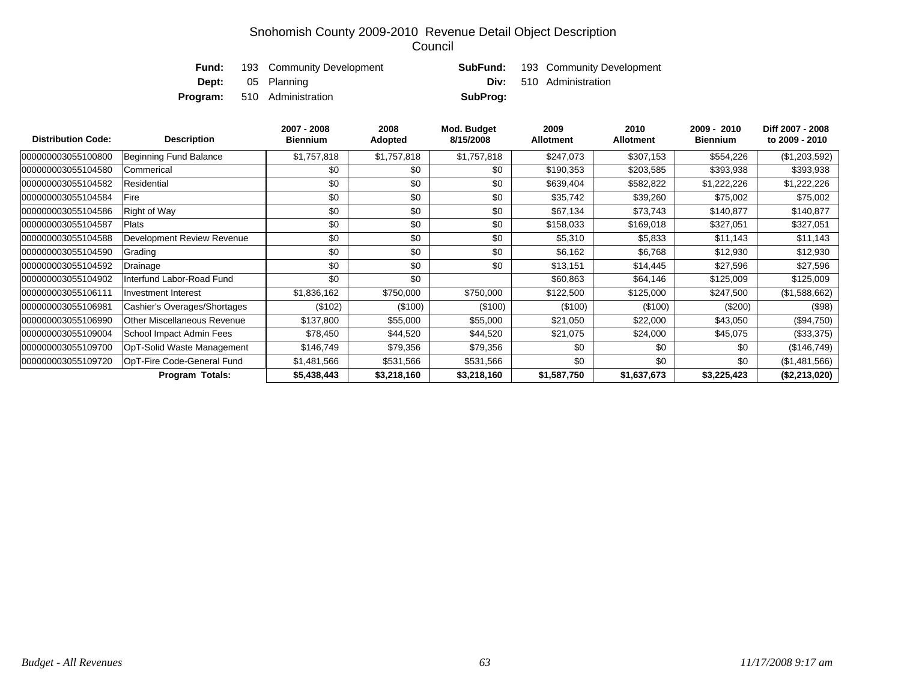# Snohomish County 2009-2010 Revenue Detail Object Description
## Council

**Fund:** 193 Community Development **SubFund:** 193 Community Development
**Dept:** 05 Planning **Div:** 510 Administration
**Program:** 510 Administration **SubProg:**

| Distribution Code: | Description | 2007 - 2008 Biennium | 2008 Adopted | Mod. Budget 8/15/2008 | 2009 Allotment | 2010 Allotment | 2009 - 2010 Biennium | Diff 2007 - 2008 to 2009 - 2010 |
|---|---|---|---|---|---|---|---|---|
| 000000003055100800 | Beginning Fund Balance | $1,757,818 | $1,757,818 | $1,757,818 | $247,073 | $307,153 | $554,226 | ($1,203,592) |
| 000000003055104580 | Commerical | $0 | $0 | $0 | $190,353 | $203,585 | $393,938 | $393,938 |
| 000000003055104582 | Residential | $0 | $0 | $0 | $639,404 | $582,822 | $1,222,226 | $1,222,226 |
| 000000003055104584 | Fire | $0 | $0 | $0 | $35,742 | $39,260 | $75,002 | $75,002 |
| 000000003055104586 | Right of Way | $0 | $0 | $0 | $67,134 | $73,743 | $140,877 | $140,877 |
| 000000003055104587 | Plats | $0 | $0 | $0 | $158,033 | $169,018 | $327,051 | $327,051 |
| 000000003055104588 | Development Review Revenue | $0 | $0 | $0 | $5,310 | $5,833 | $11,143 | $11,143 |
| 000000003055104590 | Grading | $0 | $0 | $0 | $6,162 | $6,768 | $12,930 | $12,930 |
| 000000003055104592 | Drainage | $0 | $0 | $0 | $13,151 | $14,445 | $27,596 | $27,596 |
| 000000003055104902 | Interfund Labor-Road Fund | $0 | $0 | | $60,863 | $64,146 | $125,009 | $125,009 |
| 000000003055106111 | Investment Interest | $1,836,162 | $750,000 | $750,000 | $122,500 | $125,000 | $247,500 | ($1,588,662) |
| 000000003055106981 | Cashier's Overages/Shortages | ($102) | ($100) | ($100) | ($100) | ($100) | ($200) | ($98) |
| 000000003055106990 | Other Miscellaneous Revenue | $137,800 | $55,000 | $55,000 | $21,050 | $22,000 | $43,050 | ($94,750) |
| 000000003055109004 | School Impact Admin Fees | $78,450 | $44,520 | $44,520 | $21,075 | $24,000 | $45,075 | ($33,375) |
| 000000003055109700 | OpT-Solid Waste Management | $146,749 | $79,356 | $79,356 | $0 | $0 | $0 | ($146,749) |
| 000000003055109720 | OpT-Fire Code-General Fund | $1,481,566 | $531,566 | $531,566 | $0 | $0 | $0 | ($1,481,566) |
| | **Program Totals:** | **$5,438,443** | **$3,218,160** | **$3,218,160** | **$1,587,750** | **$1,637,673** | **$3,225,423** | **($2,213,020)** |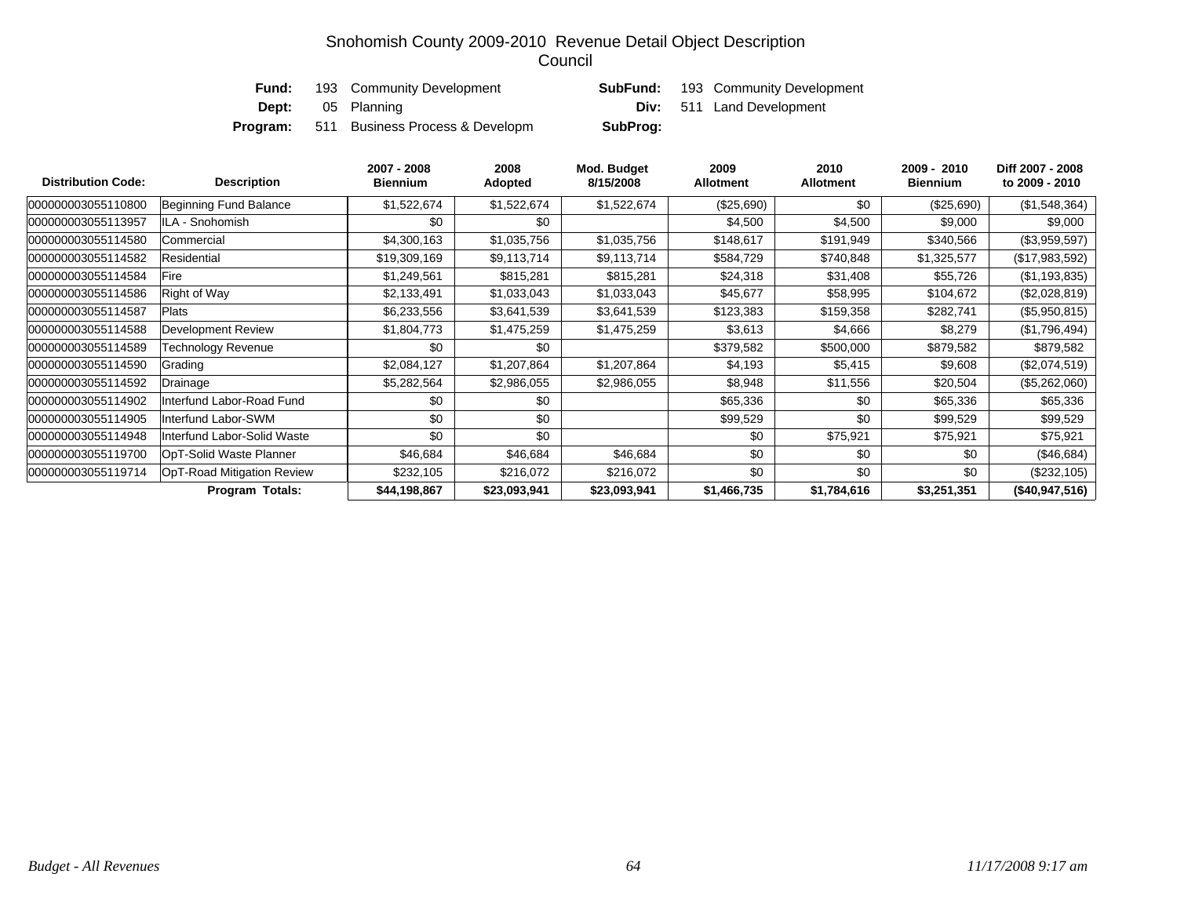# Snohomish County 2009-2010 Revenue Detail Object Description
## Council

| | | | | |
|---|---|---|---|---|
| **Fund:** | 193 Community Development | **SubFund:** | 193 Community Development |
| **Dept:** | 05 Planning | **Div:** | 511 Land Development |
| **Program:** | 511 Business Process & Developm | **SubProg:** | |

| Distribution Code: | Description | 2007 - 2008 Biennium | 2008 Adopted | Mod. Budget 8/15/2008 | 2009 Allotment | 2010 Allotment | 2009 - 2010 Biennium | Diff 2007 - 2008 to 2009 - 2010 |
|---|---|---|---|---|---|---|---|---|
| 000000003055110800 | Beginning Fund Balance | $1,522,674 | $1,522,674 | $1,522,674 | ($25,690) | $0 | ($25,690) | ($1,548,364) |
| 000000003055113957 | ILA - Snohomish | $0 | $0 | | $4,500 | $4,500 | $9,000 | $9,000 |
| 000000003055114580 | Commercial | $4,300,163 | $1,035,756 | $1,035,756 | $148,617 | $191,949 | $340,566 | ($3,959,597) |
| 000000003055114582 | Residential | $19,309,169 | $9,113,714 | $9,113,714 | $584,729 | $740,848 | $1,325,577 | ($17,983,592) |
| 000000003055114584 | Fire | $1,249,561 | $815,281 | $815,281 | $24,318 | $31,408 | $55,726 | ($1,193,835) |
| 000000003055114586 | Right of Way | $2,133,491 | $1,033,043 | $1,033,043 | $45,677 | $58,995 | $104,672 | ($2,028,819) |
| 000000003055114587 | Plats | $6,233,556 | $3,641,539 | $3,641,539 | $123,383 | $159,358 | $282,741 | ($5,950,815) |
| 000000003055114588 | Development Review | $1,804,773 | $1,475,259 | $1,475,259 | $3,613 | $4,666 | $8,279 | ($1,796,494) |
| 000000003055114589 | Technology Revenue | $0 | $0 | | $379,582 | $500,000 | $879,582 | $879,582 |
| 000000003055114590 | Grading | $2,084,127 | $1,207,864 | $1,207,864 | $4,193 | $5,415 | $9,608 | ($2,074,519) |
| 000000003055114592 | Drainage | $5,282,564 | $2,986,055 | $2,986,055 | $8,948 | $11,556 | $20,504 | ($5,262,060) |
| 000000003055114902 | Interfund Labor-Road Fund | $0 | $0 | | $65,336 | $0 | $65,336 | $65,336 |
| 000000003055114905 | Interfund Labor-SWM | $0 | $0 | | $99,529 | $0 | $99,529 | $99,529 |
| 000000003055114948 | Interfund Labor-Solid Waste | $0 | $0 | | $0 | $75,921 | $75,921 | $75,921 |
| 000000003055119700 | OpT-Solid Waste Planner | $46,684 | $46,684 | $46,684 | $0 | $0 | $0 | ($46,684) |
| 000000003055119714 | OpT-Road Mitigation Review | $232,105 | $216,072 | $216,072 | $0 | $0 | $0 | ($232,105) |
| | **Program Totals:** | **$44,198,867** | **$23,093,941** | **$23,093,941** | **$1,466,735** | **$1,784,616** | **$3,251,351** | **($40,947,516)** |

*Budget - All Revenues* *11/17/2008 9:17 am*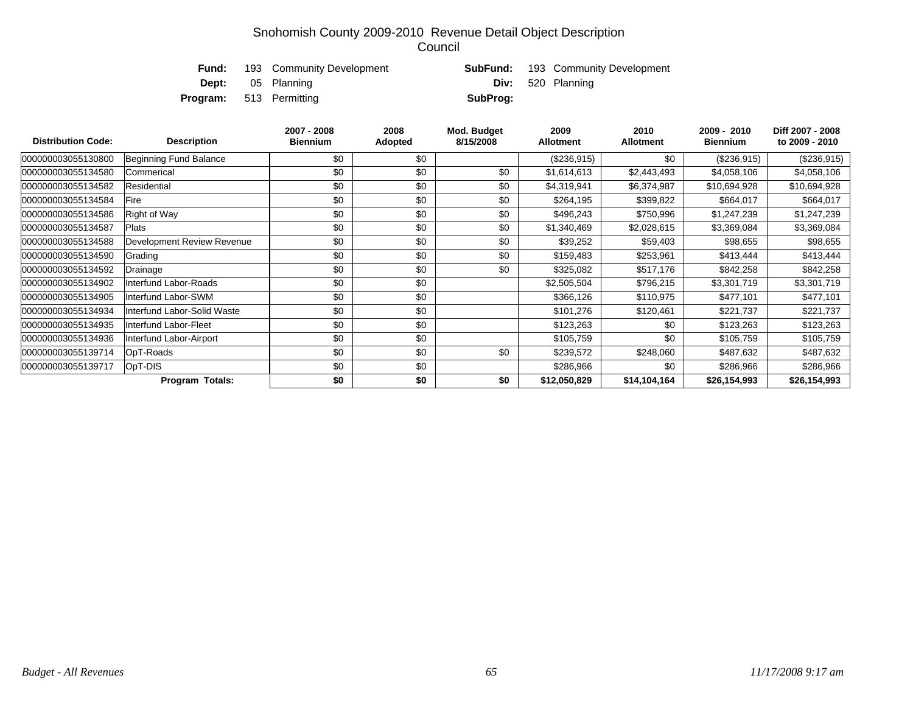# Snohomish County 2009-2010 Revenue Detail Object Description
## Council

**Fund:** 193 Community Development  **SubFund:** 193 Community Development
**Dept:** 05 Planning  **Div:** 520 Planning
**Program:** 513 Permitting  **SubProg:**

| Distribution Code: | Description | 2007 - 2008 Biennium | 2008 Adopted | Mod. Budget 8/15/2008 | 2009 Allotment | 2010 Allotment | 2009 - 2010 Biennium | Diff 2007 - 2008 to 2009 - 2010 |
|---|---|---|---|---|---|---|---|---|
| 000000003055130800 | Beginning Fund Balance | $0 | $0 | | ($236,915) | $0 | ($236,915) | ($236,915) |
| 000000003055134580 | Commerical | $0 | $0 | $0 | $1,614,613 | $2,443,493 | $4,058,106 | $4,058,106 |
| 000000003055134582 | Residential | $0 | $0 | $0 | $4,319,941 | $6,374,987 | $10,694,928 | $10,694,928 |
| 000000003055134584 | Fire | $0 | $0 | $0 | $264,195 | $399,822 | $664,017 | $664,017 |
| 000000003055134586 | Right of Way | $0 | $0 | $0 | $496,243 | $750,996 | $1,247,239 | $1,247,239 |
| 000000003055134587 | Plats | $0 | $0 | $0 | $1,340,469 | $2,028,615 | $3,369,084 | $3,369,084 |
| 000000003055134588 | Development Review Revenue | $0 | $0 | $0 | $39,252 | $59,403 | $98,655 | $98,655 |
| 000000003055134590 | Grading | $0 | $0 | $0 | $159,483 | $253,961 | $413,444 | $413,444 |
| 000000003055134592 | Drainage | $0 | $0 | $0 | $325,082 | $517,176 | $842,258 | $842,258 |
| 000000003055134902 | Interfund Labor-Roads | $0 | $0 | | $2,505,504 | $796,215 | $3,301,719 | $3,301,719 |
| 000000003055134905 | Interfund Labor-SWM | $0 | $0 | | $366,126 | $110,975 | $477,101 | $477,101 |
| 000000003055134934 | Interfund Labor-Solid Waste | $0 | $0 | | $101,276 | $120,461 | $221,737 | $221,737 |
| 000000003055134935 | Interfund Labor-Fleet | $0 | $0 | | $123,263 | $0 | $123,263 | $123,263 |
| 000000003055134936 | Interfund Labor-Airport | $0 | $0 | | $105,759 | $0 | $105,759 | $105,759 |
| 000000003055139714 | OpT-Roads | $0 | $0 | $0 | $239,572 | $248,060 | $487,632 | $487,632 |
| 000000003055139717 | OpT-DIS | $0 | $0 | | $286,966 | $0 | $286,966 | $286,966 |
| | **Program Totals:** | **$0** | **$0** | **$0** | **$12,050,829** | **$14,104,164** | **$26,154,993** | **$26,154,993** |

*Budget - All Revenues* *11/17/2008 9:17 am*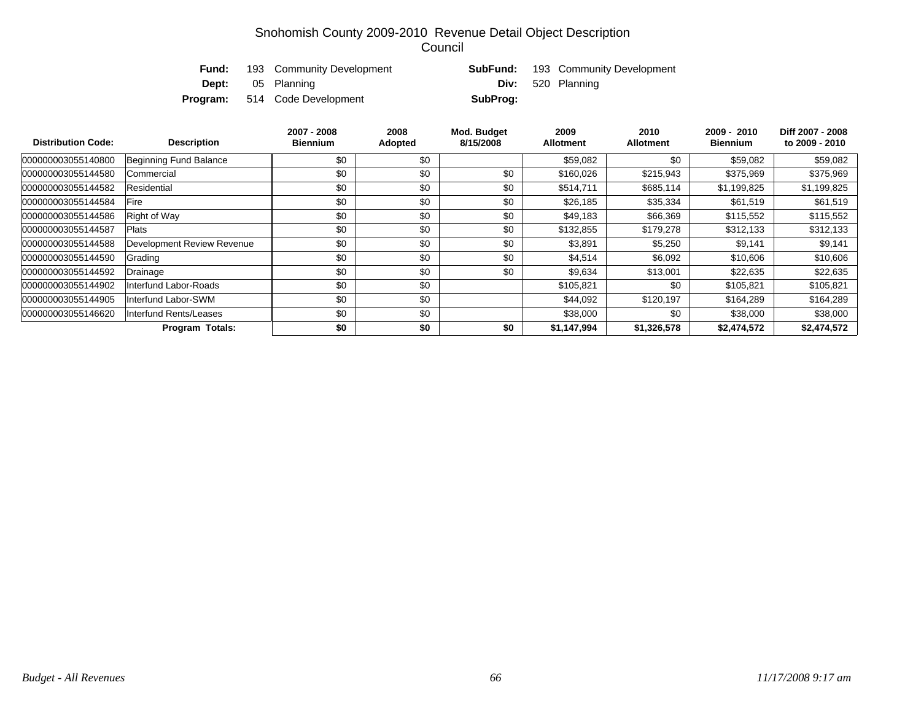# Snohomish County 2009-2010 Revenue Detail Object Description
## Council

**Fund:** 193 Community Development **SubFund:** 193 Community Development
**Dept:** 05 Planning **Div:** 520 Planning
**Program:** 514 Code Development **SubProg:**

| Distribution Code: | Description | 2007 - 2008 Biennium | 2008 Adopted | Mod. Budget 8/15/2008 | 2009 Allotment | 2010 Allotment | 2009 - 2010 Biennium | Diff 2007 - 2008 to 2009 - 2010 |
|---|---|---|---|---|---|---|---|---|
| 000000003055140800 | Beginning Fund Balance | $0 | $0 | | $59,082 | $0 | $59,082 | $59,082 |
| 000000003055144580 | Commercial | $0 | $0 | $0 | $160,026 | $215,943 | $375,969 | $375,969 |
| 000000003055144582 | Residential | $0 | $0 | $0 | $514,711 | $685,114 | $1,199,825 | $1,199,825 |
| 000000003055144584 | Fire | $0 | $0 | $0 | $26,185 | $35,334 | $61,519 | $61,519 |
| 000000003055144586 | Right of Way | $0 | $0 | $0 | $49,183 | $66,369 | $115,552 | $115,552 |
| 000000003055144587 | Plats | $0 | $0 | $0 | $132,855 | $179,278 | $312,133 | $312,133 |
| 000000003055144588 | Development Review Revenue | $0 | $0 | $0 | $3,891 | $5,250 | $9,141 | $9,141 |
| 000000003055144590 | Grading | $0 | $0 | $0 | $4,514 | $6,092 | $10,606 | $10,606 |
| 000000003055144592 | Drainage | $0 | $0 | $0 | $9,634 | $13,001 | $22,635 | $22,635 |
| 000000003055144902 | Interfund Labor-Roads | $0 | $0 | | $105,821 | $0 | $105,821 | $105,821 |
| 000000003055144905 | Interfund Labor-SWM | $0 | $0 | | $44,092 | $120,197 | $164,289 | $164,289 |
| 000000003055146620 | Interfund Rents/Leases | $0 | $0 | | $38,000 | $0 | $38,000 | $38,000 |
| | **Program Totals:** | **$0** | **$0** | **$0** | **$1,147,994** | **$1,326,578** | **$2,474,572** | **$2,474,572** |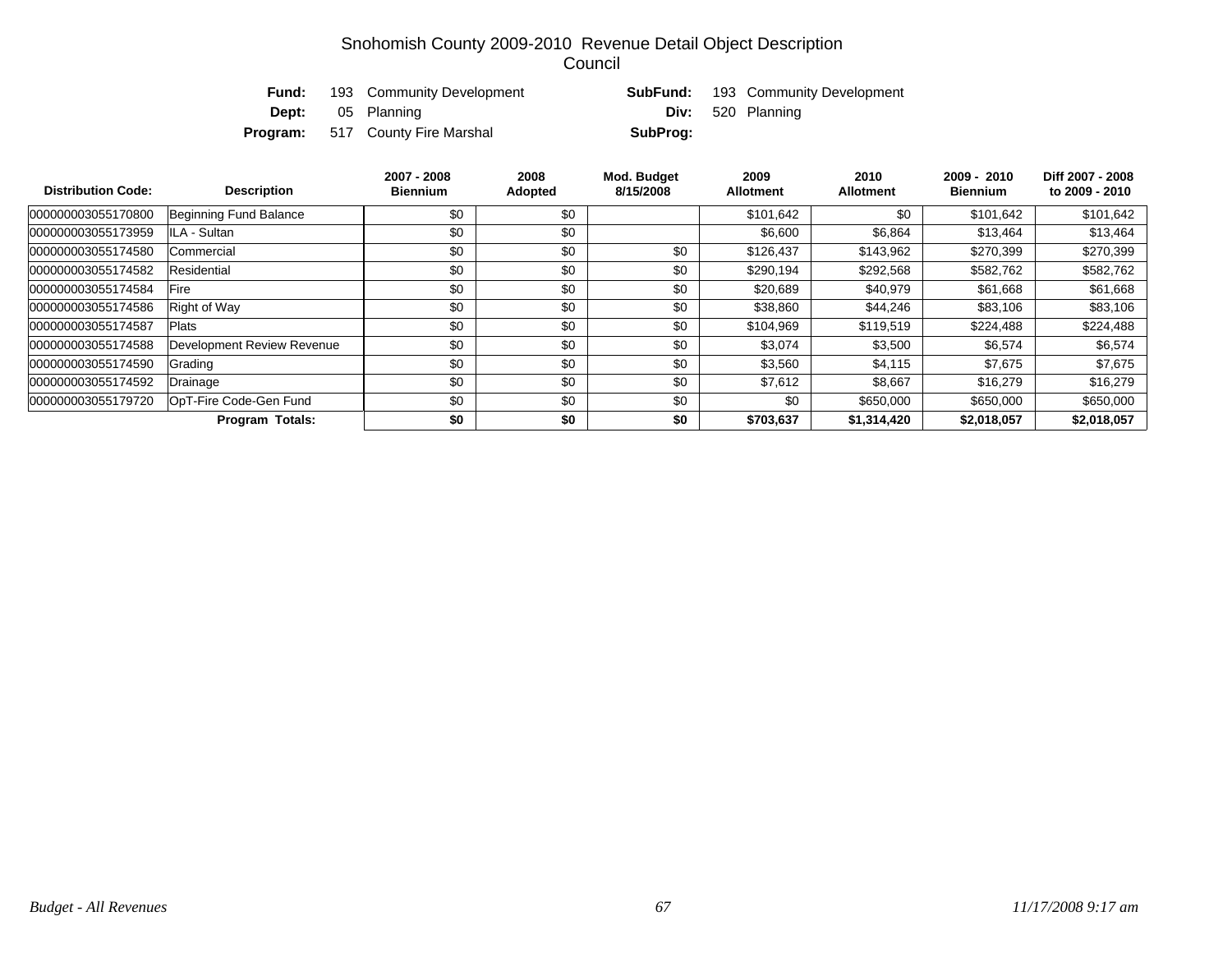# Snohomish County 2009-2010 Revenue Detail Object Description

## Council

**Fund:** 193 Community Development  **SubFund:** 193 Community Development
**Dept:** 05 Planning  **Div:** 520 Planning
**Program:** 517 County Fire Marshal  **SubProg:**

| Distribution Code: | Description | 2007 - 2008 Biennium | 2008 Adopted | Mod. Budget 8/15/2008 | 2009 Allotment | 2010 Allotment | 2009 - 2010 Biennium | Diff 2007 - 2008 to 2009 - 2010 |
|---|---|---|---|---|---|---|---|---|
| 000000003055170800 | Beginning Fund Balance | $0 | $0 | | $101,642 | $0 | $101,642 | $101,642 |
| 000000003055173959 | ILA - Sultan | $0 | $0 | | $6,600 | $6,864 | $13,464 | $13,464 |
| 000000003055174580 | Commercial | $0 | $0 | $0 | $126,437 | $143,962 | $270,399 | $270,399 |
| 000000003055174582 | Residential | $0 | $0 | $0 | $290,194 | $292,568 | $582,762 | $582,762 |
| 000000003055174584 | Fire | $0 | $0 | $0 | $20,689 | $40,979 | $61,668 | $61,668 |
| 000000003055174586 | Right of Way | $0 | $0 | $0 | $38,860 | $44,246 | $83,106 | $83,106 |
| 000000003055174587 | Plats | $0 | $0 | $0 | $104,969 | $119,519 | $224,488 | $224,488 |
| 000000003055174588 | Development Review Revenue | $0 | $0 | $0 | $3,074 | $3,500 | $6,574 | $6,574 |
| 000000003055174590 | Grading | $0 | $0 | $0 | $3,560 | $4,115 | $7,675 | $7,675 |
| 000000003055174592 | Drainage | $0 | $0 | $0 | $7,612 | $8,667 | $16,279 | $16,279 |
| 000000003055179720 | OpT-Fire Code-Gen Fund | $0 | $0 | $0 | $0 | $650,000 | $650,000 | $650,000 |
| | **Program Totals:** | **$0** | **$0** | **$0** | **$703,637** | **$1,314,420** | **$2,018,057** | **$2,018,057** |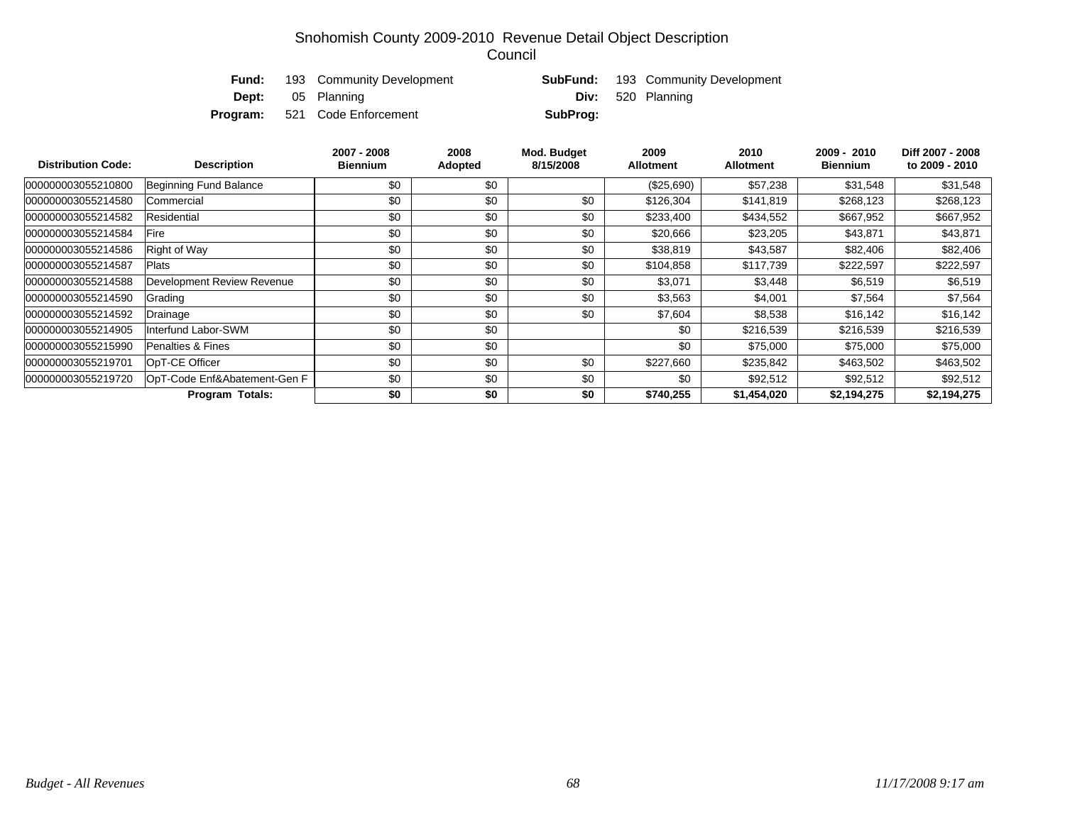# Snohomish County 2009-2010 Revenue Detail Object Description
## Council

**Fund:** 193 Community Development **SubFund:** 193 Community Development
**Dept:** 05 Planning **Div:** 520 Planning
**Program:** 521 Code Enforcement **SubProg:**

| Distribution Code: | Description | 2007 - 2008 Biennium | 2008 Adopted | Mod. Budget 8/15/2008 | 2009 Allotment | 2010 Allotment | 2009 - 2010 Biennium | Diff 2007 - 2008 to 2009 - 2010 |
|---|---|---|---|---|---|---|---|---|
| 000000003055210800 | Beginning Fund Balance | $0 | $0 | | ($25,690) | $57,238 | $31,548 | $31,548 |
| 000000003055214580 | Commercial | $0 | $0 | $0 | $126,304 | $141,819 | $268,123 | $268,123 |
| 000000003055214582 | Residential | $0 | $0 | $0 | $233,400 | $434,552 | $667,952 | $667,952 |
| 000000003055214584 | Fire | $0 | $0 | $0 | $20,666 | $23,205 | $43,871 | $43,871 |
| 000000003055214586 | Right of Way | $0 | $0 | $0 | $38,819 | $43,587 | $82,406 | $82,406 |
| 000000003055214587 | Plats | $0 | $0 | $0 | $104,858 | $117,739 | $222,597 | $222,597 |
| 000000003055214588 | Development Review Revenue | $0 | $0 | $0 | $3,071 | $3,448 | $6,519 | $6,519 |
| 000000003055214590 | Grading | $0 | $0 | $0 | $3,563 | $4,001 | $7,564 | $7,564 |
| 000000003055214592 | Drainage | $0 | $0 | $0 | $7,604 | $8,538 | $16,142 | $16,142 |
| 000000003055214905 | Interfund Labor-SWM | $0 | $0 | | $0 | $216,539 | $216,539 | $216,539 |
| 000000003055215990 | Penalties & Fines | $0 | $0 | | $0 | $75,000 | $75,000 | $75,000 |
| 000000003055219701 | OpT-CE Officer | $0 | $0 | $0 | $227,660 | $235,842 | $463,502 | $463,502 |
| 000000003055219720 | OpT-Code Enf&Abatement-Gen F | $0 | $0 | $0 | $0 | $92,512 | $92,512 | $92,512 |
| | **Program Totals:** | **$0** | **$0** | **$0** | **$740,255** | **$1,454,020** | **$2,194,275** | **$2,194,275** |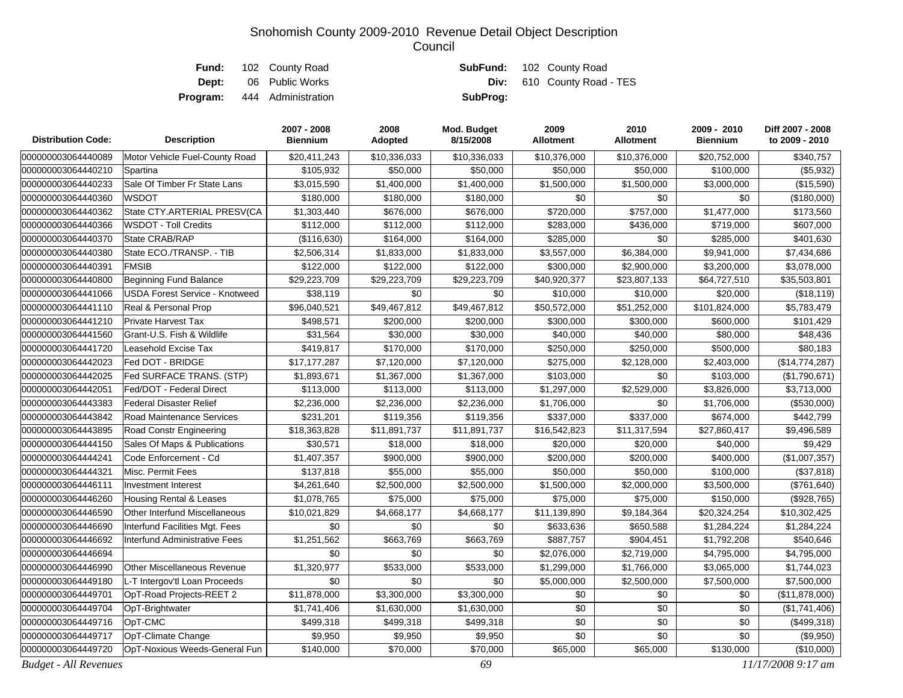# Snohomish County 2009-2010 Revenue Detail Object Description
## Council

**Fund:** 102 County Road
**SubFund:** 102 County Road
**Dept:** 06 Public Works
**Div:** 610 County Road - TES
**Program:** 444 Administration
**SubProg:**

| Distribution Code: | Description | 2007 - 2008 Biennium | 2008 Adopted | Mod. Budget 8/15/2008 | 2009 Allotment | 2010 Allotment | 2009 - 2010 Biennium | Diff 2007 - 2008 to 2009 - 2010 |
|---|---|---|---|---|---|---|---|---|
| 000000003064440089 | Motor Vehicle Fuel-County Road | $20,411,243 | $10,336,033 | $10,336,033 | $10,376,000 | $10,376,000 | $20,752,000 | $340,757 |
| 000000003064440210 | Spartina | $105,932 | $50,000 | $50,000 | $50,000 | $50,000 | $100,000 | ($5,932) |
| 000000003064440233 | Sale Of Timber Fr State Lans | $3,015,590 | $1,400,000 | $1,400,000 | $1,500,000 | $1,500,000 | $3,000,000 | ($15,590) |
| 000000003064440360 | WSDOT | $180,000 | $180,000 | $180,000 | $0 | $0 | $0 | ($180,000) |
| 000000003064440362 | State CTY.ARTERIAL PRESV(CA | $1,303,440 | $676,000 | $676,000 | $720,000 | $757,000 | $1,477,000 | $173,560 |
| 000000003064440366 | WSDOT - Toll Credits | $112,000 | $112,000 | $112,000 | $283,000 | $436,000 | $719,000 | $607,000 |
| 000000003064440370 | State CRAB/RAP | ($116,630) | $164,000 | $164,000 | $285,000 | $0 | $285,000 | $401,630 |
| 000000003064440380 | State ECO./TRANSP. - TIB | $2,506,314 | $1,833,000 | $1,833,000 | $3,557,000 | $6,384,000 | $9,941,000 | $7,434,686 |
| 000000003064440391 | FMSIB | $122,000 | $122,000 | $122,000 | $300,000 | $2,900,000 | $3,200,000 | $3,078,000 |
| 000000003064440800 | Beginning Fund Balance | $29,223,709 | $29,223,709 | $29,223,709 | $40,920,377 | $23,807,133 | $64,727,510 | $35,503,801 |
| 000000003064441066 | USDA Forest Service - Knotweed | $38,119 | $0 | $0 | $10,000 | $10,000 | $20,000 | ($18,119) |
| 000000003064441110 | Real & Personal Prop | $96,040,521 | $49,467,812 | $49,467,812 | $50,572,000 | $51,252,000 | $101,824,000 | $5,783,479 |
| 000000003064441210 | Private Harvest Tax | $498,571 | $200,000 | $200,000 | $300,000 | $300,000 | $600,000 | $101,429 |
| 000000003064441560 | Grant-U.S. Fish & Wildlife | $31,564 | $30,000 | $30,000 | $40,000 | $40,000 | $80,000 | $48,436 |
| 000000003064441720 | Leasehold Excise Tax | $419,817 | $170,000 | $170,000 | $250,000 | $250,000 | $500,000 | $80,183 |
| 000000003064442023 | Fed DOT - BRIDGE | $17,177,287 | $7,120,000 | $7,120,000 | $275,000 | $2,128,000 | $2,403,000 | ($14,774,287) |
| 000000003064442025 | Fed SURFACE TRANS. (STP) | $1,893,671 | $1,367,000 | $1,367,000 | $103,000 | $0 | $103,000 | ($1,790,671) |
| 000000003064442051 | Fed/DOT - Federal Direct | $113,000 | $113,000 | $113,000 | $1,297,000 | $2,529,000 | $3,826,000 | $3,713,000 |
| 000000003064443383 | Federal Disaster Relief | $2,236,000 | $2,236,000 | $2,236,000 | $1,706,000 | $0 | $1,706,000 | ($530,000) |
| 000000003064443842 | Road Maintenance Services | $231,201 | $119,356 | $119,356 | $337,000 | $337,000 | $674,000 | $442,799 |
| 000000003064443895 | Road Constr Engineering | $18,363,828 | $11,891,737 | $11,891,737 | $16,542,823 | $11,317,594 | $27,860,417 | $9,496,589 |
| 000000003064444150 | Sales Of Maps & Publications | $30,571 | $18,000 | $18,000 | $20,000 | $20,000 | $40,000 | $9,429 |
| 000000003064444241 | Code Enforcement - Cd | $1,407,357 | $900,000 | $900,000 | $200,000 | $200,000 | $400,000 | ($1,007,357) |
| 000000003064444321 | Misc. Permit Fees | $137,818 | $55,000 | $55,000 | $50,000 | $50,000 | $100,000 | ($37,818) |
| 000000003064446111 | Investment Interest | $4,261,640 | $2,500,000 | $2,500,000 | $1,500,000 | $2,000,000 | $3,500,000 | ($761,640) |
| 000000003064446260 | Housing Rental & Leases | $1,078,765 | $75,000 | $75,000 | $75,000 | $75,000 | $150,000 | ($928,765) |
| 000000003064446590 | Other Interfund Miscellaneous | $10,021,829 | $4,668,177 | $4,668,177 | $11,139,890 | $9,184,364 | $20,324,254 | $10,302,425 |
| 000000003064446690 | Interfund Facilities Mgt. Fees | $0 | $0 | $0 | $633,636 | $650,588 | $1,284,224 | $1,284,224 |
| 000000003064446692 | Interfund Administrative Fees | $1,251,562 | $663,769 | $663,769 | $887,757 | $904,451 | $1,792,208 | $540,646 |
| 000000003064446694 | | $0 | $0 | $0 | $2,076,000 | $2,719,000 | $4,795,000 | $4,795,000 |
| 000000003064446990 | Other Miscellaneous Revenue | $1,320,977 | $533,000 | $533,000 | $1,299,000 | $1,766,000 | $3,065,000 | $1,744,023 |
| 000000003064449180 | L-T Intergov'tl Loan Proceeds | $0 | $0 | $0 | $5,000,000 | $2,500,000 | $7,500,000 | $7,500,000 |
| 000000003064449701 | OpT-Road Projects-REET 2 | $11,878,000 | $3,300,000 | $3,300,000 | $0 | $0 | $0 | ($11,878,000) |
| 000000003064449704 | OpT-Brightwater | $1,741,406 | $1,630,000 | $1,630,000 | $0 | $0 | $0 | ($1,741,406) |
| 000000003064449716 | OpT-CMC | $499,318 | $499,318 | $499,318 | $0 | $0 | $0 | ($499,318) |
| 000000003064449717 | OpT-Climate Change | $9,950 | $9,950 | $9,950 | $0 | $0 | $0 | ($9,950) |
| 000000003064449720 | OpT-Noxious Weeds-General Fun | $140,000 | $70,000 | $70,000 | $65,000 | $65,000 | $130,000 | ($10,000) |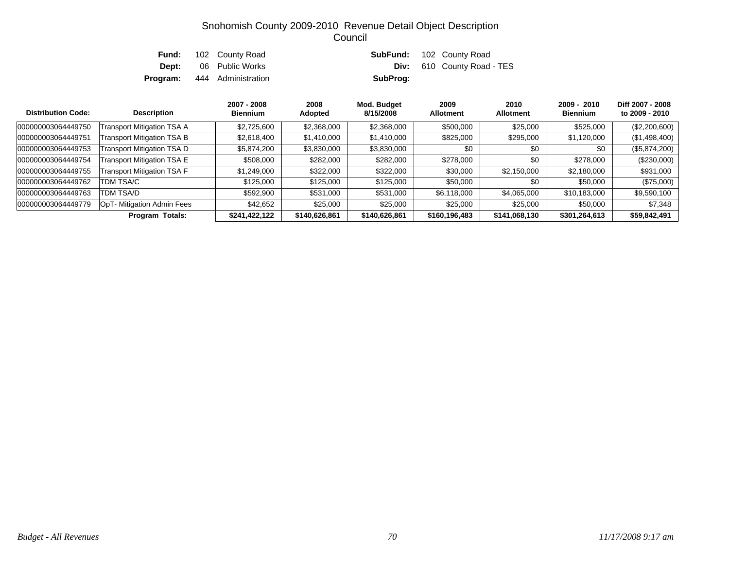# Snohomish County 2009-2010 Revenue Detail Object Description
## Council

| | | | | |
|---|---|---|---|---|
| **Fund:** | 102 County Road | | **SubFund:** | 102 County Road |
| **Dept:** | 06 Public Works | | **Div:** | 610 County Road - TES |
| **Program:** | 444 Administration | | **SubProg:** | |

| Distribution Code: | Description | 2007 - 2008 Biennium | 2008 Adopted | Mod. Budget 8/15/2008 | 2009 Allotment | 2010 Allotment | 2009 - 2010 Biennium | Diff 2007 - 2008 to 2009 - 2010 |
|---|---|---|---|---|---|---|---|---|
| 000000003064449750 | Transport Mitigation TSA A | $2,725,600 | $2,368,000 | $2,368,000 | $500,000 | $25,000 | $525,000 | ($2,200,600) |
| 000000003064449751 | Transport Mitigation TSA B | $2,618,400 | $1,410,000 | $1,410,000 | $825,000 | $295,000 | $1,120,000 | ($1,498,400) |
| 000000003064449753 | Transport Mitigation TSA D | $5,874,200 | $3,830,000 | $3,830,000 | $0 | $0 | $0 | ($5,874,200) |
| 000000003064449754 | Transport Mitigation TSA E | $508,000 | $282,000 | $282,000 | $278,000 | $0 | $278,000 | ($230,000) |
| 000000003064449755 | Transport Mitigation TSA F | $1,249,000 | $322,000 | $322,000 | $30,000 | $2,150,000 | $2,180,000 | $931,000 |
| 000000003064449762 | TDM TSA/C | $125,000 | $125,000 | $125,000 | $50,000 | $0 | $50,000 | ($75,000) |
| 000000003064449763 | TDM TSA/D | $592,900 | $531,000 | $531,000 | $6,118,000 | $4,065,000 | $10,183,000 | $9,590,100 |
| 000000003064449779 | OpT- Mitigation Admin Fees | $42,652 | $25,000 | $25,000 | $25,000 | $25,000 | $50,000 | $7,348 |
| | **Program Totals:** | **$241,422,122** | **$140,626,861** | **$140,626,861** | **$160,196,483** | **$141,068,130** | **$301,264,613** | **$59,842,491** |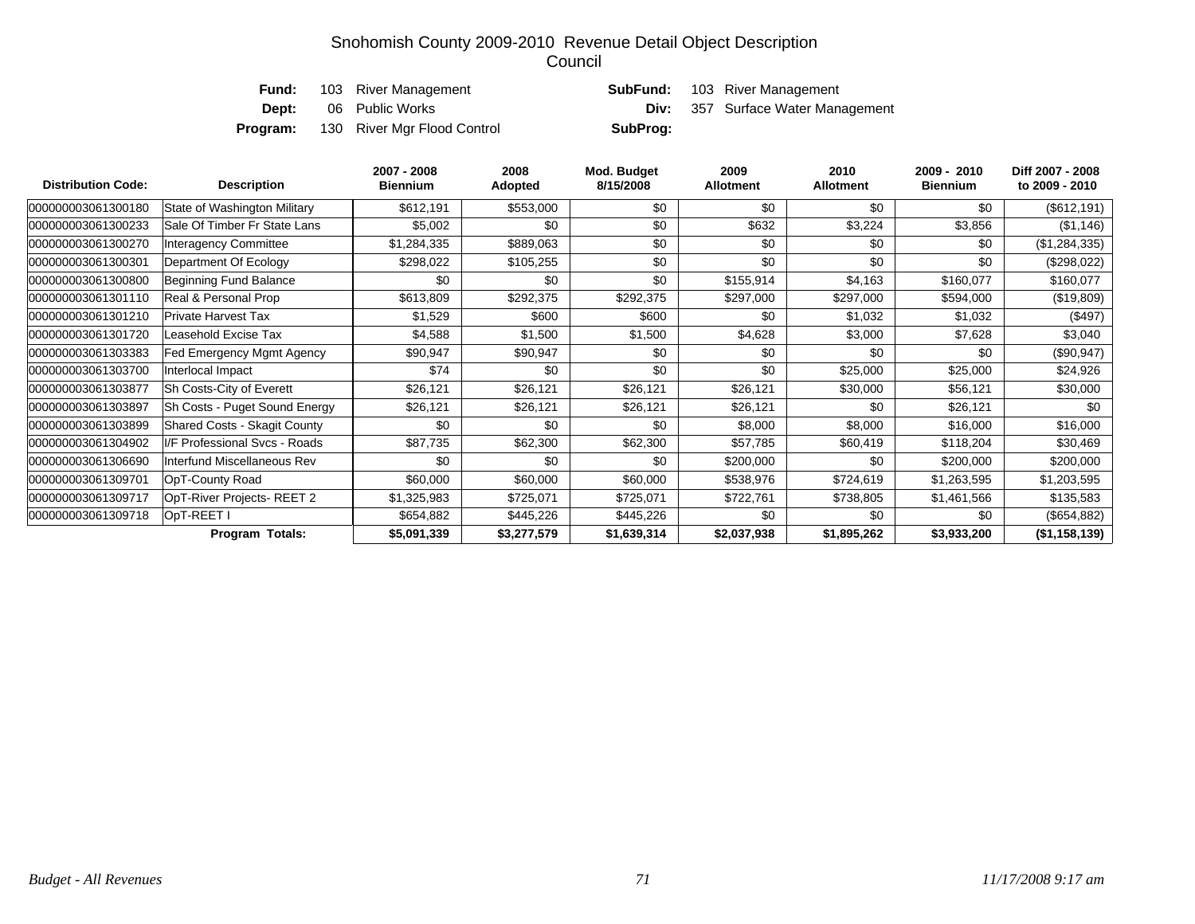# Snohomish County 2009-2010 Revenue Detail Object Description
## Council

| | | | |
|---|---|---|---|
| **Fund:** | 103 River Management | **SubFund:** | 103 River Management |
| **Dept:** | 06 Public Works | **Div:** | 357 Surface Water Management |
| **Program:** | 130 River Mgr Flood Control | **SubProg:** | |

| Distribution Code: | Description | 2007 - 2008 Biennium | 2008 Adopted | Mod. Budget 8/15/2008 | 2009 Allotment | 2010 Allotment | 2009 - 2010 Biennium | Diff 2007 - 2008 to 2009 - 2010 |
|---|---|---|---|---|---|---|---|---|
| 000000003061300180 | State of Washington Military | $612,191 | $553,000 | $0 | $0 | $0 | $0 | ($612,191) |
| 000000003061300233 | Sale Of Timber Fr State Lans | $5,002 | $0 | $0 | $632 | $3,224 | $3,856 | ($1,146) |
| 000000003061300270 | Interagency Committee | $1,284,335 | $889,063 | $0 | $0 | $0 | $0 | ($1,284,335) |
| 000000003061300301 | Department Of Ecology | $298,022 | $105,255 | $0 | $0 | $0 | $0 | ($298,022) |
| 000000003061300800 | Beginning Fund Balance | $0 | $0 | $0 | $155,914 | $4,163 | $160,077 | $160,077 |
| 000000003061301110 | Real & Personal Prop | $613,809 | $292,375 | $292,375 | $297,000 | $297,000 | $594,000 | ($19,809) |
| 000000003061301210 | Private Harvest Tax | $1,529 | $600 | $600 | $0 | $1,032 | $1,032 | ($497) |
| 000000003061301720 | Leasehold Excise Tax | $4,588 | $1,500 | $1,500 | $4,628 | $3,000 | $7,628 | $3,040 |
| 000000003061303383 | Fed Emergency Mgmt Agency | $90,947 | $90,947 | $0 | $0 | $0 | $0 | ($90,947) |
| 000000003061303700 | Interlocal Impact | $74 | $0 | $0 | $0 | $25,000 | $25,000 | $24,926 |
| 000000003061303877 | Sh Costs-City of Everett | $26,121 | $26,121 | $26,121 | $26,121 | $30,000 | $56,121 | $30,000 |
| 000000003061303897 | Sh Costs - Puget Sound Energy | $26,121 | $26,121 | $26,121 | $26,121 | $0 | $26,121 | $0 |
| 000000003061303899 | Shared Costs - Skagit County | $0 | $0 | $0 | $8,000 | $8,000 | $16,000 | $16,000 |
| 000000003061304902 | I/F Professional Svcs - Roads | $87,735 | $62,300 | $62,300 | $57,785 | $60,419 | $118,204 | $30,469 |
| 000000003061306690 | Interfund Miscellaneous Rev | $0 | $0 | $0 | $200,000 | $0 | $200,000 | $200,000 |
| 000000003061309701 | OpT-County Road | $60,000 | $60,000 | $60,000 | $538,976 | $724,619 | $1,263,595 | $1,203,595 |
| 000000003061309717 | OpT-River Projects- REET 2 | $1,325,983 | $725,071 | $725,071 | $722,761 | $738,805 | $1,461,566 | $135,583 |
| 000000003061309718 | OpT-REET I | $654,882 | $445,226 | $445,226 | $0 | $0 | $0 | ($654,882) |
| | **Program Totals:** | **$5,091,339** | **$3,277,579** | **$1,639,314** | **$2,037,938** | **$1,895,262** | **$3,933,200** | **($1,158,139)** |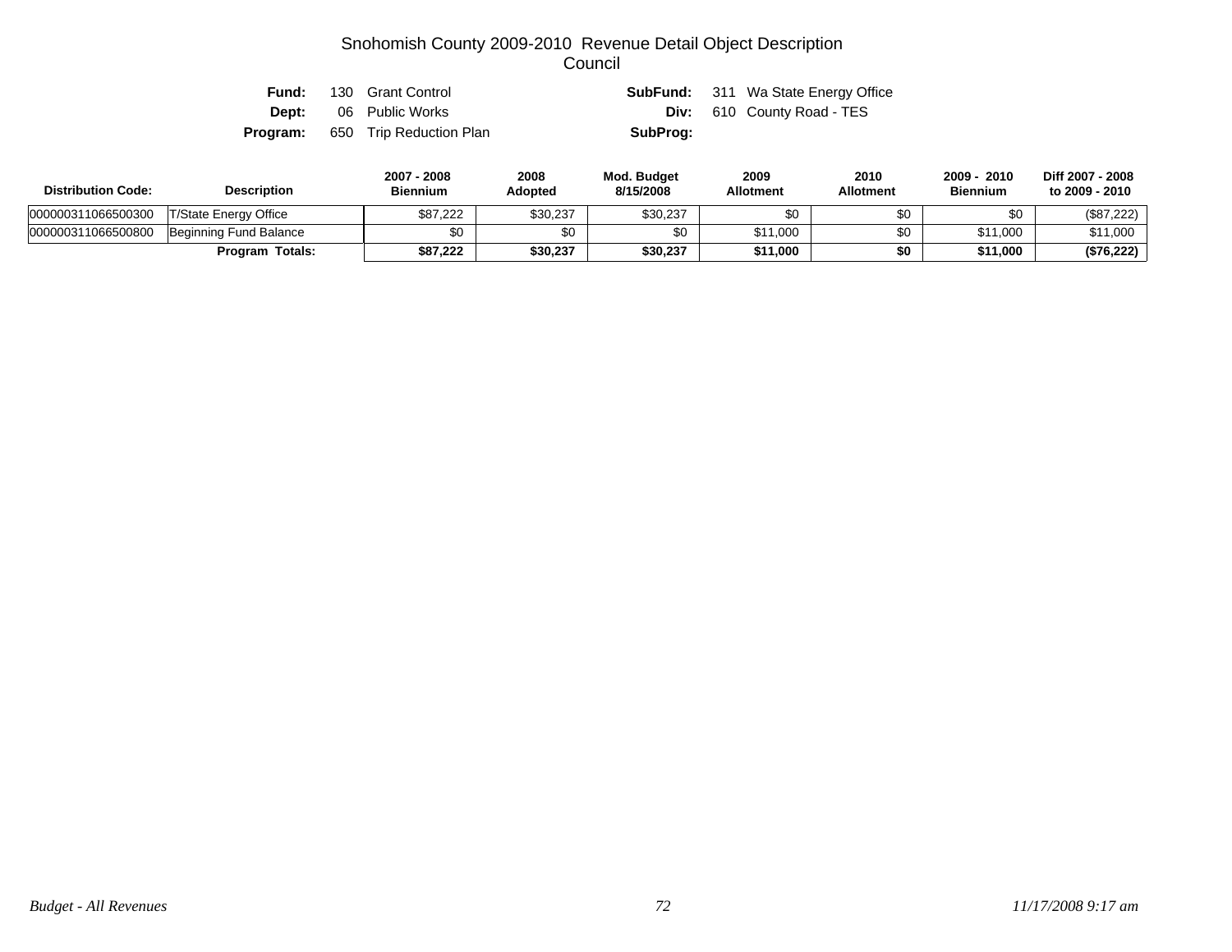# Snohomish County 2009-2010 Revenue Detail Object Description
## Council

**Fund:** 130 Grant Control  
**Dept:** 06 Public Works  
**Program:** 650 Trip Reduction Plan  
**SubFund:** 311 Wa State Energy Office  
**Div:** 610 County Road - TES  
**SubProg:**

| Distribution Code: | Description | 2007 - 2008 Biennium | 2008 Adopted | Mod. Budget 8/15/2008 | 2009 Allotment | 2010 Allotment | 2009 - 2010 Biennium | Diff 2007 - 2008 to 2009 - 2010 |
|---|---|---|---|---|---|---|---|---|
| 000000311066500300 | T/State Energy Office | $87,222 | $30,237 | $30,237 | $0 | $0 | $0 | ($87,222) |
| 000000311066500800 | Beginning Fund Balance | $0 | $0 | $0 | $11,000 | $0 | $11,000 | $11,000 |
| | **Program Totals:** | **$87,222** | **$30,237** | **$30,237** | **$11,000** | **$0** | **$11,000** | **($76,222)** |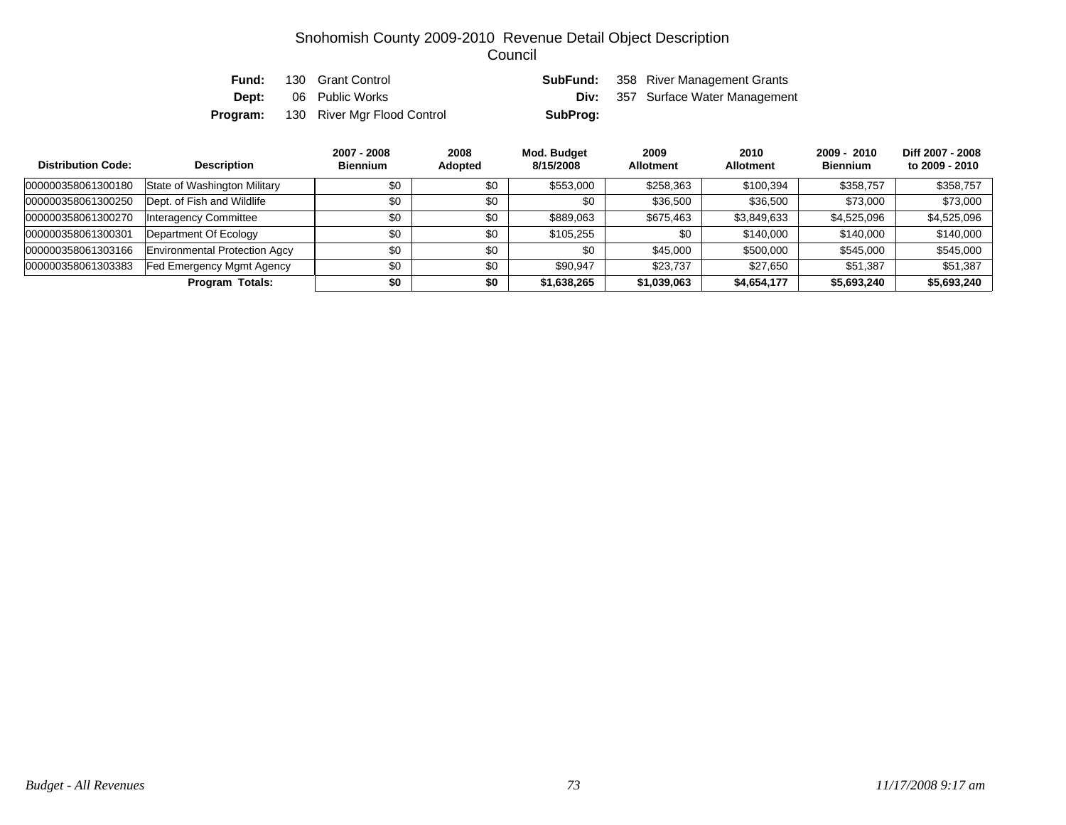# Snohomish County 2009-2010 Revenue Detail Object Description
## Council

**Fund:** 130 Grant Control **SubFund:** 358 River Management Grants
**Dept:** 06 Public Works **Div:** 357 Surface Water Management
**Program:** 130 River Mgr Flood Control **SubProg:**

| Distribution Code: | Description | 2007 - 2008 Biennium | 2008 Adopted | Mod. Budget 8/15/2008 | 2009 Allotment | 2010 Allotment | 2009 - 2010 Biennium | Diff 2007 - 2008 to 2009 - 2010 |
|---|---|---|---|---|---|---|---|---|
| 000000358061300180 | State of Washington Military | $0 | $0 | $553,000 | $258,363 | $100,394 | $358,757 | $358,757 |
| 000000358061300250 | Dept. of Fish and Wildlife | $0 | $0 | $0 | $36,500 | $36,500 | $73,000 | $73,000 |
| 000000358061300270 | Interagency Committee | $0 | $0 | $889,063 | $675,463 | $3,849,633 | $4,525,096 | $4,525,096 |
| 000000358061300301 | Department Of Ecology | $0 | $0 | $105,255 | $0 | $140,000 | $140,000 | $140,000 |
| 000000358061303166 | Environmental Protection Agcy | $0 | $0 | $0 | $45,000 | $500,000 | $545,000 | $545,000 |
| 000000358061303383 | Fed Emergency Mgmt Agency | $0 | $0 | $90,947 | $23,737 | $27,650 | $51,387 | $51,387 |
| | **Program Totals:** | **$0** | **$0** | **$1,638,265** | **$1,039,063** | **$4,654,177** | **$5,693,240** | **$5,693,240** |

*Budget - All Revenues* *11/17/2008 9:17 am*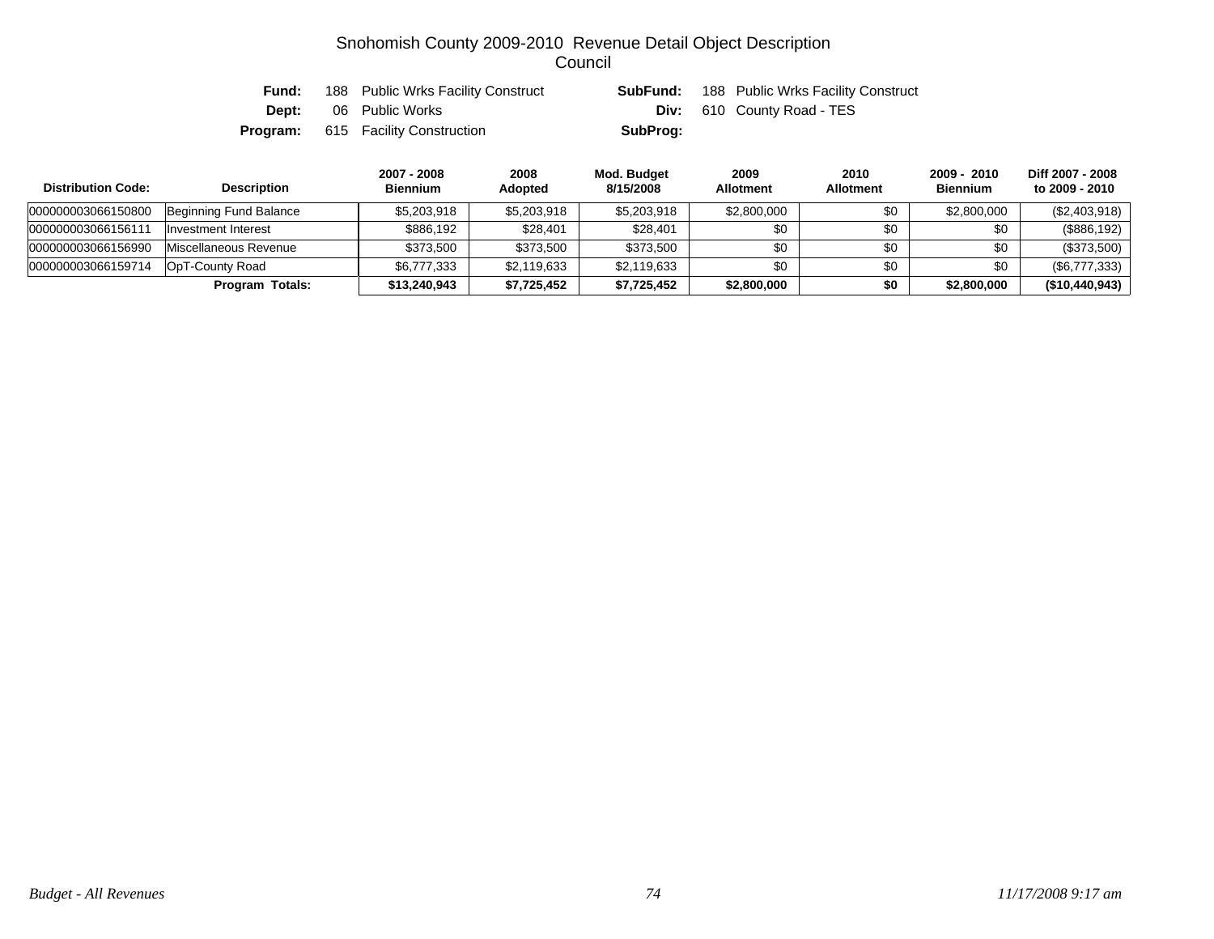# Snohomish County 2009-2010 Revenue Detail Object Description
## Council

**Fund:** 188 Public Wrks Facility Construct **SubFund:** 188 Public Wrks Facility Construct
**Dept:** 06 Public Works **Div:** 610 County Road - TES
**Program:** 615 Facility Construction **SubProg:**

| Distribution Code: | Description | 2007 - 2008 Biennium | 2008 Adopted | Mod. Budget 8/15/2008 | 2009 Allotment | 2010 Allotment | 2009 - 2010 Biennium | Diff 2007 - 2008 to 2009 - 2010 |
|---|---|---|---|---|---|---|---|---|
| 000000003066150800 | Beginning Fund Balance | $5,203,918 | $5,203,918 | $5,203,918 | $2,800,000 | $0 | $2,800,000 | ($2,403,918) |
| 000000003066156111 | Investment Interest | $886,192 | $28,401 | $28,401 | $0 | $0 | $0 | ($886,192) |
| 000000003066156990 | Miscellaneous Revenue | $373,500 | $373,500 | $373,500 | $0 | $0 | $0 | ($373,500) |
| 000000003066159714 | OpT-County Road | $6,777,333 | $2,119,633 | $2,119,633 | $0 | $0 | $0 | ($6,777,333) |
| | **Program Totals:** | **$13,240,943** | **$7,725,452** | **$7,725,452** | **$2,800,000** | **$0** | **$2,800,000** | **($10,440,943)** |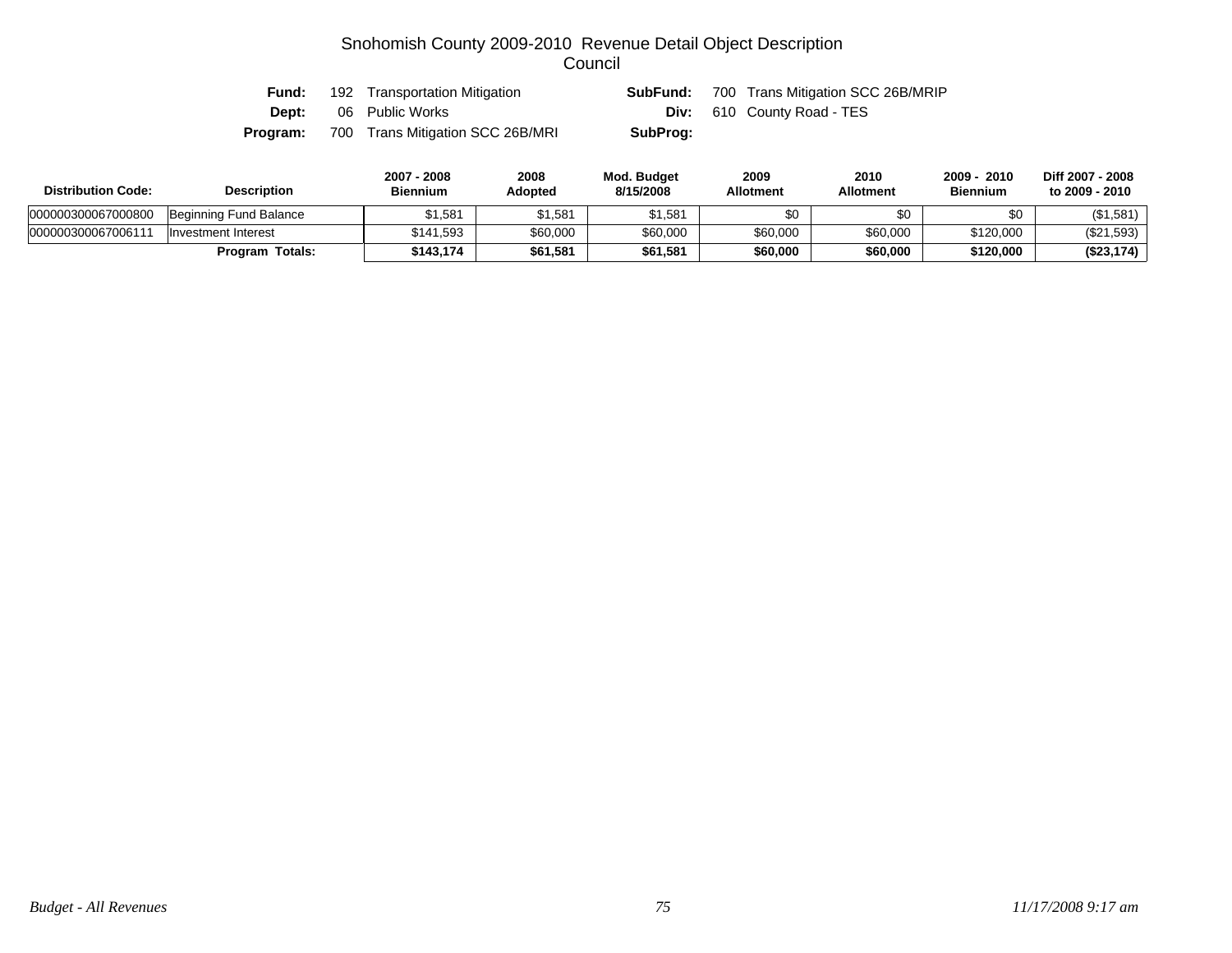# Snohomish County 2009-2010 Revenue Detail Object Description

## Council

**Fund:** 192 Transportation Mitigation  **SubFund:** 700 Trans Mitigation SCC 26B/MRIP

**Dept:** 06 Public Works  **Div:** 610 County Road - TES

**Program:** 700 Trans Mitigation SCC 26B/MRI  **SubProg:**

| Distribution Code: | Description | 2007 - 2008 Biennium | 2008 Adopted | Mod. Budget 8/15/2008 | 2009 Allotment | 2010 Allotment | 2009 - 2010 Biennium | Diff 2007 - 2008 to 2009 - 2010 |
|---|---|---|---|---|---|---|---|---|
| 000000300067000800 | Beginning Fund Balance | $1,581 | $1,581 | $1,581 | $0 | $0 | $0 | ($1,581) |
| 000000300067006111 | Investment Interest | $141,593 | $60,000 | $60,000 | $60,000 | $60,000 | $120,000 | ($21,593) |
| | **Program Totals:** | **$143,174** | **$61,581** | **$61,581** | **$60,000** | **$60,000** | **$120,000** | **($23,174)** |

*Budget - All Revenues*  *11/17/2008 9:17 am*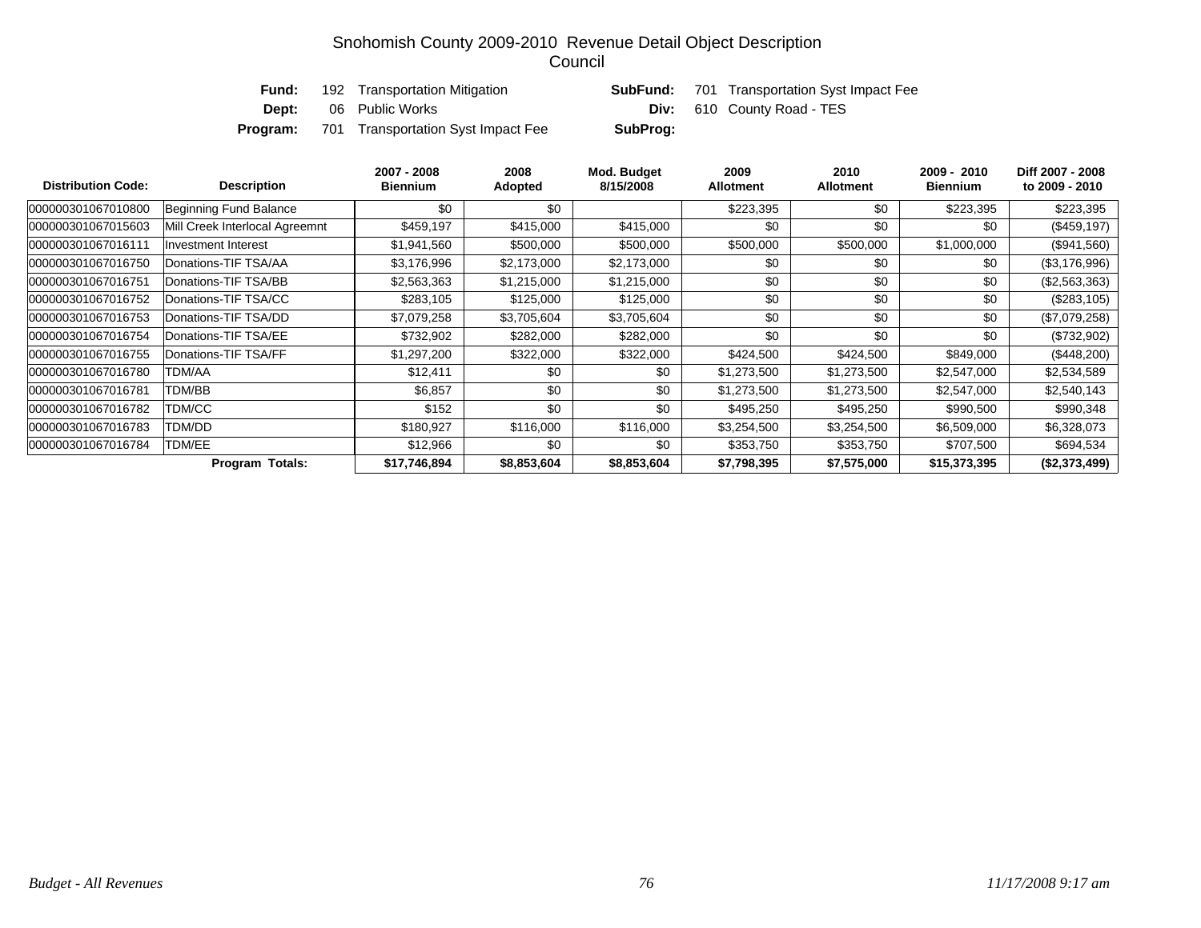# Snohomish County 2009-2010 Revenue Detail Object Description
## Council

**Fund:** 192 Transportation Mitigation
**SubFund:** 701 Transportation Syst Impact Fee
**Dept:** 06 Public Works
**Div:** 610 County Road - TES
**Program:** 701 Transportation Syst Impact Fee
**SubProg:**

| Distribution Code: | Description | 2007 - 2008 Biennium | 2008 Adopted | Mod. Budget 8/15/2008 | 2009 Allotment | 2010 Allotment | 2009 - 2010 Biennium | Diff 2007 - 2008 to 2009 - 2010 |
|---|---|---|---|---|---|---|---|---|
| 000000301067010800 | Beginning Fund Balance | $0 | $0 | | $223,395 | $0 | $223,395 | $223,395 |
| 000000301067015603 | Mill Creek Interlocal Agreemnt | $459,197 | $415,000 | $415,000 | $0 | $0 | $0 | ($459,197) |
| 000000301067016111 | Investment Interest | $1,941,560 | $500,000 | $500,000 | $500,000 | $500,000 | $1,000,000 | ($941,560) |
| 000000301067016750 | Donations-TIF TSA/AA | $3,176,996 | $2,173,000 | $2,173,000 | $0 | $0 | $0 | ($3,176,996) |
| 000000301067016751 | Donations-TIF TSA/BB | $2,563,363 | $1,215,000 | $1,215,000 | $0 | $0 | $0 | ($2,563,363) |
| 000000301067016752 | Donations-TIF TSA/CC | $283,105 | $125,000 | $125,000 | $0 | $0 | $0 | ($283,105) |
| 000000301067016753 | Donations-TIF TSA/DD | $7,079,258 | $3,705,604 | $3,705,604 | $0 | $0 | $0 | ($7,079,258) |
| 000000301067016754 | Donations-TIF TSA/EE | $732,902 | $282,000 | $282,000 | $0 | $0 | $0 | ($732,902) |
| 000000301067016755 | Donations-TIF TSA/FF | $1,297,200 | $322,000 | $322,000 | $424,500 | $424,500 | $849,000 | ($448,200) |
| 000000301067016780 | TDM/AA | $12,411 | $0 | $0 | $1,273,500 | $1,273,500 | $2,547,000 | $2,534,589 |
| 000000301067016781 | TDM/BB | $6,857 | $0 | $0 | $1,273,500 | $1,273,500 | $2,547,000 | $2,540,143 |
| 000000301067016782 | TDM/CC | $152 | $0 | $0 | $495,250 | $495,250 | $990,500 | $990,348 |
| 000000301067016783 | TDM/DD | $180,927 | $116,000 | $116,000 | $3,254,500 | $3,254,500 | $6,509,000 | $6,328,073 |
| 000000301067016784 | TDM/EE | $12,966 | $0 | $0 | $353,750 | $353,750 | $707,500 | $694,534 |
| | **Program Totals:** | **$17,746,894** | **$8,853,604** | **$8,853,604** | **$7,798,395** | **$7,575,000** | **$15,373,395** | **($2,373,499)** |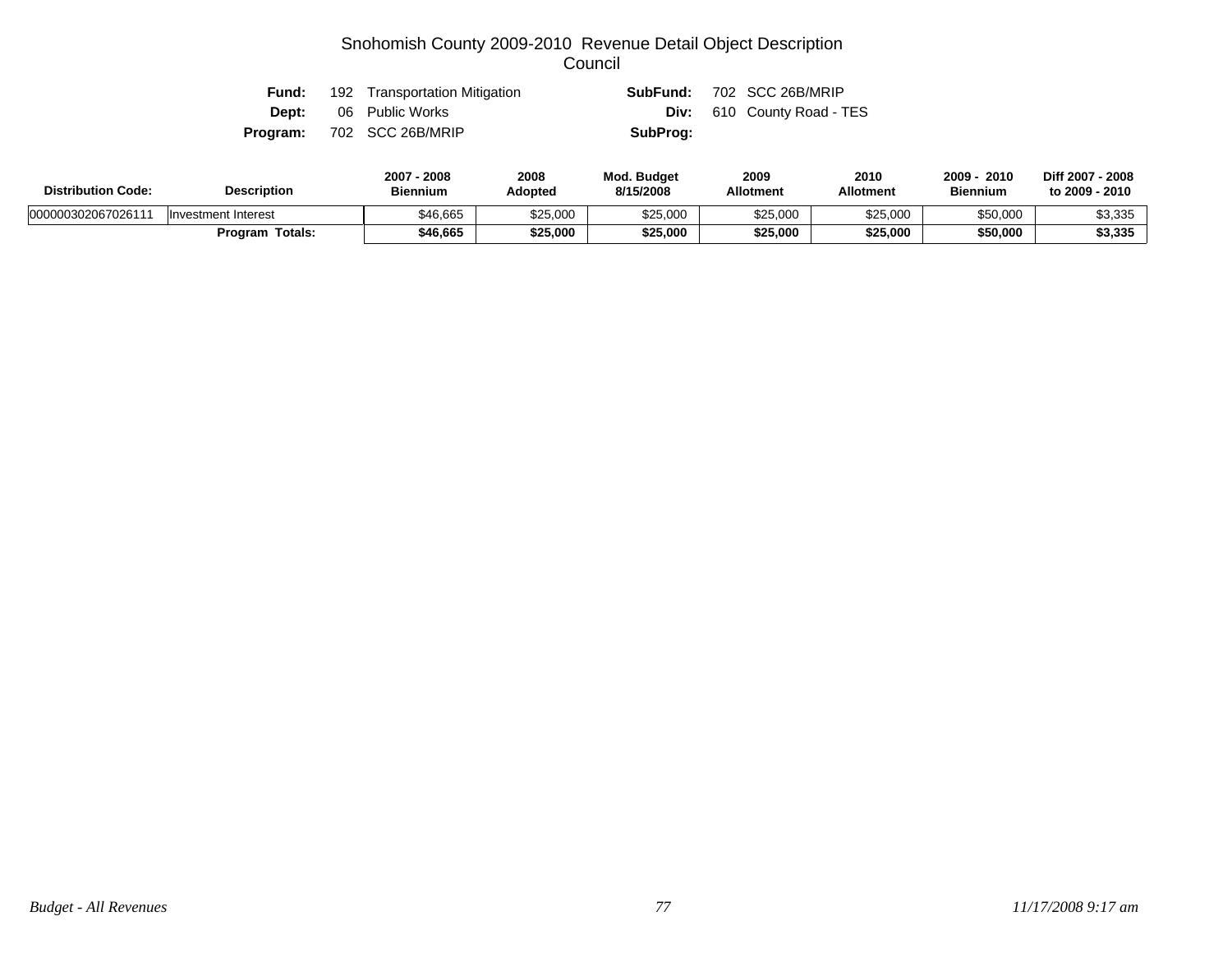# Snohomish County 2009-2010 Revenue Detail Object Description
## Council

**Fund:** 192 Transportation Mitigation
**SubFund:** 702 SCC 26B/MRIP
**Dept:** 06 Public Works
**Div:** 610 County Road - TES
**Program:** 702 SCC 26B/MRIP
**SubProg:**

| Distribution Code: | Description | 2007 - 2008 Biennium | 2008 Adopted | Mod. Budget 8/15/2008 | 2009 Allotment | 2010 Allotment | 2009 - 2010 Biennium | Diff 2007 - 2008 to 2009 - 2010 |
|---|---|---|---|---|---|---|---|---|
| 000000302067026111 | Investment Interest | $46,665 | $25,000 | $25,000 | $25,000 | $25,000 | $50,000 | $3,335 |
| | **Program Totals:** | **$46,665** | **$25,000** | **$25,000** | **$25,000** | **$25,000** | **$50,000** | **$3,335** |

*Budget - All Revenues* *11/17/2008 9:17 am*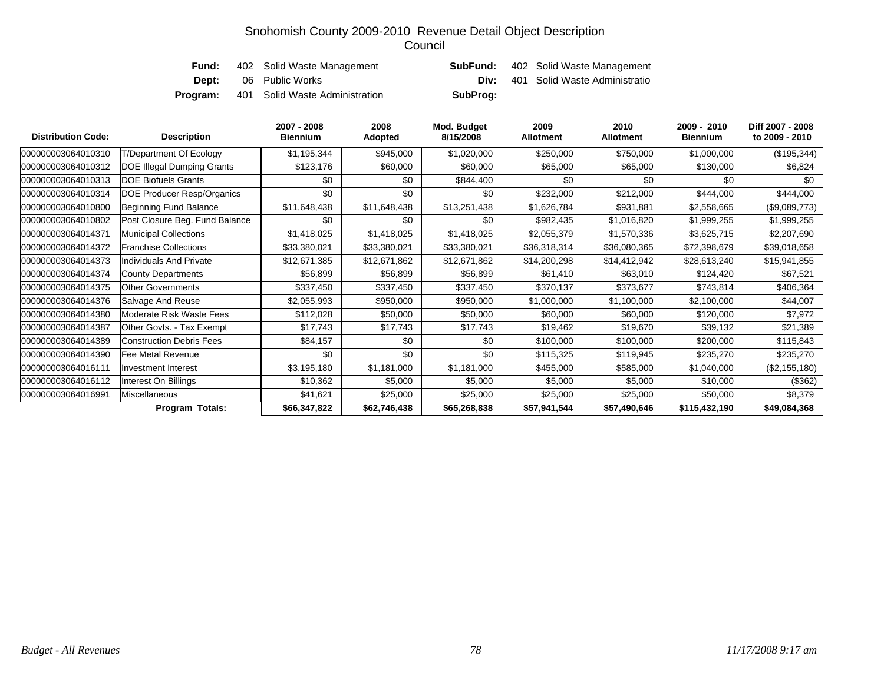# Snohomish County 2009-2010 Revenue Detail Object Description
## Council

| | | | |
|---|---|---|---|
| **Fund:** | 402 Solid Waste Management | **SubFund:** | 402 Solid Waste Management |
| **Dept:** | 06 Public Works | **Div:** | 401 Solid Waste Administratio |
| **Program:** | 401 Solid Waste Administration | **SubProg:** | |

| Distribution Code: | Description | 2007 - 2008 Biennium | 2008 Adopted | Mod. Budget 8/15/2008 | 2009 Allotment | 2010 Allotment | 2009 - 2010 Biennium | Diff 2007 - 2008 to 2009 - 2010 |
|---|---|---|---|---|---|---|---|---|
| 000000003064010310 | T/Department Of Ecology | $1,195,344 | $945,000 | $1,020,000 | $250,000 | $750,000 | $1,000,000 | ($195,344) |
| 000000003064010312 | DOE Illegal Dumping Grants | $123,176 | $60,000 | $60,000 | $65,000 | $65,000 | $130,000 | $6,824 |
| 000000003064010313 | DOE Biofuels Grants | $0 | $0 | $844,400 | $0 | $0 | $0 | $0 |
| 000000003064010314 | DOE Producer Resp/Organics | $0 | $0 | $0 | $232,000 | $212,000 | $444,000 | $444,000 |
| 000000003064010800 | Beginning Fund Balance | $11,648,438 | $11,648,438 | $13,251,438 | $1,626,784 | $931,881 | $2,558,665 | ($9,089,773) |
| 000000003064010802 | Post Closure Beg. Fund Balance | $0 | $0 | $0 | $982,435 | $1,016,820 | $1,999,255 | $1,999,255 |
| 000000003064014371 | Municipal Collections | $1,418,025 | $1,418,025 | $1,418,025 | $2,055,379 | $1,570,336 | $3,625,715 | $2,207,690 |
| 000000003064014372 | Franchise Collections | $33,380,021 | $33,380,021 | $33,380,021 | $36,318,314 | $36,080,365 | $72,398,679 | $39,018,658 |
| 000000003064014373 | Individuals And Private | $12,671,385 | $12,671,862 | $12,671,862 | $14,200,298 | $14,412,942 | $28,613,240 | $15,941,855 |
| 000000003064014374 | County Departments | $56,899 | $56,899 | $56,899 | $61,410 | $63,010 | $124,420 | $67,521 |
| 000000003064014375 | Other Governments | $337,450 | $337,450 | $337,450 | $370,137 | $373,677 | $743,814 | $406,364 |
| 000000003064014376 | Salvage And Reuse | $2,055,993 | $950,000 | $950,000 | $1,000,000 | $1,100,000 | $2,100,000 | $44,007 |
| 000000003064014380 | Moderate Risk Waste Fees | $112,028 | $50,000 | $50,000 | $60,000 | $60,000 | $120,000 | $7,972 |
| 000000003064014387 | Other Govts. - Tax Exempt | $17,743 | $17,743 | $17,743 | $19,462 | $19,670 | $39,132 | $21,389 |
| 000000003064014389 | Construction Debris Fees | $84,157 | $0 | $0 | $100,000 | $100,000 | $200,000 | $115,843 |
| 000000003064014390 | Fee Metal Revenue | $0 | $0 | $0 | $115,325 | $119,945 | $235,270 | $235,270 |
| 000000003064016111 | Investment Interest | $3,195,180 | $1,181,000 | $1,181,000 | $455,000 | $585,000 | $1,040,000 | ($2,155,180) |
| 000000003064016112 | Interest On Billings | $10,362 | $5,000 | $5,000 | $5,000 | $5,000 | $10,000 | ($362) |
| 000000003064016991 | Miscellaneous | $41,621 | $25,000 | $25,000 | $25,000 | $25,000 | $50,000 | $8,379 |
| | **Program Totals:** | **$66,347,822** | **$62,746,438** | **$65,268,838** | **$57,941,544** | **$57,490,646** | **$115,432,190** | **$49,084,368** |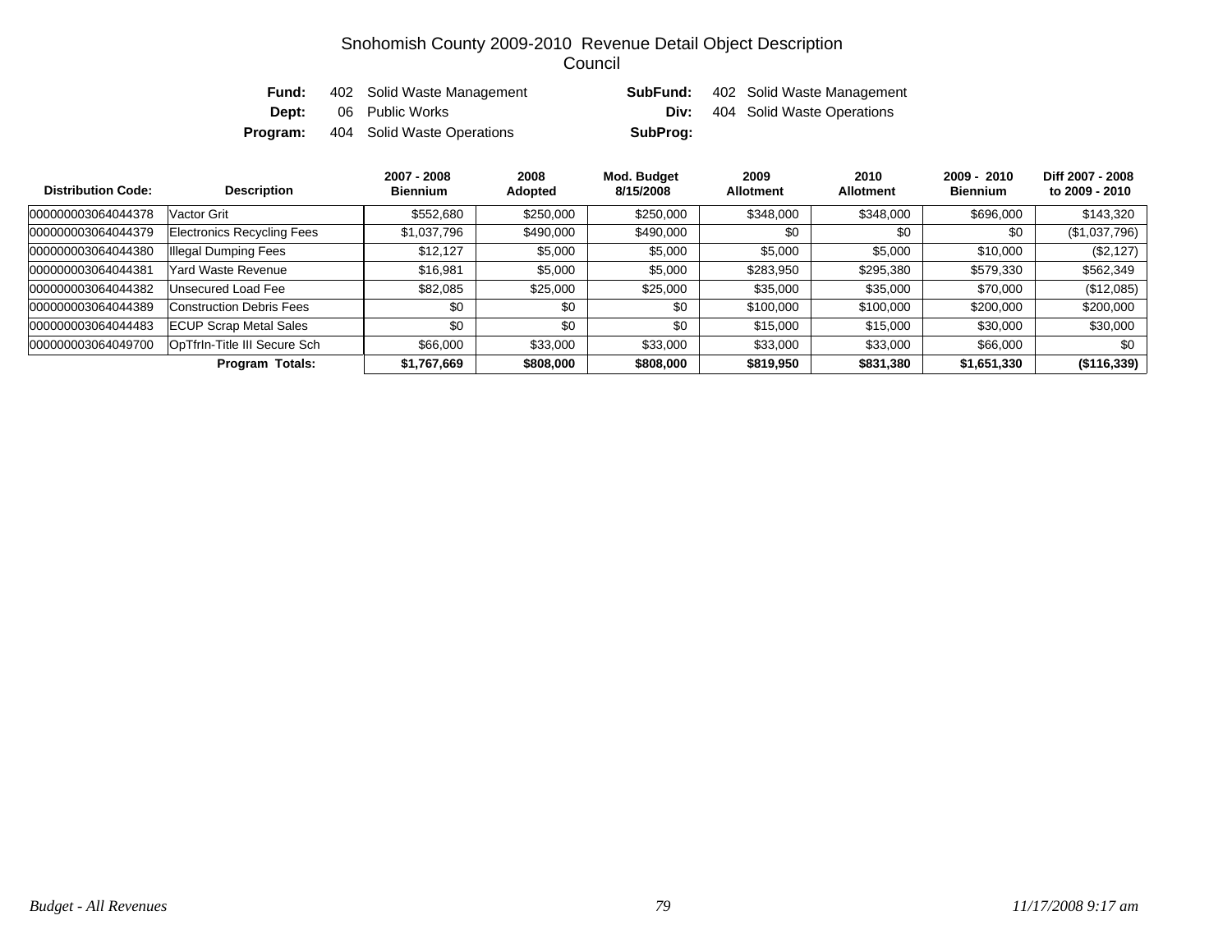# Snohomish County 2009-2010 Revenue Detail Object Description
## Council

| | | | |
|---|---|---|---|
| **Fund:** | 402 Solid Waste Management | **SubFund:** | 402 Solid Waste Management |
| **Dept:** | 06 Public Works | **Div:** | 404 Solid Waste Operations |
| **Program:** | 404 Solid Waste Operations | **SubProg:** | |

| Distribution Code: | Description | 2007 - 2008 Biennium | 2008 Adopted | Mod. Budget 8/15/2008 | 2009 Allotment | 2010 Allotment | 2009 - 2010 Biennium | Diff 2007 - 2008 to 2009 - 2010 |
|---|---|---|---|---|---|---|---|---|
| 000000003064044378 | Vactor Grit | $552,680 | $250,000 | $250,000 | $348,000 | $348,000 | $696,000 | $143,320 |
| 000000003064044379 | Electronics Recycling Fees | $1,037,796 | $490,000 | $490,000 | $0 | $0 | $0 | ($1,037,796) |
| 000000003064044380 | Illegal Dumping Fees | $12,127 | $5,000 | $5,000 | $5,000 | $5,000 | $10,000 | ($2,127) |
| 000000003064044381 | Yard Waste Revenue | $16,981 | $5,000 | $5,000 | $283,950 | $295,380 | $579,330 | $562,349 |
| 000000003064044382 | Unsecured Load Fee | $82,085 | $25,000 | $25,000 | $35,000 | $35,000 | $70,000 | ($12,085) |
| 000000003064044389 | Construction Debris Fees | $0 | $0 | $0 | $100,000 | $100,000 | $200,000 | $200,000 |
| 000000003064044483 | ECUP Scrap Metal Sales | $0 | $0 | $0 | $15,000 | $15,000 | $30,000 | $30,000 |
| 000000003064049700 | OpTfrIn-Title III Secure Sch | $66,000 | $33,000 | $33,000 | $33,000 | $33,000 | $66,000 | $0 |
| | **Program Totals:** | **$1,767,669** | **$808,000** | **$808,000** | **$819,950** | **$831,380** | **$1,651,330** | **($116,339)** |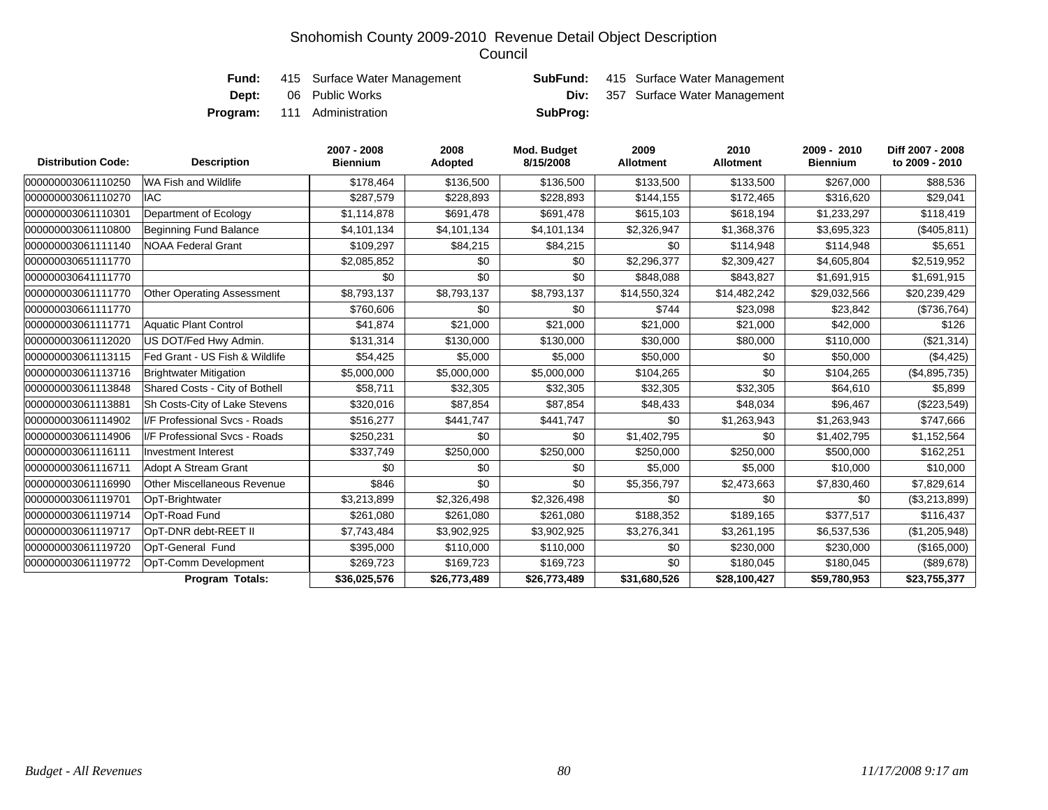# Snohomish County 2009-2010 Revenue Detail Object Description
## Council

**Fund:** 415 Surface Water Management **SubFund:** 415 Surface Water Management
**Dept:** 06 Public Works **Div:** 357 Surface Water Management
**Program:** 111 Administration **SubProg:**

| Distribution Code: | Description | 2007 - 2008 Biennium | 2008 Adopted | Mod. Budget 8/15/2008 | 2009 Allotment | 2010 Allotment | 2009 - 2010 Biennium | Diff 2007 - 2008 to 2009 - 2010 |
|---|---|---|---|---|---|---|---|---|
| 000000003061110250 | WA Fish and Wildlife | $178,464 | $136,500 | $136,500 | $133,500 | $133,500 | $267,000 | $88,536 |
| 000000003061110270 | IAC | $287,579 | $228,893 | $228,893 | $144,155 | $172,465 | $316,620 | $29,041 |
| 000000003061110301 | Department of Ecology | $1,114,878 | $691,478 | $691,478 | $615,103 | $618,194 | $1,233,297 | $118,419 |
| 000000003061110800 | Beginning Fund Balance | $4,101,134 | $4,101,134 | $4,101,134 | $2,326,947 | $1,368,376 | $3,695,323 | ($405,811) |
| 000000003061111140 | NOAA Federal Grant | $109,297 | $84,215 | $84,215 | $0 | $114,948 | $114,948 | $5,651 |
| 000000030651111770 | | $2,085,852 | $0 | $0 | $2,296,377 | $2,309,427 | $4,605,804 | $2,519,952 |
| 000000030641111770 | | $0 | $0 | $0 | $848,088 | $843,827 | $1,691,915 | $1,691,915 |
| 000000003061111770 | Other Operating Assessment | $8,793,137 | $8,793,137 | $8,793,137 | $14,550,324 | $14,482,242 | $29,032,566 | $20,239,429 |
| 000000030661111770 | | $760,606 | $0 | $0 | $744 | $23,098 | $23,842 | ($736,764) |
| 000000003061111771 | Aquatic Plant Control | $41,874 | $21,000 | $21,000 | $21,000 | $21,000 | $42,000 | $126 |
| 000000003061112020 | US DOT/Fed Hwy Admin. | $131,314 | $130,000 | $130,000 | $30,000 | $80,000 | $110,000 | ($21,314) |
| 000000003061113115 | Fed Grant - US Fish & Wildlife | $54,425 | $5,000 | $5,000 | $50,000 | $0 | $50,000 | ($4,425) |
| 000000003061113716 | Brightwater Mitigation | $5,000,000 | $5,000,000 | $5,000,000 | $104,265 | $0 | $104,265 | ($4,895,735) |
| 000000003061113848 | Shared Costs - City of Bothell | $58,711 | $32,305 | $32,305 | $32,305 | $32,305 | $64,610 | $5,899 |
| 000000003061113881 | Sh Costs-City of Lake Stevens | $320,016 | $87,854 | $87,854 | $48,433 | $48,034 | $96,467 | ($223,549) |
| 000000003061114902 | I/F Professional Svcs - Roads | $516,277 | $441,747 | $441,747 | $0 | $1,263,943 | $1,263,943 | $747,666 |
| 000000003061114906 | I/F Professional Svcs - Roads | $250,231 | $0 | $0 | $1,402,795 | $0 | $1,402,795 | $1,152,564 |
| 000000003061116111 | Investment Interest | $337,749 | $250,000 | $250,000 | $250,000 | $250,000 | $500,000 | $162,251 |
| 000000003061116711 | Adopt A Stream Grant | $0 | $0 | $0 | $5,000 | $5,000 | $10,000 | $10,000 |
| 000000003061116990 | Other Miscellaneous Revenue | $846 | $0 | $0 | $5,356,797 | $2,473,663 | $7,830,460 | $7,829,614 |
| 000000003061119701 | OpT-Brightwater | $3,213,899 | $2,326,498 | $2,326,498 | $0 | $0 | $0 | ($3,213,899) |
| 000000003061119714 | OpT-Road Fund | $261,080 | $261,080 | $261,080 | $188,352 | $189,165 | $377,517 | $116,437 |
| 000000003061119717 | OpT-DNR debt-REET II | $7,743,484 | $3,902,925 | $3,902,925 | $3,276,341 | $3,261,195 | $6,537,536 | ($1,205,948) |
| 000000003061119720 | OpT-General Fund | $395,000 | $110,000 | $110,000 | $0 | $230,000 | $230,000 | ($165,000) |
| 000000003061119772 | OpT-Comm Development | $269,723 | $169,723 | $169,723 | $0 | $180,045 | $180,045 | ($89,678) |
| | **Program Totals:** | **$36,025,576** | **$26,773,489** | **$26,773,489** | **$31,680,526** | **$28,100,427** | **$59,780,953** | **$23,755,377** |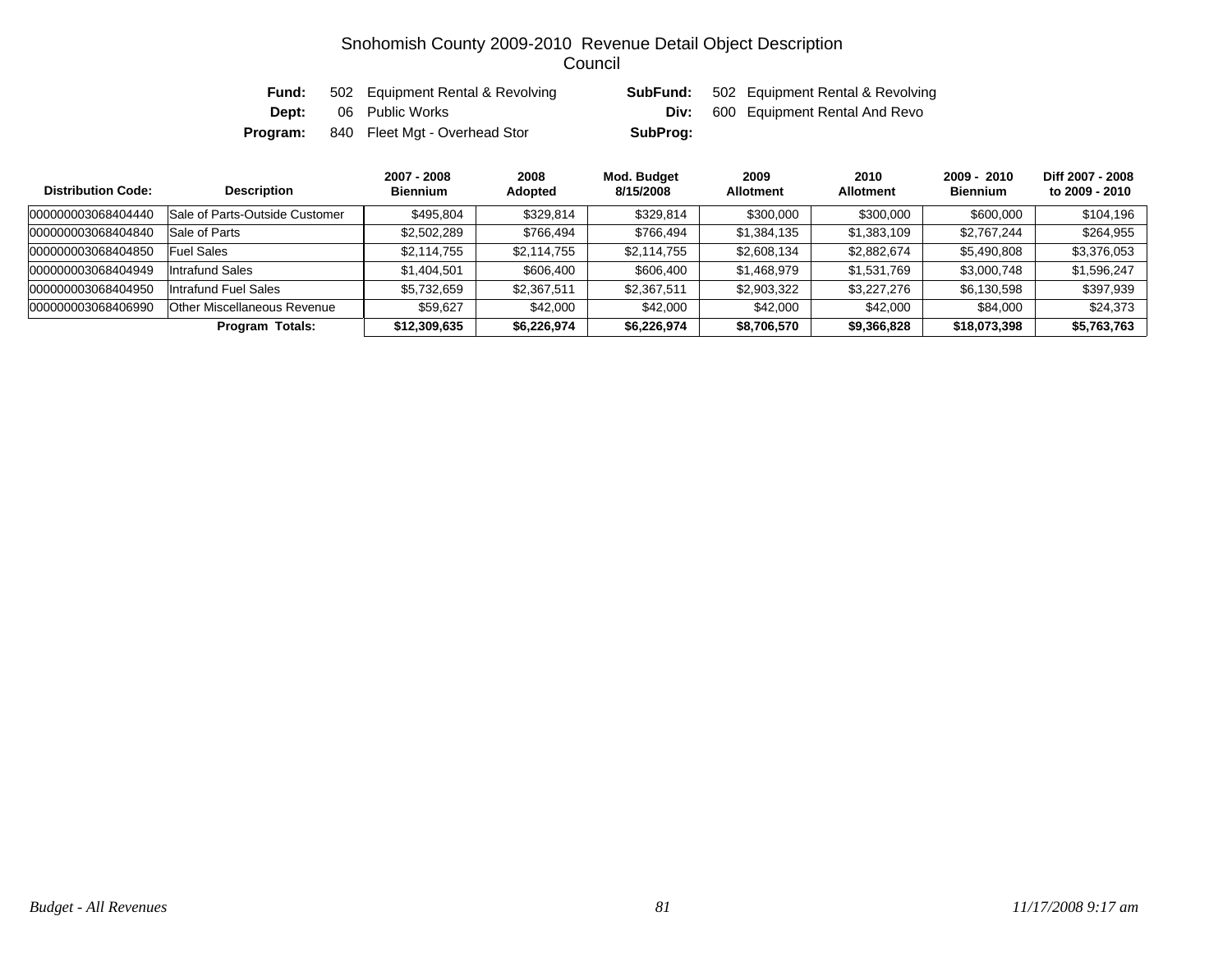# Snohomish County 2009-2010 Revenue Detail Object Description
## Council

**Fund:** 502 Equipment Rental & Revolving  **SubFund:** 502 Equipment Rental & Revolving
**Dept:** 06 Public Works  **Div:** 600 Equipment Rental And Revo
**Program:** 840 Fleet Mgt - Overhead Stor  **SubProg:**

| Distribution Code: | Description | 2007 - 2008 Biennium | 2008 Adopted | Mod. Budget 8/15/2008 | 2009 Allotment | 2010 Allotment | 2009 - 2010 Biennium | Diff 2007 - 2008 to 2009 - 2010 |
|---|---|---|---|---|---|---|---|---|
| 000000003068404440 | Sale of Parts-Outside Customer | $495,804 | $329,814 | $329,814 | $300,000 | $300,000 | $600,000 | $104,196 |
| 000000003068404840 | Sale of Parts | $2,502,289 | $766,494 | $766,494 | $1,384,135 | $1,383,109 | $2,767,244 | $264,955 |
| 000000003068404850 | Fuel Sales | $2,114,755 | $2,114,755 | $2,114,755 | $2,608,134 | $2,882,674 | $5,490,808 | $3,376,053 |
| 000000003068404949 | Intrafund Sales | $1,404,501 | $606,400 | $606,400 | $1,468,979 | $1,531,769 | $3,000,748 | $1,596,247 |
| 000000003068404950 | Intrafund Fuel Sales | $5,732,659 | $2,367,511 | $2,367,511 | $2,903,322 | $3,227,276 | $6,130,598 | $397,939 |
| 000000003068406990 | Other Miscellaneous Revenue | $59,627 | $42,000 | $42,000 | $42,000 | $42,000 | $84,000 | $24,373 |
| | **Program Totals:** | **$12,309,635** | **$6,226,974** | **$6,226,974** | **$8,706,570** | **$9,366,828** | **$18,073,398** | **$5,763,763** |

*Budget - All Revenues*  *11/17/2008 9:17 am*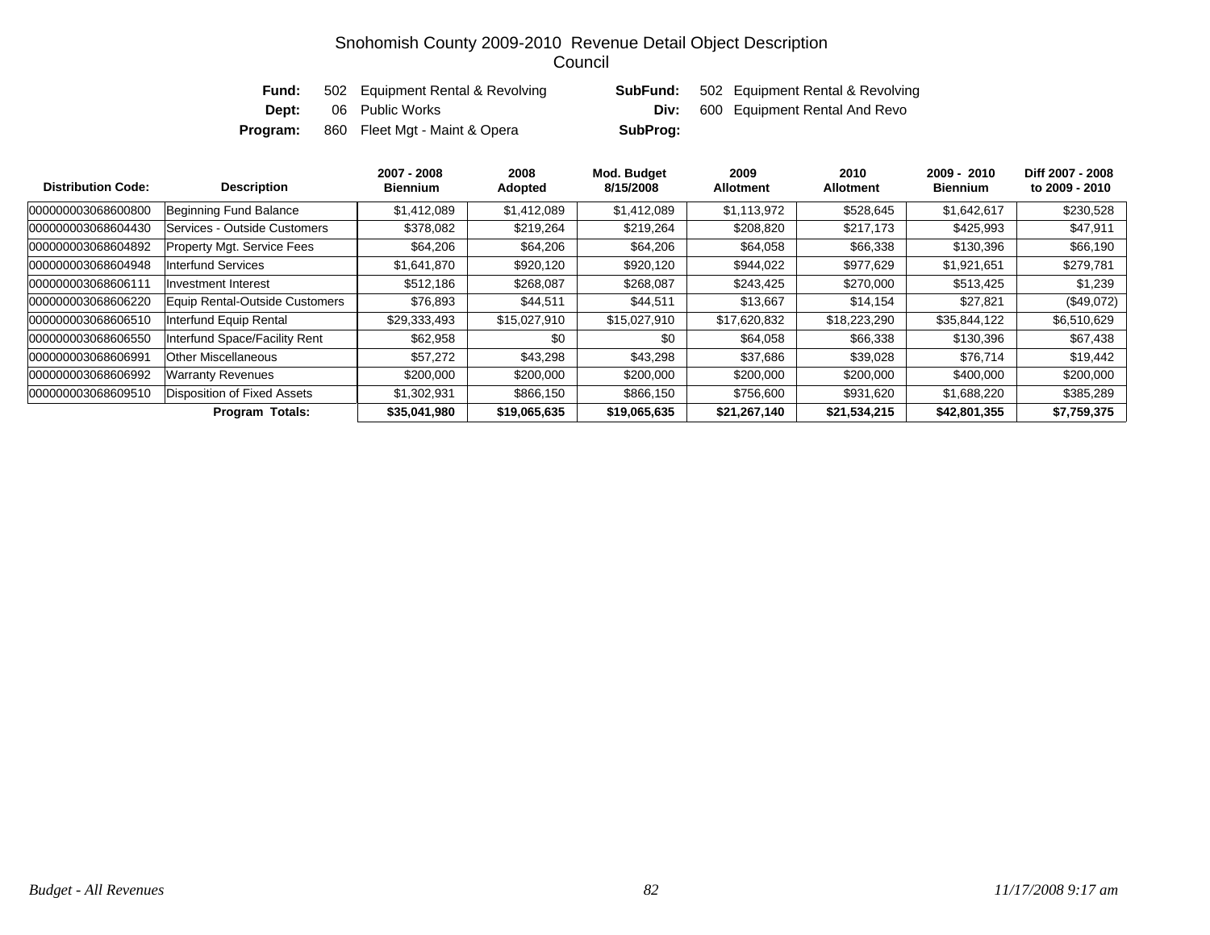# Snohomish County 2009-2010 Revenue Detail Object Description
## Council

**Fund:** 502 Equipment Rental & Revolving **SubFund:** 502 Equipment Rental & Revolving
**Dept:** 06 Public Works **Div:** 600 Equipment Rental And Revo
**Program:** 860 Fleet Mgt - Maint & Opera **SubProg:**

| Distribution Code: | Description | 2007 - 2008 Biennium | 2008 Adopted | Mod. Budget 8/15/2008 | 2009 Allotment | 2010 Allotment | 2009 - 2010 Biennium | Diff 2007 - 2008 to 2009 - 2010 |
|---|---|---|---|---|---|---|---|---|
| 000000003068600800 | Beginning Fund Balance | $1,412,089 | $1,412,089 | $1,412,089 | $1,113,972 | $528,645 | $1,642,617 | $230,528 |
| 000000003068604430 | Services - Outside Customers | $378,082 | $219,264 | $219,264 | $208,820 | $217,173 | $425,993 | $47,911 |
| 000000003068604892 | Property Mgt. Service Fees | $64,206 | $64,206 | $64,206 | $64,058 | $66,338 | $130,396 | $66,190 |
| 000000003068604948 | Interfund Services | $1,641,870 | $920,120 | $920,120 | $944,022 | $977,629 | $1,921,651 | $279,781 |
| 000000003068606111 | Investment Interest | $512,186 | $268,087 | $268,087 | $243,425 | $270,000 | $513,425 | $1,239 |
| 000000003068606220 | Equip Rental-Outside Customers | $76,893 | $44,511 | $44,511 | $13,667 | $14,154 | $27,821 | ($49,072) |
| 000000003068606510 | Interfund Equip Rental | $29,333,493 | $15,027,910 | $15,027,910 | $17,620,832 | $18,223,290 | $35,844,122 | $6,510,629 |
| 000000003068606550 | Interfund Space/Facility Rent | $62,958 | $0 | $0 | $64,058 | $66,338 | $130,396 | $67,438 |
| 000000003068606991 | Other Miscellaneous | $57,272 | $43,298 | $43,298 | $37,686 | $39,028 | $76,714 | $19,442 |
| 000000003068606992 | Warranty Revenues | $200,000 | $200,000 | $200,000 | $200,000 | $200,000 | $400,000 | $200,000 |
| 000000003068609510 | Disposition of Fixed Assets | $1,302,931 | $866,150 | $866,150 | $756,600 | $931,620 | $1,688,220 | $385,289 |
| | **Program Totals:** | **$35,041,980** | **$19,065,635** | **$19,065,635** | **$21,267,140** | **$21,534,215** | **$42,801,355** | **$7,759,375** |

*Budget - All Revenues* *11/17/2008 9:17 am*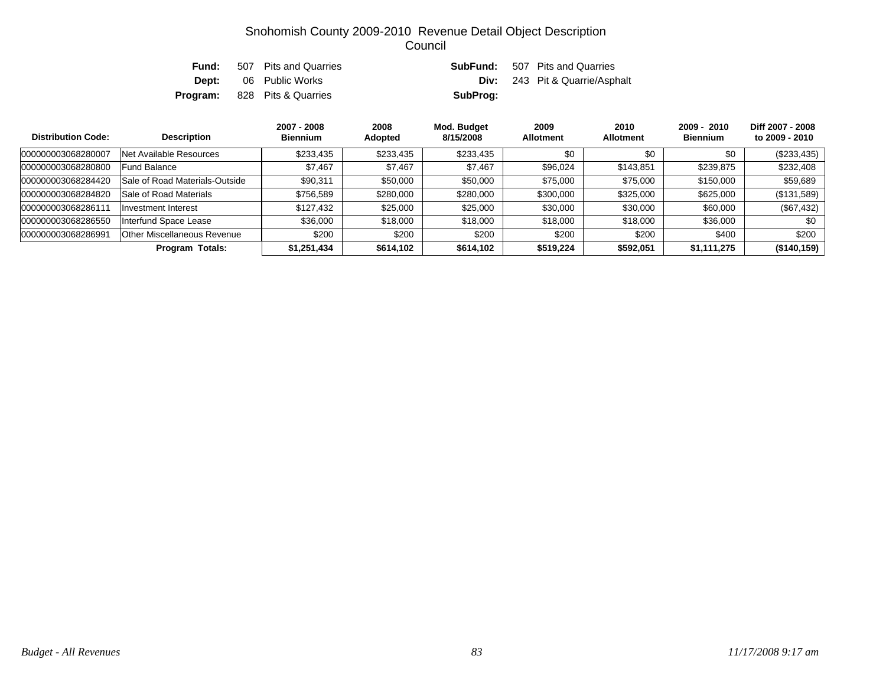# Snohomish County 2009-2010 Revenue Detail Object Description
## Council

**Fund:** 507 Pits and Quarries
**SubFund:** 507 Pits and Quarries
**Dept:** 06 Public Works
**Div:** 243 Pit & Quarrie/Asphalt
**Program:** 828 Pits & Quarries
**SubProg:**

| Distribution Code: | Description | 2007 - 2008 Biennium | 2008 Adopted | Mod. Budget 8/15/2008 | 2009 Allotment | 2010 Allotment | 2009 - 2010 Biennium | Diff 2007 - 2008 to 2009 - 2010 |
|---|---|---|---|---|---|---|---|---|
| 000000003068280007 | Net Available Resources | $233,435 | $233,435 | $233,435 | $0 | $0 | $0 | ($233,435) |
| 000000003068280800 | Fund Balance | $7,467 | $7,467 | $7,467 | $96,024 | $143,851 | $239,875 | $232,408 |
| 000000003068284420 | Sale of Road Materials-Outside | $90,311 | $50,000 | $50,000 | $75,000 | $75,000 | $150,000 | $59,689 |
| 000000003068284820 | Sale of Road Materials | $756,589 | $280,000 | $280,000 | $300,000 | $325,000 | $625,000 | ($131,589) |
| 000000003068286111 | Investment Interest | $127,432 | $25,000 | $25,000 | $30,000 | $30,000 | $60,000 | ($67,432) |
| 000000003068286550 | Interfund Space Lease | $36,000 | $18,000 | $18,000 | $18,000 | $18,000 | $36,000 | $0 |
| 000000003068286991 | Other Miscellaneous Revenue | $200 | $200 | $200 | $200 | $200 | $400 | $200 |
| | **Program Totals:** | **$1,251,434** | **$614,102** | **$614,102** | **$519,224** | **$592,051** | **$1,111,275** | **($140,159)** |

*Budget - All Revenues* *11/17/2008 9:17 am*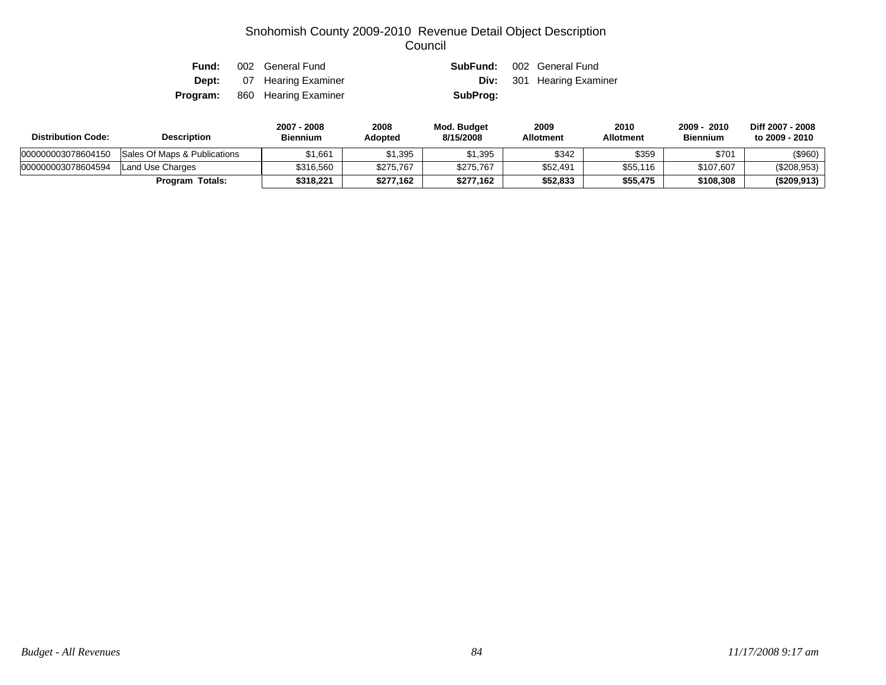# Snohomish County 2009-2010 Revenue Detail Object Description

## Council

| | | | | |
|---|---|---|---|---|
| **Fund:** | 002 General Fund | | **SubFund:** | 002 General Fund |
| **Dept:** | 07 Hearing Examiner | | **Div:** | 301 Hearing Examiner |
| **Program:** | 860 Hearing Examiner | | **SubProg:** | |

| Distribution Code: | Description | 2007 - 2008 Biennium | 2008 Adopted | Mod. Budget 8/15/2008 | 2009 Allotment | 2010 Allotment | 2009 - 2010 Biennium | Diff 2007 - 2008 to 2009 - 2010 |
|---|---|---|---|---|---|---|---|---|
| 000000003078604150 | Sales Of Maps & Publications | $1,661 | $1,395 | $1,395 | $342 | $359 | $701 | ($960) |
| 000000003078604594 | Land Use Charges | $316,560 | $275,767 | $275,767 | $52,491 | $55,116 | $107,607 | ($208,953) |
| | **Program Totals:** | **$318,221** | **$277,162** | **$277,162** | **$52,833** | **$55,475** | **$108,308** | **($209,913)** |

*Budget - All Revenues* *11/17/2008 9:17 am*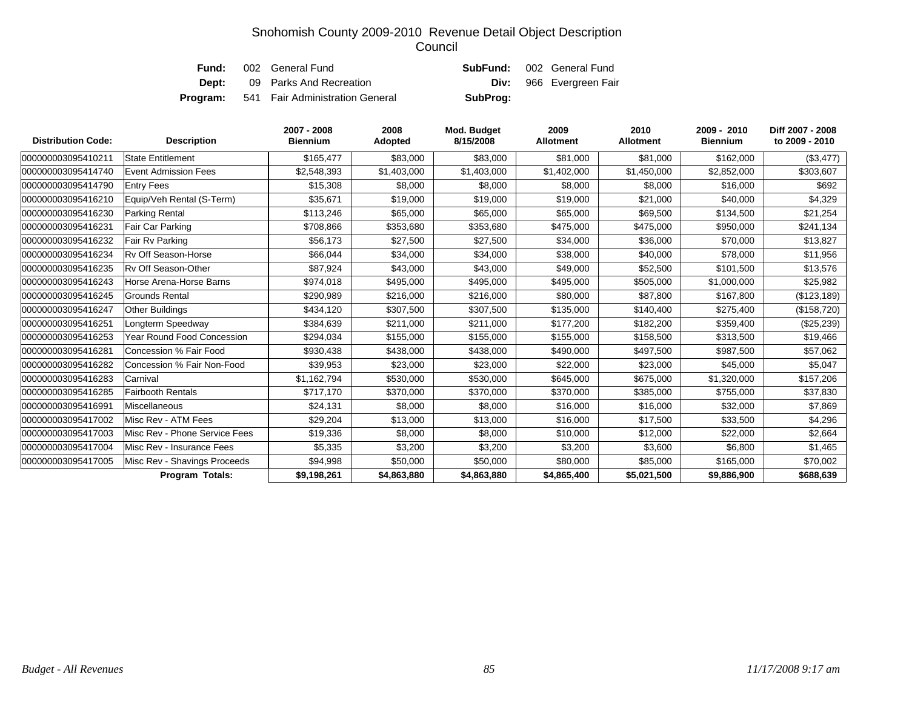# Snohomish County 2009-2010 Revenue Detail Object Description
## Council

| | | | |
|---|---|---|---|
| **Fund:** | 002 General Fund | **SubFund:** | 002 General Fund |
| **Dept:** | 09 Parks And Recreation | **Div:** | 966 Evergreen Fair |
| **Program:** | 541 Fair Administration General | **SubProg:** | |

| Distribution Code: | Description | 2007 - 2008 Biennium | 2008 Adopted | Mod. Budget 8/15/2008 | 2009 Allotment | 2010 Allotment | 2009 - 2010 Biennium | Diff 2007 - 2008 to 2009 - 2010 |
|---|---|---|---|---|---|---|---|---|
| 000000003095410211 | State Entitlement | $165,477 | $83,000 | $83,000 | $81,000 | $81,000 | $162,000 | ($3,477) |
| 000000003095414740 | Event Admission Fees | $2,548,393 | $1,403,000 | $1,403,000 | $1,402,000 | $1,450,000 | $2,852,000 | $303,607 |
| 000000003095414790 | Entry Fees | $15,308 | $8,000 | $8,000 | $8,000 | $8,000 | $16,000 | $692 |
| 000000003095416210 | Equip/Veh Rental (S-Term) | $35,671 | $19,000 | $19,000 | $19,000 | $21,000 | $40,000 | $4,329 |
| 000000003095416230 | Parking Rental | $113,246 | $65,000 | $65,000 | $65,000 | $69,500 | $134,500 | $21,254 |
| 000000003095416231 | Fair Car Parking | $708,866 | $353,680 | $353,680 | $475,000 | $475,000 | $950,000 | $241,134 |
| 000000003095416232 | Fair Rv Parking | $56,173 | $27,500 | $27,500 | $34,000 | $36,000 | $70,000 | $13,827 |
| 000000003095416234 | Rv Off Season-Horse | $66,044 | $34,000 | $34,000 | $38,000 | $40,000 | $78,000 | $11,956 |
| 000000003095416235 | Rv Off Season-Other | $87,924 | $43,000 | $43,000 | $49,000 | $52,500 | $101,500 | $13,576 |
| 000000003095416243 | Horse Arena-Horse Barns | $974,018 | $495,000 | $495,000 | $495,000 | $505,000 | $1,000,000 | $25,982 |
| 000000003095416245 | Grounds Rental | $290,989 | $216,000 | $216,000 | $80,000 | $87,800 | $167,800 | ($123,189) |
| 000000003095416247 | Other Buildings | $434,120 | $307,500 | $307,500 | $135,000 | $140,400 | $275,400 | ($158,720) |
| 000000003095416251 | Longterm Speedway | $384,639 | $211,000 | $211,000 | $177,200 | $182,200 | $359,400 | ($25,239) |
| 000000003095416253 | Year Round Food Concession | $294,034 | $155,000 | $155,000 | $155,000 | $158,500 | $313,500 | $19,466 |
| 000000003095416281 | Concession % Fair Food | $930,438 | $438,000 | $438,000 | $490,000 | $497,500 | $987,500 | $57,062 |
| 000000003095416282 | Concession % Fair Non-Food | $39,953 | $23,000 | $23,000 | $22,000 | $23,000 | $45,000 | $5,047 |
| 000000003095416283 | Carnival | $1,162,794 | $530,000 | $530,000 | $645,000 | $675,000 | $1,320,000 | $157,206 |
| 000000003095416285 | Fairbooth Rentals | $717,170 | $370,000 | $370,000 | $370,000 | $385,000 | $755,000 | $37,830 |
| 000000003095416991 | Miscellaneous | $24,131 | $8,000 | $8,000 | $16,000 | $16,000 | $32,000 | $7,869 |
| 000000003095417002 | Misc Rev - ATM Fees | $29,204 | $13,000 | $13,000 | $16,000 | $17,500 | $33,500 | $4,296 |
| 000000003095417003 | Misc Rev - Phone Service Fees | $19,336 | $8,000 | $8,000 | $10,000 | $12,000 | $22,000 | $2,664 |
| 000000003095417004 | Misc Rev - Insurance Fees | $5,335 | $3,200 | $3,200 | $3,200 | $3,600 | $6,800 | $1,465 |
| 000000003095417005 | Misc Rev - Shavings Proceeds | $94,998 | $50,000 | $50,000 | $80,000 | $85,000 | $165,000 | $70,002 |
| | **Program Totals:** | **$9,198,261** | **$4,863,880** | **$4,863,880** | **$4,865,400** | **$5,021,500** | **$9,886,900** | **$688,639** |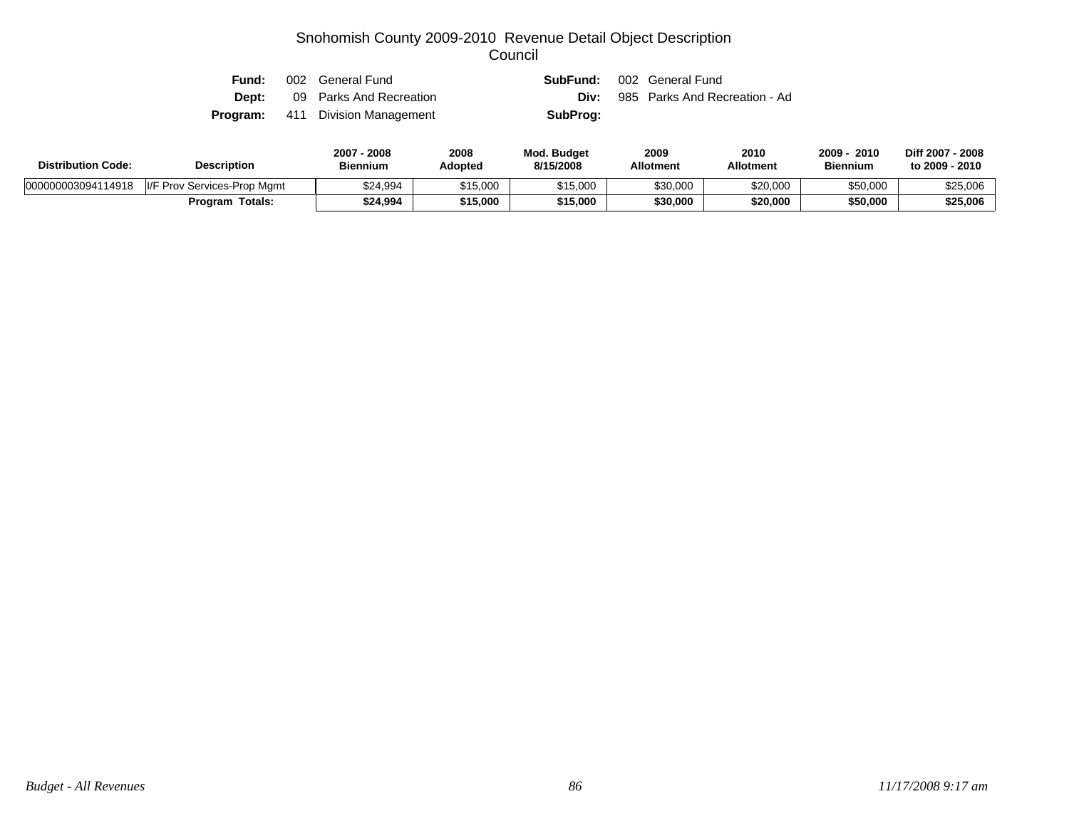# Snohomish County 2009-2010 Revenue Detail Object Description
## Council

**Fund:** 002 General Fund  
**SubFund:** 002 General Fund  
**Dept:** 09 Parks And Recreation  
**Div:** 985 Parks And Recreation - Ad  
**Program:** 411 Division Management  
**SubProg:**

| Distribution Code: | Description | 2007 - 2008 Biennium | 2008 Adopted | Mod. Budget 8/15/2008 | 2009 Allotment | 2010 Allotment | 2009 - 2010 Biennium | Diff 2007 - 2008 to 2009 - 2010 |
|---|---|---|---|---|---|---|---|---|
| 000000003094114918 | I/F Prov Services-Prop Mgmt | $24,994 | $15,000 | $15,000 | $30,000 | $20,000 | $50,000 | $25,006 |
| | **Program Totals:** | **$24,994** | **$15,000** | **$15,000** | **$30,000** | **$20,000** | **$50,000** | **$25,006** |

*Budget - All Revenues* *11/17/2008 9:17 am*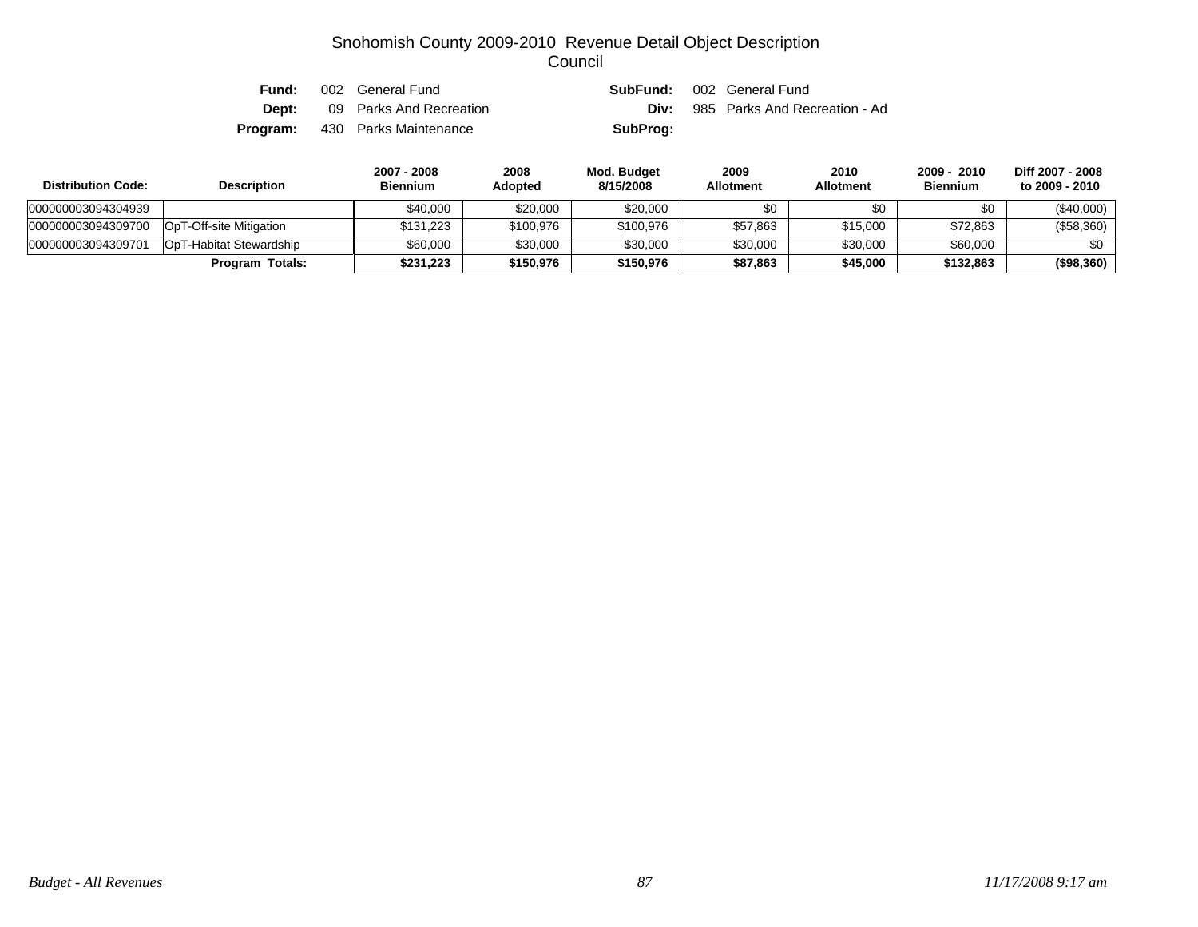# Snohomish County 2009-2010 Revenue Detail Object Description
## Council

**Fund:** 002 General Fund  **SubFund:** 002 General Fund
**Dept:** 09 Parks And Recreation  **Div:** 985 Parks And Recreation - Ad
**Program:** 430 Parks Maintenance  **SubProg:**

| Distribution Code: | Description | 2007 - 2008 Biennium | 2008 Adopted | Mod. Budget 8/15/2008 | 2009 Allotment | 2010 Allotment | 2009 - 2010 Biennium | Diff 2007 - 2008 to 2009 - 2010 |
|---|---|---|---|---|---|---|---|---|
| 000000003094304939 | | $40,000 | $20,000 | $20,000 | $0 | $0 | $0 | ($40,000) |
| 000000003094309700 | OpT-Off-site Mitigation | $131,223 | $100,976 | $100,976 | $57,863 | $15,000 | $72,863 | ($58,360) |
| 000000003094309701 | OpT-Habitat Stewardship | $60,000 | $30,000 | $30,000 | $30,000 | $30,000 | $60,000 | $0 |
| | **Program Totals:** | **$231,223** | **$150,976** | **$150,976** | **$87,863** | **$45,000** | **$132,863** | **($98,360)** |

*Budget - All Revenues*  *11/17/2008 9:17 am*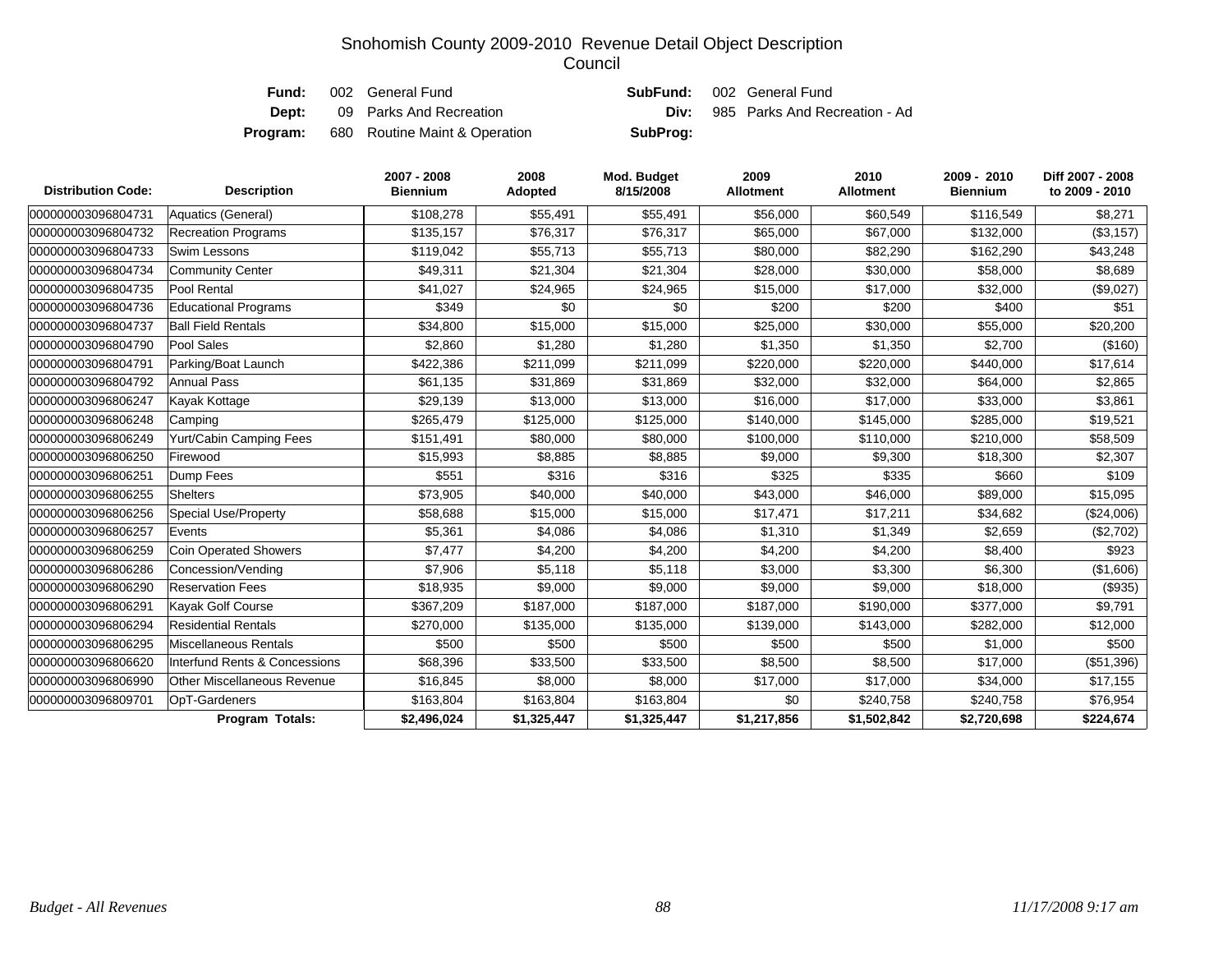# Snohomish County 2009-2010 Revenue Detail Object Description
## Council

**Fund:** 002 General Fund **SubFund:** 002 General Fund
**Dept:** 09 Parks And Recreation **Div:** 985 Parks And Recreation - Ad
**Program:** 680 Routine Maint & Operation **SubProg:**

| Distribution Code: | Description | 2007 - 2008 Biennium | 2008 Adopted | Mod. Budget 8/15/2008 | 2009 Allotment | 2010 Allotment | 2009 - 2010 Biennium | Diff 2007 - 2008 to 2009 - 2010 |
|---|---|---|---|---|---|---|---|---|
| 000000003096804731 | Aquatics (General) | $108,278 | $55,491 | $55,491 | $56,000 | $60,549 | $116,549 | $8,271 |
| 000000003096804732 | Recreation Programs | $135,157 | $76,317 | $76,317 | $65,000 | $67,000 | $132,000 | ($3,157) |
| 000000003096804733 | Swim Lessons | $119,042 | $55,713 | $55,713 | $80,000 | $82,290 | $162,290 | $43,248 |
| 000000003096804734 | Community Center | $49,311 | $21,304 | $21,304 | $28,000 | $30,000 | $58,000 | $8,689 |
| 000000003096804735 | Pool Rental | $41,027 | $24,965 | $24,965 | $15,000 | $17,000 | $32,000 | ($9,027) |
| 000000003096804736 | Educational Programs | $349 | $0 | $0 | $200 | $200 | $400 | $51 |
| 000000003096804737 | Ball Field Rentals | $34,800 | $15,000 | $15,000 | $25,000 | $30,000 | $55,000 | $20,200 |
| 000000003096804790 | Pool Sales | $2,860 | $1,280 | $1,280 | $1,350 | $1,350 | $2,700 | ($160) |
| 000000003096804791 | Parking/Boat Launch | $422,386 | $211,099 | $211,099 | $220,000 | $220,000 | $440,000 | $17,614 |
| 000000003096804792 | Annual Pass | $61,135 | $31,869 | $31,869 | $32,000 | $32,000 | $64,000 | $2,865 |
| 000000003096806247 | Kayak Kottage | $29,139 | $13,000 | $13,000 | $16,000 | $17,000 | $33,000 | $3,861 |
| 000000003096806248 | Camping | $265,479 | $125,000 | $125,000 | $140,000 | $145,000 | $285,000 | $19,521 |
| 000000003096806249 | Yurt/Cabin Camping Fees | $151,491 | $80,000 | $80,000 | $100,000 | $110,000 | $210,000 | $58,509 |
| 000000003096806250 | Firewood | $15,993 | $8,885 | $8,885 | $9,000 | $9,300 | $18,300 | $2,307 |
| 000000003096806251 | Dump Fees | $551 | $316 | $316 | $325 | $335 | $660 | $109 |
| 000000003096806255 | Shelters | $73,905 | $40,000 | $40,000 | $43,000 | $46,000 | $89,000 | $15,095 |
| 000000003096806256 | Special Use/Property | $58,688 | $15,000 | $15,000 | $17,471 | $17,211 | $34,682 | ($24,006) |
| 000000003096806257 | Events | $5,361 | $4,086 | $4,086 | $1,310 | $1,349 | $2,659 | ($2,702) |
| 000000003096806259 | Coin Operated Showers | $7,477 | $4,200 | $4,200 | $4,200 | $4,200 | $8,400 | $923 |
| 000000003096806286 | Concession/Vending | $7,906 | $5,118 | $5,118 | $3,000 | $3,300 | $6,300 | ($1,606) |
| 000000003096806290 | Reservation Fees | $18,935 | $9,000 | $9,000 | $9,000 | $9,000 | $18,000 | ($935) |
| 000000003096806291 | Kayak Golf Course | $367,209 | $187,000 | $187,000 | $187,000 | $190,000 | $377,000 | $9,791 |
| 000000003096806294 | Residential Rentals | $270,000 | $135,000 | $135,000 | $139,000 | $143,000 | $282,000 | $12,000 |
| 000000003096806295 | Miscellaneous Rentals | $500 | $500 | $500 | $500 | $500 | $1,000 | $500 |
| 000000003096806620 | Interfund Rents & Concessions | $68,396 | $33,500 | $33,500 | $8,500 | $8,500 | $17,000 | ($51,396) |
| 000000003096806990 | Other Miscellaneous Revenue | $16,845 | $8,000 | $8,000 | $17,000 | $17,000 | $34,000 | $17,155 |
| 000000003096809701 | OpT-Gardeners | $163,804 | $163,804 | $163,804 | $0 | $240,758 | $240,758 | $76,954 |
| | **Program Totals:** | **$2,496,024** | **$1,325,447** | **$1,325,447** | **$1,217,856** | **$1,502,842** | **$2,720,698** | **$224,674** |

*Budget - All Revenues* *11/17/2008 9:17 am*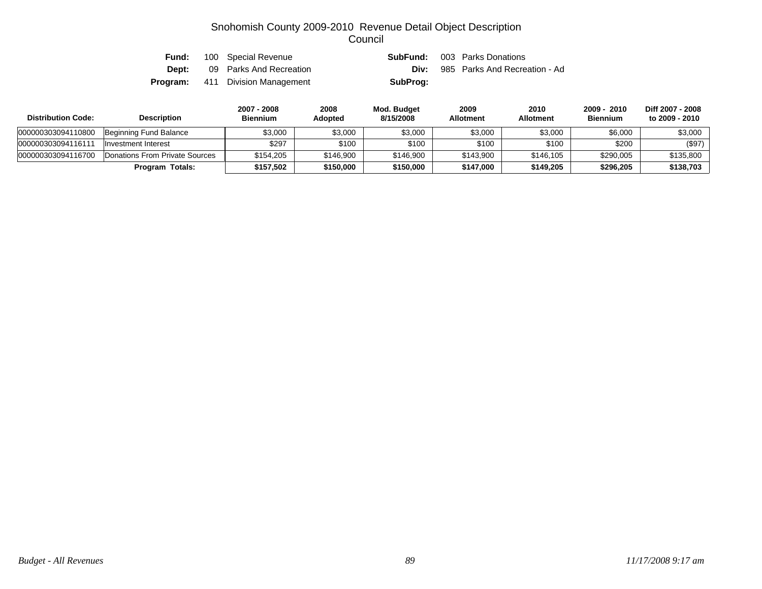# Snohomish County 2009-2010 Revenue Detail Object Description
## Council

**Fund:** 100 Special Revenue  **SubFund:** 003 Parks Donations
**Dept:** 09 Parks And Recreation  **Div:** 985 Parks And Recreation - Ad
**Program:** 411 Division Management  **SubProg:**

| Distribution Code: | Description | 2007 - 2008 Biennium | 2008 Adopted | Mod. Budget 8/15/2008 | 2009 Allotment | 2010 Allotment | 2009 - 2010 Biennium | Diff 2007 - 2008 to 2009 - 2010 |
|---|---|---|---|---|---|---|---|---|
| 000000303094110800 | Beginning Fund Balance | $3,000 | $3,000 | $3,000 | $3,000 | $3,000 | $6,000 | $3,000 |
| 000000303094116111 | Investment Interest | $297 | $100 | $100 | $100 | $100 | $200 | ($97) |
| 000000303094116700 | Donations From Private Sources | $154,205 | $146,900 | $146,900 | $143,900 | $146,105 | $290,005 | $135,800 |
| | **Program Totals:** | **$157,502** | **$150,000** | **$150,000** | **$147,000** | **$149,205** | **$296,205** | **$138,703** |

*Budget - All Revenues*  *11/17/2008 9:17 am*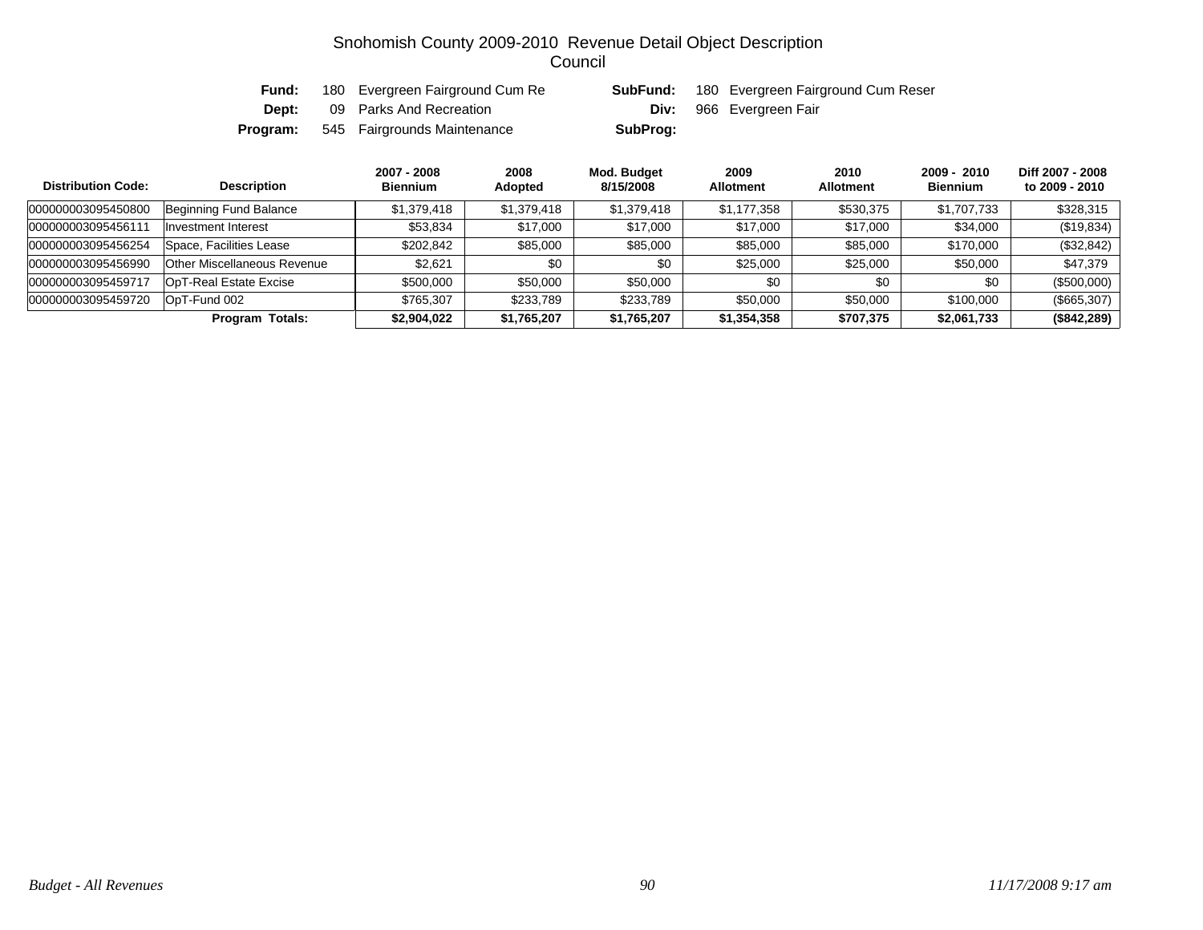# Snohomish County 2009-2010 Revenue Detail Object Description
## Council

**Fund:** 180 Evergreen Fairground Cum Re **SubFund:** 180 Evergreen Fairground Cum Reser
**Dept:** 09 Parks And Recreation **Div:** 966 Evergreen Fair
**Program:** 545 Fairgrounds Maintenance **SubProg:**

| Distribution Code: | Description | 2007 - 2008 Biennium | 2008 Adopted | Mod. Budget 8/15/2008 | 2009 Allotment | 2010 Allotment | 2009 - 2010 Biennium | Diff 2007 - 2008 to 2009 - 2010 |
|---|---|---|---|---|---|---|---|---|
| 000000003095450800 | Beginning Fund Balance | $1,379,418 | $1,379,418 | $1,379,418 | $1,177,358 | $530,375 | $1,707,733 | $328,315 |
| 000000003095456111 | Investment Interest | $53,834 | $17,000 | $17,000 | $17,000 | $17,000 | $34,000 | ($19,834) |
| 000000003095456254 | Space, Facilities Lease | $202,842 | $85,000 | $85,000 | $85,000 | $85,000 | $170,000 | ($32,842) |
| 000000003095456990 | Other Miscellaneous Revenue | $2,621 | $0 | $0 | $25,000 | $25,000 | $50,000 | $47,379 |
| 000000003095459717 | OpT-Real Estate Excise | $500,000 | $50,000 | $50,000 | $0 | $0 | $0 | ($500,000) |
| 000000003095459720 | OpT-Fund 002 | $765,307 | $233,789 | $233,789 | $50,000 | $50,000 | $100,000 | ($665,307) |
| | **Program Totals:** | **$2,904,022** | **$1,765,207** | **$1,765,207** | **$1,354,358** | **$707,375** | **$2,061,733** | **($842,289)** |

*Budget - All Revenues* *11/17/2008 9:17 am*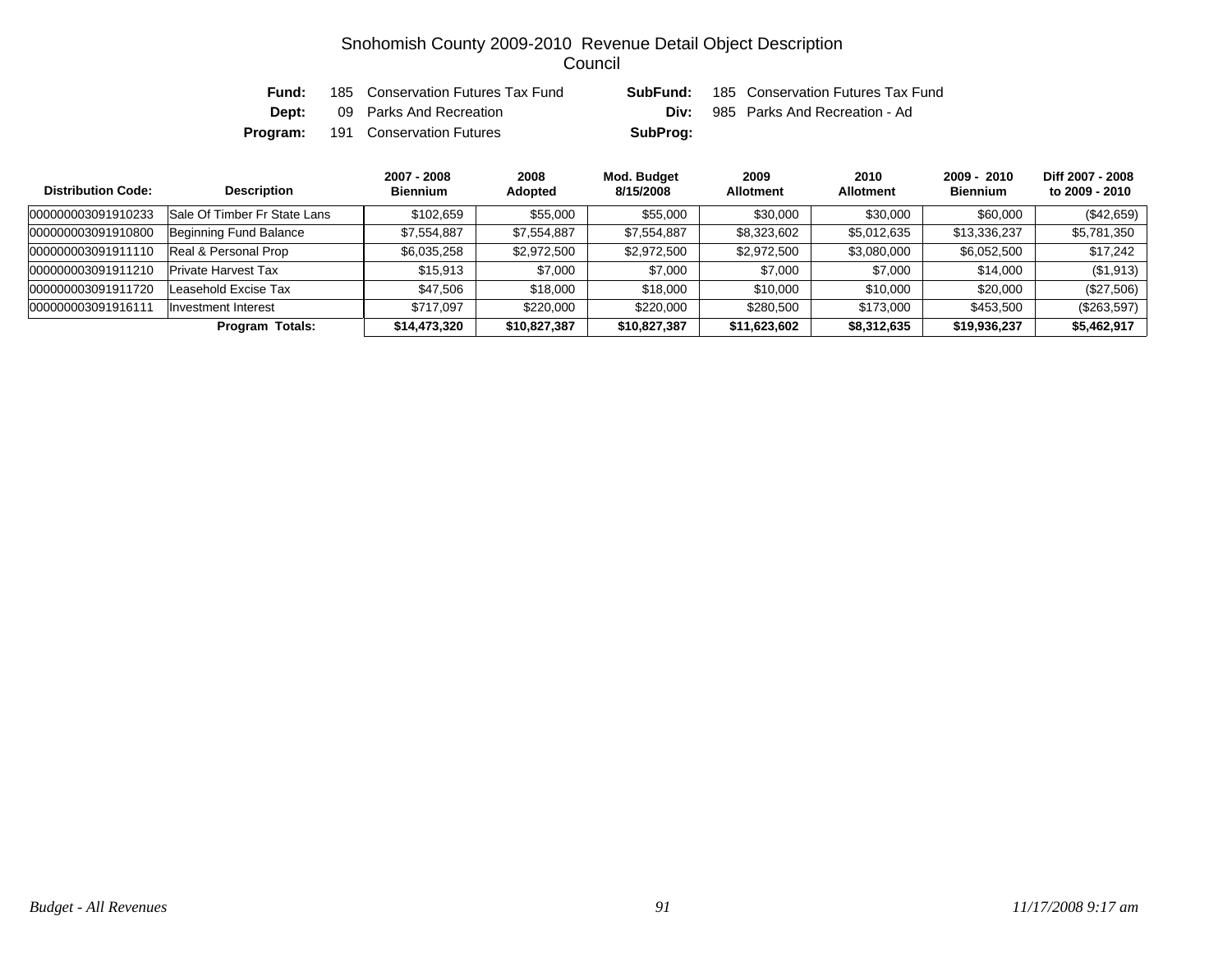# Snohomish County 2009-2010 Revenue Detail Object Description
## Council

**Fund:** 185 Conservation Futures Tax Fund **SubFund:** 185 Conservation Futures Tax Fund
**Dept:** 09 Parks And Recreation **Div:** 985 Parks And Recreation - Ad
**Program:** 191 Conservation Futures **SubProg:**

| Distribution Code: | Description | 2007 - 2008 Biennium | 2008 Adopted | Mod. Budget 8/15/2008 | 2009 Allotment | 2010 Allotment | 2009 - 2010 Biennium | Diff 2007 - 2008 to 2009 - 2010 |
|---|---|---|---|---|---|---|---|---|
| 000000003091910233 | Sale Of Timber Fr State Lans | $102,659 | $55,000 | $55,000 | $30,000 | $30,000 | $60,000 | ($42,659) |
| 000000003091910800 | Beginning Fund Balance | $7,554,887 | $7,554,887 | $7,554,887 | $8,323,602 | $5,012,635 | $13,336,237 | $5,781,350 |
| 000000003091911110 | Real & Personal Prop | $6,035,258 | $2,972,500 | $2,972,500 | $2,972,500 | $3,080,000 | $6,052,500 | $17,242 |
| 000000003091911210 | Private Harvest Tax | $15,913 | $7,000 | $7,000 | $7,000 | $7,000 | $14,000 | ($1,913) |
| 000000003091911720 | Leasehold Excise Tax | $47,506 | $18,000 | $18,000 | $10,000 | $10,000 | $20,000 | ($27,506) |
| 000000003091916111 | Investment Interest | $717,097 | $220,000 | $220,000 | $280,500 | $173,000 | $453,500 | ($263,597) |
| | **Program Totals:** | **$14,473,320** | **$10,827,387** | **$10,827,387** | **$11,623,602** | **$8,312,635** | **$19,936,237** | **$5,462,917** |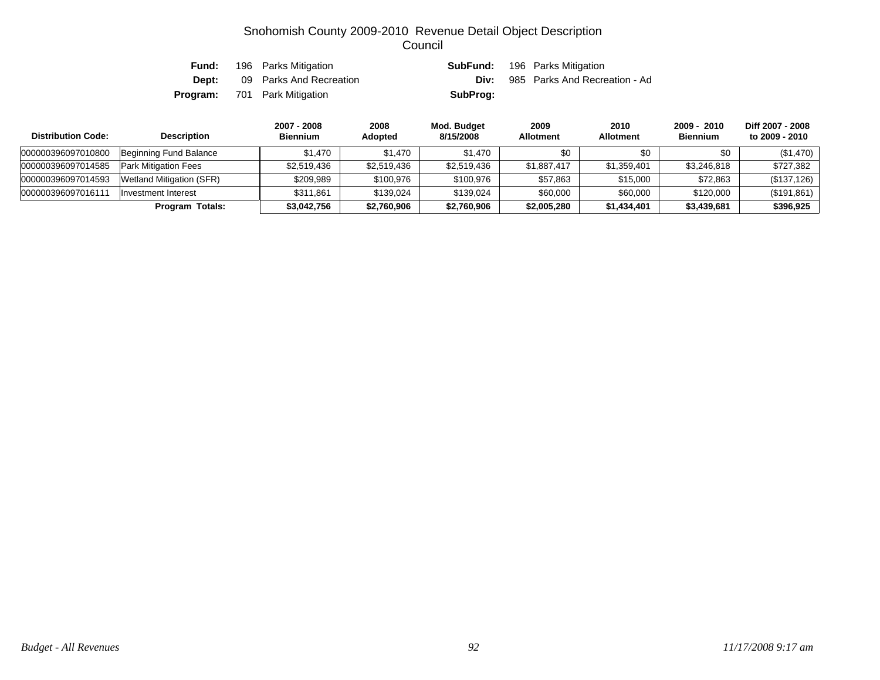# Snohomish County 2009-2010 Revenue Detail Object Description
## Council

**Fund:** 196 Parks Mitigation | **SubFund:** 196 Parks Mitigation
**Dept:** 09 Parks And Recreation | **Div:** 985 Parks And Recreation - Ad
**Program:** 701 Park Mitigation | **SubProg:**

| Distribution Code: | Description | 2007 - 2008 Biennium | 2008 Adopted | Mod. Budget 8/15/2008 | 2009 Allotment | 2010 Allotment | 2009 - 2010 Biennium | Diff 2007 - 2008 to 2009 - 2010 |
|---|---|---|---|---|---|---|---|---|
| 000000396097010800 | Beginning Fund Balance | $1,470 | $1,470 | $1,470 | $0 | $0 | $0 | ($1,470) |
| 000000396097014585 | Park Mitigation Fees | $2,519,436 | $2,519,436 | $2,519,436 | $1,887,417 | $1,359,401 | $3,246,818 | $727,382 |
| 000000396097014593 | Wetland Mitigation (SFR) | $209,989 | $100,976 | $100,976 | $57,863 | $15,000 | $72,863 | ($137,126) |
| 000000396097016111 | Investment Interest | $311,861 | $139,024 | $139,024 | $60,000 | $60,000 | $120,000 | ($191,861) |
| | **Program Totals:** | **$3,042,756** | **$2,760,906** | **$2,760,906** | **$2,005,280** | **$1,434,401** | **$3,439,681** | **$396,925** |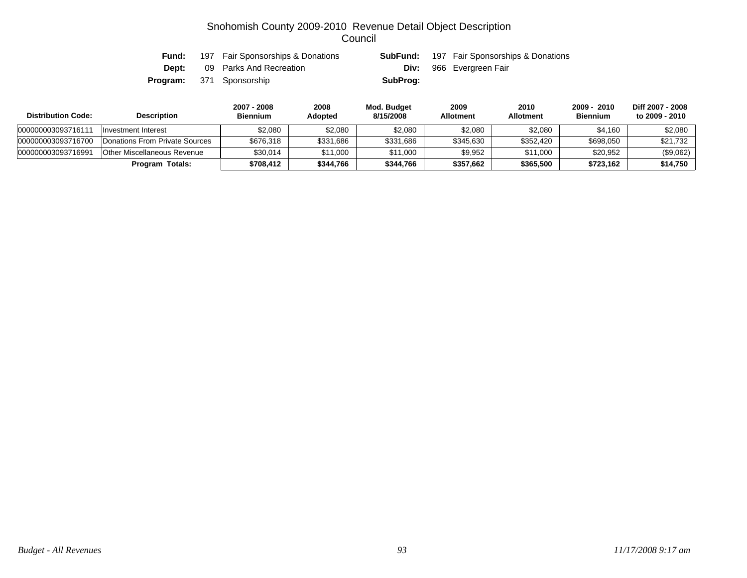# Snohomish County 2009-2010 Revenue Detail Object Description
## Council

**Fund:** 197 Fair Sponsorships & Donations **SubFund:** 197 Fair Sponsorships & Donations
**Dept:** 09 Parks And Recreation **Div:** 966 Evergreen Fair
**Program:** 371 Sponsorship **SubProg:**

| Distribution Code: | Description | 2007 - 2008 Biennium | 2008 Adopted | Mod. Budget 8/15/2008 | 2009 Allotment | 2010 Allotment | 2009 - 2010 Biennium | Diff 2007 - 2008 to 2009 - 2010 |
|---|---|---|---|---|---|---|---|---|
| 000000003093716111 | Investment Interest | $2,080 | $2,080 | $2,080 | $2,080 | $2,080 | $4,160 | $2,080 |
| 000000003093716700 | Donations From Private Sources | $676,318 | $331,686 | $331,686 | $345,630 | $352,420 | $698,050 | $21,732 |
| 000000003093716991 | Other Miscellaneous Revenue | $30,014 | $11,000 | $11,000 | $9,952 | $11,000 | $20,952 | ($9,062) |
| | **Program Totals:** | **$708,412** | **$344,766** | **$344,766** | **$357,662** | **$365,500** | **$723,162** | **$14,750** |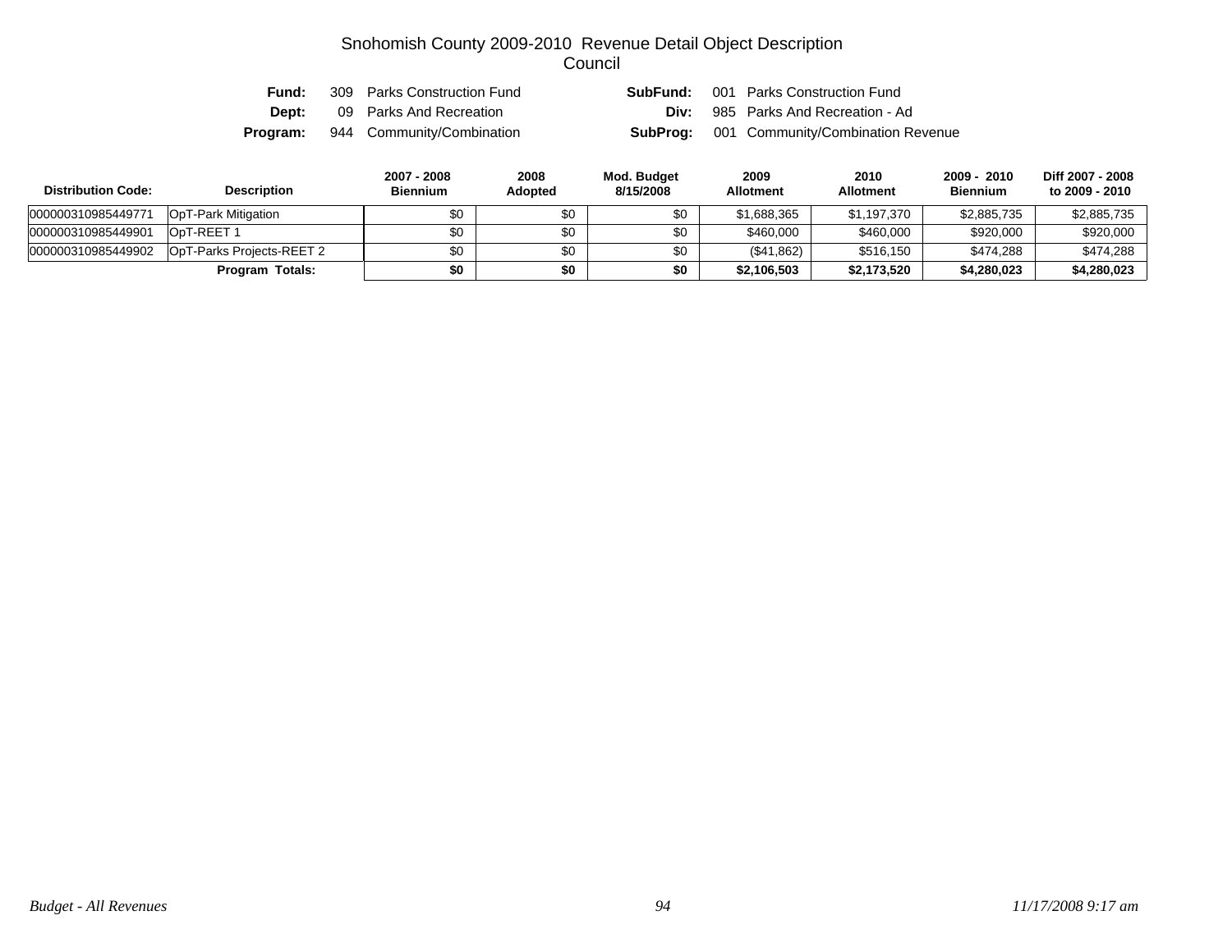# Snohomish County 2009-2010 Revenue Detail Object Description
## Council

**Fund:** 309 Parks Construction Fund  **SubFund:** 001 Parks Construction Fund
**Dept:** 09 Parks And Recreation  **Div:** 985 Parks And Recreation - Ad
**Program:** 944 Community/Combination  **SubProg:** 001 Community/Combination Revenue

| Distribution Code: | Description | 2007 - 2008 Biennium | 2008 Adopted | Mod. Budget 8/15/2008 | 2009 Allotment | 2010 Allotment | 2009 - 2010 Biennium | Diff 2007 - 2008 to 2009 - 2010 |
|---|---|---|---|---|---|---|---|---|
| 000000310985449771 | OpT-Park Mitigation | $0 | $0 | $0 | $1,688,365 | $1,197,370 | $2,885,735 | $2,885,735 |
| 000000310985449901 | OpT-REET 1 | $0 | $0 | $0 | $460,000 | $460,000 | $920,000 | $920,000 |
| 000000310985449902 | OpT-Parks Projects-REET 2 | $0 | $0 | $0 | ($41,862) | $516,150 | $474,288 | $474,288 |
| | **Program Totals:** | **$0** | **$0** | **$0** | **$2,106,503** | **$2,173,520** | **$4,280,023** | **$4,280,023** |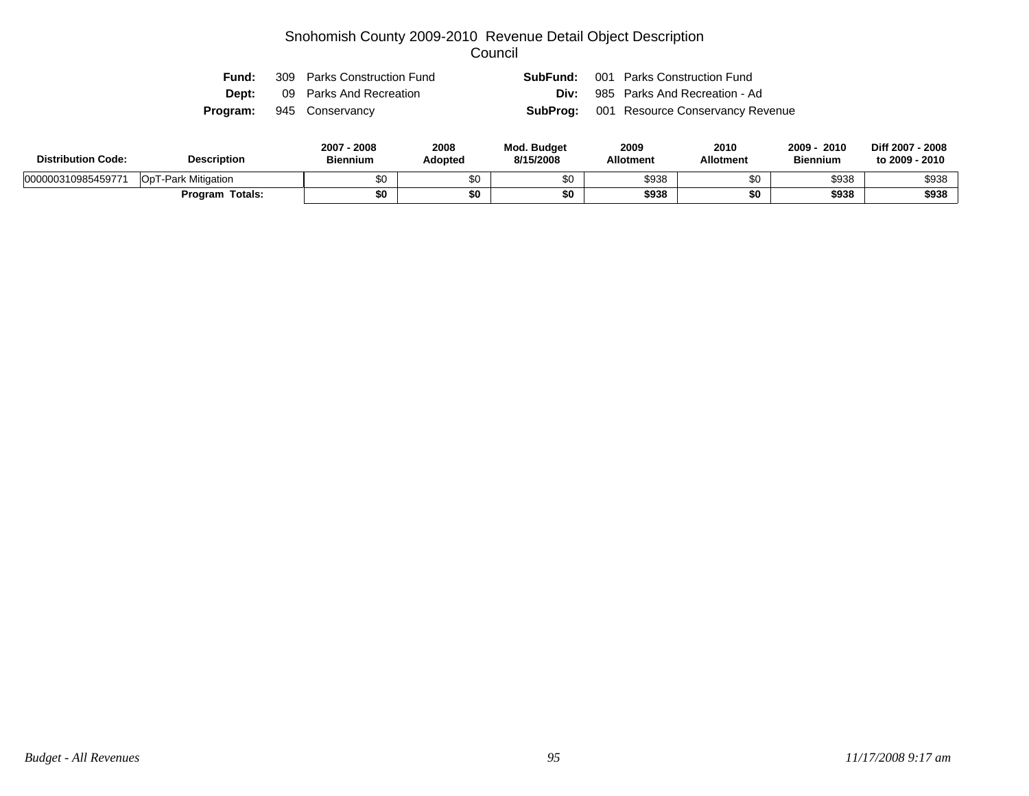# Snohomish County 2009-2010 Revenue Detail Object Description
## Council

**Fund:** 309 Parks Construction Fund  **SubFund:** 001 Parks Construction Fund
**Dept:** 09 Parks And Recreation  **Div:** 985 Parks And Recreation - Ad
**Program:** 945 Conservancy  **SubProg:** 001 Resource Conservancy Revenue

| Distribution Code: | Description | 2007 - 2008 Biennium | 2008 Adopted | Mod. Budget 8/15/2008 | 2009 Allotment | 2010 Allotment | 2009 - 2010 Biennium | Diff 2007 - 2008 to 2009 - 2010 |
|---|---|---|---|---|---|---|---|---|
| 000000310985459771 | OpT-Park Mitigation | $0 | $0 | $0 | $938 | $0 | $938 | $938 |
| | **Program Totals:** | **$0** | **$0** | **$0** | **$938** | **$0** | **$938** | **$938** |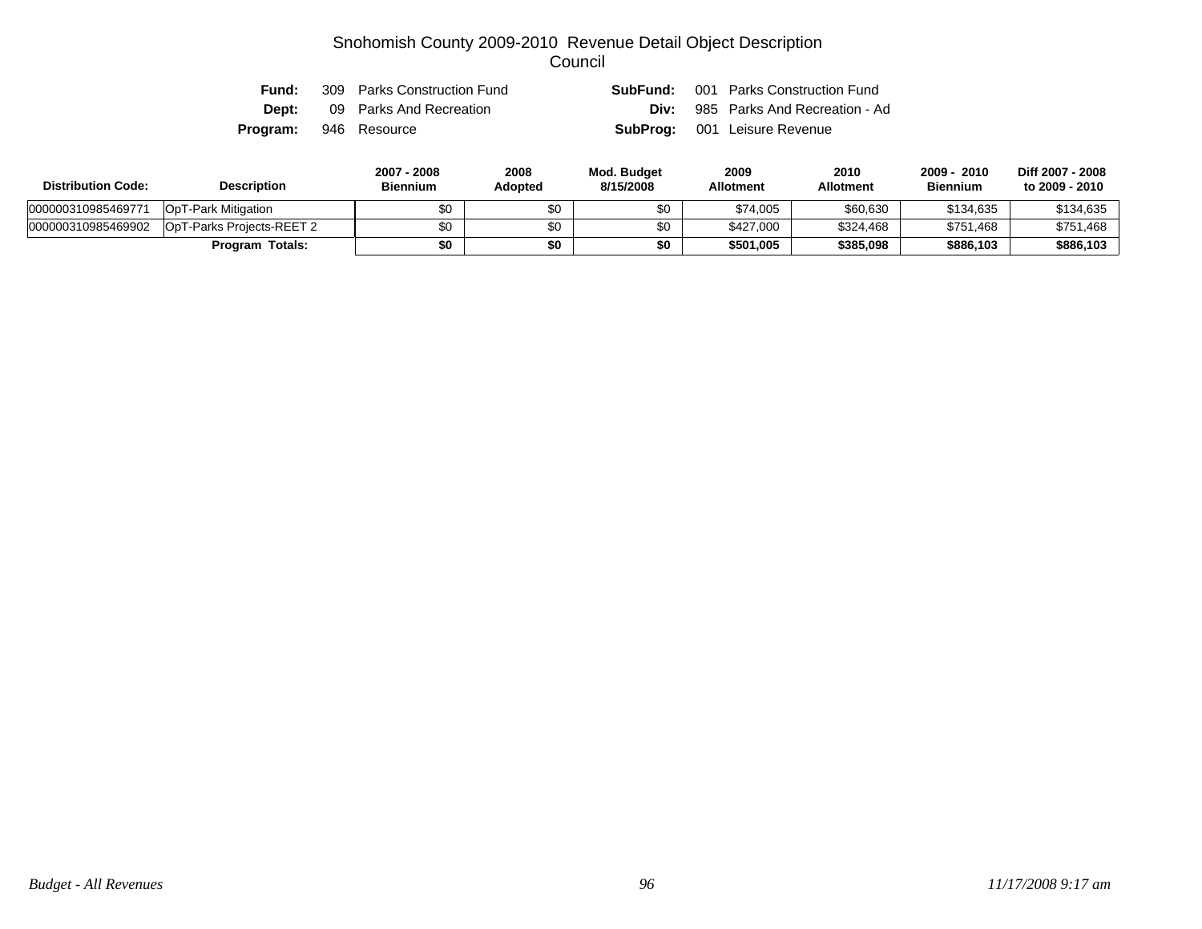# Snohomish County 2009-2010 Revenue Detail Object Description
## Council

**Fund:** 309 Parks Construction Fund
**SubFund:** 001 Parks Construction Fund
**Dept:** 09 Parks And Recreation
**Div:** 985 Parks And Recreation - Ad
**Program:** 946 Resource
**SubProg:** 001 Leisure Revenue

| Distribution Code: | Description | 2007 - 2008 Biennium | 2008 Adopted | Mod. Budget 8/15/2008 | 2009 Allotment | 2010 Allotment | 2009 - 2010 Biennium | Diff 2007 - 2008 to 2009 - 2010 |
|---|---|---|---|---|---|---|---|---|
| 000000310985469771 | OpT-Park Mitigation | $0 | $0 | $0 | $74,005 | $60,630 | $134,635 | $134,635 |
| 000000310985469902 | OpT-Parks Projects-REET 2 | $0 | $0 | $0 | $427,000 | $324,468 | $751,468 | $751,468 |
| | **Program Totals:** | **$0** | **$0** | **$0** | **$501,005** | **$385,098** | **$886,103** | **$886,103** |

*Budget - All Revenues* *11/17/2008 9:17 am*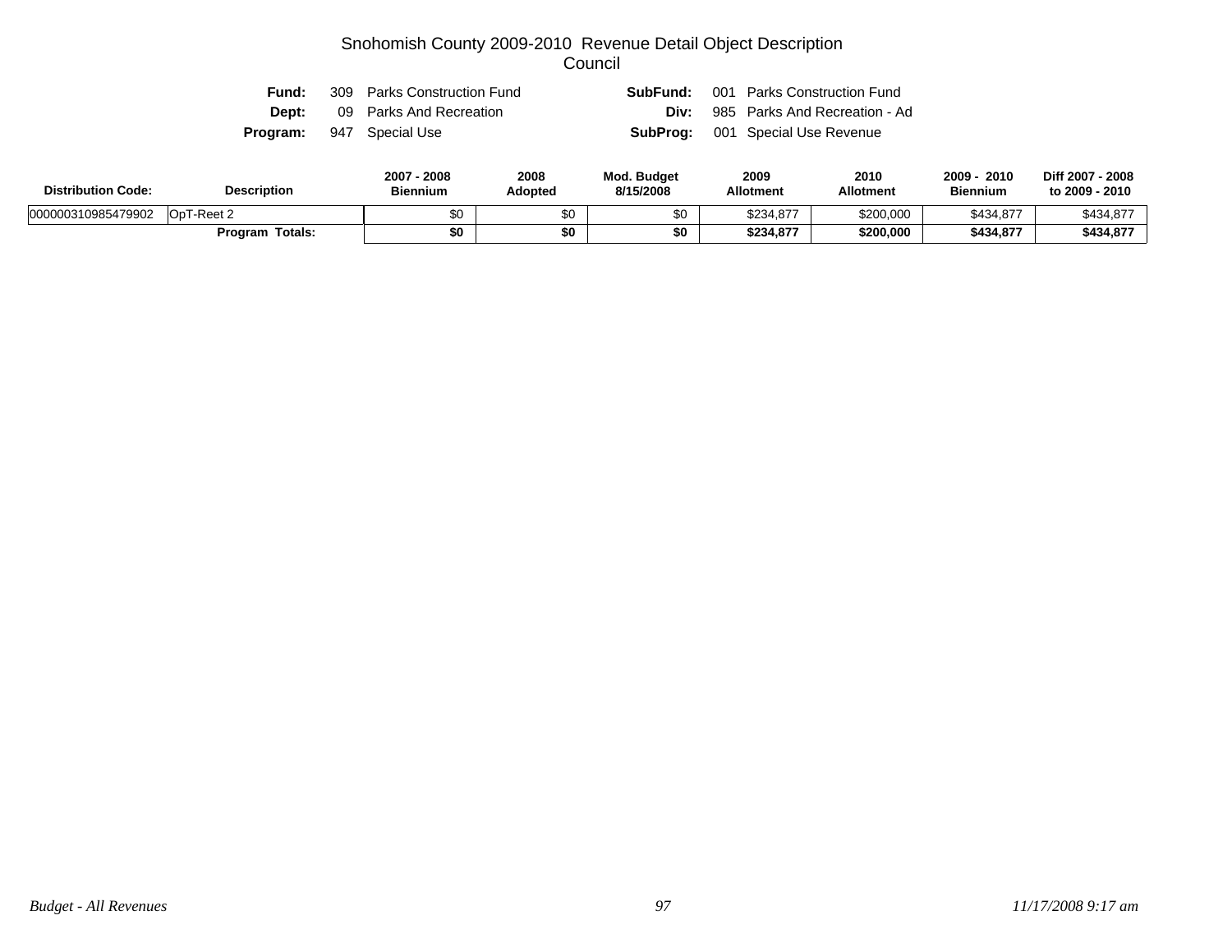# Snohomish County 2009-2010 Revenue Detail Object Description
## Council

| | | | |
|---|---|---|---|
| **Fund:** | 309 Parks Construction Fund | **SubFund:** | 001 Parks Construction Fund |
| **Dept:** | 09 Parks And Recreation | **Div:** | 985 Parks And Recreation - Ad |
| **Program:** | 947 Special Use | **SubProg:** | 001 Special Use Revenue |

| Distribution Code: | Description | 2007 - 2008 Biennium | 2008 Adopted | Mod. Budget 8/15/2008 | 2009 Allotment | 2010 Allotment | 2009 - 2010 Biennium | Diff 2007 - 2008 to 2009 - 2010 |
|---|---|---|---|---|---|---|---|---|
| 000000310985479902 | OpT-Reet 2 | $0 | $0 | $0 | $234,877 | $200,000 | $434,877 | $434,877 |
| | **Program Totals:** | **$0** | **$0** | **$0** | **$234,877** | **$200,000** | **$434,877** | **$434,877** |

*Budget - All Revenues* *11/17/2008 9:17 am*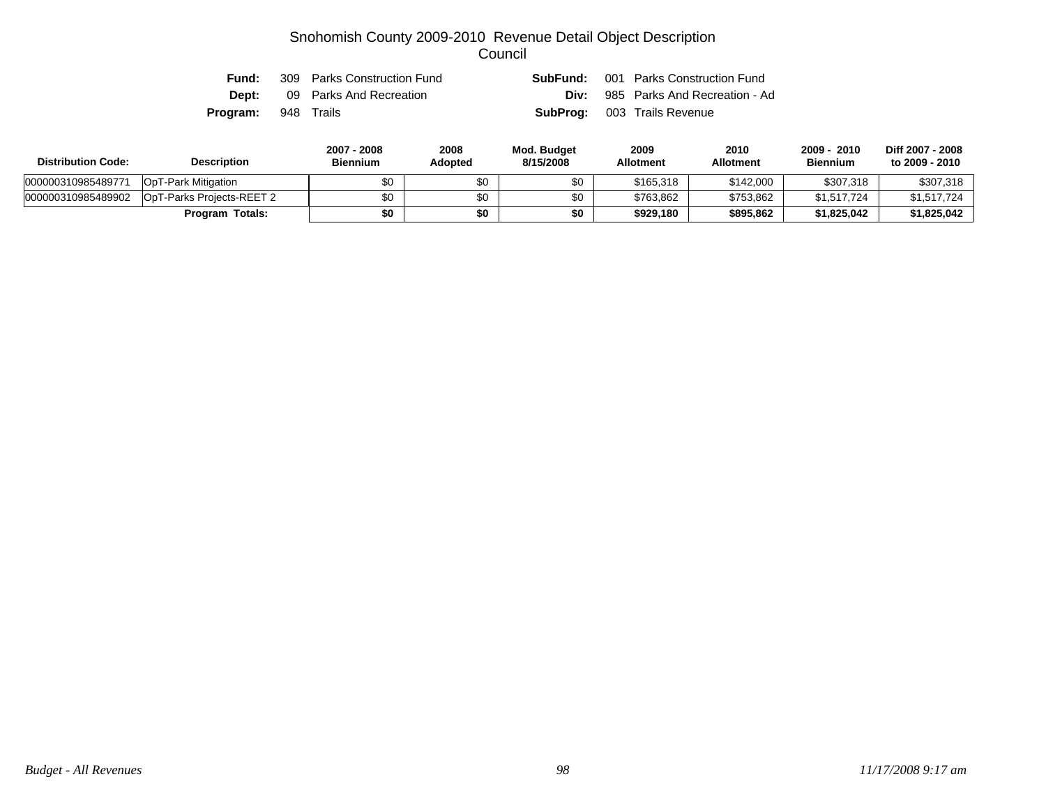# Snohomish County 2009-2010 Revenue Detail Object Description
## Council

**Fund:** 309 Parks Construction Fund　　**SubFund:** 001 Parks Construction Fund
**Dept:** 09 Parks And Recreation　　**Div:** 985 Parks And Recreation - Ad
**Program:** 948 Trails　　**SubProg:** 003 Trails Revenue

| Distribution Code: | Description | 2007 - 2008 Biennium | 2008 Adopted | Mod. Budget 8/15/2008 | 2009 Allotment | 2010 Allotment | 2009 - 2010 Biennium | Diff 2007 - 2008 to 2009 - 2010 |
|---|---|---|---|---|---|---|---|---|
| 000000310985489771 | OpT-Park Mitigation | $0 | $0 | $0 | $165,318 | $142,000 | $307,318 | $307,318 |
| 000000310985489902 | OpT-Parks Projects-REET 2 | $0 | $0 | $0 | $763,862 | $753,862 | $1,517,724 | $1,517,724 |
| | **Program Totals:** | **$0** | **$0** | **$0** | **$929,180** | **$895,862** | **$1,825,042** | **$1,825,042** |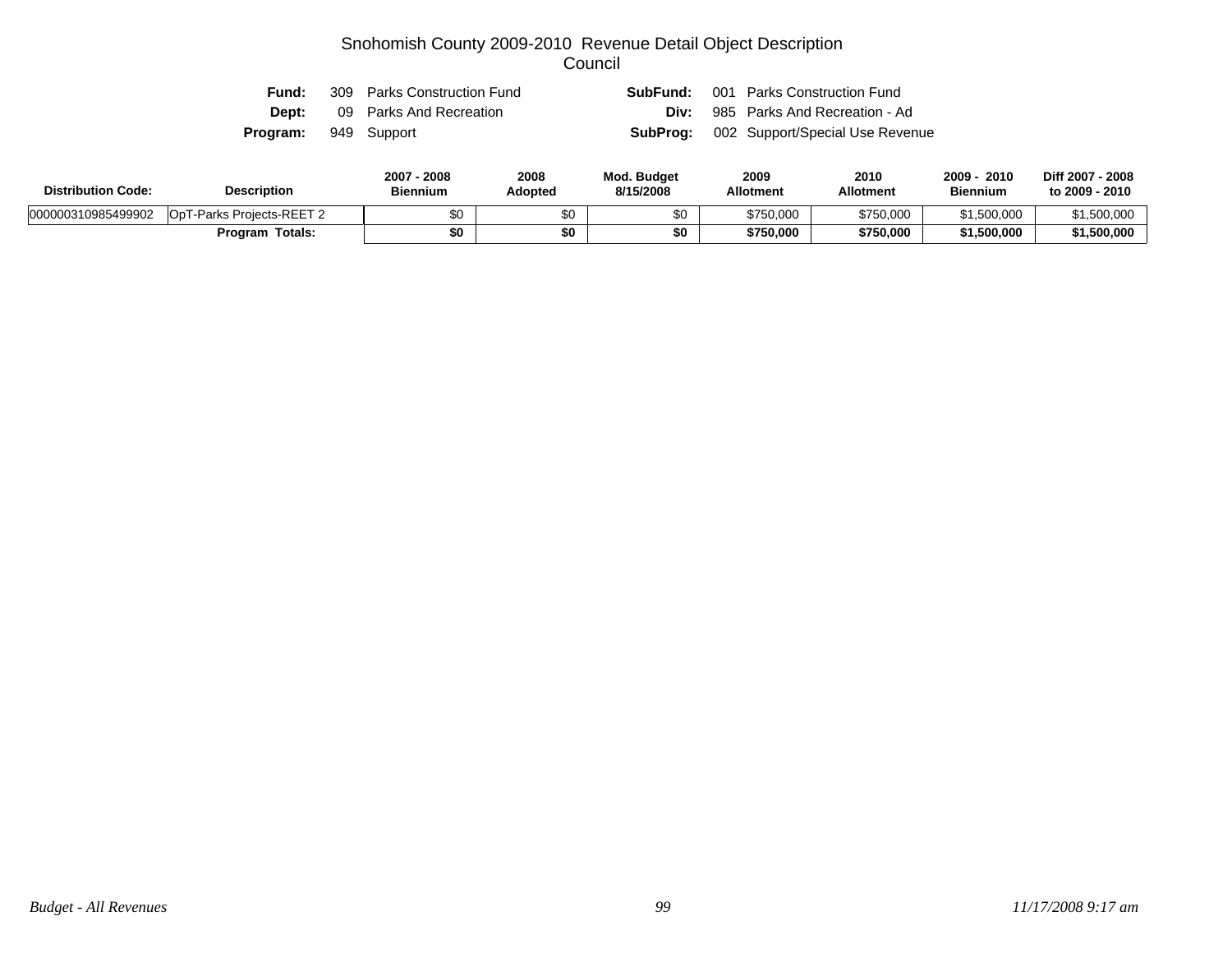# Snohomish County 2009-2010 Revenue Detail Object Description
## Council

| | | | |
|---|---|---|---|
| **Fund:** | 309 Parks Construction Fund | **SubFund:** | 001 Parks Construction Fund |
| **Dept:** | 09 Parks And Recreation | **Div:** | 985 Parks And Recreation - Ad |
| **Program:** | 949 Support | **SubProg:** | 002 Support/Special Use Revenue |

| Distribution Code: | Description | 2007 - 2008 Biennium | 2008 Adopted | Mod. Budget 8/15/2008 | 2009 Allotment | 2010 Allotment | 2009 - 2010 Biennium | Diff 2007 - 2008 to 2009 - 2010 |
|---|---|---|---|---|---|---|---|---|
| 000000310985499902 | OpT-Parks Projects-REET 2 | $0 | $0 | $0 | $750,000 | $750,000 | $1,500,000 | $1,500,000 |
| | **Program Totals:** | **$0** | **$0** | **$0** | **$750,000** | **$750,000** | **$1,500,000** | **$1,500,000** |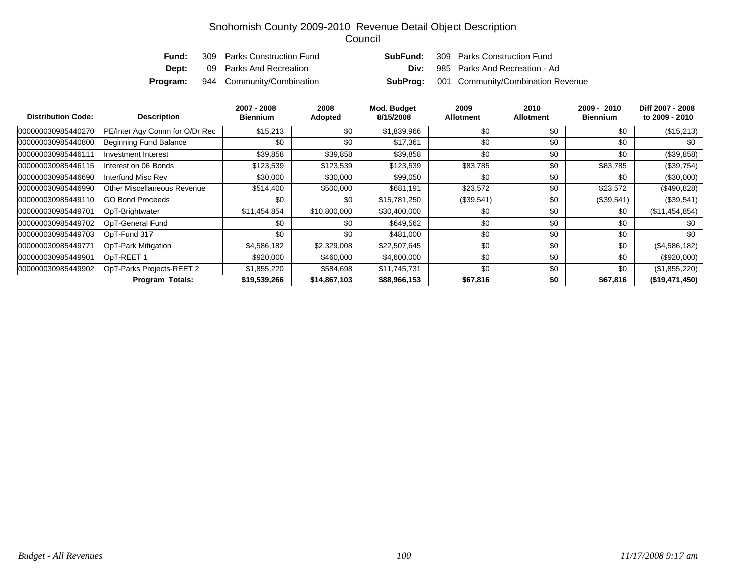# Snohomish County 2009-2010 Revenue Detail Object Description
## Council

**Fund:** 309 Parks Construction Fund　　**SubFund:** 309 Parks Construction Fund

**Dept:** 09 Parks And Recreation　　**Div:** 985 Parks And Recreation - Ad

**Program:** 944 Community/Combination　　**SubProg:** 001 Community/Combination Revenue

| Distribution Code: | Description | 2007 - 2008 Biennium | 2008 Adopted | Mod. Budget 8/15/2008 | 2009 Allotment | 2010 Allotment | 2009 - 2010 Biennium | Diff 2007 - 2008 to 2009 - 2010 |
|---|---|---|---|---|---|---|---|---|
| 000000030985440270 | PE/Inter Agy Comm for O/Dr Rec | $15,213 | $0 | $1,839,966 | $0 | $0 | $0 | ($15,213) |
| 000000030985440800 | Beginning Fund Balance | $0 | $0 | $17,361 | $0 | $0 | $0 | $0 |
| 000000030985446111 | Investment Interest | $39,858 | $39,858 | $39,858 | $0 | $0 | $0 | ($39,858) |
| 000000030985446115 | Interest on 06 Bonds | $123,539 | $123,539 | $123,539 | $83,785 | $0 | $83,785 | ($39,754) |
| 000000030985446690 | Interfund Misc Rev | $30,000 | $30,000 | $99,050 | $0 | $0 | $0 | ($30,000) |
| 000000030985446990 | Other Miscellaneous Revenue | $514,400 | $500,000 | $681,191 | $23,572 | $0 | $23,572 | ($490,828) |
| 000000030985449110 | GO Bond Proceeds | $0 | $0 | $15,781,250 | ($39,541) | $0 | ($39,541) | ($39,541) |
| 000000030985449701 | OpT-Brightwater | $11,454,854 | $10,800,000 | $30,400,000 | $0 | $0 | $0 | ($11,454,854) |
| 000000030985449702 | OpT-General Fund | $0 | $0 | $649,562 | $0 | $0 | $0 | $0 |
| 000000030985449703 | OpT-Fund 317 | $0 | $0 | $481,000 | $0 | $0 | $0 | $0 |
| 000000030985449771 | OpT-Park Mitigation | $4,586,182 | $2,329,008 | $22,507,645 | $0 | $0 | $0 | ($4,586,182) |
| 000000030985449901 | OpT-REET 1 | $920,000 | $460,000 | $4,600,000 | $0 | $0 | $0 | ($920,000) |
| 000000030985449902 | OpT-Parks Projects-REET 2 | $1,855,220 | $584,698 | $11,745,731 | $0 | $0 | $0 | ($1,855,220) |
| | **Program Totals:** | **$19,539,266** | **$14,867,103** | **$88,966,153** | **$67,816** | **$0** | **$67,816** | **($19,471,450)** |

*Budget - All Revenues*　　*11/17/2008 9:17 am*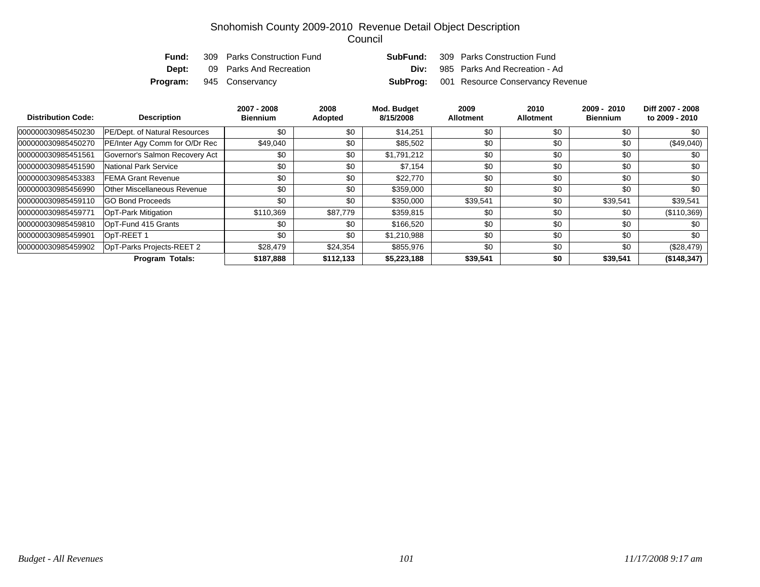# Snohomish County 2009-2010 Revenue Detail Object Description

## Council

| | | | |
|---|---|---|---|
| **Fund:** | 309 Parks Construction Fund | **SubFund:** | 309 Parks Construction Fund |
| **Dept:** | 09 Parks And Recreation | **Div:** | 985 Parks And Recreation - Ad |
| **Program:** | 945 Conservancy | **SubProg:** | 001 Resource Conservancy Revenue |

| Distribution Code: | Description | 2007 - 2008 Biennium | 2008 Adopted | Mod. Budget 8/15/2008 | 2009 Allotment | 2010 Allotment | 2009 - 2010 Biennium | Diff 2007 - 2008 to 2009 - 2010 |
|---|---|---|---|---|---|---|---|---|
| 000000030985450230 | PE/Dept. of Natural Resources | $0 | $0 | $14,251 | $0 | $0 | $0 | $0 |
| 000000030985450270 | PE/Inter Agy Comm for O/Dr Rec | $49,040 | $0 | $85,502 | $0 | $0 | $0 | ($49,040) |
| 000000030985451561 | Governor's Salmon Recovery Act | $0 | $0 | $1,791,212 | $0 | $0 | $0 | $0 |
| 000000030985451590 | National Park Service | $0 | $0 | $7,154 | $0 | $0 | $0 | $0 |
| 000000030985453383 | FEMA Grant Revenue | $0 | $0 | $22,770 | $0 | $0 | $0 | $0 |
| 000000030985456990 | Other Miscellaneous Revenue | $0 | $0 | $359,000 | $0 | $0 | $0 | $0 |
| 000000030985459110 | GO Bond Proceeds | $0 | $0 | $350,000 | $39,541 | $0 | $39,541 | $39,541 |
| 000000030985459771 | OpT-Park Mitigation | $110,369 | $87,779 | $359,815 | $0 | $0 | $0 | ($110,369) |
| 000000030985459810 | OpT-Fund 415 Grants | $0 | $0 | $166,520 | $0 | $0 | $0 | $0 |
| 000000030985459901 | OpT-REET 1 | $0 | $0 | $1,210,988 | $0 | $0 | $0 | $0 |
| 000000030985459902 | OpT-Parks Projects-REET 2 | $28,479 | $24,354 | $855,976 | $0 | $0 | $0 | ($28,479) |
| | **Program Totals:** | **$187,888** | **$112,133** | **$5,223,188** | **$39,541** | **$0** | **$39,541** | **($148,347)** |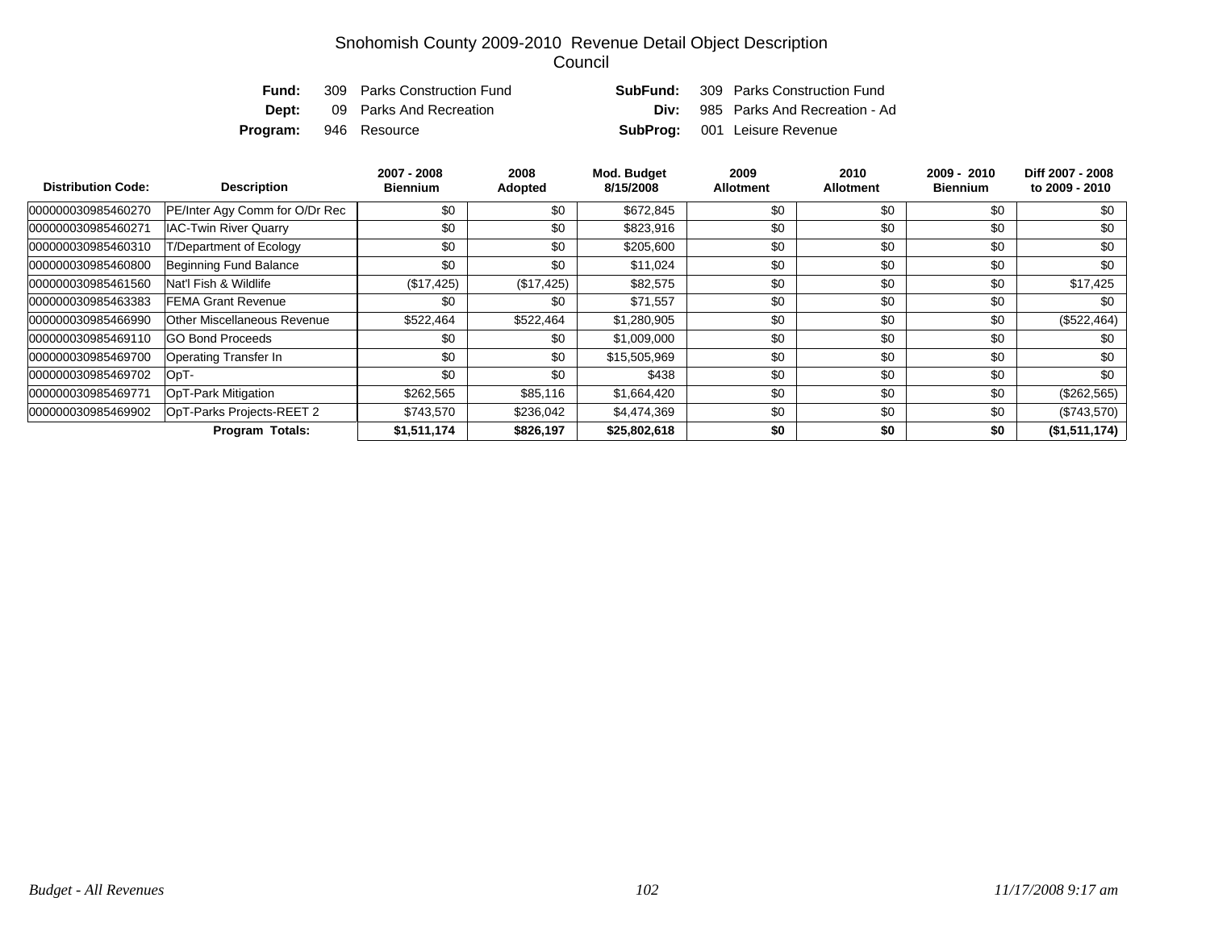# Snohomish County 2009-2010 Revenue Detail Object Description
## Council

| | | | |
|---|---|---|---|
| **Fund:** | 309 Parks Construction Fund | **SubFund:** | 309 Parks Construction Fund |
| **Dept:** | 09 Parks And Recreation | **Div:** | 985 Parks And Recreation - Ad |
| **Program:** | 946 Resource | **SubProg:** | 001 Leisure Revenue |

| Distribution Code: | Description | 2007 - 2008 Biennium | 2008 Adopted | Mod. Budget 8/15/2008 | 2009 Allotment | 2010 Allotment | 2009 - 2010 Biennium | Diff 2007 - 2008 to 2009 - 2010 |
|---|---|---|---|---|---|---|---|---|
| 000000030985460270 | PE/Inter Agy Comm for O/Dr Rec | $0 | $0 | $672,845 | $0 | $0 | $0 | $0 |
| 000000030985460271 | IAC-Twin River Quarry | $0 | $0 | $823,916 | $0 | $0 | $0 | $0 |
| 000000030985460310 | T/Department of Ecology | $0 | $0 | $205,600 | $0 | $0 | $0 | $0 |
| 000000030985460800 | Beginning Fund Balance | $0 | $0 | $11,024 | $0 | $0 | $0 | $0 |
| 000000030985461560 | Nat'l Fish & Wildlife | ($17,425) | ($17,425) | $82,575 | $0 | $0 | $0 | $17,425 |
| 000000030985463383 | FEMA Grant Revenue | $0 | $0 | $71,557 | $0 | $0 | $0 | $0 |
| 000000030985466990 | Other Miscellaneous Revenue | $522,464 | $522,464 | $1,280,905 | $0 | $0 | $0 | ($522,464) |
| 000000030985469110 | GO Bond Proceeds | $0 | $0 | $1,009,000 | $0 | $0 | $0 | $0 |
| 000000030985469700 | Operating Transfer In | $0 | $0 | $15,505,969 | $0 | $0 | $0 | $0 |
| 000000030985469702 | OpT- | $0 | $0 | $438 | $0 | $0 | $0 | $0 |
| 000000030985469771 | OpT-Park Mitigation | $262,565 | $85,116 | $1,664,420 | $0 | $0 | $0 | ($262,565) |
| 000000030985469902 | OpT-Parks Projects-REET 2 | $743,570 | $236,042 | $4,474,369 | $0 | $0 | $0 | ($743,570) |
| | **Program Totals:** | **$1,511,174** | **$826,197** | **$25,802,618** | **$0** | **$0** | **$0** | **($1,511,174)** |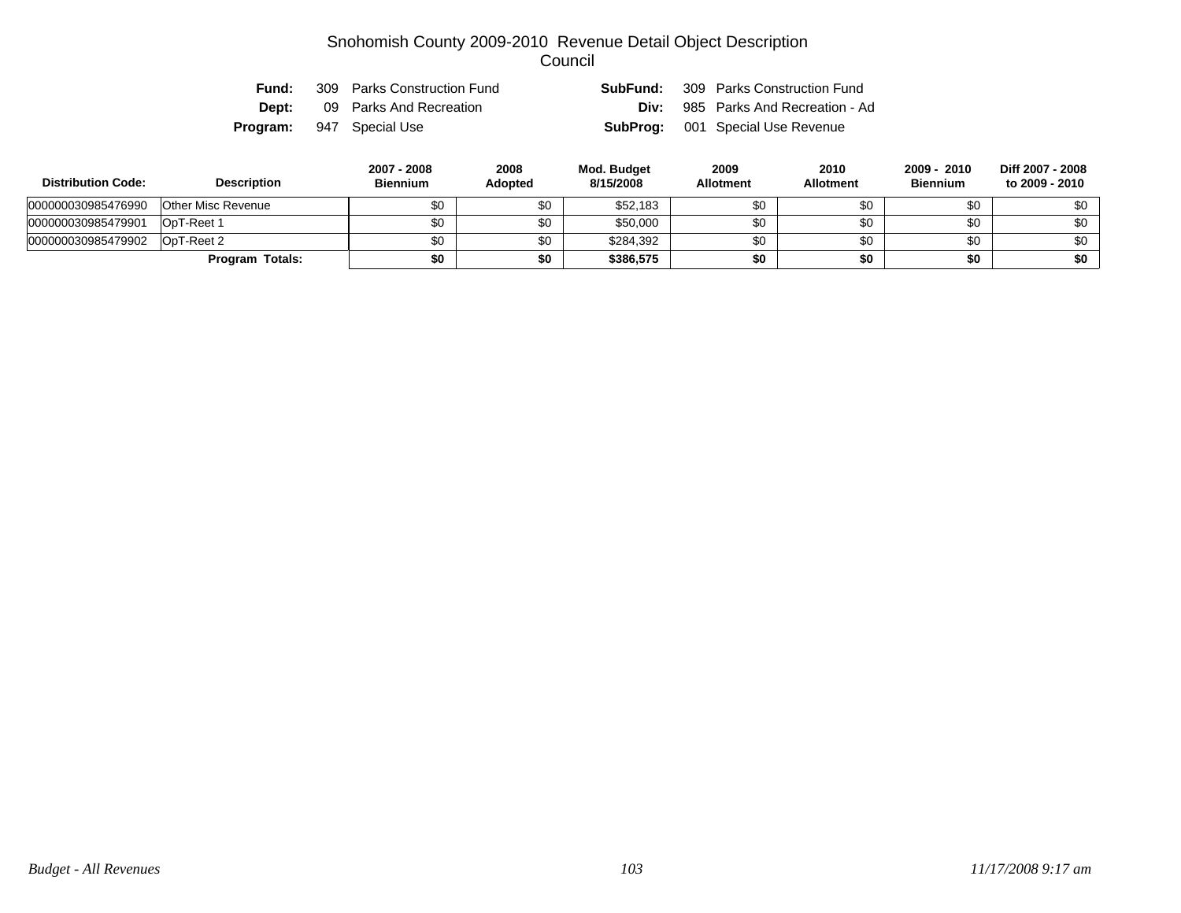# Snohomish County 2009-2010 Revenue Detail Object Description
## Council

| | | | |
|---|---|---|---|
| **Fund:** | 309 Parks Construction Fund | **SubFund:** | 309 Parks Construction Fund |
| **Dept:** | 09 Parks And Recreation | **Div:** | 985 Parks And Recreation - Ad |
| **Program:** | 947 Special Use | **SubProg:** | 001 Special Use Revenue |

| Distribution Code: | Description | 2007 - 2008 Biennium | 2008 Adopted | Mod. Budget 8/15/2008 | 2009 Allotment | 2010 Allotment | 2009 - 2010 Biennium | Diff 2007 - 2008 to 2009 - 2010 |
|---|---|---|---|---|---|---|---|---|
| 000000030985476990 | Other Misc Revenue | $0 | $0 | $52,183 | $0 | $0 | $0 | $0 |
| 000000030985479901 | OpT-Reet 1 | $0 | $0 | $50,000 | $0 | $0 | $0 | $0 |
| 000000030985479902 | OpT-Reet 2 | $0 | $0 | $284,392 | $0 | $0 | $0 | $0 |
| | **Program Totals:** | **$0** | **$0** | **$386,575** | **$0** | **$0** | **$0** | **$0** |

*Budget - All Revenues* *11/17/2008 9:17 am*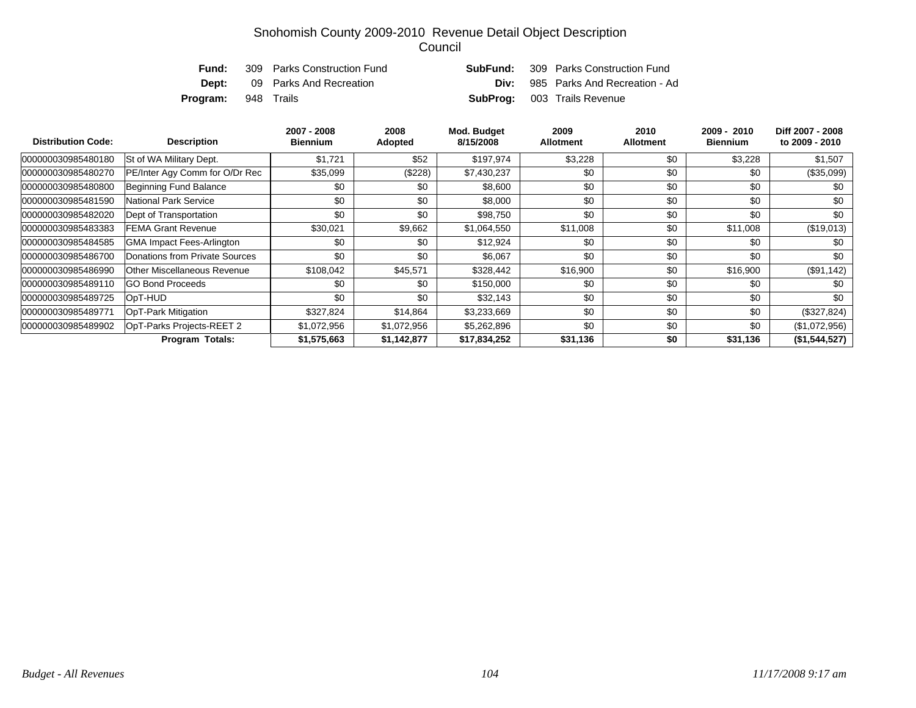# Snohomish County 2009-2010 Revenue Detail Object Description

## Council

**Fund:** 309 Parks Construction Fund  
**SubFund:** 309 Parks Construction Fund  
**Dept:** 09 Parks And Recreation  
**Div:** 985 Parks And Recreation - Ad  
**Program:** 948 Trails  
**SubProg:** 003 Trails Revenue

| Distribution Code: | Description | 2007 - 2008 Biennium | 2008 Adopted | Mod. Budget 8/15/2008 | 2009 Allotment | 2010 Allotment | 2009 - 2010 Biennium | Diff 2007 - 2008 to 2009 - 2010 |
|---|---|---|---|---|---|---|---|---|
| 000000030985480180 | St of WA Military Dept. | $1,721 | $52 | $197,974 | $3,228 | $0 | $3,228 | $1,507 |
| 000000030985480270 | PE/Inter Agy Comm for O/Dr Rec | $35,099 | ($228) | $7,430,237 | $0 | $0 | $0 | ($35,099) |
| 000000030985480800 | Beginning Fund Balance | $0 | $0 | $8,600 | $0 | $0 | $0 | $0 |
| 000000030985481590 | National Park Service | $0 | $0 | $8,000 | $0 | $0 | $0 | $0 |
| 000000030985482020 | Dept of Transportation | $0 | $0 | $98,750 | $0 | $0 | $0 | $0 |
| 000000030985483383 | FEMA Grant Revenue | $30,021 | $9,662 | $1,064,550 | $11,008 | $0 | $11,008 | ($19,013) |
| 000000030985484585 | GMA Impact Fees-Arlington | $0 | $0 | $12,924 | $0 | $0 | $0 | $0 |
| 000000030985486700 | Donations from Private Sources | $0 | $0 | $6,067 | $0 | $0 | $0 | $0 |
| 000000030985486990 | Other Miscellaneous Revenue | $108,042 | $45,571 | $328,442 | $16,900 | $0 | $16,900 | ($91,142) |
| 000000030985489110 | GO Bond Proceeds | $0 | $0 | $150,000 | $0 | $0 | $0 | $0 |
| 000000030985489725 | OpT-HUD | $0 | $0 | $32,143 | $0 | $0 | $0 | $0 |
| 000000030985489771 | OpT-Park Mitigation | $327,824 | $14,864 | $3,233,669 | $0 | $0 | $0 | ($327,824) |
| 000000030985489902 | OpT-Parks Projects-REET 2 | $1,072,956 | $1,072,956 | $5,262,896 | $0 | $0 | $0 | ($1,072,956) |
| | **Program Totals:** | **$1,575,663** | **$1,142,877** | **$17,834,252** | **$31,136** | **$0** | **$31,136** | **($1,544,527)** |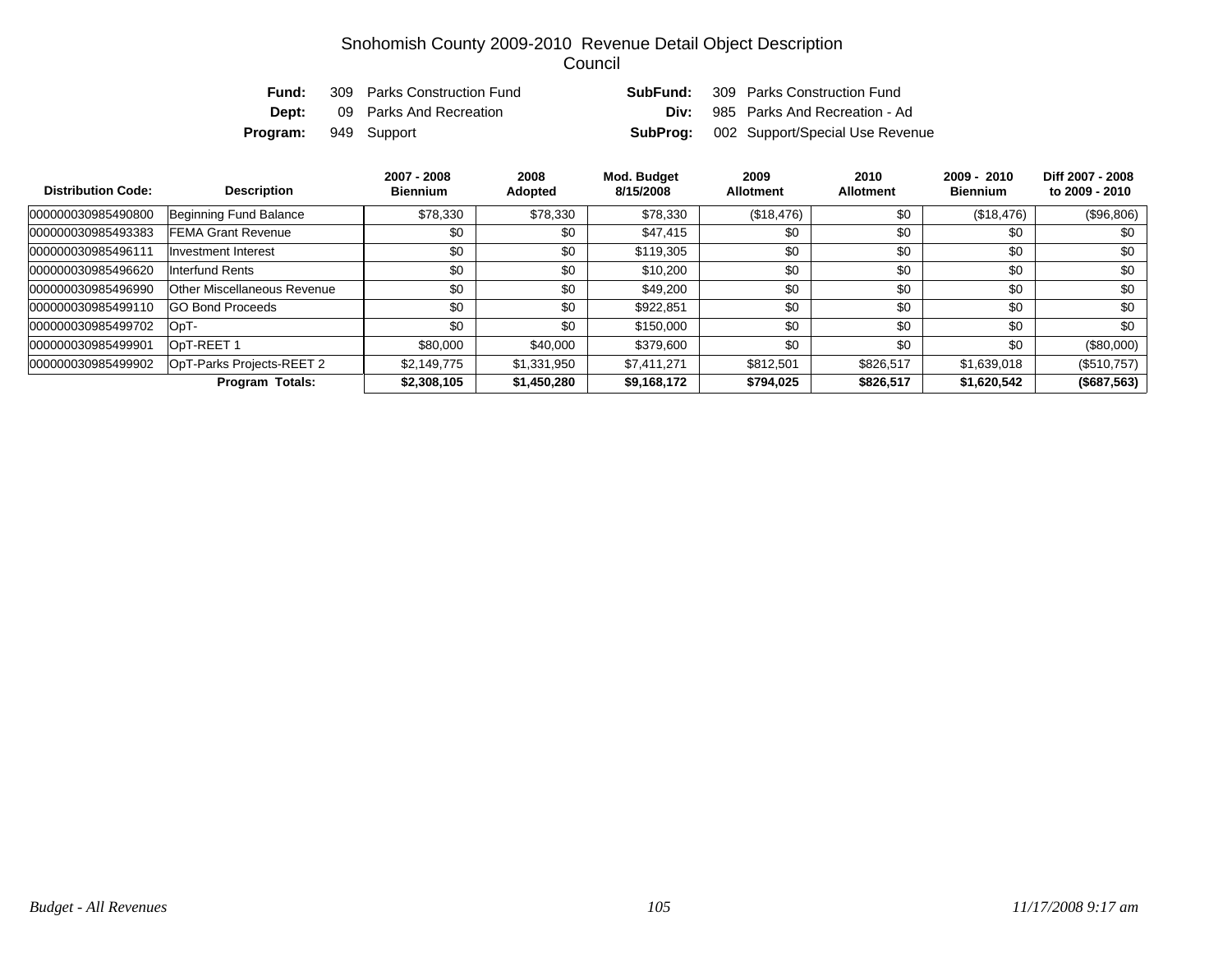# Snohomish County 2009-2010 Revenue Detail Object Description
## Council

**Fund:** 309 Parks Construction Fund
**SubFund:** 309 Parks Construction Fund
**Dept:** 09 Parks And Recreation
**Div:** 985 Parks And Recreation - Ad
**Program:** 949 Support
**SubProg:** 002 Support/Special Use Revenue

| Distribution Code: | Description | 2007 - 2008 Biennium | 2008 Adopted | Mod. Budget 8/15/2008 | 2009 Allotment | 2010 Allotment | 2009 - 2010 Biennium | Diff 2007 - 2008 to 2009 - 2010 |
|---|---|---|---|---|---|---|---|---|
| 000000030985490800 | Beginning Fund Balance | $78,330 | $78,330 | $78,330 | ($18,476) | $0 | ($18,476) | ($96,806) |
| 000000030985493383 | FEMA Grant Revenue | $0 | $0 | $47,415 | $0 | $0 | $0 | $0 |
| 000000030985496111 | Investment Interest | $0 | $0 | $119,305 | $0 | $0 | $0 | $0 |
| 000000030985496620 | Interfund Rents | $0 | $0 | $10,200 | $0 | $0 | $0 | $0 |
| 000000030985496990 | Other Miscellaneous Revenue | $0 | $0 | $49,200 | $0 | $0 | $0 | $0 |
| 000000030985499110 | GO Bond Proceeds | $0 | $0 | $922,851 | $0 | $0 | $0 | $0 |
| 000000030985499702 | OpT- | $0 | $0 | $150,000 | $0 | $0 | $0 | $0 |
| 000000030985499901 | OpT-REET 1 | $80,000 | $40,000 | $379,600 | $0 | $0 | $0 | ($80,000) |
| 000000030985499902 | OpT-Parks Projects-REET 2 | $2,149,775 | $1,331,950 | $7,411,271 | $812,501 | $826,517 | $1,639,018 | ($510,757) |
| | **Program Totals:** | **$2,308,105** | **$1,450,280** | **$9,168,172** | **$794,025** | **$826,517** | **$1,620,542** | **($687,563)** |

*Budget - All Revenues* *11/17/2008 9:17 am*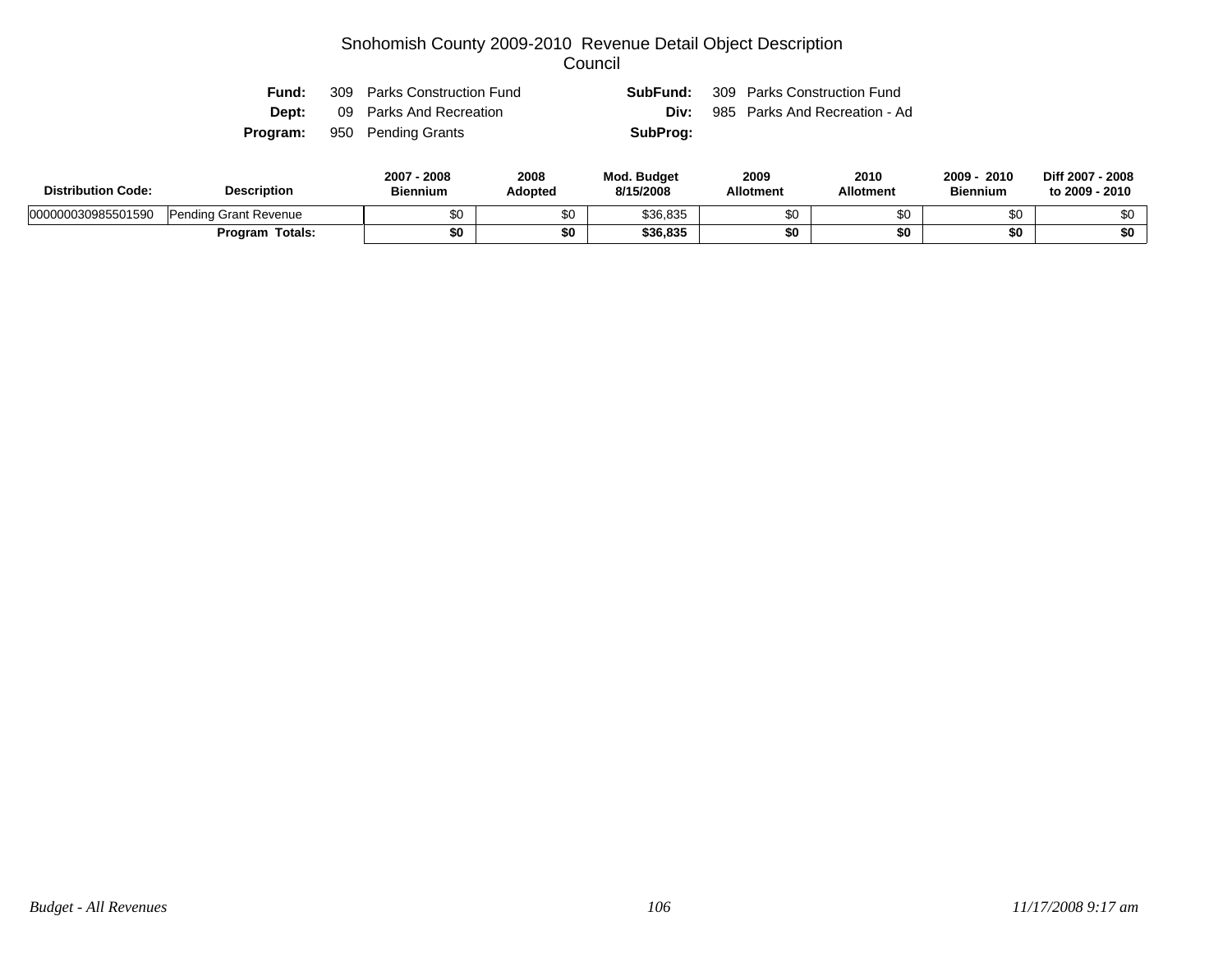# Snohomish County 2009-2010 Revenue Detail Object Description
## Council

| | | | |
|---|---|---|---|
| **Fund:** | 309 Parks Construction Fund | **SubFund:** | 309 Parks Construction Fund |
| **Dept:** | 09 Parks And Recreation | **Div:** | 985 Parks And Recreation - Ad |
| **Program:** | 950 Pending Grants | **SubProg:** | |

| Distribution Code: | Description | 2007 - 2008 Biennium | 2008 Adopted | Mod. Budget 8/15/2008 | 2009 Allotment | 2010 Allotment | 2009 - 2010 Biennium | Diff 2007 - 2008 to 2009 - 2010 |
|---|---|---|---|---|---|---|---|---|
| 000000030985501590 | Pending Grant Revenue | $0 | $0 | $36,835 | $0 | $0 | $0 | $0 |
| | **Program Totals:** | **$0** | **$0** | **$36,835** | **$0** | **$0** | **$0** | **$0** |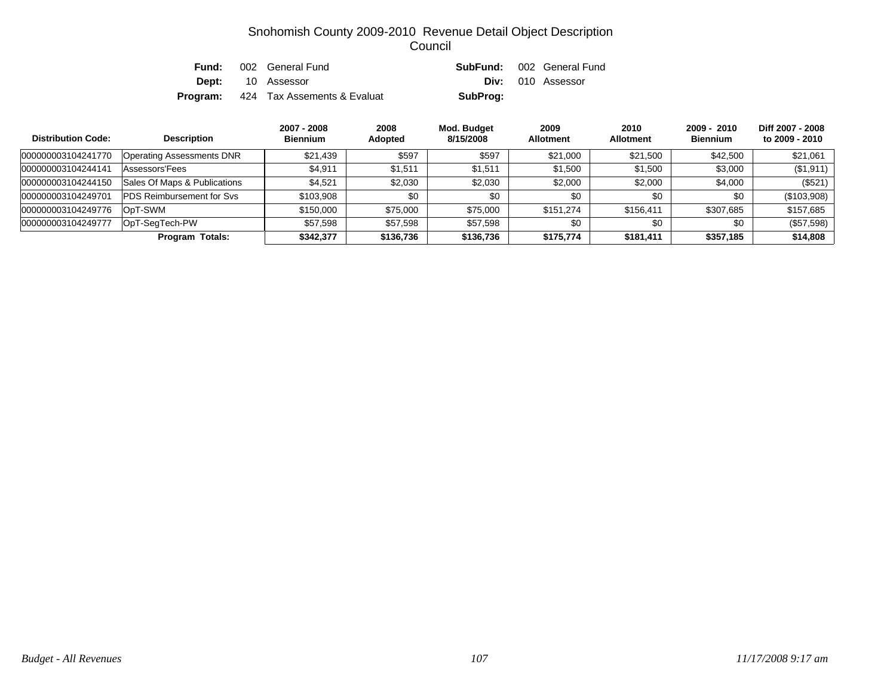# Snohomish County 2009-2010 Revenue Detail Object Description
## Council

| | | | | |
|---|---|---|---|---|
| **Fund:** | 002 General Fund | | **SubFund:** | 002 General Fund |
| **Dept:** | 10 Assessor | | **Div:** | 010 Assessor |
| **Program:** | 424 Tax Assements & Evaluat | | **SubProg:** | |

| Distribution Code: | Description | 2007 - 2008 Biennium | 2008 Adopted | Mod. Budget 8/15/2008 | 2009 Allotment | 2010 Allotment | 2009 - 2010 Biennium | Diff 2007 - 2008 to 2009 - 2010 |
|---|---|---|---|---|---|---|---|---|
| 000000003104241770 | Operating Assessments DNR | $21,439 | $597 | $597 | $21,000 | $21,500 | $42,500 | $21,061 |
| 000000003104244141 | Assessors'Fees | $4,911 | $1,511 | $1,511 | $1,500 | $1,500 | $3,000 | ($1,911) |
| 000000003104244150 | Sales Of Maps & Publications | $4,521 | $2,030 | $2,030 | $2,000 | $2,000 | $4,000 | ($521) |
| 000000003104249701 | PDS Reimbursement for Svs | $103,908 | $0 | $0 | $0 | $0 | $0 | ($103,908) |
| 000000003104249776 | OpT-SWM | $150,000 | $75,000 | $75,000 | $151,274 | $156,411 | $307,685 | $157,685 |
| 000000003104249777 | OpT-SegTech-PW | $57,598 | $57,598 | $57,598 | $0 | $0 | $0 | ($57,598) |
| | **Program Totals:** | **$342,377** | **$136,736** | **$136,736** | **$175,774** | **$181,411** | **$357,185** | **$14,808** |

*Budget - All Revenues* *11/17/2008 9:17 am*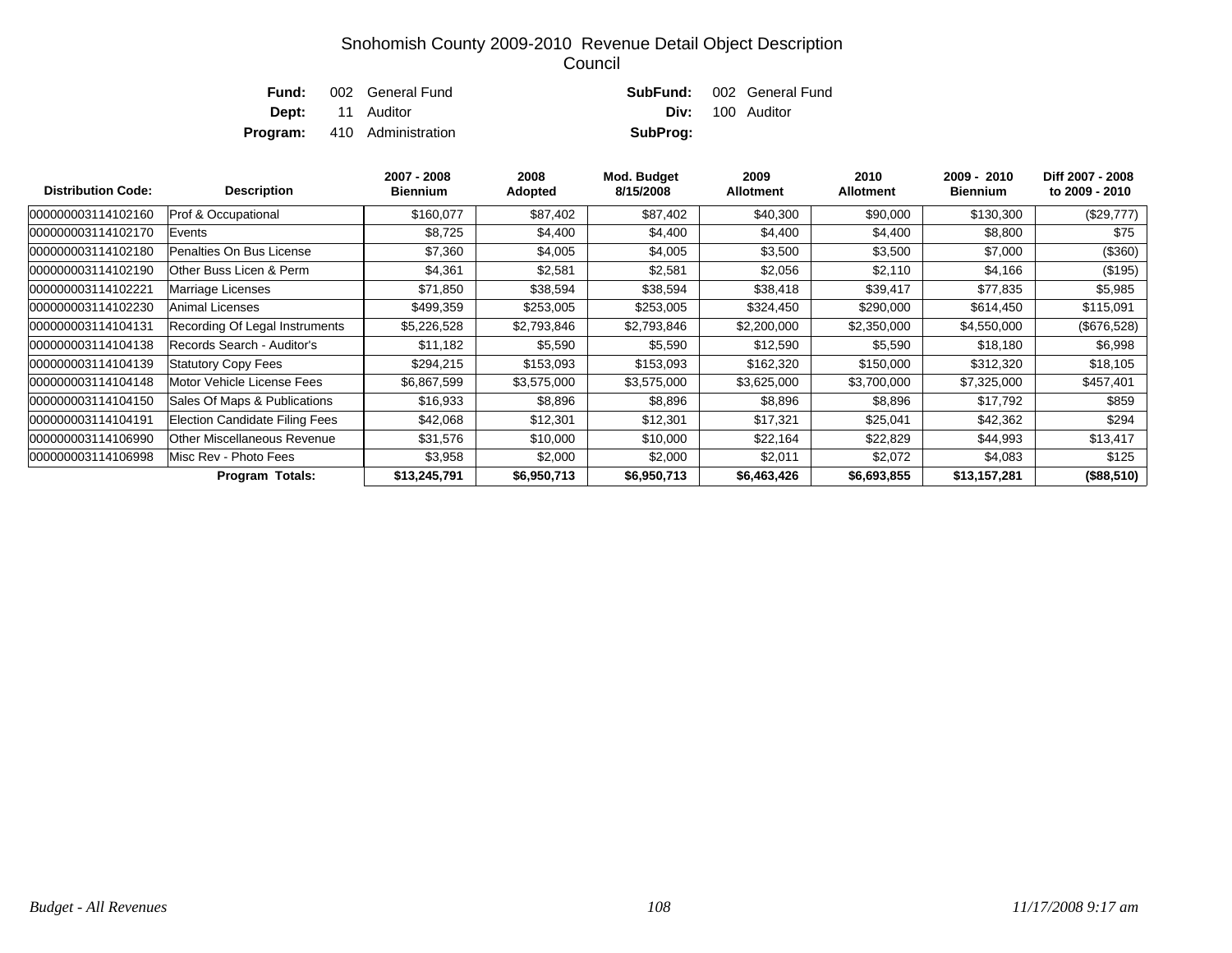# Snohomish County 2009-2010 Revenue Detail Object Description

## Council

**Fund:** 002 General Fund    **SubFund:** 002 General Fund

**Dept:** 11 Auditor    **Div:** 100 Auditor

**Program:** 410 Administration    **SubProg:**

| Distribution Code: | Description | 2007 - 2008 Biennium | 2008 Adopted | Mod. Budget 8/15/2008 | 2009 Allotment | 2010 Allotment | 2009 - 2010 Biennium | Diff 2007 - 2008 to 2009 - 2010 |
|---|---|---|---|---|---|---|---|---|
| 000000003114102160 | Prof & Occupational | $160,077 | $87,402 | $87,402 | $40,300 | $90,000 | $130,300 | ($29,777) |
| 000000003114102170 | Events | $8,725 | $4,400 | $4,400 | $4,400 | $4,400 | $8,800 | $75 |
| 000000003114102180 | Penalties On Bus License | $7,360 | $4,005 | $4,005 | $3,500 | $3,500 | $7,000 | ($360) |
| 000000003114102190 | Other Buss Licen & Perm | $4,361 | $2,581 | $2,581 | $2,056 | $2,110 | $4,166 | ($195) |
| 000000003114102221 | Marriage Licenses | $71,850 | $38,594 | $38,594 | $38,418 | $39,417 | $77,835 | $5,985 |
| 000000003114102230 | Animal Licenses | $499,359 | $253,005 | $253,005 | $324,450 | $290,000 | $614,450 | $115,091 |
| 000000003114104131 | Recording Of Legal Instruments | $5,226,528 | $2,793,846 | $2,793,846 | $2,200,000 | $2,350,000 | $4,550,000 | ($676,528) |
| 000000003114104138 | Records Search - Auditor's | $11,182 | $5,590 | $5,590 | $12,590 | $5,590 | $18,180 | $6,998 |
| 000000003114104139 | Statutory Copy Fees | $294,215 | $153,093 | $153,093 | $162,320 | $150,000 | $312,320 | $18,105 |
| 000000003114104148 | Motor Vehicle License Fees | $6,867,599 | $3,575,000 | $3,575,000 | $3,625,000 | $3,700,000 | $7,325,000 | $457,401 |
| 000000003114104150 | Sales Of Maps & Publications | $16,933 | $8,896 | $8,896 | $8,896 | $8,896 | $17,792 | $859 |
| 000000003114104191 | Election Candidate Filing Fees | $42,068 | $12,301 | $12,301 | $17,321 | $25,041 | $42,362 | $294 |
| 000000003114106990 | Other Miscellaneous Revenue | $31,576 | $10,000 | $10,000 | $22,164 | $22,829 | $44,993 | $13,417 |
| 000000003114106998 | Misc Rev - Photo Fees | $3,958 | $2,000 | $2,000 | $2,011 | $2,072 | $4,083 | $125 |
| | **Program Totals:** | **$13,245,791** | **$6,950,713** | **$6,950,713** | **$6,463,426** | **$6,693,855** | **$13,157,281** | **($88,510)** |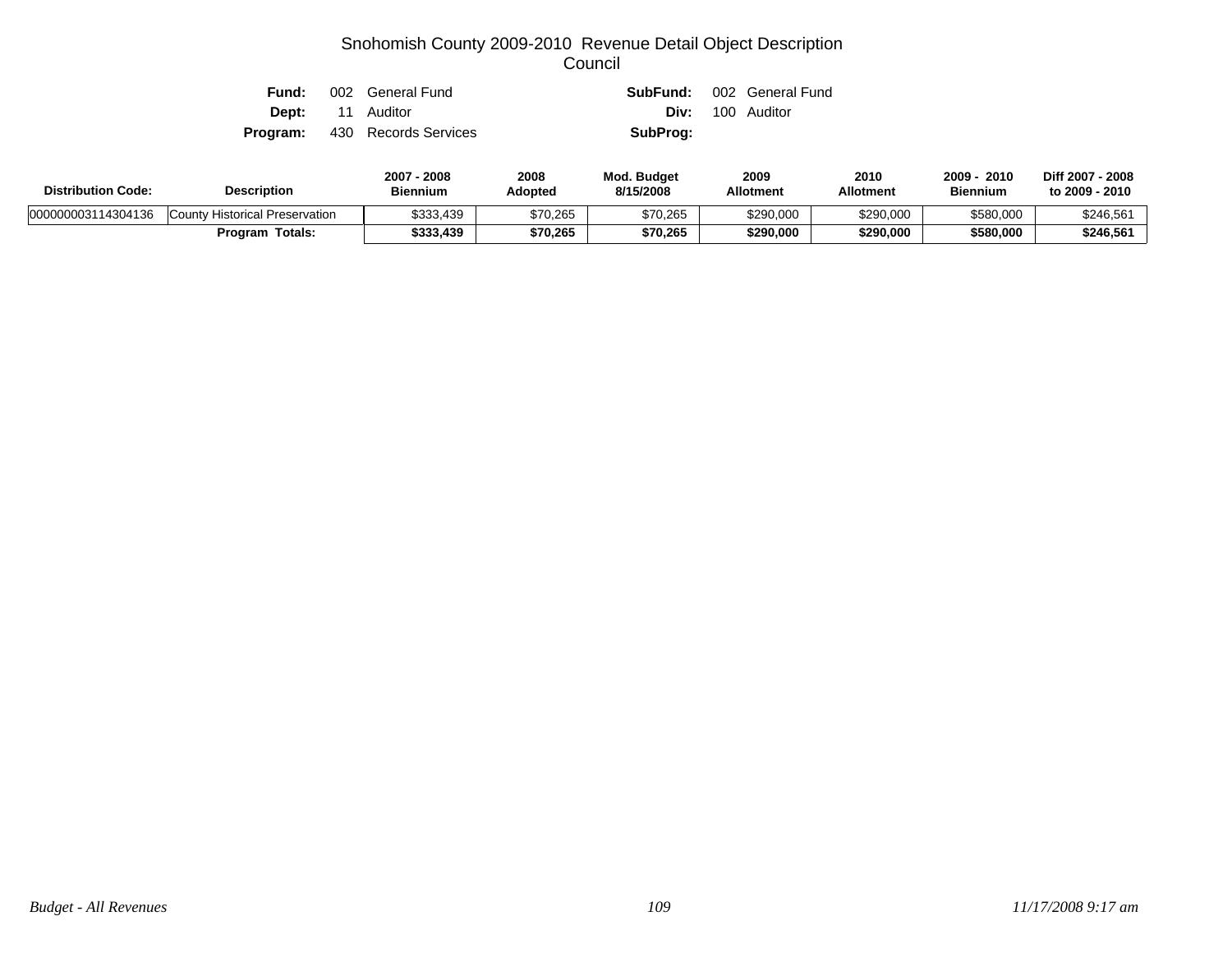# Snohomish County 2009-2010 Revenue Detail Object Description
## Council

**Fund:** 002 General Fund **SubFund:** 002 General Fund
**Dept:** 11 Auditor **Div:** 100 Auditor
**Program:** 430 Records Services **SubProg:**

| Distribution Code: | Description | 2007 - 2008 Biennium | 2008 Adopted | Mod. Budget 8/15/2008 | 2009 Allotment | 2010 Allotment | 2009 - 2010 Biennium | Diff 2007 - 2008 to 2009 - 2010 |
|---|---|---|---|---|---|---|---|---|
| 000000003114304136 | County Historical Preservation | $333,439 | $70,265 | $70,265 | $290,000 | $290,000 | $580,000 | $246,561 |
| | **Program Totals:** | **$333,439** | **$70,265** | **$70,265** | **$290,000** | **$290,000** | **$580,000** | **$246,561** |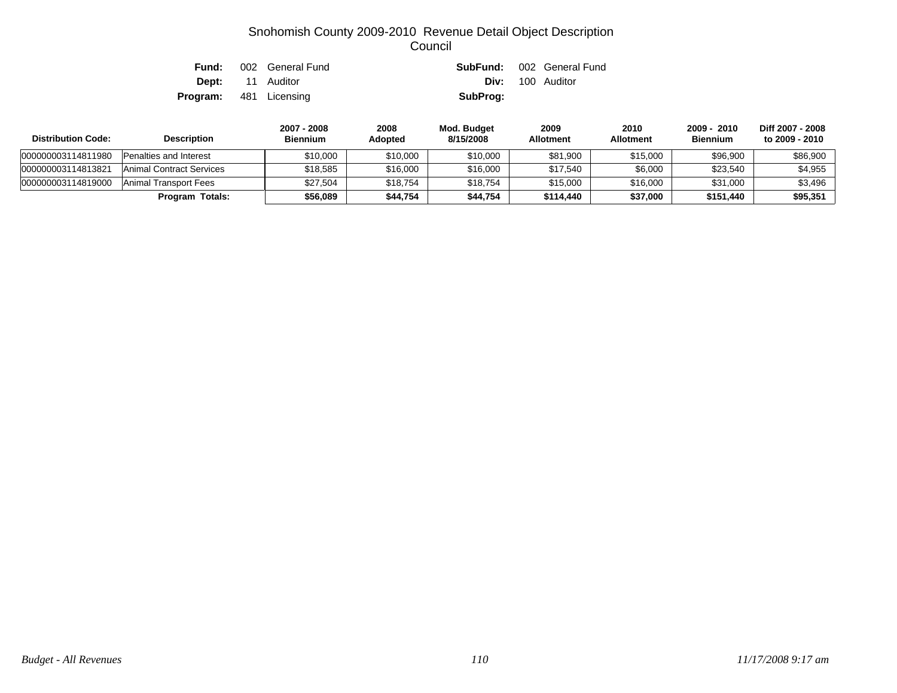# Snohomish County 2009-2010 Revenue Detail Object Description

## Council

**Fund:** 002 General Fund | **SubFund:** 002 General Fund

**Dept:** 11 Auditor | **Div:** 100 Auditor

**Program:** 481 Licensing | **SubProg:**

| Distribution Code: | Description | 2007 - 2008 Biennium | 2008 Adopted | Mod. Budget 8/15/2008 | 2009 Allotment | 2010 Allotment | 2009 - 2010 Biennium | Diff 2007 - 2008 to 2009 - 2010 |
|---|---|---|---|---|---|---|---|---|
| 000000003114811980 | Penalties and Interest | $10,000 | $10,000 | $10,000 | $81,900 | $15,000 | $96,900 | $86,900 |
| 000000003114813821 | Animal Contract Services | $18,585 | $16,000 | $16,000 | $17,540 | $6,000 | $23,540 | $4,955 |
| 000000003114819000 | Animal Transport Fees | $27,504 | $18,754 | $18,754 | $15,000 | $16,000 | $31,000 | $3,496 |
| | **Program Totals:** | **$56,089** | **$44,754** | **$44,754** | **$114,440** | **$37,000** | **$151,440** | **$95,351** |

*Budget - All Revenues* *11/17/2008 9:17 am*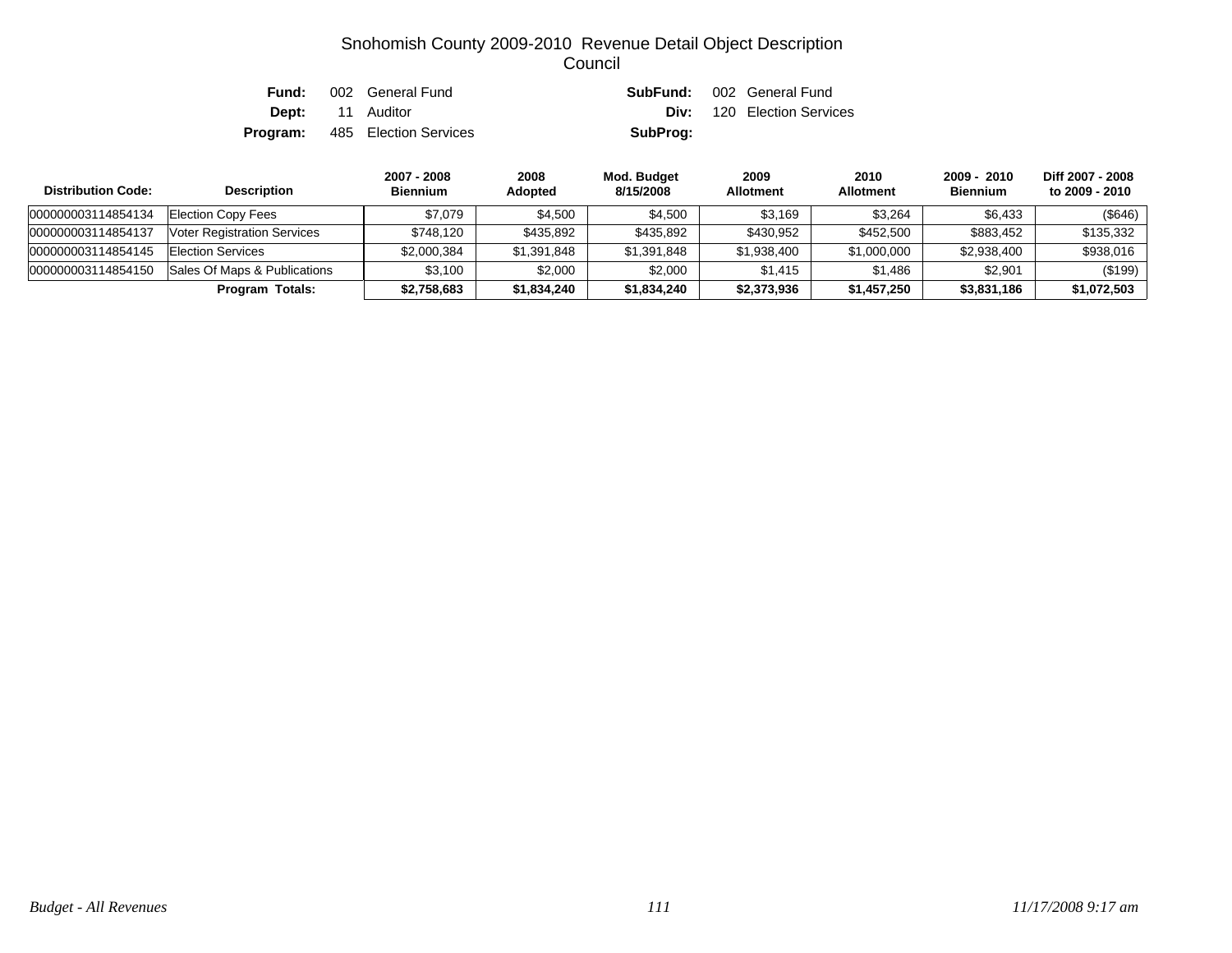# Snohomish County 2009-2010 Revenue Detail Object Description
## Council

| | | | |
|---|---|---|---|
| **Fund:** | 002 General Fund | **SubFund:** | 002 General Fund |
| **Dept:** | 11 Auditor | **Div:** | 120 Election Services |
| **Program:** | 485 Election Services | **SubProg:** | |

| Distribution Code: | Description | 2007 - 2008 Biennium | 2008 Adopted | Mod. Budget 8/15/2008 | 2009 Allotment | 2010 Allotment | 2009 - 2010 Biennium | Diff 2007 - 2008 to 2009 - 2010 |
|---|---|---|---|---|---|---|---|---|
| 000000003114854134 | Election Copy Fees | $7,079 | $4,500 | $4,500 | $3,169 | $3,264 | $6,433 | ($646) |
| 000000003114854137 | Voter Registration Services | $748,120 | $435,892 | $435,892 | $430,952 | $452,500 | $883,452 | $135,332 |
| 000000003114854145 | Election Services | $2,000,384 | $1,391,848 | $1,391,848 | $1,938,400 | $1,000,000 | $2,938,400 | $938,016 |
| 000000003114854150 | Sales Of Maps & Publications | $3,100 | $2,000 | $2,000 | $1,415 | $1,486 | $2,901 | ($199) |
| | **Program Totals:** | **$2,758,683** | **$1,834,240** | **$1,834,240** | **$2,373,936** | **$1,457,250** | **$3,831,186** | **$1,072,503** |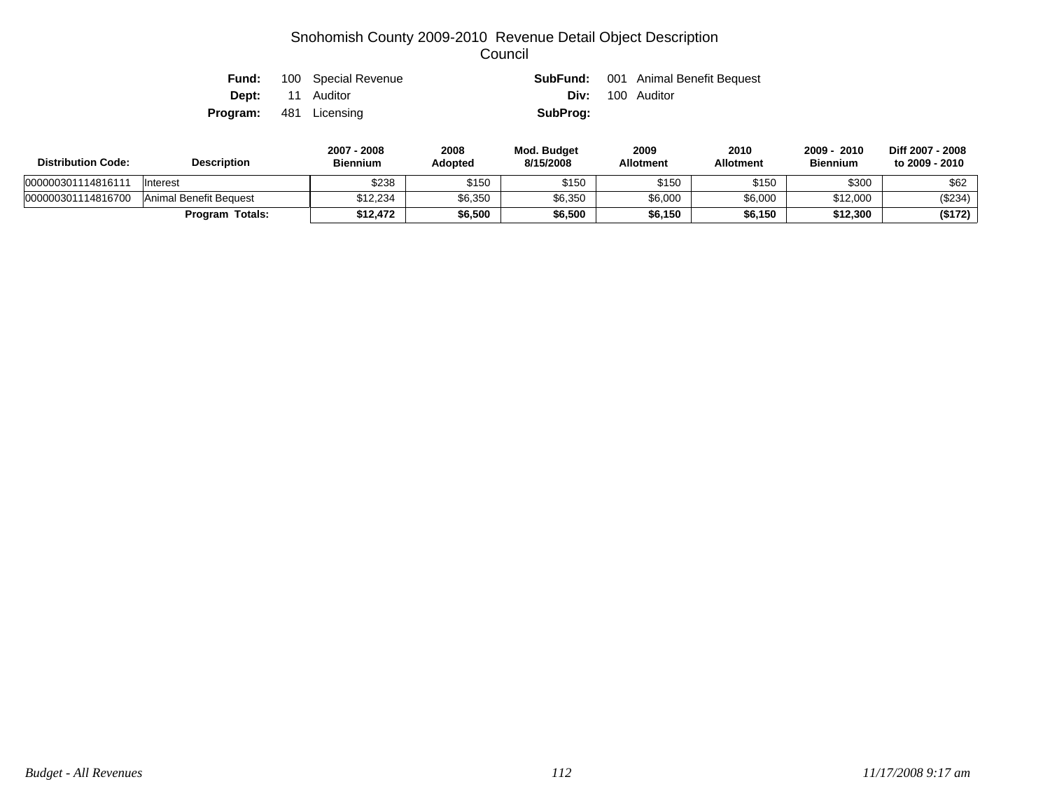# Snohomish County 2009-2010 Revenue Detail Object Description
## Council

**Fund:** 100 Special Revenue
**SubFund:** 001 Animal Benefit Bequest
**Dept:** 11 Auditor
**Div:** 100 Auditor
**Program:** 481 Licensing
**SubProg:**

| Distribution Code: | Description | 2007 - 2008 Biennium | 2008 Adopted | Mod. Budget 8/15/2008 | 2009 Allotment | 2010 Allotment | 2009 - 2010 Biennium | Diff 2007 - 2008 to 2009 - 2010 |
|---|---|---|---|---|---|---|---|---|
| 000000301114816111 | Interest | $238 | $150 | $150 | $150 | $150 | $300 | $62 |
| 000000301114816700 | Animal Benefit Bequest | $12,234 | $6,350 | $6,350 | $6,000 | $6,000 | $12,000 | ($234) |
| | **Program Totals:** | **$12,472** | **$6,500** | **$6,500** | **$6,150** | **$6,150** | **$12,300** | **($172)** |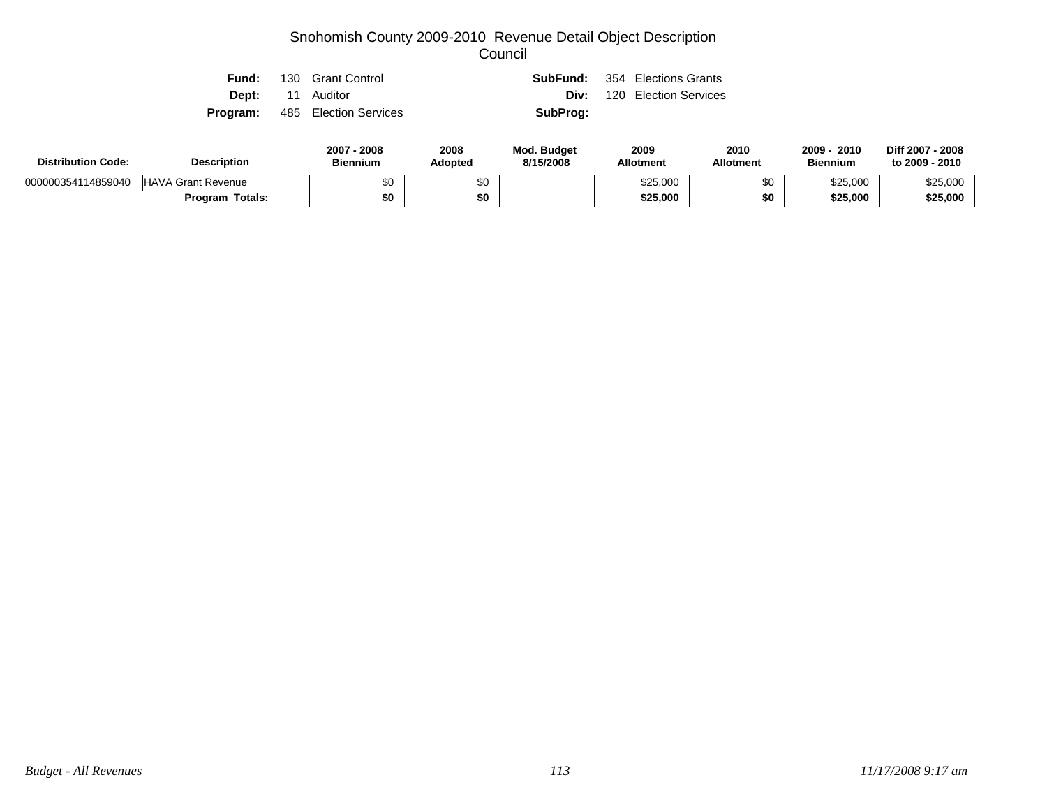# Snohomish County 2009-2010 Revenue Detail Object Description

## Council

**Fund:** 130 Grant Control **SubFund:** 354 Elections Grants

**Dept:** 11 Auditor **Div:** 120 Election Services

**Program:** 485 Election Services **SubProg:**

| Distribution Code: | Description | 2007 - 2008 Biennium | 2008 Adopted | Mod. Budget 8/15/2008 | 2009 Allotment | 2010 Allotment | 2009 - 2010 Biennium | Diff 2007 - 2008 to 2009 - 2010 |
|---|---|---|---|---|---|---|---|---|
| 000000354114859040 | HAVA Grant Revenue | $0 | $0 | | $25,000 | $0 | $25,000 | $25,000 |
| | **Program Totals:** | **$0** | **$0** | | **$25,000** | **$0** | **$25,000** | **$25,000** |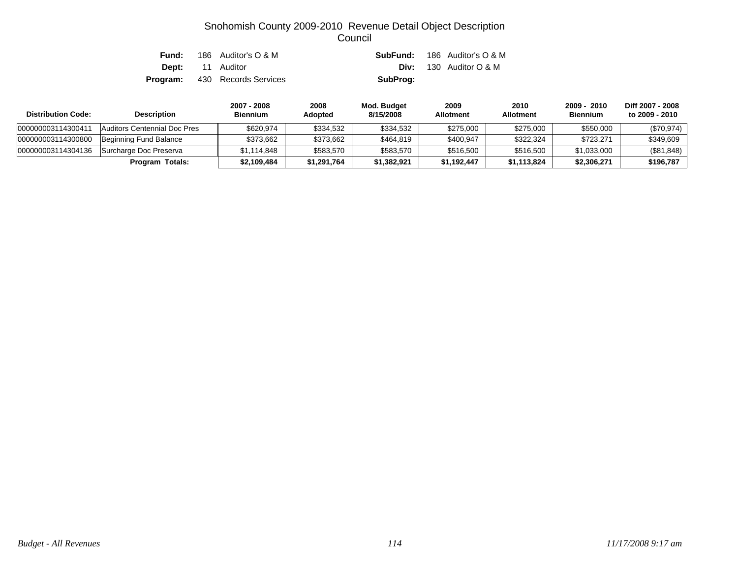# Snohomish County 2009-2010 Revenue Detail Object Description
## Council

**Fund:** 186 Auditor's O & M | **SubFund:** 186 Auditor's O & M
**Dept:** 11 Auditor | **Div:** 130 Auditor O & M
**Program:** 430 Records Services | **SubProg:**

| Distribution Code: | Description | 2007 - 2008 Biennium | 2008 Adopted | Mod. Budget 8/15/2008 | 2009 Allotment | 2010 Allotment | 2009 - 2010 Biennium | Diff 2007 - 2008 to 2009 - 2010 |
|---|---|---|---|---|---|---|---|---|
| 000000003114300411 | Auditors Centennial Doc Pres | $620,974 | $334,532 | $334,532 | $275,000 | $275,000 | $550,000 | ($70,974) |
| 000000003114300800 | Beginning Fund Balance | $373,662 | $373,662 | $464,819 | $400,947 | $322,324 | $723,271 | $349,609 |
| 000000003114304136 | Surcharge Doc Preserva | $1,114,848 | $583,570 | $583,570 | $516,500 | $516,500 | $1,033,000 | ($81,848) |
| | **Program Totals:** | **$2,109,484** | **$1,291,764** | **$1,382,921** | **$1,192,447** | **$1,113,824** | **$2,306,271** | **$196,787** |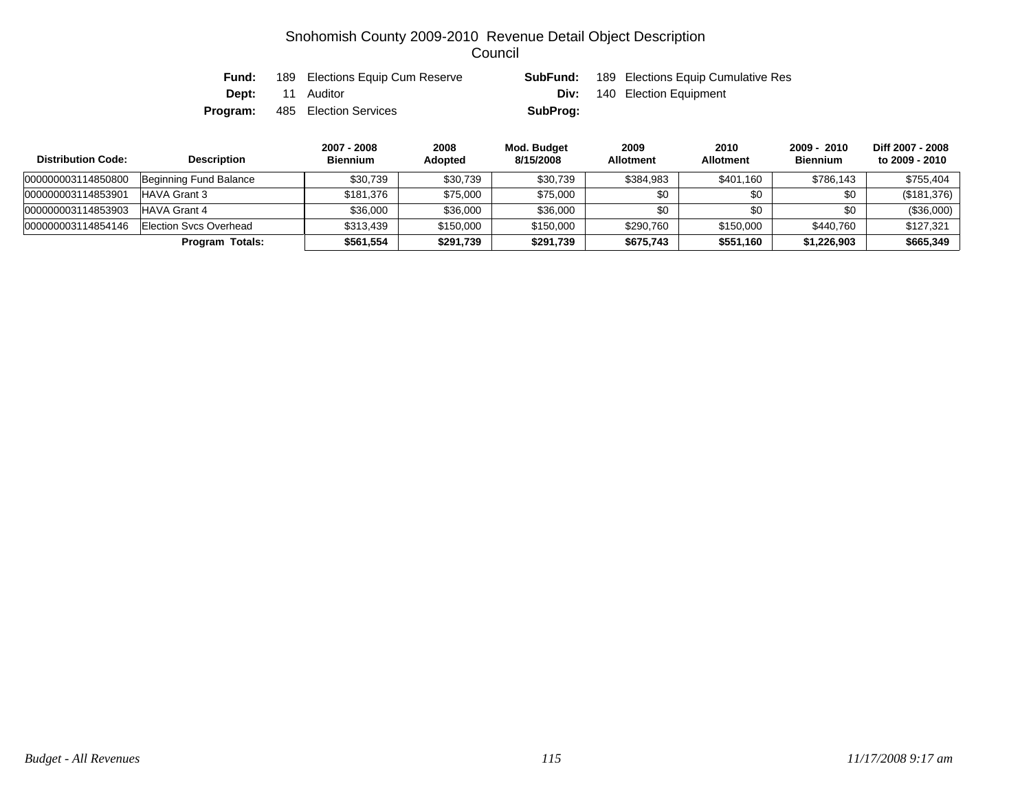# Snohomish County 2009-2010 Revenue Detail Object Description
## Council

| | | | |
|---|---|---|---|
| **Fund:** | 189 Elections Equip Cum Reserve | **SubFund:** | 189 Elections Equip Cumulative Res |
| **Dept:** | 11 Auditor | **Div:** | 140 Election Equipment |
| **Program:** | 485 Election Services | **SubProg:** | |

| Distribution Code: | Description | 2007 - 2008 Biennium | 2008 Adopted | Mod. Budget 8/15/2008 | 2009 Allotment | 2010 Allotment | 2009 - 2010 Biennium | Diff 2007 - 2008 to 2009 - 2010 |
|---|---|---|---|---|---|---|---|---|
| 000000003114850800 | Beginning Fund Balance | $30,739 | $30,739 | $30,739 | $384,983 | $401,160 | $786,143 | $755,404 |
| 000000003114853901 | HAVA Grant 3 | $181,376 | $75,000 | $75,000 | $0 | $0 | $0 | ($181,376) |
| 000000003114853903 | HAVA Grant 4 | $36,000 | $36,000 | $36,000 | $0 | $0 | $0 | ($36,000) |
| 000000003114854146 | Election Svcs Overhead | $313,439 | $150,000 | $150,000 | $290,760 | $150,000 | $440,760 | $127,321 |
| | **Program Totals:** | **$561,554** | **$291,739** | **$291,739** | **$675,743** | **$551,160** | **$1,226,903** | **$665,349** |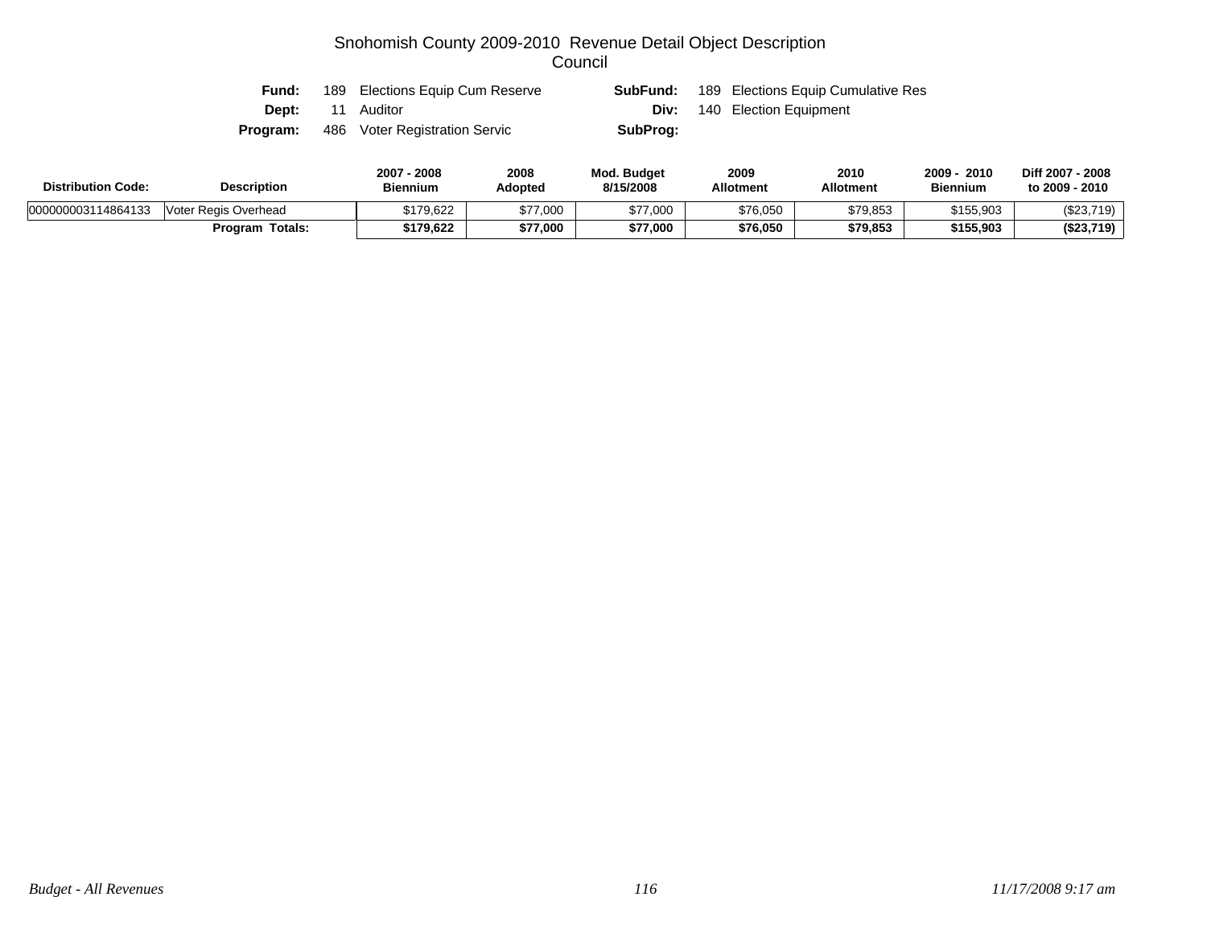# Snohomish County 2009-2010 Revenue Detail Object Description

## Council

**Fund:** 189 Elections Equip Cum Reserve  **SubFund:** 189 Elections Equip Cumulative Res

**Dept:** 11 Auditor  **Div:** 140 Election Equipment

**Program:** 486 Voter Registration Servic  **SubProg:**

| Distribution Code: | Description | 2007 - 2008 Biennium | 2008 Adopted | Mod. Budget 8/15/2008 | 2009 Allotment | 2010 Allotment | 2009 - 2010 Biennium | Diff 2007 - 2008 to 2009 - 2010 |
|---|---|---|---|---|---|---|---|---|
| 000000003114864133 | Voter Regis Overhead | $179,622 | $77,000 | $77,000 | $76,050 | $79,853 | $155,903 | ($23,719) |
| | **Program Totals:** | **$179,622** | **$77,000** | **$77,000** | **$76,050** | **$79,853** | **$155,903** | **($23,719)** |

*Budget - All Revenues*  *11/17/2008 9:17 am*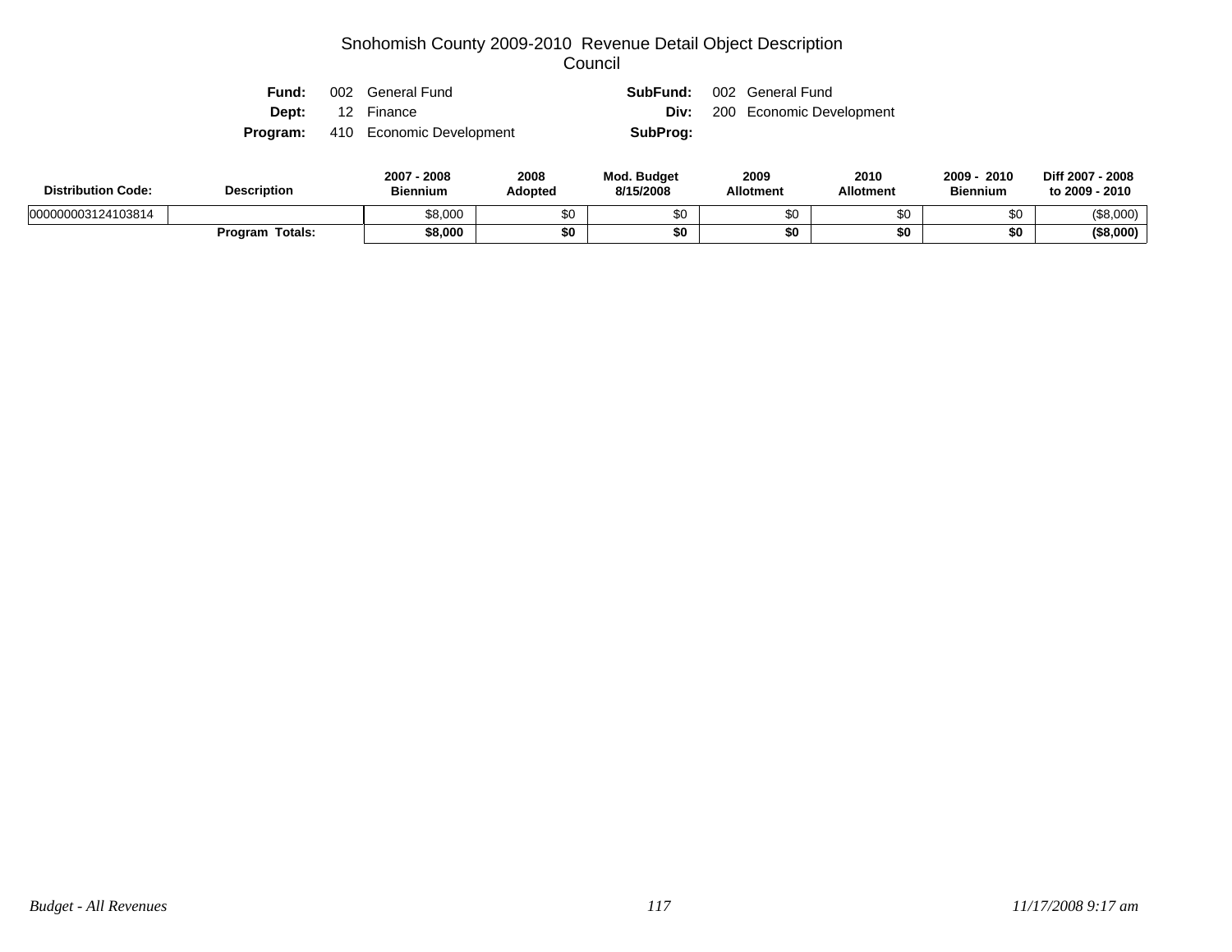# Snohomish County 2009-2010 Revenue Detail Object Description
## Council

**Fund:** 002 General Fund  **SubFund:** 002 General Fund
**Dept:** 12 Finance  **Div:** 200 Economic Development
**Program:** 410 Economic Development  **SubProg:**

| Distribution Code: | Description | 2007 - 2008 Biennium | 2008 Adopted | Mod. Budget 8/15/2008 | 2009 Allotment | 2010 Allotment | 2009 - 2010 Biennium | Diff 2007 - 2008 to 2009 - 2010 |
|---|---|---|---|---|---|---|---|---|
| 000000003124103814 | | $8,000 | $0 | $0 | $0 | $0 | $0 | ($8,000) |
| | **Program Totals:** | **$8,000** | **$0** | **$0** | **$0** | **$0** | **$0** | **($8,000)** |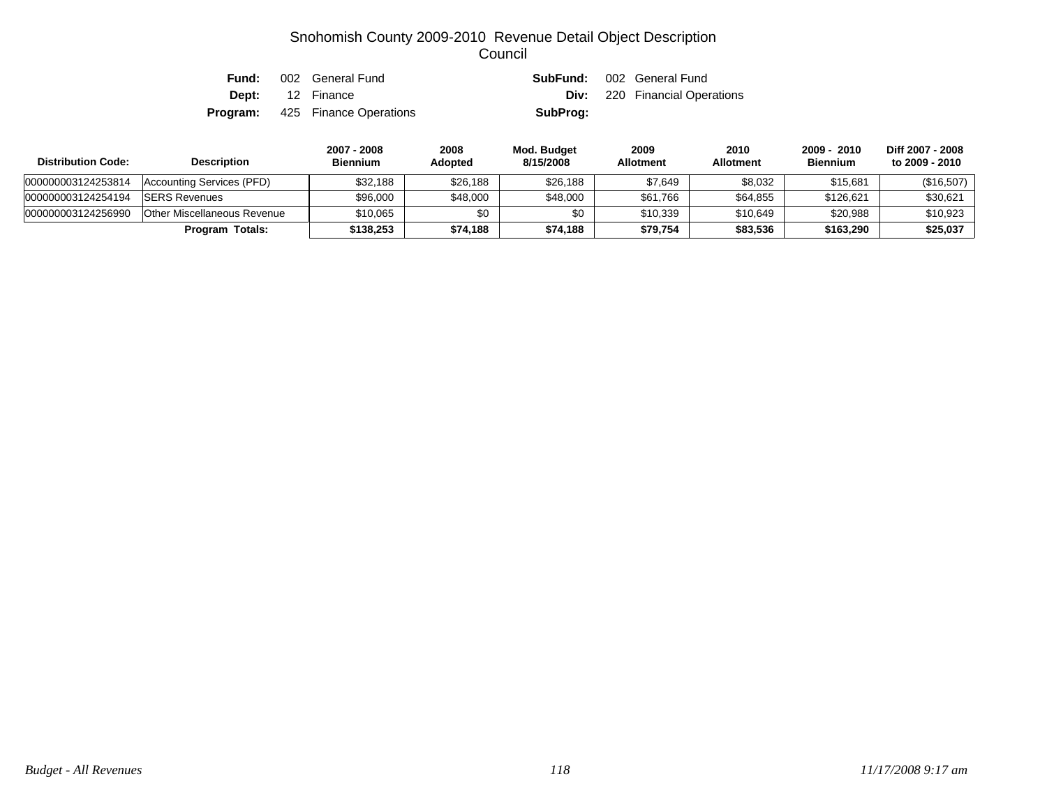# Snohomish County 2009-2010 Revenue Detail Object Description
## Council

**Fund:** 002 General Fund
**SubFund:** 002 General Fund
**Dept:** 12 Finance
**Div:** 220 Financial Operations
**Program:** 425 Finance Operations
**SubProg:**

| Distribution Code: | Description | 2007 - 2008 Biennium | 2008 Adopted | Mod. Budget 8/15/2008 | 2009 Allotment | 2010 Allotment | 2009 - 2010 Biennium | Diff 2007 - 2008 to 2009 - 2010 |
|---|---|---|---|---|---|---|---|---|
| 000000003124253814 | Accounting Services (PFD) | $32,188 | $26,188 | $26,188 | $7,649 | $8,032 | $15,681 | ($16,507) |
| 000000003124254194 | SERS Revenues | $96,000 | $48,000 | $48,000 | $61,766 | $64,855 | $126,621 | $30,621 |
| 000000003124256990 | Other Miscellaneous Revenue | $10,065 | $0 | $0 | $10,339 | $10,649 | $20,988 | $10,923 |
| | **Program Totals:** | **$138,253** | **$74,188** | **$74,188** | **$79,754** | **$83,536** | **$163,290** | **$25,037** |

*Budget - All Revenues* | *11/17/2008 9:17 am*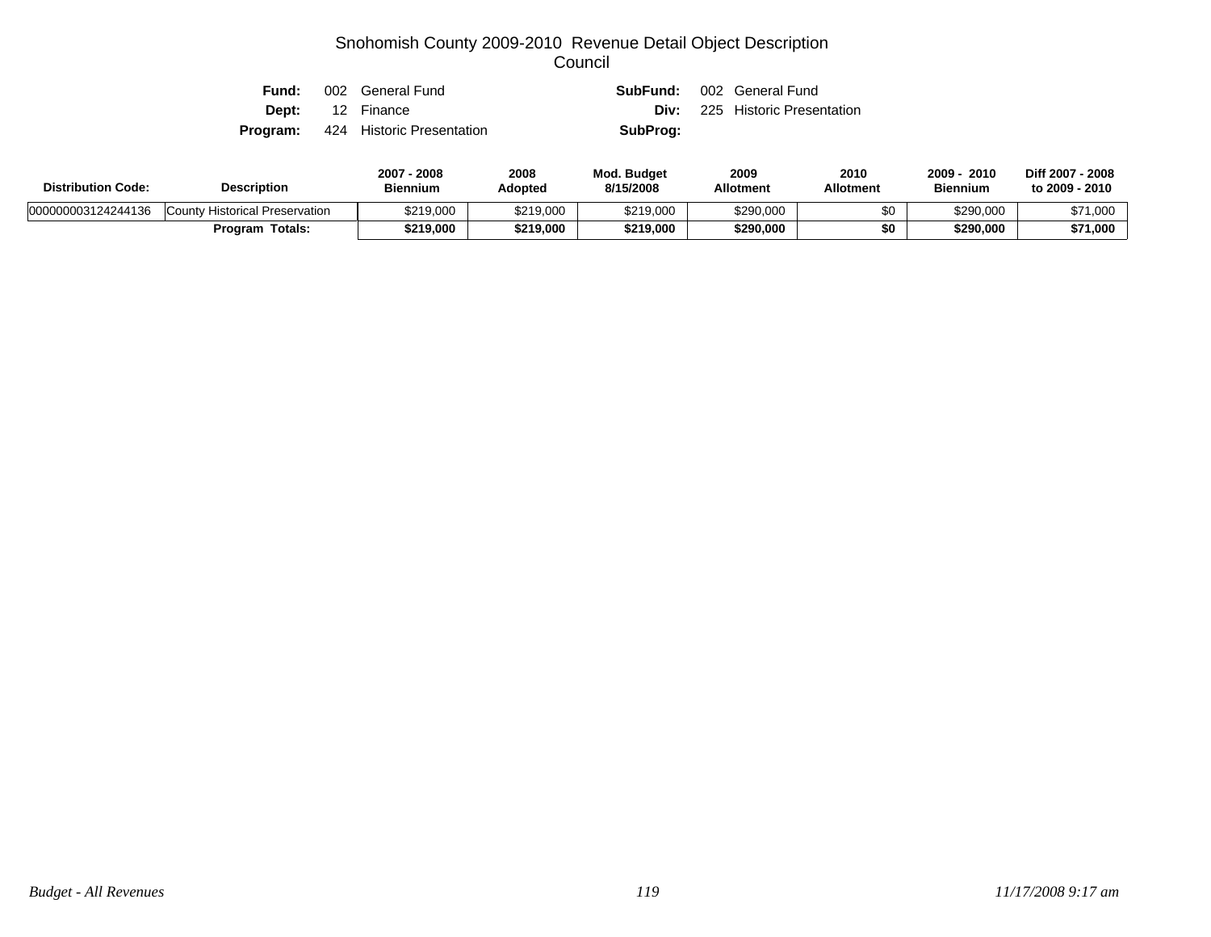# Snohomish County 2009-2010 Revenue Detail Object Description

## Council

**Fund:** 002 General Fund &nbsp;&nbsp;&nbsp;&nbsp; **SubFund:** 002 General Fund

**Dept:** 12 Finance &nbsp;&nbsp;&nbsp;&nbsp; **Div:** 225 Historic Presentation

**Program:** 424 Historic Presentation &nbsp;&nbsp;&nbsp;&nbsp; **SubProg:**

| Distribution Code: | Description | 2007 - 2008 Biennium | 2008 Adopted | Mod. Budget 8/15/2008 | 2009 Allotment | 2010 Allotment | 2009 - 2010 Biennium | Diff 2007 - 2008 to 2009 - 2010 |
|---|---|---|---|---|---|---|---|---|
| 000000003124244136 | County Historical Preservation | $219,000 | $219,000 | $219,000 | $290,000 | $0 | $290,000 | $71,000 |
| | **Program Totals:** | **$219,000** | **$219,000** | **$219,000** | **$290,000** | **$0** | **$290,000** | **$71,000** |

*Budget - All Revenues* &nbsp;&nbsp;&nbsp;&nbsp; *11/17/2008 9:17 am*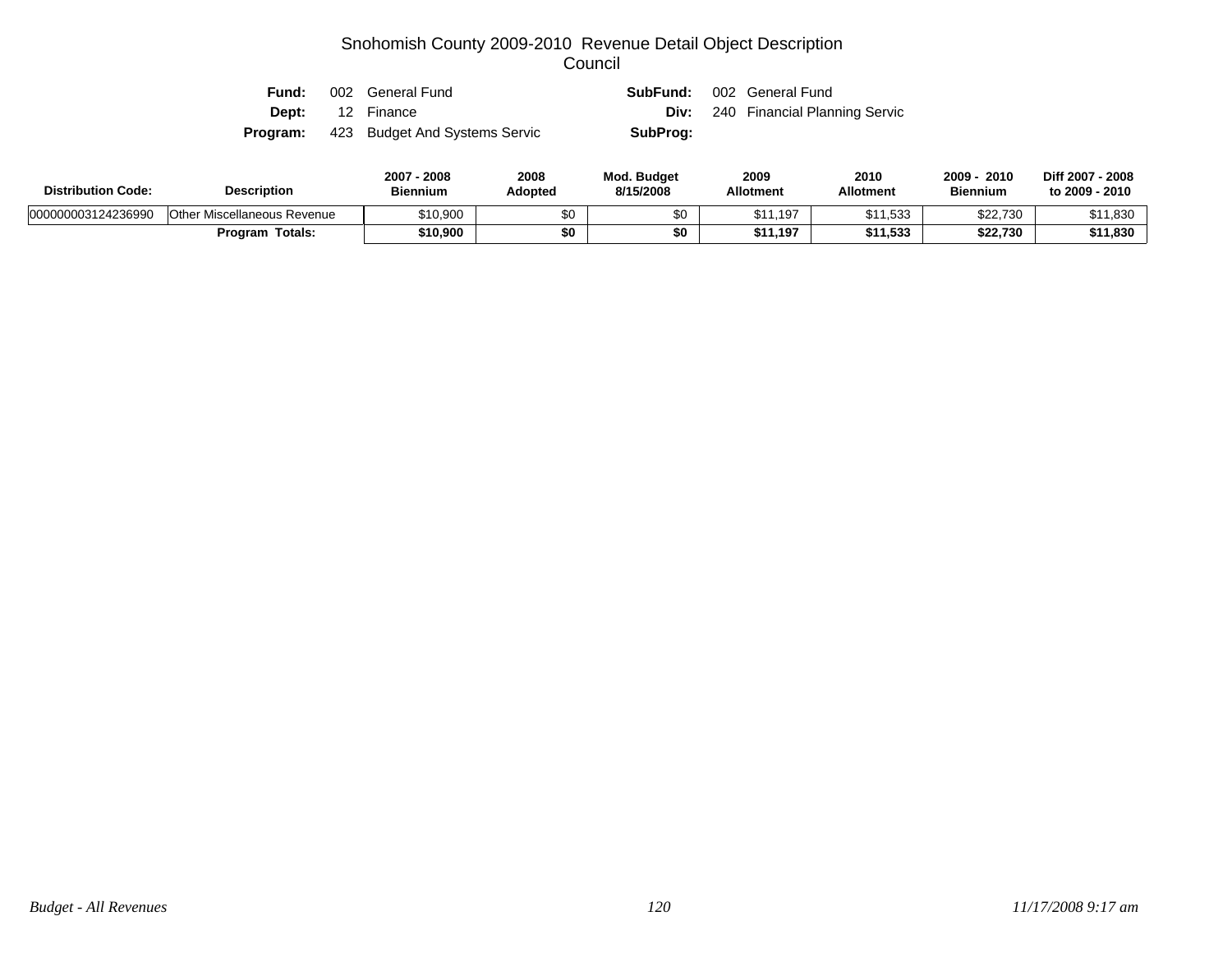# Snohomish County 2009-2010 Revenue Detail Object Description
## Council

**Fund:** 002 General Fund  
**SubFund:** 002 General Fund  
**Dept:** 12 Finance  
**Div:** 240 Financial Planning Servic  
**Program:** 423 Budget And Systems Servic  
**SubProg:**

| Distribution Code: | Description | 2007 - 2008 Biennium | 2008 Adopted | Mod. Budget 8/15/2008 | 2009 Allotment | 2010 Allotment | 2009 - 2010 Biennium | Diff 2007 - 2008 to 2009 - 2010 |
|---|---|---|---|---|---|---|---|---|
| 000000003124236990 | Other Miscellaneous Revenue | $10,900 | $0 | $0 | $11,197 | $11,533 | $22,730 | $11,830 |
| | **Program Totals:** | **$10,900** | **$0** | **$0** | **$11,197** | **$11,533** | **$22,730** | **$11,830** |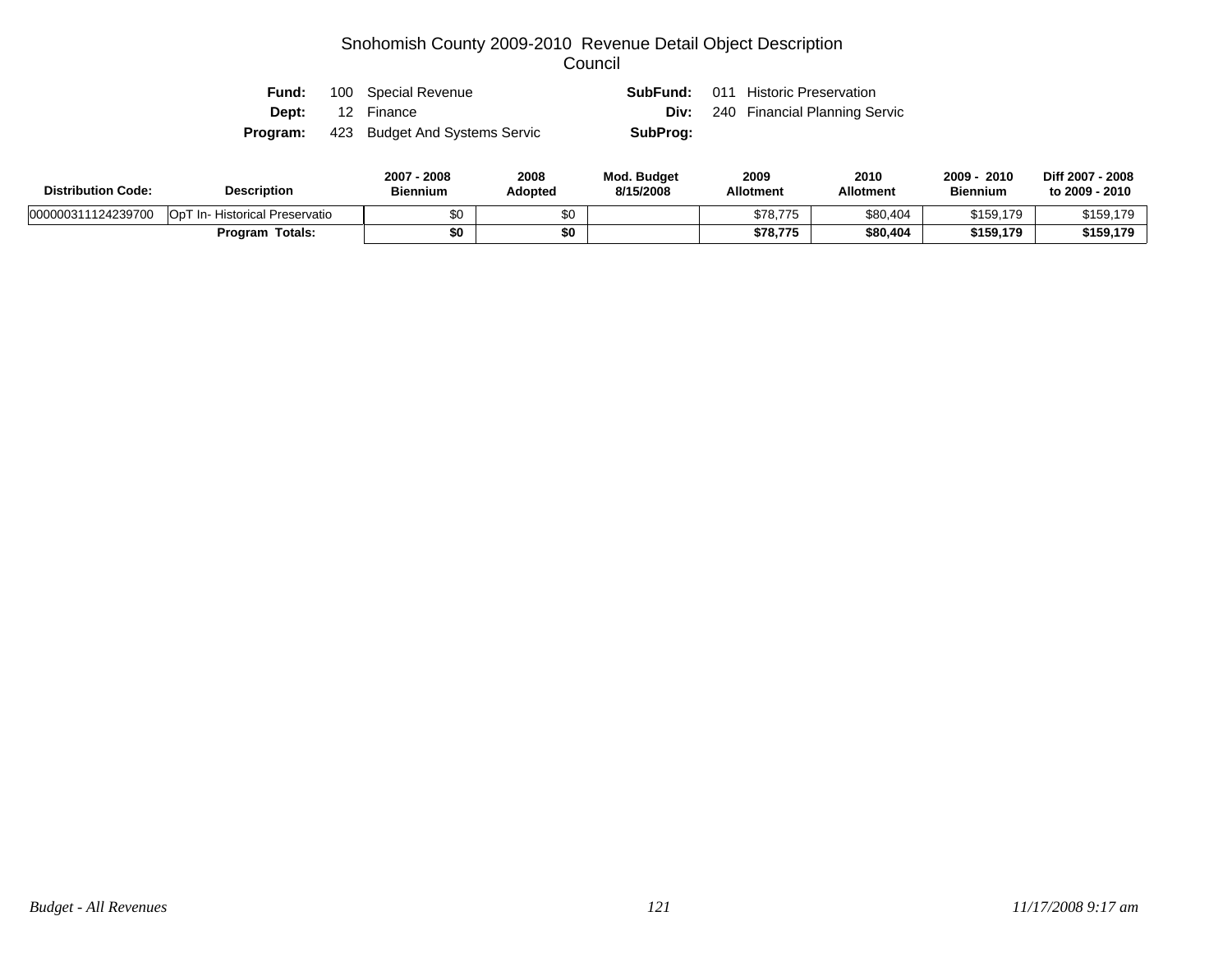# Snohomish County 2009-2010 Revenue Detail Object Description
## Council

**Fund:** 100 Special Revenue  **SubFund:** 011 Historic Preservation
**Dept:** 12 Finance  **Div:** 240 Financial Planning Servic
**Program:** 423 Budget And Systems Servic  **SubProg:**

| Distribution Code: | Description | 2007 - 2008 Biennium | 2008 Adopted | Mod. Budget 8/15/2008 | 2009 Allotment | 2010 Allotment | 2009 - 2010 Biennium | Diff 2007 - 2008 to 2009 - 2010 |
|---|---|---|---|---|---|---|---|---|
| 000000311124239700 | OpT In- Historical Preservatio | $0 | $0 | | $78,775 | $80,404 | $159,179 | $159,179 |
| | **Program Totals:** | **$0** | **$0** | | **$78,775** | **$80,404** | **$159,179** | **$159,179** |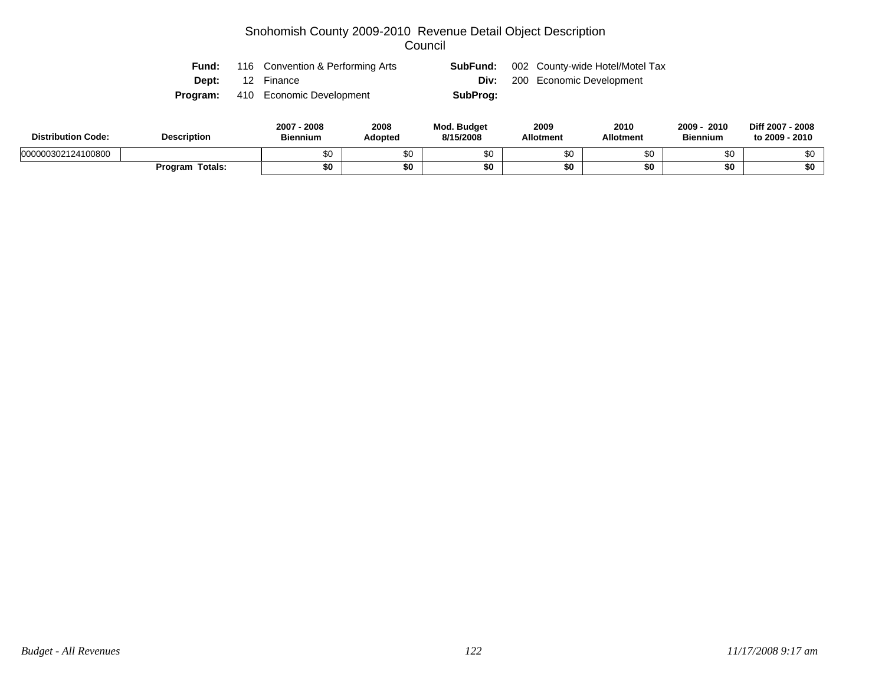# Snohomish County 2009-2010 Revenue Detail Object Description

## Council

| | | | |
|---|---|---|---|
| **Fund:** | 116 Convention & Performing Arts | **SubFund:** | 002 County-wide Hotel/Motel Tax |
| **Dept:** | 12 Finance | **Div:** | 200 Economic Development |
| **Program:** | 410 Economic Development | **SubProg:** | |

| Distribution Code: | Description | 2007 - 2008 Biennium | 2008 Adopted | Mod. Budget 8/15/2008 | 2009 Allotment | 2010 Allotment | 2009 - 2010 Biennium | Diff 2007 - 2008 to 2009 - 2010 |
|---|---|---|---|---|---|---|---|---|
| 000000302124100800 | | $0 | $0 | $0 | $0 | $0 | $0 | $0 |
| | **Program Totals:** | **$0** | **$0** | **$0** | **$0** | **$0** | **$0** | **$0** |

*Budget - All Revenues* *11/17/2008 9:17 am*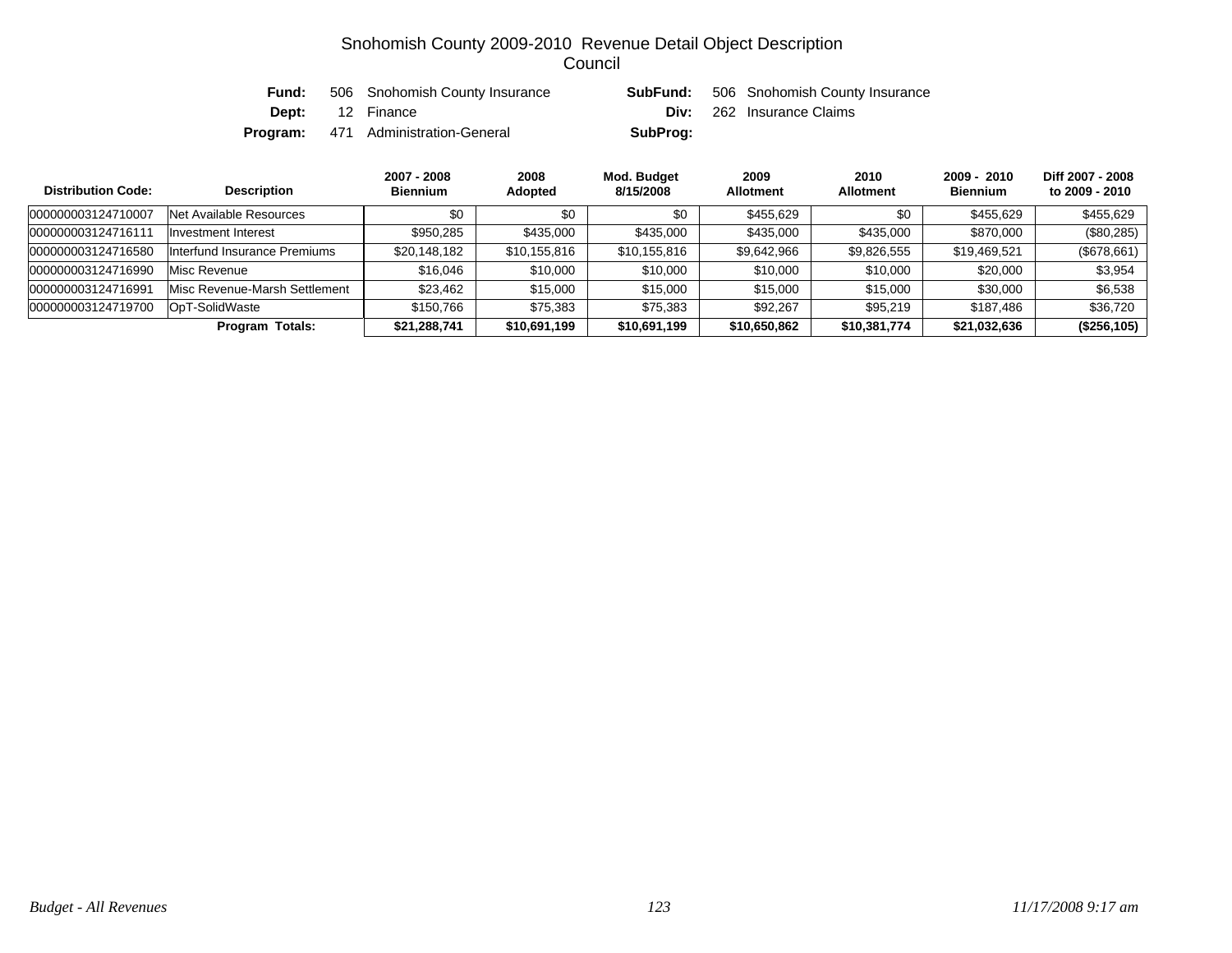# Snohomish County 2009-2010 Revenue Detail Object Description

## Council

**Fund:** 506 Snohomish County Insurance **SubFund:** 506 Snohomish County Insurance
**Dept:** 12 Finance **Div:** 262 Insurance Claims
**Program:** 471 Administration-General **SubProg:**

| Distribution Code: | Description | 2007 - 2008 Biennium | 2008 Adopted | Mod. Budget 8/15/2008 | 2009 Allotment | 2010 Allotment | 2009 - 2010 Biennium | Diff 2007 - 2008 to 2009 - 2010 |
|---|---|---|---|---|---|---|---|---|
| 000000003124710007 | Net Available Resources | $0 | $0 | $0 | $455,629 | $0 | $455,629 | $455,629 |
| 000000003124716111 | Investment Interest | $950,285 | $435,000 | $435,000 | $435,000 | $435,000 | $870,000 | ($80,285) |
| 000000003124716580 | Interfund Insurance Premiums | $20,148,182 | $10,155,816 | $10,155,816 | $9,642,966 | $9,826,555 | $19,469,521 | ($678,661) |
| 000000003124716990 | Misc Revenue | $16,046 | $10,000 | $10,000 | $10,000 | $10,000 | $20,000 | $3,954 |
| 000000003124716991 | Misc Revenue-Marsh Settlement | $23,462 | $15,000 | $15,000 | $15,000 | $15,000 | $30,000 | $6,538 |
| 000000003124719700 | OpT-SolidWaste | $150,766 | $75,383 | $75,383 | $92,267 | $95,219 | $187,486 | $36,720 |
| | **Program Totals:** | **$21,288,741** | **$10,691,199** | **$10,691,199** | **$10,650,862** | **$10,381,774** | **$21,032,636** | **($256,105)** |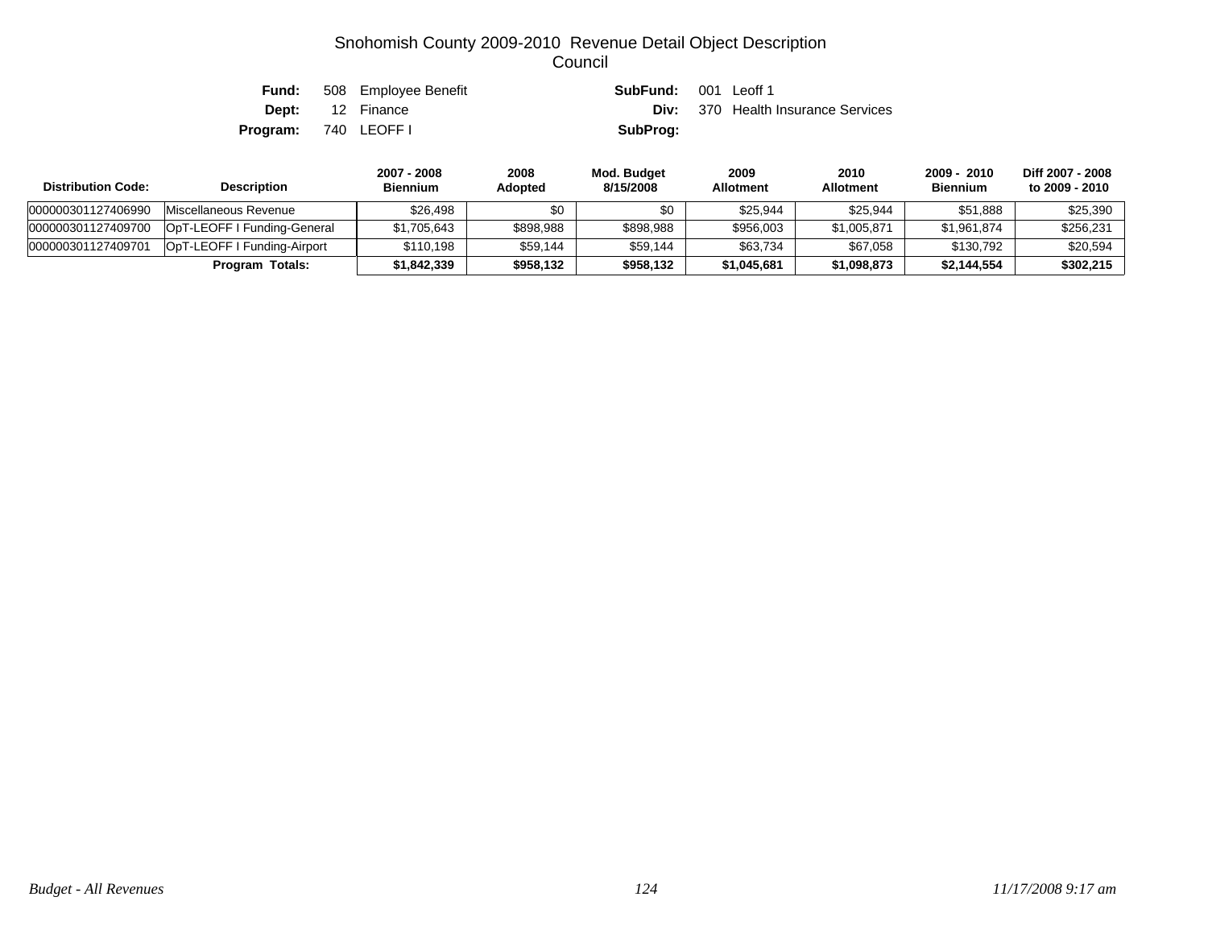# Snohomish County 2009-2010 Revenue Detail Object Description
## Council

**Fund:** 508 Employee Benefit  **SubFund:** 001 Leoff 1
**Dept:** 12 Finance  **Div:** 370 Health Insurance Services
**Program:** 740 LEOFF I  **SubProg:**

| Distribution Code: | Description | 2007 - 2008 Biennium | 2008 Adopted | Mod. Budget 8/15/2008 | 2009 Allotment | 2010 Allotment | 2009 - 2010 Biennium | Diff 2007 - 2008 to 2009 - 2010 |
|---|---|---|---|---|---|---|---|---|
| 000000301127406990 | Miscellaneous Revenue | $26,498 | $0 | $0 | $25,944 | $25,944 | $51,888 | $25,390 |
| 000000301127409700 | OpT-LEOFF I Funding-General | $1,705,643 | $898,988 | $898,988 | $956,003 | $1,005,871 | $1,961,874 | $256,231 |
| 000000301127409701 | OpT-LEOFF I Funding-Airport | $110,198 | $59,144 | $59,144 | $63,734 | $67,058 | $130,792 | $20,594 |
| | **Program Totals:** | **$1,842,339** | **$958,132** | **$958,132** | **$1,045,681** | **$1,098,873** | **$2,144,554** | **$302,215** |

*Budget - All Revenues*  *11/17/2008 9:17 am*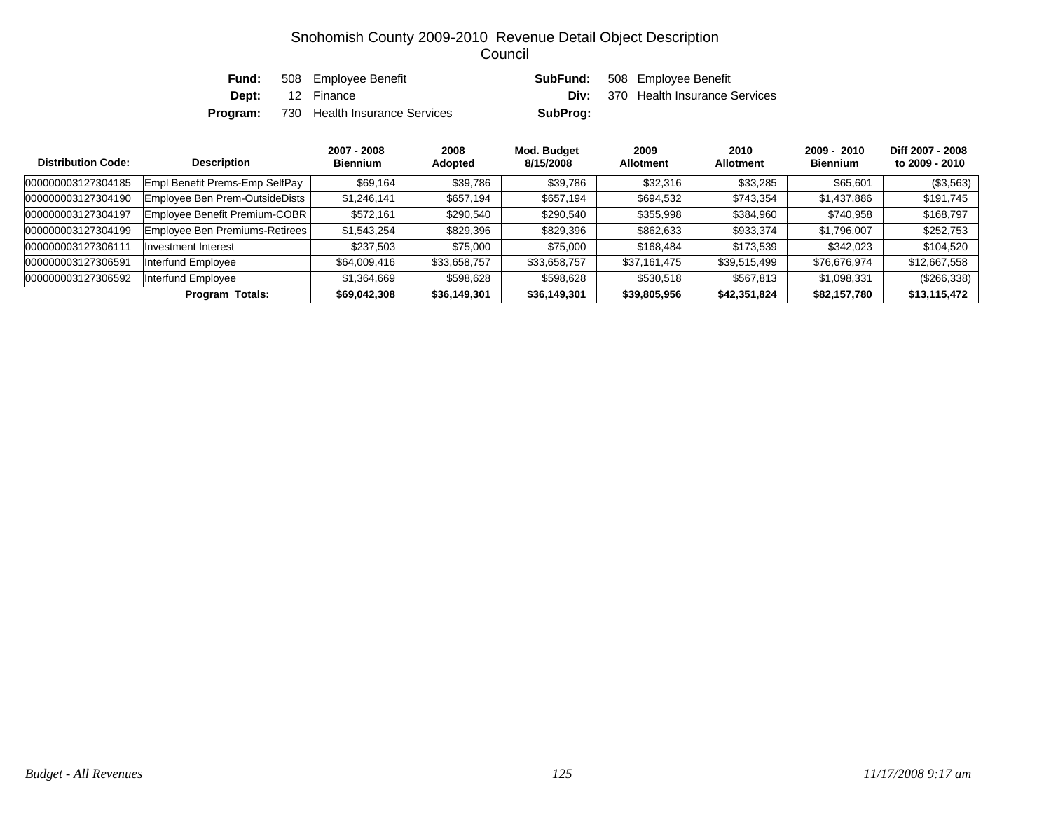# Snohomish County 2009-2010 Revenue Detail Object Description
## Council

**Fund:** 508 Employee Benefit **SubFund:** 508 Employee Benefit
**Dept:** 12 Finance **Div:** 370 Health Insurance Services
**Program:** 730 Health Insurance Services **SubProg:**

| Distribution Code: | Description | 2007 - 2008 Biennium | 2008 Adopted | Mod. Budget 8/15/2008 | 2009 Allotment | 2010 Allotment | 2009 - 2010 Biennium | Diff 2007 - 2008 to 2009 - 2010 |
|---|---|---|---|---|---|---|---|---|
| 000000003127304185 | Empl Benefit Prems-Emp SelfPay | $69,164 | $39,786 | $39,786 | $32,316 | $33,285 | $65,601 | ($3,563) |
| 000000003127304190 | Employee Ben Prem-OutsideDists | $1,246,141 | $657,194 | $657,194 | $694,532 | $743,354 | $1,437,886 | $191,745 |
| 000000003127304197 | Employee Benefit Premium-COBR | $572,161 | $290,540 | $290,540 | $355,998 | $384,960 | $740,958 | $168,797 |
| 000000003127304199 | Employee Ben Premiums-Retirees | $1,543,254 | $829,396 | $829,396 | $862,633 | $933,374 | $1,796,007 | $252,753 |
| 000000003127306111 | Investment Interest | $237,503 | $75,000 | $75,000 | $168,484 | $173,539 | $342,023 | $104,520 |
| 000000003127306591 | Interfund Employee | $64,009,416 | $33,658,757 | $33,658,757 | $37,161,475 | $39,515,499 | $76,676,974 | $12,667,558 |
| 000000003127306592 | Interfund Employee | $1,364,669 | $598,628 | $598,628 | $530,518 | $567,813 | $1,098,331 | ($266,338) |
| | **Program Totals:** | **$69,042,308** | **$36,149,301** | **$36,149,301** | **$39,805,956** | **$42,351,824** | **$82,157,780** | **$13,115,472** |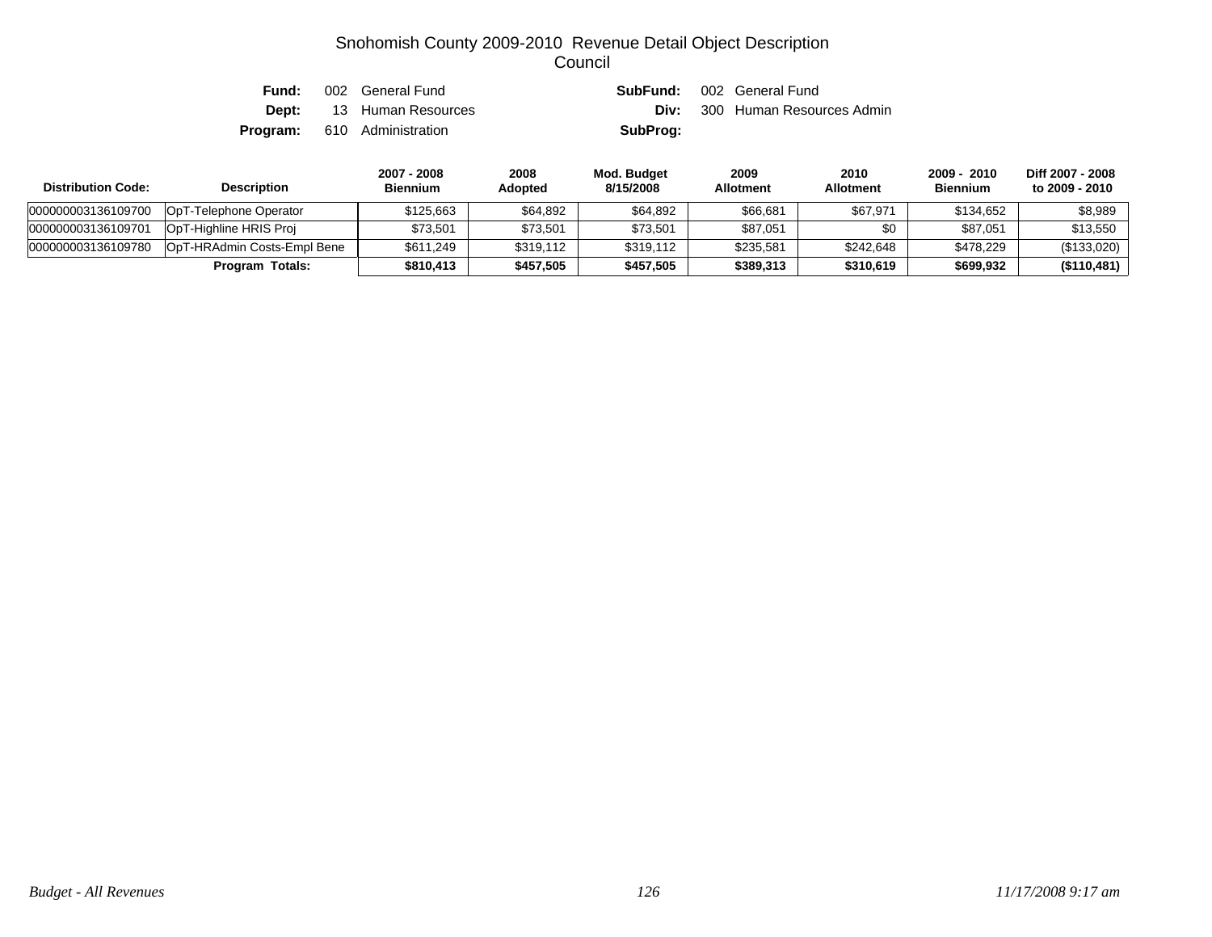# Snohomish County 2009-2010 Revenue Detail Object Description
## Council

**Fund:** 002 General Fund &nbsp;&nbsp;&nbsp; **SubFund:** 002 General Fund

**Dept:** 13 Human Resources &nbsp;&nbsp;&nbsp; **Div:** 300 Human Resources Admin

**Program:** 610 Administration &nbsp;&nbsp;&nbsp; **SubProg:**

| Distribution Code: | Description | 2007 - 2008 Biennium | 2008 Adopted | Mod. Budget 8/15/2008 | 2009 Allotment | 2010 Allotment | 2009 - 2010 Biennium | Diff 2007 - 2008 to 2009 - 2010 |
|---|---|---|---|---|---|---|---|---|
| 000000003136109700 | OpT-Telephone Operator | $125,663 | $64,892 | $64,892 | $66,681 | $67,971 | $134,652 | $8,989 |
| 000000003136109701 | OpT-Highline HRIS Proj | $73,501 | $73,501 | $73,501 | $87,051 | $0 | $87,051 | $13,550 |
| 000000003136109780 | OpT-HRAdmin Costs-Empl Bene | $611,249 | $319,112 | $319,112 | $235,581 | $242,648 | $478,229 | ($133,020) |
| | **Program Totals:** | **$810,413** | **$457,505** | **$457,505** | **$389,313** | **$310,619** | **$699,932** | **($110,481)** |

*Budget - All Revenues* &nbsp;&nbsp;&nbsp; *11/17/2008 9:17 am*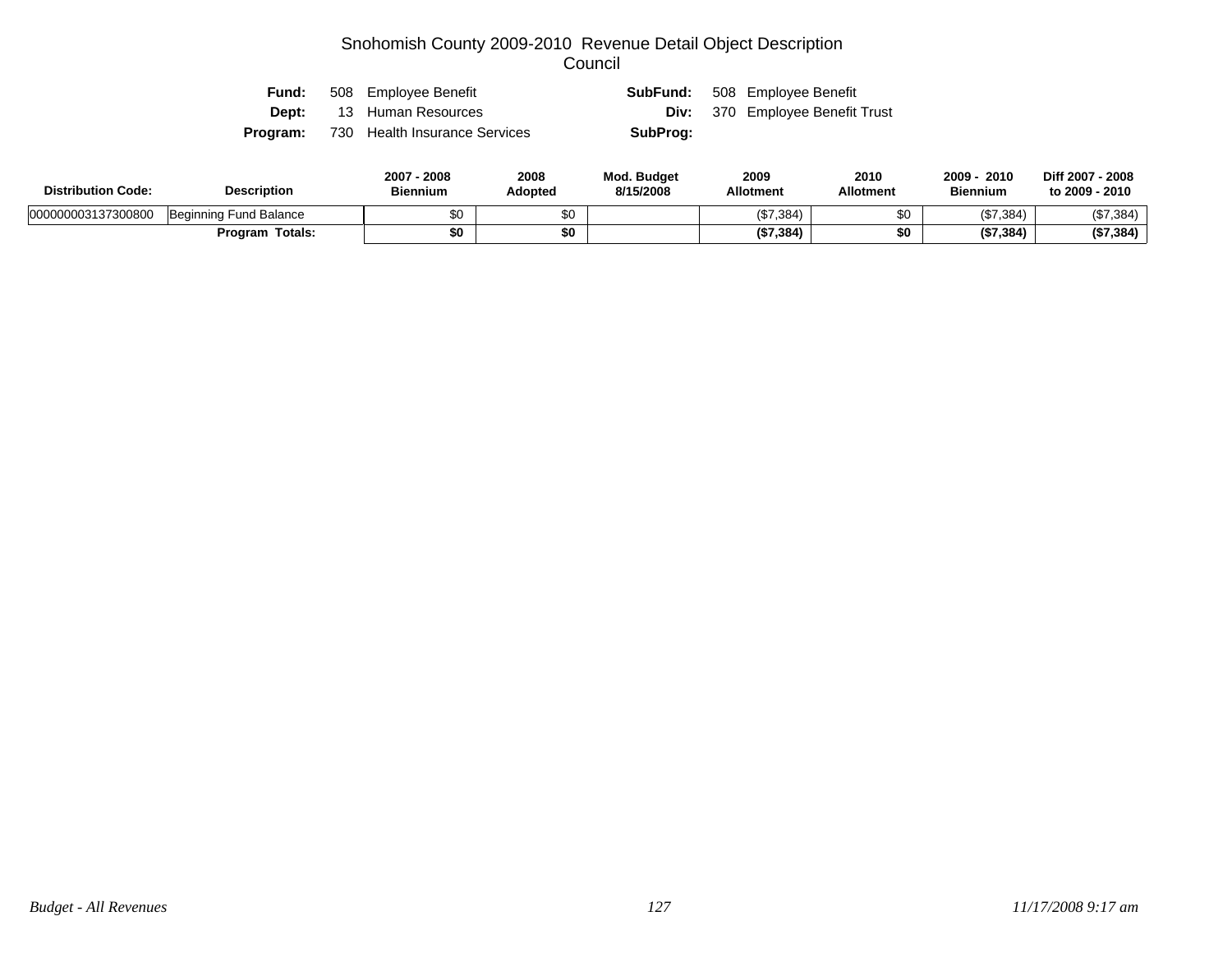# Snohomish County 2009-2010 Revenue Detail Object Description
## Council

| | | | |
|---|---|---|---|
| **Fund:** | 508 Employee Benefit | **SubFund:** | 508 Employee Benefit |
| **Dept:** | 13 Human Resources | **Div:** | 370 Employee Benefit Trust |
| **Program:** | 730 Health Insurance Services | **SubProg:** | |

| Distribution Code: | Description | 2007 - 2008 Biennium | 2008 Adopted | Mod. Budget 8/15/2008 | 2009 Allotment | 2010 Allotment | 2009 - 2010 Biennium | Diff 2007 - 2008 to 2009 - 2010 |
|---|---|---|---|---|---|---|---|---|
| 000000003137300800 | Beginning Fund Balance | $0 | $0 | | ($7,384) | $0 | ($7,384) | ($7,384) |
| | **Program Totals:** | **$0** | **$0** | | **($7,384)** | **$0** | **($7,384)** | **($7,384)** |

*Budget - All Revenues* *11/17/2008 9:17 am*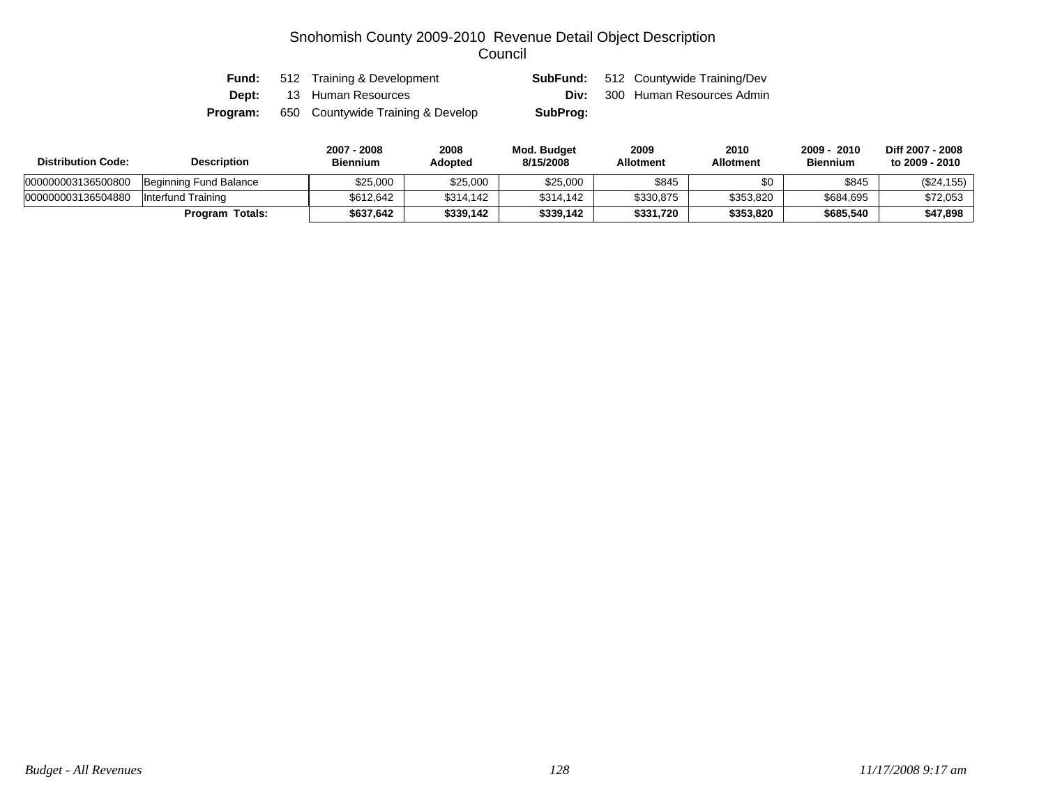# Snohomish County 2009-2010 Revenue Detail Object Description

## Council

**Fund:** 512 Training & Development **SubFund:** 512 Countywide Training/Dev

**Dept:** 13 Human Resources **Div:** 300 Human Resources Admin

**Program:** 650 Countywide Training & Develop **SubProg:**

| Distribution Code: | Description | 2007 - 2008 Biennium | 2008 Adopted | Mod. Budget 8/15/2008 | 2009 Allotment | 2010 Allotment | 2009 - 2010 Biennium | Diff 2007 - 2008 to 2009 - 2010 |
|---|---|---|---|---|---|---|---|---|
| 000000003136500800 | Beginning Fund Balance | $25,000 | $25,000 | $25,000 | $845 | $0 | $845 | ($24,155) |
| 000000003136504880 | Interfund Training | $612,642 | $314,142 | $314,142 | $330,875 | $353,820 | $684,695 | $72,053 |
| | **Program Totals:** | **$637,642** | **$339,142** | **$339,142** | **$331,720** | **$353,820** | **$685,540** | **$47,898** |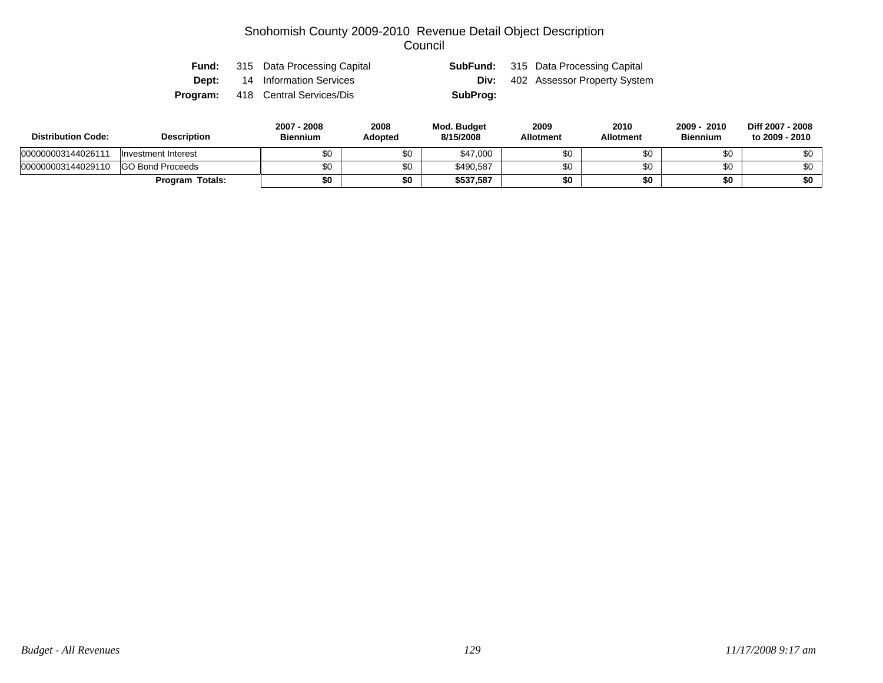# Snohomish County 2009-2010 Revenue Detail Object Description
## Council

| | | | |
|---|---|---|---|
| **Fund:** | 315 Data Processing Capital | **SubFund:** | 315 Data Processing Capital |
| **Dept:** | 14 Information Services | **Div:** | 402 Assessor Property System |
| **Program:** | 418 Central Services/Dis | **SubProg:** | |

| Distribution Code: | Description | 2007 - 2008 Biennium | 2008 Adopted | Mod. Budget 8/15/2008 | 2009 Allotment | 2010 Allotment | 2009 - 2010 Biennium | Diff 2007 - 2008 to 2009 - 2010 |
|---|---|---|---|---|---|---|---|---|
| 000000003144026111 | Investment Interest | $0 | $0 | $47,000 | $0 | $0 | $0 | $0 |
| 000000003144029110 | GO Bond Proceeds | $0 | $0 | $490,587 | $0 | $0 | $0 | $0 |
| | **Program Totals:** | **$0** | **$0** | **$537,587** | **$0** | **$0** | **$0** | **$0** |

*Budget - All Revenues* *11/17/2008 9:17 am*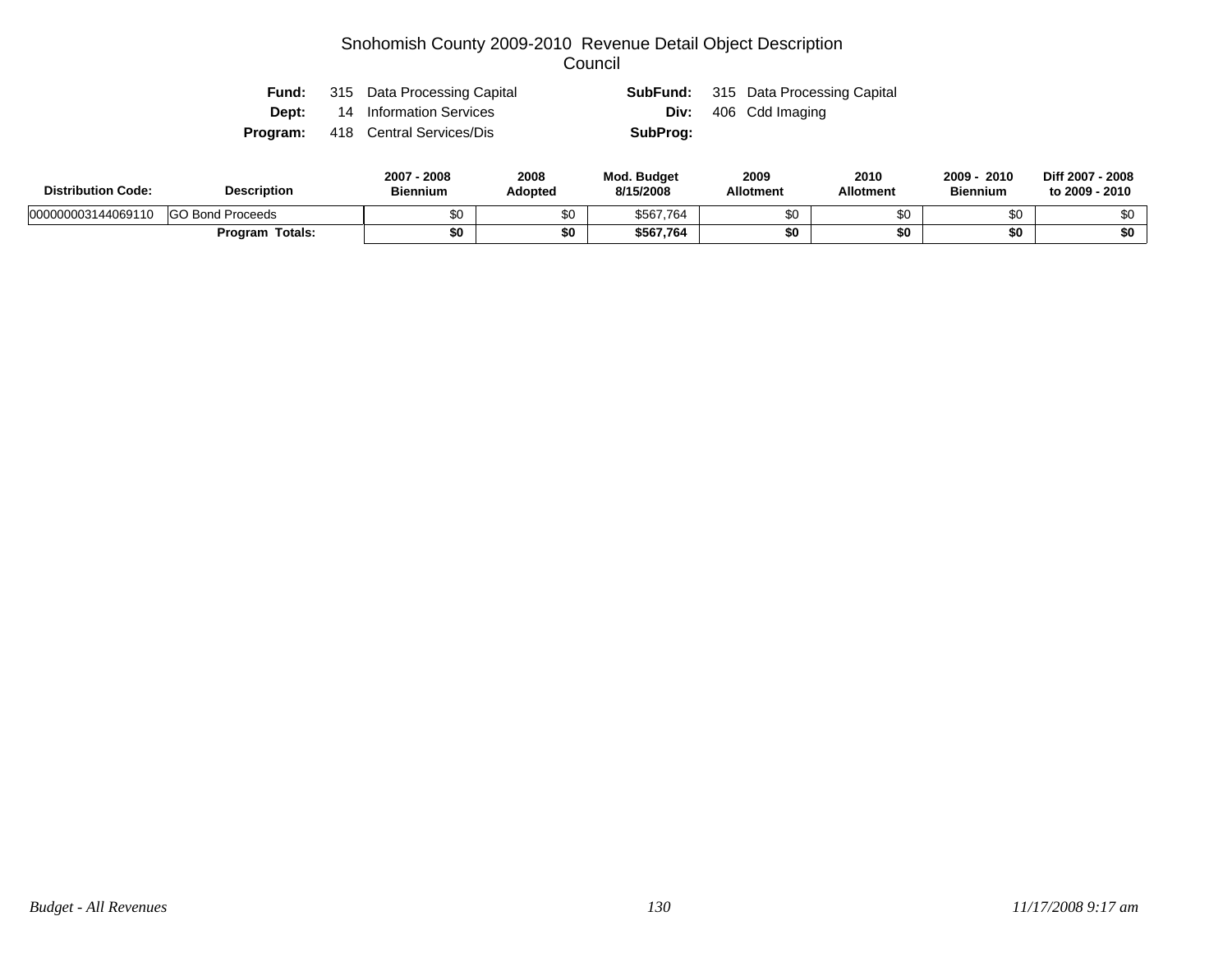# Snohomish County 2009-2010 Revenue Detail Object Description
## Council

| | | | |
|---|---|---|---|
| **Fund:** | 315 Data Processing Capital | **SubFund:** | 315 Data Processing Capital |
| **Dept:** | 14 Information Services | **Div:** | 406 Cdd Imaging |
| **Program:** | 418 Central Services/Dis | **SubProg:** | |

| Distribution Code: | Description | 2007 - 2008 Biennium | 2008 Adopted | Mod. Budget 8/15/2008 | 2009 Allotment | 2010 Allotment | 2009 - 2010 Biennium | Diff 2007 - 2008 to 2009 - 2010 |
|---|---|---|---|---|---|---|---|---|
| 000000003144069110 | GO Bond Proceeds | $0 | $0 | $567,764 | $0 | $0 | $0 | $0 |
| | **Program Totals:** | **$0** | **$0** | **$567,764** | **$0** | **$0** | **$0** | **$0** |

*Budget - All Revenues* | *11/17/2008 9:17 am*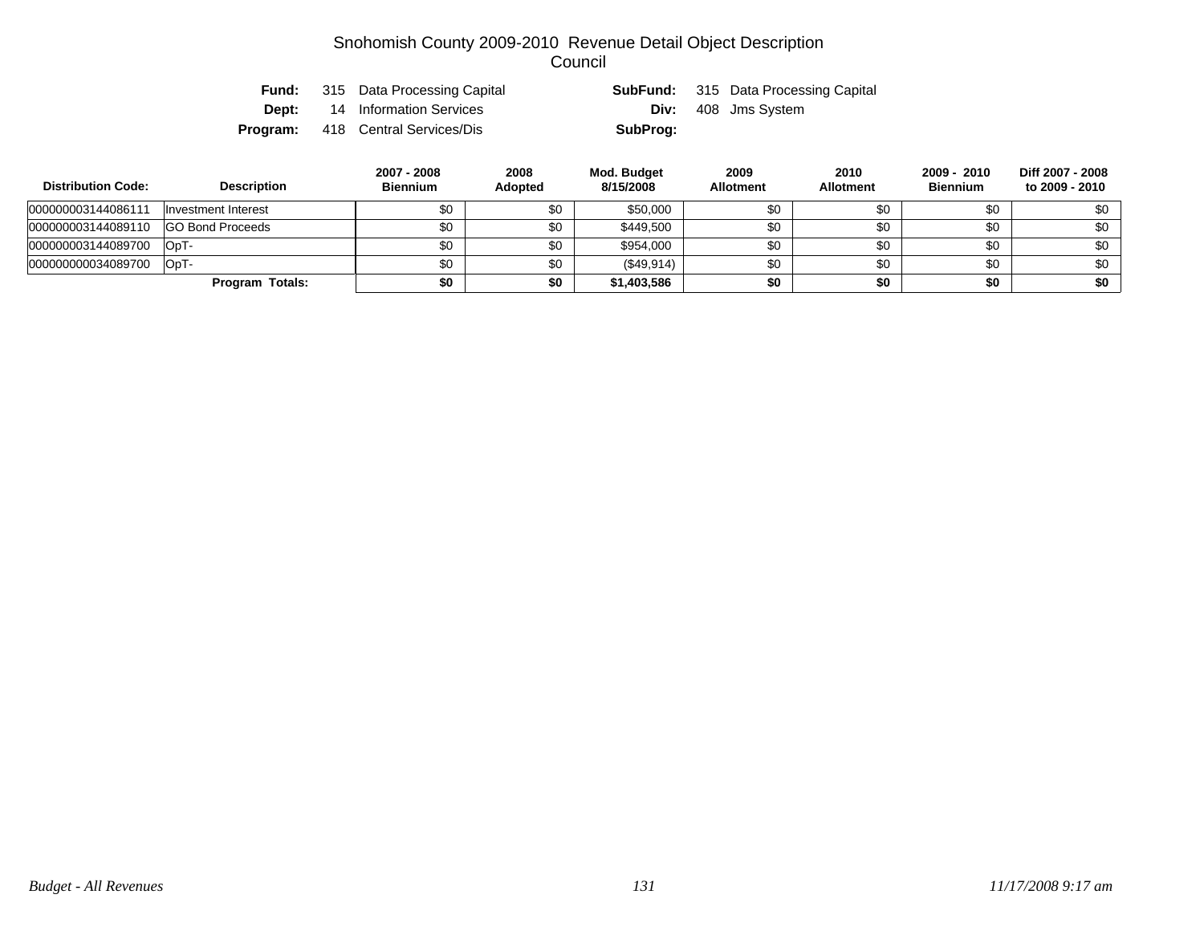# Snohomish County 2009-2010 Revenue Detail Object Description

## Council

| | | | |
|---|---|---|---|
| **Fund:** | 315 Data Processing Capital | **SubFund:** | 315 Data Processing Capital |
| **Dept:** | 14 Information Services | **Div:** | 408 Jms System |
| **Program:** | 418 Central Services/Dis | **SubProg:** | |

| Distribution Code: | Description | 2007 - 2008 Biennium | 2008 Adopted | Mod. Budget 8/15/2008 | 2009 Allotment | 2010 Allotment | 2009 - 2010 Biennium | Diff 2007 - 2008 to 2009 - 2010 |
|---|---|---|---|---|---|---|---|---|
| 000000003144086111 | Investment Interest | $0 | $0 | $50,000 | $0 | $0 | $0 | $0 |
| 000000003144089110 | GO Bond Proceeds | $0 | $0 | $449,500 | $0 | $0 | $0 | $0 |
| 000000003144089700 | OpT- | $0 | $0 | $954,000 | $0 | $0 | $0 | $0 |
| 000000000034089700 | OpT- | $0 | $0 | ($49,914) | $0 | $0 | $0 | $0 |
| | **Program Totals:** | **$0** | **$0** | **$1,403,586** | **$0** | **$0** | **$0** | **$0** |

*Budget - All Revenues* *11/17/2008 9:17 am*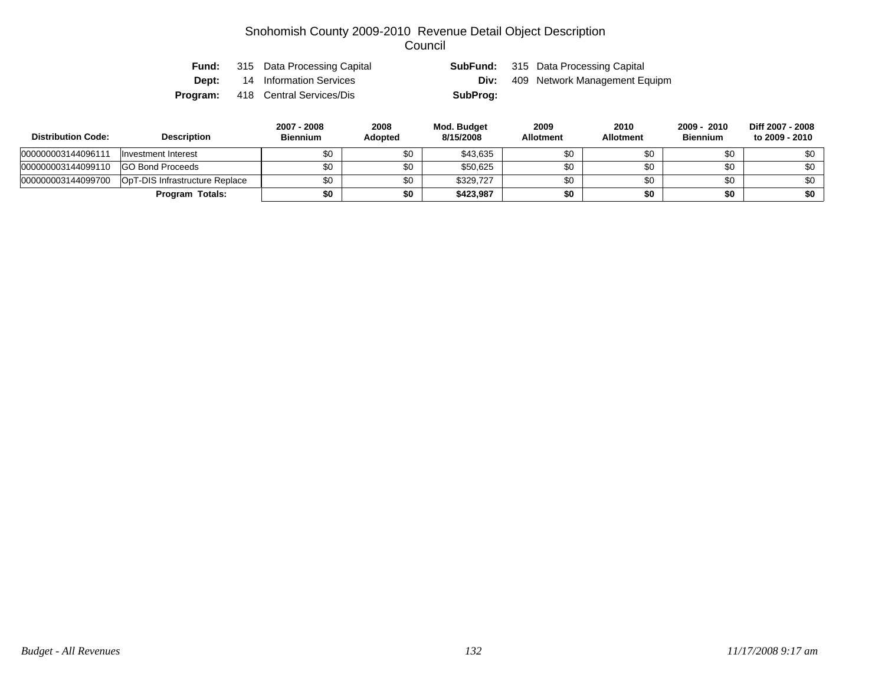# Snohomish County 2009-2010 Revenue Detail Object Description
## Council

**Fund:** 315 Data Processing Capital  **SubFund:** 315 Data Processing Capital
**Dept:** 14 Information Services  **Div:** 409 Network Management Equipm
**Program:** 418 Central Services/Dis  **SubProg:**

| Distribution Code: | Description | 2007 - 2008 Biennium | 2008 Adopted | Mod. Budget 8/15/2008 | 2009 Allotment | 2010 Allotment | 2009 - 2010 Biennium | Diff 2007 - 2008 to 2009 - 2010 |
|---|---|---|---|---|---|---|---|---|
| 000000003144096111 | Investment Interest | $0 | $0 | $43,635 | $0 | $0 | $0 | $0 |
| 000000003144099110 | GO Bond Proceeds | $0 | $0 | $50,625 | $0 | $0 | $0 | $0 |
| 000000003144099700 | OpT-DIS Infrastructure Replace | $0 | $0 | $329,727 | $0 | $0 | $0 | $0 |
| | **Program Totals:** | **$0** | **$0** | **$423,987** | **$0** | **$0** | **$0** | **$0** |

*Budget - All Revenues*  *11/17/2008 9:17 am*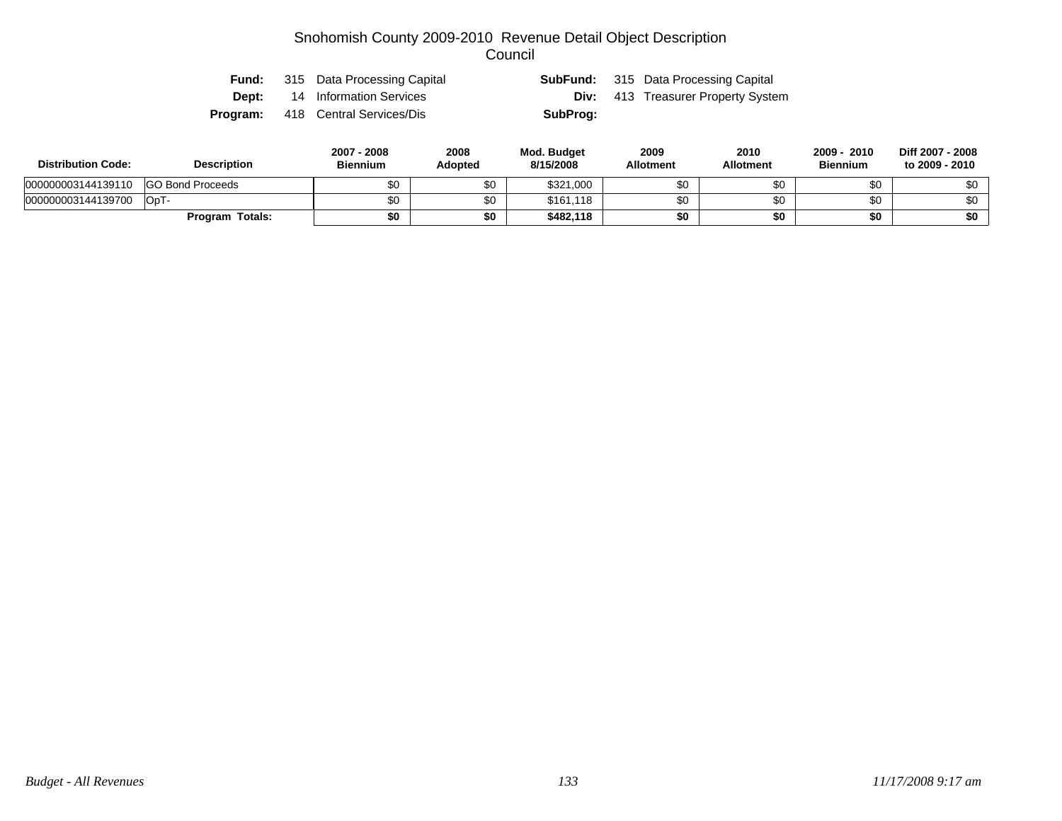# Snohomish County 2009-2010 Revenue Detail Object Description
## Council

**Fund:** 315 Data Processing Capital  **SubFund:** 315 Data Processing Capital
**Dept:** 14 Information Services  **Div:** 413 Treasurer Property System
**Program:** 418 Central Services/Dis  **SubProg:**

| Distribution Code: | Description | 2007 - 2008 Biennium | 2008 Adopted | Mod. Budget 8/15/2008 | 2009 Allotment | 2010 Allotment | 2009 - 2010 Biennium | Diff 2007 - 2008 to 2009 - 2010 |
|---|---|---|---|---|---|---|---|---|
| 000000003144139110 | GO Bond Proceeds | $0 | $0 | $321,000 | $0 | $0 | $0 | $0 |
| 000000003144139700 | OpT- | $0 | $0 | $161,118 | $0 | $0 | $0 | $0 |
| | **Program Totals:** | **$0** | **$0** | **$482,118** | **$0** | **$0** | **$0** | **$0** |

*Budget - All Revenues* *11/17/2008 9:17 am*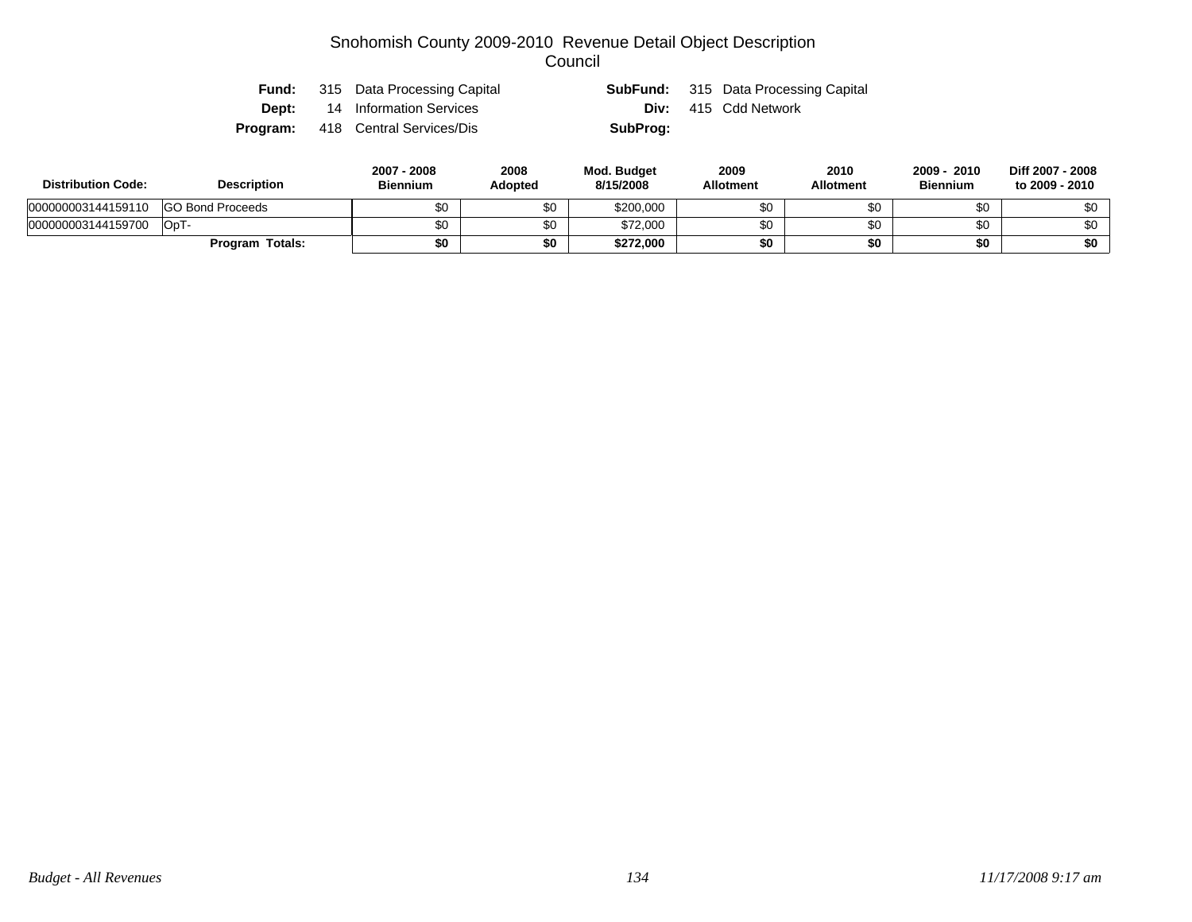# Snohomish County 2009-2010 Revenue Detail Object Description
## Council

| | | | |
|---|---|---|---|
| **Fund:** | 315 Data Processing Capital | **SubFund:** | 315 Data Processing Capital |
| **Dept:** | 14 Information Services | **Div:** | 415 Cdd Network |
| **Program:** | 418 Central Services/Dis | **SubProg:** | |

| Distribution Code: | Description | 2007 - 2008 Biennium | 2008 Adopted | Mod. Budget 8/15/2008 | 2009 Allotment | 2010 Allotment | 2009 - 2010 Biennium | Diff 2007 - 2008 to 2009 - 2010 |
|---|---|---|---|---|---|---|---|---|
| 000000003144159110 | GO Bond Proceeds | $0 | $0 | $200,000 | $0 | $0 | $0 | $0 |
| 000000003144159700 | OpT- | $0 | $0 | $72,000 | $0 | $0 | $0 | $0 |
| | **Program Totals:** | **$0** | **$0** | **$272,000** | **$0** | **$0** | **$0** | **$0** |

*Budget - All Revenues* *11/17/2008 9:17 am*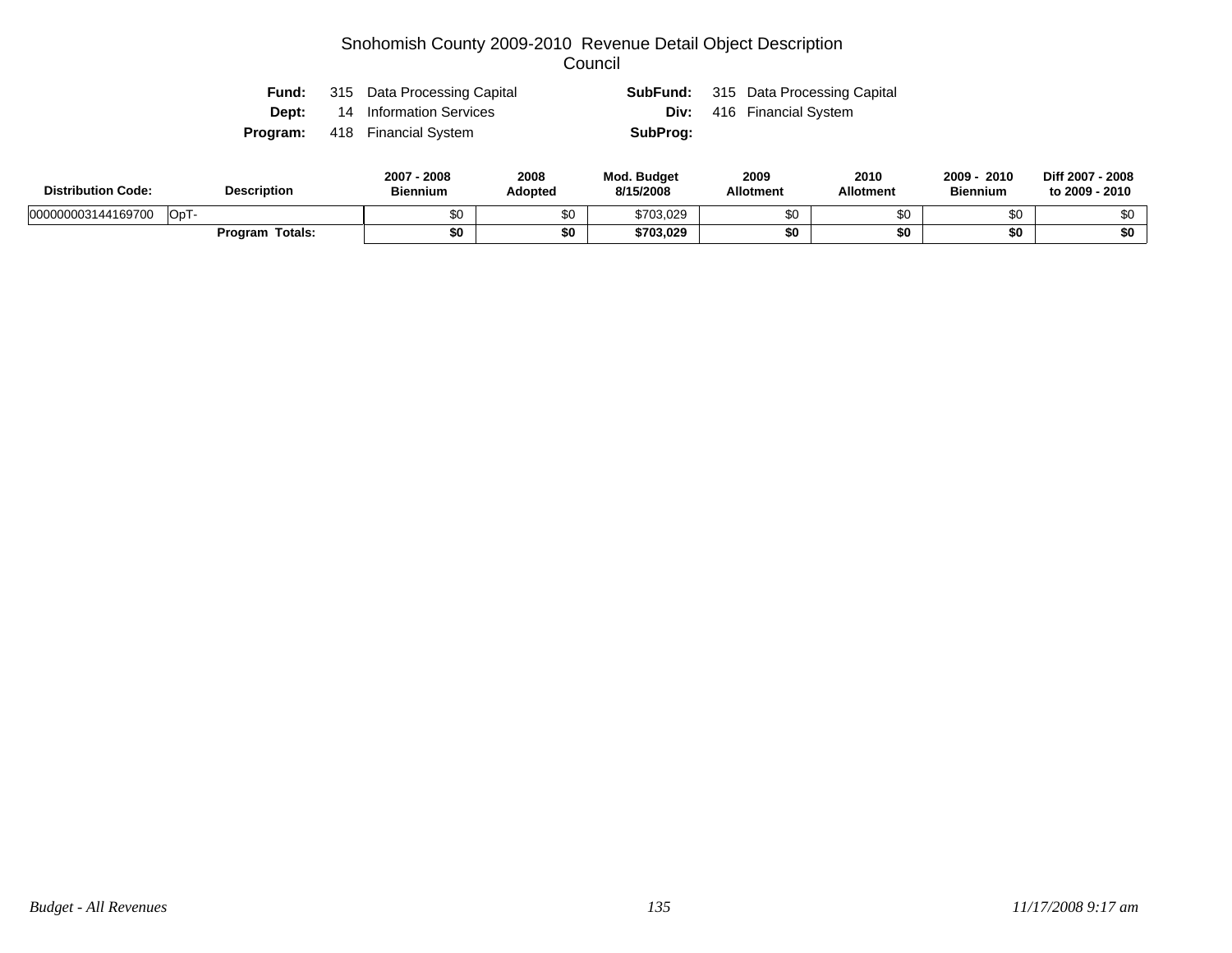# Snohomish County 2009-2010 Revenue Detail Object Description
## Council

**Fund:** 315 Data Processing Capital
**SubFund:** 315 Data Processing Capital
**Dept:** 14 Information Services
**Div:** 416 Financial System
**Program:** 418 Financial System
**SubProg:**

| Distribution Code: | Description | 2007 - 2008 Biennium | 2008 Adopted | Mod. Budget 8/15/2008 | 2009 Allotment | 2010 Allotment | 2009 - 2010 Biennium | Diff 2007 - 2008 to 2009 - 2010 |
|---|---|---|---|---|---|---|---|---|
| 000000003144169700 | OpT- | $0 | $0 | $703,029 | $0 | $0 | $0 | $0 |
| | **Program Totals:** | **$0** | **$0** | **$703,029** | **$0** | **$0** | **$0** | **$0** |

*Budget - All Revenues* *11/17/2008 9:17 am*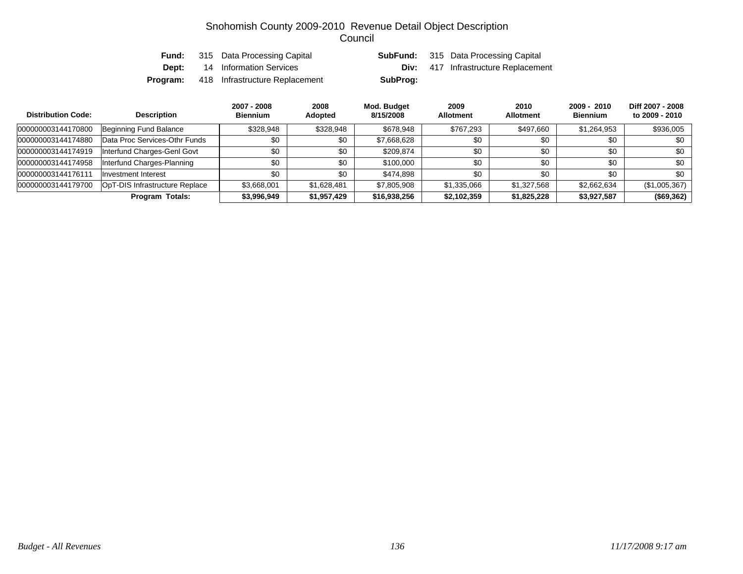# Snohomish County 2009-2010 Revenue Detail Object Description

## Council

| | | | |
|---|---|---|---|
| **Fund:** | 315 Data Processing Capital | **SubFund:** | 315 Data Processing Capital |
| **Dept:** | 14 Information Services | **Div:** | 417 Infrastructure Replacement |
| **Program:** | 418 Infrastructure Replacement | **SubProg:** | |

| Distribution Code: | Description | 2007 - 2008 Biennium | 2008 Adopted | Mod. Budget 8/15/2008 | 2009 Allotment | 2010 Allotment | 2009 - 2010 Biennium | Diff 2007 - 2008 to 2009 - 2010 |
|---|---|---|---|---|---|---|---|---|
| 000000003144170800 | Beginning Fund Balance | $328,948 | $328,948 | $678,948 | $767,293 | $497,660 | $1,264,953 | $936,005 |
| 000000003144174880 | Data Proc Services-Othr Funds | $0 | $0 | $7,668,628 | $0 | $0 | $0 | $0 |
| 000000003144174919 | Interfund Charges-Genl Govt | $0 | $0 | $209,874 | $0 | $0 | $0 | $0 |
| 000000003144174958 | Interfund Charges-Planning | $0 | $0 | $100,000 | $0 | $0 | $0 | $0 |
| 000000003144176111 | Investment Interest | $0 | $0 | $474,898 | $0 | $0 | $0 | $0 |
| 000000003144179700 | OpT-DIS Infrastructure Replace | $3,668,001 | $1,628,481 | $7,805,908 | $1,335,066 | $1,327,568 | $2,662,634 | ($1,005,367) |
| | **Program Totals:** | **$3,996,949** | **$1,957,429** | **$16,938,256** | **$2,102,359** | **$1,825,228** | **$3,927,587** | **($69,362)** |

*Budget - All Revenues* *11/17/2008 9:17 am*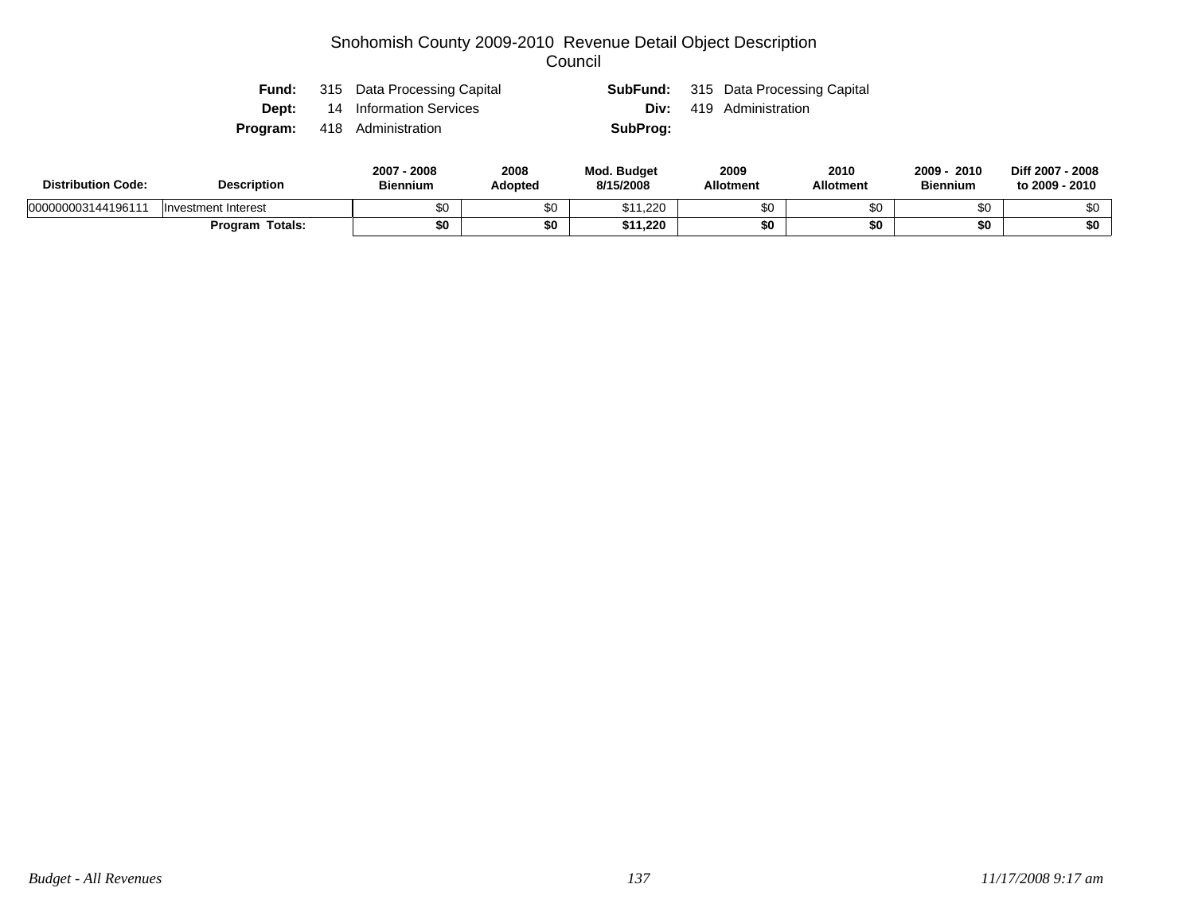# Snohomish County 2009-2010 Revenue Detail Object Description
## Council

**Fund:** 315 Data Processing Capital **SubFund:** 315 Data Processing Capital
**Dept:** 14 Information Services **Div:** 419 Administration
**Program:** 418 Administration **SubProg:**

| Distribution Code: | Description | 2007 - 2008 Biennium | 2008 Adopted | Mod. Budget 8/15/2008 | 2009 Allotment | 2010 Allotment | 2009 - 2010 Biennium | Diff 2007 - 2008 to 2009 - 2010 |
|---|---|---|---|---|---|---|---|---|
| 000000003144196111 | Investment Interest | $0 | $0 | $11,220 | $0 | $0 | $0 | $0 |
| | **Program Totals:** | **$0** | **$0** | **$11,220** | **$0** | **$0** | **$0** | **$0** |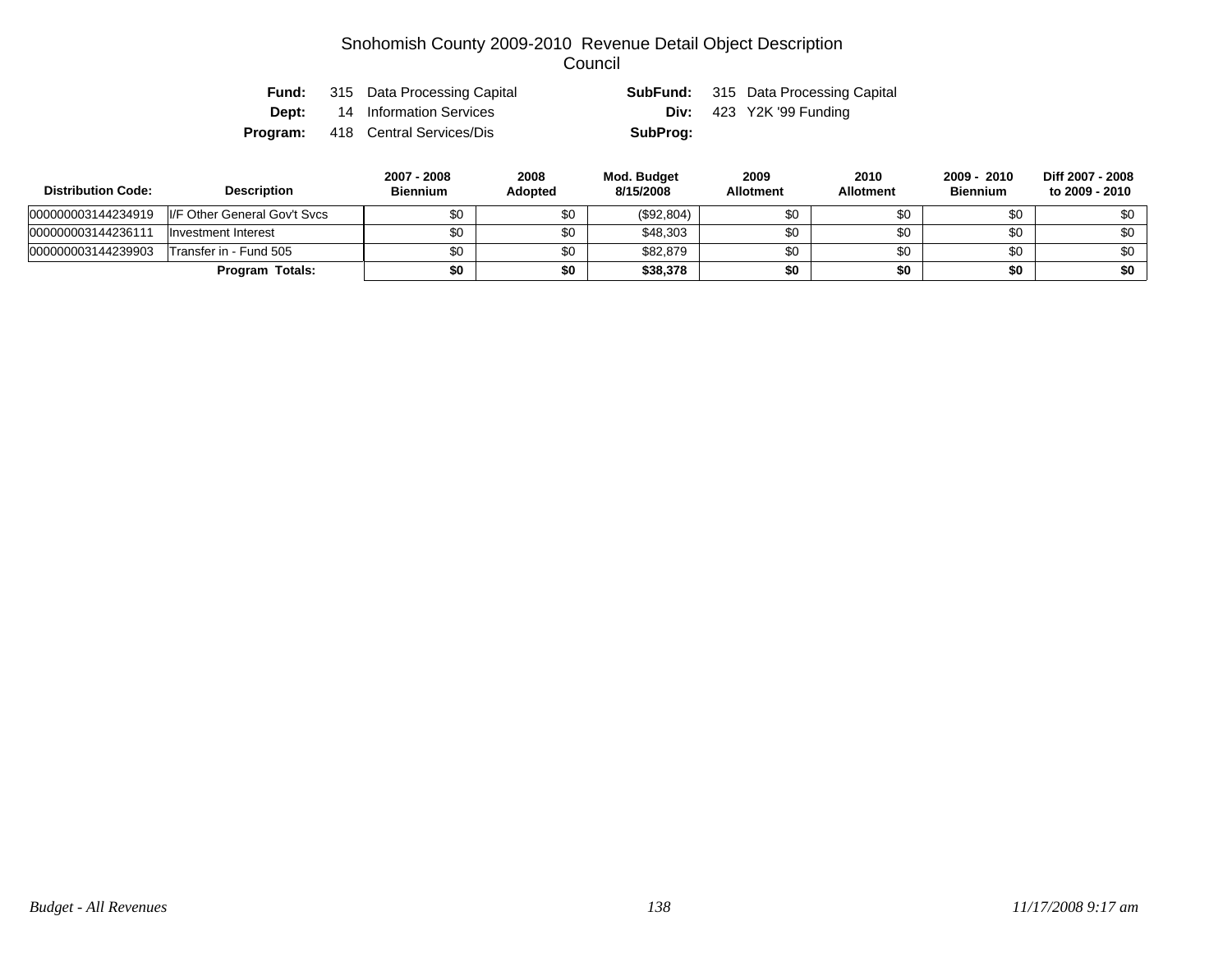# Snohomish County 2009-2010 Revenue Detail Object Description
## Council

| | | | | |
|---|---|---|---|---|
| **Fund:** | 315 Data Processing Capital | | **SubFund:** | 315 Data Processing Capital |
| **Dept:** | 14 Information Services | | **Div:** | 423 Y2K '99 Funding |
| **Program:** | 418 Central Services/Dis | | **SubProg:** | |

| Distribution Code: | Description | 2007 - 2008 Biennium | 2008 Adopted | Mod. Budget 8/15/2008 | 2009 Allotment | 2010 Allotment | 2009 - 2010 Biennium | Diff 2007 - 2008 to 2009 - 2010 |
|---|---|---|---|---|---|---|---|---|
| 000000003144234919 | I/F Other General Gov't Svcs | $0 | $0 | ($92,804) | $0 | $0 | $0 | $0 |
| 000000003144236111 | Investment Interest | $0 | $0 | $48,303 | $0 | $0 | $0 | $0 |
| 000000003144239903 | Transfer in - Fund 505 | $0 | $0 | $82,879 | $0 | $0 | $0 | $0 |
| | **Program Totals:** | **$0** | **$0** | **$38,378** | **$0** | **$0** | **$0** | **$0** |

*Budget - All Revenues* *11/17/2008 9:17 am*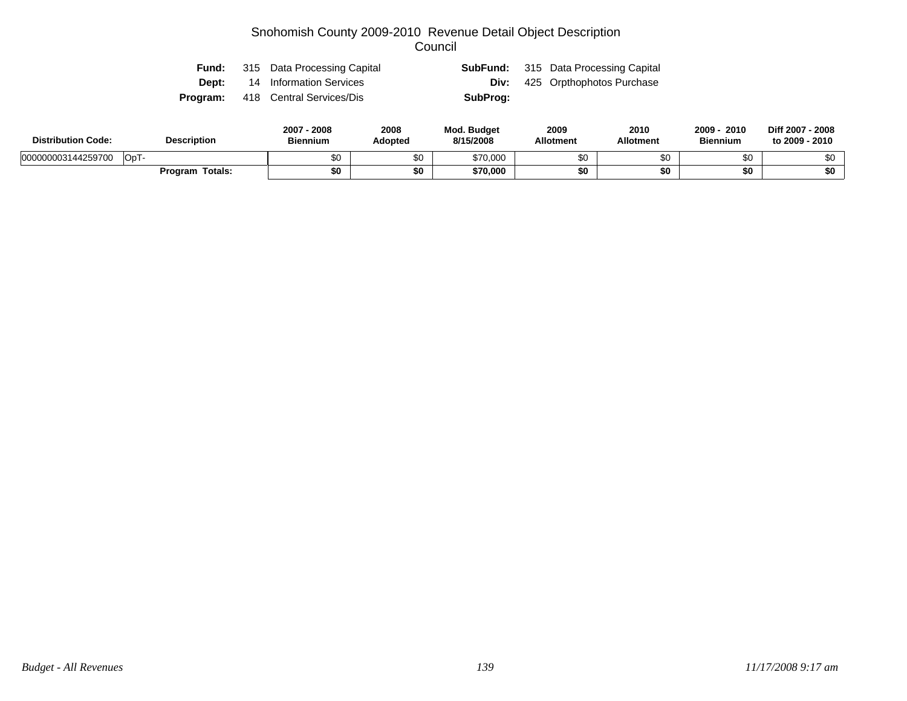# Snohomish County 2009-2010 Revenue Detail Object Description
## Council

**Fund:** 315 Data Processing Capital
**SubFund:** 315 Data Processing Capital
**Dept:** 14 Information Services
**Div:** 425 Orpthophotos Purchase
**Program:** 418 Central Services/Dis
**SubProg:**

| Distribution Code: | Description | 2007 - 2008 Biennium | 2008 Adopted | Mod. Budget 8/15/2008 | 2009 Allotment | 2010 Allotment | 2009 - 2010 Biennium | Diff 2007 - 2008 to 2009 - 2010 |
|---|---|---|---|---|---|---|---|---|
| 000000003144259700 | OpT- | $0 | $0 | $70,000 | $0 | $0 | $0 | $0 |
| | **Program Totals:** | **$0** | **$0** | **$70,000** | **$0** | **$0** | **$0** | **$0** |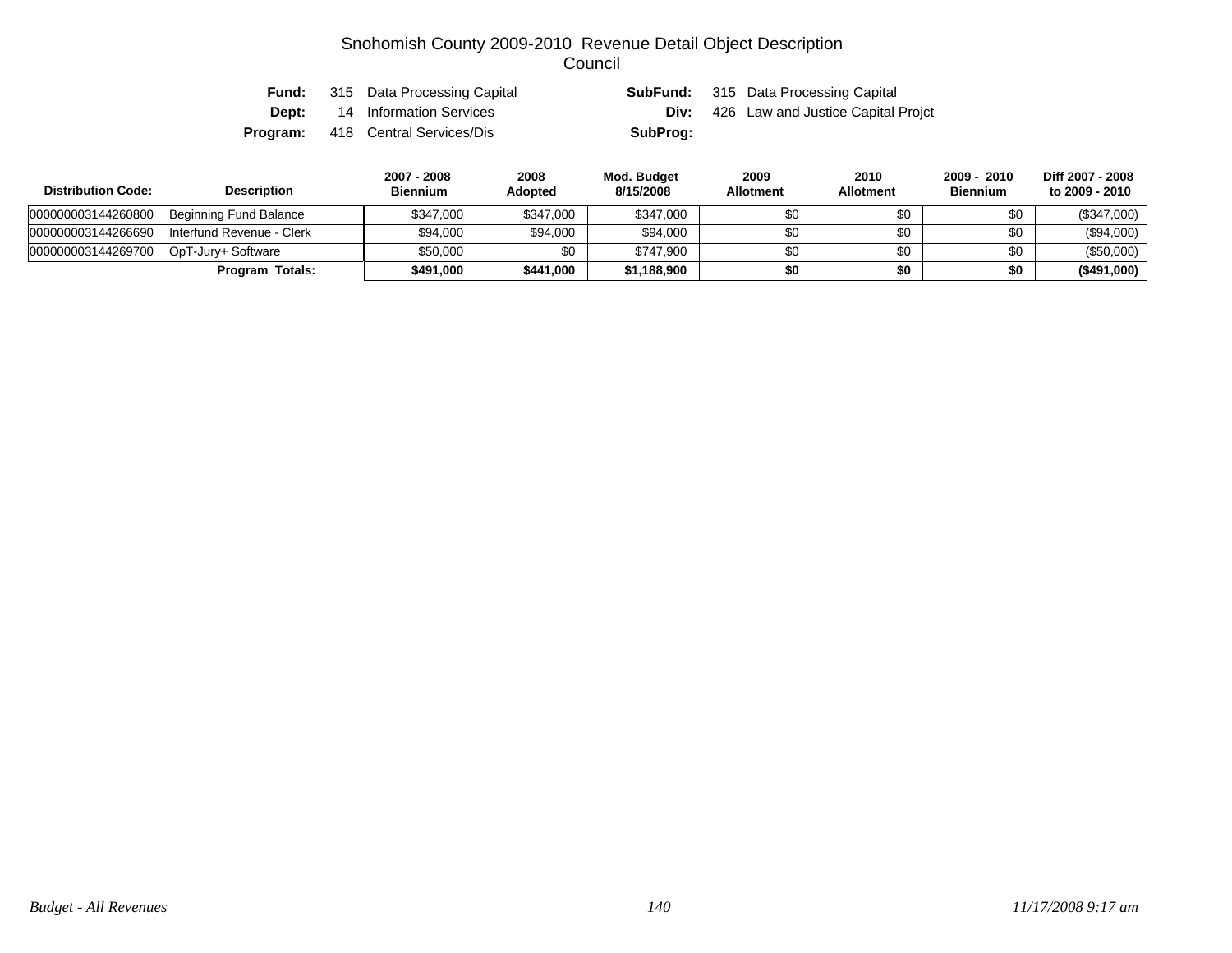# Snohomish County 2009-2010 Revenue Detail Object Description

## Council

| | | | | | |
|---|---|---|---|---|---|
| **Fund:** | 315 | Data Processing Capital | **SubFund:** | 315 | Data Processing Capital |
| **Dept:** | 14 | Information Services | **Div:** | 426 | Law and Justice Capital Projct |
| **Program:** | 418 | Central Services/Dis | **SubProg:** | | |

| Distribution Code: | Description | 2007 - 2008 Biennium | 2008 Adopted | Mod. Budget 8/15/2008 | 2009 Allotment | 2010 Allotment | 2009 - 2010 Biennium | Diff 2007 - 2008 to 2009 - 2010 |
|---|---|---|---|---|---|---|---|---|
| 000000003144260800 | Beginning Fund Balance | $347,000 | $347,000 | $347,000 | $0 | $0 | $0 | ($347,000) |
| 000000003144266690 | Interfund Revenue - Clerk | $94,000 | $94,000 | $94,000 | $0 | $0 | $0 | ($94,000) |
| 000000003144269700 | OpT-Jury+ Software | $50,000 | $0 | $747,900 | $0 | $0 | $0 | ($50,000) |
| | **Program Totals:** | **$491,000** | **$441,000** | **$1,188,900** | **$0** | **$0** | **$0** | **($491,000)** |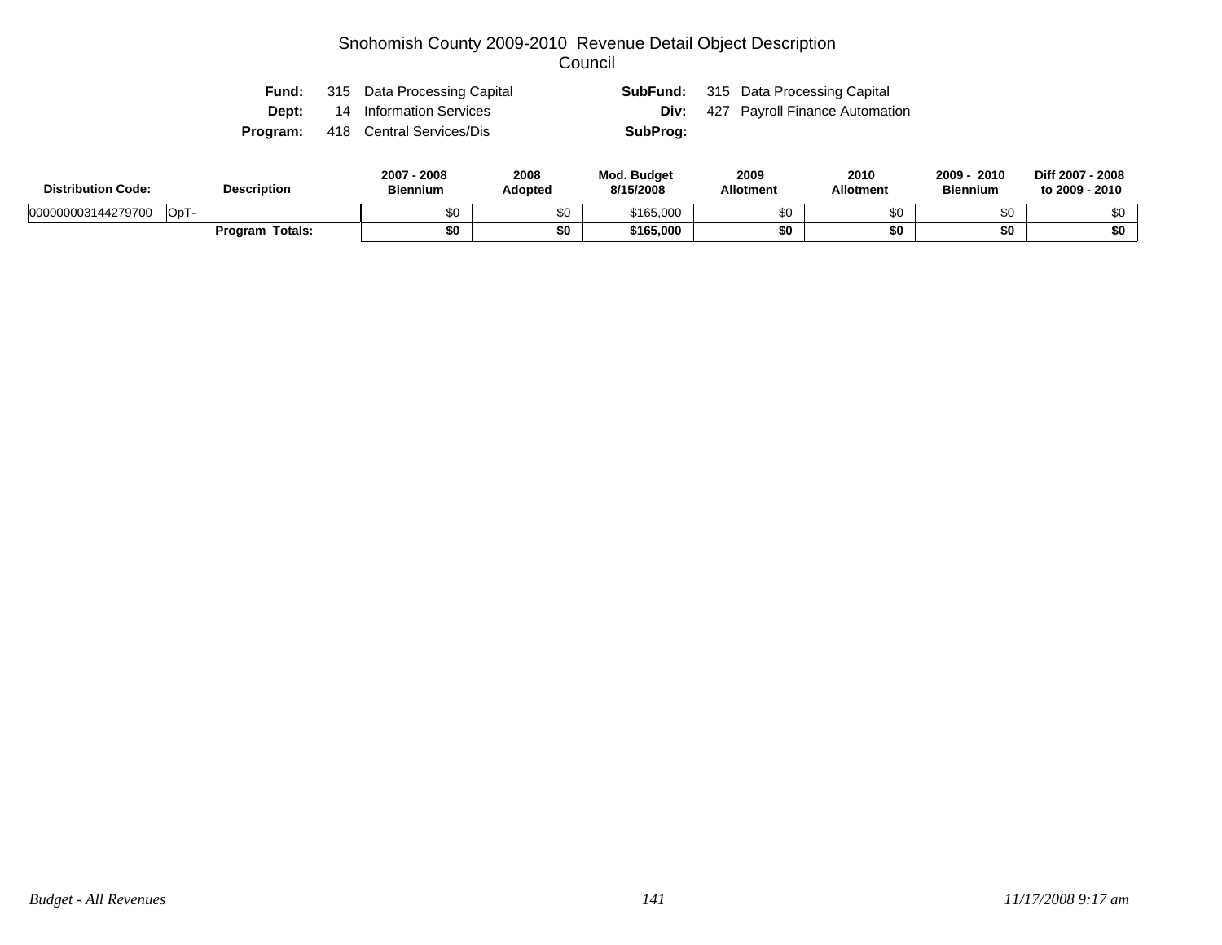# Snohomish County 2009-2010 Revenue Detail Object Description

## Council

**Fund:** 315 Data Processing Capital
**SubFund:** 315 Data Processing Capital
**Dept:** 14 Information Services
**Div:** 427 Payroll Finance Automation
**Program:** 418 Central Services/Dis
**SubProg:**

| Distribution Code: | Description | 2007 - 2008 Biennium | 2008 Adopted | Mod. Budget 8/15/2008 | 2009 Allotment | 2010 Allotment | 2009 - 2010 Biennium | Diff 2007 - 2008 to 2009 - 2010 |
|---|---|---|---|---|---|---|---|---|
| 000000003144279700 | OpT- | $0 | $0 | $165,000 | $0 | $0 | $0 | $0 |
| | **Program Totals:** | **$0** | **$0** | **$165,000** | **$0** | **$0** | **$0** | **$0** |

*Budget - All Revenues* *11/17/2008 9:17 am*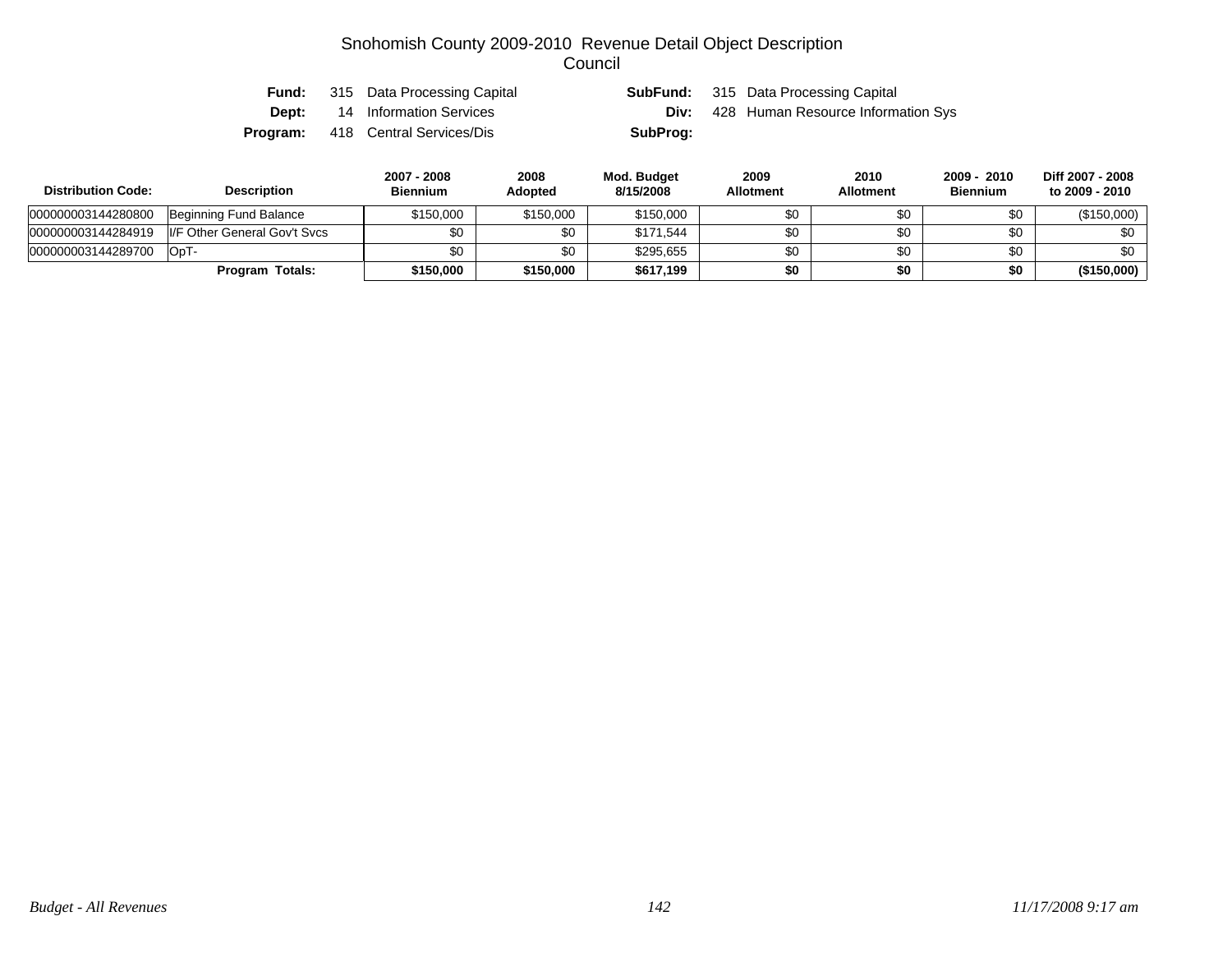# Snohomish County 2009-2010 Revenue Detail Object Description
## Council

**Fund:** 315 Data Processing Capital **SubFund:** 315 Data Processing Capital
**Dept:** 14 Information Services **Div:** 428 Human Resource Information Sys
**Program:** 418 Central Services/Dis **SubProg:**

| Distribution Code: | Description | 2007 - 2008 Biennium | 2008 Adopted | Mod. Budget 8/15/2008 | 2009 Allotment | 2010 Allotment | 2009 - 2010 Biennium | Diff 2007 - 2008 to 2009 - 2010 |
|---|---|---|---|---|---|---|---|---|
| 000000003144280800 | Beginning Fund Balance | $150,000 | $150,000 | $150,000 | $0 | $0 | $0 | ($150,000) |
| 000000003144284919 | I/F Other General Gov't Svcs | $0 | $0 | $171,544 | $0 | $0 | $0 | $0 |
| 000000003144289700 | OpT- | $0 | $0 | $295,655 | $0 | $0 | $0 | $0 |
| | **Program Totals:** | **$150,000** | **$150,000** | **$617,199** | **$0** | **$0** | **$0** | **($150,000)** |

*Budget - All Revenues* *11/17/2008 9:17 am*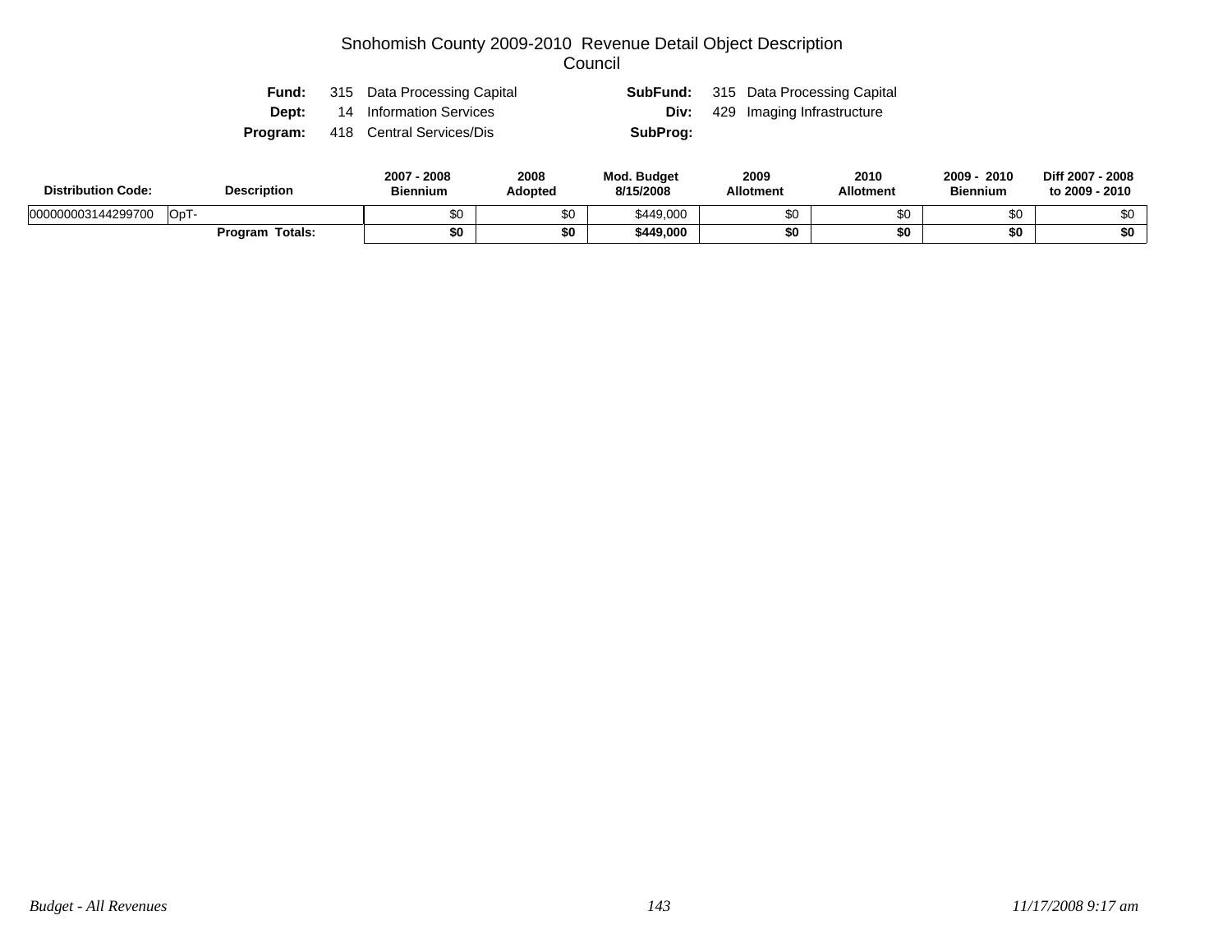# Snohomish County 2009-2010 Revenue Detail Object Description
## Council

**Fund:** 315 Data Processing Capital  **SubFund:** 315 Data Processing Capital
**Dept:** 14 Information Services  **Div:** 429 Imaging Infrastructure
**Program:** 418 Central Services/Dis  **SubProg:**

| Distribution Code: | Description | 2007 - 2008 Biennium | 2008 Adopted | Mod. Budget 8/15/2008 | 2009 Allotment | 2010 Allotment | 2009 - 2010 Biennium | Diff 2007 - 2008 to 2009 - 2010 |
|---|---|---|---|---|---|---|---|---|
| 000000003144299700 | OpT- | $0 | $0 | $449,000 | $0 | $0 | $0 | $0 |
| | **Program Totals:** | **$0** | **$0** | **$449,000** | **$0** | **$0** | **$0** | **$0** |

*Budget - All Revenues* *11/17/2008 9:17 am*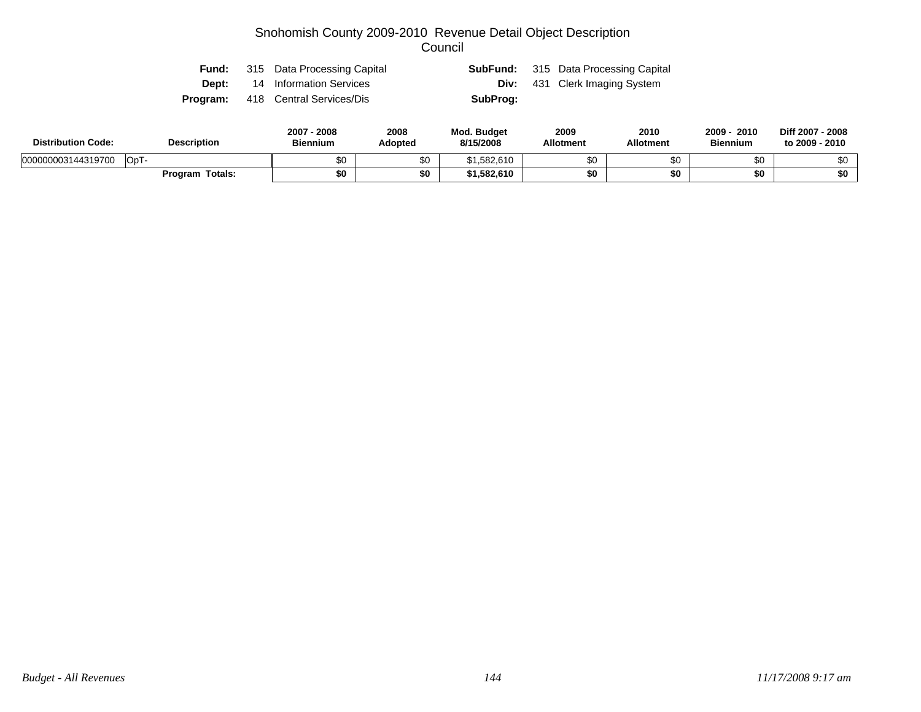# Snohomish County 2009-2010 Revenue Detail Object Description
## Council

**Fund:** 315 Data Processing Capital **SubFund:** 315 Data Processing Capital
**Dept:** 14 Information Services **Div:** 431 Clerk Imaging System
**Program:** 418 Central Services/Dis **SubProg:**

| Distribution Code: | Description | 2007 - 2008 Biennium | 2008 Adopted | Mod. Budget 8/15/2008 | 2009 Allotment | 2010 Allotment | 2009 - 2010 Biennium | Diff 2007 - 2008 to 2009 - 2010 |
|---|---|---|---|---|---|---|---|---|
| 000000003144319700 | OpT- | $0 | $0 | $1,582,610 | $0 | $0 | $0 | $0 |
| | **Program Totals:** | **$0** | **$0** | **$1,582,610** | **$0** | **$0** | **$0** | **$0** |

*Budget - All Revenues* *11/17/2008 9:17 am*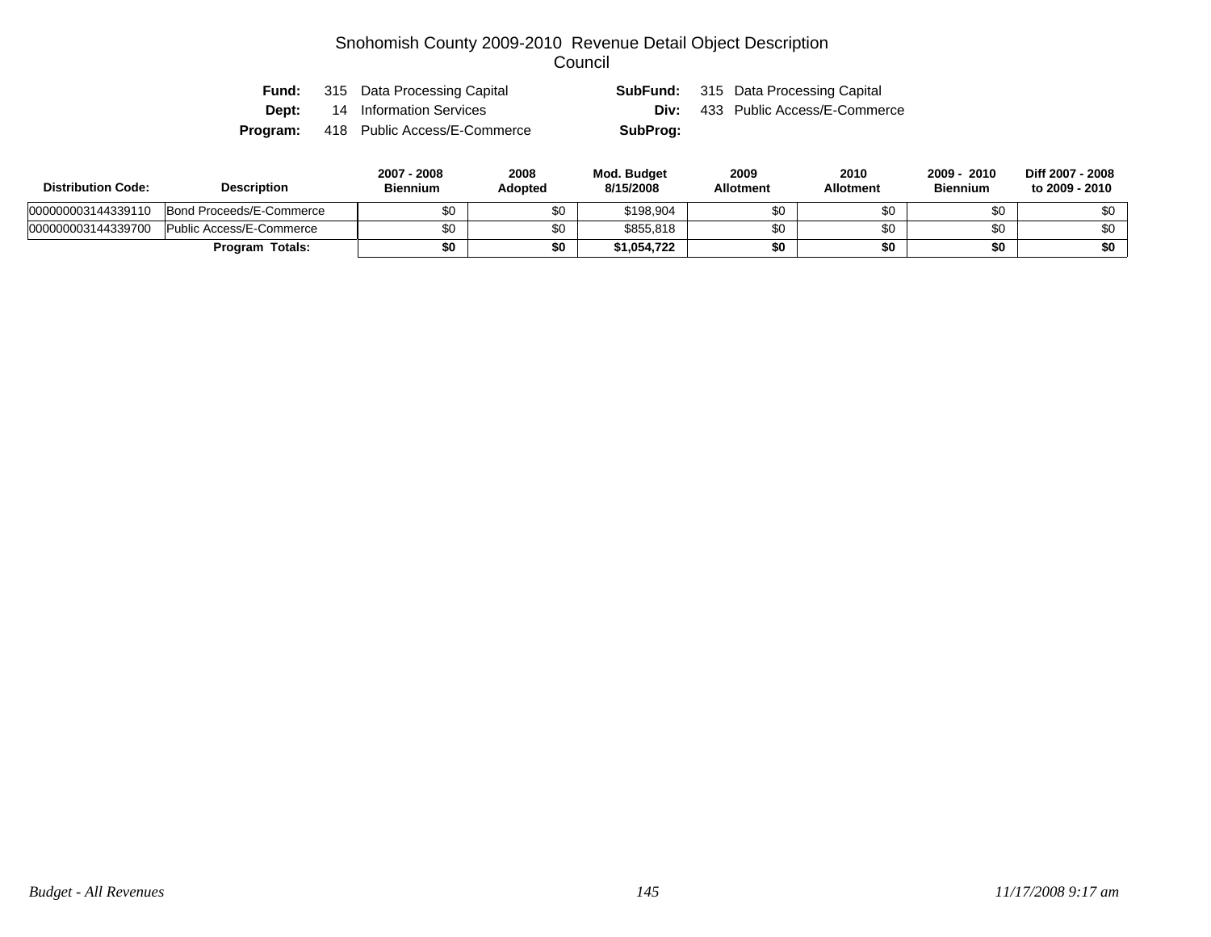# Snohomish County 2009-2010 Revenue Detail Object Description
## Council

| | | | |
|---|---|---|---|
| **Fund:** | 315 Data Processing Capital | **SubFund:** | 315 Data Processing Capital |
| **Dept:** | 14 Information Services | **Div:** | 433 Public Access/E-Commerce |
| **Program:** | 418 Public Access/E-Commerce | **SubProg:** | |

| Distribution Code: | Description | 2007 - 2008 Biennium | 2008 Adopted | Mod. Budget 8/15/2008 | 2009 Allotment | 2010 Allotment | 2009 - 2010 Biennium | Diff 2007 - 2008 to 2009 - 2010 |
|---|---|---|---|---|---|---|---|---|
| 000000003144339110 | Bond Proceeds/E-Commerce | $0 | $0 | $198,904 | $0 | $0 | $0 | $0 |
| 000000003144339700 | Public Access/E-Commerce | $0 | $0 | $855,818 | $0 | $0 | $0 | $0 |
| | **Program Totals:** | **$0** | **$0** | **$1,054,722** | **$0** | **$0** | **$0** | **$0** |

*Budget - All Revenues* *11/17/2008 9:17 am*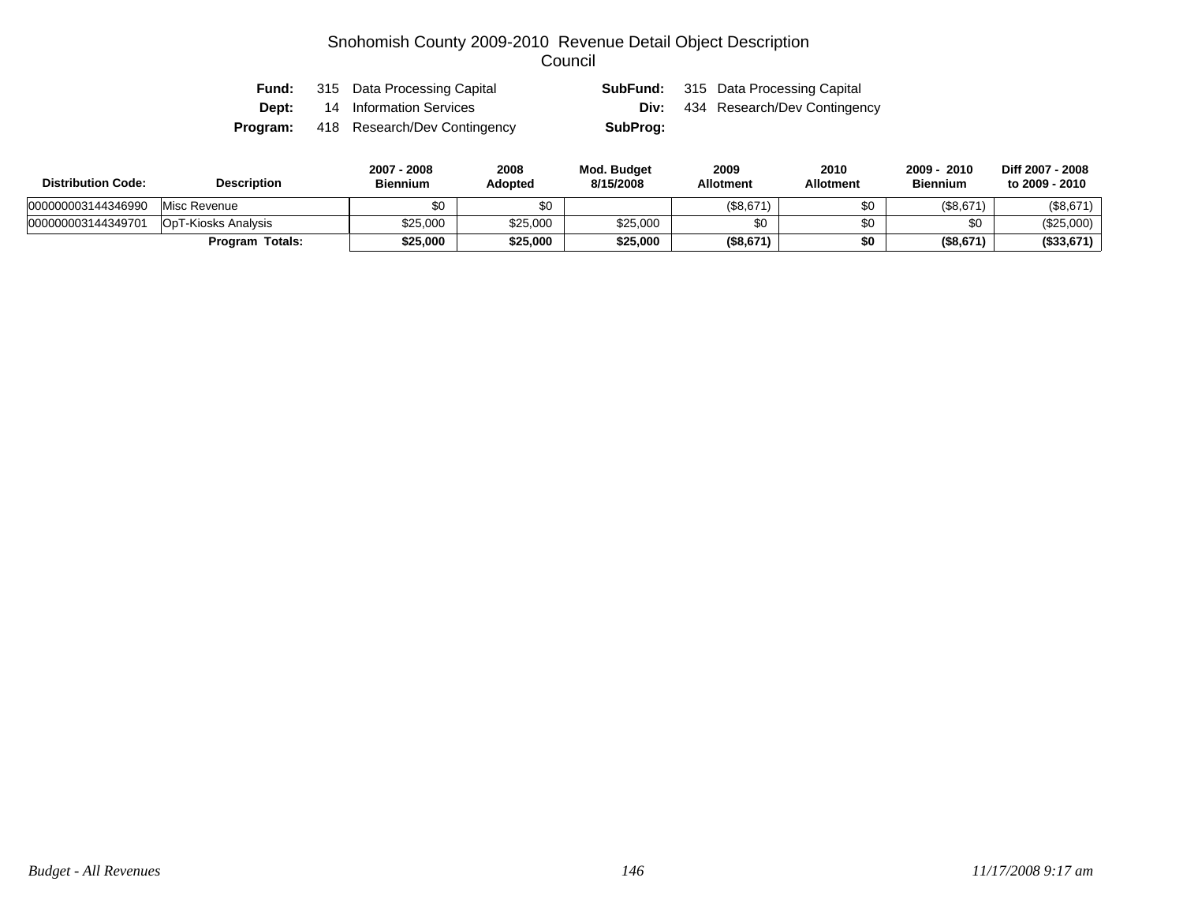# Snohomish County 2009-2010 Revenue Detail Object Description

## Council

**Fund:** 315 Data Processing Capital | **SubFund:** 315 Data Processing Capital

**Dept:** 14 Information Services | **Div:** 434 Research/Dev Contingency

**Program:** 418 Research/Dev Contingency | **SubProg:**

| Distribution Code: | Description | 2007 - 2008 Biennium | 2008 Adopted | Mod. Budget 8/15/2008 | 2009 Allotment | 2010 Allotment | 2009 - 2010 Biennium | Diff 2007 - 2008 to 2009 - 2010 |
|---|---|---|---|---|---|---|---|---|
| 000000003144346990 | Misc Revenue | $0 | $0 | | ($8,671) | $0 | ($8,671) | ($8,671) |
| 000000003144349701 | OpT-Kiosks Analysis | $25,000 | $25,000 | $25,000 | $0 | $0 | $0 | ($25,000) |
| | **Program Totals:** | **$25,000** | **$25,000** | **$25,000** | **($8,671)** | **$0** | **($8,671)** | **($33,671)** |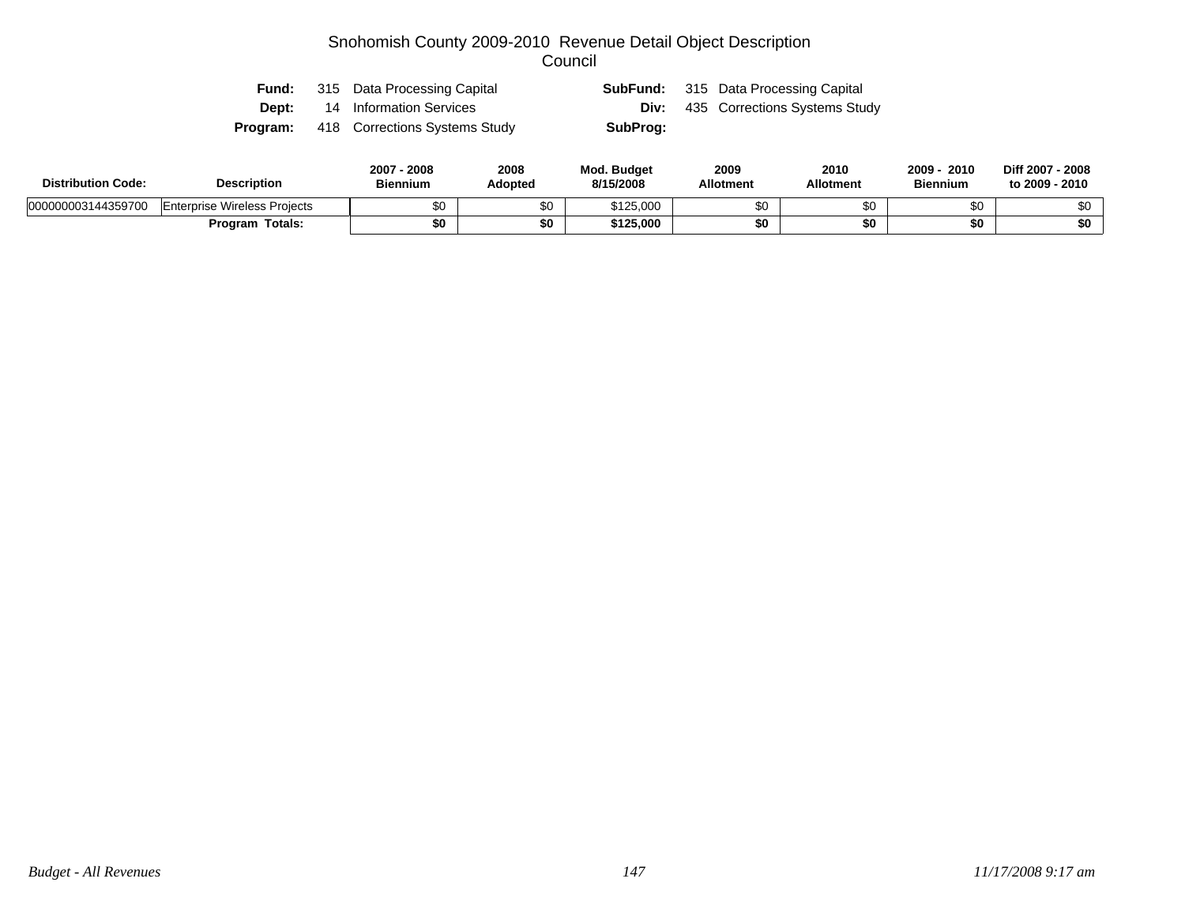# Snohomish County 2009-2010 Revenue Detail Object Description
## Council

| | | | | |
|---|---|---|---|---|
| **Fund:** | 315 Data Processing Capital | | **SubFund:** | 315 Data Processing Capital |
| **Dept:** | 14 Information Services | | **Div:** | 435 Corrections Systems Study |
| **Program:** | 418 Corrections Systems Study | | **SubProg:** | |

| Distribution Code: | Description | 2007 - 2008 Biennium | 2008 Adopted | Mod. Budget 8/15/2008 | 2009 Allotment | 2010 Allotment | 2009 - 2010 Biennium | Diff 2007 - 2008 to 2009 - 2010 |
|---|---|---|---|---|---|---|---|---|
| 000000003144359700 | Enterprise Wireless Projects | $0 | $0 | $125,000 | $0 | $0 | $0 | $0 |
| | **Program Totals:** | **$0** | **$0** | **$125,000** | **$0** | **$0** | **$0** | **$0** |

*Budget - All Revenues* | *11/17/2008 9:17 am*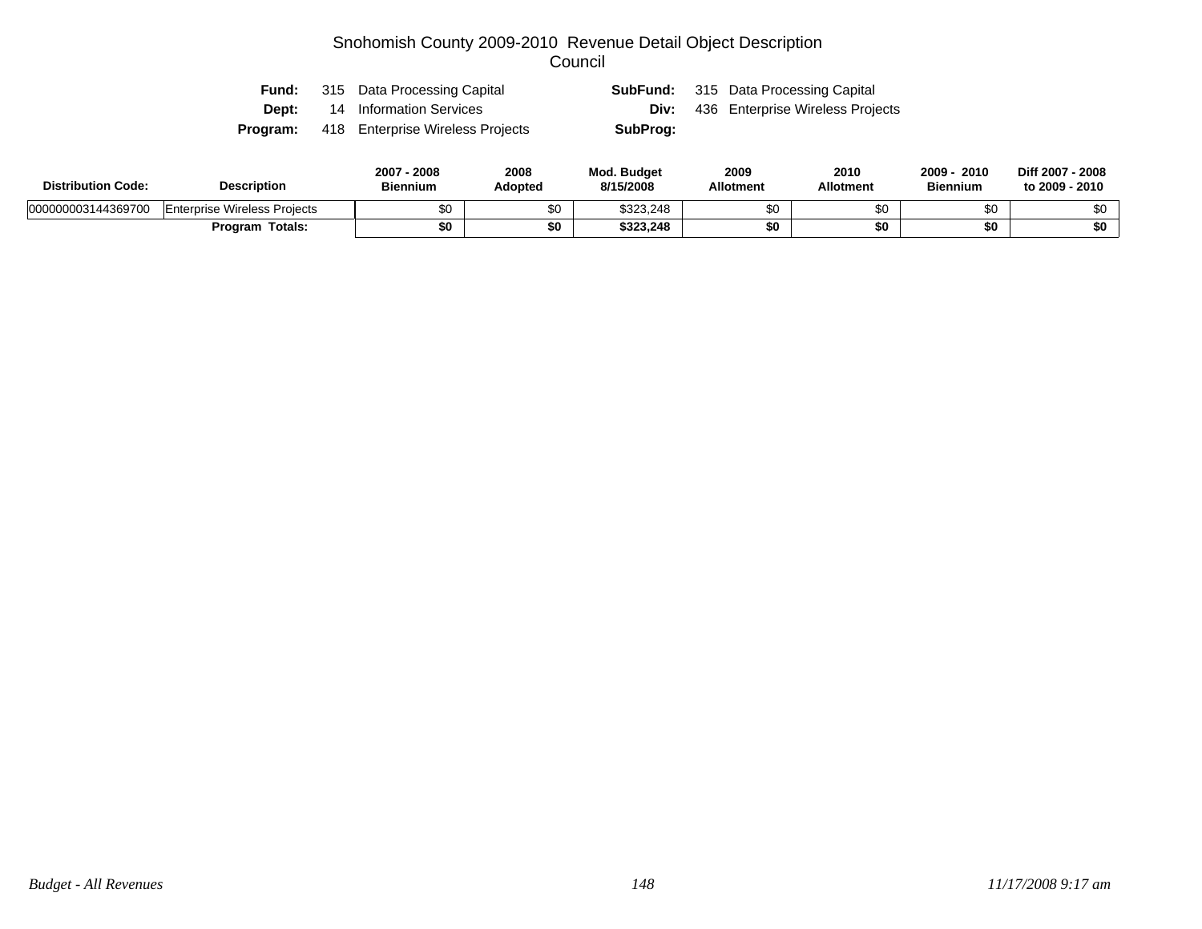# Snohomish County 2009-2010 Revenue Detail Object Description

## Council

| | | | | | |
|---|---|---|---|---|---|
| **Fund:** | 315 | Data Processing Capital | **SubFund:** | 315 | Data Processing Capital |
| **Dept:** | 14 | Information Services | **Div:** | 436 | Enterprise Wireless Projects |
| **Program:** | 418 | Enterprise Wireless Projects | **SubProg:** | | |

| Distribution Code: | Description | 2007 - 2008 Biennium | 2008 Adopted | Mod. Budget 8/15/2008 | 2009 Allotment | 2010 Allotment | 2009 - 2010 Biennium | Diff 2007 - 2008 to 2009 - 2010 |
|---|---|---|---|---|---|---|---|---|
| 000000003144369700 | Enterprise Wireless Projects | $0 | $0 | $323,248 | $0 | $0 | $0 | $0 |
| | **Program Totals:** | **$0** | **$0** | **$323,248** | **$0** | **$0** | **$0** | **$0** |

*Budget - All Revenues* *11/17/2008 9:17 am*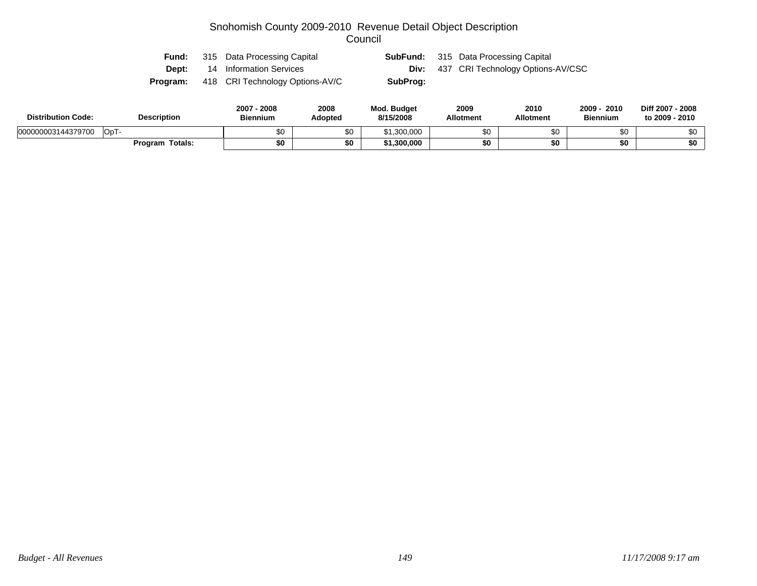# Snohomish County 2009-2010 Revenue Detail Object Description
## Council

**Fund:** 315 Data Processing Capital  **SubFund:** 315 Data Processing Capital
**Dept:** 14 Information Services  **Div:** 437 CRI Technology Options-AV/CSC
**Program:** 418 CRI Technology Options-AV/C  **SubProg:**

| Distribution Code: | Description | 2007 - 2008 Biennium | 2008 Adopted | Mod. Budget 8/15/2008 | 2009 Allotment | 2010 Allotment | 2009 - 2010 Biennium | Diff 2007 - 2008 to 2009 - 2010 |
|---|---|---|---|---|---|---|---|---|
| 000000003144379700 | OpT- | $0 | $0 | $1,300,000 | $0 | $0 | $0 | $0 |
| | **Program Totals:** | **$0** | **$0** | **$1,300,000** | **$0** | **$0** | **$0** | **$0** |

*Budget - All Revenues*  *11/17/2008 9:17 am*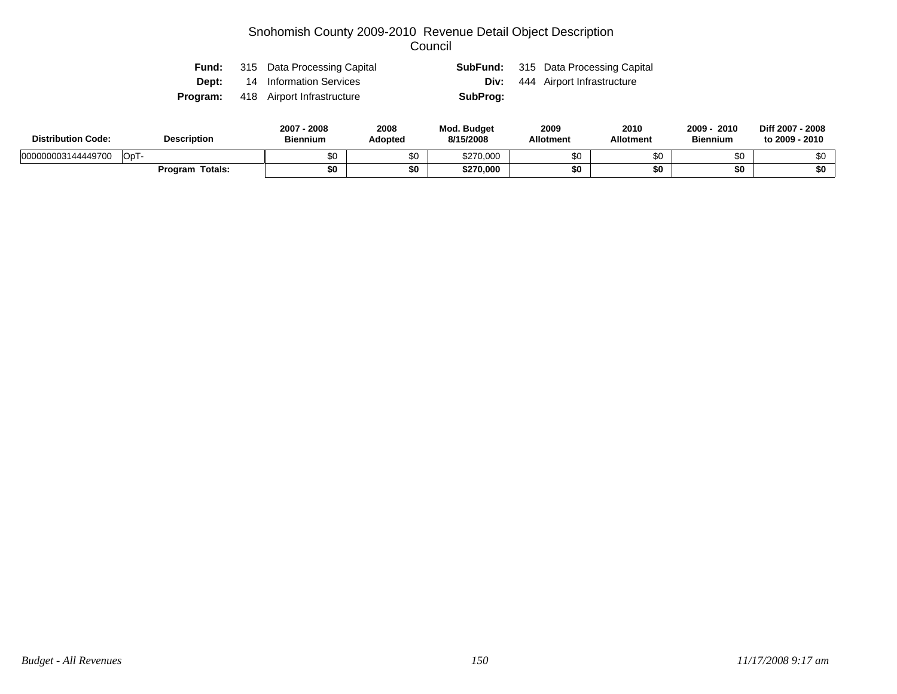# Snohomish County 2009-2010 Revenue Detail Object Description
## Council

| | | | | | |
|---|---|---|---|---|---|
| **Fund:** | 315 | Data Processing Capital | **SubFund:** | 315 | Data Processing Capital |
| **Dept:** | 14 | Information Services | **Div:** | 444 | Airport Infrastructure |
| **Program:** | 418 | Airport Infrastructure | **SubProg:** | | |

| Distribution Code: | Description | 2007 - 2008 Biennium | 2008 Adopted | Mod. Budget 8/15/2008 | 2009 Allotment | 2010 Allotment | 2009 - 2010 Biennium | Diff 2007 - 2008 to 2009 - 2010 |
|---|---|---|---|---|---|---|---|---|
| 000000003144449700 | OpT- | $0 | $0 | $270,000 | $0 | $0 | $0 | $0 |
| | **Program Totals:** | **$0** | **$0** | **$270,000** | **$0** | **$0** | **$0** | **$0** |

*Budget - All Revenues* *11/17/2008 9:17 am*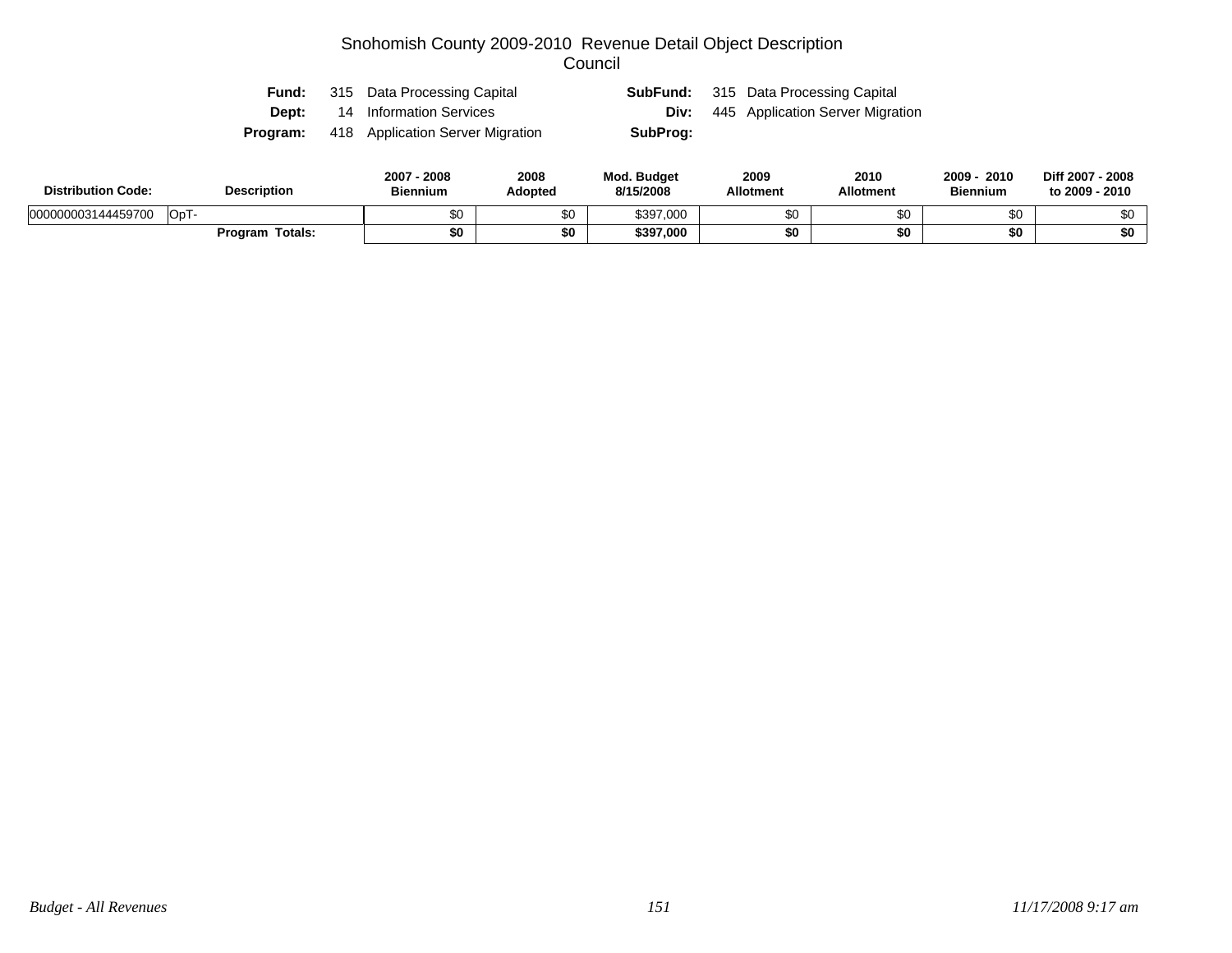# Snohomish County 2009-2010 Revenue Detail Object Description
## Council

**Fund:** 315 Data Processing Capital
**SubFund:** 315 Data Processing Capital
**Dept:** 14 Information Services
**Div:** 445 Application Server Migration
**Program:** 418 Application Server Migration
**SubProg:**

| Distribution Code: | Description | 2007 - 2008 Biennium | 2008 Adopted | Mod. Budget 8/15/2008 | 2009 Allotment | 2010 Allotment | 2009 - 2010 Biennium | Diff 2007 - 2008 to 2009 - 2010 |
|---|---|---|---|---|---|---|---|---|
| 000000003144459700 | OpT- | $0 | $0 | $397,000 | $0 | $0 | $0 | $0 |
| | **Program Totals:** | **$0** | **$0** | **$397,000** | **$0** | **$0** | **$0** | **$0** |

*Budget - All Revenues* *11/17/2008 9:17 am*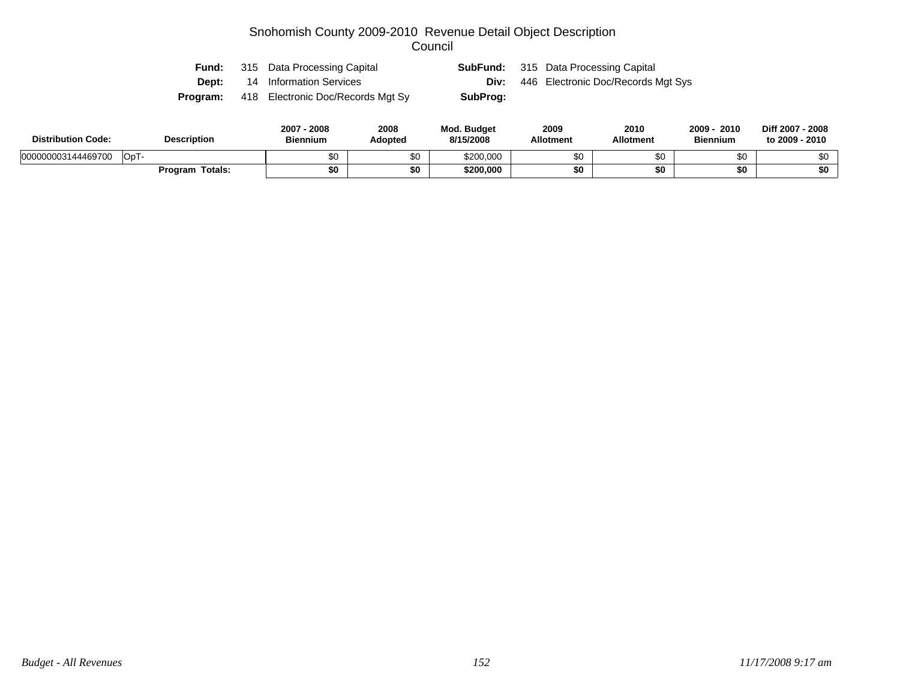# Snohomish County 2009-2010 Revenue Detail Object Description
## Council

**Fund:** 315 Data Processing Capital **SubFund:** 315 Data Processing Capital
**Dept:** 14 Information Services **Div:** 446 Electronic Doc/Records Mgt Sys
**Program:** 418 Electronic Doc/Records Mgt Sy **SubProg:**

| Distribution Code: | Description | 2007 - 2008 Biennium | 2008 Adopted | Mod. Budget 8/15/2008 | 2009 Allotment | 2010 Allotment | 2009 - 2010 Biennium | Diff 2007 - 2008 to 2009 - 2010 |
|---|---|---|---|---|---|---|---|---|
| 000000003144469700 | OpT- | $0 | $0 | $200,000 | $0 | $0 | $0 | $0 |
| | **Program Totals:** | **$0** | **$0** | **$200,000** | **$0** | **$0** | **$0** | **$0** |

*Budget - All Revenues* *11/17/2008 9:17 am*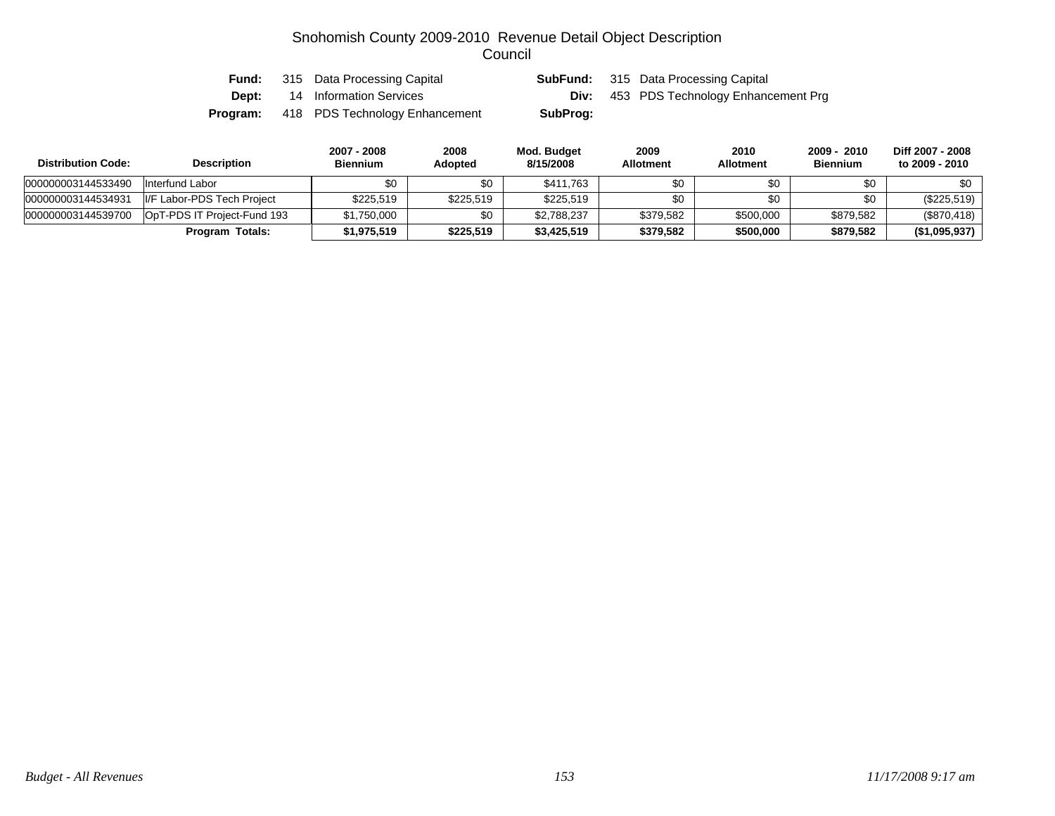# Snohomish County 2009-2010 Revenue Detail Object Description
## Council

**Fund:** 315 Data Processing Capital **SubFund:** 315 Data Processing Capital
**Dept:** 14 Information Services **Div:** 453 PDS Technology Enhancement Prg
**Program:** 418 PDS Technology Enhancement **SubProg:**

| Distribution Code: | Description | 2007 - 2008 Biennium | 2008 Adopted | Mod. Budget 8/15/2008 | 2009 Allotment | 2010 Allotment | 2009 - 2010 Biennium | Diff 2007 - 2008 to 2009 - 2010 |
|---|---|---|---|---|---|---|---|---|
| 000000003144533490 | Interfund Labor | $0 | $0 | $411,763 | $0 | $0 | $0 | $0 |
| 000000003144534931 | I/F Labor-PDS Tech Project | $225,519 | $225,519 | $225,519 | $0 | $0 | $0 | ($225,519) |
| 000000003144539700 | OpT-PDS IT Project-Fund 193 | $1,750,000 | $0 | $2,788,237 | $379,582 | $500,000 | $879,582 | ($870,418) |
| | **Program Totals:** | **$1,975,519** | **$225,519** | **$3,425,519** | **$379,582** | **$500,000** | **$879,582** | **($1,095,937)** |

*Budget - All Revenues* *11/17/2008 9:17 am*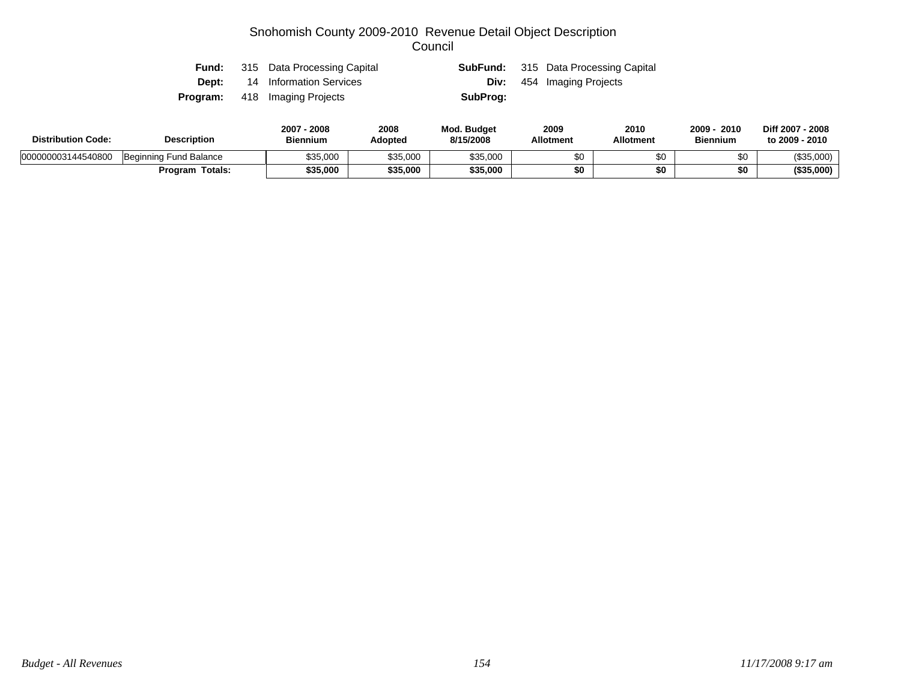# Snohomish County 2009-2010 Revenue Detail Object Description
## Council

| | | | |
|---|---|---|---|
| **Fund:** | 315 Data Processing Capital | **SubFund:** | 315 Data Processing Capital |
| **Dept:** | 14 Information Services | **Div:** | 454 Imaging Projects |
| **Program:** | 418 Imaging Projects | **SubProg:** | |

| Distribution Code: | Description | 2007 - 2008 Biennium | 2008 Adopted | Mod. Budget 8/15/2008 | 2009 Allotment | 2010 Allotment | 2009 - 2010 Biennium | Diff 2007 - 2008 to 2009 - 2010 |
|---|---|---|---|---|---|---|---|---|
| 000000003144540800 | Beginning Fund Balance | $35,000 | $35,000 | $35,000 | $0 | $0 | $0 | ($35,000) |
| | **Program Totals:** | **$35,000** | **$35,000** | **$35,000** | **$0** | **$0** | **$0** | **($35,000)** |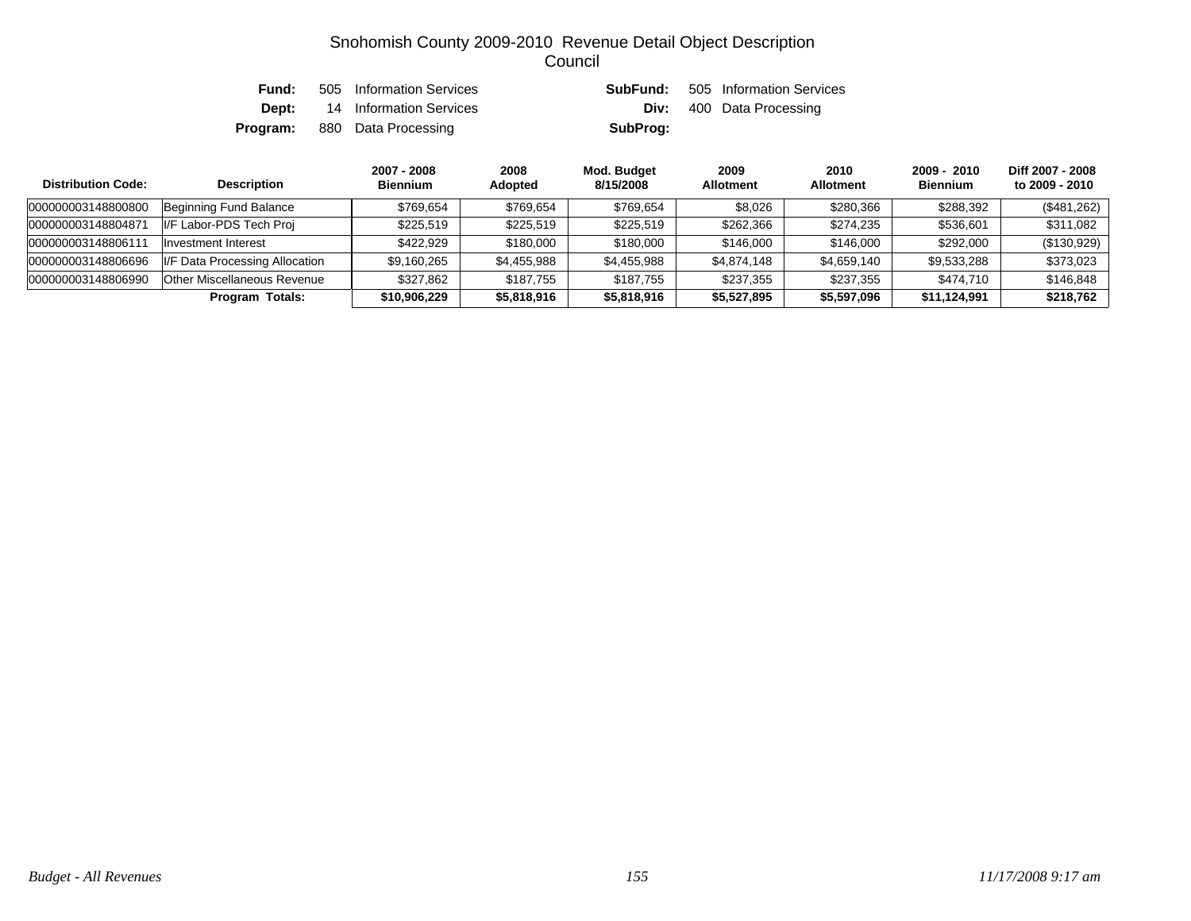# Snohomish County 2009-2010 Revenue Detail Object Description
## Council

**Fund:** 505 Information Services **SubFund:** 505 Information Services
**Dept:** 14 Information Services **Div:** 400 Data Processing
**Program:** 880 Data Processing **SubProg:**

| Distribution Code: | Description | 2007 - 2008 Biennium | 2008 Adopted | Mod. Budget 8/15/2008 | 2009 Allotment | 2010 Allotment | 2009 - 2010 Biennium | Diff 2007 - 2008 to 2009 - 2010 |
|---|---|---|---|---|---|---|---|---|
| 000000003148800800 | Beginning Fund Balance | $769,654 | $769,654 | $769,654 | $8,026 | $280,366 | $288,392 | ($481,262) |
| 000000003148804871 | I/F Labor-PDS Tech Proj | $225,519 | $225,519 | $225,519 | $262,366 | $274,235 | $536,601 | $311,082 |
| 000000003148806111 | Investment Interest | $422,929 | $180,000 | $180,000 | $146,000 | $146,000 | $292,000 | ($130,929) |
| 000000003148806696 | I/F Data Processing Allocation | $9,160,265 | $4,455,988 | $4,455,988 | $4,874,148 | $4,659,140 | $9,533,288 | $373,023 |
| 000000003148806990 | Other Miscellaneous Revenue | $327,862 | $187,755 | $187,755 | $237,355 | $237,355 | $474,710 | $146,848 |
| | **Program Totals:** | **$10,906,229** | **$5,818,916** | **$5,818,916** | **$5,527,895** | **$5,597,096** | **$11,124,991** | **$218,762** |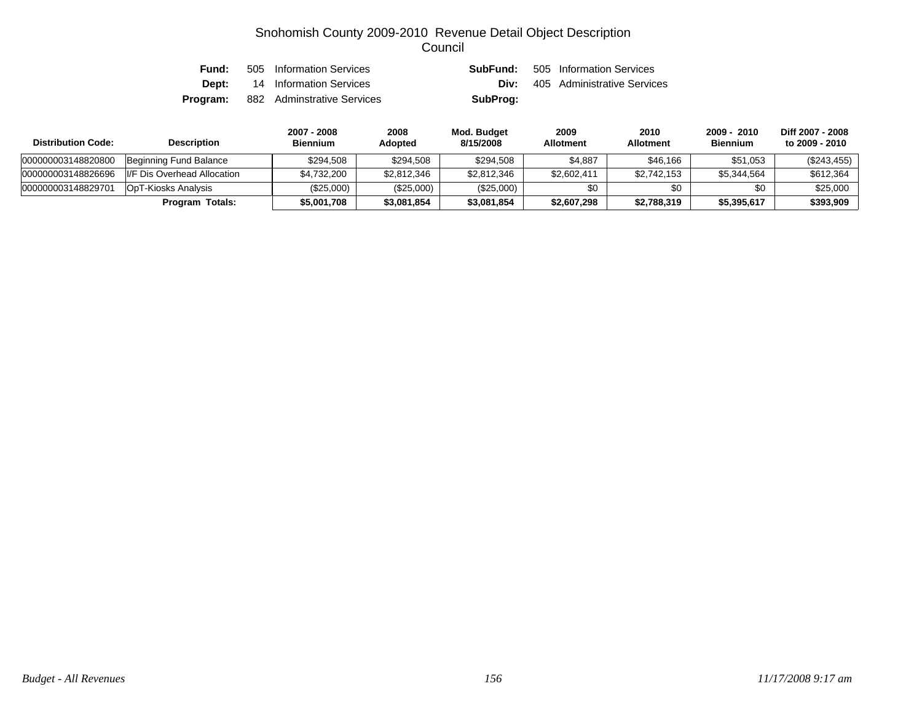# Snohomish County 2009-2010 Revenue Detail Object Description
## Council

**Fund:** 505 Information Services **SubFund:** 505 Information Services
**Dept:** 14 Information Services **Div:** 405 Administrative Services
**Program:** 882 Adminstrative Services **SubProg:**

| Distribution Code: | Description | 2007 - 2008 Biennium | 2008 Adopted | Mod. Budget 8/15/2008 | 2009 Allotment | 2010 Allotment | 2009 - 2010 Biennium | Diff 2007 - 2008 to 2009 - 2010 |
|---|---|---|---|---|---|---|---|---|
| 000000003148820800 | Beginning Fund Balance | $294,508 | $294,508 | $294,508 | $4,887 | $46,166 | $51,053 | ($243,455) |
| 000000003148826696 | I/F Dis Overhead Allocation | $4,732,200 | $2,812,346 | $2,812,346 | $2,602,411 | $2,742,153 | $5,344,564 | $612,364 |
| 000000003148829701 | OpT-Kiosks Analysis | ($25,000) | ($25,000) | ($25,000) | $0 | $0 | $0 | $25,000 |
| | **Program Totals:** | **$5,001,708** | **$3,081,854** | **$3,081,854** | **$2,607,298** | **$2,788,319** | **$5,395,617** | **$393,909** |

*Budget - All Revenues* *11/17/2008 9:17 am*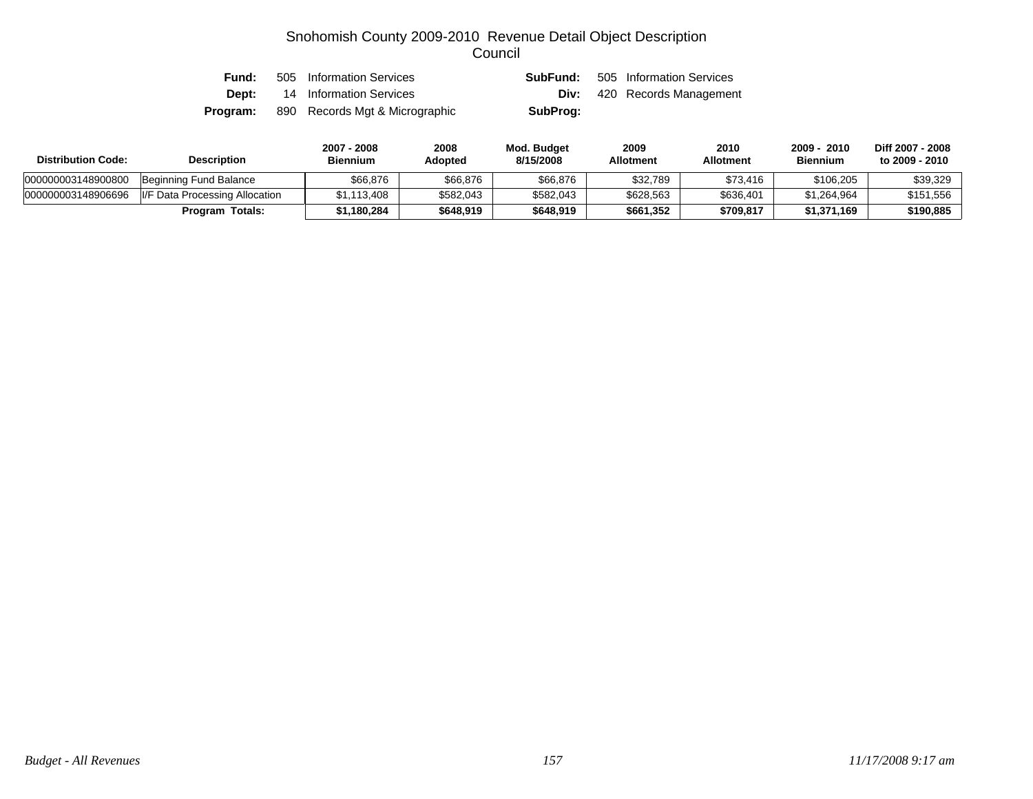# Snohomish County 2009-2010 Revenue Detail Object Description

## Council

| | | | |
|---|---|---|---|
| **Fund:** | 505 Information Services | **SubFund:** | 505 Information Services |
| **Dept:** | 14 Information Services | **Div:** | 420 Records Management |
| **Program:** | 890 Records Mgt & Micrographic | **SubProg:** | |

| Distribution Code: | Description | 2007 - 2008 Biennium | 2008 Adopted | Mod. Budget 8/15/2008 | 2009 Allotment | 2010 Allotment | 2009 - 2010 Biennium | Diff 2007 - 2008 to 2009 - 2010 |
|---|---|---|---|---|---|---|---|---|
| 000000003148900800 | Beginning Fund Balance | $66,876 | $66,876 | $66,876 | $32,789 | $73,416 | $106,205 | $39,329 |
| 000000003148906696 | I/F Data Processing Allocation | $1,113,408 | $582,043 | $582,043 | $628,563 | $636,401 | $1,264,964 | $151,556 |
| | **Program Totals:** | **$1,180,284** | **$648,919** | **$648,919** | **$661,352** | **$709,817** | **$1,371,169** | **$190,885** |

*Budget - All Revenues* *11/17/2008 9:17 am*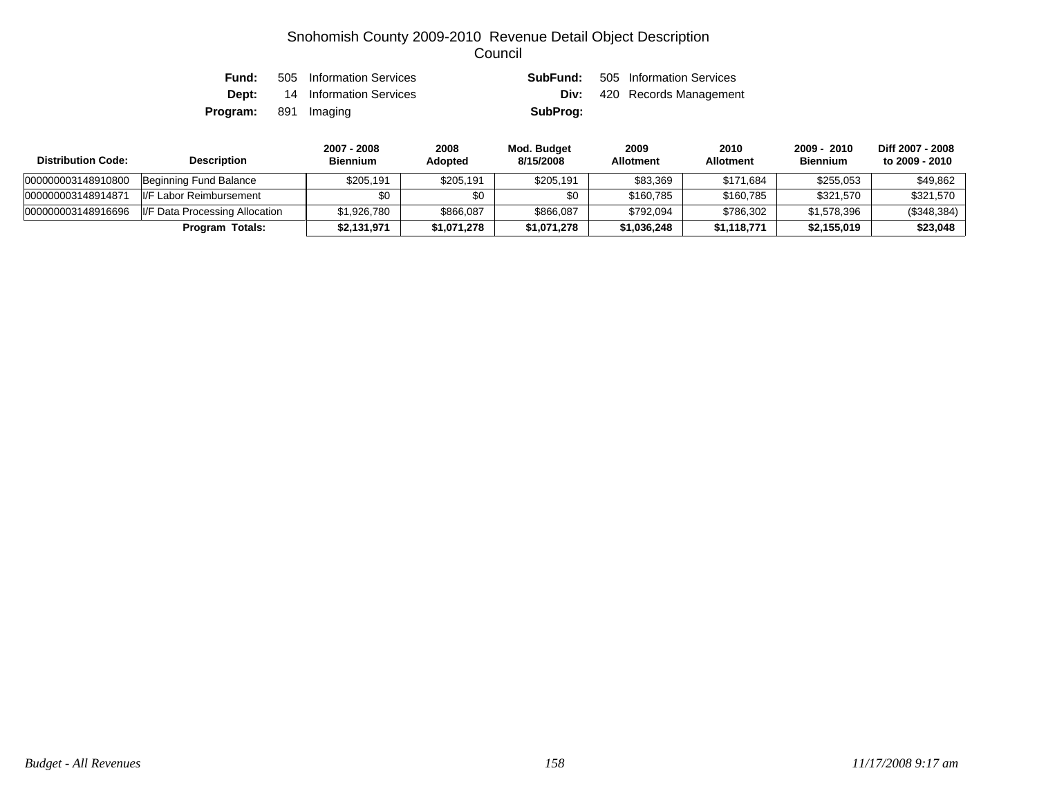# Snohomish County 2009-2010 Revenue Detail Object Description

## Council

| | | | |
|---|---|---|---|
| **Fund:** | 505 Information Services | **SubFund:** | 505 Information Services |
| **Dept:** | 14 Information Services | **Div:** | 420 Records Management |
| **Program:** | 891 Imaging | **SubProg:** | |

| Distribution Code: | Description | 2007 - 2008 Biennium | 2008 Adopted | Mod. Budget 8/15/2008 | 2009 Allotment | 2010 Allotment | 2009 - 2010 Biennium | Diff 2007 - 2008 to 2009 - 2010 |
|---|---|---|---|---|---|---|---|---|
| 000000003148910800 | Beginning Fund Balance | $205,191 | $205,191 | $205,191 | $83,369 | $171,684 | $255,053 | $49,862 |
| 000000003148914871 | I/F Labor Reimbursement | $0 | $0 | $0 | $160,785 | $160,785 | $321,570 | $321,570 |
| 000000003148916696 | I/F Data Processing Allocation | $1,926,780 | $866,087 | $866,087 | $792,094 | $786,302 | $1,578,396 | ($348,384) |
| | **Program Totals:** | **$2,131,971** | **$1,071,278** | **$1,071,278** | **$1,036,248** | **$1,118,771** | **$2,155,019** | **$23,048** |

*Budget - All Revenues* | *11/17/2008 9:17 am*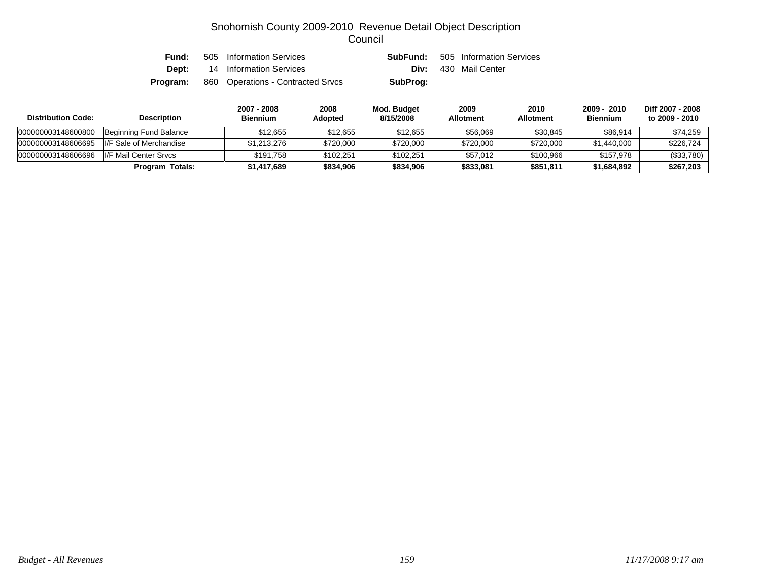# Snohomish County 2009-2010 Revenue Detail Object Description
## Council

**Fund:** 505 Information Services **SubFund:** 505 Information Services
**Dept:** 14 Information Services **Div:** 430 Mail Center
**Program:** 860 Operations - Contracted Srvcs **SubProg:**

| Distribution Code: | Description | 2007 - 2008 Biennium | 2008 Adopted | Mod. Budget 8/15/2008 | 2009 Allotment | 2010 Allotment | 2009 - 2010 Biennium | Diff 2007 - 2008 to 2009 - 2010 |
|---|---|---|---|---|---|---|---|---|
| 000000003148600800 | Beginning Fund Balance | $12,655 | $12,655 | $12,655 | $56,069 | $30,845 | $86,914 | $74,259 |
| 000000003148606695 | I/F Sale of Merchandise | $1,213,276 | $720,000 | $720,000 | $720,000 | $720,000 | $1,440,000 | $226,724 |
| 000000003148606696 | I/F Mail Center Srvcs | $191,758 | $102,251 | $102,251 | $57,012 | $100,966 | $157,978 | ($33,780) |
| | **Program Totals:** | **$1,417,689** | **$834,906** | **$834,906** | **$833,081** | **$851,811** | **$1,684,892** | **$267,203** |

*Budget - All Revenues* *11/17/2008 9:17 am*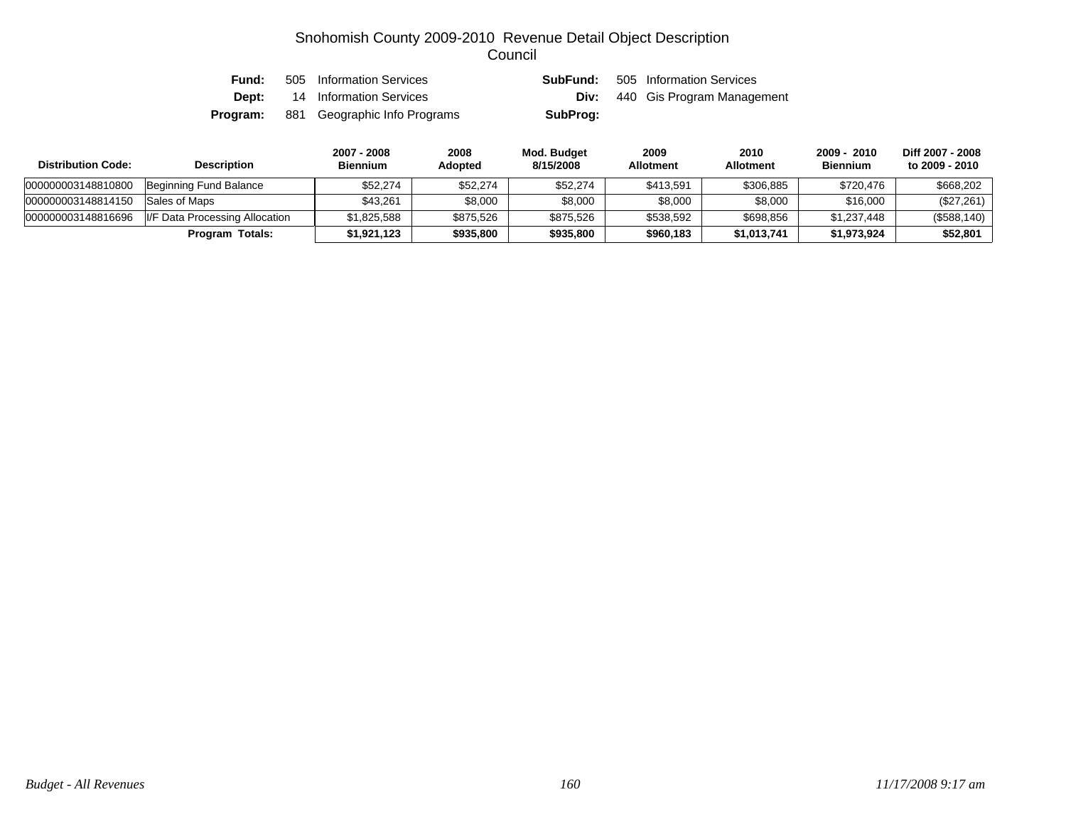# Snohomish County 2009-2010 Revenue Detail Object Description

## Council

| | | | | |
|---|---|---|---|---|
| **Fund:** | 505 Information Services | | **SubFund:** | 505 Information Services |
| **Dept:** | 14 Information Services | | **Div:** | 440 Gis Program Management |
| **Program:** | 881 Geographic Info Programs | | **SubProg:** | |

| Distribution Code: | Description | 2007 - 2008 Biennium | 2008 Adopted | Mod. Budget 8/15/2008 | 2009 Allotment | 2010 Allotment | 2009 - 2010 Biennium | Diff 2007 - 2008 to 2009 - 2010 |
|---|---|---|---|---|---|---|---|---|
| 000000003148810800 | Beginning Fund Balance | $52,274 | $52,274 | $52,274 | $413,591 | $306,885 | $720,476 | $668,202 |
| 000000003148814150 | Sales of Maps | $43,261 | $8,000 | $8,000 | $8,000 | $8,000 | $16,000 | ($27,261) |
| 000000003148816696 | I/F Data Processing Allocation | $1,825,588 | $875,526 | $875,526 | $538,592 | $698,856 | $1,237,448 | ($588,140) |
| | **Program Totals:** | **$1,921,123** | **$935,800** | **$935,800** | **$960,183** | **$1,013,741** | **$1,973,924** | **$52,801** |

*Budget - All Revenues* *11/17/2008 9:17 am*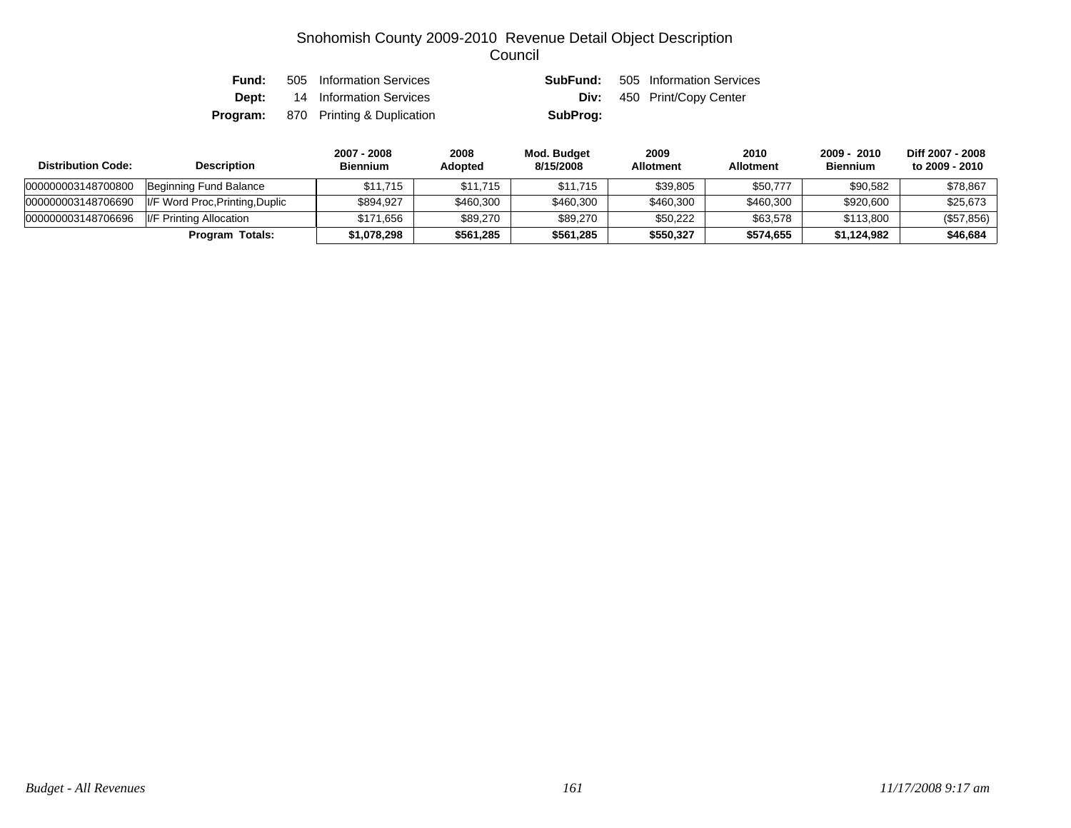# Snohomish County 2009-2010 Revenue Detail Object Description

## Council

**Fund:** 505 Information Services  **SubFund:** 505 Information Services
**Dept:** 14 Information Services  **Div:** 450 Print/Copy Center
**Program:** 870 Printing & Duplication  **SubProg:**

| Distribution Code: | Description | 2007 - 2008 Biennium | 2008 Adopted | Mod. Budget 8/15/2008 | 2009 Allotment | 2010 Allotment | 2009 - 2010 Biennium | Diff 2007 - 2008 to 2009 - 2010 |
|---|---|---|---|---|---|---|---|---|
| 000000003148700800 | Beginning Fund Balance | $11,715 | $11,715 | $11,715 | $39,805 | $50,777 | $90,582 | $78,867 |
| 000000003148706690 | I/F Word Proc,Printing,Duplic | $894,927 | $460,300 | $460,300 | $460,300 | $460,300 | $920,600 | $25,673 |
| 000000003148706696 | I/F Printing Allocation | $171,656 | $89,270 | $89,270 | $50,222 | $63,578 | $113,800 | ($57,856) |
| | **Program Totals:** | **$1,078,298** | **$561,285** | **$561,285** | **$550,327** | **$574,655** | **$1,124,982** | **$46,684** |

*Budget - All Revenues* *11/17/2008 9:17 am*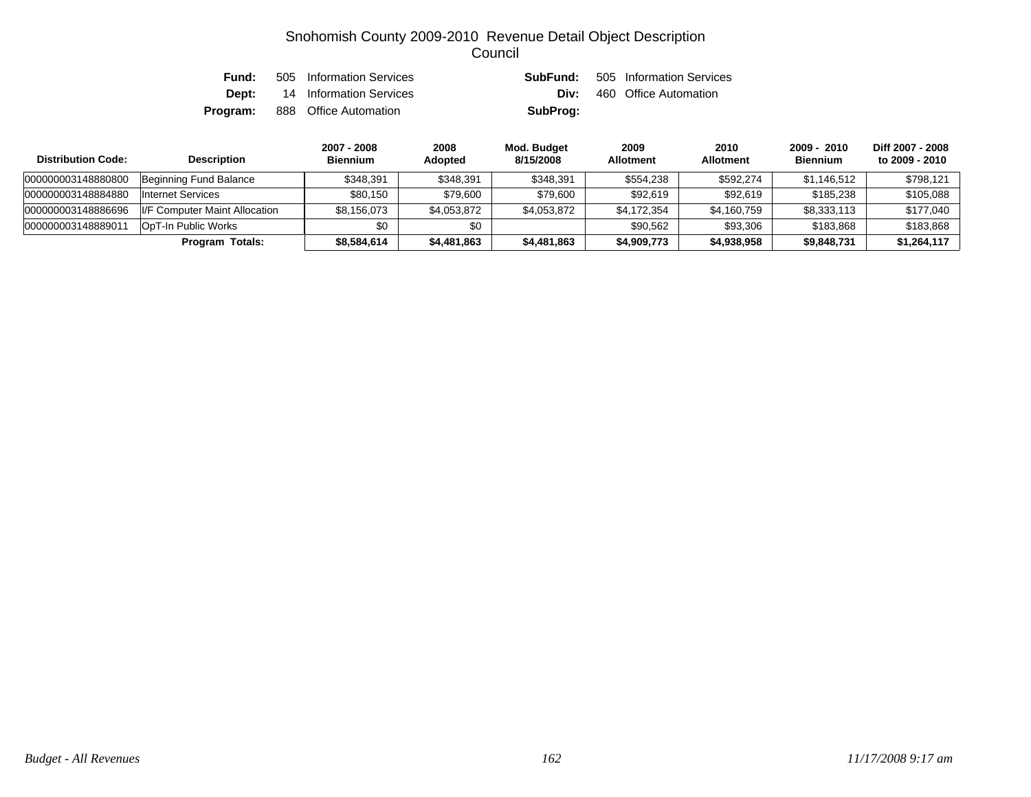# Snohomish County 2009-2010 Revenue Detail Object Description

## Council

| | | | |
|---|---|---|---|
| **Fund:** | 505 Information Services | **SubFund:** | 505 Information Services |
| **Dept:** | 14 Information Services | **Div:** | 460 Office Automation |
| **Program:** | 888 Office Automation | **SubProg:** | |

| Distribution Code: | Description | 2007 - 2008 Biennium | 2008 Adopted | Mod. Budget 8/15/2008 | 2009 Allotment | 2010 Allotment | 2009 - 2010 Biennium | Diff 2007 - 2008 to 2009 - 2010 |
|---|---|---|---|---|---|---|---|---|
| 000000003148880800 | Beginning Fund Balance | $348,391 | $348,391 | $348,391 | $554,238 | $592,274 | $1,146,512 | $798,121 |
| 000000003148884880 | Internet Services | $80,150 | $79,600 | $79,600 | $92,619 | $92,619 | $185,238 | $105,088 |
| 000000003148886696 | I/F Computer Maint Allocation | $8,156,073 | $4,053,872 | $4,053,872 | $4,172,354 | $4,160,759 | $8,333,113 | $177,040 |
| 000000003148889011 | OpT-In Public Works | $0 | $0 | | $90,562 | $93,306 | $183,868 | $183,868 |
| | **Program Totals:** | **$8,584,614** | **$4,481,863** | **$4,481,863** | **$4,909,773** | **$4,938,958** | **$9,848,731** | **$1,264,117** |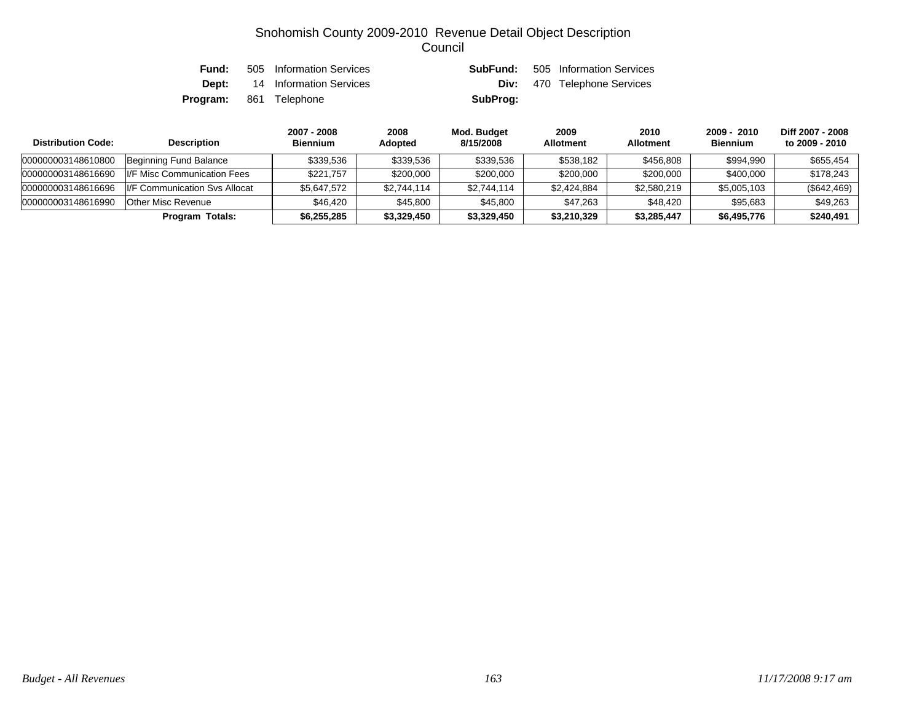# Snohomish County 2009-2010 Revenue Detail Object Description
## Council

**Fund:** 505 Information Services
**SubFund:** 505 Information Services
**Dept:** 14 Information Services
**Div:** 470 Telephone Services
**Program:** 861 Telephone
**SubProg:**

| Distribution Code: | Description | 2007 - 2008 Biennium | 2008 Adopted | Mod. Budget 8/15/2008 | 2009 Allotment | 2010 Allotment | 2009 - 2010 Biennium | Diff 2007 - 2008 to 2009 - 2010 |
|---|---|---|---|---|---|---|---|---|
| 000000003148610800 | Beginning Fund Balance | $339,536 | $339,536 | $339,536 | $538,182 | $456,808 | $994,990 | $655,454 |
| 000000003148616690 | I/F Misc Communication Fees | $221,757 | $200,000 | $200,000 | $200,000 | $200,000 | $400,000 | $178,243 |
| 000000003148616696 | I/F Communication Svs Allocat | $5,647,572 | $2,744,114 | $2,744,114 | $2,424,884 | $2,580,219 | $5,005,103 | ($642,469) |
| 000000003148616990 | Other Misc Revenue | $46,420 | $45,800 | $45,800 | $47,263 | $48,420 | $95,683 | $49,263 |
| | **Program Totals:** | **$6,255,285** | **$3,329,450** | **$3,329,450** | **$3,210,329** | **$3,285,447** | **$6,495,776** | **$240,491** |

*Budget - All Revenues* *11/17/2008 9:17 am*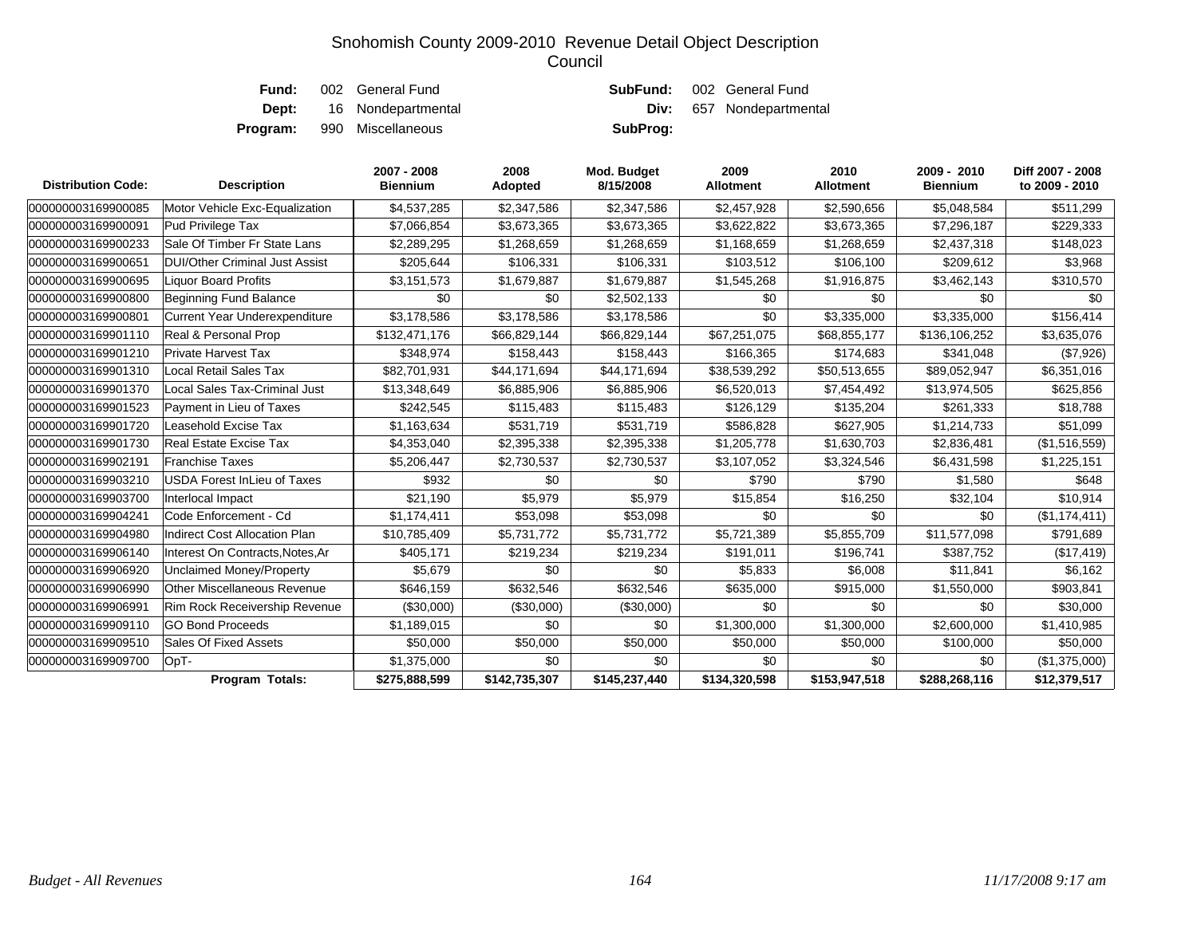# Snohomish County 2009-2010 Revenue Detail Object Description
## Council

| | | | |
|---|---|---|---|
| **Fund:** | 002 General Fund | **SubFund:** | 002 General Fund |
| **Dept:** | 16 Nondepartmental | **Div:** | 657 Nondepartmental |
| **Program:** | 990 Miscellaneous | **SubProg:** | |

| Distribution Code: | Description | 2007 - 2008 Biennium | 2008 Adopted | Mod. Budget 8/15/2008 | 2009 Allotment | 2010 Allotment | 2009 - 2010 Biennium | Diff 2007 - 2008 to 2009 - 2010 |
|---|---|---|---|---|---|---|---|---|
| 000000003169900085 | Motor Vehicle Exc-Equalization | $4,537,285 | $2,347,586 | $2,347,586 | $2,457,928 | $2,590,656 | $5,048,584 | $511,299 |
| 000000003169900091 | Pud Privilege Tax | $7,066,854 | $3,673,365 | $3,673,365 | $3,622,822 | $3,673,365 | $7,296,187 | $229,333 |
| 000000003169900233 | Sale Of Timber Fr State Lans | $2,289,295 | $1,268,659 | $1,268,659 | $1,168,659 | $1,268,659 | $2,437,318 | $148,023 |
| 000000003169900651 | DUI/Other Criminal Just Assist | $205,644 | $106,331 | $106,331 | $103,512 | $106,100 | $209,612 | $3,968 |
| 000000003169900695 | Liquor Board Profits | $3,151,573 | $1,679,887 | $1,679,887 | $1,545,268 | $1,916,875 | $3,462,143 | $310,570 |
| 000000003169900800 | Beginning Fund Balance | $0 | $0 | $2,502,133 | $0 | $0 | $0 | $0 |
| 000000003169900801 | Current Year Underexpenditure | $3,178,586 | $3,178,586 | $3,178,586 | $0 | $3,335,000 | $3,335,000 | $156,414 |
| 000000003169901110 | Real & Personal Prop | $132,471,176 | $66,829,144 | $66,829,144 | $67,251,075 | $68,855,177 | $136,106,252 | $3,635,076 |
| 000000003169901210 | Private Harvest Tax | $348,974 | $158,443 | $158,443 | $166,365 | $174,683 | $341,048 | ($7,926) |
| 000000003169901310 | Local Retail Sales Tax | $82,701,931 | $44,171,694 | $44,171,694 | $38,539,292 | $50,513,655 | $89,052,947 | $6,351,016 |
| 000000003169901370 | Local Sales Tax-Criminal Just | $13,348,649 | $6,885,906 | $6,885,906 | $6,520,013 | $7,454,492 | $13,974,505 | $625,856 |
| 000000003169901523 | Payment in Lieu of Taxes | $242,545 | $115,483 | $115,483 | $126,129 | $135,204 | $261,333 | $18,788 |
| 000000003169901720 | Leasehold Excise Tax | $1,163,634 | $531,719 | $531,719 | $586,828 | $627,905 | $1,214,733 | $51,099 |
| 000000003169901730 | Real Estate Excise Tax | $4,353,040 | $2,395,338 | $2,395,338 | $1,205,778 | $1,630,703 | $2,836,481 | ($1,516,559) |
| 000000003169902191 | Franchise Taxes | $5,206,447 | $2,730,537 | $2,730,537 | $3,107,052 | $3,324,546 | $6,431,598 | $1,225,151 |
| 000000003169903210 | USDA Forest InLieu of Taxes | $932 | $0 | $0 | $790 | $790 | $1,580 | $648 |
| 000000003169903700 | Interlocal Impact | $21,190 | $5,979 | $5,979 | $15,854 | $16,250 | $32,104 | $10,914 |
| 000000003169904241 | Code Enforcement - Cd | $1,174,411 | $53,098 | $53,098 | $0 | $0 | $0 | ($1,174,411) |
| 000000003169904980 | Indirect Cost Allocation Plan | $10,785,409 | $5,731,772 | $5,731,772 | $5,721,389 | $5,855,709 | $11,577,098 | $791,689 |
| 000000003169906140 | Interest On Contracts,Notes,Ar | $405,171 | $219,234 | $219,234 | $191,011 | $196,741 | $387,752 | ($17,419) |
| 000000003169906920 | Unclaimed Money/Property | $5,679 | $0 | $0 | $5,833 | $6,008 | $11,841 | $6,162 |
| 000000003169906990 | Other Miscellaneous Revenue | $646,159 | $632,546 | $632,546 | $635,000 | $915,000 | $1,550,000 | $903,841 |
| 000000003169906991 | Rim Rock Receivership Revenue | ($30,000) | ($30,000) | ($30,000) | $0 | $0 | $0 | $30,000 |
| 000000003169909110 | GO Bond Proceeds | $1,189,015 | $0 | $0 | $1,300,000 | $1,300,000 | $2,600,000 | $1,410,985 |
| 000000003169909510 | Sales Of Fixed Assets | $50,000 | $50,000 | $50,000 | $50,000 | $50,000 | $100,000 | $50,000 |
| 000000003169909700 | OpT- | $1,375,000 | $0 | $0 | $0 | $0 | $0 | ($1,375,000) |
| | **Program Totals:** | **$275,888,599** | **$142,735,307** | **$145,237,440** | **$134,320,598** | **$153,947,518** | **$288,268,116** | **$12,379,517** |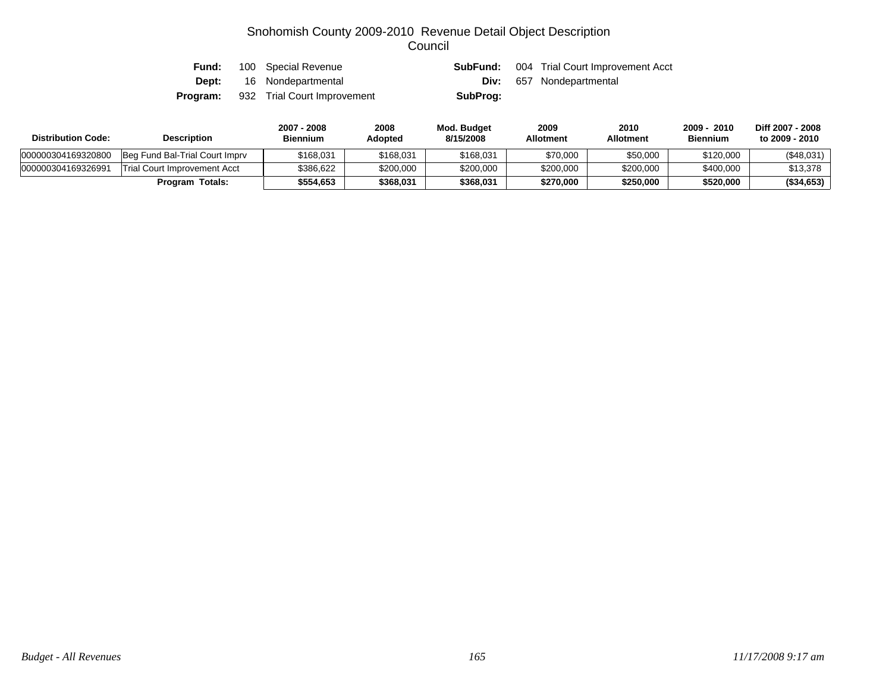# Snohomish County 2009-2010 Revenue Detail Object Description

## Council

| | | | |
|---|---|---|---|
| **Fund:** | 100 Special Revenue | **SubFund:** | 004 Trial Court Improvement Acct |
| **Dept:** | 16 Nondepartmental | **Div:** | 657 Nondepartmental |
| **Program:** | 932 Trial Court Improvement | **SubProg:** | |

| Distribution Code: | Description | 2007 - 2008 Biennium | 2008 Adopted | Mod. Budget 8/15/2008 | 2009 Allotment | 2010 Allotment | 2009 - 2010 Biennium | Diff 2007 - 2008 to 2009 - 2010 |
|---|---|---|---|---|---|---|---|---|
| 000000304169320800 | Beg Fund Bal-Trial Court Imprv | $168,031 | $168,031 | $168,031 | $70,000 | $50,000 | $120,000 | ($48,031) |
| 000000304169326991 | Trial Court Improvement Acct | $386,622 | $200,000 | $200,000 | $200,000 | $200,000 | $400,000 | $13,378 |
| | **Program Totals:** | **$554,653** | **$368,031** | **$368,031** | **$270,000** | **$250,000** | **$520,000** | **($34,653)** |

*Budget - All Revenues* *11/17/2008 9:17 am*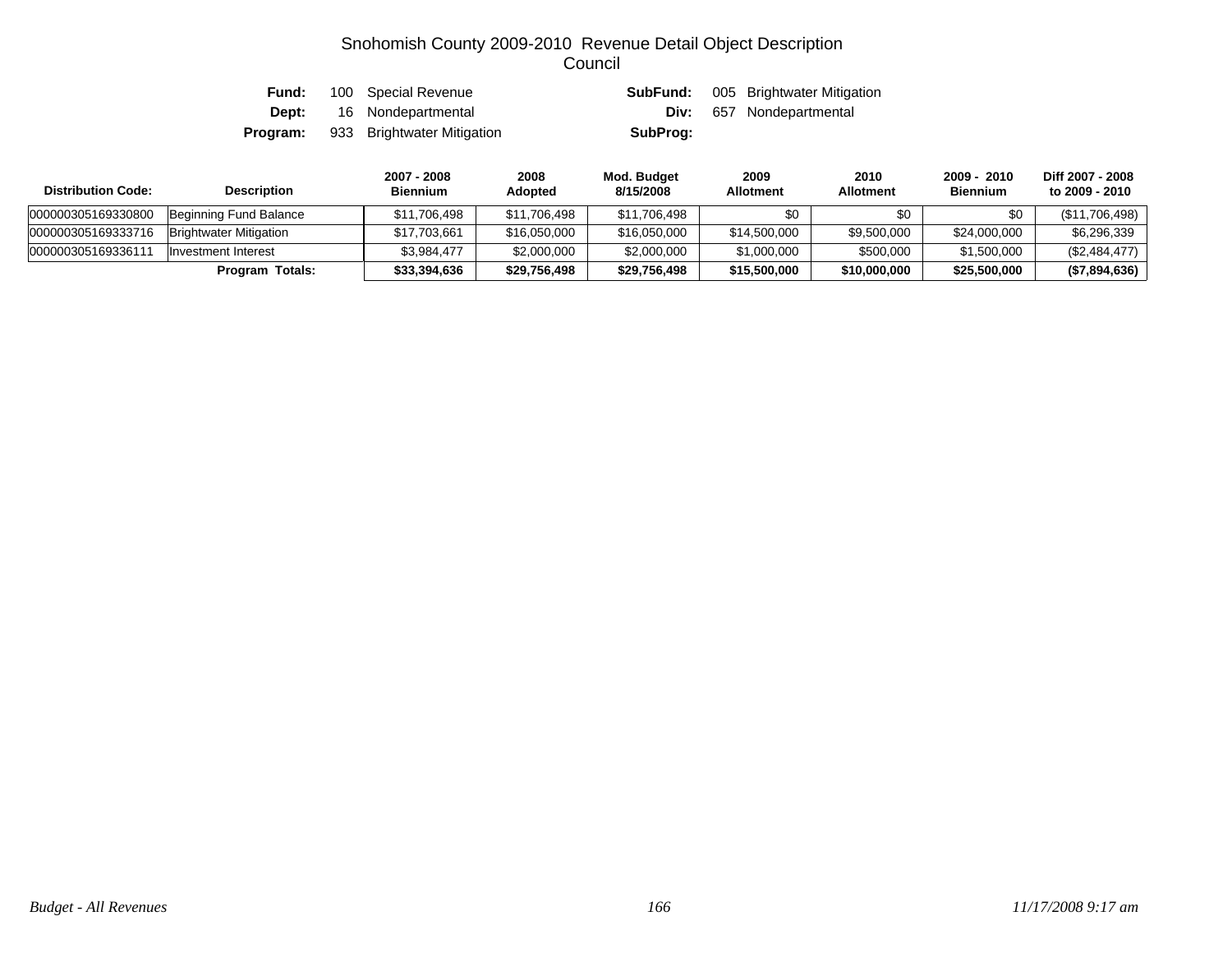# Snohomish County 2009-2010 Revenue Detail Object Description
## Council

**Fund:** 100 Special Revenue **SubFund:** 005 Brightwater Mitigation
**Dept:** 16 Nondepartmental **Div:** 657 Nondepartmental
**Program:** 933 Brightwater Mitigation **SubProg:**

| Distribution Code: | Description | 2007 - 2008 Biennium | 2008 Adopted | Mod. Budget 8/15/2008 | 2009 Allotment | 2010 Allotment | 2009 - 2010 Biennium | Diff 2007 - 2008 to 2009 - 2010 |
|---|---|---|---|---|---|---|---|---|
| 000000305169330800 | Beginning Fund Balance | $11,706,498 | $11,706,498 | $11,706,498 | $0 | $0 | $0 | ($11,706,498) |
| 000000305169333716 | Brightwater Mitigation | $17,703,661 | $16,050,000 | $16,050,000 | $14,500,000 | $9,500,000 | $24,000,000 | $6,296,339 |
| 000000305169336111 | Investment Interest | $3,984,477 | $2,000,000 | $2,000,000 | $1,000,000 | $500,000 | $1,500,000 | ($2,484,477) |
| | **Program Totals:** | **$33,394,636** | **$29,756,498** | **$29,756,498** | **$15,500,000** | **$10,000,000** | **$25,500,000** | **($7,894,636)** |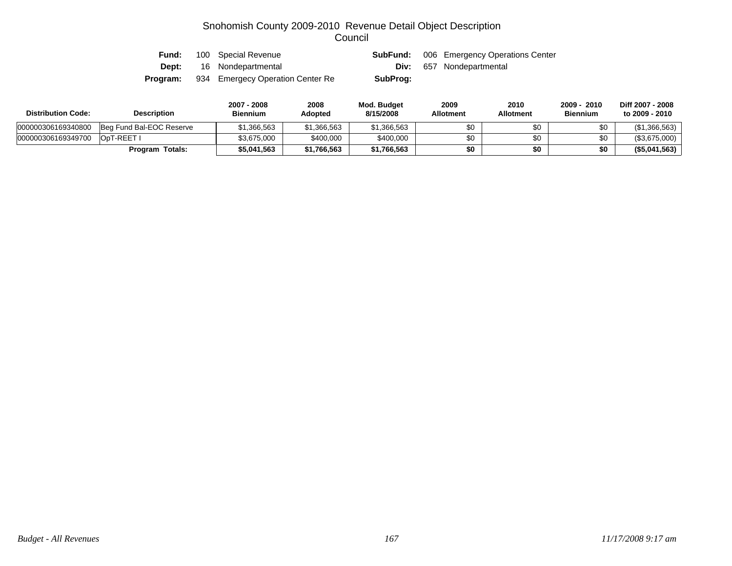# Snohomish County 2009-2010 Revenue Detail Object Description
## Council

**Fund:** 100 Special Revenue **SubFund:** 006 Emergency Operations Center
**Dept:** 16 Nondepartmental **Div:** 657 Nondepartmental
**Program:** 934 Emergecy Operation Center Re **SubProg:**

| Distribution Code: | Description | 2007 - 2008 Biennium | 2008 Adopted | Mod. Budget 8/15/2008 | 2009 Allotment | 2010 Allotment | 2009 - 2010 Biennium | Diff 2007 - 2008 to 2009 - 2010 |
|---|---|---|---|---|---|---|---|---|
| 000000306169340800 | Beg Fund Bal-EOC Reserve | $1,366,563 | $1,366,563 | $1,366,563 | $0 | $0 | $0 | ($1,366,563) |
| 000000306169349700 | OpT-REET I | $3,675,000 | $400,000 | $400,000 | $0 | $0 | $0 | ($3,675,000) |
| | **Program Totals:** | **$5,041,563** | **$1,766,563** | **$1,766,563** | **$0** | **$0** | **$0** | **($5,041,563)** |

*Budget - All Revenues* *11/17/2008 9:17 am*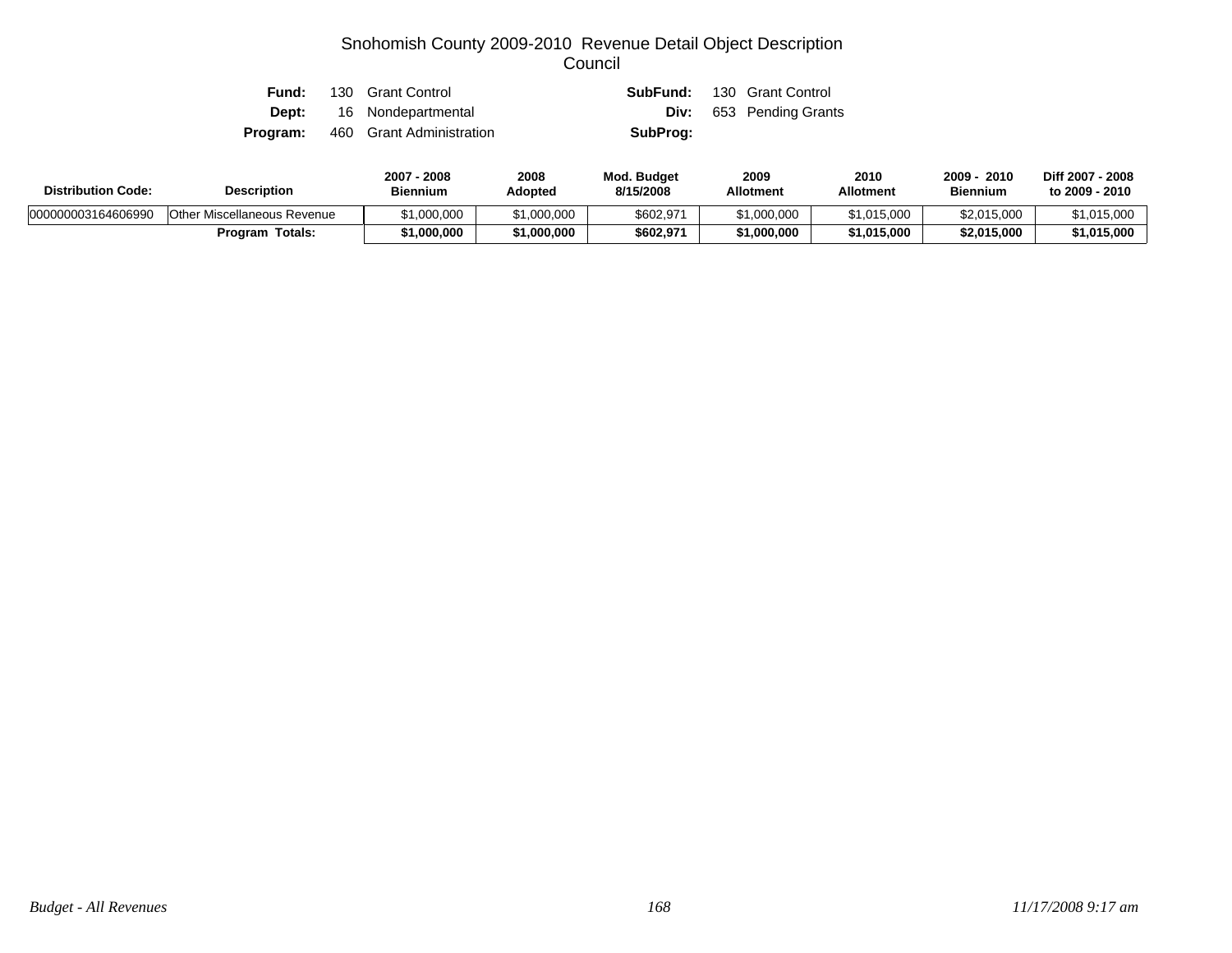# Snohomish County 2009-2010 Revenue Detail Object Description
## Council

| | | | |
|---|---|---|---|
| **Fund:** | 130 Grant Control | **SubFund:** | 130 Grant Control |
| **Dept:** | 16 Nondepartmental | **Div:** | 653 Pending Grants |
| **Program:** | 460 Grant Administration | **SubProg:** | |

| Distribution Code: | Description | 2007 - 2008 Biennium | 2008 Adopted | Mod. Budget 8/15/2008 | 2009 Allotment | 2010 Allotment | 2009 - 2010 Biennium | Diff 2007 - 2008 to 2009 - 2010 |
|---|---|---|---|---|---|---|---|---|
| 000000003164606990 | Other Miscellaneous Revenue | $1,000,000 | $1,000,000 | $602,971 | $1,000,000 | $1,015,000 | $2,015,000 | $1,015,000 |
| | **Program Totals:** | **$1,000,000** | **$1,000,000** | **$602,971** | **$1,000,000** | **$1,015,000** | **$2,015,000** | **$1,015,000** |

*Budget - All Revenues* *11/17/2008 9:17 am*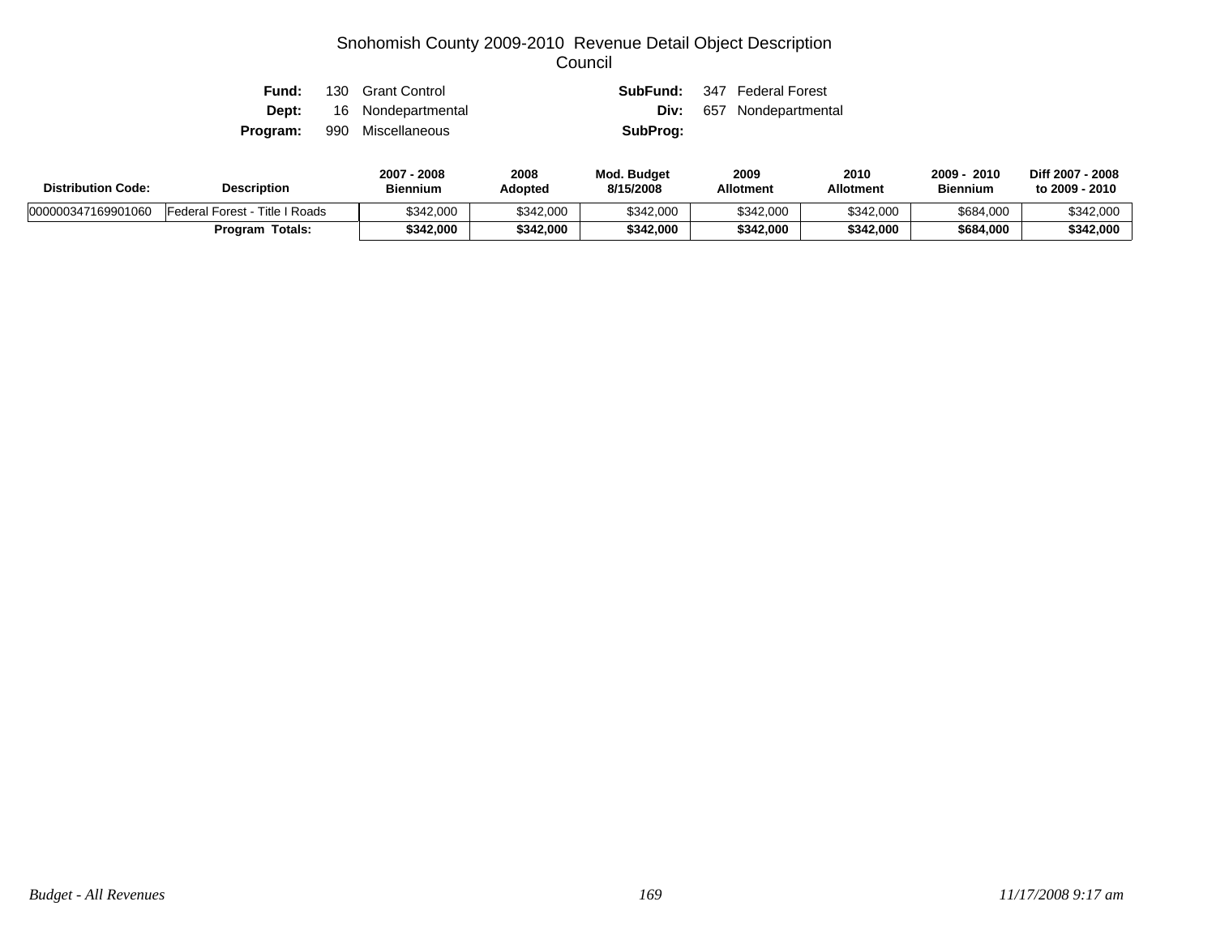# Snohomish County 2009-2010 Revenue Detail Object Description
## Council

**Fund:** 130 Grant Control **SubFund:** 347 Federal Forest
**Dept:** 16 Nondepartmental **Div:** 657 Nondepartmental
**Program:** 990 Miscellaneous **SubProg:**

| Distribution Code: | Description | 2007 - 2008 Biennium | 2008 Adopted | Mod. Budget 8/15/2008 | 2009 Allotment | 2010 Allotment | 2009 - 2010 Biennium | Diff 2007 - 2008 to 2009 - 2010 |
|---|---|---|---|---|---|---|---|---|
| 000000347169901060 | Federal Forest - Title I Roads | $342,000 | $342,000 | $342,000 | $342,000 | $342,000 | $684,000 | $342,000 |
| | **Program Totals:** | **$342,000** | **$342,000** | **$342,000** | **$342,000** | **$342,000** | **$684,000** | **$342,000** |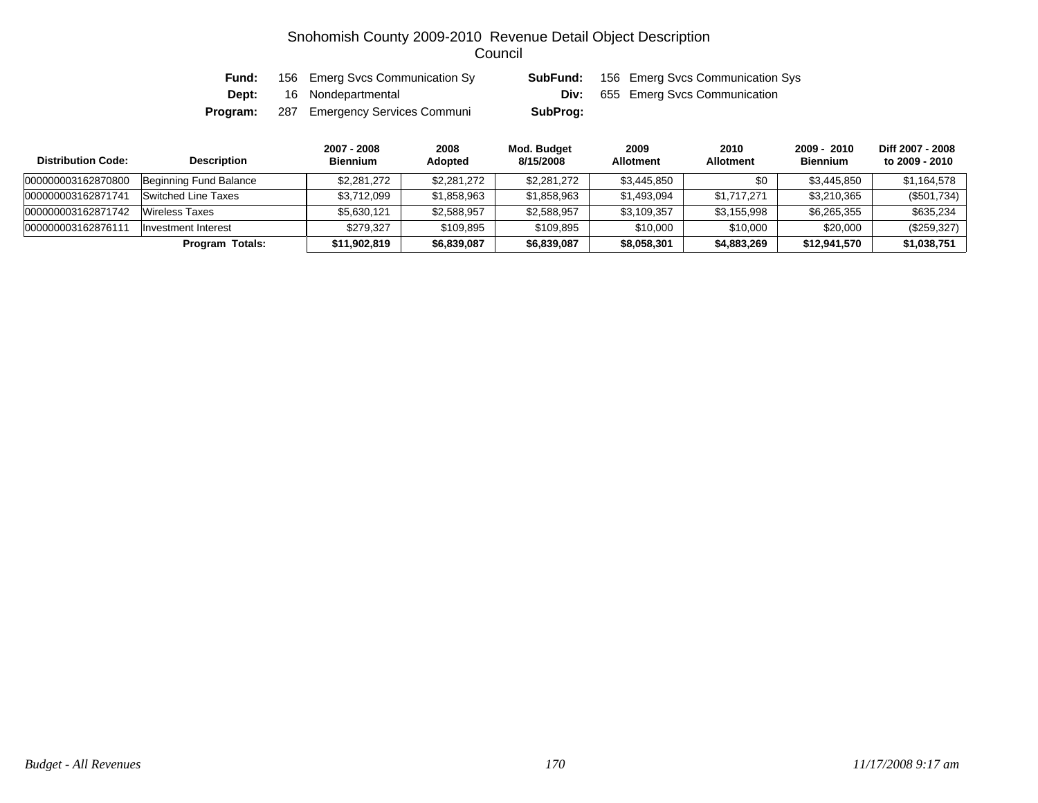# Snohomish County 2009-2010 Revenue Detail Object Description
## Council

**Fund:** 156 Emerg Svcs Communication Sy **SubFund:** 156 Emerg Svcs Communication Sys
**Dept:** 16 Nondepartmental **Div:** 655 Emerg Svcs Communication
**Program:** 287 Emergency Services Communi **SubProg:**

| Distribution Code: | Description | 2007 - 2008 Biennium | 2008 Adopted | Mod. Budget 8/15/2008 | 2009 Allotment | 2010 Allotment | 2009 - 2010 Biennium | Diff 2007 - 2008 to 2009 - 2010 |
|---|---|---|---|---|---|---|---|---|
| 000000003162870800 | Beginning Fund Balance | $2,281,272 | $2,281,272 | $2,281,272 | $3,445,850 | $0 | $3,445,850 | $1,164,578 |
| 000000003162871741 | Switched Line Taxes | $3,712,099 | $1,858,963 | $1,858,963 | $1,493,094 | $1,717,271 | $3,210,365 | ($501,734) |
| 000000003162871742 | Wireless Taxes | $5,630,121 | $2,588,957 | $2,588,957 | $3,109,357 | $3,155,998 | $6,265,355 | $635,234 |
| 000000003162876111 | Investment Interest | $279,327 | $109,895 | $109,895 | $10,000 | $10,000 | $20,000 | ($259,327) |
| | **Program Totals:** | **$11,902,819** | **$6,839,087** | **$6,839,087** | **$8,058,301** | **$4,883,269** | **$12,941,570** | **$1,038,751** |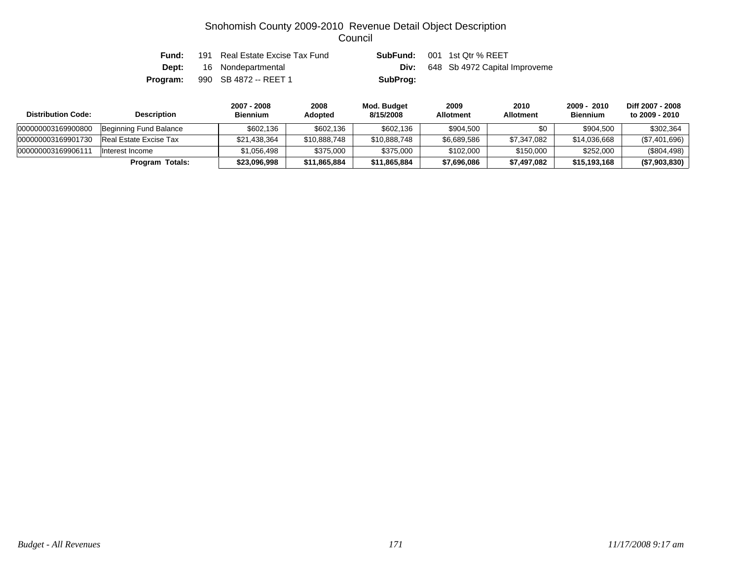# Snohomish County 2009-2010 Revenue Detail Object Description
## Council

| | | | |
|---|---|---|---|
| **Fund:** | 191 Real Estate Excise Tax Fund | **SubFund:** | 001 1st Qtr % REET |
| **Dept:** | 16 Nondepartmental | **Div:** | 648 Sb 4972 Capital Improveme |
| **Program:** | 990 SB 4872 -- REET 1 | **SubProg:** | |

| Distribution Code: | Description | 2007 - 2008 Biennium | 2008 Adopted | Mod. Budget 8/15/2008 | 2009 Allotment | 2010 Allotment | 2009 - 2010 Biennium | Diff 2007 - 2008 to 2009 - 2010 |
|---|---|---|---|---|---|---|---|---|
| 000000003169900800 | Beginning Fund Balance | $602,136 | $602,136 | $602,136 | $904,500 | $0 | $904,500 | $302,364 |
| 000000003169901730 | Real Estate Excise Tax | $21,438,364 | $10,888,748 | $10,888,748 | $6,689,586 | $7,347,082 | $14,036,668 | ($7,401,696) |
| 000000003169906111 | Interest Income | $1,056,498 | $375,000 | $375,000 | $102,000 | $150,000 | $252,000 | ($804,498) |
| | **Program Totals:** | **$23,096,998** | **$11,865,884** | **$11,865,884** | **$7,696,086** | **$7,497,082** | **$15,193,168** | **($7,903,830)** |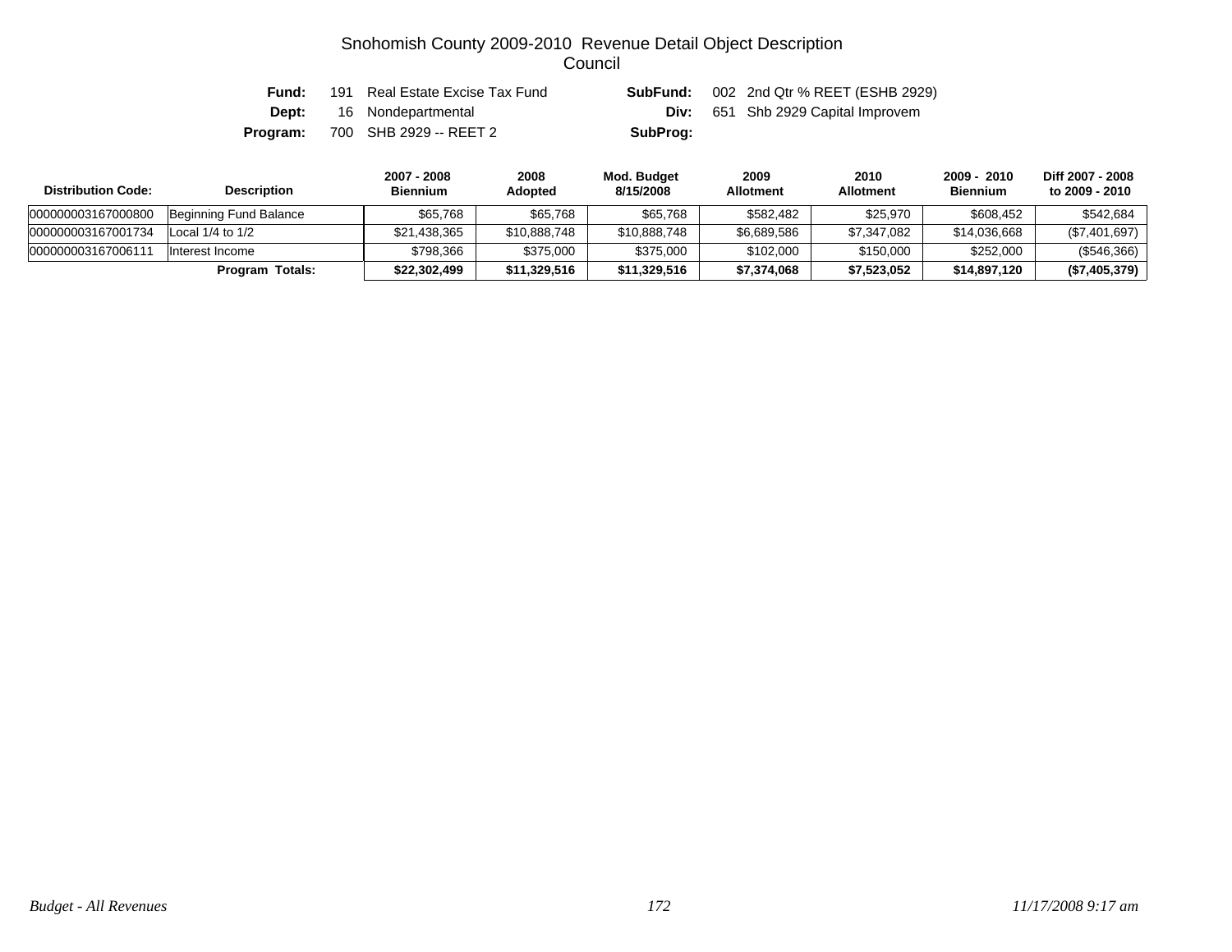# Snohomish County 2009-2010 Revenue Detail Object Description

## Council

**Fund:** 191 Real Estate Excise Tax Fund  **SubFund:** 002 2nd Qtr % REET (ESHB 2929)

**Dept:** 16 Nondepartmental  **Div:** 651 Shb 2929 Capital Improvem

**Program:** 700 SHB 2929 -- REET 2  **SubProg:**

| Distribution Code: | Description | 2007 - 2008 Biennium | 2008 Adopted | Mod. Budget 8/15/2008 | 2009 Allotment | 2010 Allotment | 2009 - 2010 Biennium | Diff 2007 - 2008 to 2009 - 2010 |
|---|---|---|---|---|---|---|---|---|
| 000000003167000800 | Beginning Fund Balance | $65,768 | $65,768 | $65,768 | $582,482 | $25,970 | $608,452 | $542,684 |
| 000000003167001734 | Local 1/4 to 1/2 | $21,438,365 | $10,888,748 | $10,888,748 | $6,689,586 | $7,347,082 | $14,036,668 | ($7,401,697) |
| 000000003167006111 | Interest Income | $798,366 | $375,000 | $375,000 | $102,000 | $150,000 | $252,000 | ($546,366) |
| | **Program Totals:** | **$22,302,499** | **$11,329,516** | **$11,329,516** | **$7,374,068** | **$7,523,052** | **$14,897,120** | **($7,405,379)** |

*Budget - All Revenues*  *11/17/2008 9:17 am*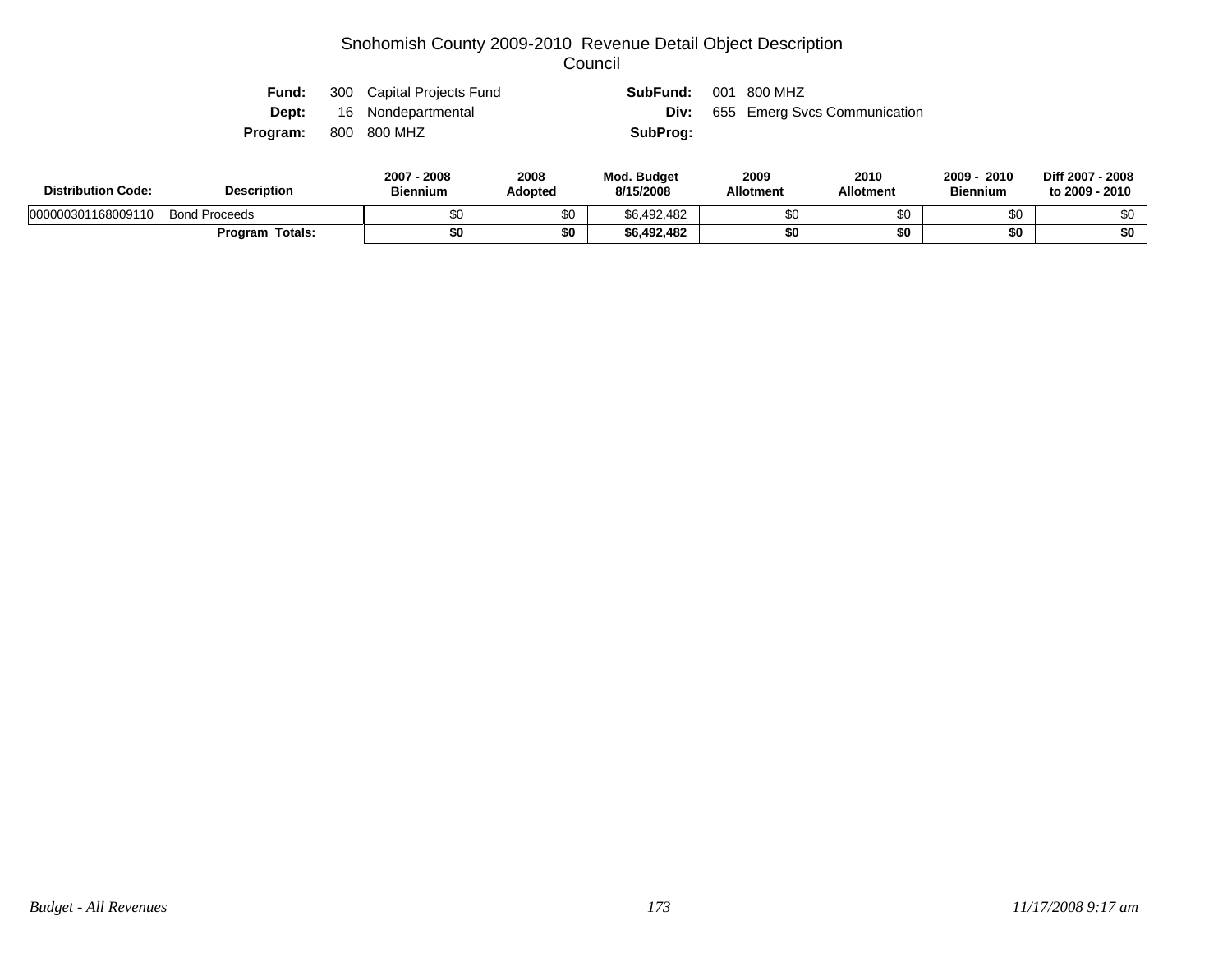# Snohomish County 2009-2010 Revenue Detail Object Description

## Council

| | | | |
|---|---|---|---|
| **Fund:** | 300 Capital Projects Fund | **SubFund:** | 001 800 MHZ |
| **Dept:** | 16 Nondepartmental | **Div:** | 655 Emerg Svcs Communication |
| **Program:** | 800 800 MHZ | **SubProg:** | |

| Distribution Code: | Description | 2007 - 2008 Biennium | 2008 Adopted | Mod. Budget 8/15/2008 | 2009 Allotment | 2010 Allotment | 2009 - 2010 Biennium | Diff 2007 - 2008 to 2009 - 2010 |
|---|---|---|---|---|---|---|---|---|
| 000000301168009110 | Bond Proceeds | $0 | $0 | $6,492,482 | $0 | $0 | $0 | $0 |
| | **Program Totals:** | **$0** | **$0** | **$6,492,482** | **$0** | **$0** | **$0** | **$0** |

*Budget - All Revenues* *11/17/2008 9:17 am*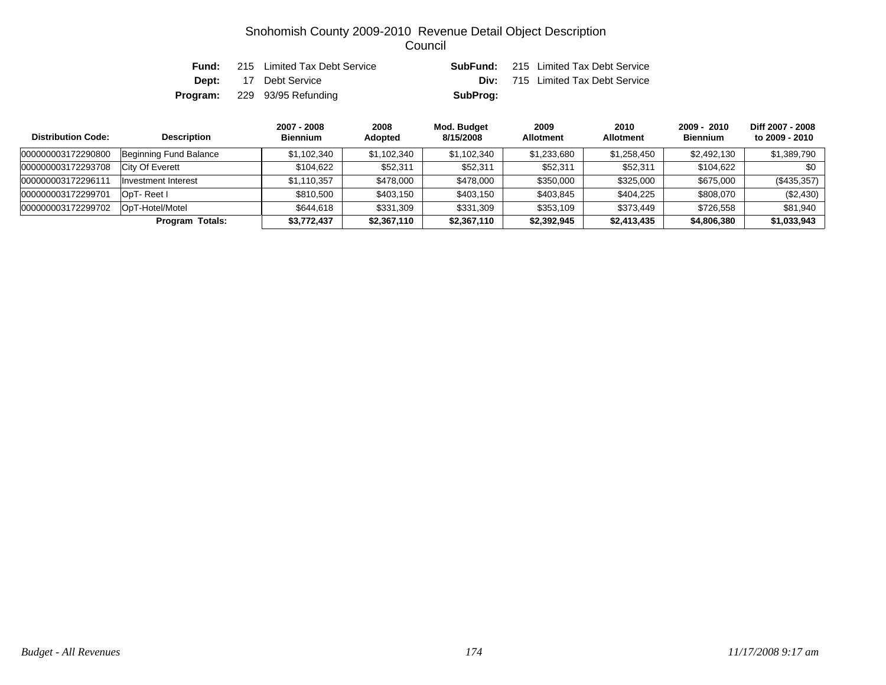# Snohomish County 2009-2010 Revenue Detail Object Description
## Council

| | | | |
|---|---|---|---|
| **Fund:** | 215 Limited Tax Debt Service | **SubFund:** | 215 Limited Tax Debt Service |
| **Dept:** | 17 Debt Service | **Div:** | 715 Limited Tax Debt Service |
| **Program:** | 229 93/95 Refunding | **SubProg:** | |

| Distribution Code: | Description | 2007 - 2008 Biennium | 2008 Adopted | Mod. Budget 8/15/2008 | 2009 Allotment | 2010 Allotment | 2009 - 2010 Biennium | Diff 2007 - 2008 to 2009 - 2010 |
|---|---|---|---|---|---|---|---|---|
| 000000003172290800 | Beginning Fund Balance | $1,102,340 | $1,102,340 | $1,102,340 | $1,233,680 | $1,258,450 | $2,492,130 | $1,389,790 |
| 000000003172293708 | City Of Everett | $104,622 | $52,311 | $52,311 | $52,311 | $52,311 | $104,622 | $0 |
| 000000003172296111 | Investment Interest | $1,110,357 | $478,000 | $478,000 | $350,000 | $325,000 | $675,000 | ($435,357) |
| 000000003172299701 | OpT- Reet I | $810,500 | $403,150 | $403,150 | $403,845 | $404,225 | $808,070 | ($2,430) |
| 000000003172299702 | OpT-Hotel/Motel | $644,618 | $331,309 | $331,309 | $353,109 | $373,449 | $726,558 | $81,940 |
| | **Program Totals:** | **$3,772,437** | **$2,367,110** | **$2,367,110** | **$2,392,945** | **$2,413,435** | **$4,806,380** | **$1,033,943** |

*Budget - All Revenues* *11/17/2008 9:17 am*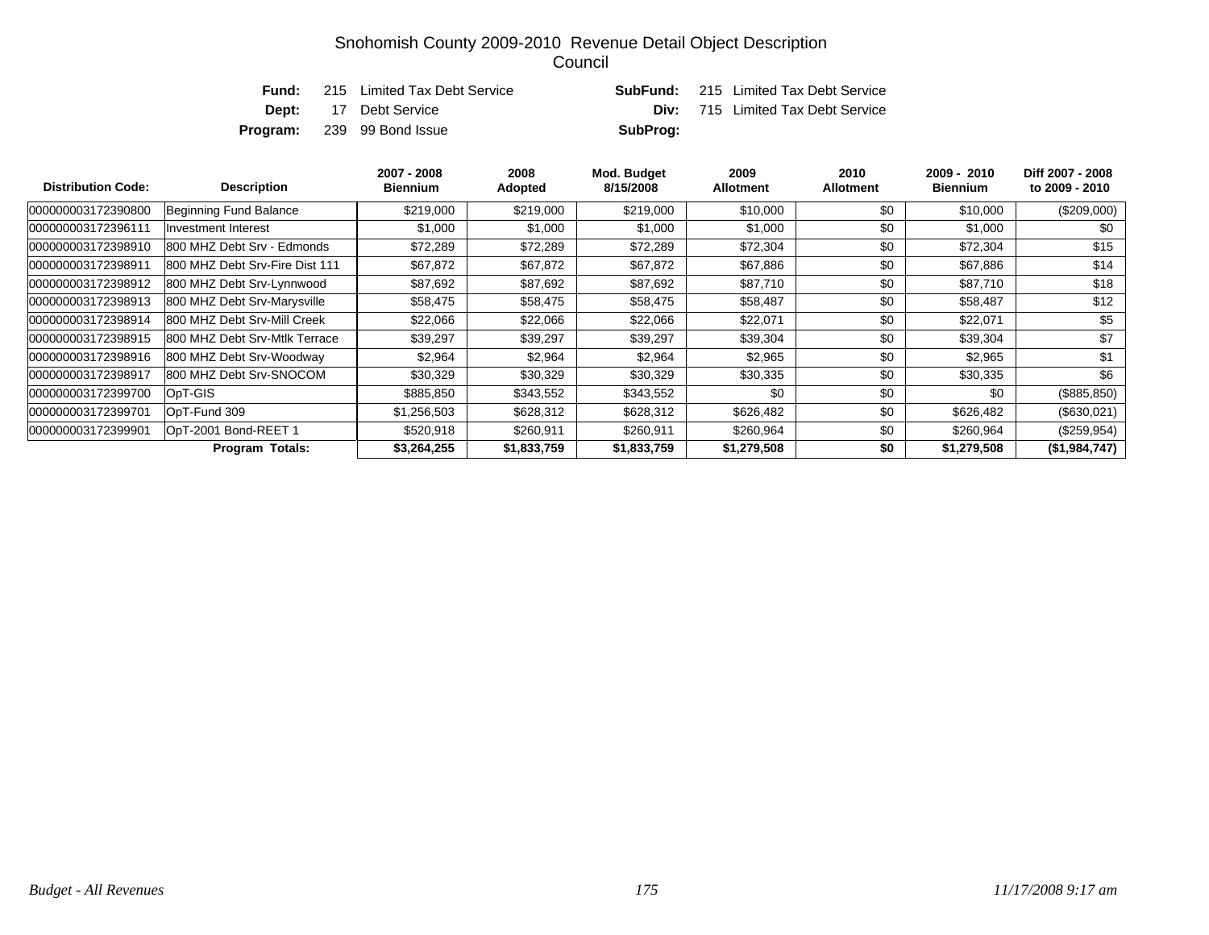# Snohomish County 2009-2010 Revenue Detail Object Description

## Council

**Fund:** 215 Limited Tax Debt Service **SubFund:** 215 Limited Tax Debt Service

**Dept:** 17 Debt Service **Div:** 715 Limited Tax Debt Service

**Program:** 239 99 Bond Issue **SubProg:**

| Distribution Code: | Description | 2007 - 2008 Biennium | 2008 Adopted | Mod. Budget 8/15/2008 | 2009 Allotment | 2010 Allotment | 2009 - 2010 Biennium | Diff 2007 - 2008 to 2009 - 2010 |
|---|---|---|---|---|---|---|---|---|
| 000000003172390800 | Beginning Fund Balance | $219,000 | $219,000 | $219,000 | $10,000 | $0 | $10,000 | ($209,000) |
| 000000003172396111 | Investment Interest | $1,000 | $1,000 | $1,000 | $1,000 | $0 | $1,000 | $0 |
| 000000003172398910 | 800 MHZ Debt Srv - Edmonds | $72,289 | $72,289 | $72,289 | $72,304 | $0 | $72,304 | $15 |
| 000000003172398911 | 800 MHZ Debt Srv-Fire Dist 111 | $67,872 | $67,872 | $67,872 | $67,886 | $0 | $67,886 | $14 |
| 000000003172398912 | 800 MHZ Debt Srv-Lynnwood | $87,692 | $87,692 | $87,692 | $87,710 | $0 | $87,710 | $18 |
| 000000003172398913 | 800 MHZ Debt Srv-Marysville | $58,475 | $58,475 | $58,475 | $58,487 | $0 | $58,487 | $12 |
| 000000003172398914 | 800 MHZ Debt Srv-Mill Creek | $22,066 | $22,066 | $22,066 | $22,071 | $0 | $22,071 | $5 |
| 000000003172398915 | 800 MHZ Debt Srv-Mtlk Terrace | $39,297 | $39,297 | $39,297 | $39,304 | $0 | $39,304 | $7 |
| 000000003172398916 | 800 MHZ Debt Srv-Woodway | $2,964 | $2,964 | $2,964 | $2,965 | $0 | $2,965 | $1 |
| 000000003172398917 | 800 MHZ Debt Srv-SNOCOM | $30,329 | $30,329 | $30,329 | $30,335 | $0 | $30,335 | $6 |
| 000000003172399700 | OpT-GIS | $885,850 | $343,552 | $343,552 | $0 | $0 | $0 | ($885,850) |
| 000000003172399701 | OpT-Fund 309 | $1,256,503 | $628,312 | $628,312 | $626,482 | $0 | $626,482 | ($630,021) |
| 000000003172399901 | OpT-2001 Bond-REET 1 | $520,918 | $260,911 | $260,911 | $260,964 | $0 | $260,964 | ($259,954) |
| | **Program Totals:** | **$3,264,255** | **$1,833,759** | **$1,833,759** | **$1,279,508** | **$0** | **$1,279,508** | **($1,984,747)** |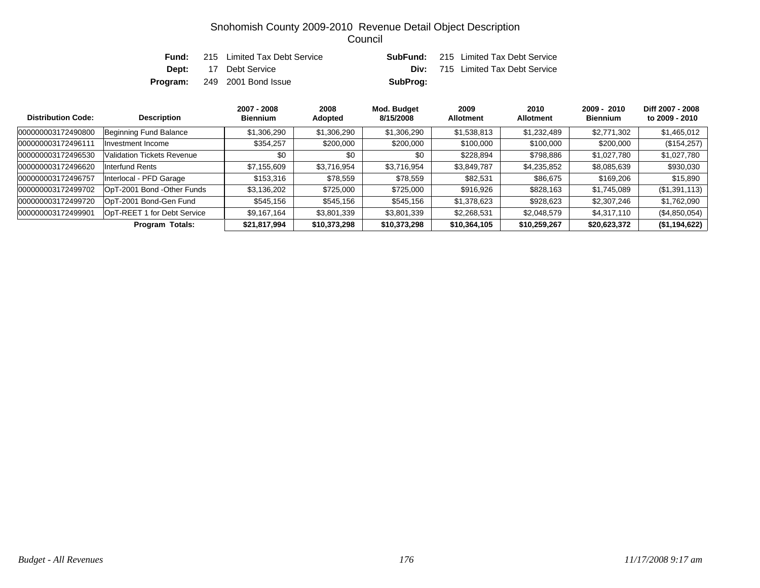# Snohomish County 2009-2010 Revenue Detail Object Description

## Council

**Fund:** 215 Limited Tax Debt Service
**SubFund:** 215 Limited Tax Debt Service
**Dept:** 17 Debt Service
**Div:** 715 Limited Tax Debt Service
**Program:** 249 2001 Bond Issue
**SubProg:**

| Distribution Code: | Description | 2007 - 2008 Biennium | 2008 Adopted | Mod. Budget 8/15/2008 | 2009 Allotment | 2010 Allotment | 2009 - 2010 Biennium | Diff 2007 - 2008 to 2009 - 2010 |
|---|---|---|---|---|---|---|---|---|
| 000000003172490800 | Beginning Fund Balance | $1,306,290 | $1,306,290 | $1,306,290 | $1,538,813 | $1,232,489 | $2,771,302 | $1,465,012 |
| 000000003172496111 | Investment Income | $354,257 | $200,000 | $200,000 | $100,000 | $100,000 | $200,000 | ($154,257) |
| 000000003172496530 | Validation Tickets Revenue | $0 | $0 | $0 | $228,894 | $798,886 | $1,027,780 | $1,027,780 |
| 000000003172496620 | Interfund Rents | $7,155,609 | $3,716,954 | $3,716,954 | $3,849,787 | $4,235,852 | $8,085,639 | $930,030 |
| 000000003172496757 | Interlocal - PFD Garage | $153,316 | $78,559 | $78,559 | $82,531 | $86,675 | $169,206 | $15,890 |
| 000000003172499702 | OpT-2001 Bond -Other Funds | $3,136,202 | $725,000 | $725,000 | $916,926 | $828,163 | $1,745,089 | ($1,391,113) |
| 000000003172499720 | OpT-2001 Bond-Gen Fund | $545,156 | $545,156 | $545,156 | $1,378,623 | $928,623 | $2,307,246 | $1,762,090 |
| 000000003172499901 | OpT-REET 1 for Debt Service | $9,167,164 | $3,801,339 | $3,801,339 | $2,268,531 | $2,048,579 | $4,317,110 | ($4,850,054) |
| | **Program Totals:** | **$21,817,994** | **$10,373,298** | **$10,373,298** | **$10,364,105** | **$10,259,267** | **$20,623,372** | **($1,194,622)** |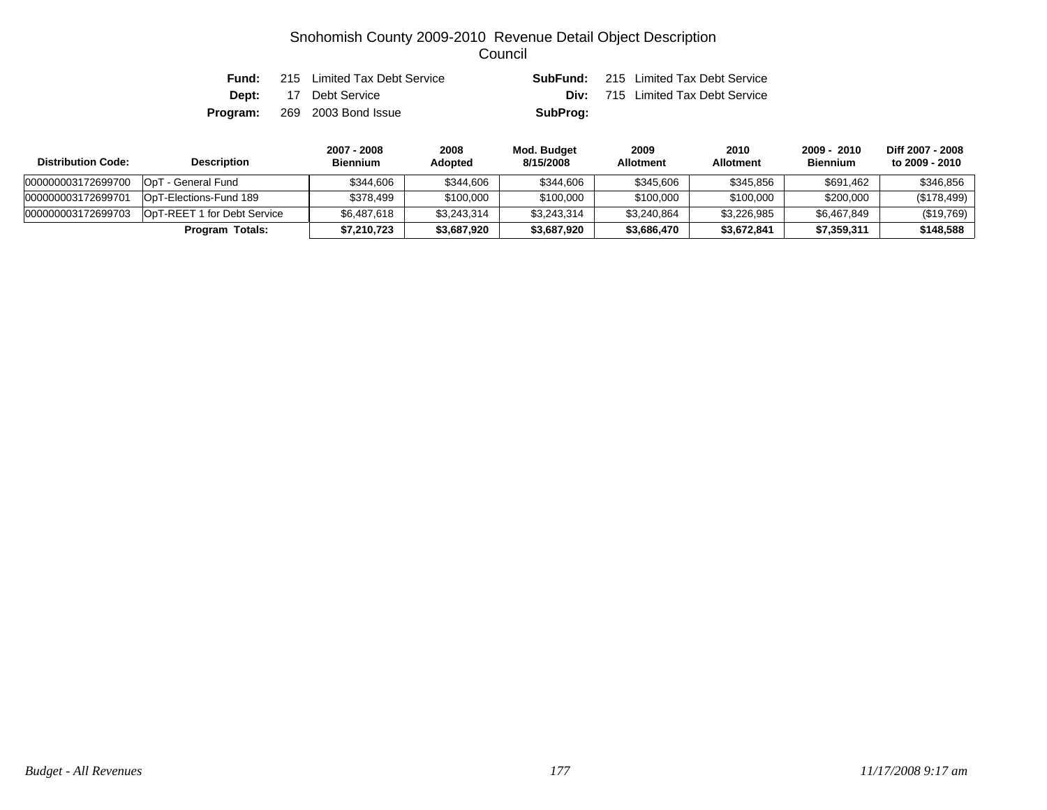# Snohomish County 2009-2010 Revenue Detail Object Description
## Council

**Fund:** 215 Limited Tax Debt Service **SubFund:** 215 Limited Tax Debt Service
**Dept:** 17 Debt Service **Div:** 715 Limited Tax Debt Service
**Program:** 269 2003 Bond Issue **SubProg:**

| Distribution Code: | Description | 2007 - 2008 Biennium | 2008 Adopted | Mod. Budget 8/15/2008 | 2009 Allotment | 2010 Allotment | 2009 - 2010 Biennium | Diff 2007 - 2008 to 2009 - 2010 |
|---|---|---|---|---|---|---|---|---|
| 000000003172699700 | OpT - General Fund | $344,606 | $344,606 | $344,606 | $345,606 | $345,856 | $691,462 | $346,856 |
| 000000003172699701 | OpT-Elections-Fund 189 | $378,499 | $100,000 | $100,000 | $100,000 | $100,000 | $200,000 | ($178,499) |
| 000000003172699703 | OpT-REET 1 for Debt Service | $6,487,618 | $3,243,314 | $3,243,314 | $3,240,864 | $3,226,985 | $6,467,849 | ($19,769) |
| | **Program Totals:** | **$7,210,723** | **$3,687,920** | **$3,687,920** | **$3,686,470** | **$3,672,841** | **$7,359,311** | **$148,588** |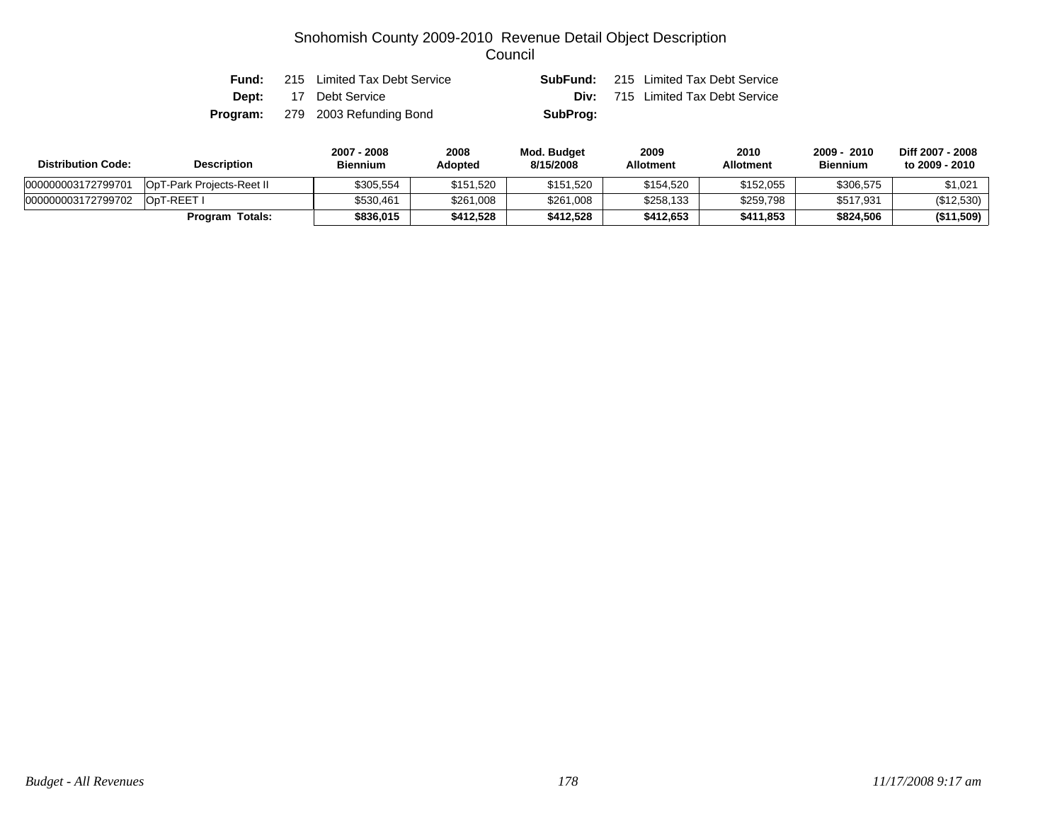# Snohomish County 2009-2010 Revenue Detail Object Description

## Council

**Fund:** 215 Limited Tax Debt Service  
**SubFund:** 215 Limited Tax Debt Service  
**Dept:** 17 Debt Service  
**Div:** 715 Limited Tax Debt Service  
**Program:** 279 2003 Refunding Bond  
**SubProg:**

| Distribution Code: | Description | 2007 - 2008 Biennium | 2008 Adopted | Mod. Budget 8/15/2008 | 2009 Allotment | 2010 Allotment | 2009 - 2010 Biennium | Diff 2007 - 2008 to 2009 - 2010 |
|---|---|---|---|---|---|---|---|---|
| 000000003172799701 | OpT-Park Projects-Reet II | $305,554 | $151,520 | $151,520 | $154,520 | $152,055 | $306,575 | $1,021 |
| 000000003172799702 | OpT-REET I | $530,461 | $261,008 | $261,008 | $258,133 | $259,798 | $517,931 | ($12,530) |
| | **Program Totals:** | **$836,015** | **$412,528** | **$412,528** | **$412,653** | **$411,853** | **$824,506** | **($11,509)** |

*Budget - All Revenues* *11/17/2008 9:17 am*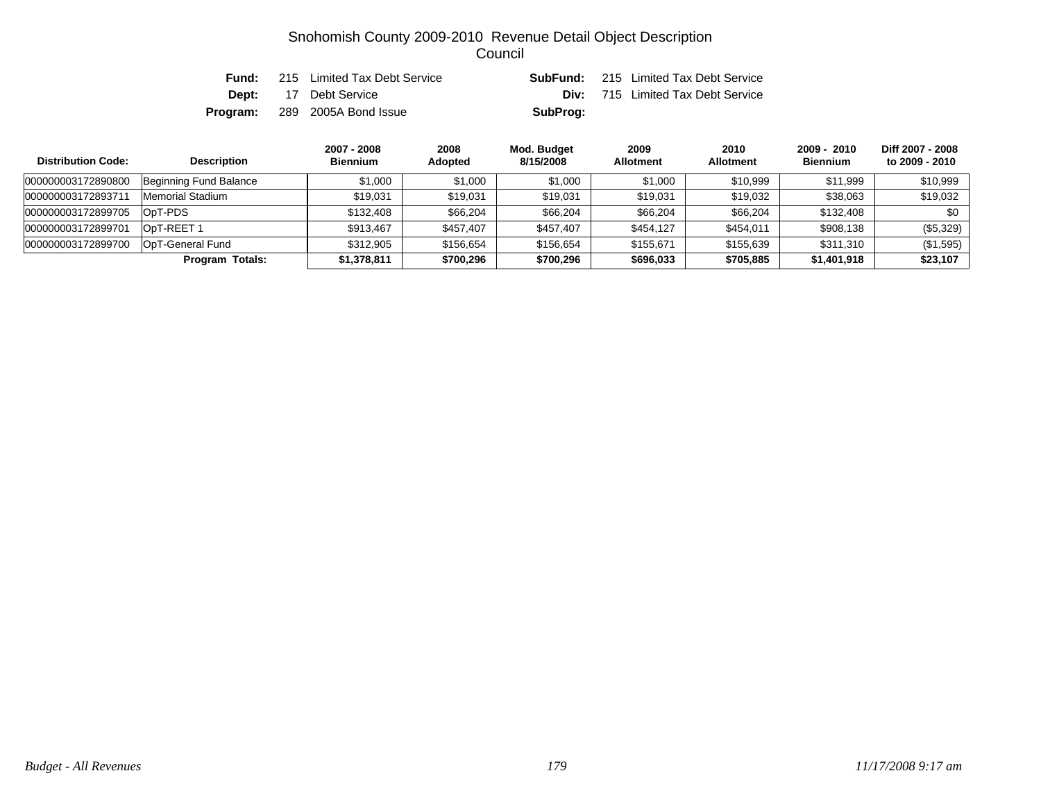# Snohomish County 2009-2010 Revenue Detail Object Description

## Council

| | | | |
|---|---|---|---|
| **Fund:** | 215 Limited Tax Debt Service | **SubFund:** | 215 Limited Tax Debt Service |
| **Dept:** | 17 Debt Service | **Div:** | 715 Limited Tax Debt Service |
| **Program:** | 289 2005A Bond Issue | **SubProg:** | |

| Distribution Code: | Description | 2007 - 2008 Biennium | 2008 Adopted | Mod. Budget 8/15/2008 | 2009 Allotment | 2010 Allotment | 2009 - 2010 Biennium | Diff 2007 - 2008 to 2009 - 2010 |
|---|---|---|---|---|---|---|---|---|
| 000000003172890800 | Beginning Fund Balance | $1,000 | $1,000 | $1,000 | $1,000 | $10,999 | $11,999 | $10,999 |
| 000000003172893711 | Memorial Stadium | $19,031 | $19,031 | $19,031 | $19,031 | $19,032 | $38,063 | $19,032 |
| 000000003172899705 | OpT-PDS | $132,408 | $66,204 | $66,204 | $66,204 | $66,204 | $132,408 | $0 |
| 000000003172899701 | OpT-REET 1 | $913,467 | $457,407 | $457,407 | $454,127 | $454,011 | $908,138 | ($5,329) |
| 000000003172899700 | OpT-General Fund | $312,905 | $156,654 | $156,654 | $155,671 | $155,639 | $311,310 | ($1,595) |
| **Program Totals:** | | **$1,378,811** | **$700,296** | **$700,296** | **$696,033** | **$705,885** | **$1,401,918** | **$23,107** |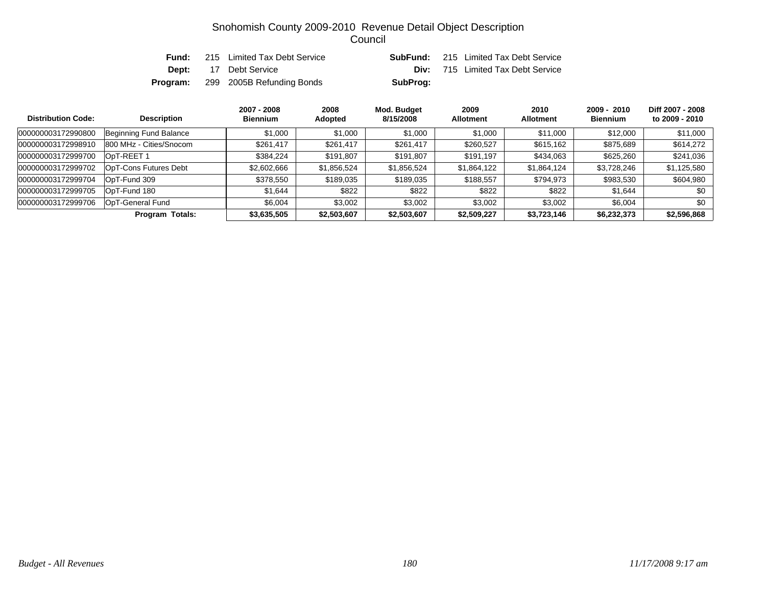# Snohomish County 2009-2010 Revenue Detail Object Description
## Council

**Fund:** 215 Limited Tax Debt Service **SubFund:** 215 Limited Tax Debt Service

**Dept:** 17 Debt Service **Div:** 715 Limited Tax Debt Service

**Program:** 299 2005B Refunding Bonds **SubProg:**

| Distribution Code: | Description | 2007 - 2008 Biennium | 2008 Adopted | Mod. Budget 8/15/2008 | 2009 Allotment | 2010 Allotment | 2009 - 2010 Biennium | Diff 2007 - 2008 to 2009 - 2010 |
|---|---|---|---|---|---|---|---|---|
| 000000003172990800 | Beginning Fund Balance | $1,000 | $1,000 | $1,000 | $1,000 | $11,000 | $12,000 | $11,000 |
| 000000003172998910 | 800 MHz - Cities/Snocom | $261,417 | $261,417 | $261,417 | $260,527 | $615,162 | $875,689 | $614,272 |
| 000000003172999700 | OpT-REET 1 | $384,224 | $191,807 | $191,807 | $191,197 | $434,063 | $625,260 | $241,036 |
| 000000003172999702 | OpT-Cons Futures Debt | $2,602,666 | $1,856,524 | $1,856,524 | $1,864,122 | $1,864,124 | $3,728,246 | $1,125,580 |
| 000000003172999704 | OpT-Fund 309 | $378,550 | $189,035 | $189,035 | $188,557 | $794,973 | $983,530 | $604,980 |
| 000000003172999705 | OpT-Fund 180 | $1,644 | $822 | $822 | $822 | $822 | $1,644 | $0 |
| 000000003172999706 | OpT-General Fund | $6,004 | $3,002 | $3,002 | $3,002 | $3,002 | $6,004 | $0 |
| | **Program Totals:** | **$3,635,505** | **$2,503,607** | **$2,503,607** | **$2,509,227** | **$3,723,146** | **$6,232,373** | **$2,596,868** |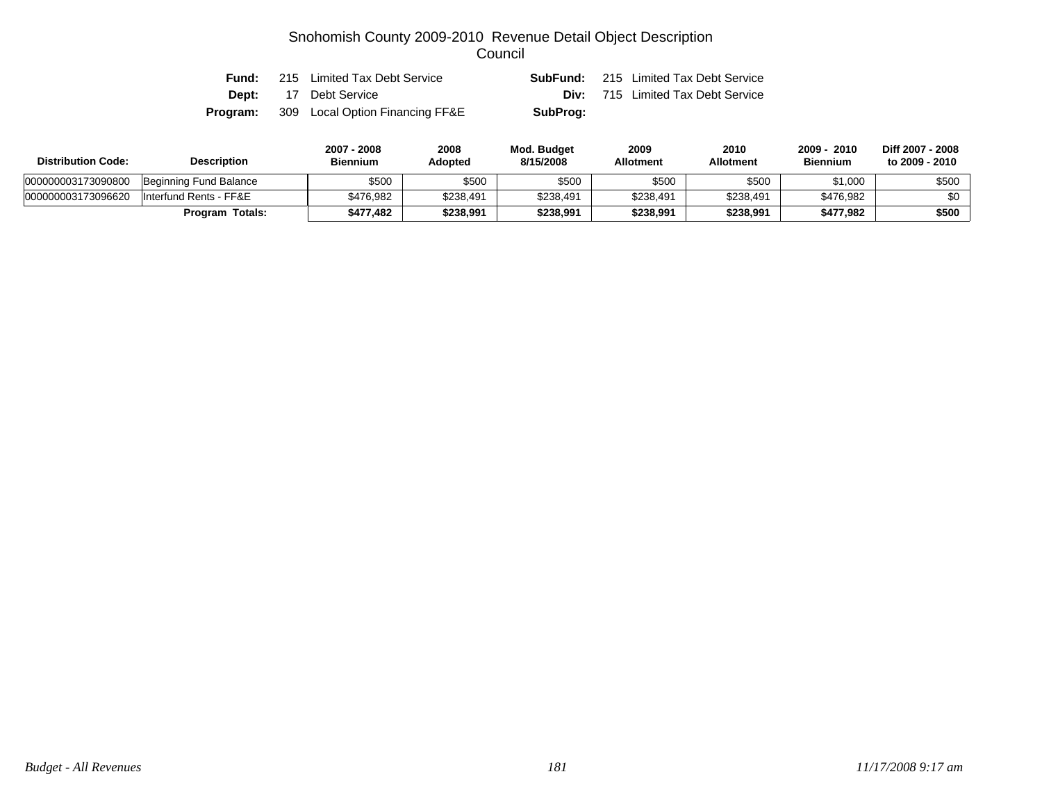# Snohomish County 2009-2010 Revenue Detail Object Description

## Council

**Fund:** 215 Limited Tax Debt Service  **SubFund:** 215 Limited Tax Debt Service
**Dept:** 17 Debt Service  **Div:** 715 Limited Tax Debt Service
**Program:** 309 Local Option Financing FF&E  **SubProg:**

| Distribution Code: | Description | 2007 - 2008 Biennium | 2008 Adopted | Mod. Budget 8/15/2008 | 2009 Allotment | 2010 Allotment | 2009 - 2010 Biennium | Diff 2007 - 2008 to 2009 - 2010 |
|---|---|---|---|---|---|---|---|---|
| 000000003173090800 | Beginning Fund Balance | $500 | $500 | $500 | $500 | $500 | $1,000 | $500 |
| 000000003173096620 | Interfund Rents - FF&E | $476,982 | $238,491 | $238,491 | $238,491 | $238,491 | $476,982 | $0 |
| | **Program Totals:** | **$477,482** | **$238,991** | **$238,991** | **$238,991** | **$238,991** | **$477,982** | **$500** |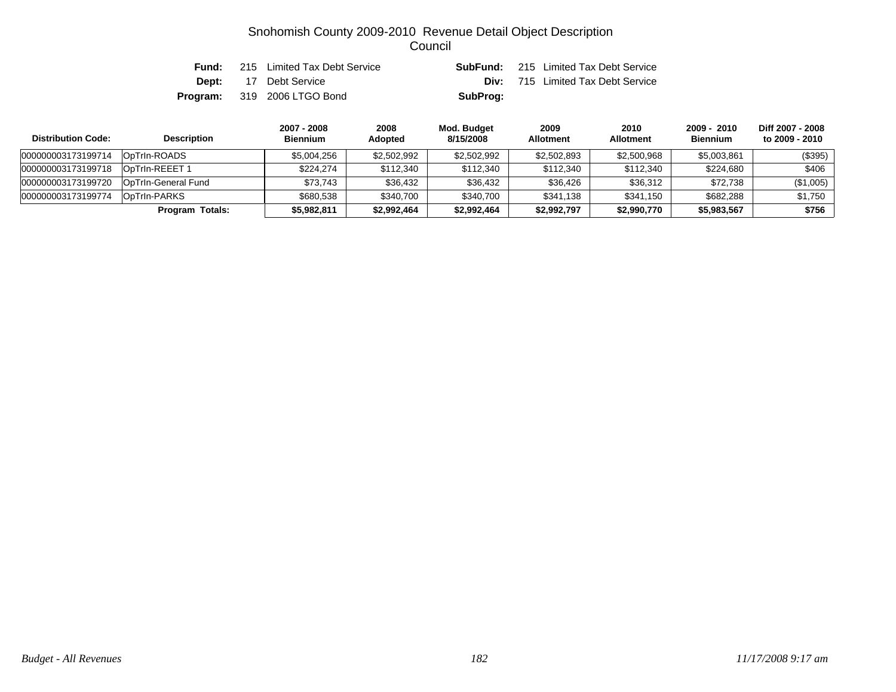# Snohomish County 2009-2010 Revenue Detail Object Description

## Council

**Fund:** 215 Limited Tax Debt Service  
**Dept:** 17 Debt Service  
**Program:** 319 2006 LTGO Bond  
**SubFund:** 215 Limited Tax Debt Service  
**Div:** 715 Limited Tax Debt Service  
**SubProg:**

| Distribution Code: | Description | 2007 - 2008 Biennium | 2008 Adopted | Mod. Budget 8/15/2008 | 2009 Allotment | 2010 Allotment | 2009 - 2010 Biennium | Diff 2007 - 2008 to 2009 - 2010 |
|---|---|---|---|---|---|---|---|---|
| 000000003173199714 | OpTrIn-ROADS | $5,004,256 | $2,502,992 | $2,502,992 | $2,502,893 | $2,500,968 | $5,003,861 | ($395) |
| 000000003173199718 | OpTrIn-REEET 1 | $224,274 | $112,340 | $112,340 | $112,340 | $112,340 | $224,680 | $406 |
| 000000003173199720 | OpTrIn-General Fund | $73,743 | $36,432 | $36,432 | $36,426 | $36,312 | $72,738 | ($1,005) |
| 000000003173199774 | OpTrIn-PARKS | $680,538 | $340,700 | $340,700 | $341,138 | $341,150 | $682,288 | $1,750 |
| | **Program Totals:** | **$5,982,811** | **$2,992,464** | **$2,992,464** | **$2,992,797** | **$2,990,770** | **$5,983,567** | **$756** |

*Budget - All Revenues* *11/17/2008 9:17 am*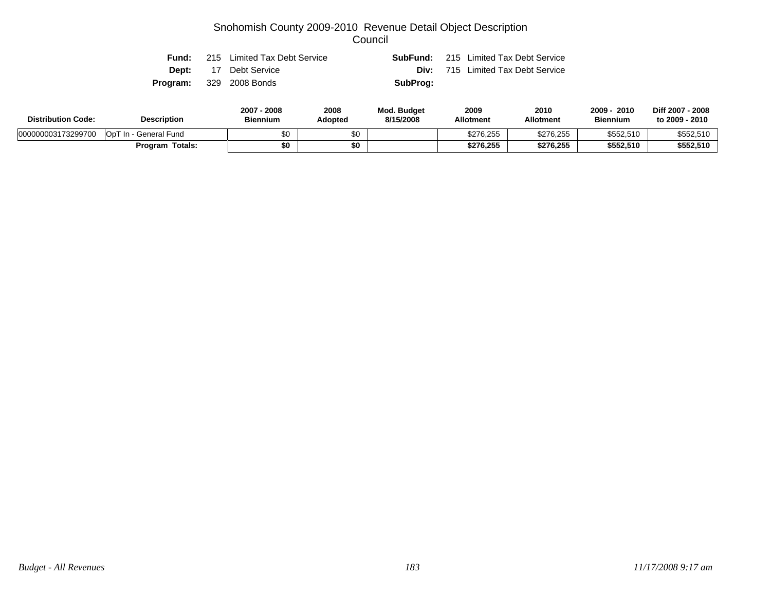# Snohomish County 2009-2010 Revenue Detail Object Description
## Council

| | | | |
|---|---|---|---|
| **Fund:** | 215 Limited Tax Debt Service | **SubFund:** | 215 Limited Tax Debt Service |
| **Dept:** | 17 Debt Service | **Div:** | 715 Limited Tax Debt Service |
| **Program:** | 329 2008 Bonds | **SubProg:** | |

| Distribution Code: | Description | 2007 - 2008 Biennium | 2008 Adopted | Mod. Budget 8/15/2008 | 2009 Allotment | 2010 Allotment | 2009 - 2010 Biennium | Diff 2007 - 2008 to 2009 - 2010 |
|---|---|---|---|---|---|---|---|---|
| 000000003173299700 | OpT In - General Fund | $0 | $0 | | $276,255 | $276,255 | $552,510 | $552,510 |
| | **Program Totals:** | **$0** | **$0** | | **$276,255** | **$276,255** | **$552,510** | **$552,510** |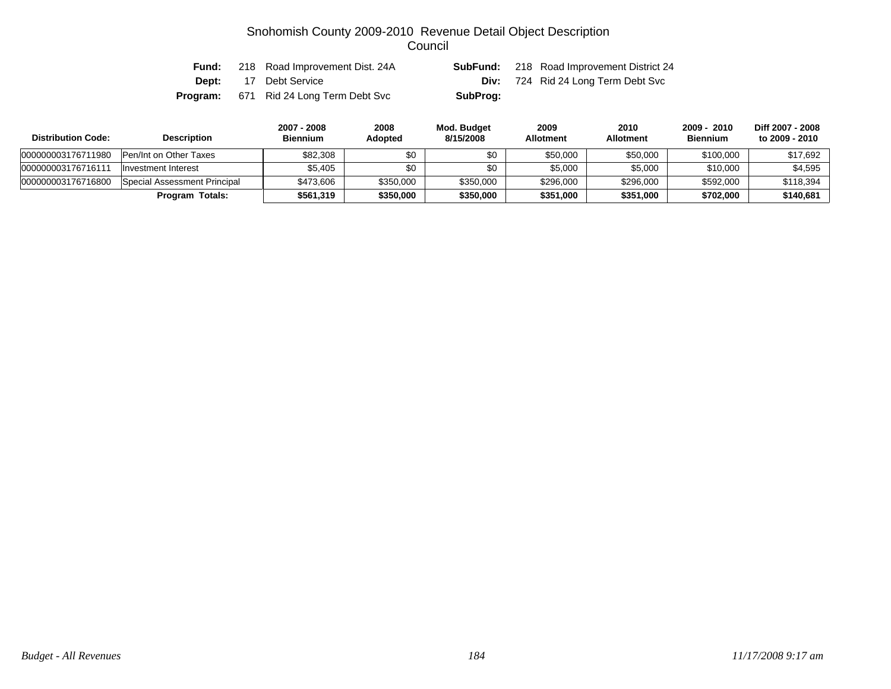# Snohomish County 2009-2010 Revenue Detail Object Description

## Council

**Fund:** 218 Road Improvement Dist. 24A  **SubFund:** 218 Road Improvement District 24

**Dept:** 17 Debt Service  **Div:** 724 Rid 24 Long Term Debt Svc

**Program:** 671 Rid 24 Long Term Debt Svc  **SubProg:**

| Distribution Code: | Description | 2007 - 2008 Biennium | 2008 Adopted | Mod. Budget 8/15/2008 | 2009 Allotment | 2010 Allotment | 2009 - 2010 Biennium | Diff 2007 - 2008 to 2009 - 2010 |
|---|---|---|---|---|---|---|---|---|
| 000000003176711980 | Pen/Int on Other Taxes | $82,308 | $0 | $0 | $50,000 | $50,000 | $100,000 | $17,692 |
| 000000003176716111 | Investment Interest | $5,405 | $0 | $0 | $5,000 | $5,000 | $10,000 | $4,595 |
| 000000003176716800 | Special Assessment Principal | $473,606 | $350,000 | $350,000 | $296,000 | $296,000 | $592,000 | $118,394 |
| | **Program Totals:** | **$561,319** | **$350,000** | **$350,000** | **$351,000** | **$351,000** | **$702,000** | **$140,681** |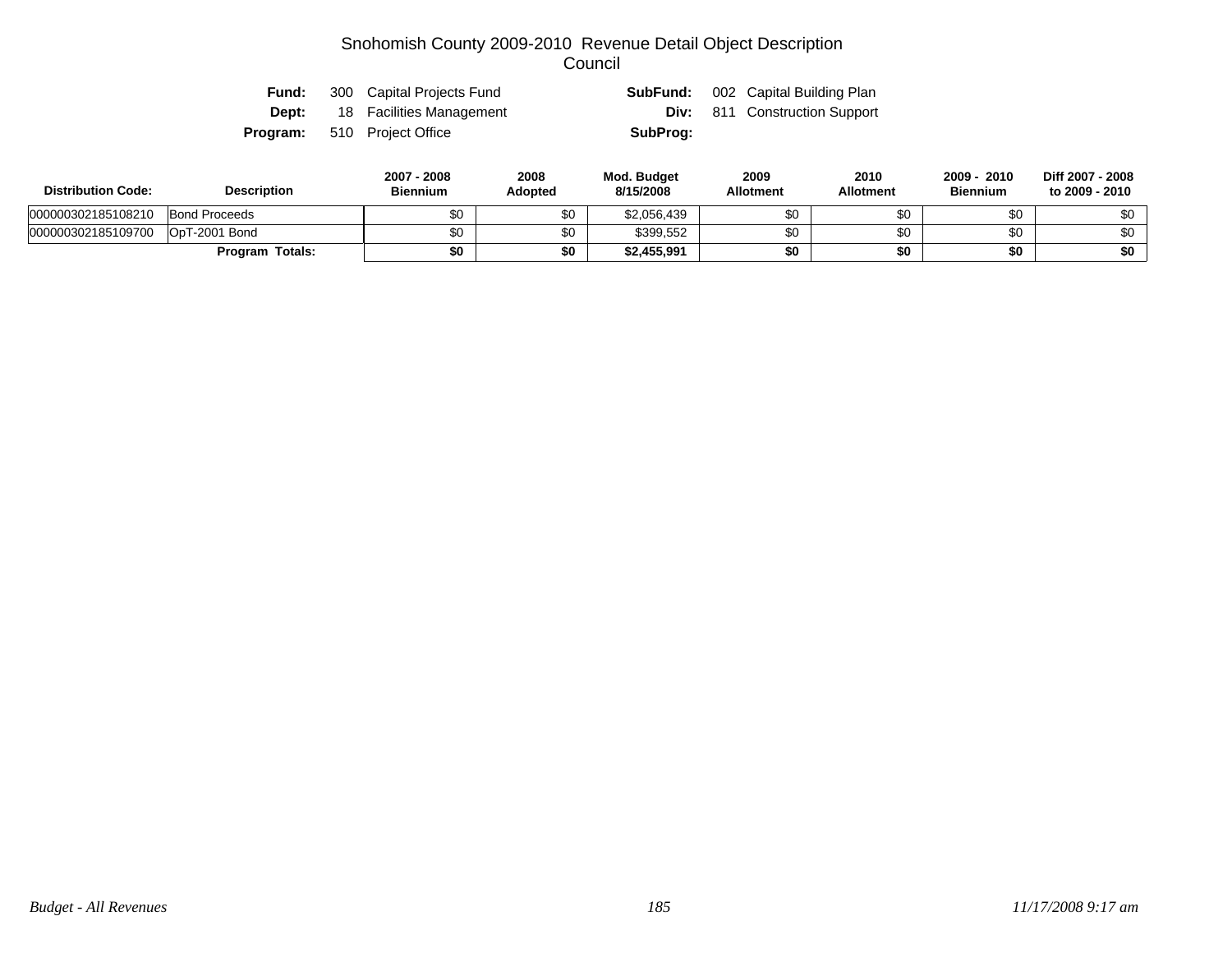# Snohomish County 2009-2010 Revenue Detail Object Description
## Council

**Fund:** 300 Capital Projects Fund **SubFund:** 002 Capital Building Plan
**Dept:** 18 Facilities Management **Div:** 811 Construction Support
**Program:** 510 Project Office **SubProg:**

| Distribution Code: | Description | 2007 - 2008 Biennium | 2008 Adopted | Mod. Budget 8/15/2008 | 2009 Allotment | 2010 Allotment | 2009 - 2010 Biennium | Diff 2007 - 2008 to 2009 - 2010 |
|---|---|---|---|---|---|---|---|---|
| 000000302185108210 | Bond Proceeds | $0 | $0 | $2,056,439 | $0 | $0 | $0 | $0 |
| 000000302185109700 | OpT-2001 Bond | $0 | $0 | $399,552 | $0 | $0 | $0 | $0 |
| | **Program Totals:** | **$0** | **$0** | **$2,455,991** | **$0** | **$0** | **$0** | **$0** |

*Budget - All Revenues* *11/17/2008 9:17 am*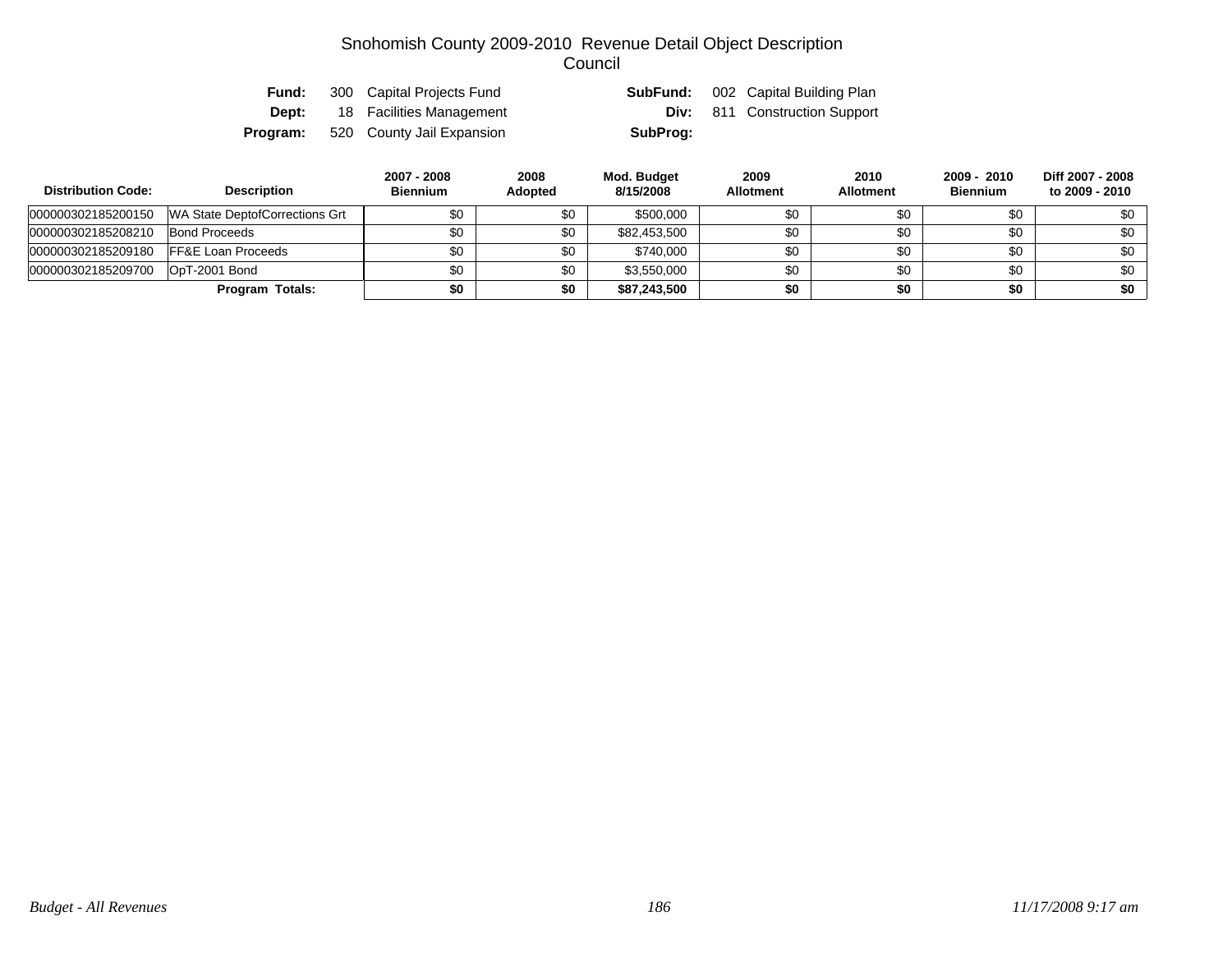# Snohomish County 2009-2010 Revenue Detail Object Description
## Council

**Fund:** 300 Capital Projects Fund
**SubFund:** 002 Capital Building Plan
**Dept:** 18 Facilities Management
**Div:** 811 Construction Support
**Program:** 520 County Jail Expansion
**SubProg:**

| Distribution Code: | Description | 2007 - 2008 Biennium | 2008 Adopted | Mod. Budget 8/15/2008 | 2009 Allotment | 2010 Allotment | 2009 - 2010 Biennium | Diff 2007 - 2008 to 2009 - 2010 |
|---|---|---|---|---|---|---|---|---|
| 000000302185200150 | WA State DeptofCorrections Grt | $0 | $0 | $500,000 | $0 | $0 | $0 | $0 |
| 000000302185208210 | Bond Proceeds | $0 | $0 | $82,453,500 | $0 | $0 | $0 | $0 |
| 000000302185209180 | FF&E Loan Proceeds | $0 | $0 | $740,000 | $0 | $0 | $0 | $0 |
| 000000302185209700 | OpT-2001 Bond | $0 | $0 | $3,550,000 | $0 | $0 | $0 | $0 |
| | **Program Totals:** | **$0** | **$0** | **$87,243,500** | **$0** | **$0** | **$0** | **$0** |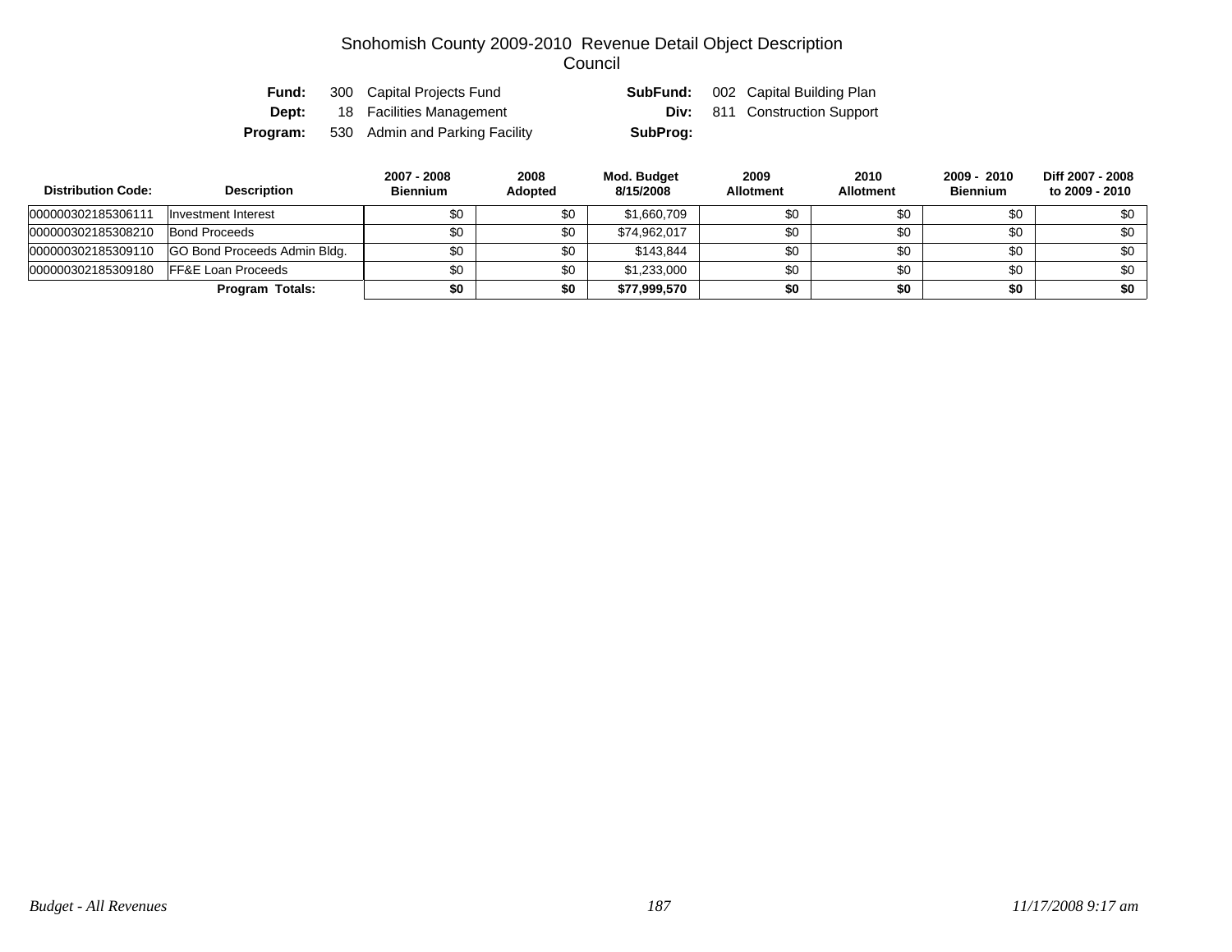# Snohomish County 2009-2010 Revenue Detail Object Description

## Council

| | | | |
|---|---|---|---|
| **Fund:** | 300 Capital Projects Fund | **SubFund:** | 002 Capital Building Plan |
| **Dept:** | 18 Facilities Management | **Div:** | 811 Construction Support |
| **Program:** | 530 Admin and Parking Facility | **SubProg:** | |

| Distribution Code: | Description | 2007 - 2008 Biennium | 2008 Adopted | Mod. Budget 8/15/2008 | 2009 Allotment | 2010 Allotment | 2009 - 2010 Biennium | Diff 2007 - 2008 to 2009 - 2010 |
|---|---|---|---|---|---|---|---|---|
| 000000302185306111 | Investment Interest | $0 | $0 | $1,660,709 | $0 | $0 | $0 | $0 |
| 000000302185308210 | Bond Proceeds | $0 | $0 | $74,962,017 | $0 | $0 | $0 | $0 |
| 000000302185309110 | GO Bond Proceeds Admin Bldg. | $0 | $0 | $143,844 | $0 | $0 | $0 | $0 |
| 000000302185309180 | FF&E Loan Proceeds | $0 | $0 | $1,233,000 | $0 | $0 | $0 | $0 |
| | **Program Totals:** | **$0** | **$0** | **$77,999,570** | **$0** | **$0** | **$0** | **$0** |

*Budget - All Revenues* *11/17/2008 9:17 am*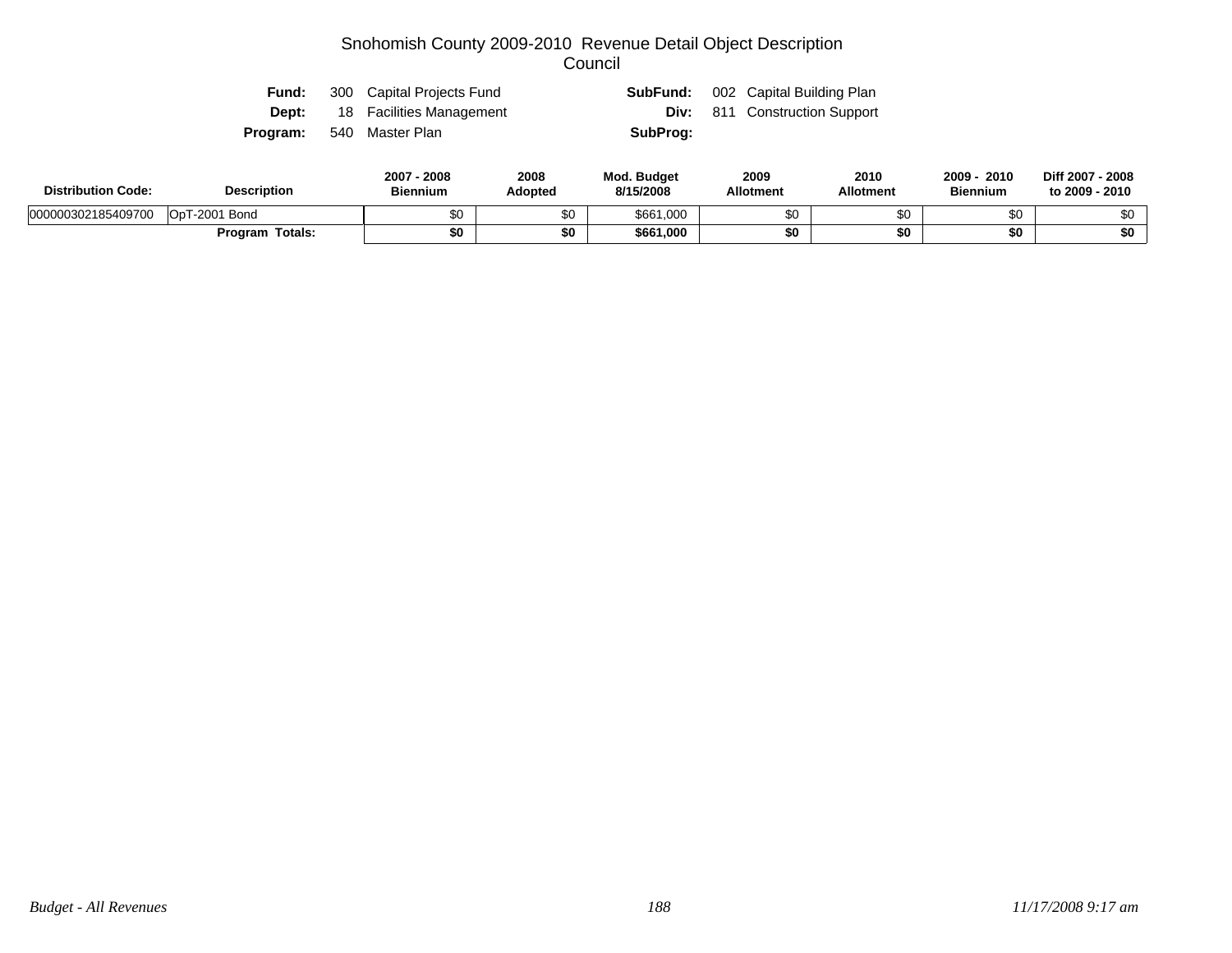# Snohomish County 2009-2010 Revenue Detail Object Description
## Council

**Fund:** 300 Capital Projects Fund  **SubFund:** 002 Capital Building Plan
**Dept:** 18 Facilities Management  **Div:** 811 Construction Support
**Program:** 540 Master Plan  **SubProg:**

| Distribution Code: | Description | 2007 - 2008 Biennium | 2008 Adopted | Mod. Budget 8/15/2008 | 2009 Allotment | 2010 Allotment | 2009 - 2010 Biennium | Diff 2007 - 2008 to 2009 - 2010 |
|---|---|---|---|---|---|---|---|---|
| 000000302185409700 | OpT-2001 Bond | $0 | $0 | $661,000 | $0 | $0 | $0 | $0 |
| | **Program Totals:** | **$0** | **$0** | **$661,000** | **$0** | **$0** | **$0** | **$0** |

*Budget - All Revenues*  *11/17/2008 9:17 am*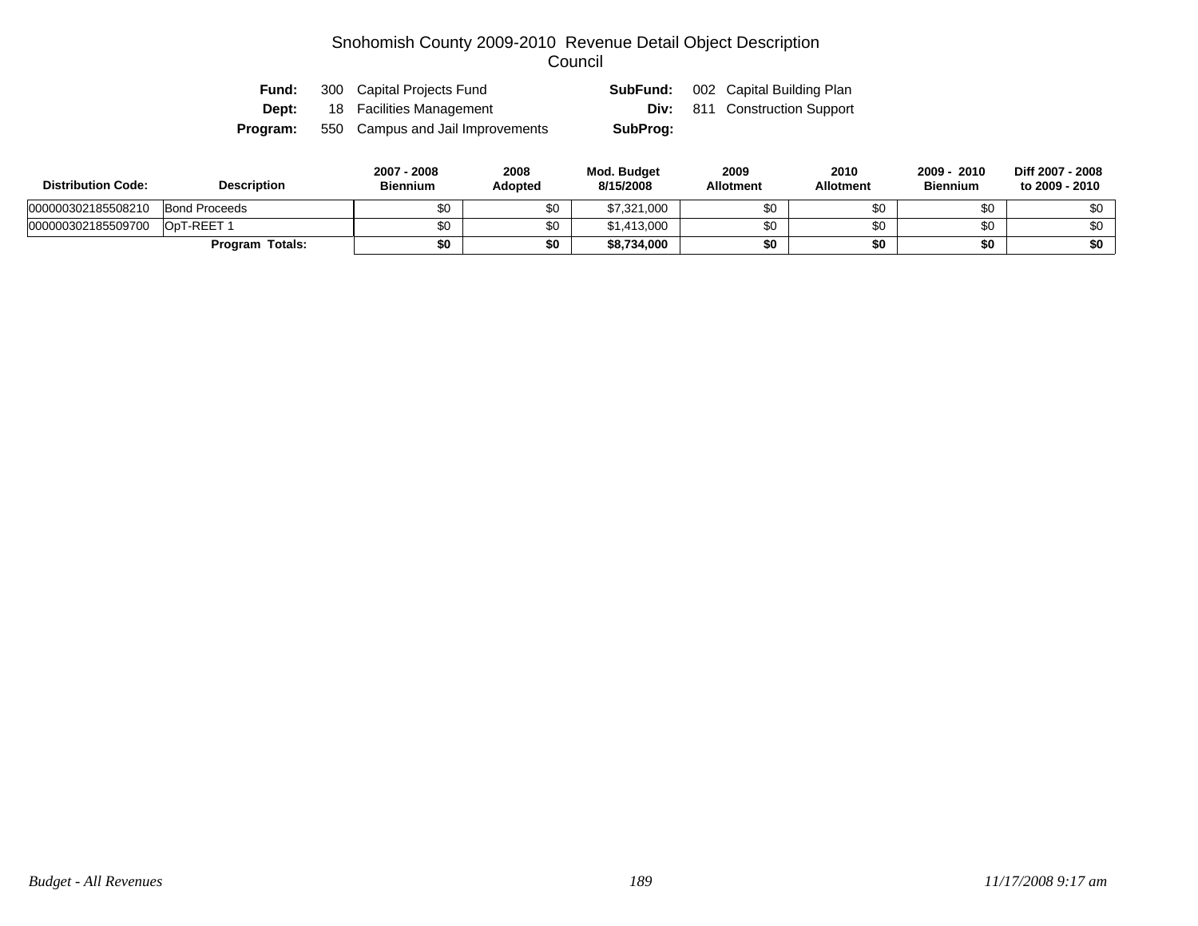# Snohomish County 2009-2010 Revenue Detail Object Description
## Council

**Fund:** 300 Capital Projects Fund **SubFund:** 002 Capital Building Plan
**Dept:** 18 Facilities Management **Div:** 811 Construction Support
**Program:** 550 Campus and Jail Improvements **SubProg:**

| Distribution Code: | Description | 2007 - 2008 Biennium | 2008 Adopted | Mod. Budget 8/15/2008 | 2009 Allotment | 2010 Allotment | 2009 - 2010 Biennium | Diff 2007 - 2008 to 2009 - 2010 |
|---|---|---|---|---|---|---|---|---|
| 000000302185508210 | Bond Proceeds | $0 | $0 | $7,321,000 | $0 | $0 | $0 | $0 |
| 000000302185509700 | OpT-REET 1 | $0 | $0 | $1,413,000 | $0 | $0 | $0 | $0 |
| | **Program Totals:** | **$0** | **$0** | **$8,734,000** | **$0** | **$0** | **$0** | **$0** |

*Budget - All Revenues* *11/17/2008 9:17 am*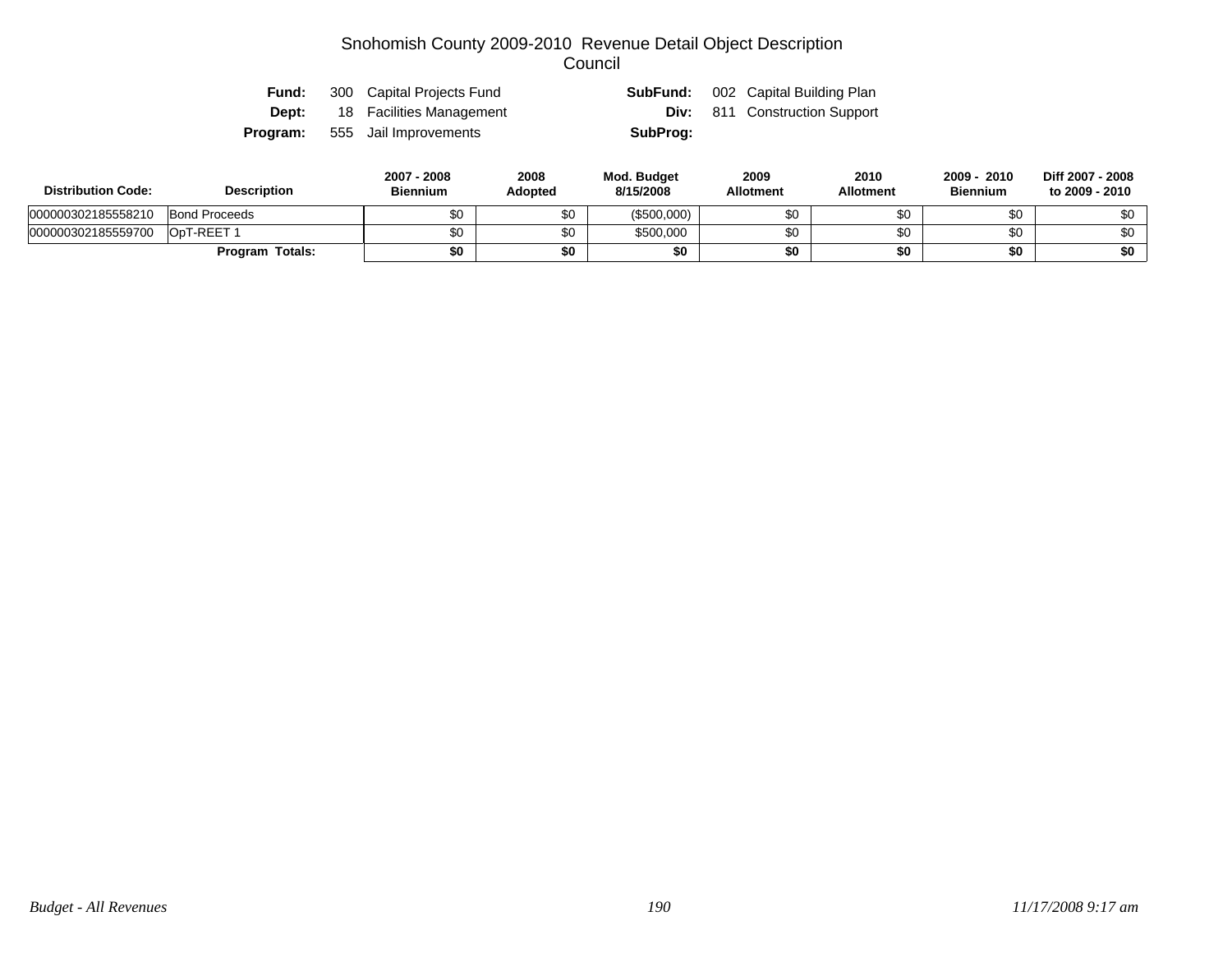# Snohomish County 2009-2010 Revenue Detail Object Description
## Council

**Fund:** 300 Capital Projects Fund  **SubFund:** 002 Capital Building Plan
**Dept:** 18 Facilities Management  **Div:** 811 Construction Support
**Program:** 555 Jail Improvements  **SubProg:**

| Distribution Code: | Description | 2007 - 2008 Biennium | 2008 Adopted | Mod. Budget 8/15/2008 | 2009 Allotment | 2010 Allotment | 2009 - 2010 Biennium | Diff 2007 - 2008 to 2009 - 2010 |
|---|---|---|---|---|---|---|---|---|
| 000000302185558210 | Bond Proceeds | $0 | $0 | ($500,000) | $0 | $0 | $0 | $0 |
| 000000302185559700 | OpT-REET 1 | $0 | $0 | $500,000 | $0 | $0 | $0 | $0 |
| | **Program Totals:** | **$0** | **$0** | **$0** | **$0** | **$0** | **$0** | **$0** |

*Budget - All Revenues* *11/17/2008 9:17 am*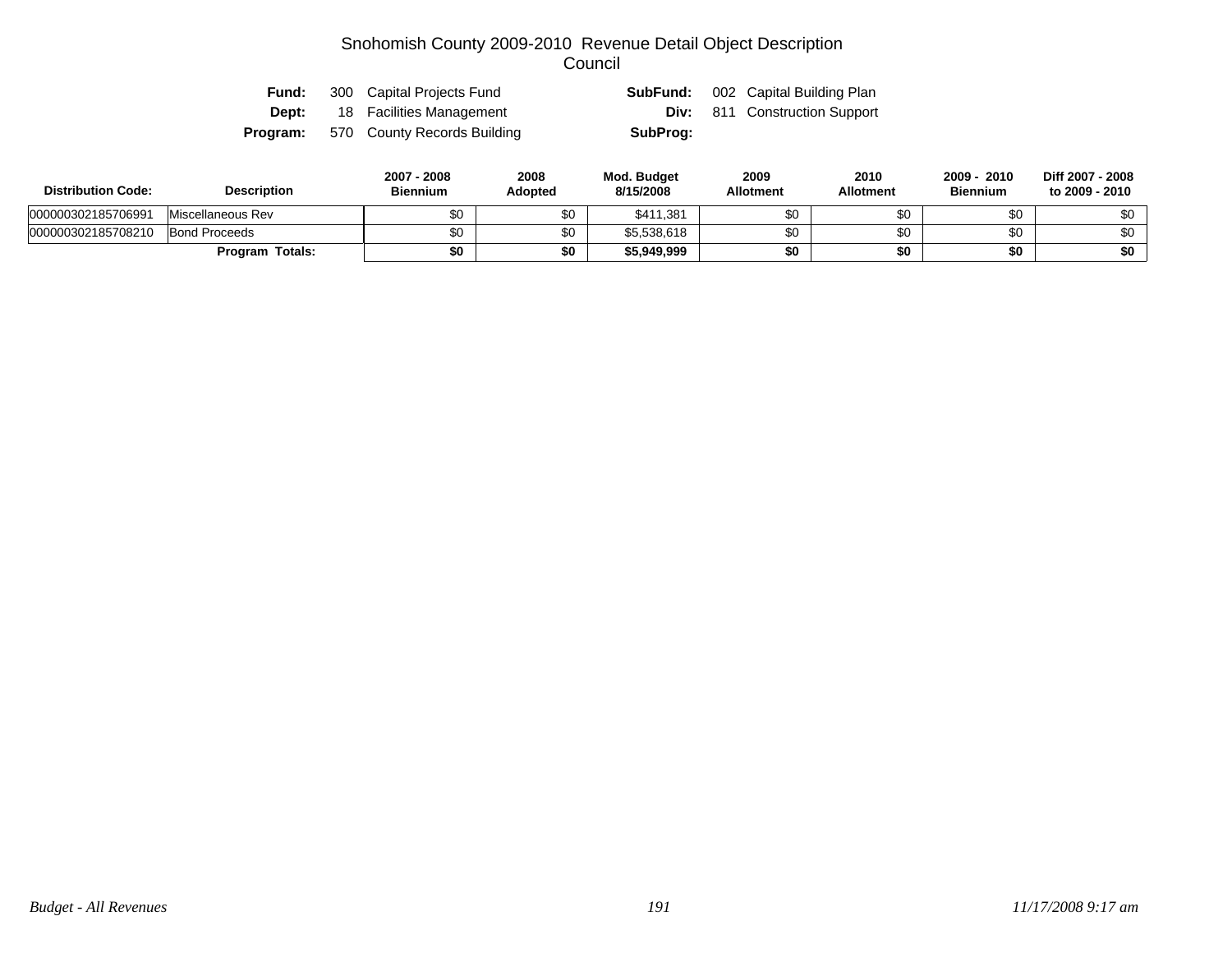# Snohomish County 2009-2010 Revenue Detail Object Description
## Council

**Fund:** 300 Capital Projects Fund **SubFund:** 002 Capital Building Plan
**Dept:** 18 Facilities Management **Div:** 811 Construction Support
**Program:** 570 County Records Building **SubProg:**

| Distribution Code: | Description | 2007 - 2008 Biennium | 2008 Adopted | Mod. Budget 8/15/2008 | 2009 Allotment | 2010 Allotment | 2009 - 2010 Biennium | Diff 2007 - 2008 to 2009 - 2010 |
|---|---|---|---|---|---|---|---|---|
| 000000302185706991 | Miscellaneous Rev | $0 | $0 | $411,381 | $0 | $0 | $0 | $0 |
| 000000302185708210 | Bond Proceeds | $0 | $0 | $5,538,618 | $0 | $0 | $0 | $0 |
| | **Program Totals:** | **$0** | **$0** | **$5,949,999** | **$0** | **$0** | **$0** | **$0** |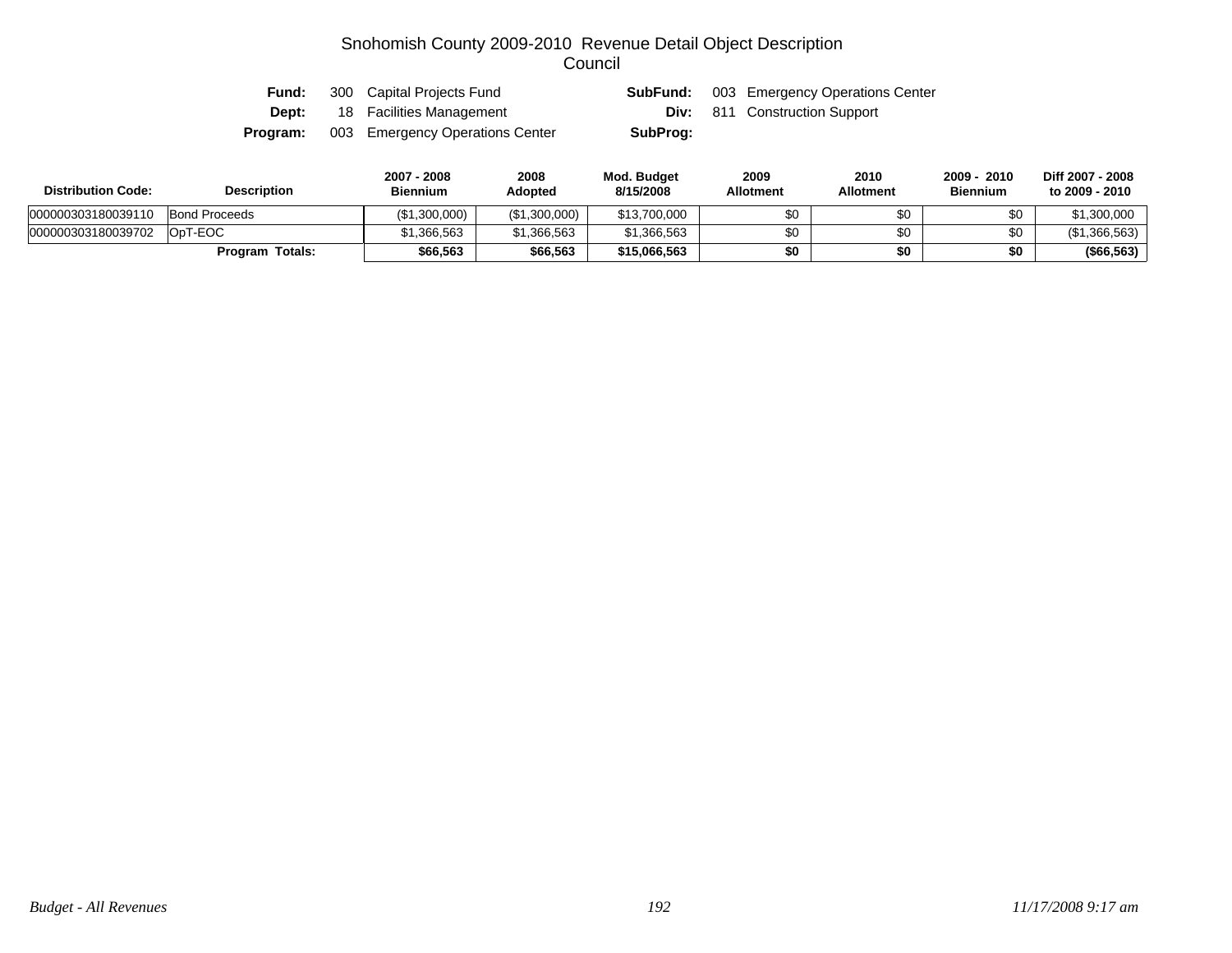# Snohomish County 2009-2010 Revenue Detail Object Description
## Council

| | | | |
|---|---|---|---|
| **Fund:** | 300 Capital Projects Fund | **SubFund:** | 003 Emergency Operations Center |
| **Dept:** | 18 Facilities Management | **Div:** | 811 Construction Support |
| **Program:** | 003 Emergency Operations Center | **SubProg:** | |

| Distribution Code: | Description | 2007 - 2008 Biennium | 2008 Adopted | Mod. Budget 8/15/2008 | 2009 Allotment | 2010 Allotment | 2009 - 2010 Biennium | Diff 2007 - 2008 to 2009 - 2010 |
|---|---|---|---|---|---|---|---|---|
| 000000303180039110 | Bond Proceeds | ($1,300,000) | ($1,300,000) | $13,700,000 | $0 | $0 | $0 | $1,300,000 |
| 000000303180039702 | OpT-EOC | $1,366,563 | $1,366,563 | $1,366,563 | $0 | $0 | $0 | ($1,366,563) |
| | **Program Totals:** | **$66,563** | **$66,563** | **$15,066,563** | **$0** | **$0** | **$0** | **($66,563)** |

*Budget - All Revenues* *11/17/2008 9:17 am*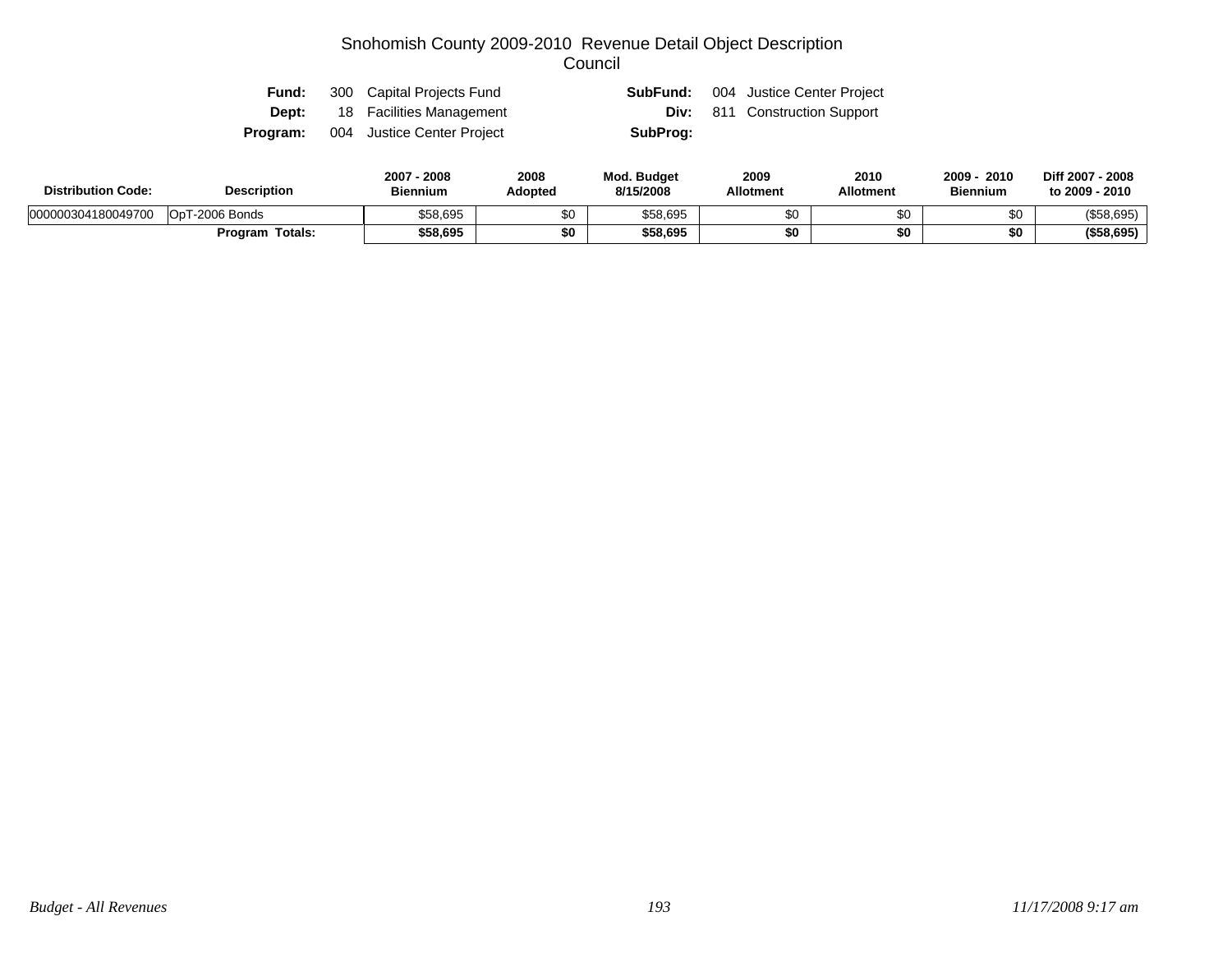# Snohomish County 2009-2010 Revenue Detail Object Description
## Council

| | | | |
|---|---|---|---|
| **Fund:** | 300 Capital Projects Fund | **SubFund:** | 004 Justice Center Project |
| **Dept:** | 18 Facilities Management | **Div:** | 811 Construction Support |
| **Program:** | 004 Justice Center Project | **SubProg:** | |

| Distribution Code: | Description | 2007 - 2008 Biennium | 2008 Adopted | Mod. Budget 8/15/2008 | 2009 Allotment | 2010 Allotment | 2009 - 2010 Biennium | Diff 2007 - 2008 to 2009 - 2010 |
|---|---|---|---|---|---|---|---|---|
| 000000304180049700 | OpT-2006 Bonds | $58,695 | $0 | $58,695 | $0 | $0 | $0 | ($58,695) |
| | **Program Totals:** | **$58,695** | **$0** | **$58,695** | **$0** | **$0** | **$0** | **($58,695)** |

*Budget - All Revenues* *11/17/2008 9:17 am*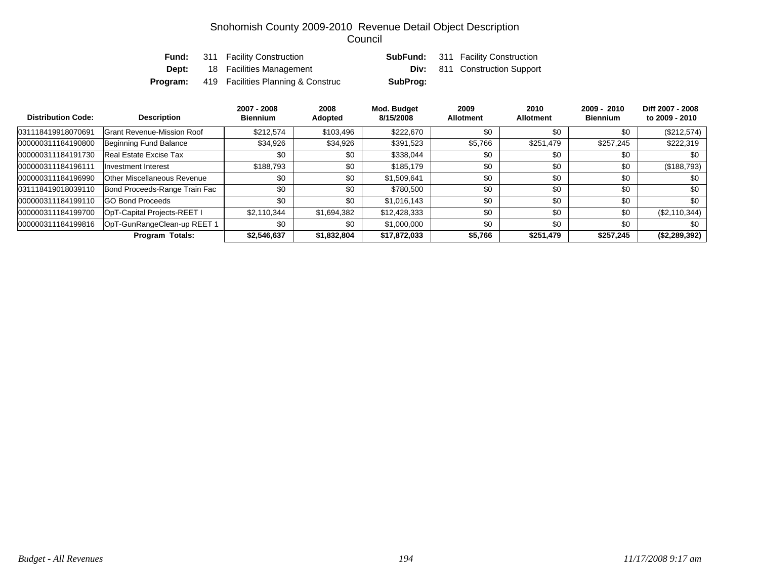# Snohomish County 2009-2010 Revenue Detail Object Description

## Council

| | | | |
|---|---|---|---|
| **Fund:** | 311 Facility Construction | **SubFund:** | 311 Facility Construction |
| **Dept:** | 18 Facilities Management | **Div:** | 811 Construction Support |
| **Program:** | 419 Facilities Planning & Construc | **SubProg:** | |

| Distribution Code: | Description | 2007 - 2008 Biennium | 2008 Adopted | Mod. Budget 8/15/2008 | 2009 Allotment | 2010 Allotment | 2009 - 2010 Biennium | Diff 2007 - 2008 to 2009 - 2010 |
|---|---|---|---|---|---|---|---|---|
| 031118419918070691 | Grant Revenue-Mission Roof | $212,574 | $103,496 | $222,670 | $0 | $0 | $0 | ($212,574) |
| 000000311184190800 | Beginning Fund Balance | $34,926 | $34,926 | $391,523 | $5,766 | $251,479 | $257,245 | $222,319 |
| 000000311184191730 | Real Estate Excise Tax | $0 | $0 | $338,044 | $0 | $0 | $0 | $0 |
| 000000311184196111 | Investment Interest | $188,793 | $0 | $185,179 | $0 | $0 | $0 | ($188,793) |
| 000000311184196990 | Other Miscellaneous Revenue | $0 | $0 | $1,509,641 | $0 | $0 | $0 | $0 |
| 031118419018039110 | Bond Proceeds-Range Train Fac | $0 | $0 | $780,500 | $0 | $0 | $0 | $0 |
| 000000311184199110 | GO Bond Proceeds | $0 | $0 | $1,016,143 | $0 | $0 | $0 | $0 |
| 000000311184199700 | OpT-Capital Projects-REET I | $2,110,344 | $1,694,382 | $12,428,333 | $0 | $0 | $0 | ($2,110,344) |
| 000000311184199816 | OpT-GunRangeClean-up REET 1 | $0 | $0 | $1,000,000 | $0 | $0 | $0 | $0 |
| | **Program Totals:** | **$2,546,637** | **$1,832,804** | **$17,872,033** | **$5,766** | **$251,479** | **$257,245** | **($2,289,392)** |

*Budget - All Revenues* | *11/17/2008 9:17 am*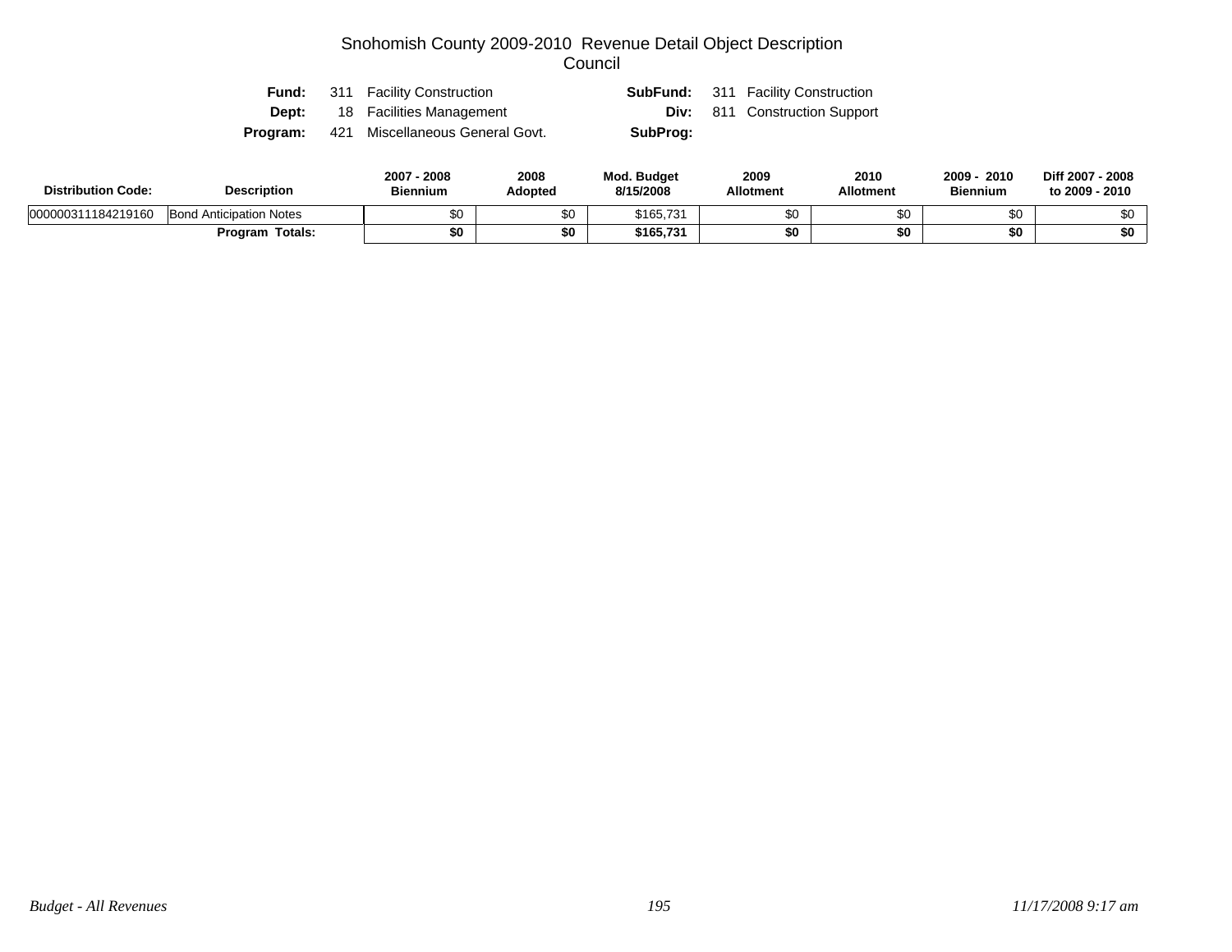# Snohomish County 2009-2010 Revenue Detail Object Description
## Council

**Fund:** 311 Facility Construction **SubFund:** 311 Facility Construction
**Dept:** 18 Facilities Management **Div:** 811 Construction Support
**Program:** 421 Miscellaneous General Govt. **SubProg:**

| Distribution Code: | Description | 2007 - 2008 Biennium | 2008 Adopted | Mod. Budget 8/15/2008 | 2009 Allotment | 2010 Allotment | 2009 - 2010 Biennium | Diff 2007 - 2008 to 2009 - 2010 |
|---|---|---|---|---|---|---|---|---|
| 000000311184219160 | Bond Anticipation Notes | $0 | $0 | $165,731 | $0 | $0 | $0 | $0 |
| | **Program Totals:** | **$0** | **$0** | **$165,731** | **$0** | **$0** | **$0** | **$0** |

*Budget - All Revenues* *11/17/2008 9:17 am*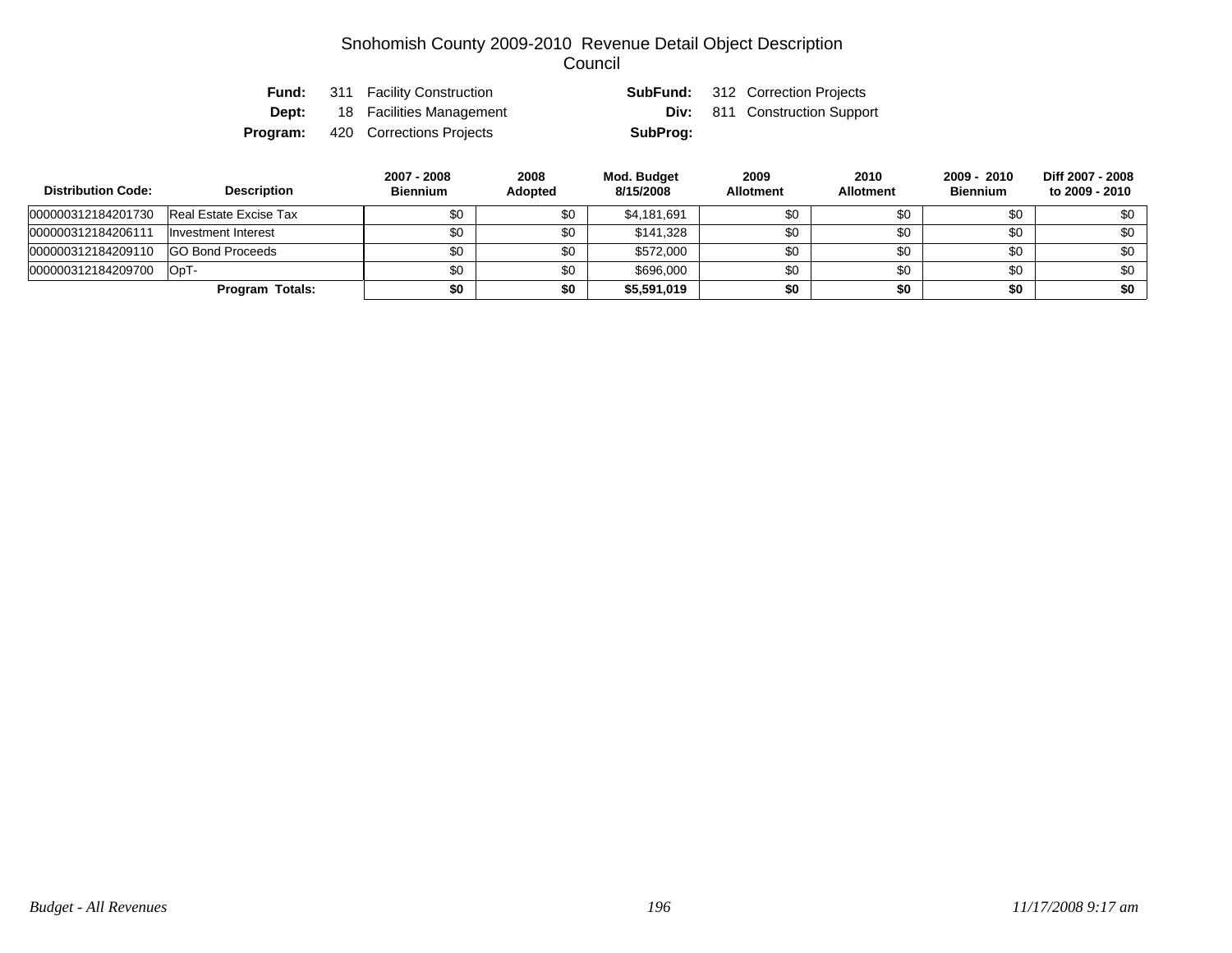# Snohomish County 2009-2010 Revenue Detail Object Description
## Council

**Fund:** 311 Facility Construction
**SubFund:** 312 Correction Projects
**Dept:** 18 Facilities Management
**Div:** 811 Construction Support
**Program:** 420 Corrections Projects
**SubProg:**

| Distribution Code: | Description | 2007 - 2008 Biennium | 2008 Adopted | Mod. Budget 8/15/2008 | 2009 Allotment | 2010 Allotment | 2009 - 2010 Biennium | Diff 2007 - 2008 to 2009 - 2010 |
|---|---|---|---|---|---|---|---|---|
| 000000312184201730 | Real Estate Excise Tax | $0 | $0 | $4,181,691 | $0 | $0 | $0 | $0 |
| 000000312184206111 | Investment Interest | $0 | $0 | $141,328 | $0 | $0 | $0 | $0 |
| 000000312184209110 | GO Bond Proceeds | $0 | $0 | $572,000 | $0 | $0 | $0 | $0 |
| 000000312184209700 | OpT- | $0 | $0 | $696,000 | $0 | $0 | $0 | $0 |
| | **Program Totals:** | **$0** | **$0** | **$5,591,019** | **$0** | **$0** | **$0** | **$0** |

*Budget - All Revenues* *11/17/2008 9:17 am*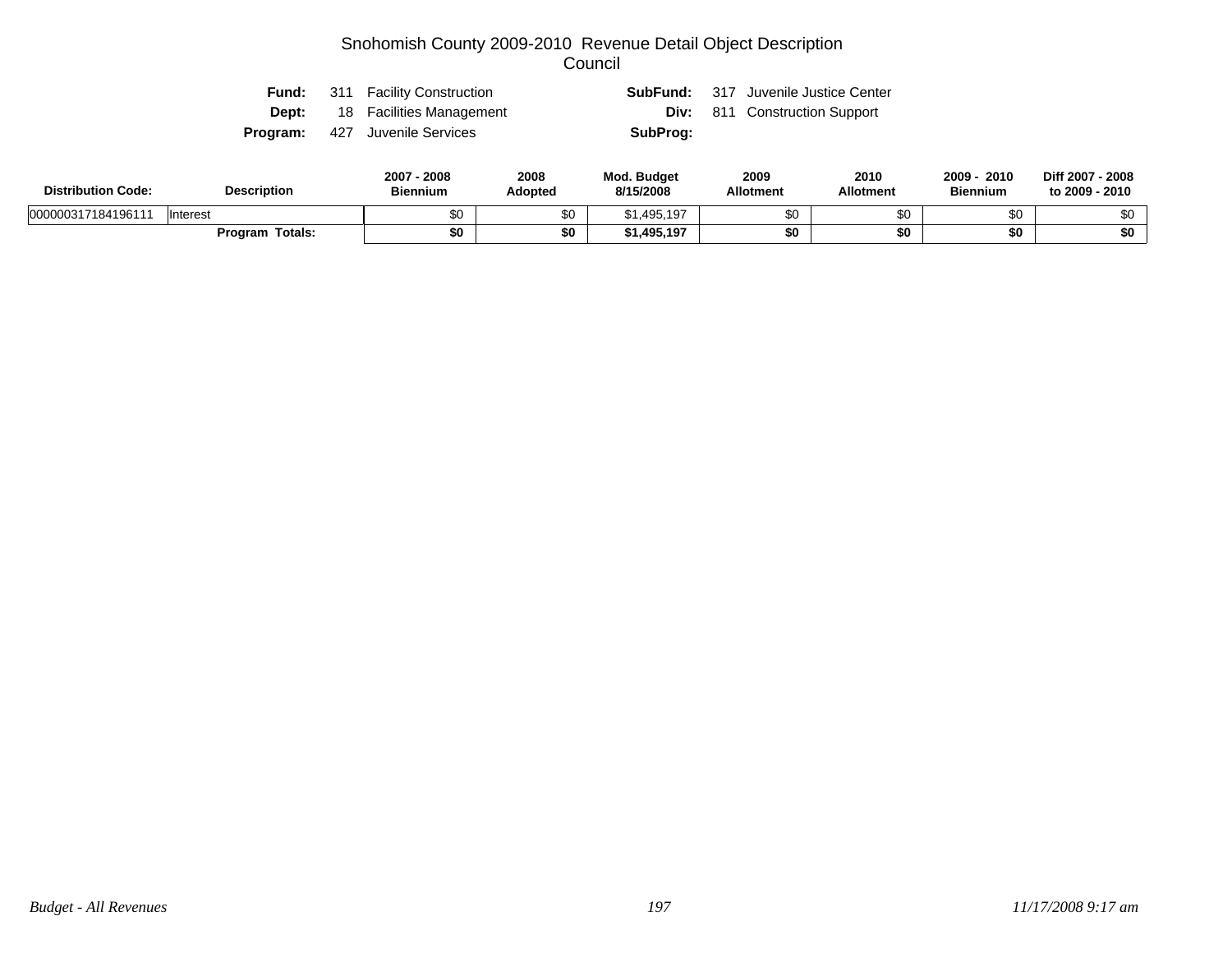# Snohomish County 2009-2010 Revenue Detail Object Description

## Council

| | | | |
|---|---|---|---|
| **Fund:** | 311 Facility Construction | **SubFund:** | 317 Juvenile Justice Center |
| **Dept:** | 18 Facilities Management | **Div:** | 811 Construction Support |
| **Program:** | 427 Juvenile Services | **SubProg:** | |

| Distribution Code: | Description | 2007 - 2008 Biennium | 2008 Adopted | Mod. Budget 8/15/2008 | 2009 Allotment | 2010 Allotment | 2009 - 2010 Biennium | Diff 2007 - 2008 to 2009 - 2010 |
|---|---|---|---|---|---|---|---|---|
| 000000317184196111 | Interest | $0 | $0 | $1,495,197 | $0 | $0 | $0 | $0 |
| | **Program Totals:** | **$0** | **$0** | **$1,495,197** | **$0** | **$0** | **$0** | **$0** |

*Budget - All Revenues* *11/17/2008 9:17 am*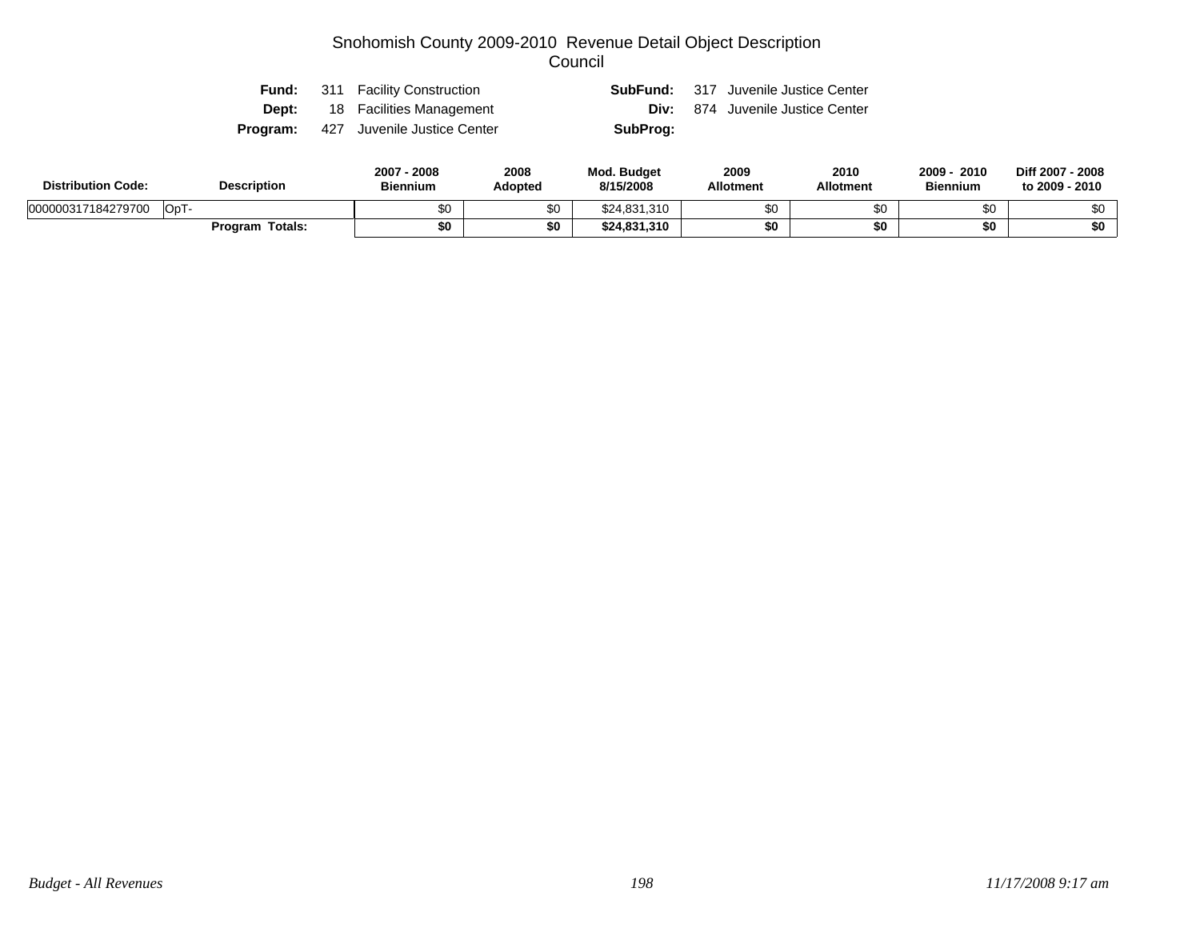# Snohomish County 2009-2010 Revenue Detail Object Description

## Council

| | | | |
|---|---|---|---|
| **Fund:** | 311 Facility Construction | **SubFund:** | 317 Juvenile Justice Center |
| **Dept:** | 18 Facilities Management | **Div:** | 874 Juvenile Justice Center |
| **Program:** | 427 Juvenile Justice Center | **SubProg:** | |

| Distribution Code: | Description | 2007 - 2008 Biennium | 2008 Adopted | Mod. Budget 8/15/2008 | 2009 Allotment | 2010 Allotment | 2009 - 2010 Biennium | Diff 2007 - 2008 to 2009 - 2010 |
|---|---|---|---|---|---|---|---|---|
| 000000317184279700 | OpT- | $0 | $0 | $24,831,310 | $0 | $0 | $0 | $0 |
| | **Program Totals:** | **$0** | **$0** | **$24,831,310** | **$0** | **$0** | **$0** | **$0** |

*Budget - All Revenues* — *11/17/2008 9:17 am*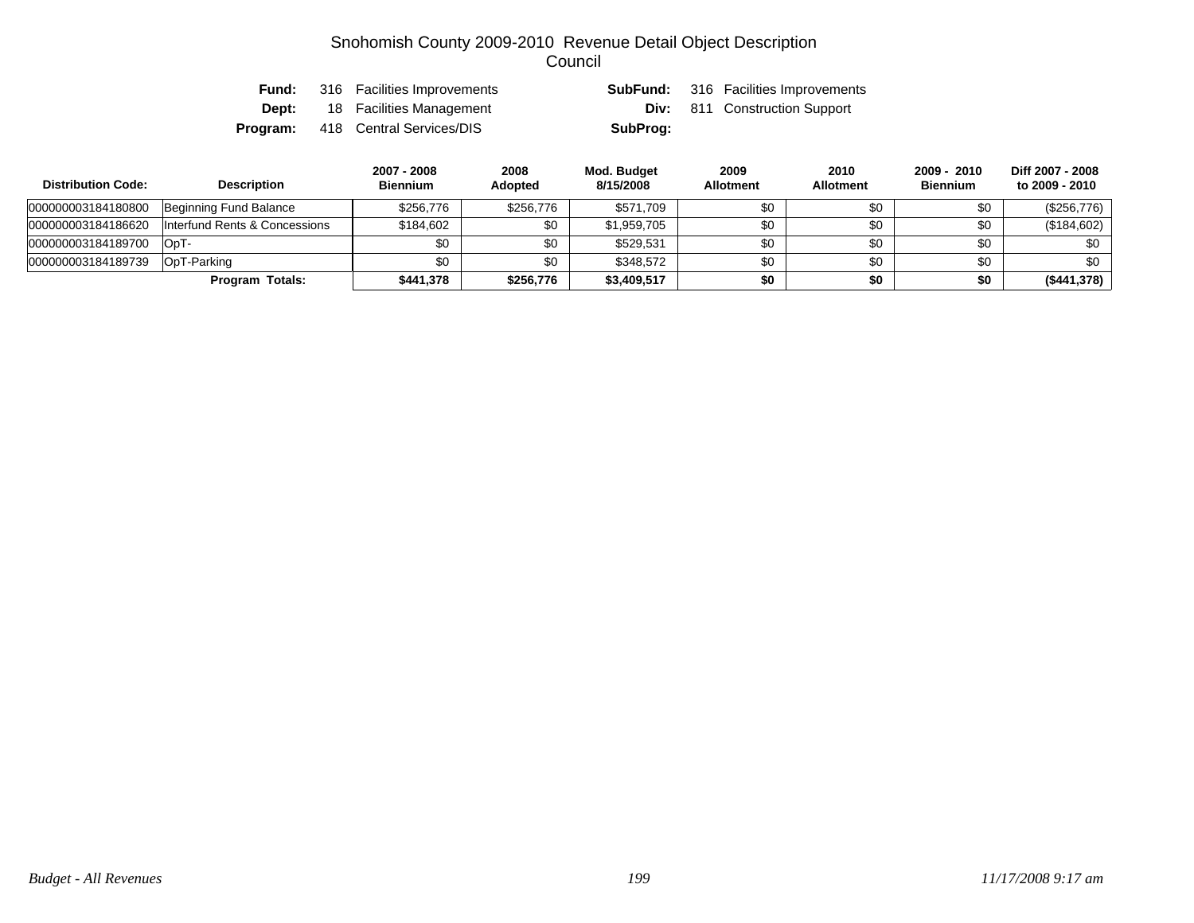# Snohomish County 2009-2010 Revenue Detail Object Description
## Council

| | | | |
|---|---|---|---|
| **Fund:** | 316 Facilities Improvements | **SubFund:** | 316 Facilities Improvements |
| **Dept:** | 18 Facilities Management | **Div:** | 811 Construction Support |
| **Program:** | 418 Central Services/DIS | **SubProg:** | |

| Distribution Code: | Description | 2007 - 2008 Biennium | 2008 Adopted | Mod. Budget 8/15/2008 | 2009 Allotment | 2010 Allotment | 2009 - 2010 Biennium | Diff 2007 - 2008 to 2009 - 2010 |
|---|---|---|---|---|---|---|---|---|
| 000000003184180800 | Beginning Fund Balance | $256,776 | $256,776 | $571,709 | $0 | $0 | $0 | ($256,776) |
| 000000003184186620 | Interfund Rents & Concessions | $184,602 | $0 | $1,959,705 | $0 | $0 | $0 | ($184,602) |
| 000000003184189700 | OpT- | $0 | $0 | $529,531 | $0 | $0 | $0 | $0 |
| 000000003184189739 | OpT-Parking | $0 | $0 | $348,572 | $0 | $0 | $0 | $0 |
| | **Program Totals:** | **$441,378** | **$256,776** | **$3,409,517** | **$0** | **$0** | **$0** | **($441,378)** |

*Budget - All Revenues* *11/17/2008 9:17 am*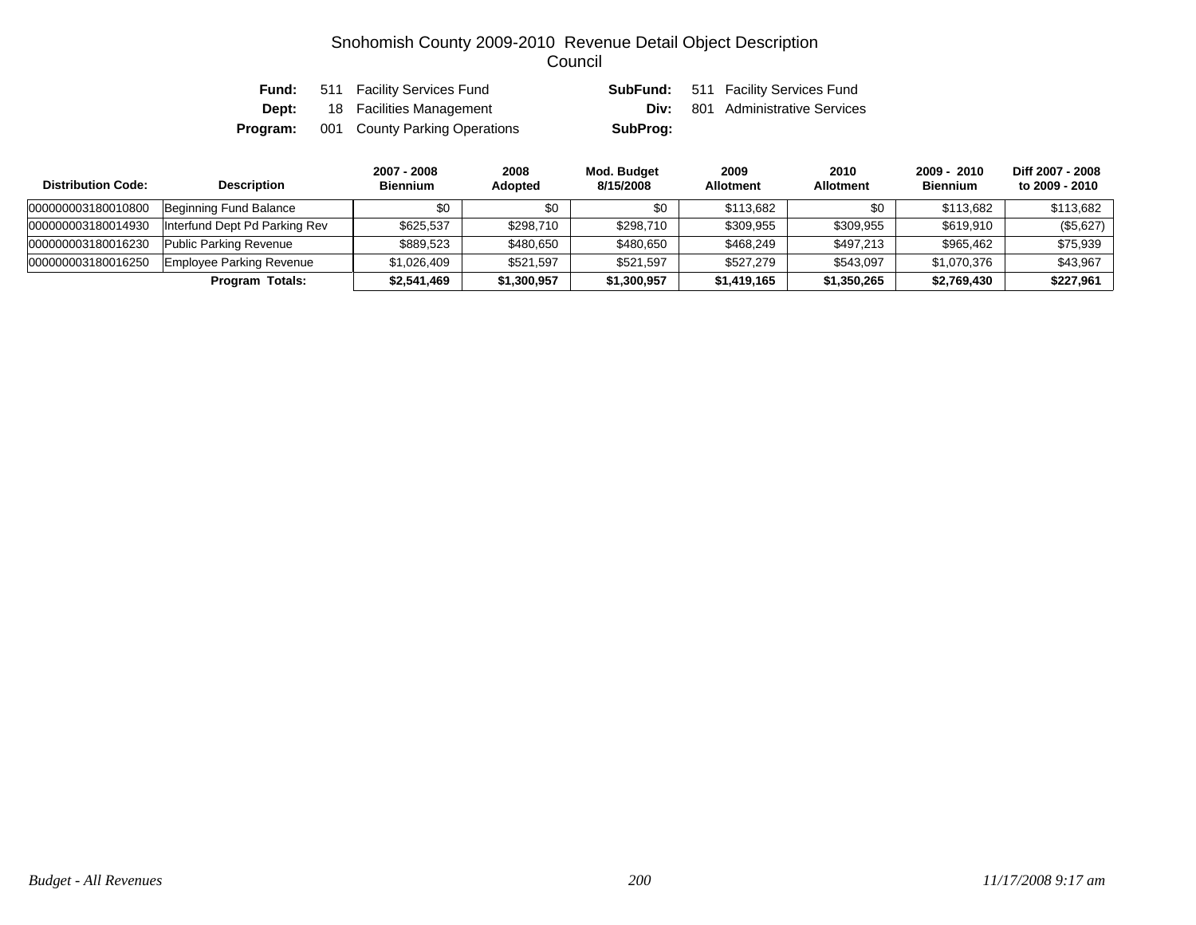# Snohomish County 2009-2010 Revenue Detail Object Description
## Council

**Fund:** 511 Facility Services Fund **SubFund:** 511 Facility Services Fund
**Dept:** 18 Facilities Management **Div:** 801 Administrative Services
**Program:** 001 County Parking Operations **SubProg:**

| Distribution Code: | Description | 2007 - 2008 Biennium | 2008 Adopted | Mod. Budget 8/15/2008 | 2009 Allotment | 2010 Allotment | 2009 - 2010 Biennium | Diff 2007 - 2008 to 2009 - 2010 |
|---|---|---|---|---|---|---|---|---|
| 000000003180010800 | Beginning Fund Balance | $0 | $0 | $0 | $113,682 | $0 | $113,682 | $113,682 |
| 000000003180014930 | Interfund Dept Pd Parking Rev | $625,537 | $298,710 | $298,710 | $309,955 | $309,955 | $619,910 | ($5,627) |
| 000000003180016230 | Public Parking Revenue | $889,523 | $480,650 | $480,650 | $468,249 | $497,213 | $965,462 | $75,939 |
| 000000003180016250 | Employee Parking Revenue | $1,026,409 | $521,597 | $521,597 | $527,279 | $543,097 | $1,070,376 | $43,967 |
| | **Program Totals:** | **$2,541,469** | **$1,300,957** | **$1,300,957** | **$1,419,165** | **$1,350,265** | **$2,769,430** | **$227,961** |

*Budget - All Revenues* *11/17/2008 9:17 am*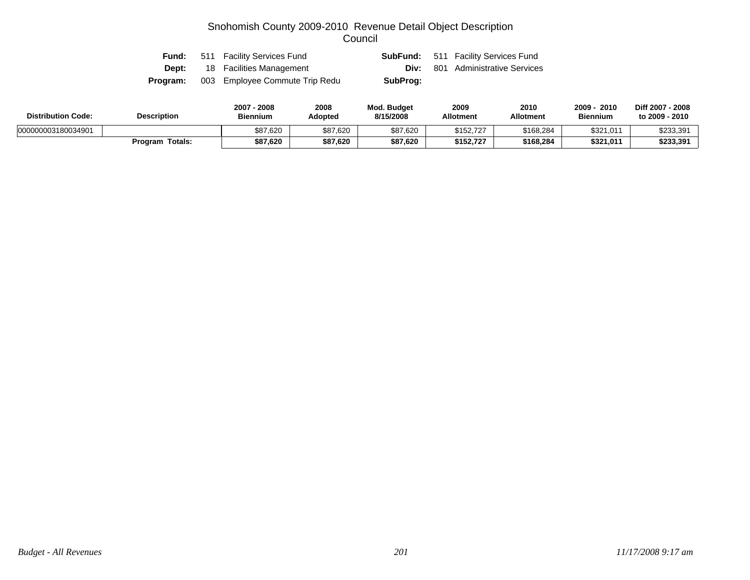# Snohomish County 2009-2010 Revenue Detail Object Description
## Council

**Fund:** 511 Facility Services Fund  **SubFund:** 511 Facility Services Fund
**Dept:** 18 Facilities Management  **Div:** 801 Administrative Services
**Program:** 003 Employee Commute Trip Redu  **SubProg:**

| Distribution Code: | Description | 2007 - 2008 Biennium | 2008 Adopted | Mod. Budget 8/15/2008 | 2009 Allotment | 2010 Allotment | 2009 - 2010 Biennium | Diff 2007 - 2008 to 2009 - 2010 |
|---|---|---|---|---|---|---|---|---|
| 000000003180034901 | | $87,620 | $87,620 | $87,620 | $152,727 | $168,284 | $321,011 | $233,391 |
| | **Program Totals:** | **$87,620** | **$87,620** | **$87,620** | **$152,727** | **$168,284** | **$321,011** | **$233,391** |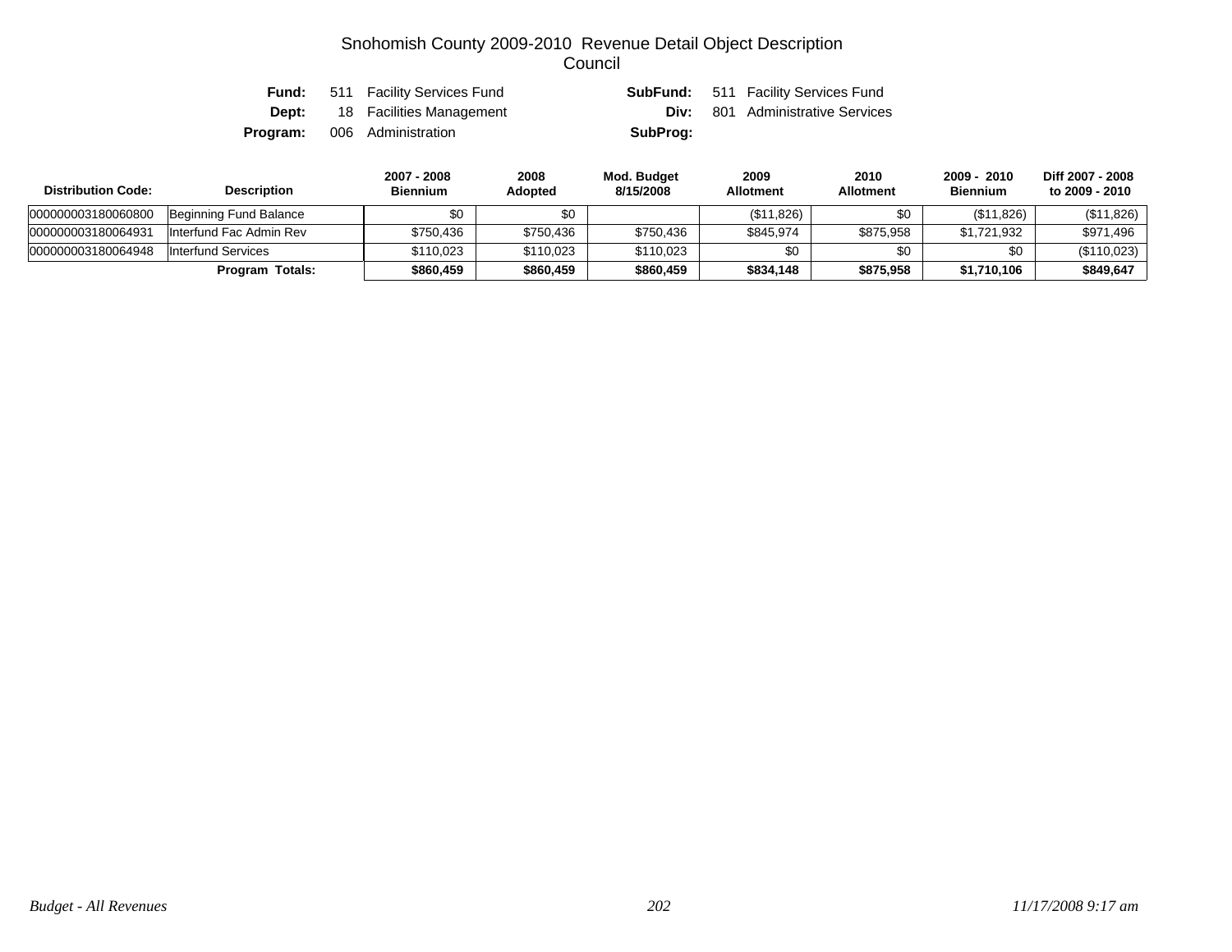# Snohomish County 2009-2010 Revenue Detail Object Description
## Council

| | | | |
|---|---|---|---|
| **Fund:** | 511 Facility Services Fund | **SubFund:** | 511 Facility Services Fund |
| **Dept:** | 18 Facilities Management | **Div:** | 801 Administrative Services |
| **Program:** | 006 Administration | **SubProg:** | |

| Distribution Code: | Description | 2007 - 2008 Biennium | 2008 Adopted | Mod. Budget 8/15/2008 | 2009 Allotment | 2010 Allotment | 2009 - 2010 Biennium | Diff 2007 - 2008 to 2009 - 2010 |
|---|---|---|---|---|---|---|---|---|
| 000000003180060800 | Beginning Fund Balance | $0 | $0 | | ($11,826) | $0 | ($11,826) | ($11,826) |
| 000000003180064931 | Interfund Fac Admin Rev | $750,436 | $750,436 | $750,436 | $845,974 | $875,958 | $1,721,932 | $971,496 |
| 000000003180064948 | Interfund Services | $110,023 | $110,023 | $110,023 | $0 | $0 | $0 | ($110,023) |
| | **Program Totals:** | **$860,459** | **$860,459** | **$860,459** | **$834,148** | **$875,958** | **$1,710,106** | **$849,647** |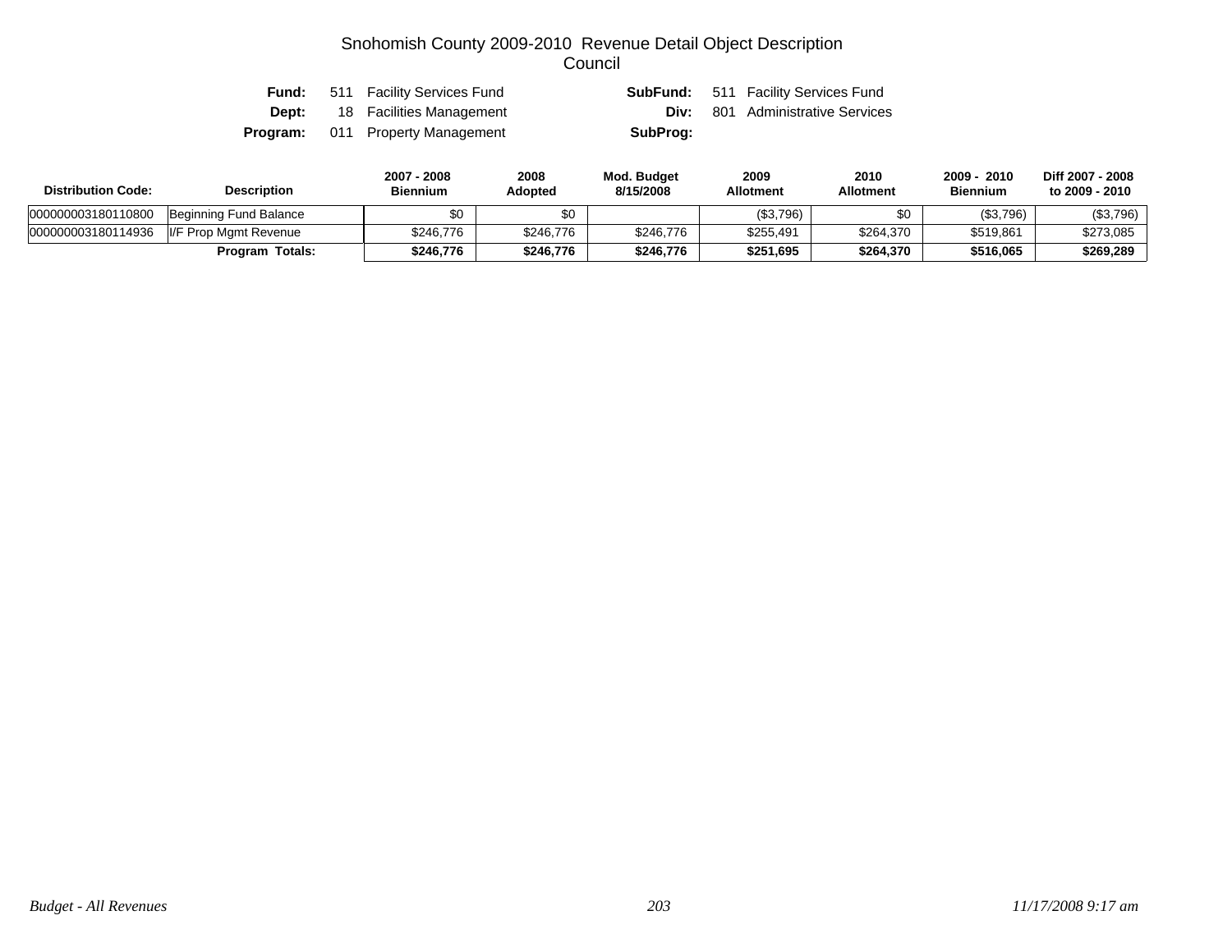# Snohomish County 2009-2010 Revenue Detail Object Description
## Council

**Fund:** 511 Facility Services Fund
**SubFund:** 511 Facility Services Fund
**Dept:** 18 Facilities Management
**Div:** 801 Administrative Services
**Program:** 011 Property Management
**SubProg:**

| Distribution Code: | Description | 2007 - 2008 Biennium | 2008 Adopted | Mod. Budget 8/15/2008 | 2009 Allotment | 2010 Allotment | 2009 - 2010 Biennium | Diff 2007 - 2008 to 2009 - 2010 |
|---|---|---|---|---|---|---|---|---|
| 000000003180110800 | Beginning Fund Balance | $0 | $0 | | ($3,796) | $0 | ($3,796) | ($3,796) |
| 000000003180114936 | I/F Prop Mgmt Revenue | $246,776 | $246,776 | $246,776 | $255,491 | $264,370 | $519,861 | $273,085 |
| | **Program Totals:** | **$246,776** | **$246,776** | **$246,776** | **$251,695** | **$264,370** | **$516,065** | **$269,289** |

*Budget - All Revenues* *11/17/2008 9:17 am*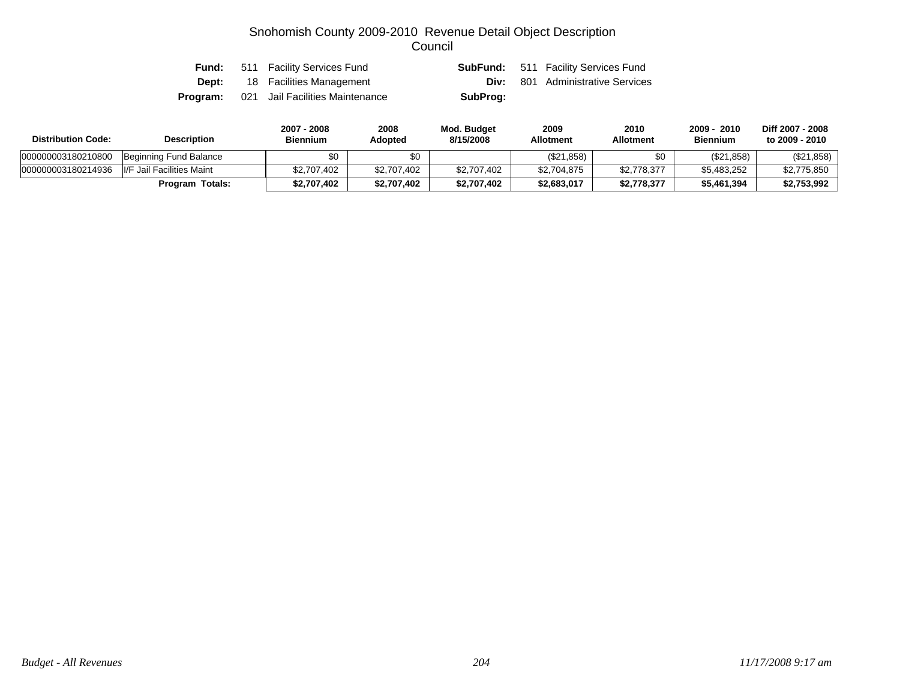# Snohomish County 2009-2010 Revenue Detail Object Description
## Council

**Fund:** 511 Facility Services Fund
**SubFund:** 511 Facility Services Fund
**Dept:** 18 Facilities Management
**Div:** 801 Administrative Services
**Program:** 021 Jail Facilities Maintenance
**SubProg:**

| Distribution Code: | Description | 2007 - 2008 Biennium | 2008 Adopted | Mod. Budget 8/15/2008 | 2009 Allotment | 2010 Allotment | 2009 - 2010 Biennium | Diff 2007 - 2008 to 2009 - 2010 |
|---|---|---|---|---|---|---|---|---|
| 000000003180210800 | Beginning Fund Balance | $0 | $0 | | ($21,858) | $0 | ($21,858) | ($21,858) |
| 000000003180214936 | I/F Jail Facilities Maint | $2,707,402 | $2,707,402 | $2,707,402 | $2,704,875 | $2,778,377 | $5,483,252 | $2,775,850 |
| | **Program Totals:** | **$2,707,402** | **$2,707,402** | **$2,707,402** | **$2,683,017** | **$2,778,377** | **$5,461,394** | **$2,753,992** |

*Budget - All Revenues* *11/17/2008 9:17 am*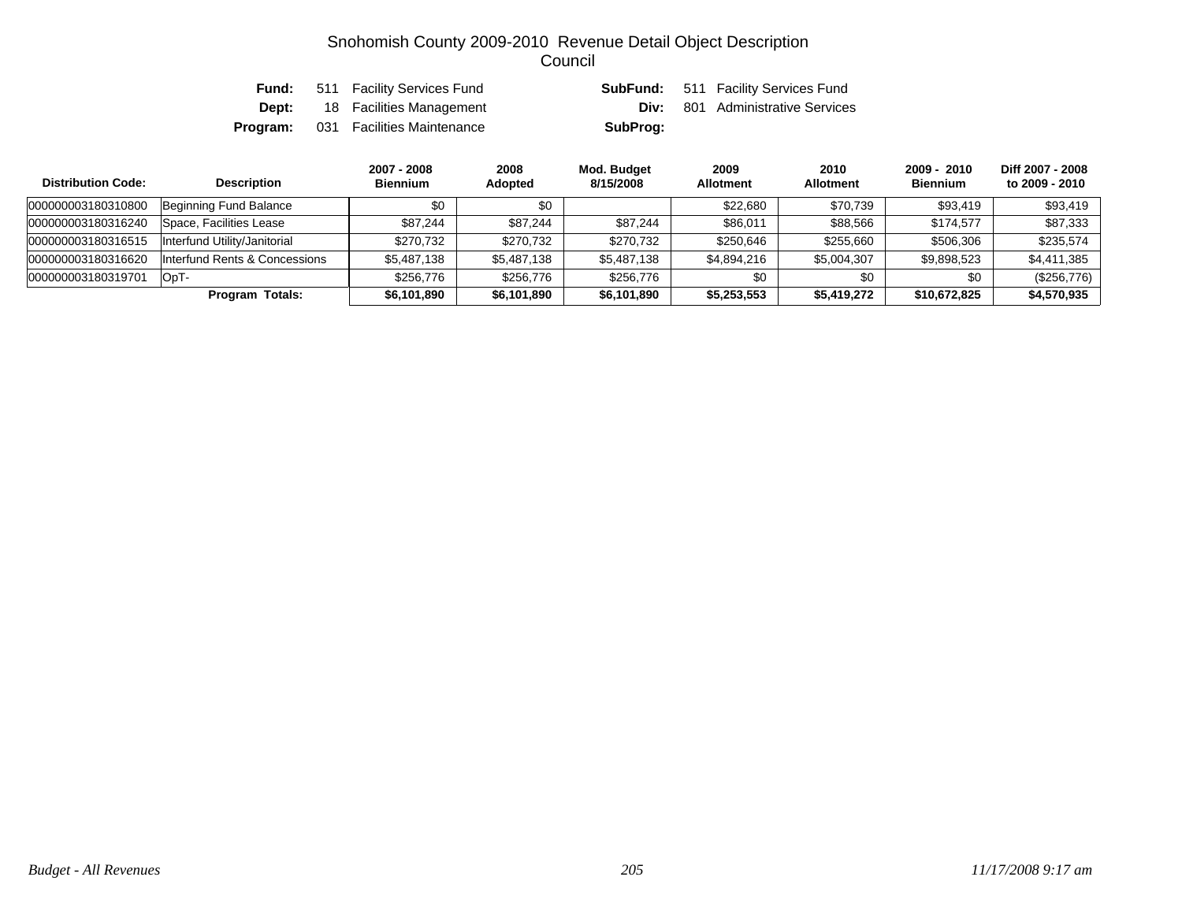# Snohomish County 2009-2010 Revenue Detail Object Description
## Council

**Fund:** 511 Facility Services Fund | **SubFund:** 511 Facility Services Fund
**Dept:** 18 Facilities Management | **Div:** 801 Administrative Services
**Program:** 031 Facilities Maintenance | **SubProg:**

| Distribution Code: | Description | 2007 - 2008 Biennium | 2008 Adopted | Mod. Budget 8/15/2008 | 2009 Allotment | 2010 Allotment | 2009 - 2010 Biennium | Diff 2007 - 2008 to 2009 - 2010 |
|---|---|---|---|---|---|---|---|---|
| 000000003180310800 | Beginning Fund Balance | $0 | $0 | | $22,680 | $70,739 | $93,419 | $93,419 |
| 000000003180316240 | Space, Facilities Lease | $87,244 | $87,244 | $87,244 | $86,011 | $88,566 | $174,577 | $87,333 |
| 000000003180316515 | Interfund Utility/Janitorial | $270,732 | $270,732 | $270,732 | $250,646 | $255,660 | $506,306 | $235,574 |
| 000000003180316620 | Interfund Rents & Concessions | $5,487,138 | $5,487,138 | $5,487,138 | $4,894,216 | $5,004,307 | $9,898,523 | $4,411,385 |
| 000000003180319701 | OpT- | $256,776 | $256,776 | $256,776 | $0 | $0 | $0 | ($256,776) |
| | **Program Totals:** | **$6,101,890** | **$6,101,890** | **$6,101,890** | **$5,253,553** | **$5,419,272** | **$10,672,825** | **$4,570,935** |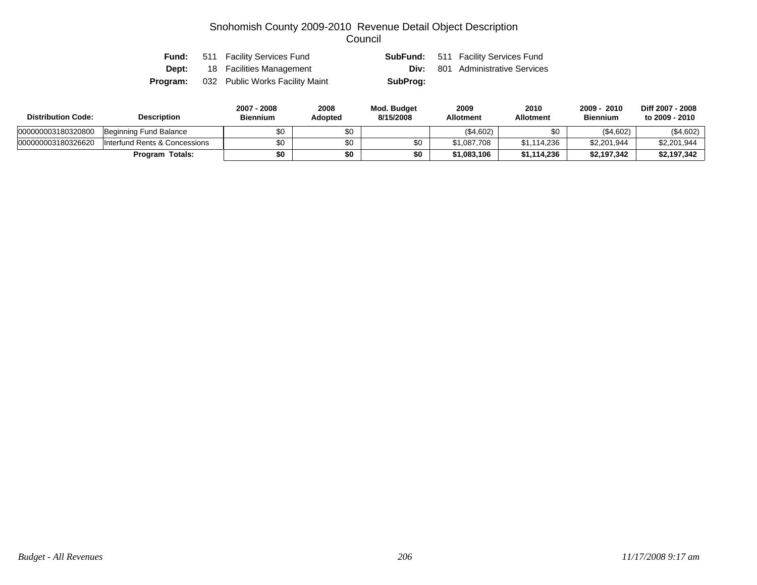# Snohomish County 2009-2010 Revenue Detail Object Description
## Council

**Fund:** 511 Facility Services Fund **SubFund:** 511 Facility Services Fund
**Dept:** 18 Facilities Management **Div:** 801 Administrative Services
**Program:** 032 Public Works Facility Maint **SubProg:**

| Distribution Code: | Description | 2007 - 2008 Biennium | 2008 Adopted | Mod. Budget 8/15/2008 | 2009 Allotment | 2010 Allotment | 2009 - 2010 Biennium | Diff 2007 - 2008 to 2009 - 2010 |
|---|---|---|---|---|---|---|---|---|
| 000000003180320800 | Beginning Fund Balance | $0 | $0 | | ($4,602) | $0 | ($4,602) | ($4,602) |
| 000000003180326620 | Interfund Rents & Concessions | $0 | $0 | $0 | $1,087,708 | $1,114,236 | $2,201,944 | $2,201,944 |
| | **Program Totals:** | **$0** | **$0** | **$0** | **$1,083,106** | **$1,114,236** | **$2,197,342** | **$2,197,342** |

*Budget - All Revenues* *11/17/2008 9:17 am*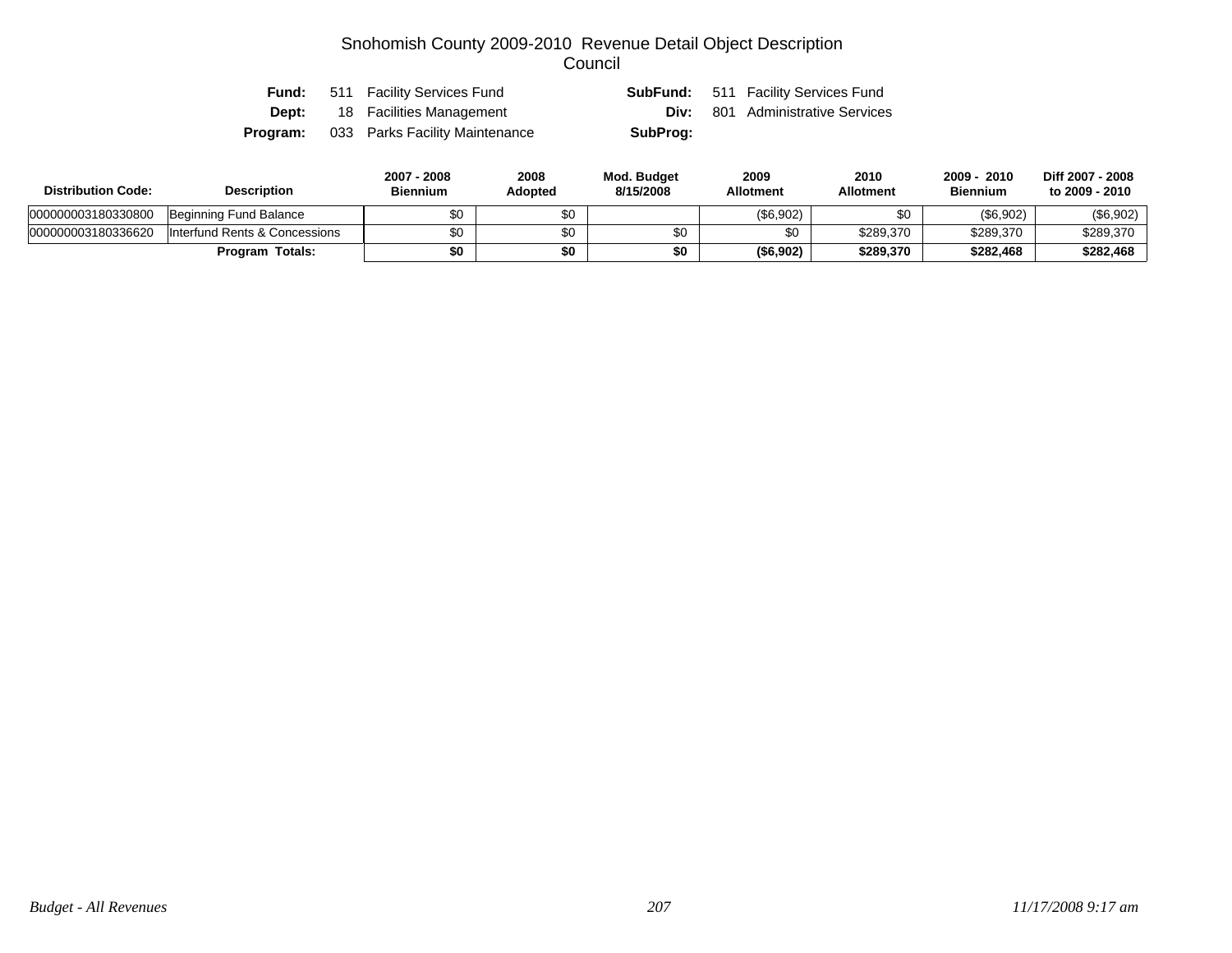# Snohomish County 2009-2010 Revenue Detail Object Description
## Council

**Fund:** 511 Facility Services Fund  **SubFund:** 511 Facility Services Fund
**Dept:** 18 Facilities Management  **Div:** 801 Administrative Services
**Program:** 033 Parks Facility Maintenance  **SubProg:**

| Distribution Code: | Description | 2007 - 2008 Biennium | 2008 Adopted | Mod. Budget 8/15/2008 | 2009 Allotment | 2010 Allotment | 2009 - 2010 Biennium | Diff 2007 - 2008 to 2009 - 2010 |
|---|---|---|---|---|---|---|---|---|
| 000000003180330800 | Beginning Fund Balance | $0 | $0 | | ($6,902) | $0 | ($6,902) | ($6,902) |
| 000000003180336620 | Interfund Rents & Concessions | $0 | $0 | $0 | $0 | $289,370 | $289,370 | $289,370 |
| | **Program Totals:** | **$0** | **$0** | **$0** | **($6,902)** | **$289,370** | **$282,468** | **$282,468** |

*Budget - All Revenues*  *11/17/2008 9:17 am*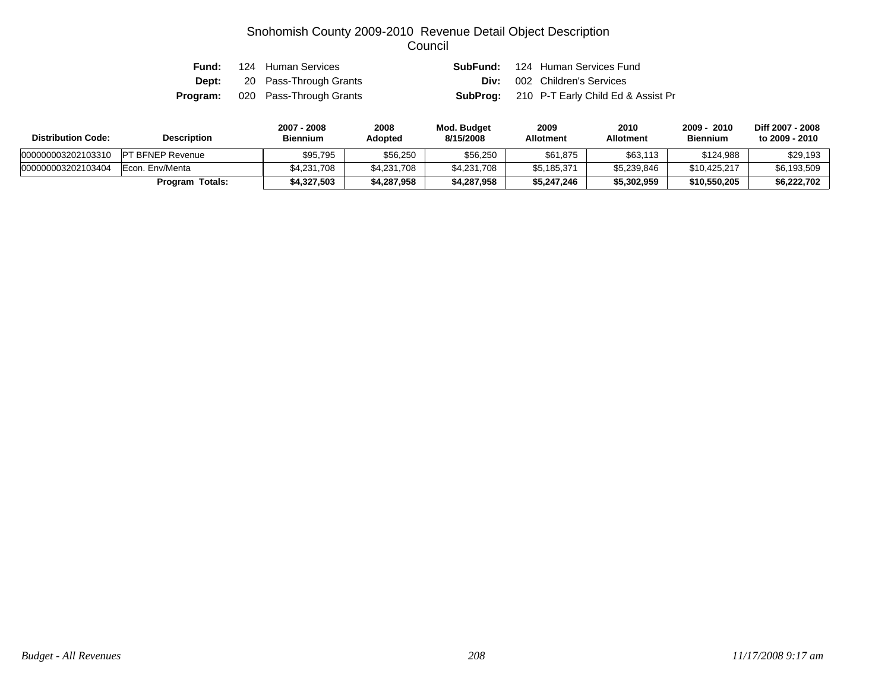# Snohomish County 2009-2010 Revenue Detail Object Description
## Council

| | | | |
|---|---|---|---|
| **Fund:** | 124 Human Services | **SubFund:** | 124 Human Services Fund |
| **Dept:** | 20 Pass-Through Grants | **Div:** | 002 Children's Services |
| **Program:** | 020 Pass-Through Grants | **SubProg:** | 210 P-T Early Child Ed & Assist Pr |

| Distribution Code: | Description | 2007 - 2008 Biennium | 2008 Adopted | Mod. Budget 8/15/2008 | 2009 Allotment | 2010 Allotment | 2009 - 2010 Biennium | Diff 2007 - 2008 to 2009 - 2010 |
|---|---|---|---|---|---|---|---|---|
| 000000003202103310 | PT BFNEP Revenue | $95,795 | $56,250 | $56,250 | $61,875 | $63,113 | $124,988 | $29,193 |
| 000000003202103404 | Econ. Env/Menta | $4,231,708 | $4,231,708 | $4,231,708 | $5,185,371 | $5,239,846 | $10,425,217 | $6,193,509 |
| | **Program Totals:** | **$4,327,503** | **$4,287,958** | **$4,287,958** | **$5,247,246** | **$5,302,959** | **$10,550,205** | **$6,222,702** |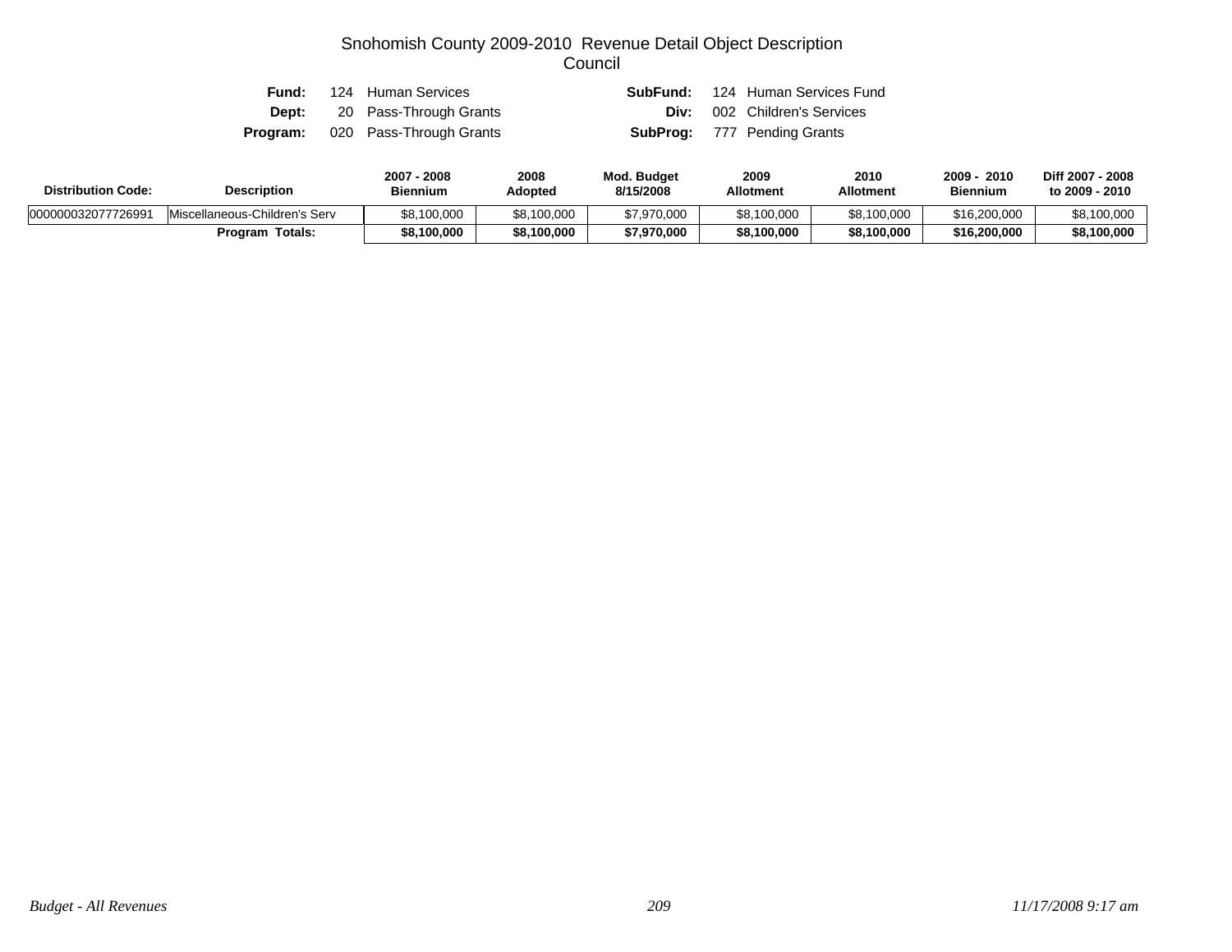# Snohomish County 2009-2010 Revenue Detail Object Description
## Council

**Fund:** 124 Human Services  **SubFund:** 124 Human Services Fund
**Dept:** 20 Pass-Through Grants  **Div:** 002 Children's Services
**Program:** 020 Pass-Through Grants  **SubProg:** 777 Pending Grants

| Distribution Code: | Description | 2007 - 2008 Biennium | 2008 Adopted | Mod. Budget 8/15/2008 | 2009 Allotment | 2010 Allotment | 2009 - 2010 Biennium | Diff 2007 - 2008 to 2009 - 2010 |
|---|---|---|---|---|---|---|---|---|
| 000000032077726991 | Miscellaneous-Children's Serv | $8,100,000 | $8,100,000 | $7,970,000 | $8,100,000 | $8,100,000 | $16,200,000 | $8,100,000 |
| | **Program Totals:** | **$8,100,000** | **$8,100,000** | **$7,970,000** | **$8,100,000** | **$8,100,000** | **$16,200,000** | **$8,100,000** |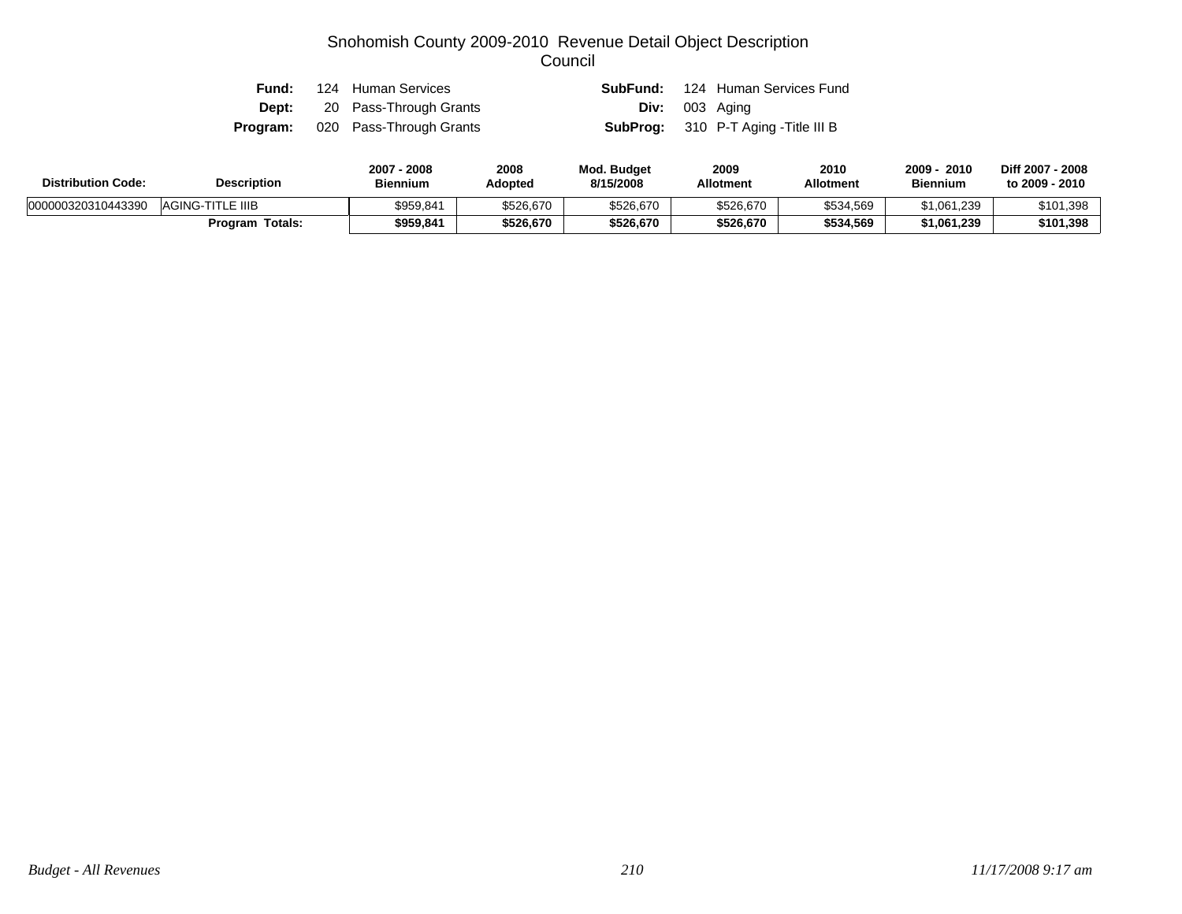# Snohomish County 2009-2010 Revenue Detail Object Description
## Council

**Fund:** 124 Human Services **SubFund:** 124 Human Services Fund
**Dept:** 20 Pass-Through Grants **Div:** 003 Aging
**Program:** 020 Pass-Through Grants **SubProg:** 310 P-T Aging -Title III B

| Distribution Code: | Description | 2007 - 2008 Biennium | 2008 Adopted | Mod. Budget 8/15/2008 | 2009 Allotment | 2010 Allotment | 2009 - 2010 Biennium | Diff 2007 - 2008 to 2009 - 2010 |
|---|---|---|---|---|---|---|---|---|
| 000000320310443390 | AGING-TITLE IIIB | $959,841 | $526,670 | $526,670 | $526,670 | $534,569 | $1,061,239 | $101,398 |
| | **Program Totals:** | **$959,841** | **$526,670** | **$526,670** | **$526,670** | **$534,569** | **$1,061,239** | **$101,398** |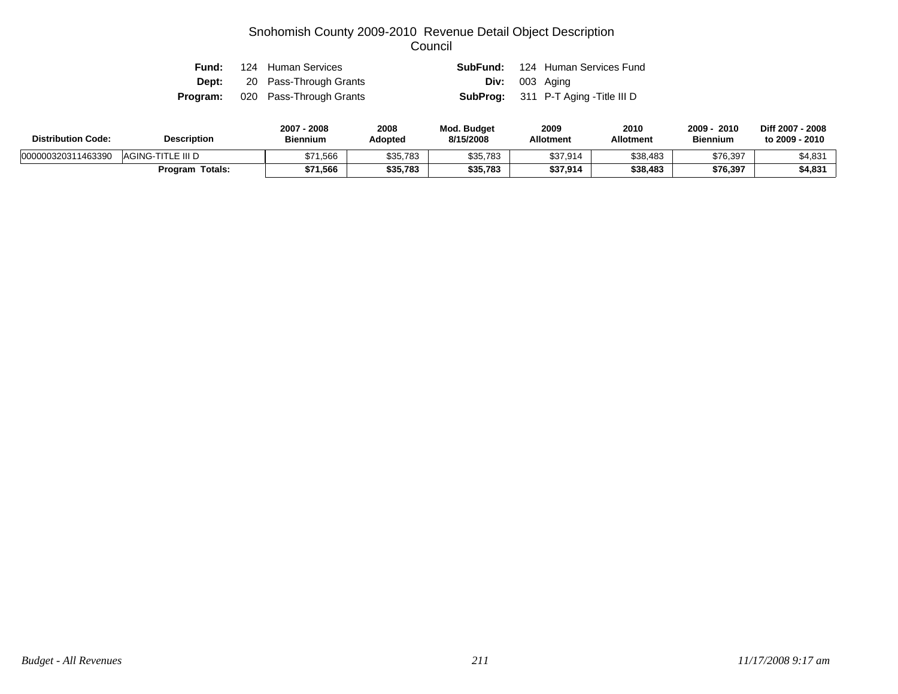# Snohomish County 2009-2010 Revenue Detail Object Description

## Council

**Fund:** 124 Human Services
**SubFund:** 124 Human Services Fund
**Dept:** 20 Pass-Through Grants
**Div:** 003 Aging
**Program:** 020 Pass-Through Grants
**SubProg:** 311 P-T Aging -Title III D

| Distribution Code: | Description | 2007 - 2008 Biennium | 2008 Adopted | Mod. Budget 8/15/2008 | 2009 Allotment | 2010 Allotment | 2009 - 2010 Biennium | Diff 2007 - 2008 to 2009 - 2010 |
|---|---|---|---|---|---|---|---|---|
| 000000320311463390 | AGING-TITLE III D | $71,566 | $35,783 | $35,783 | $37,914 | $38,483 | $76,397 | $4,831 |
| | **Program Totals:** | **$71,566** | **$35,783** | **$35,783** | **$37,914** | **$38,483** | **$76,397** | **$4,831** |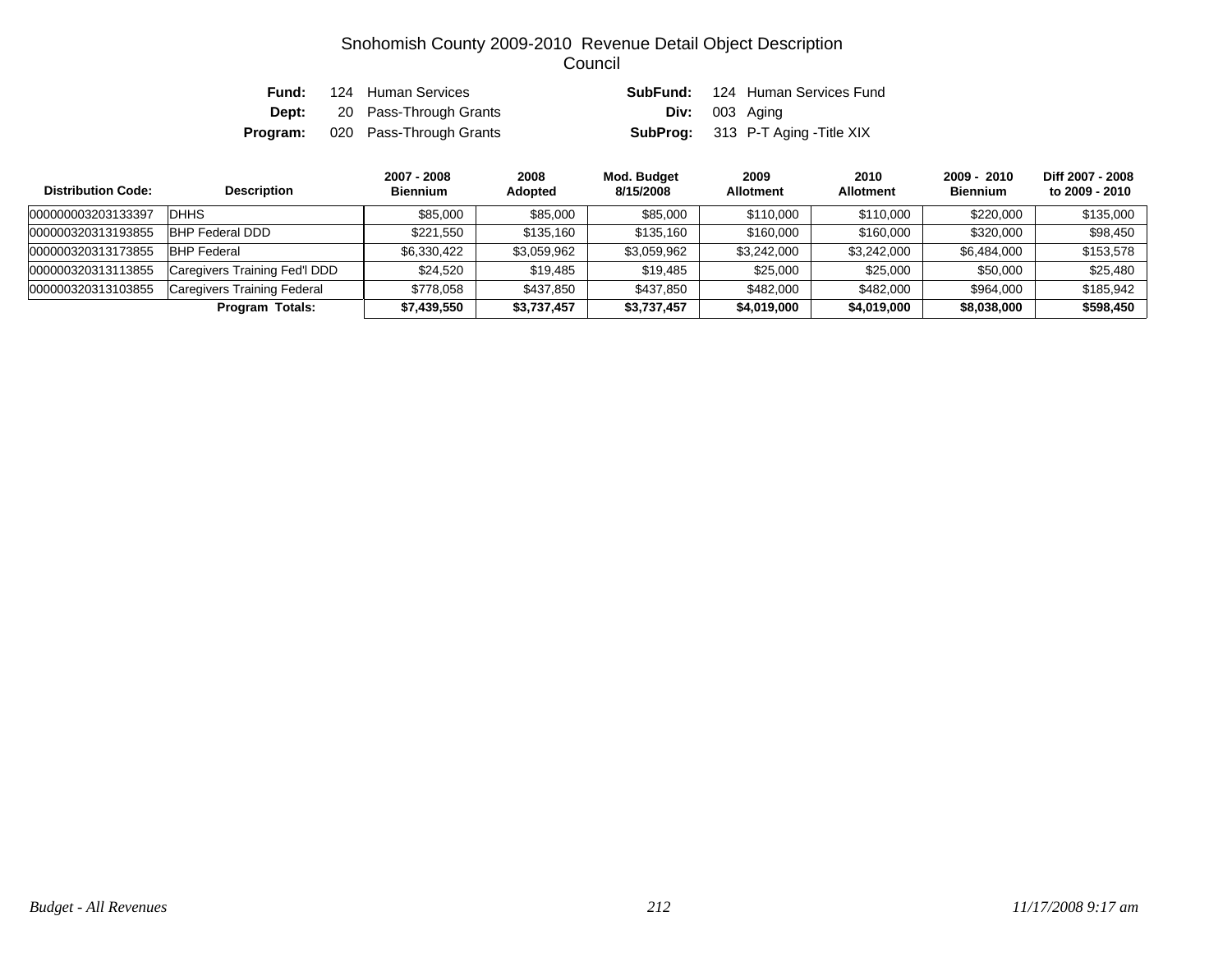# Snohomish County 2009-2010 Revenue Detail Object Description
## Council

**Fund:** 124 Human Services **SubFund:** 124 Human Services Fund
**Dept:** 20 Pass-Through Grants **Div:** 003 Aging
**Program:** 020 Pass-Through Grants **SubProg:** 313 P-T Aging -Title XIX

| Distribution Code: | Description | 2007 - 2008 Biennium | 2008 Adopted | Mod. Budget 8/15/2008 | 2009 Allotment | 2010 Allotment | 2009 - 2010 Biennium | Diff 2007 - 2008 to 2009 - 2010 |
|---|---|---|---|---|---|---|---|---|
| 000000003203133397 | DHHS | $85,000 | $85,000 | $85,000 | $110,000 | $110,000 | $220,000 | $135,000 |
| 000000320313193855 | BHP Federal DDD | $221,550 | $135,160 | $135,160 | $160,000 | $160,000 | $320,000 | $98,450 |
| 000000320313173855 | BHP Federal | $6,330,422 | $3,059,962 | $3,059,962 | $3,242,000 | $3,242,000 | $6,484,000 | $153,578 |
| 000000320313113855 | Caregivers Training Fed'l DDD | $24,520 | $19,485 | $19,485 | $25,000 | $25,000 | $50,000 | $25,480 |
| 000000320313103855 | Caregivers Training Federal | $778,058 | $437,850 | $437,850 | $482,000 | $482,000 | $964,000 | $185,942 |
| | **Program Totals:** | **$7,439,550** | **$3,737,457** | **$3,737,457** | **$4,019,000** | **$4,019,000** | **$8,038,000** | **$598,450** |

*Budget - All Revenues* *11/17/2008 9:17 am*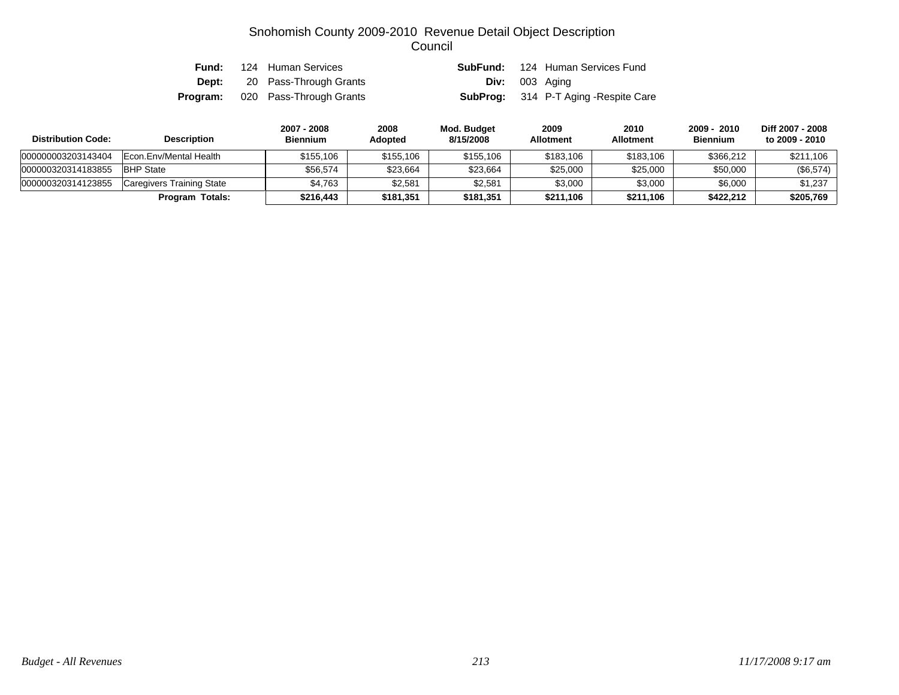# Snohomish County 2009-2010 Revenue Detail Object Description
## Council

| | | | |
|---|---|---|---|
| **Fund:** | 124 Human Services | **SubFund:** | 124 Human Services Fund |
| **Dept:** | 20 Pass-Through Grants | **Div:** | 003 Aging |
| **Program:** | 020 Pass-Through Grants | **SubProg:** | 314 P-T Aging -Respite Care |

| Distribution Code: | Description | 2007 - 2008 Biennium | 2008 Adopted | Mod. Budget 8/15/2008 | 2009 Allotment | 2010 Allotment | 2009 - 2010 Biennium | Diff 2007 - 2008 to 2009 - 2010 |
|---|---|---|---|---|---|---|---|---|
| 000000003203143404 | Econ.Env/Mental Health | $155,106 | $155,106 | $155,106 | $183,106 | $183,106 | $366,212 | $211,106 |
| 000000320314183855 | BHP State | $56,574 | $23,664 | $23,664 | $25,000 | $25,000 | $50,000 | ($6,574) |
| 000000320314123855 | Caregivers Training State | $4,763 | $2,581 | $2,581 | $3,000 | $3,000 | $6,000 | $1,237 |
| | **Program Totals:** | **$216,443** | **$181,351** | **$181,351** | **$211,106** | **$211,106** | **$422,212** | **$205,769** |

*Budget - All Revenues* *11/17/2008 9:17 am*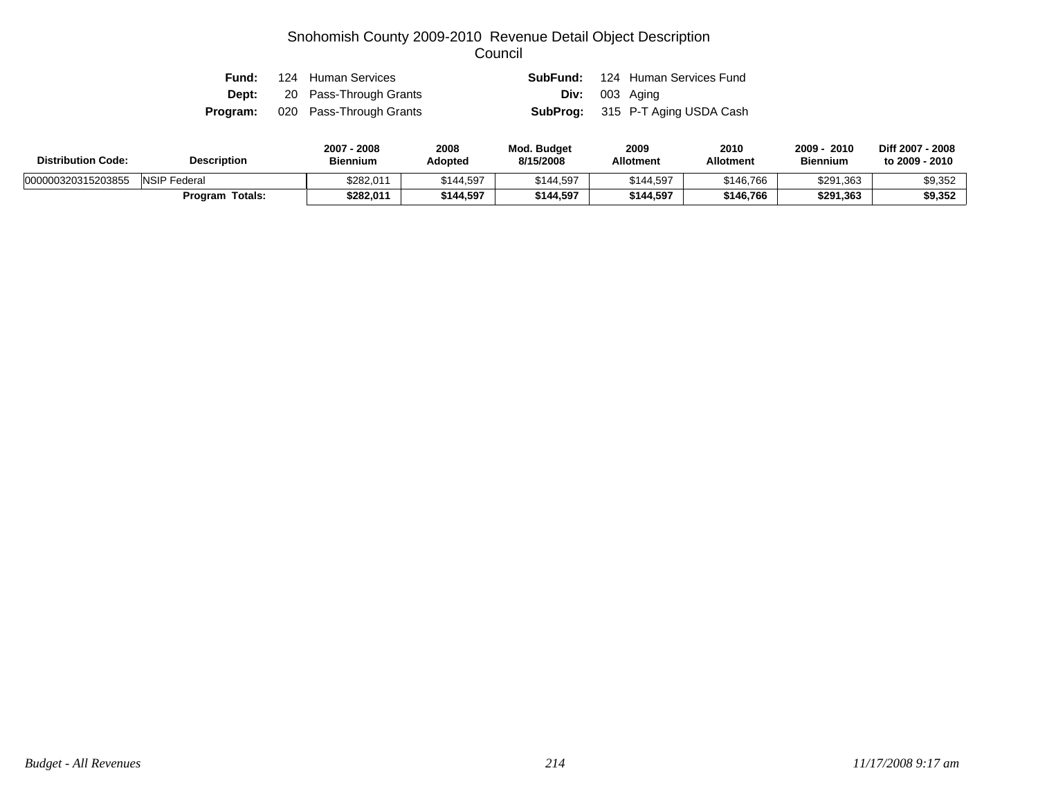# Snohomish County 2009-2010 Revenue Detail Object Description
## Council

**Fund:** 124 Human Services  **SubFund:** 124 Human Services Fund
**Dept:** 20 Pass-Through Grants  **Div:** 003 Aging
**Program:** 020 Pass-Through Grants  **SubProg:** 315 P-T Aging USDA Cash

| Distribution Code: | Description | 2007 - 2008 Biennium | 2008 Adopted | Mod. Budget 8/15/2008 | 2009 Allotment | 2010 Allotment | 2009 - 2010 Biennium | Diff 2007 - 2008 to 2009 - 2010 |
|---|---|---|---|---|---|---|---|---|
| 000000320315203855 | NSIP Federal | $282,011 | $144,597 | $144,597 | $144,597 | $146,766 | $291,363 | $9,352 |
| | **Program Totals:** | **$282,011** | **$144,597** | **$144,597** | **$144,597** | **$146,766** | **$291,363** | **$9,352** |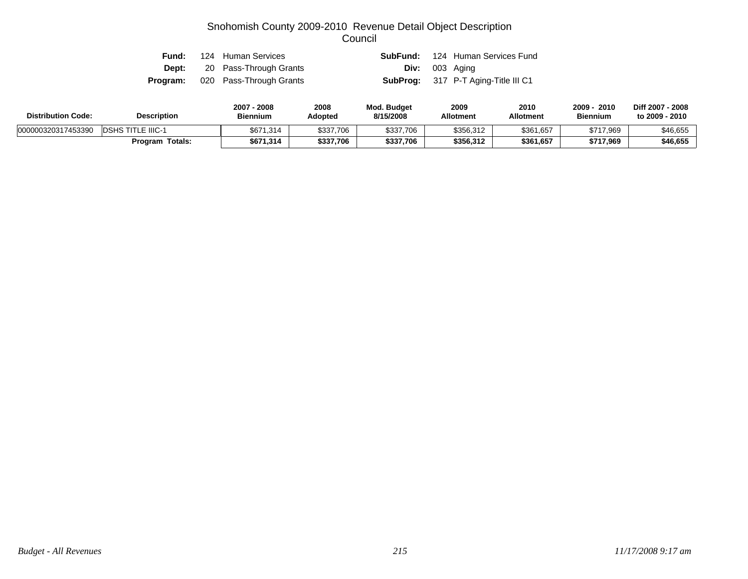# Snohomish County 2009-2010 Revenue Detail Object Description
## Council

| | | | |
|---|---|---|---|
| **Fund:** | 124 Human Services | **SubFund:** | 124 Human Services Fund |
| **Dept:** | 20 Pass-Through Grants | **Div:** | 003 Aging |
| **Program:** | 020 Pass-Through Grants | **SubProg:** | 317 P-T Aging-Title III C1 |

| Distribution Code: | Description | 2007 - 2008 Biennium | 2008 Adopted | Mod. Budget 8/15/2008 | 2009 Allotment | 2010 Allotment | 2009 - 2010 Biennium | Diff 2007 - 2008 to 2009 - 2010 |
|---|---|---|---|---|---|---|---|---|
| 000000320317453390 | DSHS TITLE IIIC-1 | $671,314 | $337,706 | $337,706 | $356,312 | $361,657 | $717,969 | $46,655 |
| | **Program Totals:** | **$671,314** | **$337,706** | **$337,706** | **$356,312** | **$361,657** | **$717,969** | **$46,655** |

*Budget - All Revenues* *11/17/2008 9:17 am*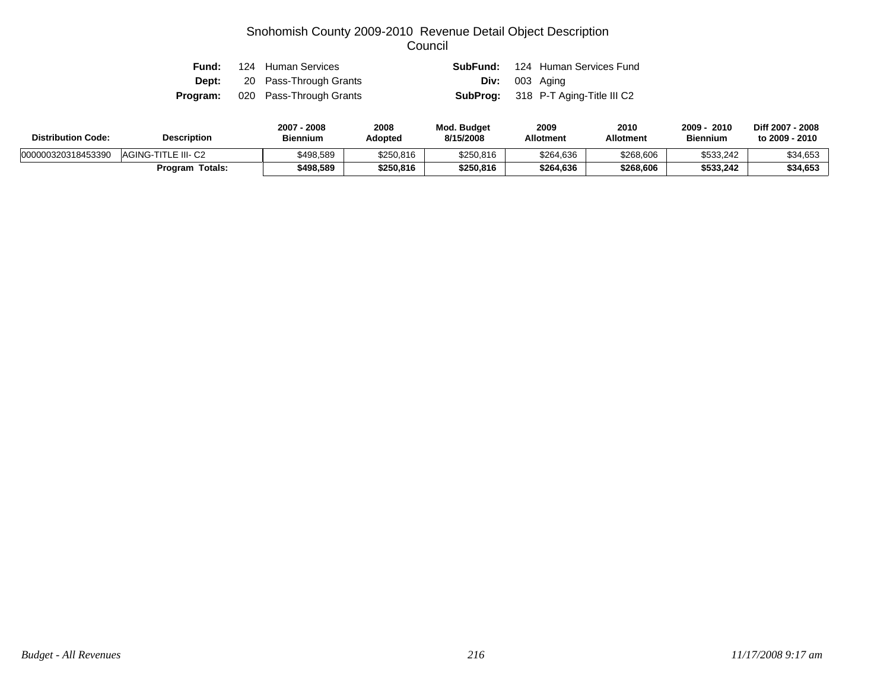# Snohomish County 2009-2010 Revenue Detail Object Description
## Council

**Fund:** 124 Human Services
**Dept:** 20 Pass-Through Grants
**Program:** 020 Pass-Through Grants
**SubFund:** 124 Human Services Fund
**Div:** 003 Aging
**SubProg:** 318 P-T Aging-Title III C2

| Distribution Code: | Description | 2007 - 2008 Biennium | 2008 Adopted | Mod. Budget 8/15/2008 | 2009 Allotment | 2010 Allotment | 2009 - 2010 Biennium | Diff 2007 - 2008 to 2009 - 2010 |
|---|---|---|---|---|---|---|---|---|
| 000000320318453390 | AGING-TITLE III- C2 | $498,589 | $250,816 | $250,816 | $264,636 | $268,606 | $533,242 | $34,653 |
| | **Program Totals:** | **$498,589** | **$250,816** | **$250,816** | **$264,636** | **$268,606** | **$533,242** | **$34,653** |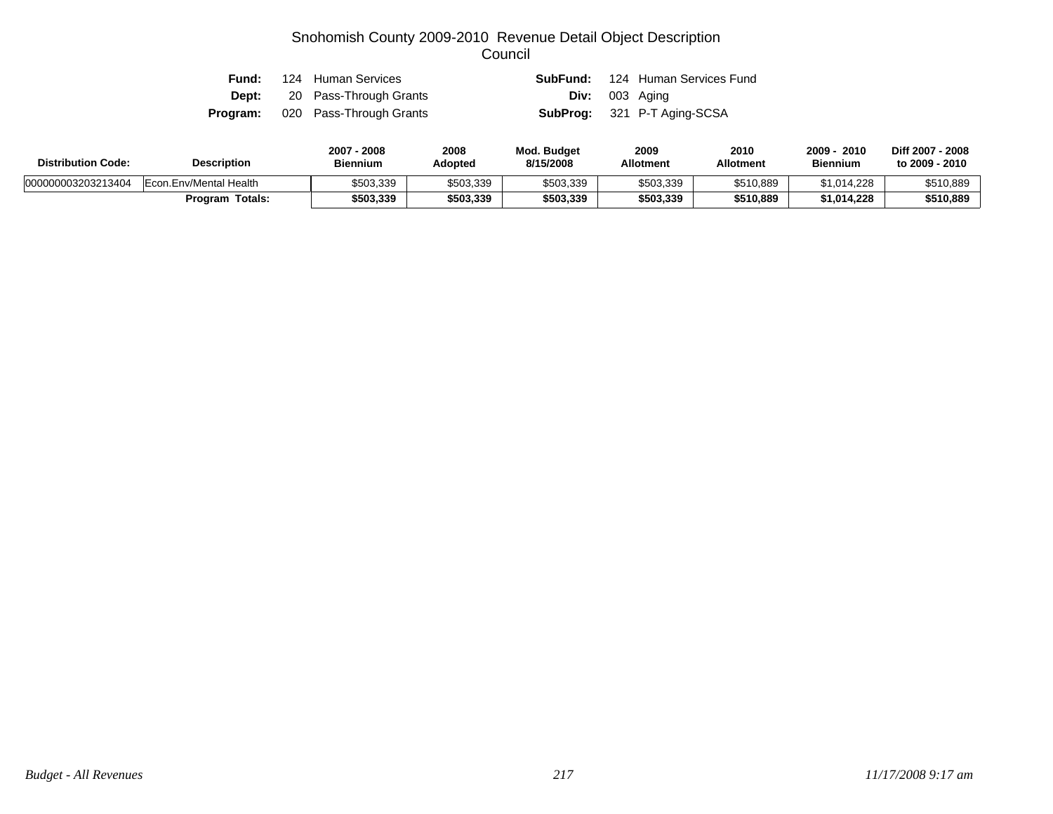# Snohomish County 2009-2010 Revenue Detail Object Description
## Council

**Fund:** 124 Human Services **SubFund:** 124 Human Services Fund
**Dept:** 20 Pass-Through Grants **Div:** 003 Aging
**Program:** 020 Pass-Through Grants **SubProg:** 321 P-T Aging-SCSA

| Distribution Code: | Description | 2007 - 2008 Biennium | 2008 Adopted | Mod. Budget 8/15/2008 | 2009 Allotment | 2010 Allotment | 2009 - 2010 Biennium | Diff 2007 - 2008 to 2009 - 2010 |
|---|---|---|---|---|---|---|---|---|
| 000000003203213404 | Econ.Env/Mental Health | $503,339 | $503,339 | $503,339 | $503,339 | $510,889 | $1,014,228 | $510,889 |
| | **Program Totals:** | **$503,339** | **$503,339** | **$503,339** | **$503,339** | **$510,889** | **$1,014,228** | **$510,889** |

*Budget - All Revenues* *11/17/2008 9:17 am*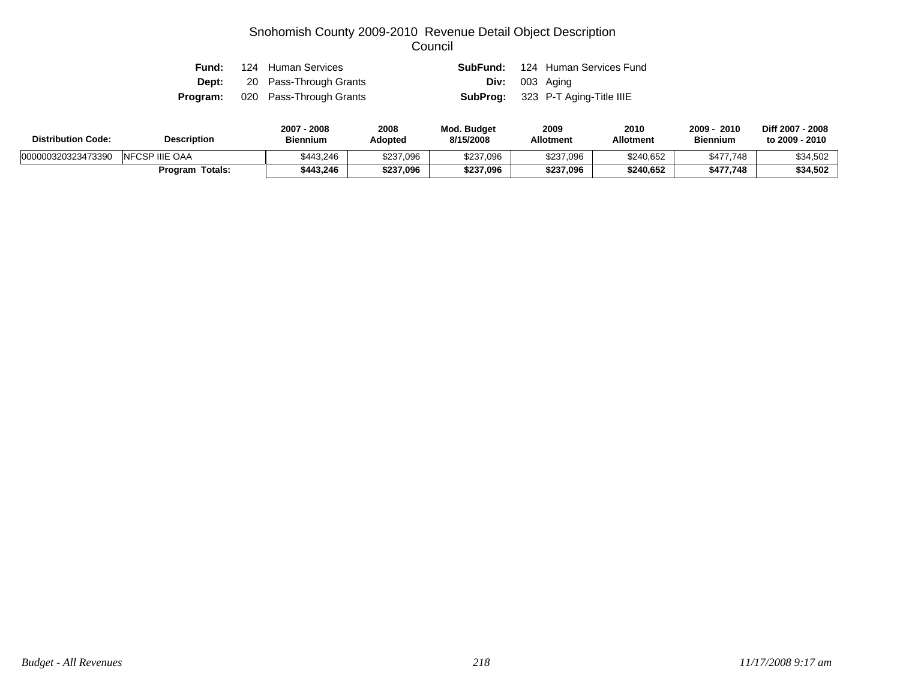# Snohomish County 2009-2010 Revenue Detail Object Description
## Council

**Fund:** 124 Human Services  **SubFund:** 124 Human Services Fund
**Dept:** 20 Pass-Through Grants  **Div:** 003 Aging
**Program:** 020 Pass-Through Grants  **SubProg:** 323 P-T Aging-Title IIIE

| Distribution Code: | Description | 2007 - 2008 Biennium | 2008 Adopted | Mod. Budget 8/15/2008 | 2009 Allotment | 2010 Allotment | 2009 - 2010 Biennium | Diff 2007 - 2008 to 2009 - 2010 |
|---|---|---|---|---|---|---|---|---|
| 000000320323473390 | NFCSP IIIE OAA | $443,246 | $237,096 | $237,096 | $237,096 | $240,652 | $477,748 | $34,502 |
| | **Program Totals:** | **$443,246** | **$237,096** | **$237,096** | **$237,096** | **$240,652** | **$477,748** | **$34,502** |

*Budget - All Revenues* *11/17/2008 9:17 am*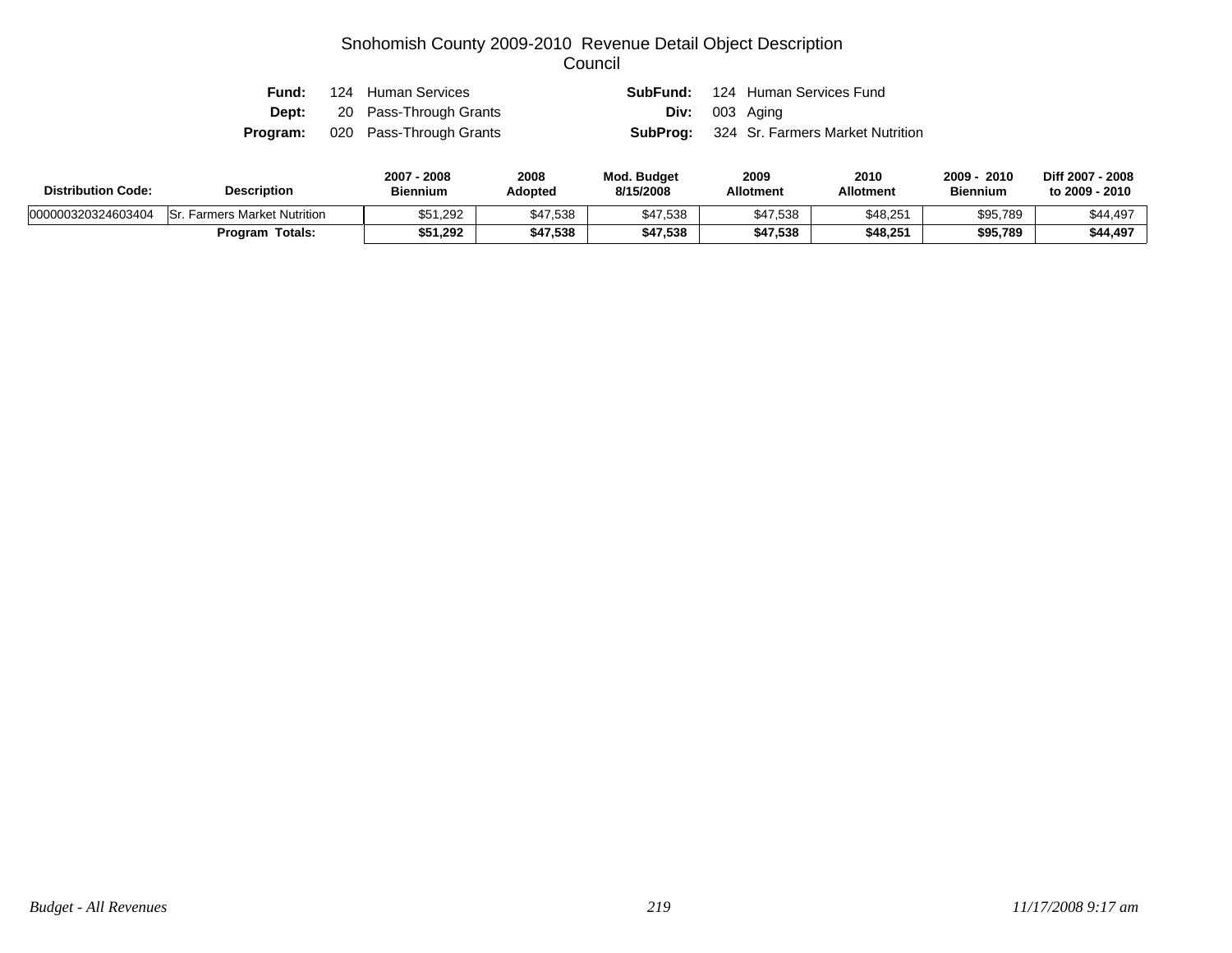# Snohomish County 2009-2010 Revenue Detail Object Description

## Council

**Fund:** 124 Human Services  **SubFund:** 124 Human Services Fund
**Dept:** 20 Pass-Through Grants  **Div:** 003 Aging
**Program:** 020 Pass-Through Grants  **SubProg:** 324 Sr. Farmers Market Nutrition

| Distribution Code: | Description | 2007 - 2008 Biennium | 2008 Adopted | Mod. Budget 8/15/2008 | 2009 Allotment | 2010 Allotment | 2009 - 2010 Biennium | Diff 2007 - 2008 to 2009 - 2010 |
|---|---|---|---|---|---|---|---|---|
| 000000320324603404 | Sr. Farmers Market Nutrition | $51,292 | $47,538 | $47,538 | $47,538 | $48,251 | $95,789 | $44,497 |
| | **Program Totals:** | **$51,292** | **$47,538** | **$47,538** | **$47,538** | **$48,251** | **$95,789** | **$44,497** |

*Budget - All Revenues*  *11/17/2008 9:17 am*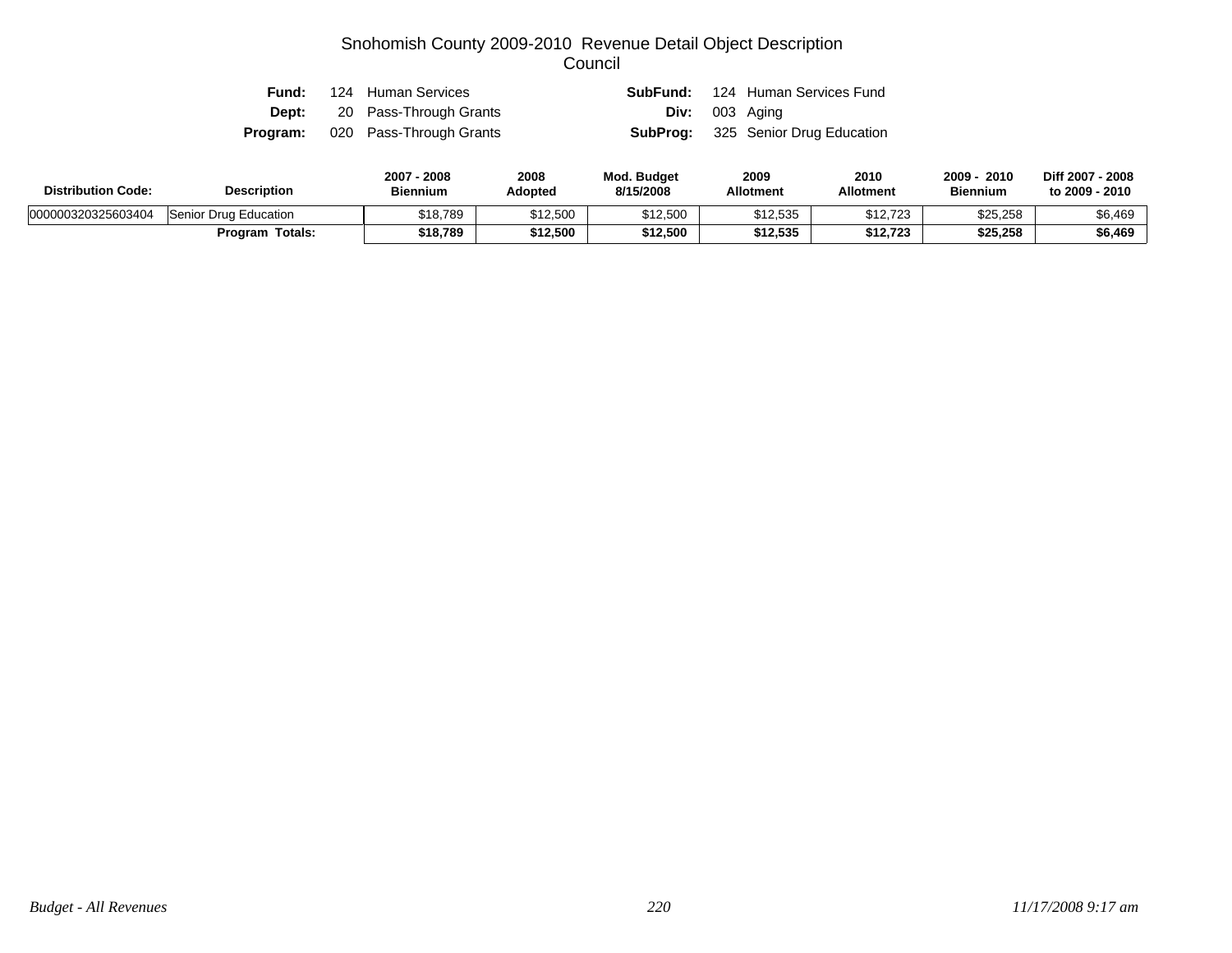# Snohomish County 2009-2010 Revenue Detail Object Description
## Council

**Fund:** 124 Human Services **SubFund:** 124 Human Services Fund
**Dept:** 20 Pass-Through Grants **Div:** 003 Aging
**Program:** 020 Pass-Through Grants **SubProg:** 325 Senior Drug Education

| Distribution Code: | Description | 2007 - 2008 Biennium | 2008 Adopted | Mod. Budget 8/15/2008 | 2009 Allotment | 2010 Allotment | 2009 - 2010 Biennium | Diff 2007 - 2008 to 2009 - 2010 |
|---|---|---|---|---|---|---|---|---|
| 000000320325603404 | Senior Drug Education | $18,789 | $12,500 | $12,500 | $12,535 | $12,723 | $25,258 | $6,469 |
| | **Program Totals:** | **$18,789** | **$12,500** | **$12,500** | **$12,535** | **$12,723** | **$25,258** | **$6,469** |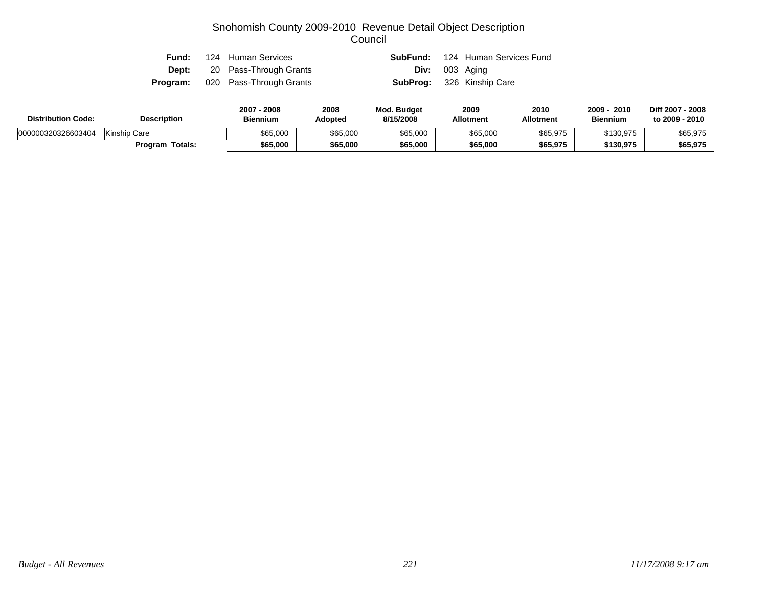# Snohomish County 2009-2010 Revenue Detail Object Description
## Council

| | | | |
|---|---|---|---|
| **Fund:** | 124 Human Services | **SubFund:** | 124 Human Services Fund |
| **Dept:** | 20 Pass-Through Grants | **Div:** | 003 Aging |
| **Program:** | 020 Pass-Through Grants | **SubProg:** | 326 Kinship Care |

| Distribution Code: | Description | 2007 - 2008 Biennium | 2008 Adopted | Mod. Budget 8/15/2008 | 2009 Allotment | 2010 Allotment | 2009 - 2010 Biennium | Diff 2007 - 2008 to 2009 - 2010 |
|---|---|---|---|---|---|---|---|---|
| 000000320326603404 | Kinship Care | $65,000 | $65,000 | $65,000 | $65,000 | $65,975 | $130,975 | $65,975 |
| | **Program Totals:** | **$65,000** | **$65,000** | **$65,000** | **$65,000** | **$65,975** | **$130,975** | **$65,975** |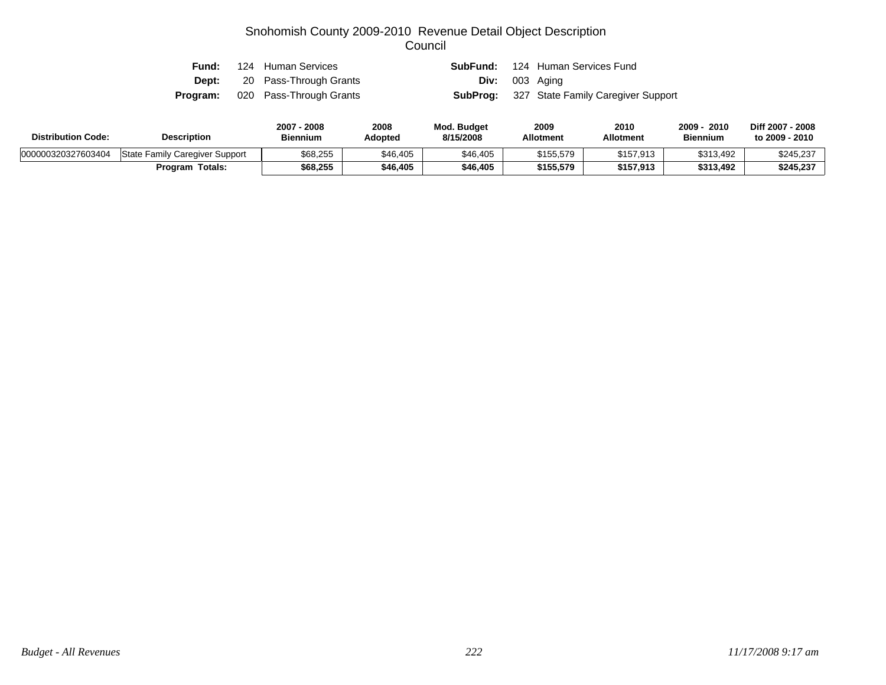# Snohomish County 2009-2010 Revenue Detail Object Description
## Council

**Fund:** 124 Human Services  
**SubFund:** 124 Human Services Fund  
**Dept:** 20 Pass-Through Grants  
**Div:** 003 Aging  
**Program:** 020 Pass-Through Grants  
**SubProg:** 327 State Family Caregiver Support

| Distribution Code: | Description | 2007 - 2008 Biennium | 2008 Adopted | Mod. Budget 8/15/2008 | 2009 Allotment | 2010 Allotment | 2009 - 2010 Biennium | Diff 2007 - 2008 to 2009 - 2010 |
|---|---|---|---|---|---|---|---|---|
| 000000320327603404 | State Family Caregiver Support | $68,255 | $46,405 | $46,405 | $155,579 | $157,913 | $313,492 | $245,237 |
| | **Program Totals:** | **$68,255** | **$46,405** | **$46,405** | **$155,579** | **$157,913** | **$313,492** | **$245,237** |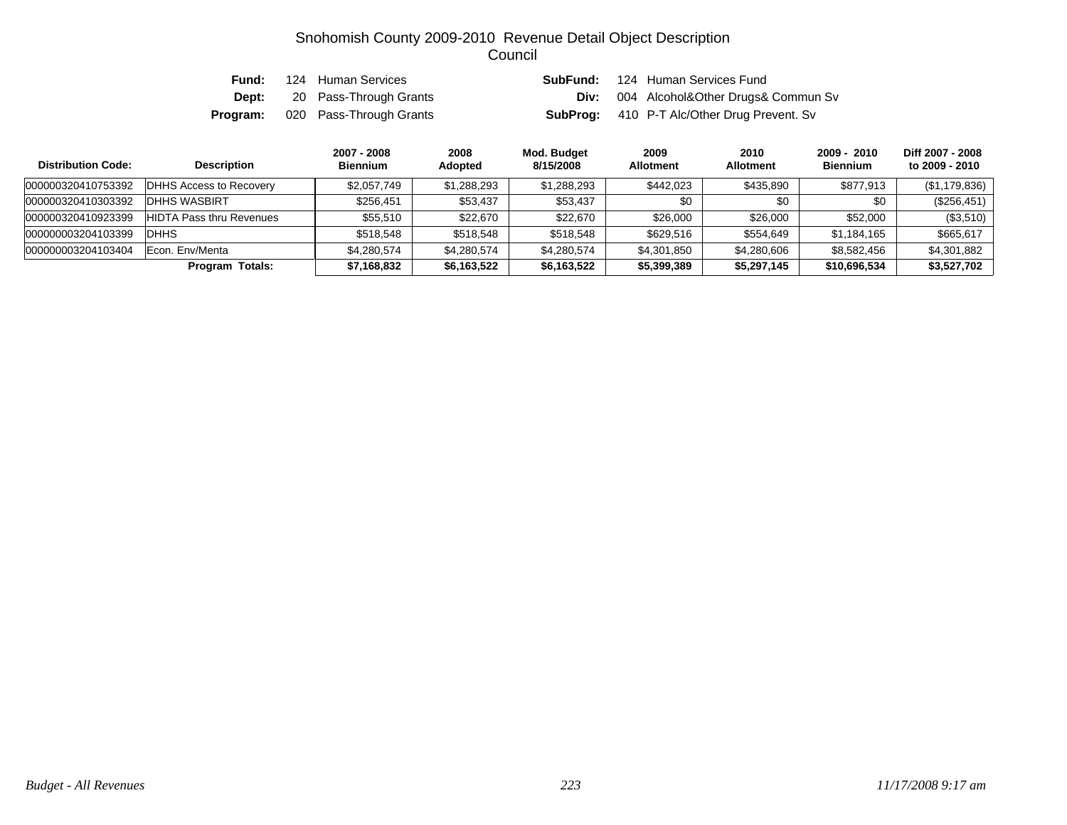# Snohomish County 2009-2010 Revenue Detail Object Description
## Council

| | | | |
|---|---|---|---|
| **Fund:** | 124 Human Services | **SubFund:** | 124 Human Services Fund |
| **Dept:** | 20 Pass-Through Grants | **Div:** | 004 Alcohol&Other Drugs& Commun Sv |
| **Program:** | 020 Pass-Through Grants | **SubProg:** | 410 P-T Alc/Other Drug Prevent. Sv |

| Distribution Code: | Description | 2007 - 2008 Biennium | 2008 Adopted | Mod. Budget 8/15/2008 | 2009 Allotment | 2010 Allotment | 2009 - 2010 Biennium | Diff 2007 - 2008 to 2009 - 2010 |
|---|---|---|---|---|---|---|---|---|
| 000000320410753392 | DHHS Access to Recovery | $2,057,749 | $1,288,293 | $1,288,293 | $442,023 | $435,890 | $877,913 | ($1,179,836) |
| 000000320410303392 | DHHS WASBIRT | $256,451 | $53,437 | $53,437 | $0 | $0 | $0 | ($256,451) |
| 000000320410923399 | HIDTA Pass thru Revenues | $55,510 | $22,670 | $22,670 | $26,000 | $26,000 | $52,000 | ($3,510) |
| 000000003204103399 | DHHS | $518,548 | $518,548 | $518,548 | $629,516 | $554,649 | $1,184,165 | $665,617 |
| 000000003204103404 | Econ. Env/Menta | $4,280,574 | $4,280,574 | $4,280,574 | $4,301,850 | $4,280,606 | $8,582,456 | $4,301,882 |
| | **Program Totals:** | **$7,168,832** | **$6,163,522** | **$6,163,522** | **$5,399,389** | **$5,297,145** | **$10,696,534** | **$3,527,702** |

*Budget - All Revenues* *11/17/2008 9:17 am*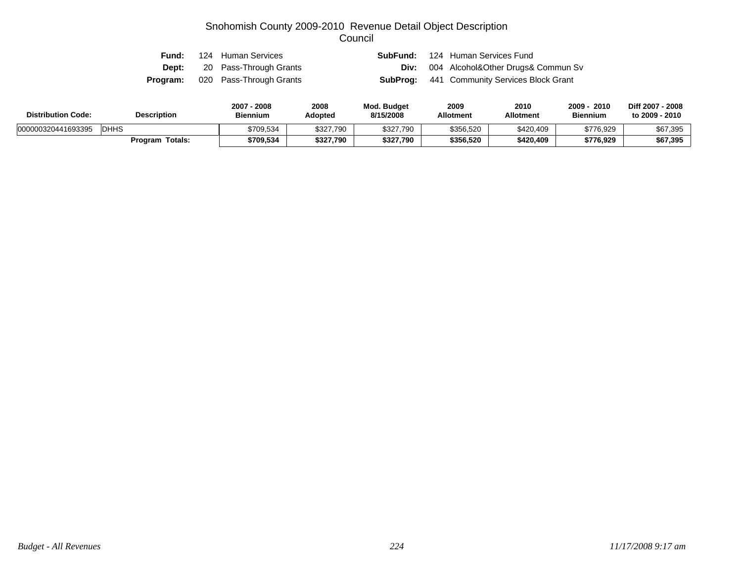# Snohomish County 2009-2010 Revenue Detail Object Description
## Council

**Fund:** 124 Human Services **SubFund:** 124 Human Services Fund
**Dept:** 20 Pass-Through Grants **Div:** 004 Alcohol&Other Drugs& Commun Sv
**Program:** 020 Pass-Through Grants **SubProg:** 441 Community Services Block Grant

| Distribution Code: | Description | 2007 - 2008 Biennium | 2008 Adopted | Mod. Budget 8/15/2008 | 2009 Allotment | 2010 Allotment | 2009 - 2010 Biennium | Diff 2007 - 2008 to 2009 - 2010 |
|---|---|---|---|---|---|---|---|---|
| 000000320441693395 | DHHS | $709,534 | $327,790 | $327,790 | $356,520 | $420,409 | $776,929 | $67,395 |
| | **Program Totals:** | **$709,534** | **$327,790** | **$327,790** | **$356,520** | **$420,409** | **$776,929** | **$67,395** |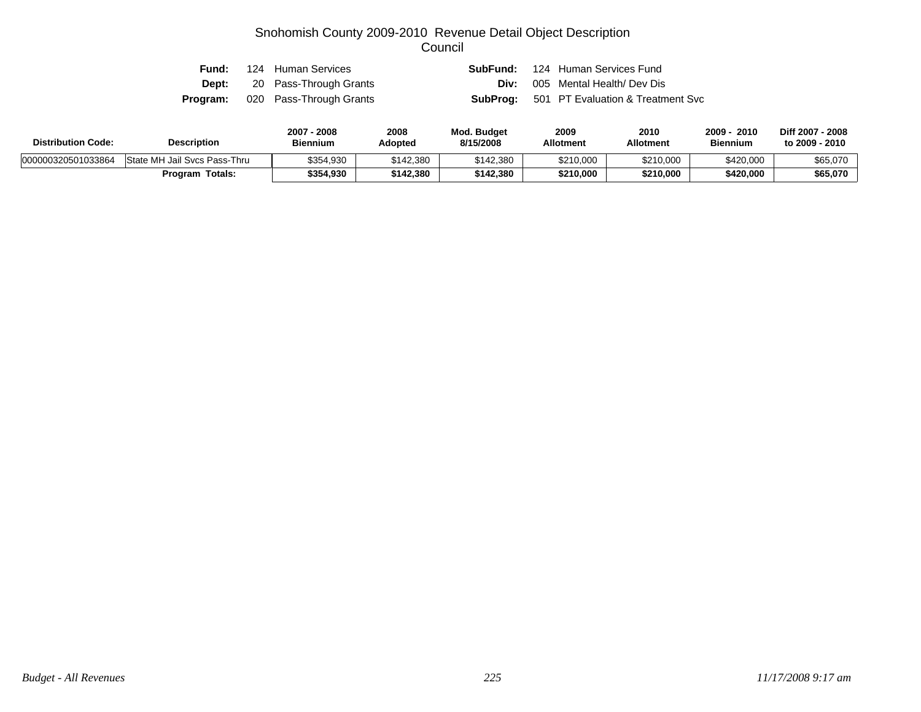# Snohomish County 2009-2010 Revenue Detail Object Description
## Council

| | | | |
|---|---|---|---|
| **Fund:** | 124 Human Services | **SubFund:** | 124 Human Services Fund |
| **Dept:** | 20 Pass-Through Grants | **Div:** | 005 Mental Health/ Dev Dis |
| **Program:** | 020 Pass-Through Grants | **SubProg:** | 501 PT Evaluation & Treatment Svc |

| Distribution Code: | Description | 2007 - 2008 Biennium | 2008 Adopted | Mod. Budget 8/15/2008 | 2009 Allotment | 2010 Allotment | 2009 - 2010 Biennium | Diff 2007 - 2008 to 2009 - 2010 |
|---|---|---|---|---|---|---|---|---|
| 000000320501033864 | State MH Jail Svcs Pass-Thru | $354,930 | $142,380 | $142,380 | $210,000 | $210,000 | $420,000 | $65,070 |
| | **Program Totals:** | **$354,930** | **$142,380** | **$142,380** | **$210,000** | **$210,000** | **$420,000** | **$65,070** |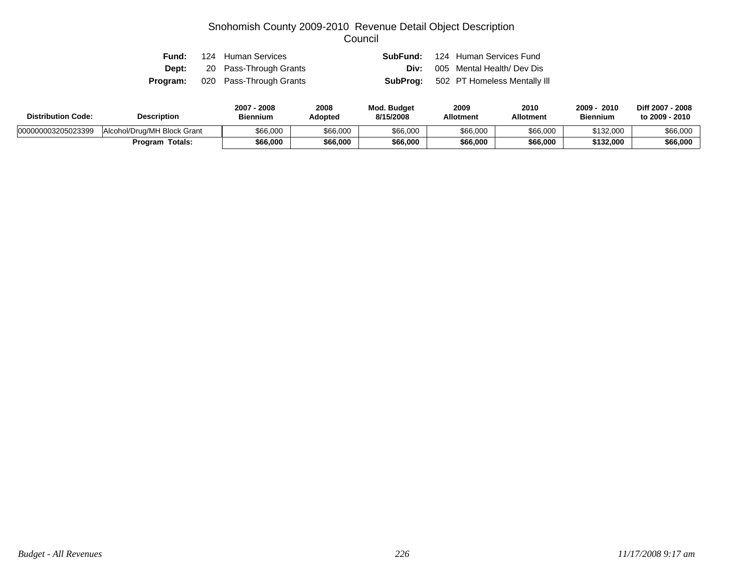# Snohomish County 2009-2010 Revenue Detail Object Description
## Council

| | | | |
|---|---|---|---|
| **Fund:** | 124 Human Services | **SubFund:** | 124 Human Services Fund |
| **Dept:** | 20 Pass-Through Grants | **Div:** | 005 Mental Health/ Dev Dis |
| **Program:** | 020 Pass-Through Grants | **SubProg:** | 502 PT Homeless Mentally Ill |

| Distribution Code: | Description | 2007 - 2008 Biennium | 2008 Adopted | Mod. Budget 8/15/2008 | 2009 Allotment | 2010 Allotment | 2009 - 2010 Biennium | Diff 2007 - 2008 to 2009 - 2010 |
|---|---|---|---|---|---|---|---|---|
| 000000003205023399 | Alcohol/Drug/MH Block Grant | $66,000 | $66,000 | $66,000 | $66,000 | $66,000 | $132,000 | $66,000 |
| | **Program Totals:** | **$66,000** | **$66,000** | **$66,000** | **$66,000** | **$66,000** | **$132,000** | **$66,000** |

*Budget - All Revenues* — *11/17/2008 9:17 am*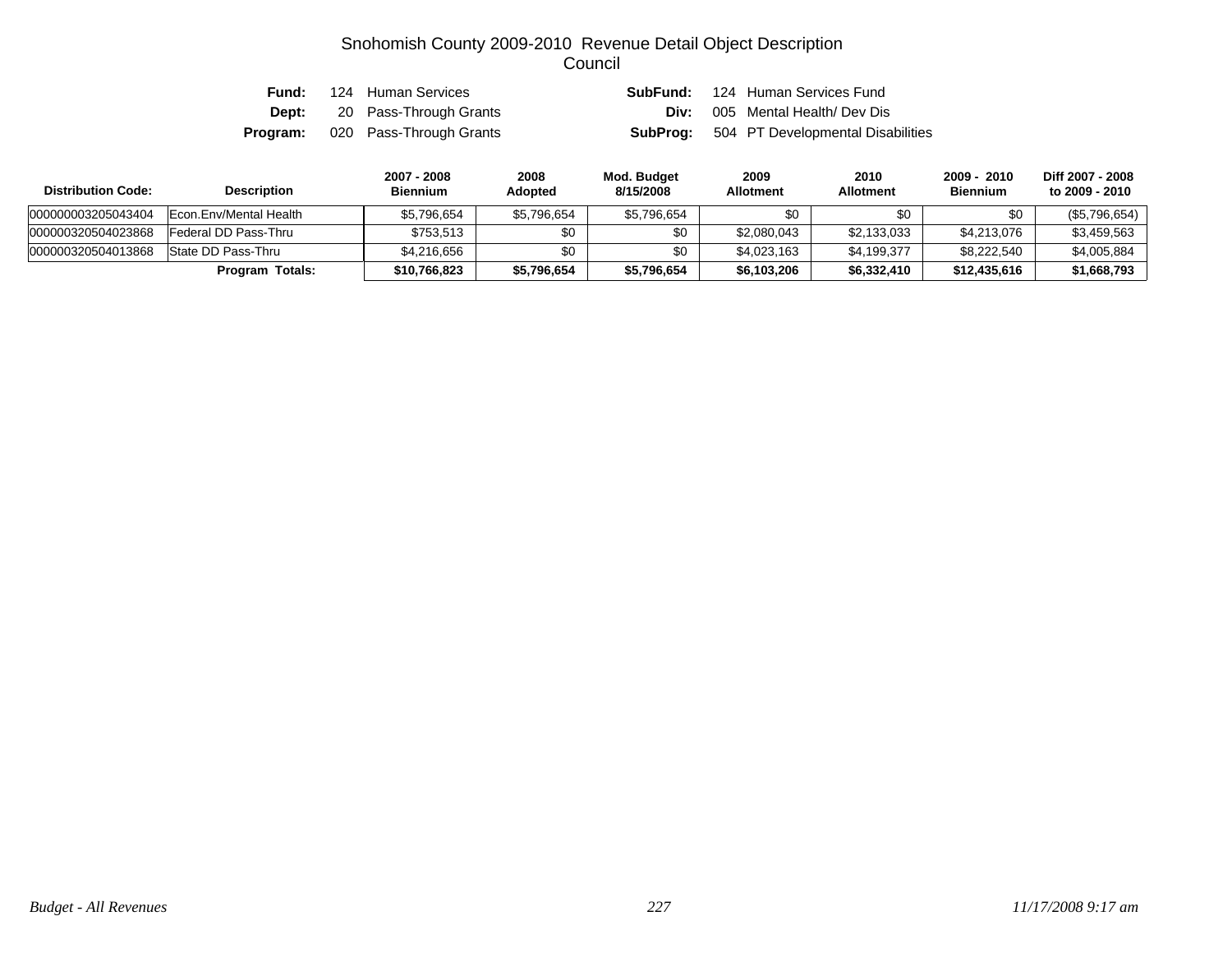# Snohomish County 2009-2010 Revenue Detail Object Description
## Council

**Fund:** 124 Human Services
**SubFund:** 124 Human Services Fund
**Dept:** 20 Pass-Through Grants
**Div:** 005 Mental Health/ Dev Dis
**Program:** 020 Pass-Through Grants
**SubProg:** 504 PT Developmental Disabilities

| Distribution Code: | Description | 2007 - 2008 Biennium | 2008 Adopted | Mod. Budget 8/15/2008 | 2009 Allotment | 2010 Allotment | 2009 - 2010 Biennium | Diff 2007 - 2008 to 2009 - 2010 |
|---|---|---|---|---|---|---|---|---|
| 000000003205043404 | Econ.Env/Mental Health | $5,796,654 | $5,796,654 | $5,796,654 | $0 | $0 | $0 | ($5,796,654) |
| 000000320504023868 | Federal DD Pass-Thru | $753,513 | $0 | $0 | $2,080,043 | $2,133,033 | $4,213,076 | $3,459,563 |
| 000000320504013868 | State DD Pass-Thru | $4,216,656 | $0 | $0 | $4,023,163 | $4,199,377 | $8,222,540 | $4,005,884 |
| | **Program Totals:** | **$10,766,823** | **$5,796,654** | **$5,796,654** | **$6,103,206** | **$6,332,410** | **$12,435,616** | **$1,668,793** |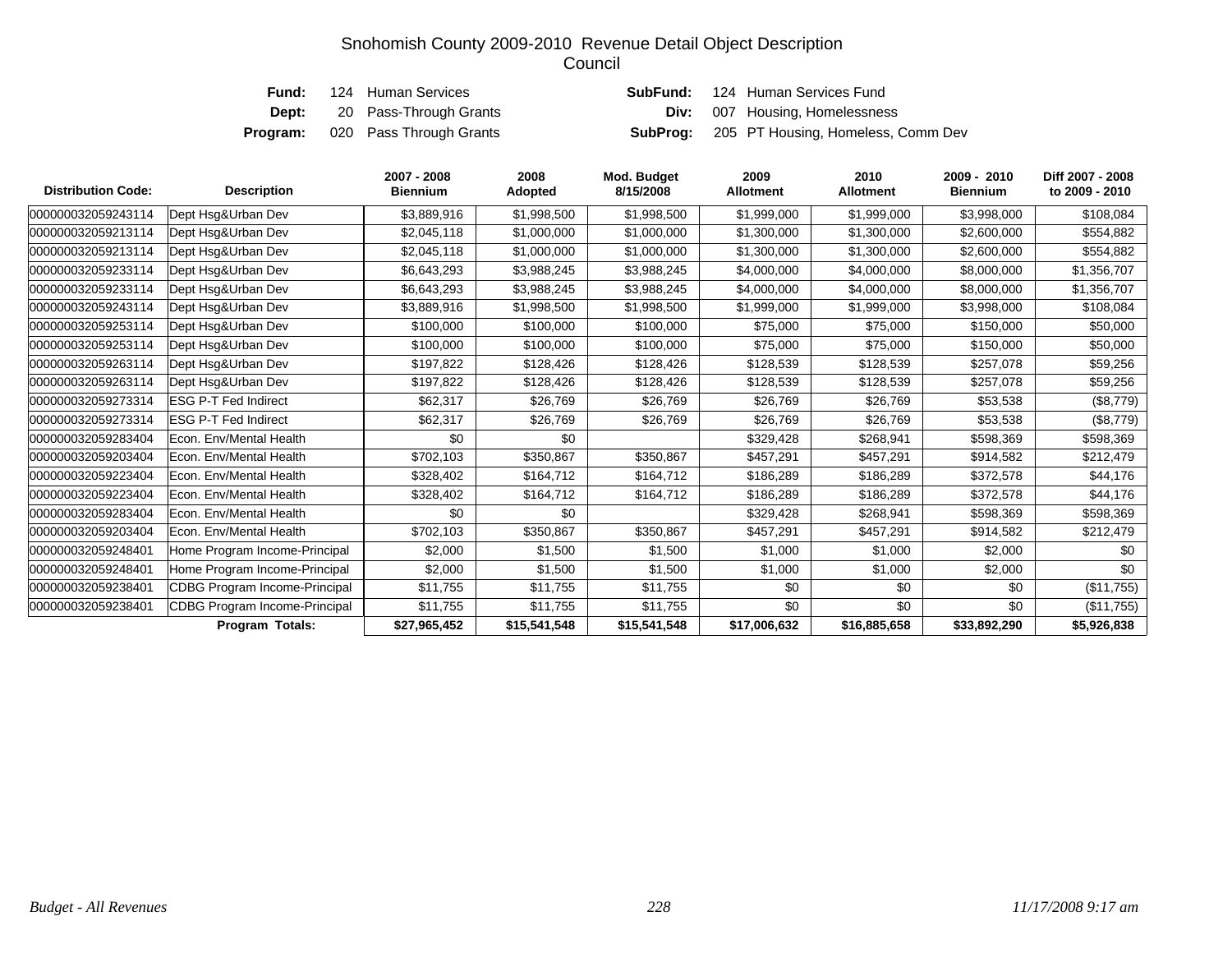# Snohomish County 2009-2010 Revenue Detail Object Description
## Council

**Fund:** 124 Human Services | **SubFund:** 124 Human Services Fund

**Dept:** 20 Pass-Through Grants | **Div:** 007 Housing, Homelessness

**Program:** 020 Pass Through Grants | **SubProg:** 205 PT Housing, Homeless, Comm Dev

| Distribution Code: | Description | 2007 - 2008 Biennium | 2008 Adopted | Mod. Budget 8/15/2008 | 2009 Allotment | 2010 Allotment | 2009 - 2010 Biennium | Diff 2007 - 2008 to 2009 - 2010 |
|---|---|---|---|---|---|---|---|---|
| 000000032059243114 | Dept Hsg&Urban Dev | $3,889,916 | $1,998,500 | $1,998,500 | $1,999,000 | $1,999,000 | $3,998,000 | $108,084 |
| 000000032059213114 | Dept Hsg&Urban Dev | $2,045,118 | $1,000,000 | $1,000,000 | $1,300,000 | $1,300,000 | $2,600,000 | $554,882 |
| 000000032059213114 | Dept Hsg&Urban Dev | $2,045,118 | $1,000,000 | $1,000,000 | $1,300,000 | $1,300,000 | $2,600,000 | $554,882 |
| 000000032059233114 | Dept Hsg&Urban Dev | $6,643,293 | $3,988,245 | $3,988,245 | $4,000,000 | $4,000,000 | $8,000,000 | $1,356,707 |
| 000000032059233114 | Dept Hsg&Urban Dev | $6,643,293 | $3,988,245 | $3,988,245 | $4,000,000 | $4,000,000 | $8,000,000 | $1,356,707 |
| 000000032059243114 | Dept Hsg&Urban Dev | $3,889,916 | $1,998,500 | $1,998,500 | $1,999,000 | $1,999,000 | $3,998,000 | $108,084 |
| 000000032059253114 | Dept Hsg&Urban Dev | $100,000 | $100,000 | $100,000 | $75,000 | $75,000 | $150,000 | $50,000 |
| 000000032059253114 | Dept Hsg&Urban Dev | $100,000 | $100,000 | $100,000 | $75,000 | $75,000 | $150,000 | $50,000 |
| 000000032059263114 | Dept Hsg&Urban Dev | $197,822 | $128,426 | $128,426 | $128,539 | $128,539 | $257,078 | $59,256 |
| 000000032059263114 | Dept Hsg&Urban Dev | $197,822 | $128,426 | $128,426 | $128,539 | $128,539 | $257,078 | $59,256 |
| 000000032059273314 | ESG P-T Fed Indirect | $62,317 | $26,769 | $26,769 | $26,769 | $26,769 | $53,538 | ($8,779) |
| 000000032059273314 | ESG P-T Fed Indirect | $62,317 | $26,769 | $26,769 | $26,769 | $26,769 | $53,538 | ($8,779) |
| 000000032059283404 | Econ. Env/Mental Health | $0 | $0 | | $329,428 | $268,941 | $598,369 | $598,369 |
| 000000032059203404 | Econ. Env/Mental Health | $702,103 | $350,867 | $350,867 | $457,291 | $457,291 | $914,582 | $212,479 |
| 000000032059223404 | Econ. Env/Mental Health | $328,402 | $164,712 | $164,712 | $186,289 | $186,289 | $372,578 | $44,176 |
| 000000032059223404 | Econ. Env/Mental Health | $328,402 | $164,712 | $164,712 | $186,289 | $186,289 | $372,578 | $44,176 |
| 000000032059283404 | Econ. Env/Mental Health | $0 | $0 | | $329,428 | $268,941 | $598,369 | $598,369 |
| 000000032059203404 | Econ. Env/Mental Health | $702,103 | $350,867 | $350,867 | $457,291 | $457,291 | $914,582 | $212,479 |
| 000000032059248401 | Home Program Income-Principal | $2,000 | $1,500 | $1,500 | $1,000 | $1,000 | $2,000 | $0 |
| 000000032059248401 | Home Program Income-Principal | $2,000 | $1,500 | $1,500 | $1,000 | $1,000 | $2,000 | $0 |
| 000000032059238401 | CDBG Program Income-Principal | $11,755 | $11,755 | $11,755 | $0 | $0 | $0 | ($11,755) |
| 000000032059238401 | CDBG Program Income-Principal | $11,755 | $11,755 | $11,755 | $0 | $0 | $0 | ($11,755) |
| | **Program Totals:** | **$27,965,452** | **$15,541,548** | **$15,541,548** | **$17,006,632** | **$16,885,658** | **$33,892,290** | **$5,926,838** |

*Budget - All Revenues* | *11/17/2008 9:17 am*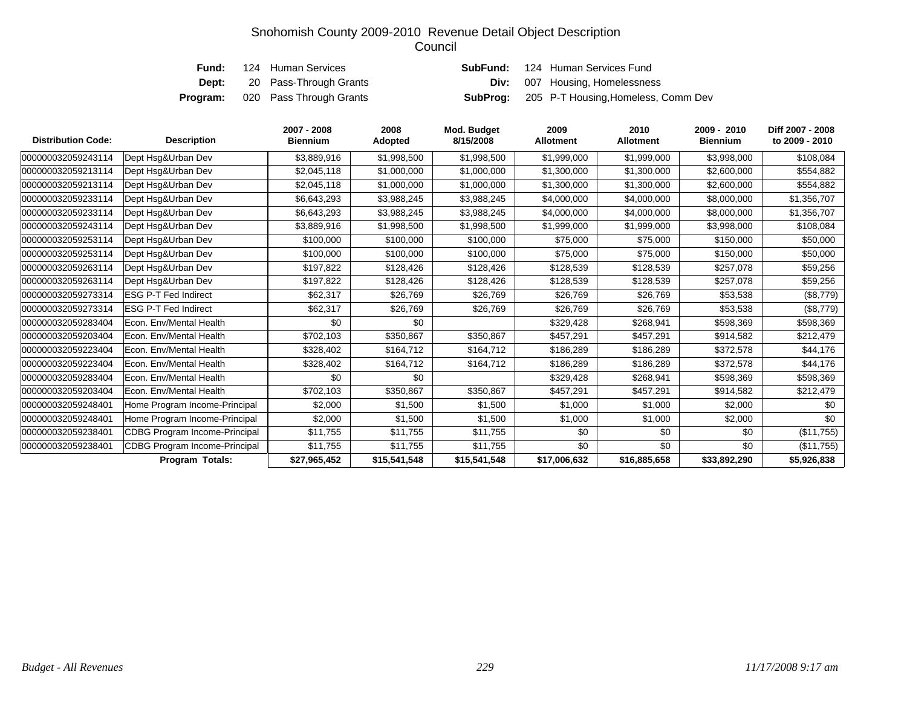# Snohomish County 2009-2010 Revenue Detail Object Description
## Council

| | | | |
|---|---|---|---|
| **Fund:** | 124 Human Services | **SubFund:** | 124 Human Services Fund |
| **Dept:** | 20 Pass-Through Grants | **Div:** | 007 Housing, Homelessness |
| **Program:** | 020 Pass Through Grants | **SubProg:** | 205 P-T Housing,Homeless, Comm Dev |

| Distribution Code: | Description | 2007 - 2008 Biennium | 2008 Adopted | Mod. Budget 8/15/2008 | 2009 Allotment | 2010 Allotment | 2009 - 2010 Biennium | Diff 2007 - 2008 to 2009 - 2010 |
|---|---|---|---|---|---|---|---|---|
| 000000032059243114 | Dept Hsg&Urban Dev | $3,889,916 | $1,998,500 | $1,998,500 | $1,999,000 | $1,999,000 | $3,998,000 | $108,084 |
| 000000032059213114 | Dept Hsg&Urban Dev | $2,045,118 | $1,000,000 | $1,000,000 | $1,300,000 | $1,300,000 | $2,600,000 | $554,882 |
| 000000032059213114 | Dept Hsg&Urban Dev | $2,045,118 | $1,000,000 | $1,000,000 | $1,300,000 | $1,300,000 | $2,600,000 | $554,882 |
| 000000032059233114 | Dept Hsg&Urban Dev | $6,643,293 | $3,988,245 | $3,988,245 | $4,000,000 | $4,000,000 | $8,000,000 | $1,356,707 |
| 000000032059233114 | Dept Hsg&Urban Dev | $6,643,293 | $3,988,245 | $3,988,245 | $4,000,000 | $4,000,000 | $8,000,000 | $1,356,707 |
| 000000032059243114 | Dept Hsg&Urban Dev | $3,889,916 | $1,998,500 | $1,998,500 | $1,999,000 | $1,999,000 | $3,998,000 | $108,084 |
| 000000032059253114 | Dept Hsg&Urban Dev | $100,000 | $100,000 | $100,000 | $75,000 | $75,000 | $150,000 | $50,000 |
| 000000032059253114 | Dept Hsg&Urban Dev | $100,000 | $100,000 | $100,000 | $75,000 | $75,000 | $150,000 | $50,000 |
| 000000032059263114 | Dept Hsg&Urban Dev | $197,822 | $128,426 | $128,426 | $128,539 | $128,539 | $257,078 | $59,256 |
| 000000032059263114 | Dept Hsg&Urban Dev | $197,822 | $128,426 | $128,426 | $128,539 | $128,539 | $257,078 | $59,256 |
| 000000032059273314 | ESG P-T Fed Indirect | $62,317 | $26,769 | $26,769 | $26,769 | $26,769 | $53,538 | ($8,779) |
| 000000032059273314 | ESG P-T Fed Indirect | $62,317 | $26,769 | $26,769 | $26,769 | $26,769 | $53,538 | ($8,779) |
| 000000032059283404 | Econ. Env/Mental Health | $0 | $0 | | $329,428 | $268,941 | $598,369 | $598,369 |
| 000000032059203404 | Econ. Env/Mental Health | $702,103 | $350,867 | $350,867 | $457,291 | $457,291 | $914,582 | $212,479 |
| 000000032059223404 | Econ. Env/Mental Health | $328,402 | $164,712 | $164,712 | $186,289 | $186,289 | $372,578 | $44,176 |
| 000000032059223404 | Econ. Env/Mental Health | $328,402 | $164,712 | $164,712 | $186,289 | $186,289 | $372,578 | $44,176 |
| 000000032059283404 | Econ. Env/Mental Health | $0 | $0 | | $329,428 | $268,941 | $598,369 | $598,369 |
| 000000032059203404 | Econ. Env/Mental Health | $702,103 | $350,867 | $350,867 | $457,291 | $457,291 | $914,582 | $212,479 |
| 000000032059248401 | Home Program Income-Principal | $2,000 | $1,500 | $1,500 | $1,000 | $1,000 | $2,000 | $0 |
| 000000032059248401 | Home Program Income-Principal | $2,000 | $1,500 | $1,500 | $1,000 | $1,000 | $2,000 | $0 |
| 000000032059238401 | CDBG Program Income-Principal | $11,755 | $11,755 | $11,755 | $0 | $0 | $0 | ($11,755) |
| 000000032059238401 | CDBG Program Income-Principal | $11,755 | $11,755 | $11,755 | $0 | $0 | $0 | ($11,755) |
| | **Program Totals:** | **$27,965,452** | **$15,541,548** | **$15,541,548** | **$17,006,632** | **$16,885,658** | **$33,892,290** | **$5,926,838** |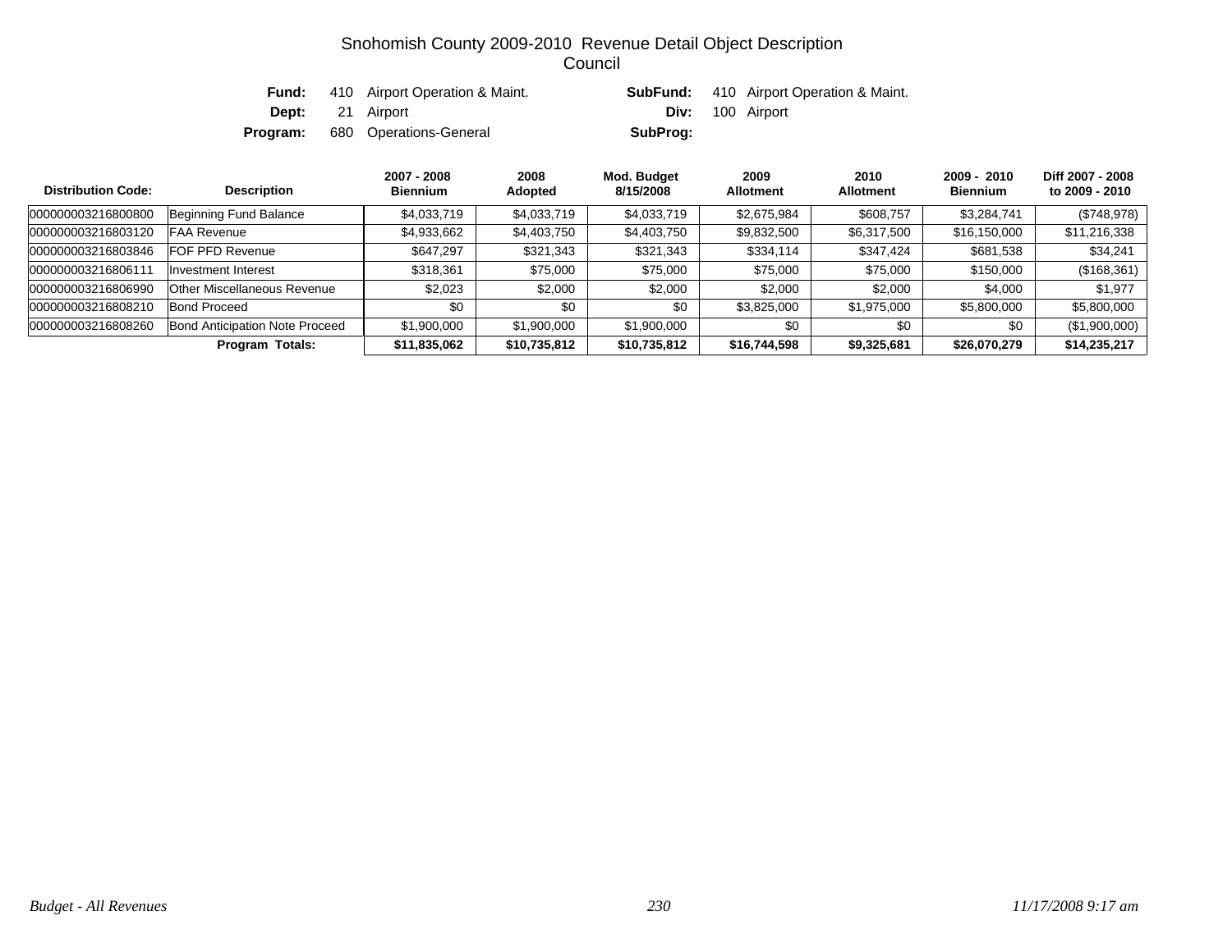# Snohomish County 2009-2010 Revenue Detail Object Description
## Council

| | | | | | |
|---|---|---|---|---|---|
| **Fund:** | 410 | Airport Operation & Maint. | **SubFund:** | 410 | Airport Operation & Maint. |
| **Dept:** | 21 | Airport | **Div:** | 100 | Airport |
| **Program:** | 680 | Operations-General | **SubProg:** | | |

| Distribution Code: | Description | 2007 - 2008 Biennium | 2008 Adopted | Mod. Budget 8/15/2008 | 2009 Allotment | 2010 Allotment | 2009 - 2010 Biennium | Diff 2007 - 2008 to 2009 - 2010 |
|---|---|---|---|---|---|---|---|---|
| 000000003216800800 | Beginning Fund Balance | $4,033,719 | $4,033,719 | $4,033,719 | $2,675,984 | $608,757 | $3,284,741 | ($748,978) |
| 000000003216803120 | FAA Revenue | $4,933,662 | $4,403,750 | $4,403,750 | $9,832,500 | $6,317,500 | $16,150,000 | $11,216,338 |
| 000000003216803846 | FOF PFD Revenue | $647,297 | $321,343 | $321,343 | $334,114 | $347,424 | $681,538 | $34,241 |
| 000000003216806111 | Investment Interest | $318,361 | $75,000 | $75,000 | $75,000 | $75,000 | $150,000 | ($168,361) |
| 000000003216806990 | Other Miscellaneous Revenue | $2,023 | $2,000 | $2,000 | $2,000 | $2,000 | $4,000 | $1,977 |
| 000000003216808210 | Bond Proceed | $0 | $0 | $0 | $3,825,000 | $1,975,000 | $5,800,000 | $5,800,000 |
| 000000003216808260 | Bond Anticipation Note Proceed | $1,900,000 | $1,900,000 | $1,900,000 | $0 | $0 | $0 | ($1,900,000) |
| | **Program Totals:** | **$11,835,062** | **$10,735,812** | **$10,735,812** | **$16,744,598** | **$9,325,681** | **$26,070,279** | **$14,235,217** |

*Budget - All Revenues* *11/17/2008 9:17 am*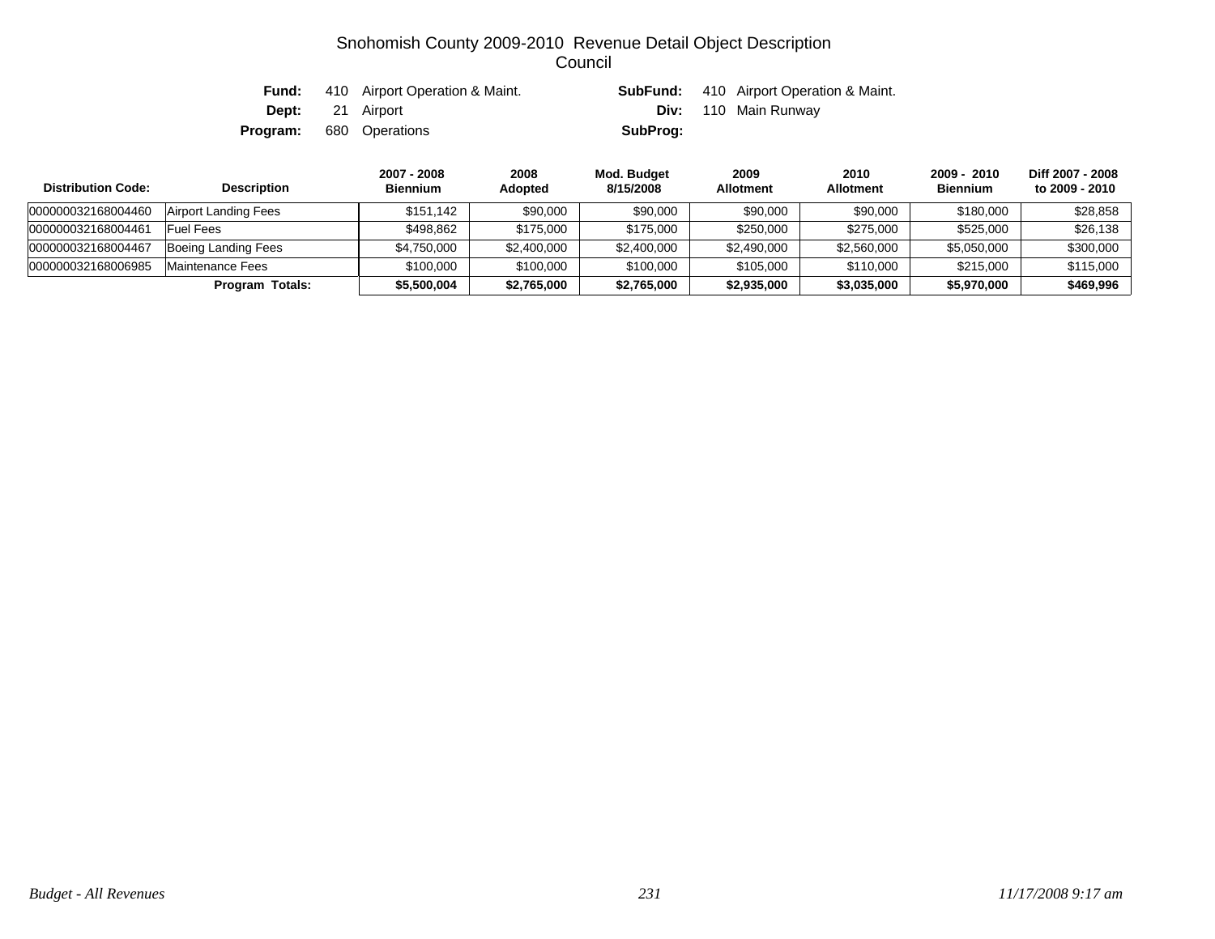# Snohomish County 2009-2010 Revenue Detail Object Description
## Council

| | | | |
|---|---|---|---|
| **Fund:** | 410 Airport Operation & Maint. | **SubFund:** | 410 Airport Operation & Maint. |
| **Dept:** | 21 Airport | **Div:** | 110 Main Runway |
| **Program:** | 680 Operations | **SubProg:** | |

| Distribution Code: | Description | 2007 - 2008 Biennium | 2008 Adopted | Mod. Budget 8/15/2008 | 2009 Allotment | 2010 Allotment | 2009 - 2010 Biennium | Diff 2007 - 2008 to 2009 - 2010 |
|---|---|---|---|---|---|---|---|---|
| 000000032168004460 | Airport Landing Fees | $151,142 | $90,000 | $90,000 | $90,000 | $90,000 | $180,000 | $28,858 |
| 000000032168004461 | Fuel Fees | $498,862 | $175,000 | $175,000 | $250,000 | $275,000 | $525,000 | $26,138 |
| 000000032168004467 | Boeing Landing Fees | $4,750,000 | $2,400,000 | $2,400,000 | $2,490,000 | $2,560,000 | $5,050,000 | $300,000 |
| 000000032168006985 | Maintenance Fees | $100,000 | $100,000 | $100,000 | $105,000 | $110,000 | $215,000 | $115,000 |
| | **Program Totals:** | **$5,500,004** | **$2,765,000** | **$2,765,000** | **$2,935,000** | **$3,035,000** | **$5,970,000** | **$469,996** |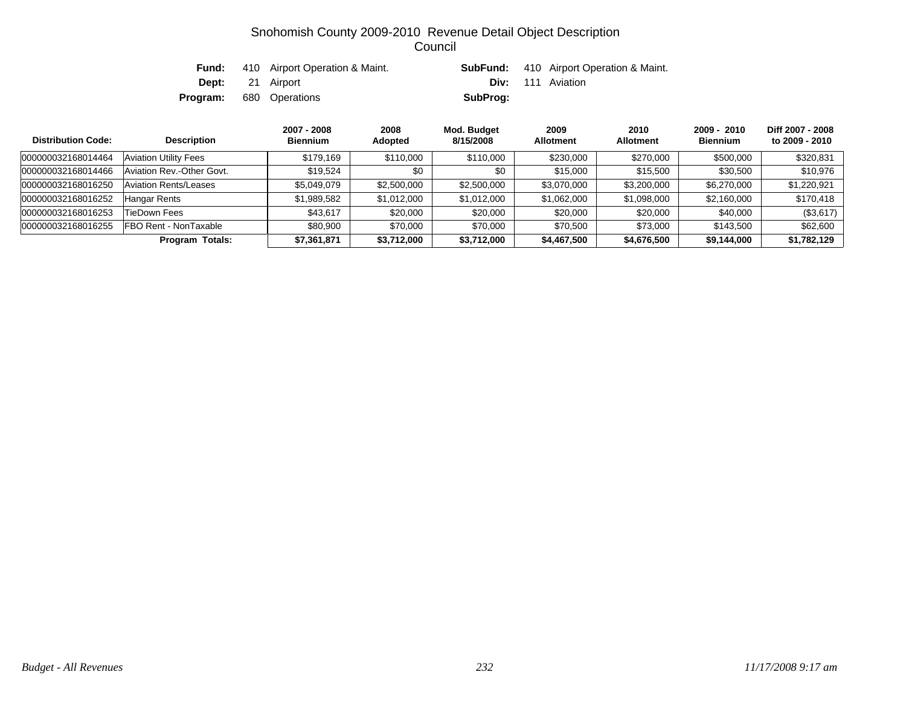# Snohomish County 2009-2010 Revenue Detail Object Description
## Council

**Fund:** 410 Airport Operation & Maint. **SubFund:** 410 Airport Operation & Maint.
**Dept:** 21 Airport **Div:** 111 Aviation
**Program:** 680 Operations **SubProg:**

| Distribution Code: | Description | 2007 - 2008 Biennium | 2008 Adopted | Mod. Budget 8/15/2008 | 2009 Allotment | 2010 Allotment | 2009 - 2010 Biennium | Diff 2007 - 2008 to 2009 - 2010 |
|---|---|---|---|---|---|---|---|---|
| 000000032168014464 | Aviation Utility Fees | $179,169 | $110,000 | $110,000 | $230,000 | $270,000 | $500,000 | $320,831 |
| 000000032168014466 | Aviation Rev.-Other Govt. | $19,524 | $0 | $0 | $15,000 | $15,500 | $30,500 | $10,976 |
| 000000032168016250 | Aviation Rents/Leases | $5,049,079 | $2,500,000 | $2,500,000 | $3,070,000 | $3,200,000 | $6,270,000 | $1,220,921 |
| 000000032168016252 | Hangar Rents | $1,989,582 | $1,012,000 | $1,012,000 | $1,062,000 | $1,098,000 | $2,160,000 | $170,418 |
| 000000032168016253 | TieDown Fees | $43,617 | $20,000 | $20,000 | $20,000 | $20,000 | $40,000 | ($3,617) |
| 000000032168016255 | FBO Rent - NonTaxable | $80,900 | $70,000 | $70,000 | $70,500 | $73,000 | $143,500 | $62,600 |
| | **Program Totals:** | **$7,361,871** | **$3,712,000** | **$3,712,000** | **$4,467,500** | **$4,676,500** | **$9,144,000** | **$1,782,129** |

*Budget - All Revenues* *11/17/2008 9:17 am*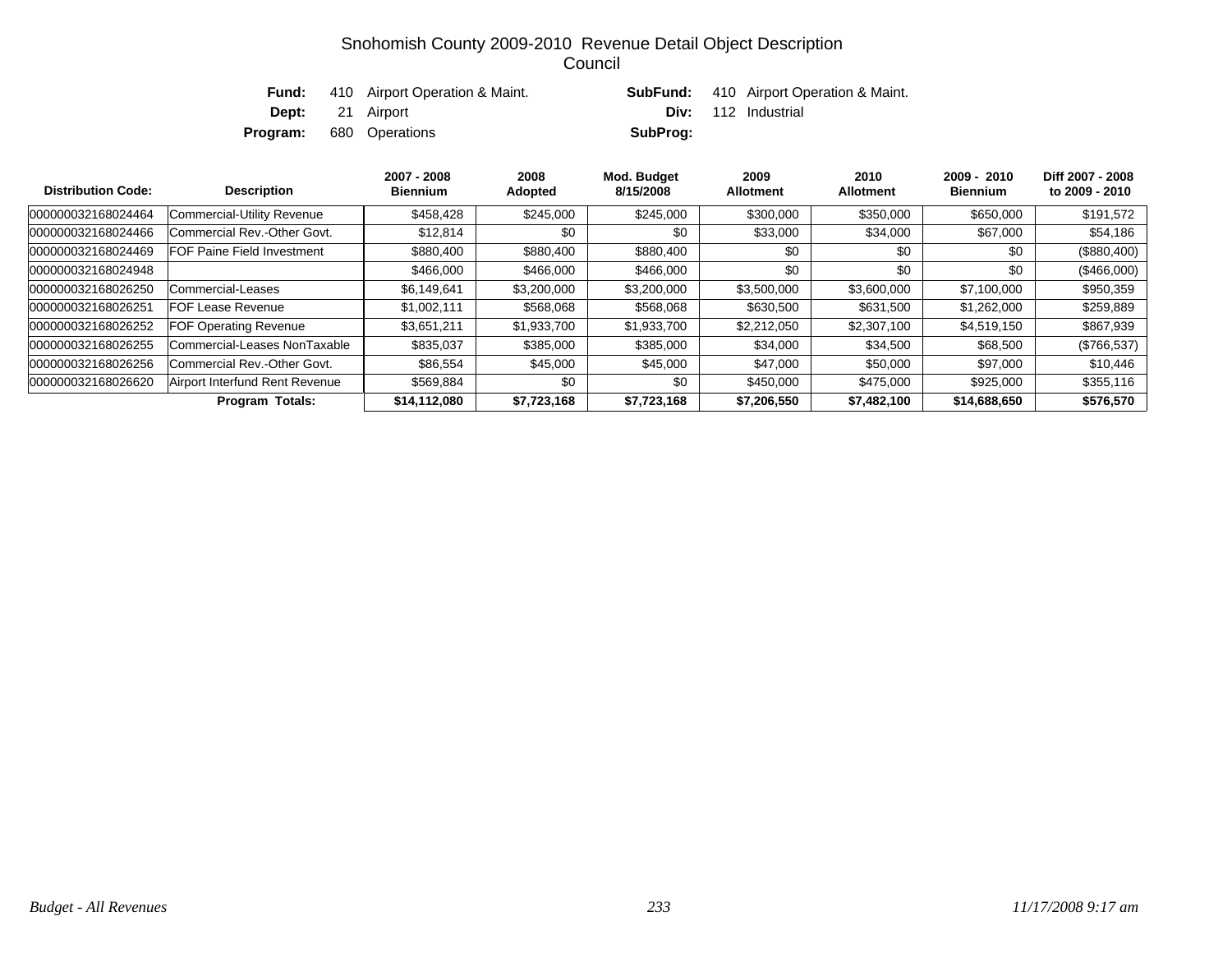# Snohomish County 2009-2010 Revenue Detail Object Description
## Council

**Fund:** 410 Airport Operation & Maint. **SubFund:** 410 Airport Operation & Maint.
**Dept:** 21 Airport **Div:** 112 Industrial
**Program:** 680 Operations **SubProg:**

| Distribution Code: | Description | 2007 - 2008 Biennium | 2008 Adopted | Mod. Budget 8/15/2008 | 2009 Allotment | 2010 Allotment | 2009 - 2010 Biennium | Diff 2007 - 2008 to 2009 - 2010 |
|---|---|---|---|---|---|---|---|---|
| 000000032168024464 | Commercial-Utility Revenue | $458,428 | $245,000 | $245,000 | $300,000 | $350,000 | $650,000 | $191,572 |
| 000000032168024466 | Commercial Rev.-Other Govt. | $12,814 | $0 | $0 | $33,000 | $34,000 | $67,000 | $54,186 |
| 000000032168024469 | FOF Paine Field Investment | $880,400 | $880,400 | $880,400 | $0 | $0 | $0 | ($880,400) |
| 000000032168024948 | | $466,000 | $466,000 | $466,000 | $0 | $0 | $0 | ($466,000) |
| 000000032168026250 | Commercial-Leases | $6,149,641 | $3,200,000 | $3,200,000 | $3,500,000 | $3,600,000 | $7,100,000 | $950,359 |
| 000000032168026251 | FOF Lease Revenue | $1,002,111 | $568,068 | $568,068 | $630,500 | $631,500 | $1,262,000 | $259,889 |
| 000000032168026252 | FOF Operating Revenue | $3,651,211 | $1,933,700 | $1,933,700 | $2,212,050 | $2,307,100 | $4,519,150 | $867,939 |
| 000000032168026255 | Commercial-Leases NonTaxable | $835,037 | $385,000 | $385,000 | $34,000 | $34,500 | $68,500 | ($766,537) |
| 000000032168026256 | Commercial Rev.-Other Govt. | $86,554 | $45,000 | $45,000 | $47,000 | $50,000 | $97,000 | $10,446 |
| 000000032168026620 | Airport Interfund Rent Revenue | $569,884 | $0 | $0 | $450,000 | $475,000 | $925,000 | $355,116 |
| | **Program Totals:** | **$14,112,080** | **$7,723,168** | **$7,723,168** | **$7,206,550** | **$7,482,100** | **$14,688,650** | **$576,570** |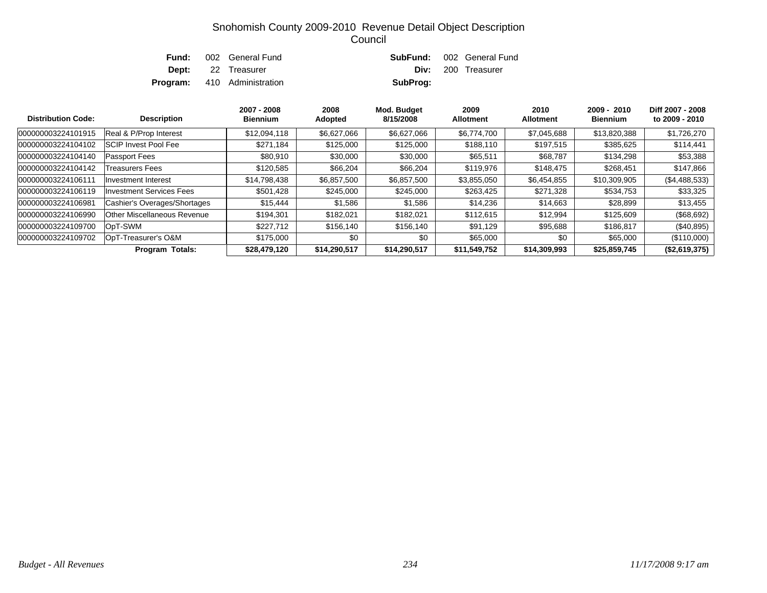# Snohomish County 2009-2010 Revenue Detail Object Description
## Council

**Fund:** 002 General Fund  **SubFund:** 002 General Fund
**Dept:** 22 Treasurer  **Div:** 200 Treasurer
**Program:** 410 Administration  **SubProg:**

| Distribution Code: | Description | 2007 - 2008 Biennium | 2008 Adopted | Mod. Budget 8/15/2008 | 2009 Allotment | 2010 Allotment | 2009 - 2010 Biennium | Diff 2007 - 2008 to 2009 - 2010 |
|---|---|---|---|---|---|---|---|---|
| 000000003224101915 | Real & P/Prop Interest | $12,094,118 | $6,627,066 | $6,627,066 | $6,774,700 | $7,045,688 | $13,820,388 | $1,726,270 |
| 000000003224104102 | SCIP Invest Pool Fee | $271,184 | $125,000 | $125,000 | $188,110 | $197,515 | $385,625 | $114,441 |
| 000000003224104140 | Passport Fees | $80,910 | $30,000 | $30,000 | $65,511 | $68,787 | $134,298 | $53,388 |
| 000000003224104142 | Treasurers Fees | $120,585 | $66,204 | $66,204 | $119,976 | $148,475 | $268,451 | $147,866 |
| 000000003224106111 | Investment Interest | $14,798,438 | $6,857,500 | $6,857,500 | $3,855,050 | $6,454,855 | $10,309,905 | ($4,488,533) |
| 000000003224106119 | Investment Services Fees | $501,428 | $245,000 | $245,000 | $263,425 | $271,328 | $534,753 | $33,325 |
| 000000003224106981 | Cashier's Overages/Shortages | $15,444 | $1,586 | $1,586 | $14,236 | $14,663 | $28,899 | $13,455 |
| 000000003224106990 | Other Miscellaneous Revenue | $194,301 | $182,021 | $182,021 | $112,615 | $12,994 | $125,609 | ($68,692) |
| 000000003224109700 | OpT-SWM | $227,712 | $156,140 | $156,140 | $91,129 | $95,688 | $186,817 | ($40,895) |
| 000000003224109702 | OpT-Treasurer's O&M | $175,000 | $0 | $0 | $65,000 | $0 | $65,000 | ($110,000) |
| | **Program Totals:** | **$28,479,120** | **$14,290,517** | **$14,290,517** | **$11,549,752** | **$14,309,993** | **$25,859,745** | **($2,619,375)** |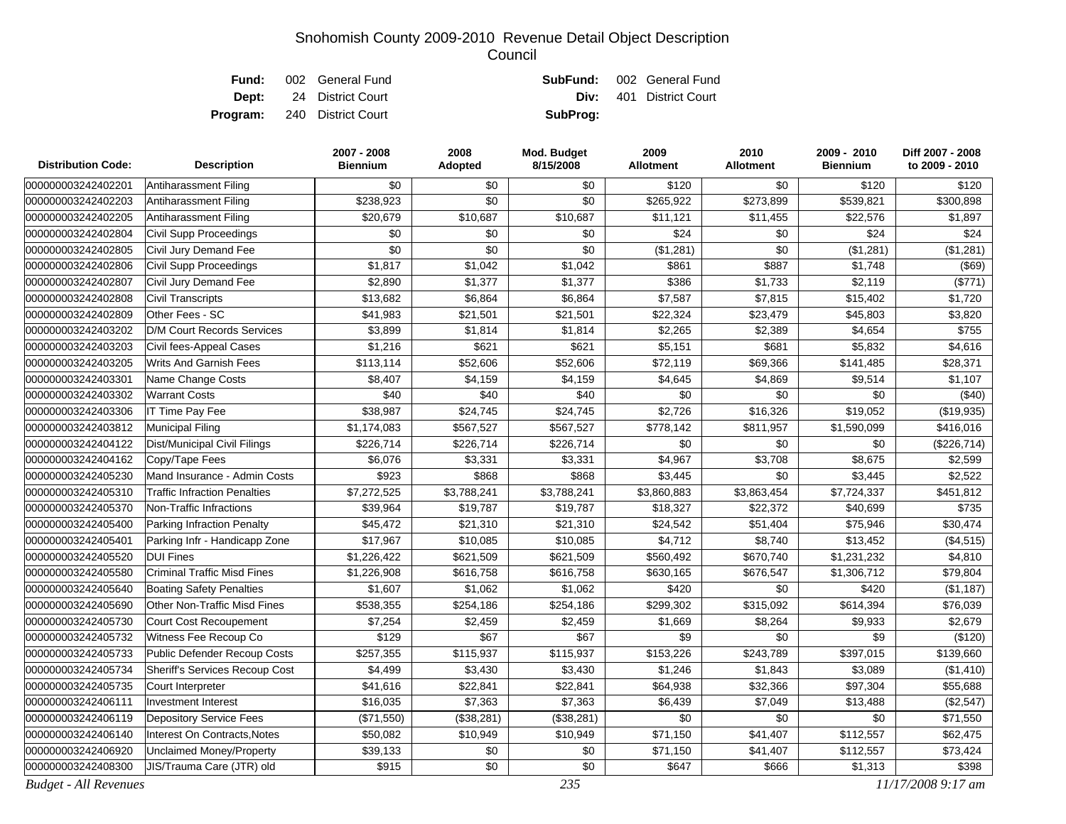# Snohomish County 2009-2010 Revenue Detail Object Description
## Council

**Fund:** 002 General Fund &nbsp;&nbsp;&nbsp; **SubFund:** 002 General Fund
**Dept:** 24 District Court &nbsp;&nbsp;&nbsp; **Div:** 401 District Court
**Program:** 240 District Court &nbsp;&nbsp;&nbsp; **SubProg:**

| Distribution Code: | Description | 2007 - 2008 Biennium | 2008 Adopted | Mod. Budget 8/15/2008 | 2009 Allotment | 2010 Allotment | 2009 - 2010 Biennium | Diff 2007 - 2008 to 2009 - 2010 |
|---|---|---|---|---|---|---|---|---|
| 000000003242402201 | Antiharassment Filing | $0 | $0 | $0 | $120 | $0 | $120 | $120 |
| 000000003242402203 | Antiharassment Filing | $238,923 | $0 | $0 | $265,922 | $273,899 | $539,821 | $300,898 |
| 000000003242402205 | Antiharassment Filing | $20,679 | $10,687 | $10,687 | $11,121 | $11,455 | $22,576 | $1,897 |
| 000000003242402804 | Civil Supp Proceedings | $0 | $0 | $0 | $24 | $0 | $24 | $24 |
| 000000003242402805 | Civil Jury Demand Fee | $0 | $0 | $0 | ($1,281) | $0 | ($1,281) | ($1,281) |
| 000000003242402806 | Civil Supp Proceedings | $1,817 | $1,042 | $1,042 | $861 | $887 | $1,748 | ($69) |
| 000000003242402807 | Civil Jury Demand Fee | $2,890 | $1,377 | $1,377 | $386 | $1,733 | $2,119 | ($771) |
| 000000003242402808 | Civil Transcripts | $13,682 | $6,864 | $6,864 | $7,587 | $7,815 | $15,402 | $1,720 |
| 000000003242402809 | Other Fees - SC | $41,983 | $21,501 | $21,501 | $22,324 | $23,479 | $45,803 | $3,820 |
| 000000003242403202 | D/M Court Records Services | $3,899 | $1,814 | $1,814 | $2,265 | $2,389 | $4,654 | $755 |
| 000000003242403203 | Civil fees-Appeal Cases | $1,216 | $621 | $621 | $5,151 | $681 | $5,832 | $4,616 |
| 000000003242403205 | Writs And Garnish Fees | $113,114 | $52,606 | $52,606 | $72,119 | $69,366 | $141,485 | $28,371 |
| 000000003242403301 | Name Change Costs | $8,407 | $4,159 | $4,159 | $4,645 | $4,869 | $9,514 | $1,107 |
| 000000003242403302 | Warrant Costs | $40 | $40 | $40 | $0 | $0 | $0 | ($40) |
| 000000003242403306 | IT Time Pay Fee | $38,987 | $24,745 | $24,745 | $2,726 | $16,326 | $19,052 | ($19,935) |
| 000000003242403812 | Municipal Filing | $1,174,083 | $567,527 | $567,527 | $778,142 | $811,957 | $1,590,099 | $416,016 |
| 000000003242404122 | Dist/Municipal Civil Filings | $226,714 | $226,714 | $226,714 | $0 | $0 | $0 | ($226,714) |
| 000000003242404162 | Copy/Tape Fees | $6,076 | $3,331 | $3,331 | $4,967 | $3,708 | $8,675 | $2,599 |
| 000000003242405230 | Mand Insurance - Admin Costs | $923 | $868 | $868 | $3,445 | $0 | $3,445 | $2,522 |
| 000000003242405310 | Traffic Infraction Penalties | $7,272,525 | $3,788,241 | $3,788,241 | $3,860,883 | $3,863,454 | $7,724,337 | $451,812 |
| 000000003242405370 | Non-Traffic Infractions | $39,964 | $19,787 | $19,787 | $18,327 | $22,372 | $40,699 | $735 |
| 000000003242405400 | Parking Infraction Penalty | $45,472 | $21,310 | $21,310 | $24,542 | $51,404 | $75,946 | $30,474 |
| 000000003242405401 | Parking Infr - Handicapp Zone | $17,967 | $10,085 | $10,085 | $4,712 | $8,740 | $13,452 | ($4,515) |
| 000000003242405520 | DUI Fines | $1,226,422 | $621,509 | $621,509 | $560,492 | $670,740 | $1,231,232 | $4,810 |
| 000000003242405580 | Criminal Traffic Misd Fines | $1,226,908 | $616,758 | $616,758 | $630,165 | $676,547 | $1,306,712 | $79,804 |
| 000000003242405640 | Boating Safety Penalties | $1,607 | $1,062 | $1,062 | $420 | $0 | $420 | ($1,187) |
| 000000003242405690 | Other Non-Traffic Misd Fines | $538,355 | $254,186 | $254,186 | $299,302 | $315,092 | $614,394 | $76,039 |
| 000000003242405730 | Court Cost Recoupement | $7,254 | $2,459 | $2,459 | $1,669 | $8,264 | $9,933 | $2,679 |
| 000000003242405732 | Witness Fee Recoup Co | $129 | $67 | $67 | $9 | $0 | $9 | ($120) |
| 000000003242405733 | Public Defender Recoup Costs | $257,355 | $115,937 | $115,937 | $153,226 | $243,789 | $397,015 | $139,660 |
| 000000003242405734 | Sheriff's Services Recoup Cost | $4,499 | $3,430 | $3,430 | $1,246 | $1,843 | $3,089 | ($1,410) |
| 000000003242405735 | Court Interpreter | $41,616 | $22,841 | $22,841 | $64,938 | $32,366 | $97,304 | $55,688 |
| 000000003242406111 | Investment Interest | $16,035 | $7,363 | $7,363 | $6,439 | $7,049 | $13,488 | ($2,547) |
| 000000003242406119 | Depository Service Fees | ($71,550) | ($38,281) | ($38,281) | $0 | $0 | $0 | $71,550 |
| 000000003242406140 | Interest On Contracts,Notes | $50,082 | $10,949 | $10,949 | $71,150 | $41,407 | $112,557 | $62,475 |
| 000000003242406920 | Unclaimed Money/Property | $39,133 | $0 | $0 | $71,150 | $41,407 | $112,557 | $73,424 |
| 000000003242408300 | JIS/Trauma Care (JTR) old | $915 | $0 | $0 | $647 | $666 | $1,313 | $398 |

*Budget - All Revenues* &nbsp;&nbsp;&nbsp; *11/17/2008 9:17 am*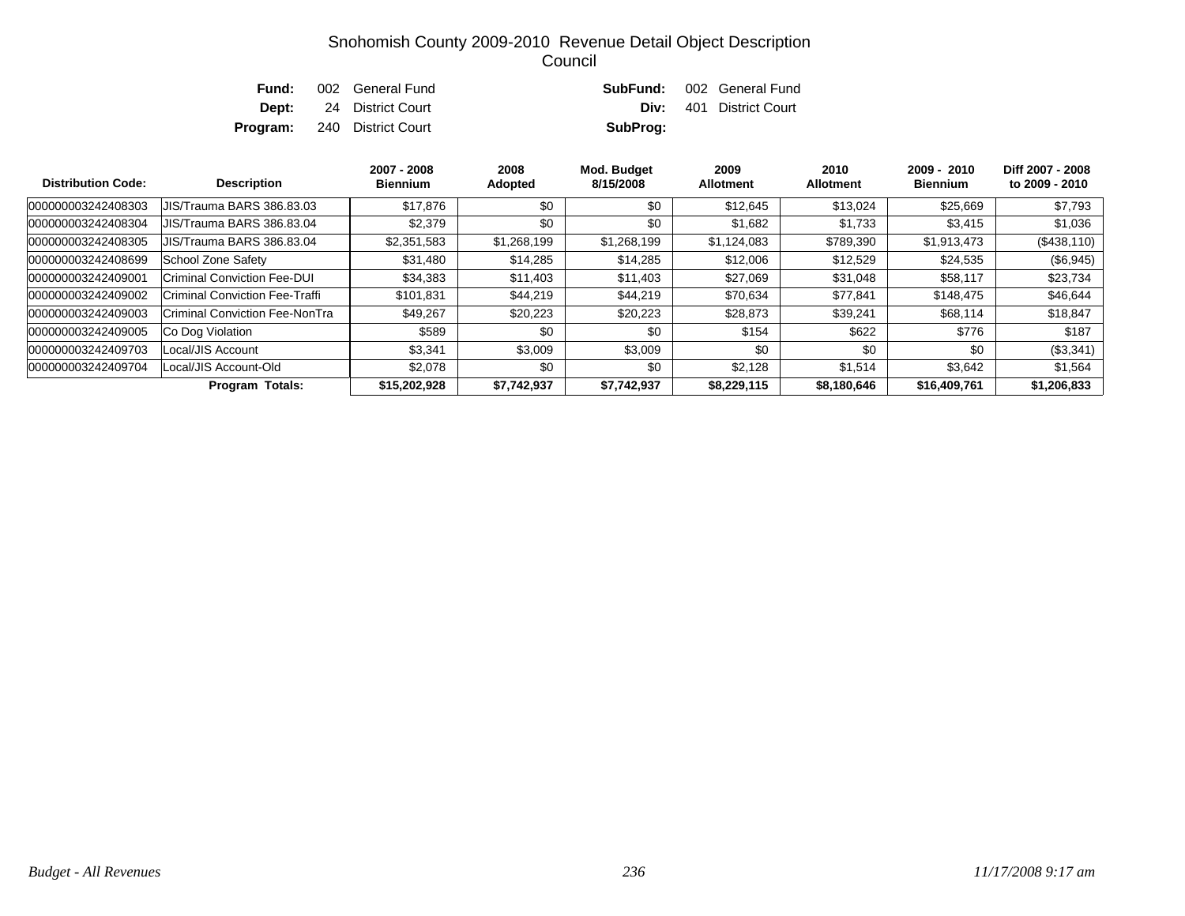# Snohomish County 2009-2010 Revenue Detail Object Description
## Council

**Fund:** 002 General Fund  **SubFund:** 002 General Fund
**Dept:** 24 District Court  **Div:** 401 District Court
**Program:** 240 District Court  **SubProg:**

| Distribution Code: | Description | 2007 - 2008 Biennium | 2008 Adopted | Mod. Budget 8/15/2008 | 2009 Allotment | 2010 Allotment | 2009 - 2010 Biennium | Diff 2007 - 2008 to 2009 - 2010 |
|---|---|---|---|---|---|---|---|---|
| 000000003242408303 | JIS/Trauma BARS 386.83.03 | $17,876 | $0 | $0 | $12,645 | $13,024 | $25,669 | $7,793 |
| 000000003242408304 | JIS/Trauma BARS 386.83.04 | $2,379 | $0 | $0 | $1,682 | $1,733 | $3,415 | $1,036 |
| 000000003242408305 | JIS/Trauma BARS 386.83.04 | $2,351,583 | $1,268,199 | $1,268,199 | $1,124,083 | $789,390 | $1,913,473 | ($438,110) |
| 000000003242408699 | School Zone Safety | $31,480 | $14,285 | $14,285 | $12,006 | $12,529 | $24,535 | ($6,945) |
| 000000003242409001 | Criminal Conviction Fee-DUI | $34,383 | $11,403 | $11,403 | $27,069 | $31,048 | $58,117 | $23,734 |
| 000000003242409002 | Criminal Conviction Fee-Traffi | $101,831 | $44,219 | $44,219 | $70,634 | $77,841 | $148,475 | $46,644 |
| 000000003242409003 | Criminal Conviction Fee-NonTra | $49,267 | $20,223 | $20,223 | $28,873 | $39,241 | $68,114 | $18,847 |
| 000000003242409005 | Co Dog Violation | $589 | $0 | $0 | $154 | $622 | $776 | $187 |
| 000000003242409703 | Local/JIS Account | $3,341 | $3,009 | $3,009 | $0 | $0 | $0 | ($3,341) |
| 000000003242409704 | Local/JIS Account-Old | $2,078 | $0 | $0 | $2,128 | $1,514 | $3,642 | $1,564 |
| | **Program Totals:** | **$15,202,928** | **$7,742,937** | **$7,742,937** | **$8,229,115** | **$8,180,646** | **$16,409,761** | **$1,206,833** |

*Budget - All Revenues*  *11/17/2008 9:17 am*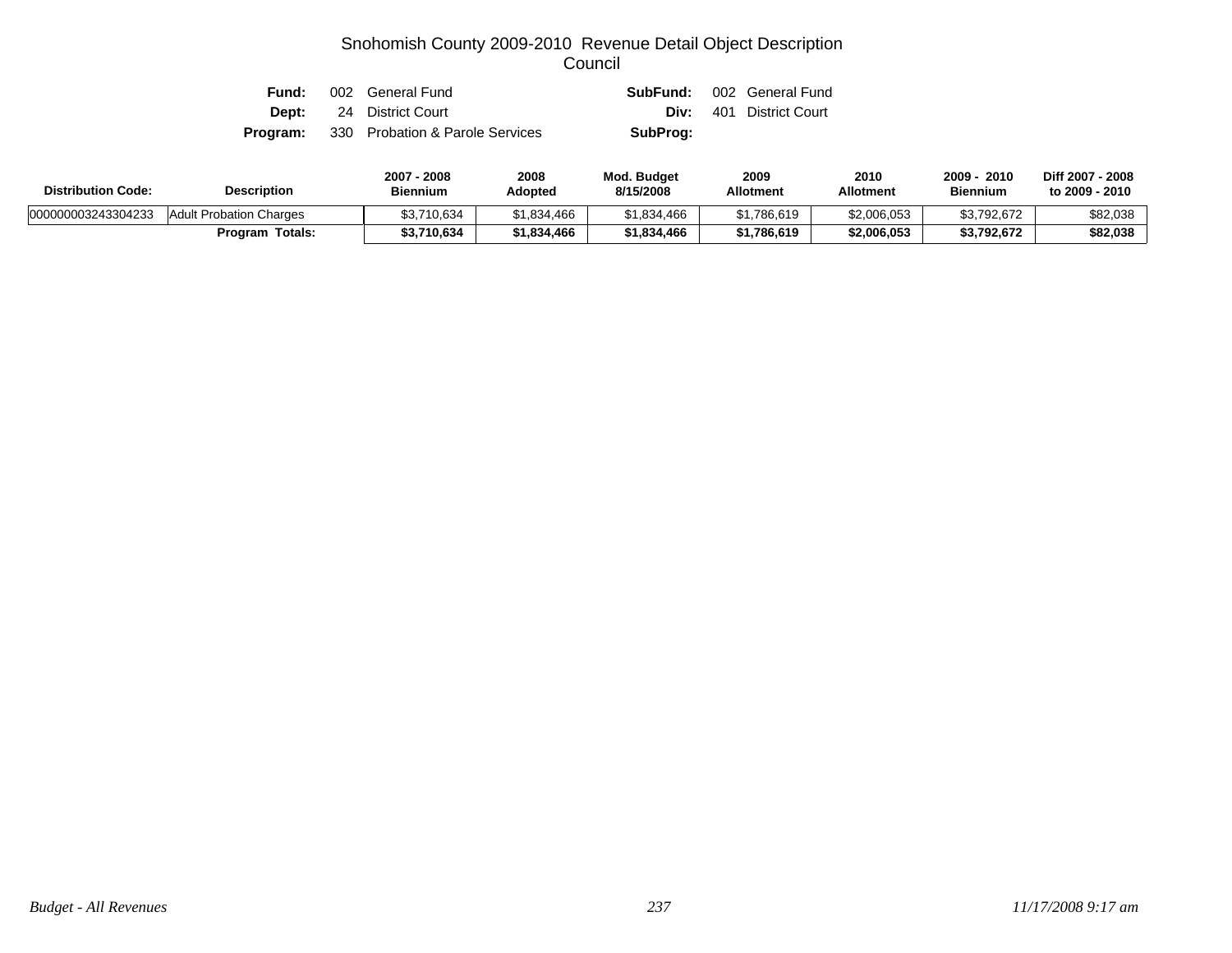# Snohomish County 2009-2010 Revenue Detail Object Description
## Council

| | | | |
|---|---|---|---|
| **Fund:** | 002 General Fund | **SubFund:** | 002 General Fund |
| **Dept:** | 24 District Court | **Div:** | 401 District Court |
| **Program:** | 330 Probation & Parole Services | **SubProg:** | |

| Distribution Code: | Description | 2007 - 2008 Biennium | 2008 Adopted | Mod. Budget 8/15/2008 | 2009 Allotment | 2010 Allotment | 2009 - 2010 Biennium | Diff 2007 - 2008 to 2009 - 2010 |
|---|---|---|---|---|---|---|---|---|
| 000000003243304233 | Adult Probation Charges | $3,710,634 | $1,834,466 | $1,834,466 | $1,786,619 | $2,006,053 | $3,792,672 | $82,038 |
| | **Program Totals:** | **$3,710,634** | **$1,834,466** | **$1,834,466** | **$1,786,619** | **$2,006,053** | **$3,792,672** | **$82,038** |

*Budget - All Revenues* *11/17/2008 9:17 am*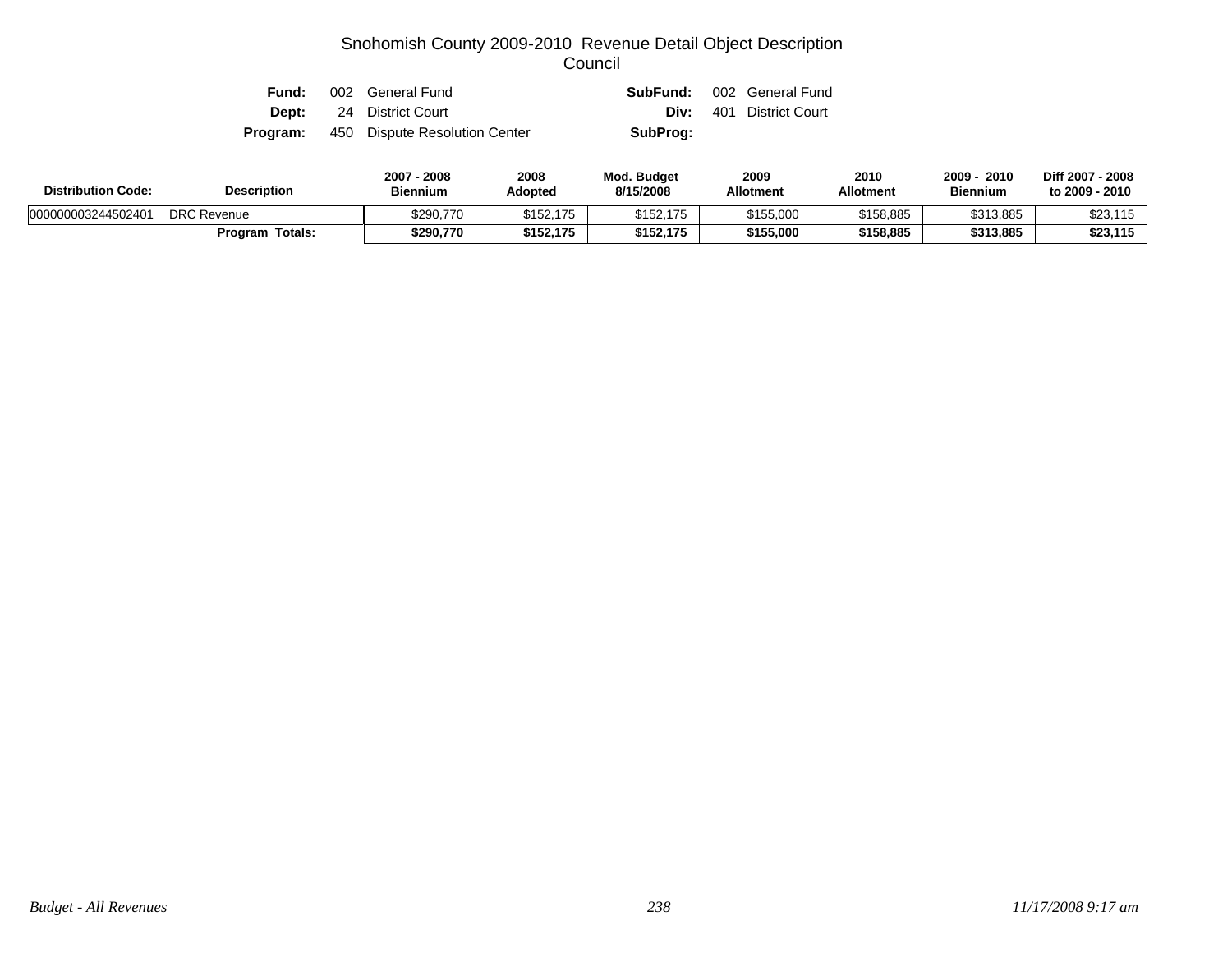# Snohomish County 2009-2010 Revenue Detail Object Description
## Council

| | | | |
|---|---|---|---|
| **Fund:** | 002 General Fund | **SubFund:** | 002 General Fund |
| **Dept:** | 24 District Court | **Div:** | 401 District Court |
| **Program:** | 450 Dispute Resolution Center | **SubProg:** | |

| Distribution Code: | Description | 2007 - 2008 Biennium | 2008 Adopted | Mod. Budget 8/15/2008 | 2009 Allotment | 2010 Allotment | 2009 - 2010 Biennium | Diff 2007 - 2008 to 2009 - 2010 |
|---|---|---|---|---|---|---|---|---|
| 000000003244502401 | DRC Revenue | $290,770 | $152,175 | $152,175 | $155,000 | $158,885 | $313,885 | $23,115 |
| | **Program Totals:** | **$290,770** | **$152,175** | **$152,175** | **$155,000** | **$158,885** | **$313,885** | **$23,115** |

*Budget - All Revenues* *11/17/2008 9:17 am*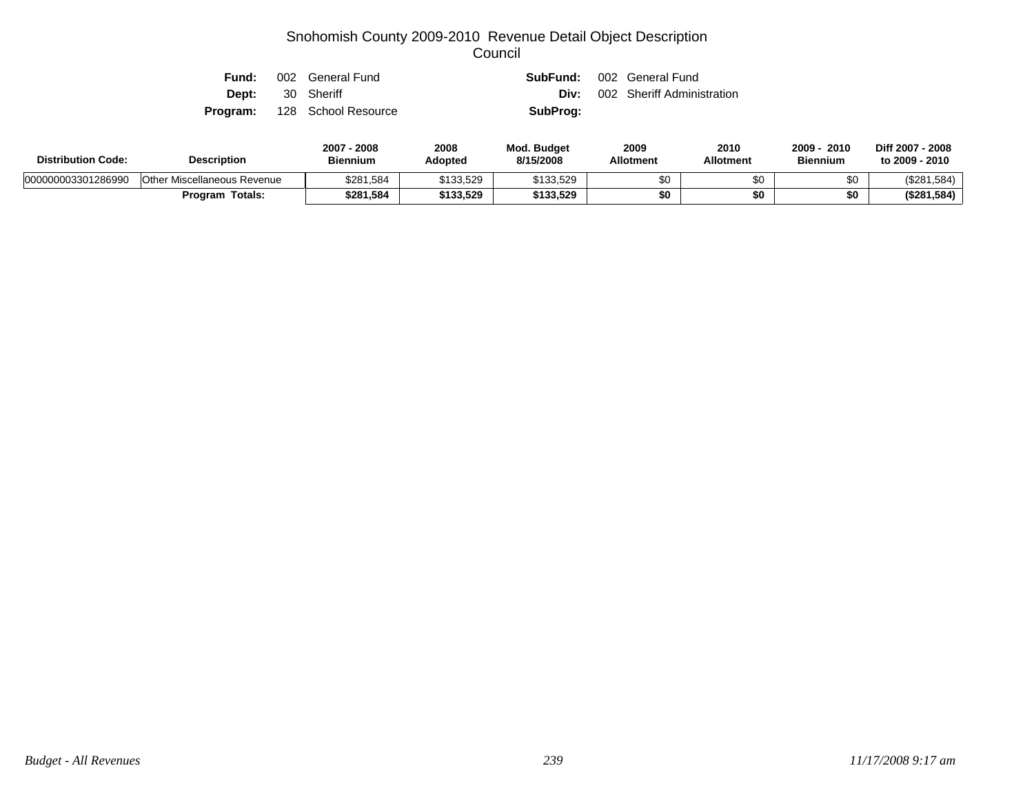# Snohomish County 2009-2010 Revenue Detail Object Description

## Council

**Fund:** 002 General Fund  **SubFund:** 002 General Fund

**Dept:** 30 Sheriff  **Div:** 002 Sheriff Administration

**Program:** 128 School Resource  **SubProg:**

| Distribution Code: | Description | 2007 - 2008 Biennium | 2008 Adopted | Mod. Budget 8/15/2008 | 2009 Allotment | 2010 Allotment | 2009 - 2010 Biennium | Diff 2007 - 2008 to 2009 - 2010 |
|---|---|---|---|---|---|---|---|---|
| 000000003301286990 | Other Miscellaneous Revenue | $281,584 | $133,529 | $133,529 | $0 | $0 | $0 | ($281,584) |
| | **Program Totals:** | **$281,584** | **$133,529** | **$133,529** | **$0** | **$0** | **$0** | **($281,584)** |

*Budget - All Revenues* *11/17/2008 9:17 am*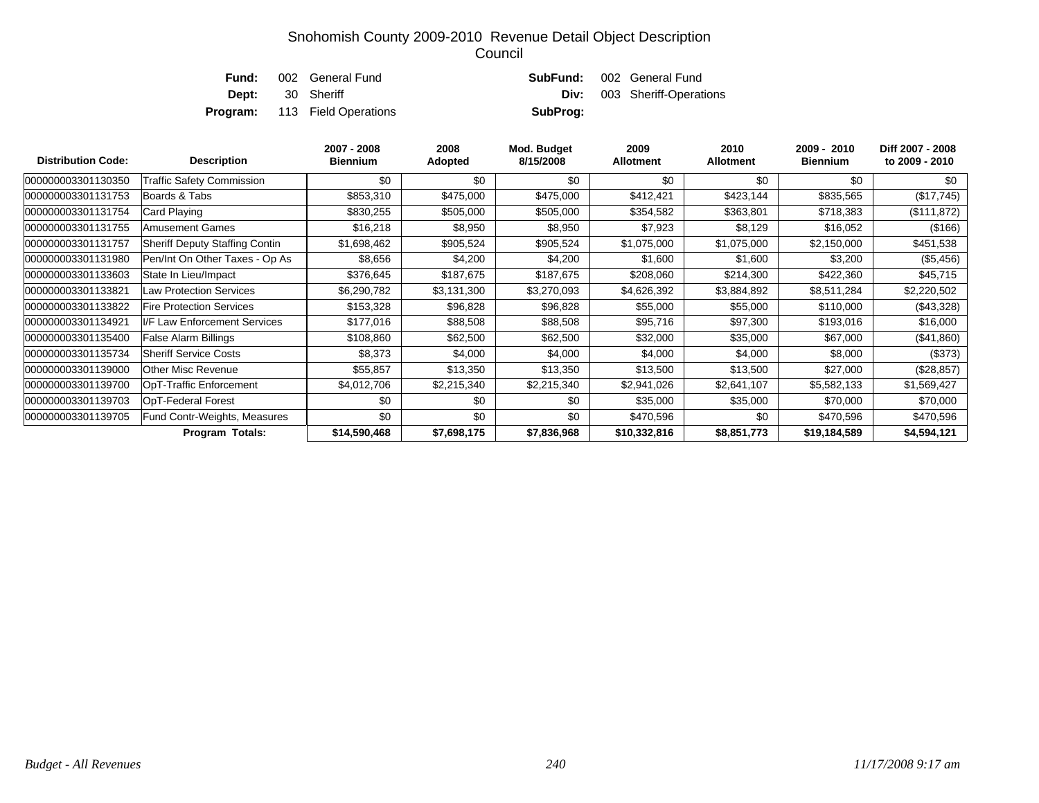# Snohomish County 2009-2010 Revenue Detail Object Description
## Council

| | | | |
|---|---|---|---|
| **Fund:** | 002 General Fund | **SubFund:** | 002 General Fund |
| **Dept:** | 30 Sheriff | **Div:** | 003 Sheriff-Operations |
| **Program:** | 113 Field Operations | **SubProg:** | |

| Distribution Code: | Description | 2007 - 2008 Biennium | 2008 Adopted | Mod. Budget 8/15/2008 | 2009 Allotment | 2010 Allotment | 2009 - 2010 Biennium | Diff 2007 - 2008 to 2009 - 2010 |
|---|---|---|---|---|---|---|---|---|
| 000000003301130350 | Traffic Safety Commission | $0 | $0 | $0 | $0 | $0 | $0 | $0 |
| 000000003301131753 | Boards & Tabs | $853,310 | $475,000 | $475,000 | $412,421 | $423,144 | $835,565 | ($17,745) |
| 000000003301131754 | Card Playing | $830,255 | $505,000 | $505,000 | $354,582 | $363,801 | $718,383 | ($111,872) |
| 000000003301131755 | Amusement Games | $16,218 | $8,950 | $8,950 | $7,923 | $8,129 | $16,052 | ($166) |
| 000000003301131757 | Sheriff Deputy Staffing Contin | $1,698,462 | $905,524 | $905,524 | $1,075,000 | $1,075,000 | $2,150,000 | $451,538 |
| 000000003301131980 | Pen/Int On Other Taxes - Op As | $8,656 | $4,200 | $4,200 | $1,600 | $1,600 | $3,200 | ($5,456) |
| 000000003301133603 | State In Lieu/Impact | $376,645 | $187,675 | $187,675 | $208,060 | $214,300 | $422,360 | $45,715 |
| 000000003301133821 | Law Protection Services | $6,290,782 | $3,131,300 | $3,270,093 | $4,626,392 | $3,884,892 | $8,511,284 | $2,220,502 |
| 000000003301133822 | Fire Protection Services | $153,328 | $96,828 | $96,828 | $55,000 | $55,000 | $110,000 | ($43,328) |
| 000000003301134921 | I/F Law Enforcement Services | $177,016 | $88,508 | $88,508 | $95,716 | $97,300 | $193,016 | $16,000 |
| 000000003301135400 | False Alarm Billings | $108,860 | $62,500 | $62,500 | $32,000 | $35,000 | $67,000 | ($41,860) |
| 000000003301135734 | Sheriff Service Costs | $8,373 | $4,000 | $4,000 | $4,000 | $4,000 | $8,000 | ($373) |
| 000000003301139000 | Other Misc Revenue | $55,857 | $13,350 | $13,350 | $13,500 | $13,500 | $27,000 | ($28,857) |
| 000000003301139700 | OpT-Traffic Enforcement | $4,012,706 | $2,215,340 | $2,215,340 | $2,941,026 | $2,641,107 | $5,582,133 | $1,569,427 |
| 000000003301139703 | OpT-Federal Forest | $0 | $0 | $0 | $35,000 | $35,000 | $70,000 | $70,000 |
| 000000003301139705 | Fund Contr-Weights, Measures | $0 | $0 | $0 | $470,596 | $0 | $470,596 | $470,596 |
| | **Program Totals:** | **$14,590,468** | **$7,698,175** | **$7,836,968** | **$10,332,816** | **$8,851,773** | **$19,184,589** | **$4,594,121** |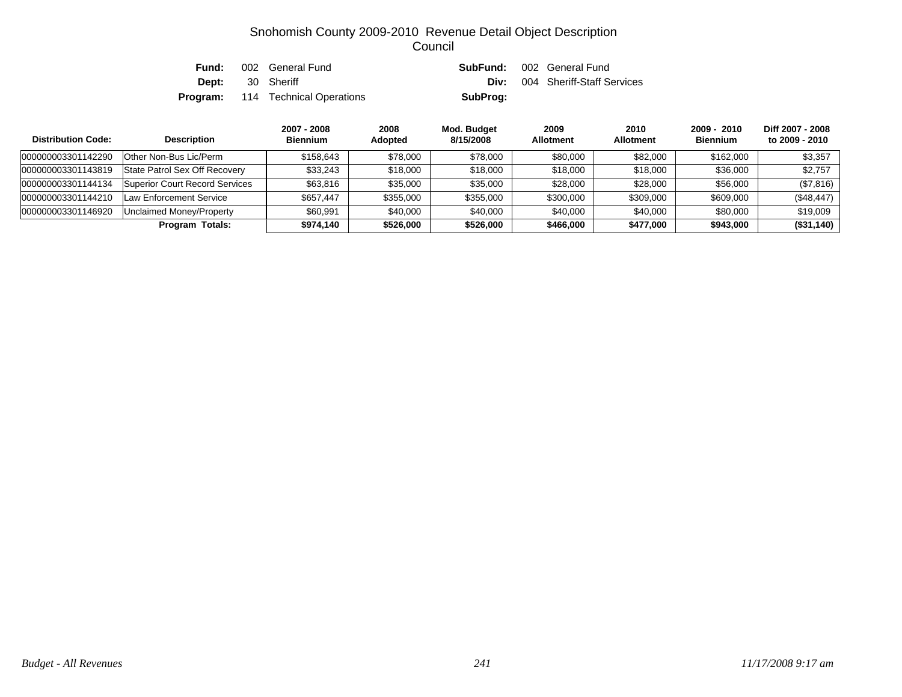# Snohomish County 2009-2010 Revenue Detail Object Description

## Council

**Fund:** 002 General Fund | **SubFund:** 002 General Fund
**Dept:** 30 Sheriff | **Div:** 004 Sheriff-Staff Services
**Program:** 114 Technical Operations | **SubProg:**

| Distribution Code: | Description | 2007 - 2008 Biennium | 2008 Adopted | Mod. Budget 8/15/2008 | 2009 Allotment | 2010 Allotment | 2009 - 2010 Biennium | Diff 2007 - 2008 to 2009 - 2010 |
|---|---|---|---|---|---|---|---|---|
| 000000003301142290 | Other Non-Bus Lic/Perm | $158,643 | $78,000 | $78,000 | $80,000 | $82,000 | $162,000 | $3,357 |
| 000000003301143819 | State Patrol Sex Off Recovery | $33,243 | $18,000 | $18,000 | $18,000 | $18,000 | $36,000 | $2,757 |
| 000000003301144134 | Superior Court Record Services | $63,816 | $35,000 | $35,000 | $28,000 | $28,000 | $56,000 | ($7,816) |
| 000000003301144210 | Law Enforcement Service | $657,447 | $355,000 | $355,000 | $300,000 | $309,000 | $609,000 | ($48,447) |
| 000000003301146920 | Unclaimed Money/Property | $60,991 | $40,000 | $40,000 | $40,000 | $40,000 | $80,000 | $19,009 |
| | **Program Totals:** | **$974,140** | **$526,000** | **$526,000** | **$466,000** | **$477,000** | **$943,000** | **($31,140)** |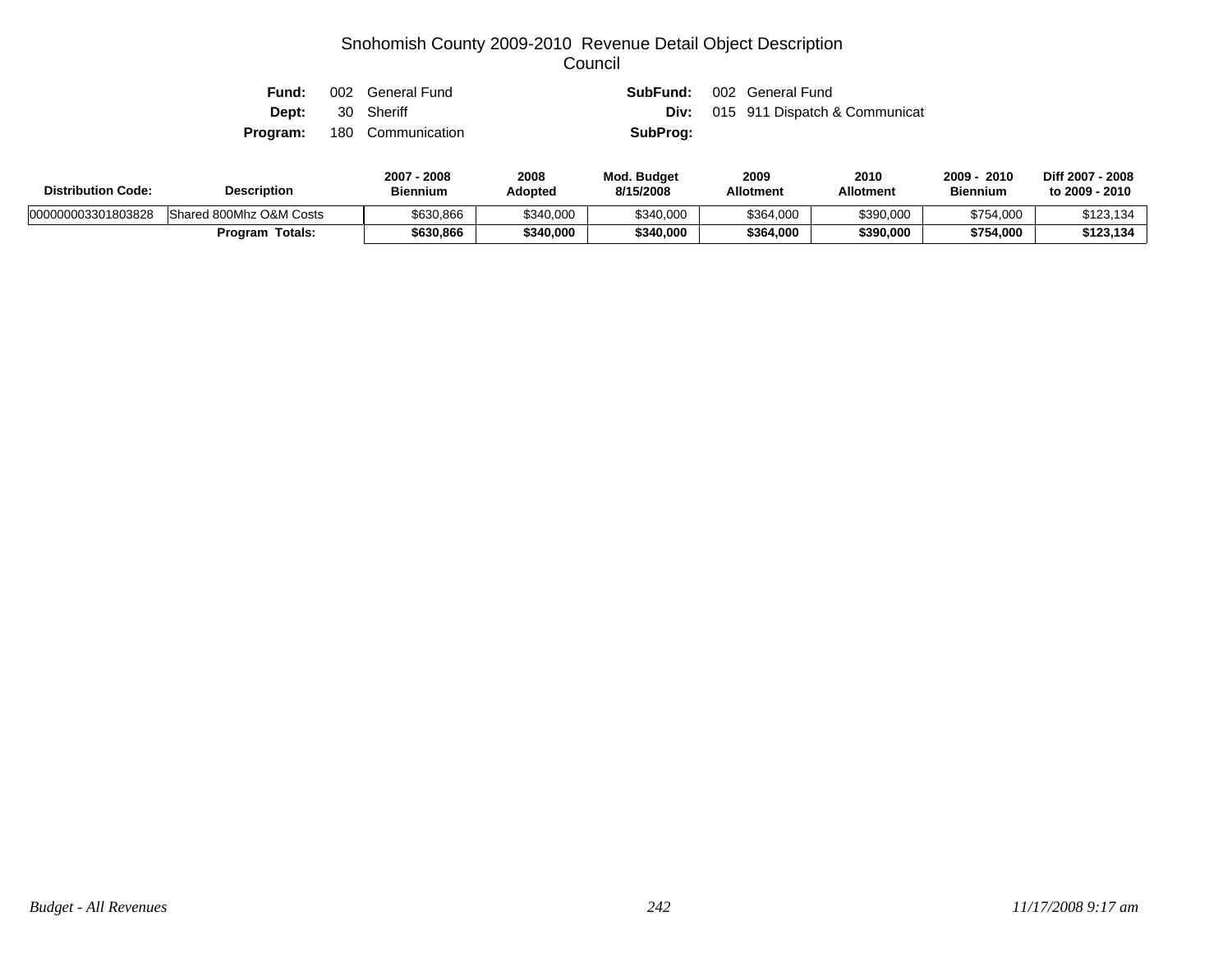# Snohomish County 2009-2010 Revenue Detail Object Description
## Council

**Fund:** 002 General Fund | **SubFund:** 002 General Fund
**Dept:** 30 Sheriff | **Div:** 015 911 Dispatch & Communicat
**Program:** 180 Communication | **SubProg:**

| Distribution Code: | Description | 2007 - 2008 Biennium | 2008 Adopted | Mod. Budget 8/15/2008 | 2009 Allotment | 2010 Allotment | 2009 - 2010 Biennium | Diff 2007 - 2008 to 2009 - 2010 |
|---|---|---|---|---|---|---|---|---|
| 000000003301803828 | Shared 800Mhz O&M Costs | $630,866 | $340,000 | $340,000 | $364,000 | $390,000 | $754,000 | $123,134 |
| | **Program Totals:** | **$630,866** | **$340,000** | **$340,000** | **$364,000** | **$390,000** | **$754,000** | **$123,134** |

*Budget - All Revenues* | *11/17/2008 9:17 am*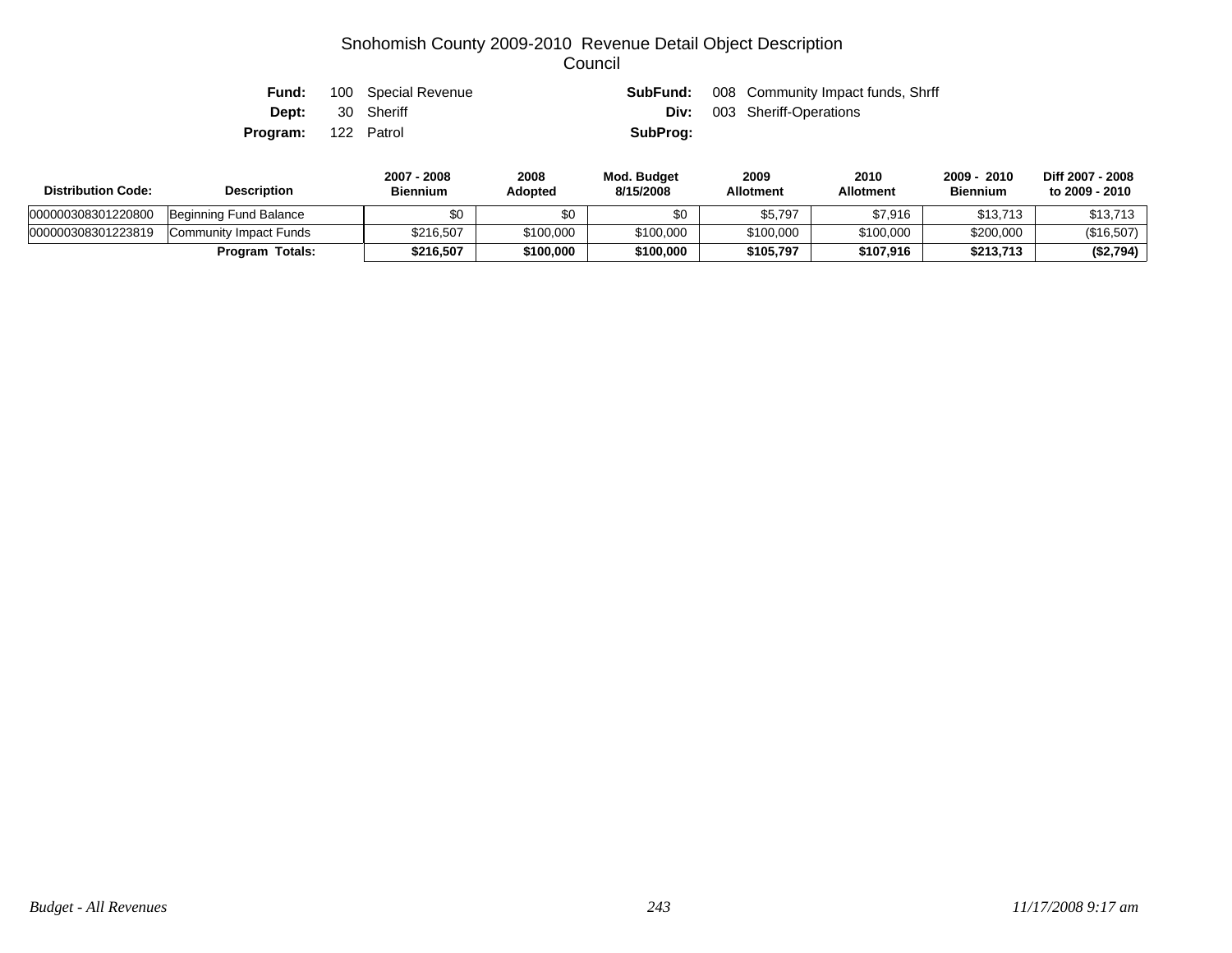# Snohomish County 2009-2010 Revenue Detail Object Description
## Council

**Fund:** 100 Special Revenue | **SubFund:** 008 Community Impact funds, Shrff

**Dept:** 30 Sheriff | **Div:** 003 Sheriff-Operations

**Program:** 122 Patrol | **SubProg:**

| Distribution Code: | Description | 2007 - 2008 Biennium | 2008 Adopted | Mod. Budget 8/15/2008 | 2009 Allotment | 2010 Allotment | 2009 - 2010 Biennium | Diff 2007 - 2008 to 2009 - 2010 |
|---|---|---|---|---|---|---|---|---|
| 000000308301220800 | Beginning Fund Balance | $0 | $0 | $0 | $5,797 | $7,916 | $13,713 | $13,713 |
| 000000308301223819 | Community Impact Funds | $216,507 | $100,000 | $100,000 | $100,000 | $100,000 | $200,000 | ($16,507) |
| | **Program Totals:** | **$216,507** | **$100,000** | **$100,000** | **$105,797** | **$107,916** | **$213,713** | **($2,794)** |

*Budget - All Revenues* *11/17/2008 9:17 am*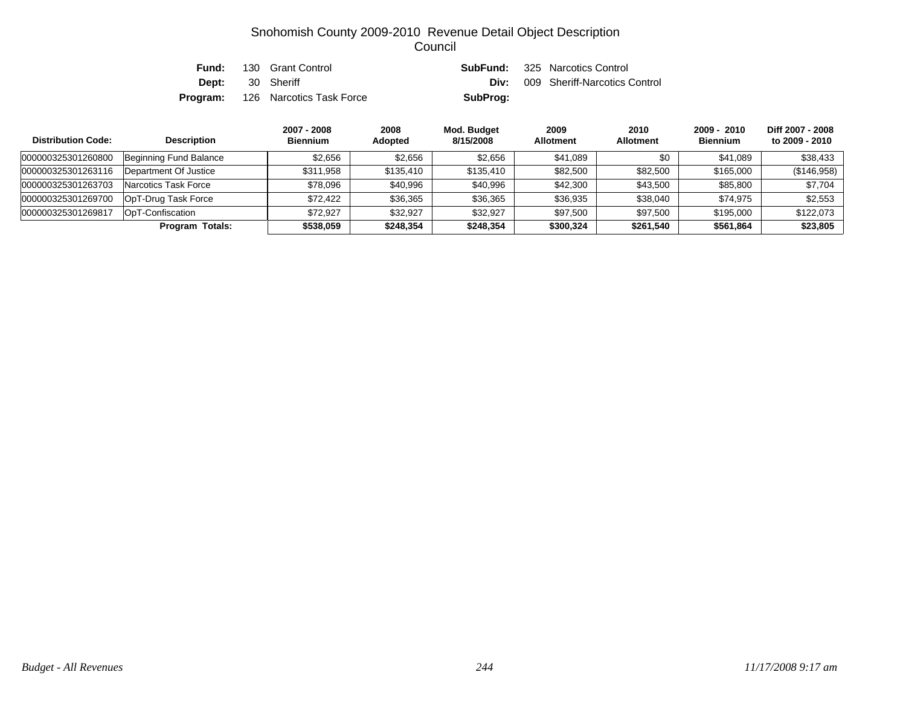# Snohomish County 2009-2010 Revenue Detail Object Description
## Council

| | | | |
|---|---|---|---|
| **Fund:** | 130 Grant Control | **SubFund:** | 325 Narcotics Control |
| **Dept:** | 30 Sheriff | **Div:** | 009 Sheriff-Narcotics Control |
| **Program:** | 126 Narcotics Task Force | **SubProg:** | |

| Distribution Code: | Description | 2007 - 2008 Biennium | 2008 Adopted | Mod. Budget 8/15/2008 | 2009 Allotment | 2010 Allotment | 2009 - 2010 Biennium | Diff 2007 - 2008 to 2009 - 2010 |
|---|---|---|---|---|---|---|---|---|
| 000000325301260800 | Beginning Fund Balance | $2,656 | $2,656 | $2,656 | $41,089 | $0 | $41,089 | $38,433 |
| 000000325301263116 | Department Of Justice | $311,958 | $135,410 | $135,410 | $82,500 | $82,500 | $165,000 | ($146,958) |
| 000000325301263703 | Narcotics Task Force | $78,096 | $40,996 | $40,996 | $42,300 | $43,500 | $85,800 | $7,704 |
| 000000325301269700 | OpT-Drug Task Force | $72,422 | $36,365 | $36,365 | $36,935 | $38,040 | $74,975 | $2,553 |
| 000000325301269817 | OpT-Confiscation | $72,927 | $32,927 | $32,927 | $97,500 | $97,500 | $195,000 | $122,073 |
| | **Program Totals:** | **$538,059** | **$248,354** | **$248,354** | **$300,324** | **$261,540** | **$561,864** | **$23,805** |

*Budget - All Revenues* | *11/17/2008 9:17 am*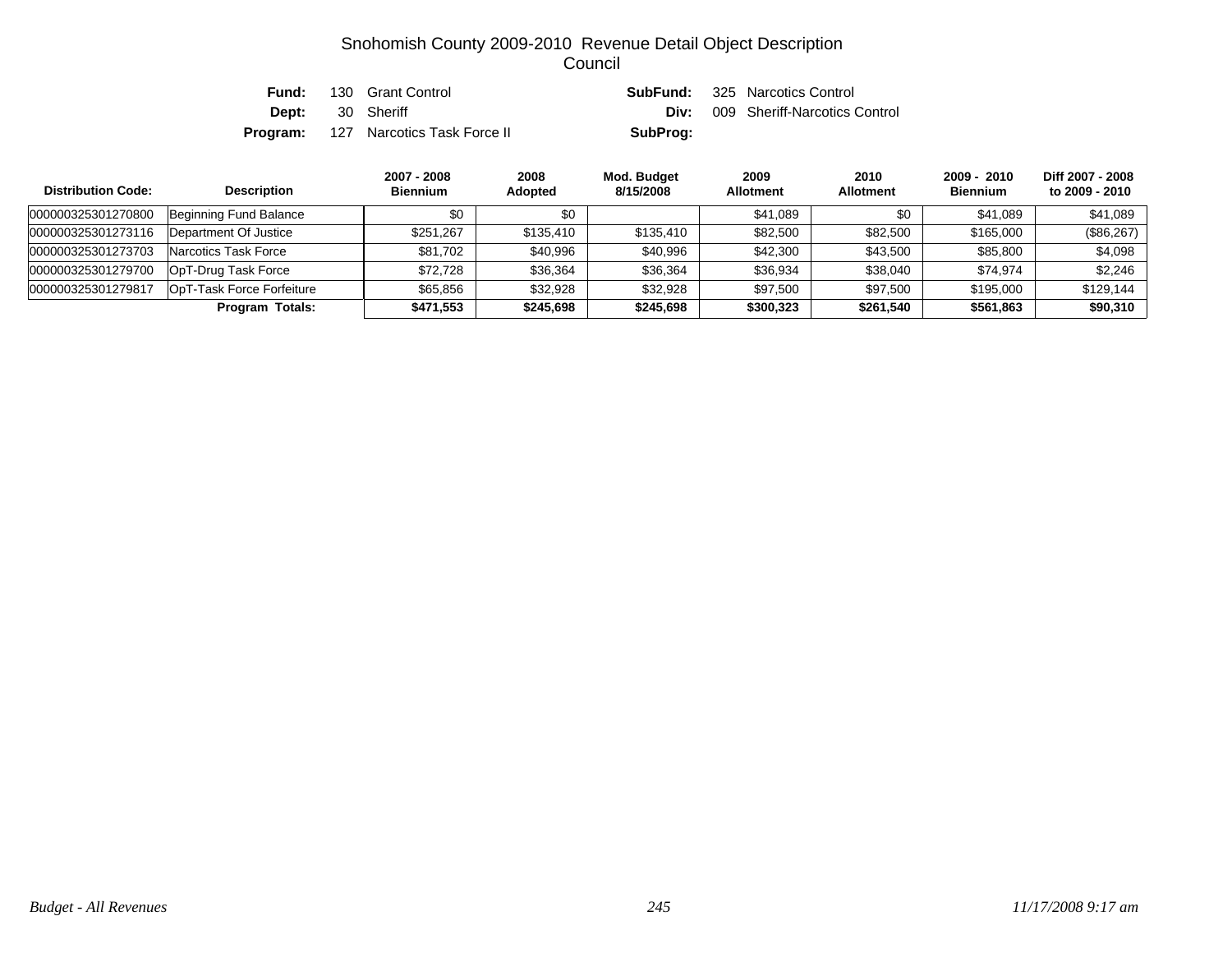# Snohomish County 2009-2010 Revenue Detail Object Description
## Council

**Fund:** 130 Grant Control  
**SubFund:** 325 Narcotics Control  
**Dept:** 30 Sheriff  
**Div:** 009 Sheriff-Narcotics Control  
**Program:** 127 Narcotics Task Force II  
**SubProg:**

| Distribution Code: | Description | 2007 - 2008 Biennium | 2008 Adopted | Mod. Budget 8/15/2008 | 2009 Allotment | 2010 Allotment | 2009 - 2010 Biennium | Diff 2007 - 2008 to 2009 - 2010 |
|---|---|---|---|---|---|---|---|---|
| 000000325301270800 | Beginning Fund Balance | $0 | $0 | | $41,089 | $0 | $41,089 | $41,089 |
| 000000325301273116 | Department Of Justice | $251,267 | $135,410 | $135,410 | $82,500 | $82,500 | $165,000 | ($86,267) |
| 000000325301273703 | Narcotics Task Force | $81,702 | $40,996 | $40,996 | $42,300 | $43,500 | $85,800 | $4,098 |
| 000000325301279700 | OpT-Drug Task Force | $72,728 | $36,364 | $36,364 | $36,934 | $38,040 | $74,974 | $2,246 |
| 000000325301279817 | OpT-Task Force Forfeiture | $65,856 | $32,928 | $32,928 | $97,500 | $97,500 | $195,000 | $129,144 |
| | **Program Totals:** | **$471,553** | **$245,698** | **$245,698** | **$300,323** | **$261,540** | **$561,863** | **$90,310** |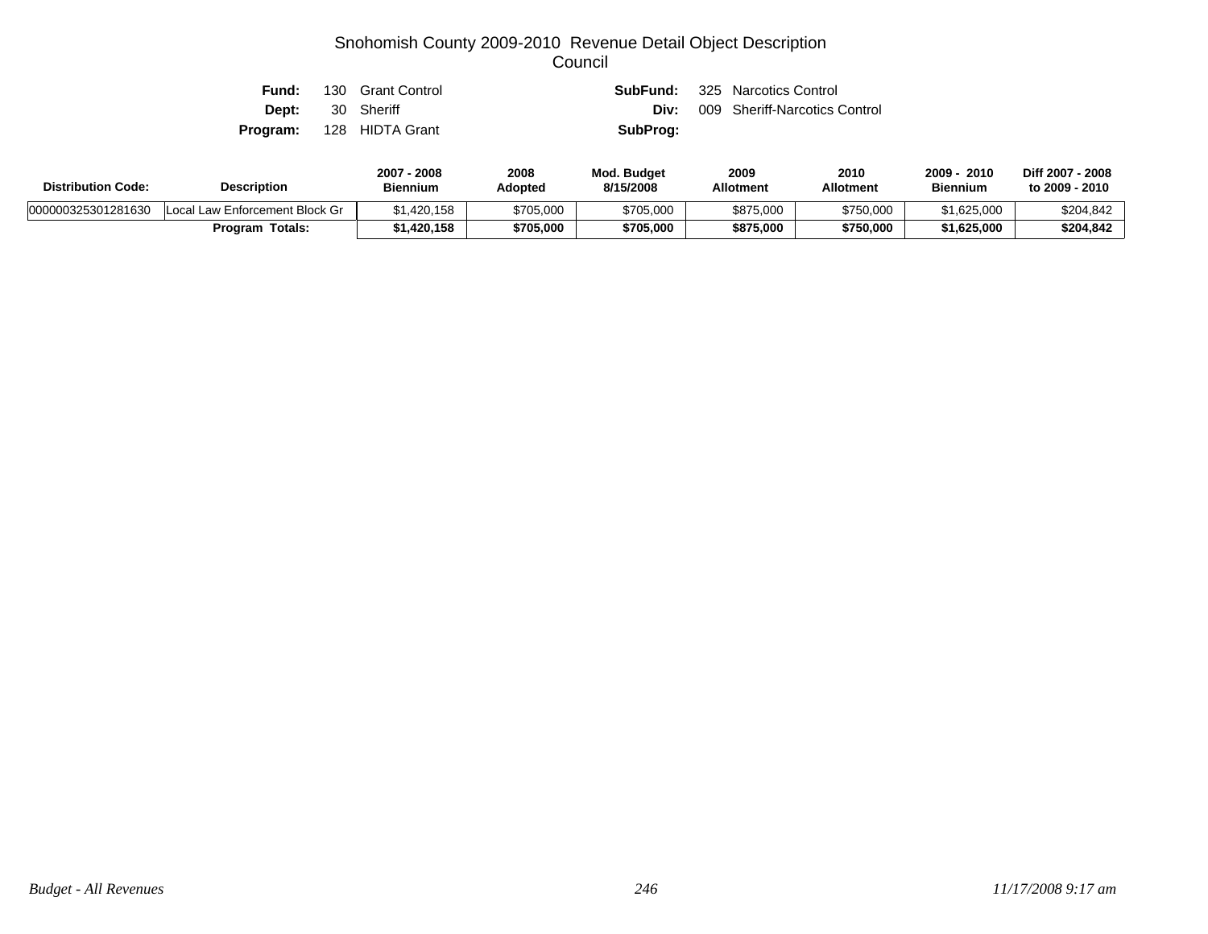# Snohomish County 2009-2010 Revenue Detail Object Description
## Council

**Fund:** 130 Grant Control  
**Dept:** 30 Sheriff  
**Program:** 128 HIDTA Grant  

**SubFund:** 325 Narcotics Control  
**Div:** 009 Sheriff-Narcotics Control  
**SubProg:**

| Distribution Code: | Description | 2007 - 2008 Biennium | 2008 Adopted | Mod. Budget 8/15/2008 | 2009 Allotment | 2010 Allotment | 2009 - 2010 Biennium | Diff 2007 - 2008 to 2009 - 2010 |
|---|---|---|---|---|---|---|---|---|
| 000000325301281630 | Local Law Enforcement Block Gr | $1,420,158 | $705,000 | $705,000 | $875,000 | $750,000 | $1,625,000 | $204,842 |
| | **Program Totals:** | **$1,420,158** | **$705,000** | **$705,000** | **$875,000** | **$750,000** | **$1,625,000** | **$204,842** |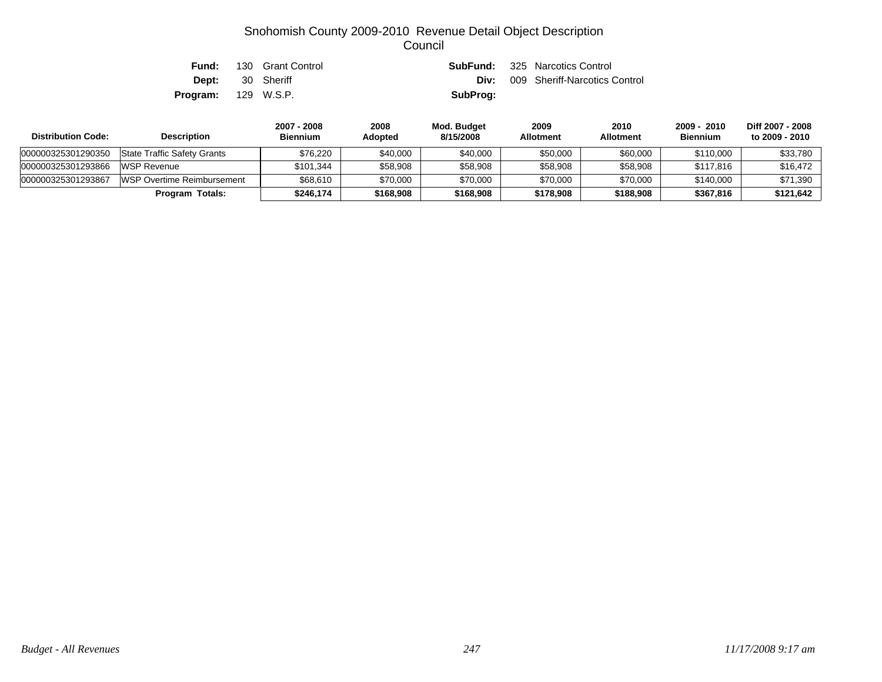# Snohomish County 2009-2010 Revenue Detail Object Description
## Council

**Fund:** 130 Grant Control
**Dept:** 30 Sheriff
**Program:** 129 W.S.P.

**SubFund:** 325 Narcotics Control
**Div:** 009 Sheriff-Narcotics Control
**SubProg:**

| Distribution Code: | Description | 2007 - 2008 Biennium | 2008 Adopted | Mod. Budget 8/15/2008 | 2009 Allotment | 2010 Allotment | 2009 - 2010 Biennium | Diff 2007 - 2008 to 2009 - 2010 |
|---|---|---|---|---|---|---|---|---|
| 000000325301290350 | State Traffic Safety Grants | $76,220 | $40,000 | $40,000 | $50,000 | $60,000 | $110,000 | $33,780 |
| 000000325301293866 | WSP Revenue | $101,344 | $58,908 | $58,908 | $58,908 | $58,908 | $117,816 | $16,472 |
| 000000325301293867 | WSP Overtime Reimbursement | $68,610 | $70,000 | $70,000 | $70,000 | $70,000 | $140,000 | $71,390 |
| | **Program Totals:** | **$246,174** | **$168,908** | **$168,908** | **$178,908** | **$188,908** | **$367,816** | **$121,642** |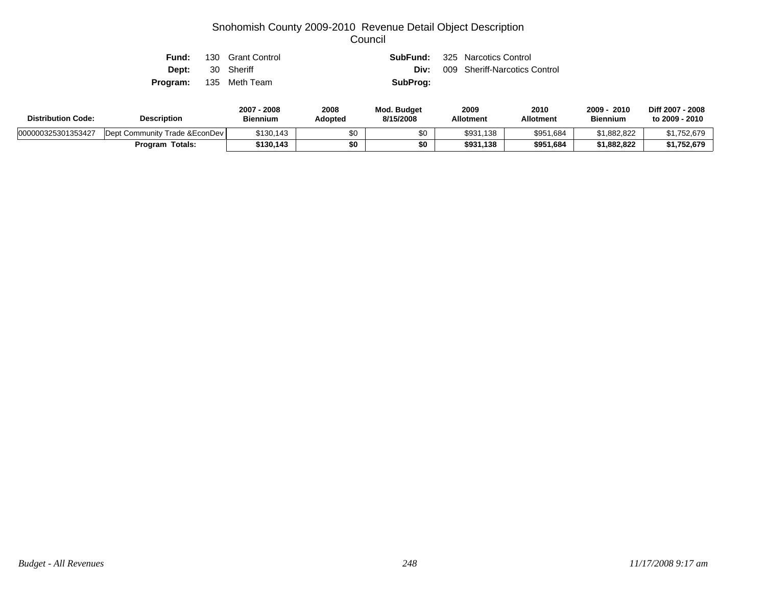# Snohomish County 2009-2010 Revenue Detail Object Description
## Council

**Fund:** 130 Grant Control
**Dept:** 30 Sheriff
**Program:** 135 Meth Team

**SubFund:** 325 Narcotics Control
**Div:** 009 Sheriff-Narcotics Control
**SubProg:**

| Distribution Code: | Description | 2007 - 2008 Biennium | 2008 Adopted | Mod. Budget 8/15/2008 | 2009 Allotment | 2010 Allotment | 2009 - 2010 Biennium | Diff 2007 - 2008 to 2009 - 2010 |
|---|---|---|---|---|---|---|---|---|
| 000000325301353427 | Dept Community Trade &EconDev | $130,143 | $0 | $0 | $931,138 | $951,684 | $1,882,822 | $1,752,679 |
| | **Program Totals:** | **$130,143** | **$0** | **$0** | **$931,138** | **$951,684** | **$1,882,822** | **$1,752,679** |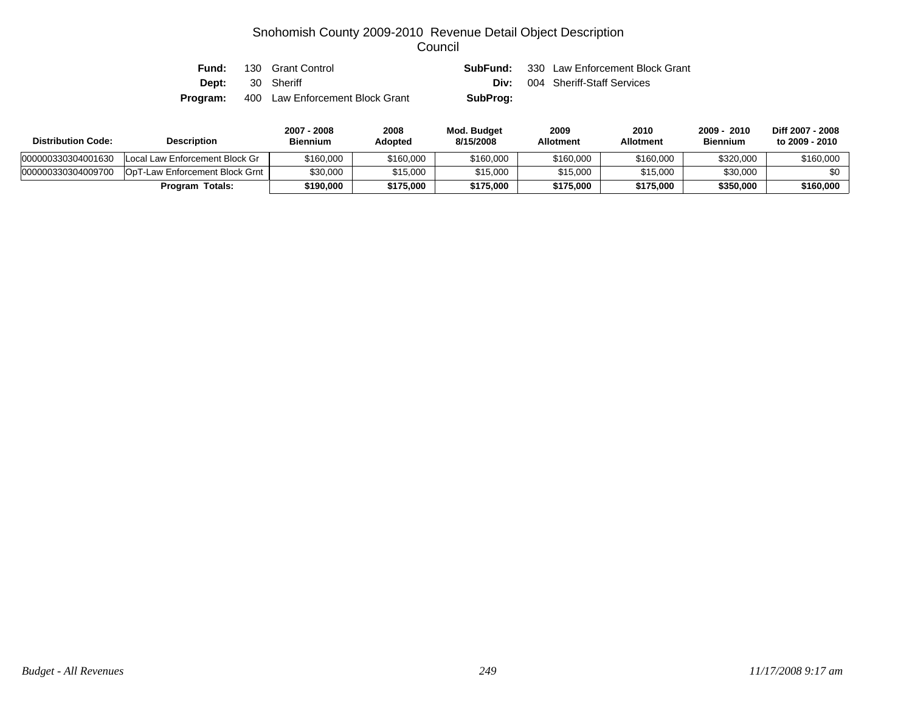# Snohomish County 2009-2010 Revenue Detail Object Description
## Council

**Fund:** 130 Grant Control
**SubFund:** 330 Law Enforcement Block Grant
**Dept:** 30 Sheriff
**Div:** 004 Sheriff-Staff Services
**Program:** 400 Law Enforcement Block Grant
**SubProg:**

| Distribution Code: | Description | 2007 - 2008 Biennium | 2008 Adopted | Mod. Budget 8/15/2008 | 2009 Allotment | 2010 Allotment | 2009 - 2010 Biennium | Diff 2007 - 2008 to 2009 - 2010 |
|---|---|---|---|---|---|---|---|---|
| 000000330304001630 | Local Law Enforcement Block Gr | $160,000 | $160,000 | $160,000 | $160,000 | $160,000 | $320,000 | $160,000 |
| 000000330304009700 | OpT-Law Enforcement Block Grnt | $30,000 | $15,000 | $15,000 | $15,000 | $15,000 | $30,000 | $0 |
| | **Program Totals:** | **$190,000** | **$175,000** | **$175,000** | **$175,000** | **$175,000** | **$350,000** | **$160,000** |

*Budget - All Revenues* *11/17/2008 9:17 am*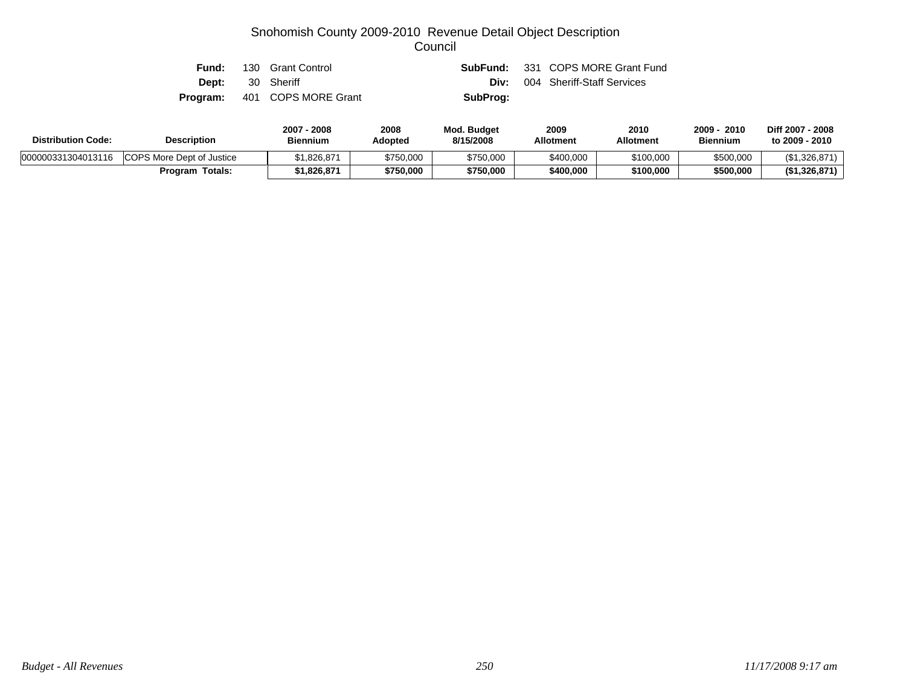# Snohomish County 2009-2010 Revenue Detail Object Description
## Council

**Fund:** 130 Grant Control  
**Dept:** 30 Sheriff  
**Program:** 401 COPS MORE Grant  
**SubFund:** 331 COPS MORE Grant Fund  
**Div:** 004 Sheriff-Staff Services  
**SubProg:**

| Distribution Code: | Description | 2007 - 2008 Biennium | 2008 Adopted | Mod. Budget 8/15/2008 | 2009 Allotment | 2010 Allotment | 2009 - 2010 Biennium | Diff 2007 - 2008 to 2009 - 2010 |
|---|---|---|---|---|---|---|---|---|
| 000000331304013116 | COPS More Dept of Justice | $1,826,871 | $750,000 | $750,000 | $400,000 | $100,000 | $500,000 | ($1,326,871) |
| | **Program Totals:** | **$1,826,871** | **$750,000** | **$750,000** | **$400,000** | **$100,000** | **$500,000** | **($1,326,871)** |

*Budget - All Revenues* *11/17/2008 9:17 am*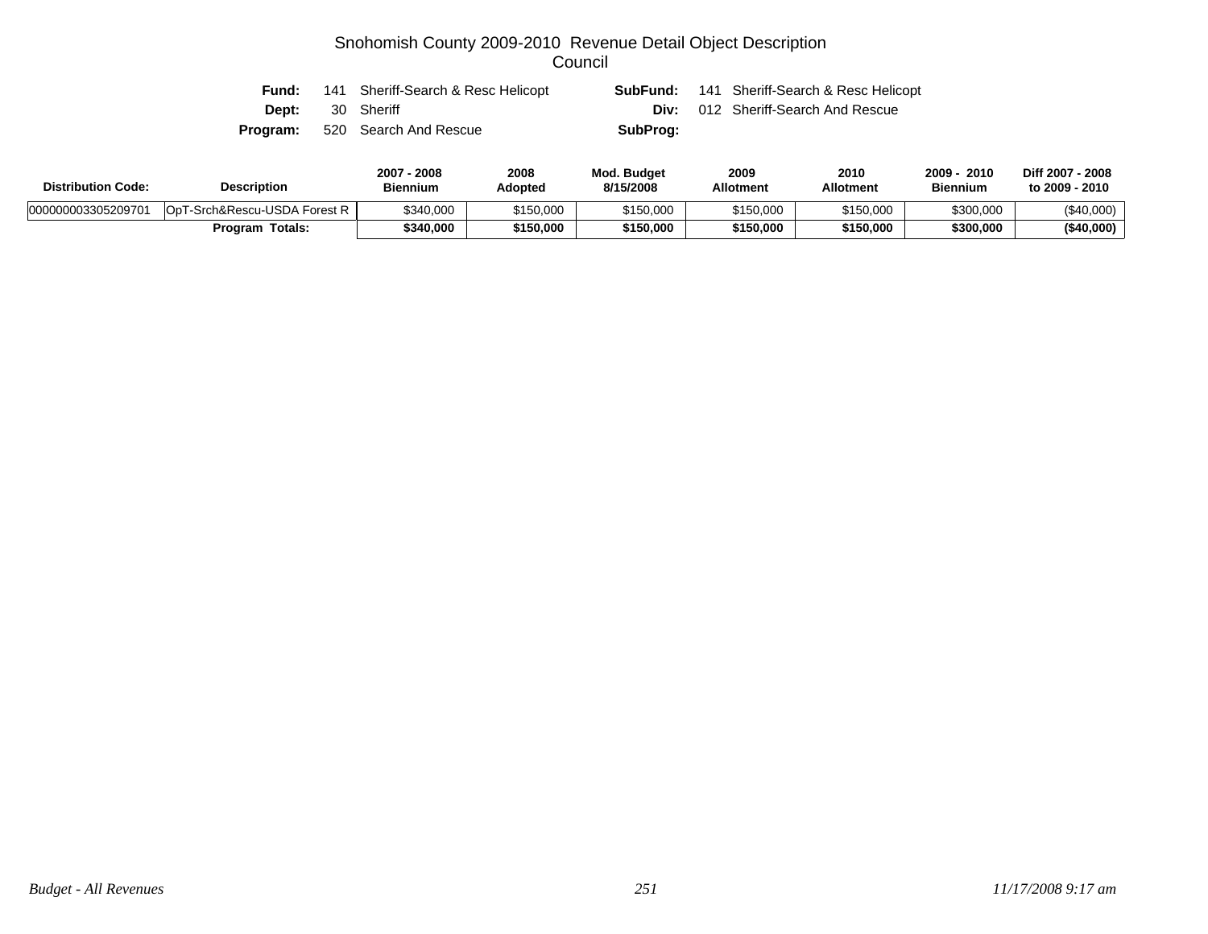# Snohomish County 2009-2010 Revenue Detail Object Description

## Council

**Fund:** 141 Sheriff-Search & Resc Helicopt  **SubFund:** 141 Sheriff-Search & Resc Helicopt

**Dept:** 30 Sheriff  **Div:** 012 Sheriff-Search And Rescue

**Program:** 520 Search And Rescue  **SubProg:**

| Distribution Code: | Description | 2007 - 2008 Biennium | 2008 Adopted | Mod. Budget 8/15/2008 | 2009 Allotment | 2010 Allotment | 2009 - 2010 Biennium | Diff 2007 - 2008 to 2009 - 2010 |
|---|---|---|---|---|---|---|---|---|
| 000000003305209701 | OpT-Srch&Rescu-USDA Forest R | $340,000 | $150,000 | $150,000 | $150,000 | $150,000 | $300,000 | ($40,000) |
| | **Program Totals:** | **$340,000** | **$150,000** | **$150,000** | **$150,000** | **$150,000** | **$300,000** | **($40,000)** |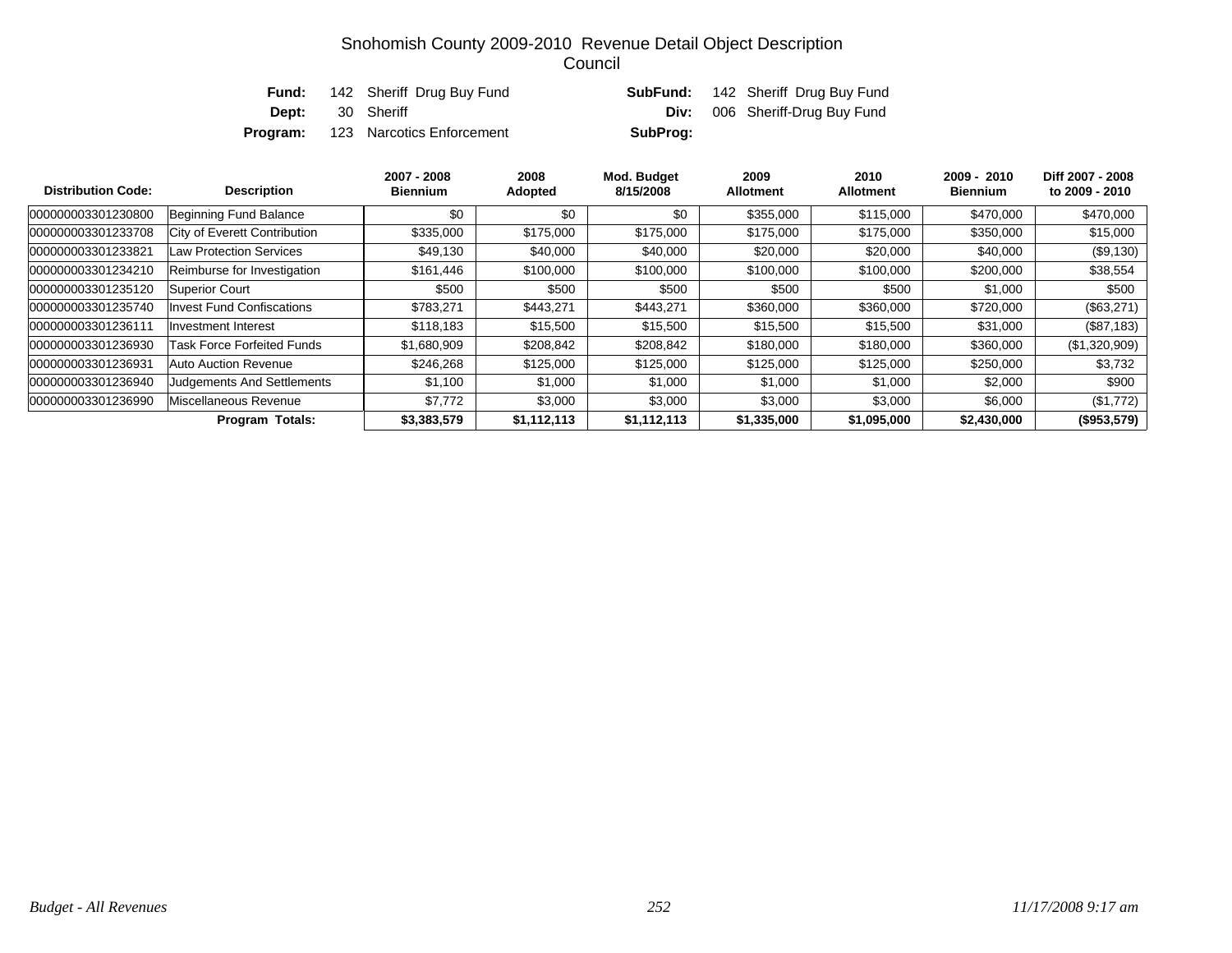# Snohomish County 2009-2010 Revenue Detail Object Description
## Council

| | | | |
|---|---|---|---|
| **Fund:** | 142 Sheriff Drug Buy Fund | **SubFund:** | 142 Sheriff Drug Buy Fund |
| **Dept:** | 30 Sheriff | **Div:** | 006 Sheriff-Drug Buy Fund |
| **Program:** | 123 Narcotics Enforcement | **SubProg:** | |

| Distribution Code: | Description | 2007 - 2008 Biennium | 2008 Adopted | Mod. Budget 8/15/2008 | 2009 Allotment | 2010 Allotment | 2009 - 2010 Biennium | Diff 2007 - 2008 to 2009 - 2010 |
|---|---|---|---|---|---|---|---|---|
| 000000003301230800 | Beginning Fund Balance | $0 | $0 | $0 | $355,000 | $115,000 | $470,000 | $470,000 |
| 000000003301233708 | City of Everett Contribution | $335,000 | $175,000 | $175,000 | $175,000 | $175,000 | $350,000 | $15,000 |
| 000000003301233821 | Law Protection Services | $49,130 | $40,000 | $40,000 | $20,000 | $20,000 | $40,000 | ($9,130) |
| 000000003301234210 | Reimburse for Investigation | $161,446 | $100,000 | $100,000 | $100,000 | $100,000 | $200,000 | $38,554 |
| 000000003301235120 | Superior Court | $500 | $500 | $500 | $500 | $500 | $1,000 | $500 |
| 000000003301235740 | Invest Fund Confiscations | $783,271 | $443,271 | $443,271 | $360,000 | $360,000 | $720,000 | ($63,271) |
| 000000003301236111 | Investment Interest | $118,183 | $15,500 | $15,500 | $15,500 | $15,500 | $31,000 | ($87,183) |
| 000000003301236930 | Task Force Forfeited Funds | $1,680,909 | $208,842 | $208,842 | $180,000 | $180,000 | $360,000 | ($1,320,909) |
| 000000003301236931 | Auto Auction Revenue | $246,268 | $125,000 | $125,000 | $125,000 | $125,000 | $250,000 | $3,732 |
| 000000003301236940 | Judgements And Settlements | $1,100 | $1,000 | $1,000 | $1,000 | $1,000 | $2,000 | $900 |
| 000000003301236990 | Miscellaneous Revenue | $7,772 | $3,000 | $3,000 | $3,000 | $3,000 | $6,000 | ($1,772) |
| | **Program Totals:** | **$3,383,579** | **$1,112,113** | **$1,112,113** | **$1,335,000** | **$1,095,000** | **$2,430,000** | **($953,579)** |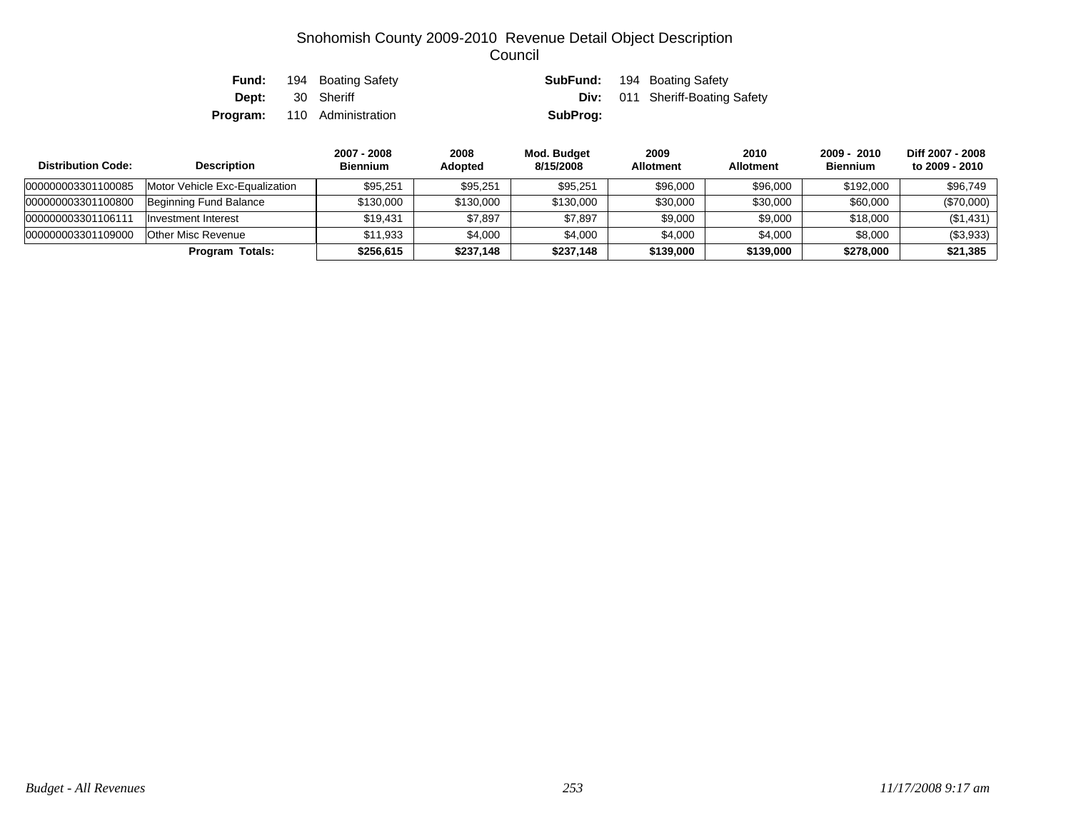# Snohomish County 2009-2010 Revenue Detail Object Description
## Council

**Fund:** 194 Boating Safety
**SubFund:** 194 Boating Safety
**Dept:** 30 Sheriff
**Div:** 011 Sheriff-Boating Safety
**Program:** 110 Administration
**SubProg:**

| Distribution Code: | Description | 2007 - 2008 Biennium | 2008 Adopted | Mod. Budget 8/15/2008 | 2009 Allotment | 2010 Allotment | 2009 - 2010 Biennium | Diff 2007 - 2008 to 2009 - 2010 |
|---|---|---|---|---|---|---|---|---|
| 000000003301100085 | Motor Vehicle Exc-Equalization | $95,251 | $95,251 | $95,251 | $96,000 | $96,000 | $192,000 | $96,749 |
| 000000003301100800 | Beginning Fund Balance | $130,000 | $130,000 | $130,000 | $30,000 | $30,000 | $60,000 | ($70,000) |
| 000000003301106111 | Investment Interest | $19,431 | $7,897 | $7,897 | $9,000 | $9,000 | $18,000 | ($1,431) |
| 000000003301109000 | Other Misc Revenue | $11,933 | $4,000 | $4,000 | $4,000 | $4,000 | $8,000 | ($3,933) |
| | **Program Totals:** | **$256,615** | **$237,148** | **$237,148** | **$139,000** | **$139,000** | **$278,000** | **$21,385** |

*Budget - All Revenues* *11/17/2008 9:17 am*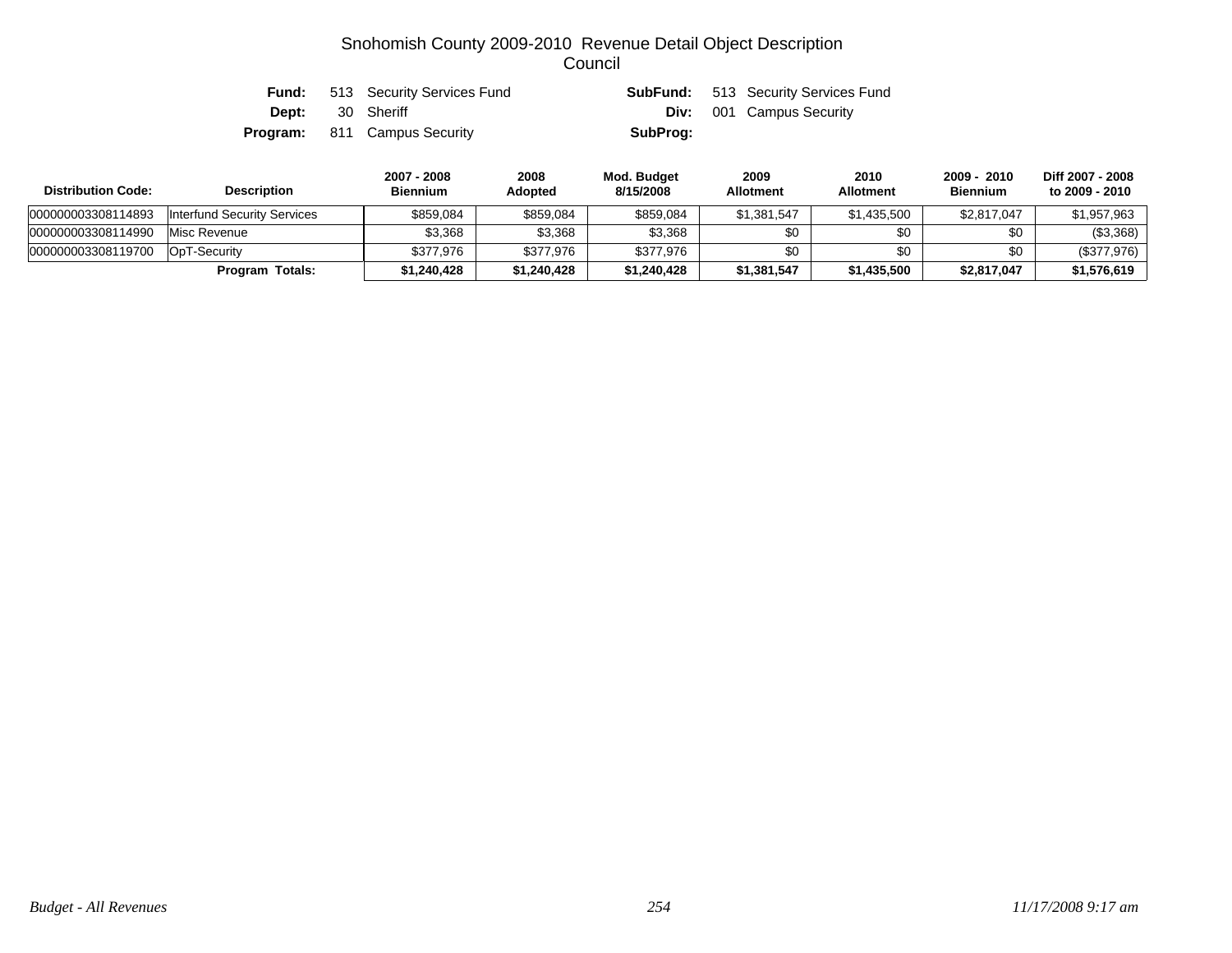# Snohomish County 2009-2010 Revenue Detail Object Description
## Council

**Fund:** 513 Security Services Fund **SubFund:** 513 Security Services Fund
**Dept:** 30 Sheriff **Div:** 001 Campus Security
**Program:** 811 Campus Security **SubProg:**

| Distribution Code: | Description | 2007 - 2008 Biennium | 2008 Adopted | Mod. Budget 8/15/2008 | 2009 Allotment | 2010 Allotment | 2009 - 2010 Biennium | Diff 2007 - 2008 to 2009 - 2010 |
|---|---|---|---|---|---|---|---|---|
| 000000003308114893 | Interfund Security Services | $859,084 | $859,084 | $859,084 | $1,381,547 | $1,435,500 | $2,817,047 | $1,957,963 |
| 000000003308114990 | Misc Revenue | $3,368 | $3,368 | $3,368 | $0 | $0 | $0 | ($3,368) |
| 000000003308119700 | OpT-Security | $377,976 | $377,976 | $377,976 | $0 | $0 | $0 | ($377,976) |
| | **Program Totals:** | **$1,240,428** | **$1,240,428** | **$1,240,428** | **$1,381,547** | **$1,435,500** | **$2,817,047** | **$1,576,619** |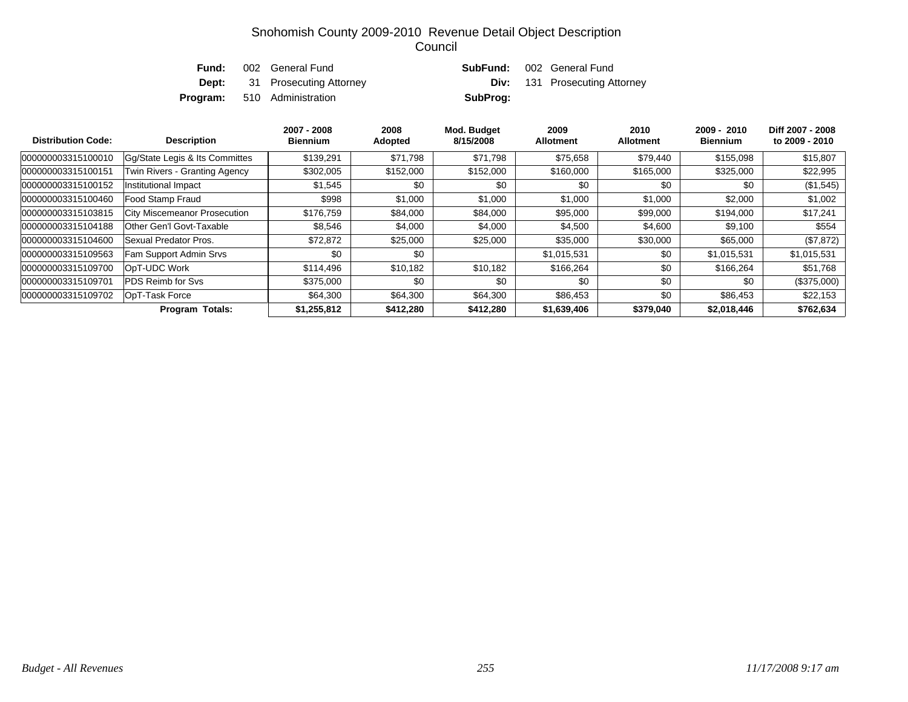# Snohomish County 2009-2010 Revenue Detail Object Description
## Council

| | | | |
|---|---|---|---|
| **Fund:** | 002 General Fund | **SubFund:** | 002 General Fund |
| **Dept:** | 31 Prosecuting Attorney | **Div:** | 131 Prosecuting Attorney |
| **Program:** | 510 Administration | **SubProg:** | |

| Distribution Code: | Description | 2007 - 2008 Biennium | 2008 Adopted | Mod. Budget 8/15/2008 | 2009 Allotment | 2010 Allotment | 2009 - 2010 Biennium | Diff 2007 - 2008 to 2009 - 2010 |
|---|---|---|---|---|---|---|---|---|
| 000000003315100010 | Gg/State Legis & Its Committes | $139,291 | $71,798 | $71,798 | $75,658 | $79,440 | $155,098 | $15,807 |
| 000000003315100151 | Twin Rivers - Granting Agency | $302,005 | $152,000 | $152,000 | $160,000 | $165,000 | $325,000 | $22,995 |
| 000000003315100152 | Institutional Impact | $1,545 | $0 | $0 | $0 | $0 | $0 | ($1,545) |
| 000000003315100460 | Food Stamp Fraud | $998 | $1,000 | $1,000 | $1,000 | $1,000 | $2,000 | $1,002 |
| 000000003315103815 | City Miscemeanor Prosecution | $176,759 | $84,000 | $84,000 | $95,000 | $99,000 | $194,000 | $17,241 |
| 000000003315104188 | Other Gen'l Govt-Taxable | $8,546 | $4,000 | $4,000 | $4,500 | $4,600 | $9,100 | $554 |
| 000000003315104600 | Sexual Predator Pros. | $72,872 | $25,000 | $25,000 | $35,000 | $30,000 | $65,000 | ($7,872) |
| 000000003315109563 | Fam Support Admin Srvs | $0 | $0 | | $1,015,531 | $0 | $1,015,531 | $1,015,531 |
| 000000003315109700 | OpT-UDC Work | $114,496 | $10,182 | $10,182 | $166,264 | $0 | $166,264 | $51,768 |
| 000000003315109701 | PDS Reimb for Svs | $375,000 | $0 | $0 | $0 | $0 | $0 | ($375,000) |
| 000000003315109702 | OpT-Task Force | $64,300 | $64,300 | $64,300 | $86,453 | $0 | $86,453 | $22,153 |
| | **Program Totals:** | **$1,255,812** | **$412,280** | **$412,280** | **$1,639,406** | **$379,040** | **$2,018,446** | **$762,634** |

*Budget - All Revenues* *11/17/2008 9:17 am*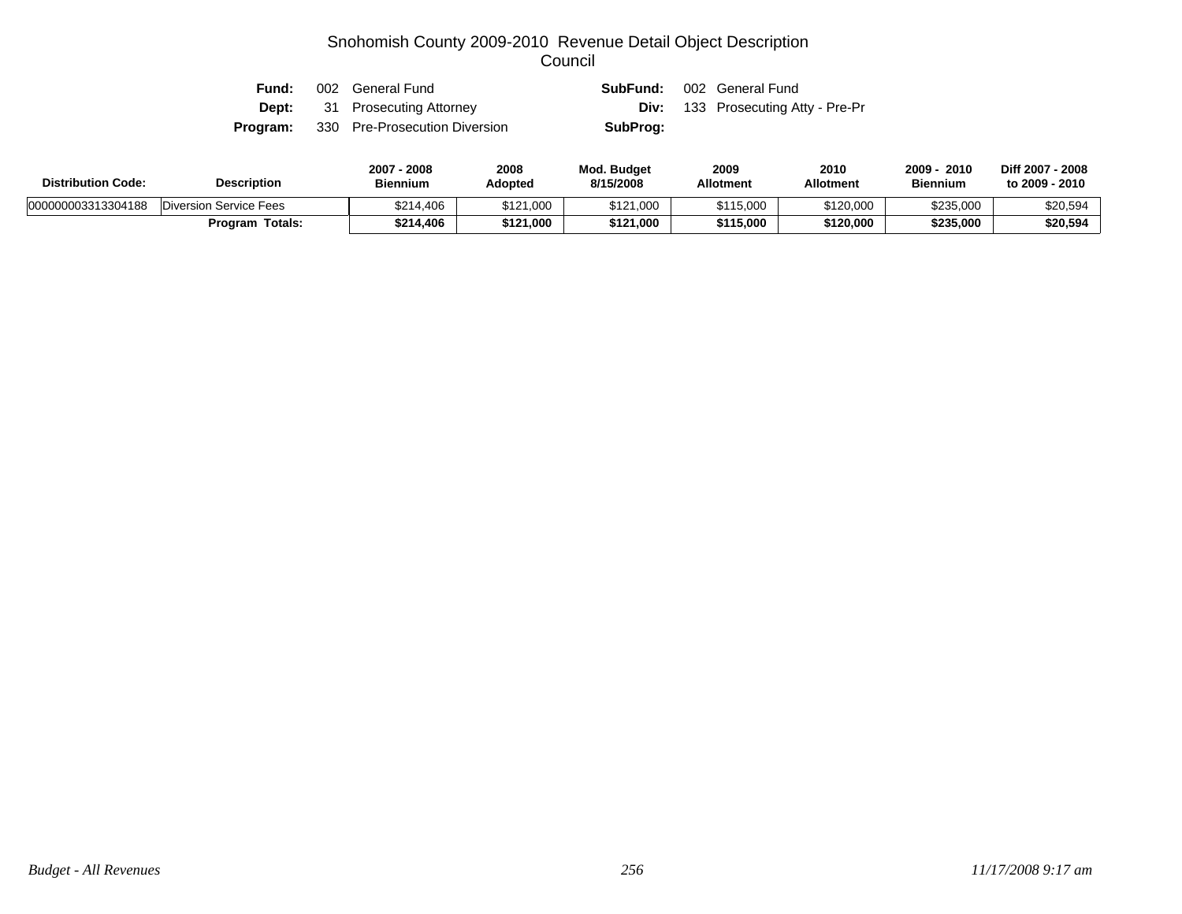# Snohomish County 2009-2010 Revenue Detail Object Description
## Council

**Fund:** 002 General Fund **SubFund:** 002 General Fund
**Dept:** 31 Prosecuting Attorney **Div:** 133 Prosecuting Atty - Pre-Pr
**Program:** 330 Pre-Prosecution Diversion **SubProg:**

| Distribution Code: | Description | 2007 - 2008 Biennium | 2008 Adopted | Mod. Budget 8/15/2008 | 2009 Allotment | 2010 Allotment | 2009 - 2010 Biennium | Diff 2007 - 2008 to 2009 - 2010 |
|---|---|---|---|---|---|---|---|---|
| 000000003313304188 | Diversion Service Fees | $214,406 | $121,000 | $121,000 | $115,000 | $120,000 | $235,000 | $20,594 |
| | **Program Totals:** | **$214,406** | **$121,000** | **$121,000** | **$115,000** | **$120,000** | **$235,000** | **$20,594** |

*Budget - All Revenues* *11/17/2008 9:17 am*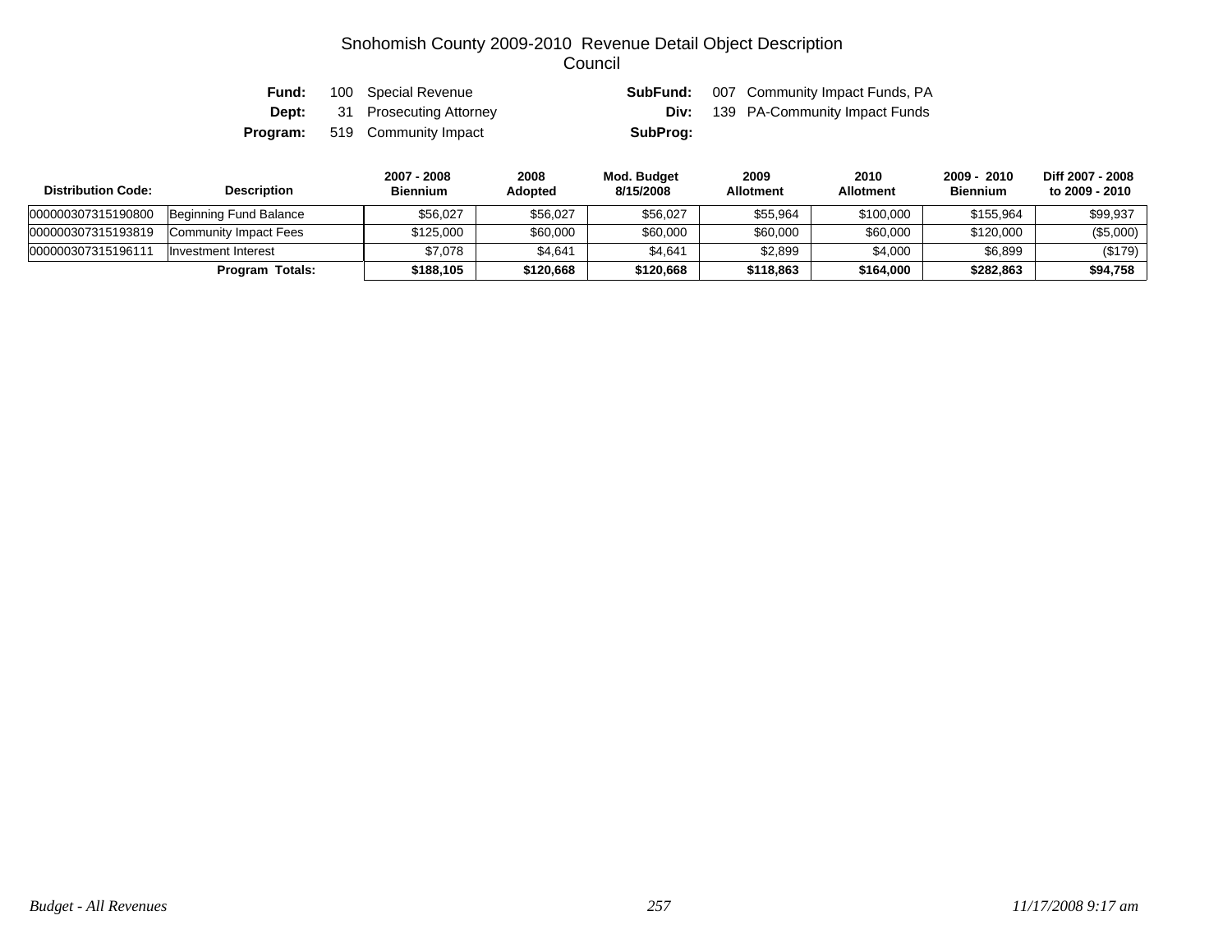# Snohomish County 2009-2010 Revenue Detail Object Description
## Council

| | | | |
|---|---|---|---|
| **Fund:** | 100 Special Revenue | **SubFund:** | 007 Community Impact Funds, PA |
| **Dept:** | 31 Prosecuting Attorney | **Div:** | 139 PA-Community Impact Funds |
| **Program:** | 519 Community Impact | **SubProg:** | |

| Distribution Code: | Description | 2007 - 2008 Biennium | 2008 Adopted | Mod. Budget 8/15/2008 | 2009 Allotment | 2010 Allotment | 2009 - 2010 Biennium | Diff 2007 - 2008 to 2009 - 2010 |
|---|---|---|---|---|---|---|---|---|
| 000000307315190800 | Beginning Fund Balance | $56,027 | $56,027 | $56,027 | $55,964 | $100,000 | $155,964 | $99,937 |
| 000000307315193819 | Community Impact Fees | $125,000 | $60,000 | $60,000 | $60,000 | $60,000 | $120,000 | ($5,000) |
| 000000307315196111 | Investment Interest | $7,078 | $4,641 | $4,641 | $2,899 | $4,000 | $6,899 | ($179) |
| | **Program Totals:** | **$188,105** | **$120,668** | **$120,668** | **$118,863** | **$164,000** | **$282,863** | **$94,758** |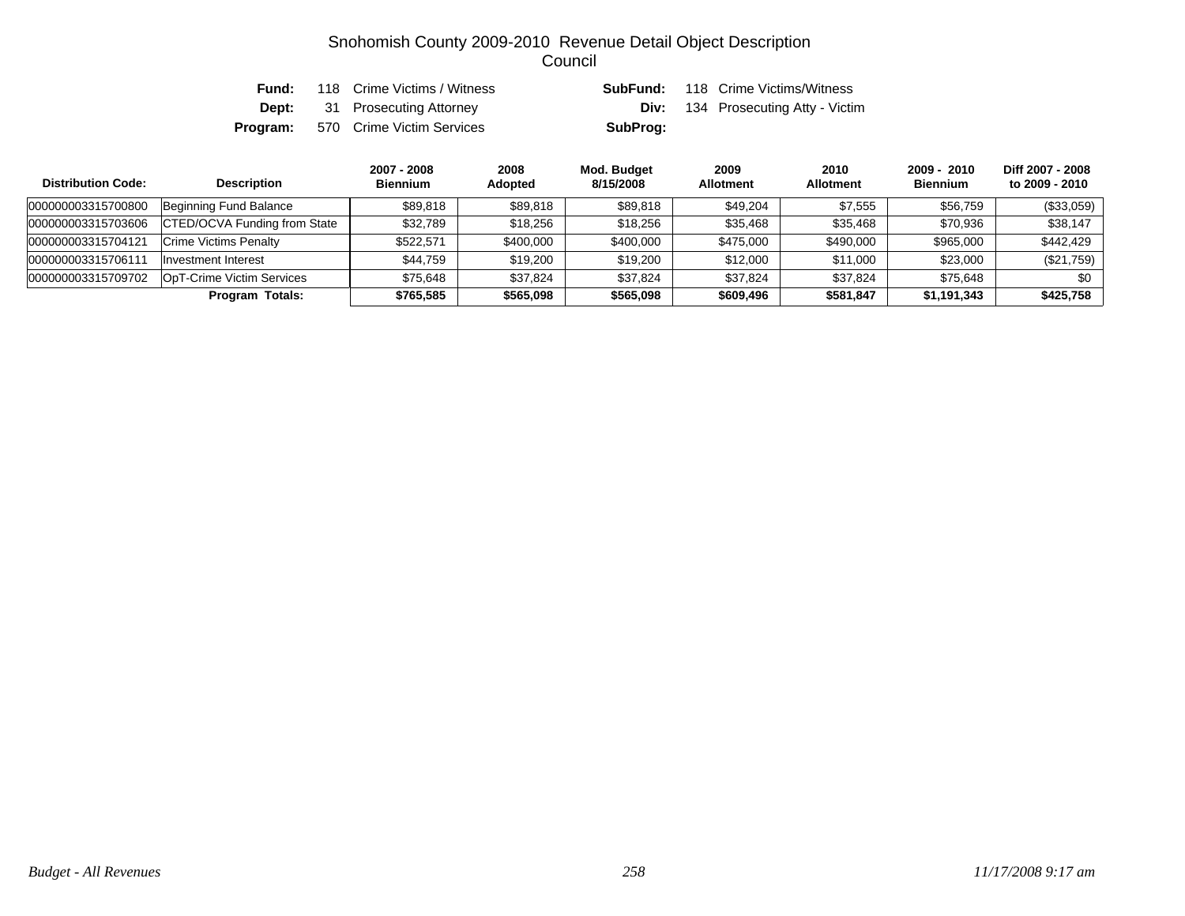# Snohomish County 2009-2010 Revenue Detail Object Description
## Council

**Fund:** 118 Crime Victims / Witness　　**SubFund:** 118 Crime Victims/Witness

**Dept:** 31 Prosecuting Attorney　　**Div:** 134 Prosecuting Atty - Victim

**Program:** 570 Crime Victim Services　　**SubProg:**

| Distribution Code: | Description | 2007 - 2008 Biennium | 2008 Adopted | Mod. Budget 8/15/2008 | 2009 Allotment | 2010 Allotment | 2009 - 2010 Biennium | Diff 2007 - 2008 to 2009 - 2010 |
|---|---|---|---|---|---|---|---|---|
| 000000003315700800 | Beginning Fund Balance | $89,818 | $89,818 | $89,818 | $49,204 | $7,555 | $56,759 | ($33,059) |
| 000000003315703606 | CTED/OCVA Funding from State | $32,789 | $18,256 | $18,256 | $35,468 | $35,468 | $70,936 | $38,147 |
| 000000003315704121 | Crime Victims Penalty | $522,571 | $400,000 | $400,000 | $475,000 | $490,000 | $965,000 | $442,429 |
| 000000003315706111 | Investment Interest | $44,759 | $19,200 | $19,200 | $12,000 | $11,000 | $23,000 | ($21,759) |
| 000000003315709702 | OpT-Crime Victim Services | $75,648 | $37,824 | $37,824 | $37,824 | $37,824 | $75,648 | $0 |
| | **Program Totals:** | **$765,585** | **$565,098** | **$565,098** | **$609,496** | **$581,847** | **$1,191,343** | **$425,758** |

*Budget - All Revenues*　　*11/17/2008 9:17 am*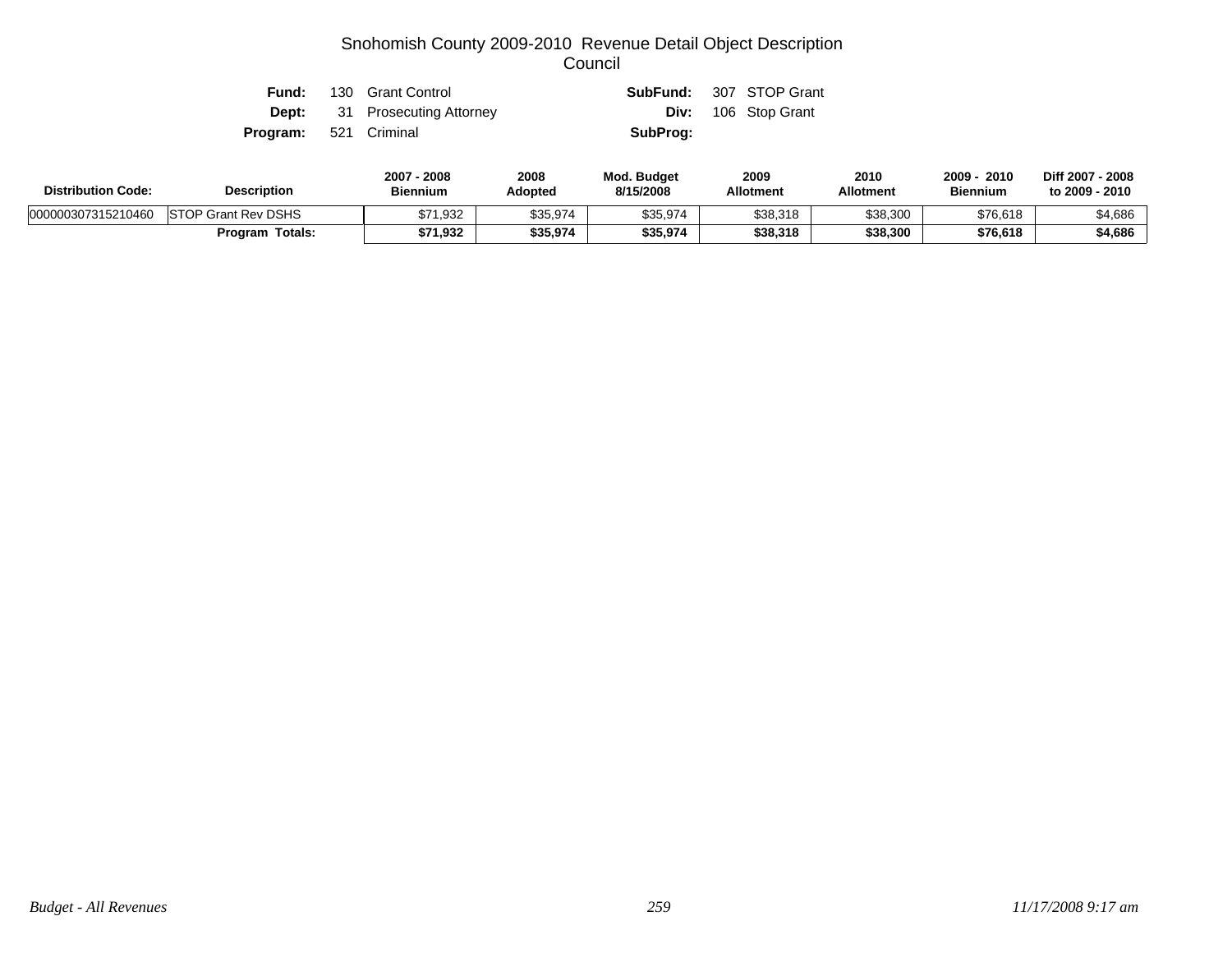# Snohomish County 2009-2010 Revenue Detail Object Description
## Council

**Fund:** 130 Grant Control  **SubFund:** 307 STOP Grant
**Dept:** 31 Prosecuting Attorney  **Div:** 106 Stop Grant
**Program:** 521 Criminal  **SubProg:**

| Distribution Code: | Description | 2007 - 2008 Biennium | 2008 Adopted | Mod. Budget 8/15/2008 | 2009 Allotment | 2010 Allotment | 2009 - 2010 Biennium | Diff 2007 - 2008 to 2009 - 2010 |
|---|---|---|---|---|---|---|---|---|
| 000000307315210460 | STOP Grant Rev DSHS | $71,932 | $35,974 | $35,974 | $38,318 | $38,300 | $76,618 | $4,686 |
| | **Program Totals:** | **$71,932** | **$35,974** | **$35,974** | **$38,318** | **$38,300** | **$76,618** | **$4,686** |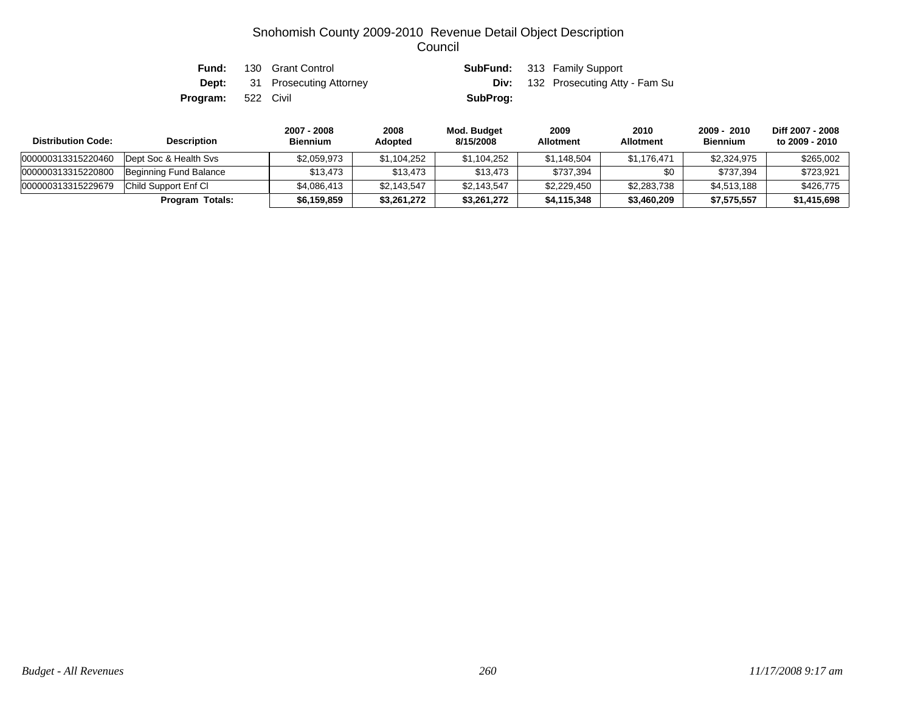# Snohomish County 2009-2010 Revenue Detail Object Description

## Council

**Fund:** 130 Grant Control
**SubFund:** 313 Family Support
**Dept:** 31 Prosecuting Attorney
**Div:** 132 Prosecuting Atty - Fam Su
**Program:** 522 Civil
**SubProg:**

| Distribution Code: | Description | 2007 - 2008 Biennium | 2008 Adopted | Mod. Budget 8/15/2008 | 2009 Allotment | 2010 Allotment | 2009 - 2010 Biennium | Diff 2007 - 2008 to 2009 - 2010 |
|---|---|---|---|---|---|---|---|---|
| 000000313315220460 | Dept Soc & Health Svs | $2,059,973 | $1,104,252 | $1,104,252 | $1,148,504 | $1,176,471 | $2,324,975 | $265,002 |
| 000000313315220800 | Beginning Fund Balance | $13,473 | $13,473 | $13,473 | $737,394 | $0 | $737,394 | $723,921 |
| 000000313315229679 | Child Support Enf Cl | $4,086,413 | $2,143,547 | $2,143,547 | $2,229,450 | $2,283,738 | $4,513,188 | $426,775 |
| | **Program Totals:** | **$6,159,859** | **$3,261,272** | **$3,261,272** | **$4,115,348** | **$3,460,209** | **$7,575,557** | **$1,415,698** |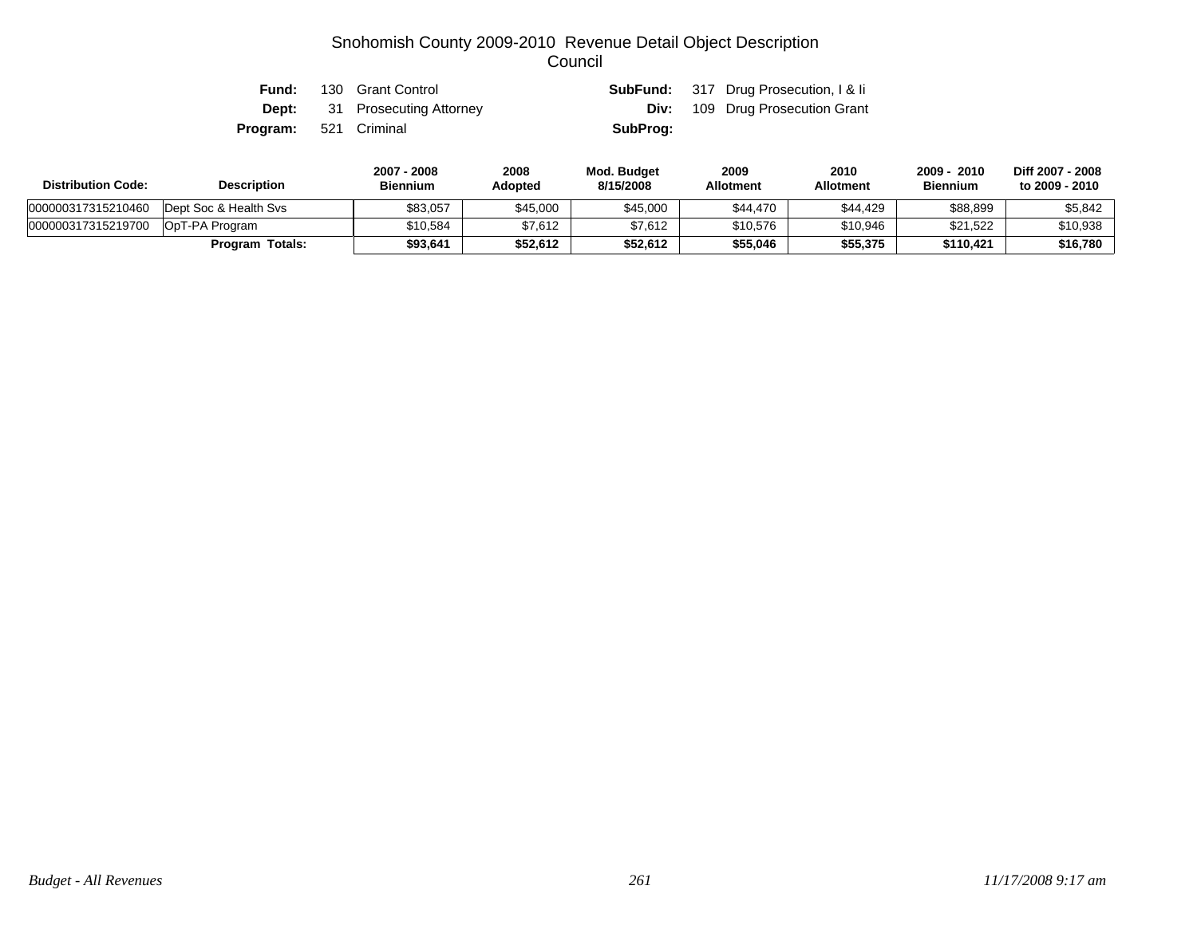# Snohomish County 2009-2010 Revenue Detail Object Description
## Council

**Fund:** 130 Grant Control
**SubFund:** 317 Drug Prosecution, I & Ii
**Dept:** 31 Prosecuting Attorney
**Div:** 109 Drug Prosecution Grant
**Program:** 521 Criminal
**SubProg:**

| Distribution Code: | Description | 2007 - 2008 Biennium | 2008 Adopted | Mod. Budget 8/15/2008 | 2009 Allotment | 2010 Allotment | 2009 - 2010 Biennium | Diff 2007 - 2008 to 2009 - 2010 |
|---|---|---|---|---|---|---|---|---|
| 000000317315210460 | Dept Soc & Health Svs | $83,057 | $45,000 | $45,000 | $44,470 | $44,429 | $88,899 | $5,842 |
| 000000317315219700 | OpT-PA Program | $10,584 | $7,612 | $7,612 | $10,576 | $10,946 | $21,522 | $10,938 |
| | **Program Totals:** | **$93,641** | **$52,612** | **$52,612** | **$55,046** | **$55,375** | **$110,421** | **$16,780** |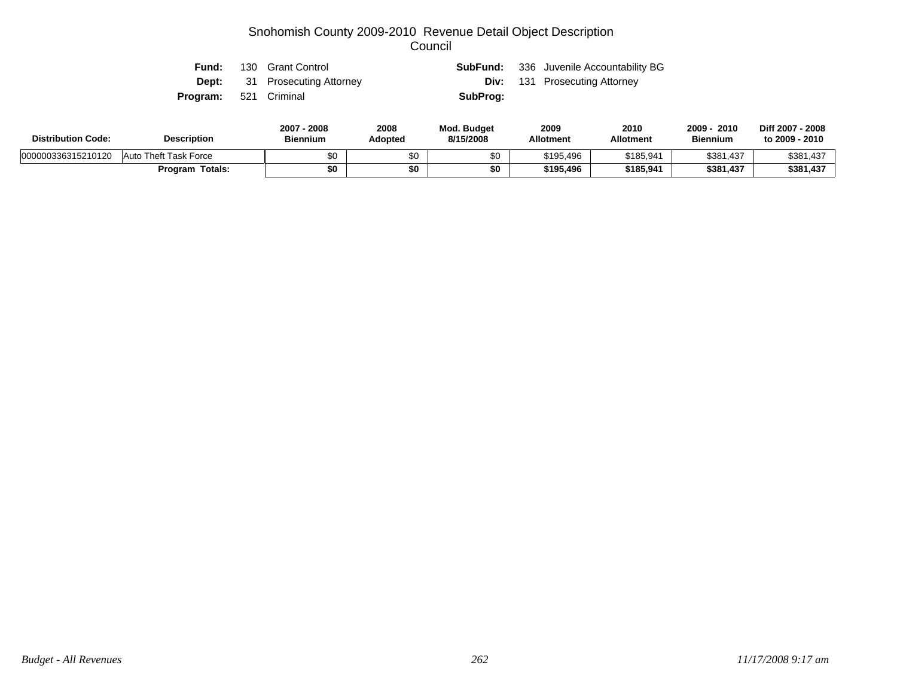# Snohomish County 2009-2010 Revenue Detail Object Description
## Council

**Fund:** 130 Grant Control  **SubFund:** 336 Juvenile Accountability BG
**Dept:** 31 Prosecuting Attorney  **Div:** 131 Prosecuting Attorney
**Program:** 521 Criminal  **SubProg:**

| Distribution Code: | Description | 2007 - 2008 Biennium | 2008 Adopted | Mod. Budget 8/15/2008 | 2009 Allotment | 2010 Allotment | 2009 - 2010 Biennium | Diff 2007 - 2008 to 2009 - 2010 |
|---|---|---|---|---|---|---|---|---|
| 000000336315210120 | Auto Theft Task Force | $0 | $0 | $0 | $195,496 | $185,941 | $381,437 | $381,437 |
| | **Program Totals:** | **$0** | **$0** | **$0** | **$195,496** | **$185,941** | **$381,437** | **$381,437** |

*Budget - All Revenues*  *11/17/2008 9:17 am*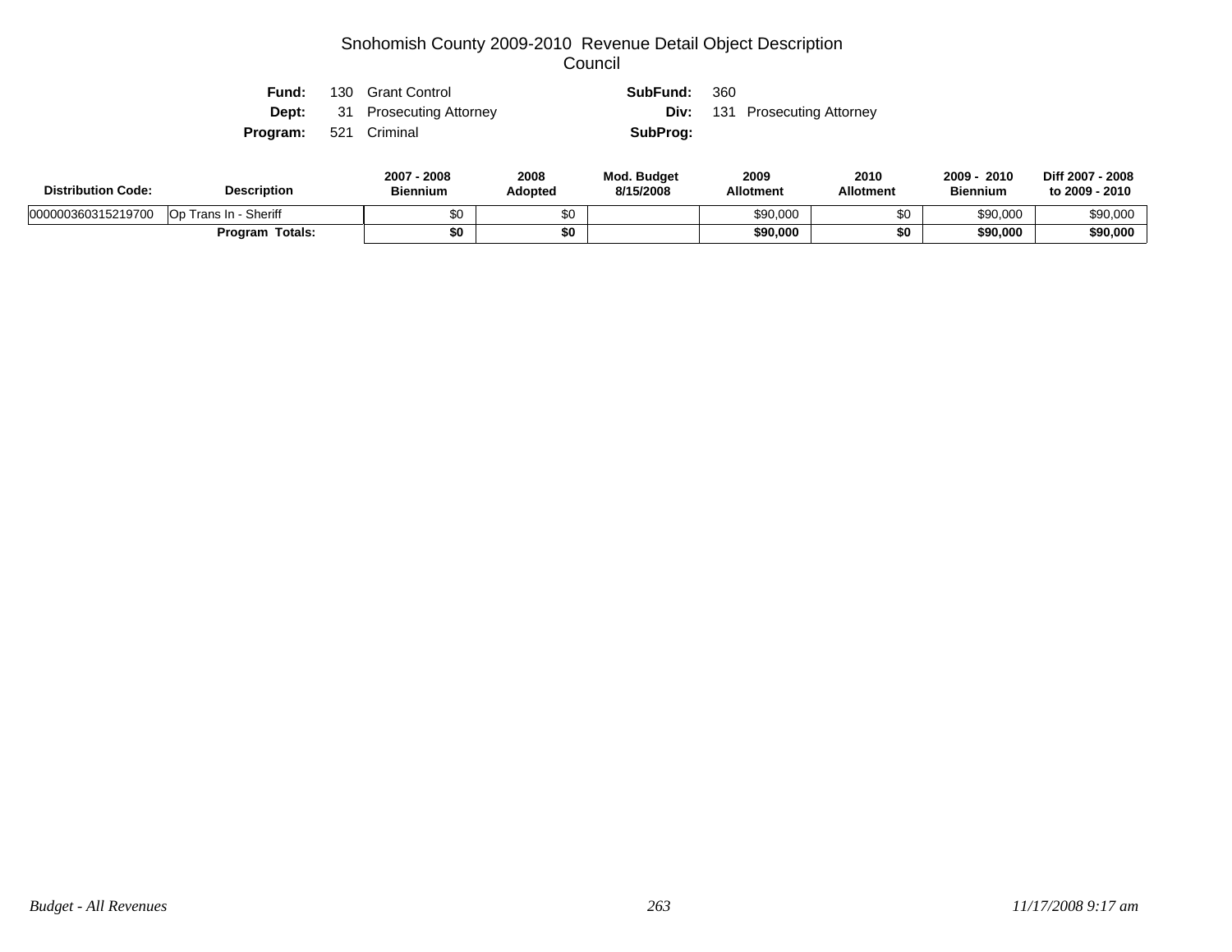# Snohomish County 2009-2010 Revenue Detail Object Description
## Council

| | | | |
|---|---|---|---|
| **Fund:** | 130 Grant Control | **SubFund:** | 360 |
| **Dept:** | 31 Prosecuting Attorney | **Div:** | 131 Prosecuting Attorney |
| **Program:** | 521 Criminal | **SubProg:** | |

| Distribution Code: | Description | 2007 - 2008 Biennium | 2008 Adopted | Mod. Budget 8/15/2008 | 2009 Allotment | 2010 Allotment | 2009 - 2010 Biennium | Diff 2007 - 2008 to 2009 - 2010 |
|---|---|---|---|---|---|---|---|---|
| 000000360315219700 | Op Trans In - Sheriff | $0 | $0 | | $90,000 | $0 | $90,000 | $90,000 |
| | **Program Totals:** | **$0** | **$0** | | **$90,000** | **$0** | **$90,000** | **$90,000** |

*Budget - All Revenues* *11/17/2008 9:17 am*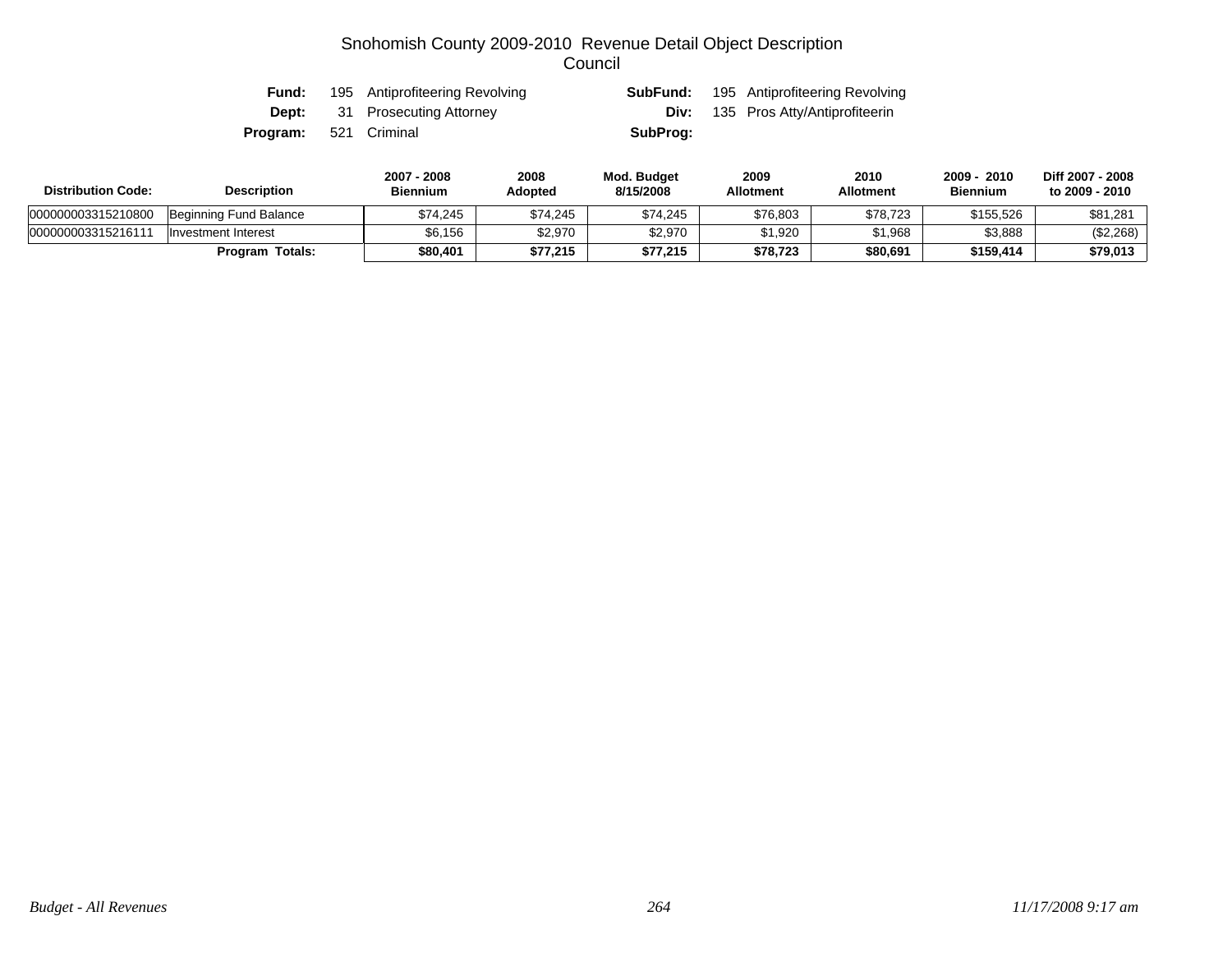# Snohomish County 2009-2010 Revenue Detail Object Description
## Council

**Fund:** 195 Antiprofiteering Revolving  **SubFund:** 195 Antiprofiteering Revolving
**Dept:** 31 Prosecuting Attorney  **Div:** 135 Pros Atty/Antiprofiteerin
**Program:** 521 Criminal  **SubProg:**

| Distribution Code: | Description | 2007 - 2008 Biennium | 2008 Adopted | Mod. Budget 8/15/2008 | 2009 Allotment | 2010 Allotment | 2009 - 2010 Biennium | Diff 2007 - 2008 to 2009 - 2010 |
|---|---|---|---|---|---|---|---|---|
| 000000003315210800 | Beginning Fund Balance | $74,245 | $74,245 | $74,245 | $76,803 | $78,723 | $155,526 | $81,281 |
| 000000003315216111 | Investment Interest | $6,156 | $2,970 | $2,970 | $1,920 | $1,968 | $3,888 | ($2,268) |
| | **Program Totals:** | **$80,401** | **$77,215** | **$77,215** | **$78,723** | **$80,691** | **$159,414** | **$79,013** |

*Budget - All Revenues* *11/17/2008 9:17 am*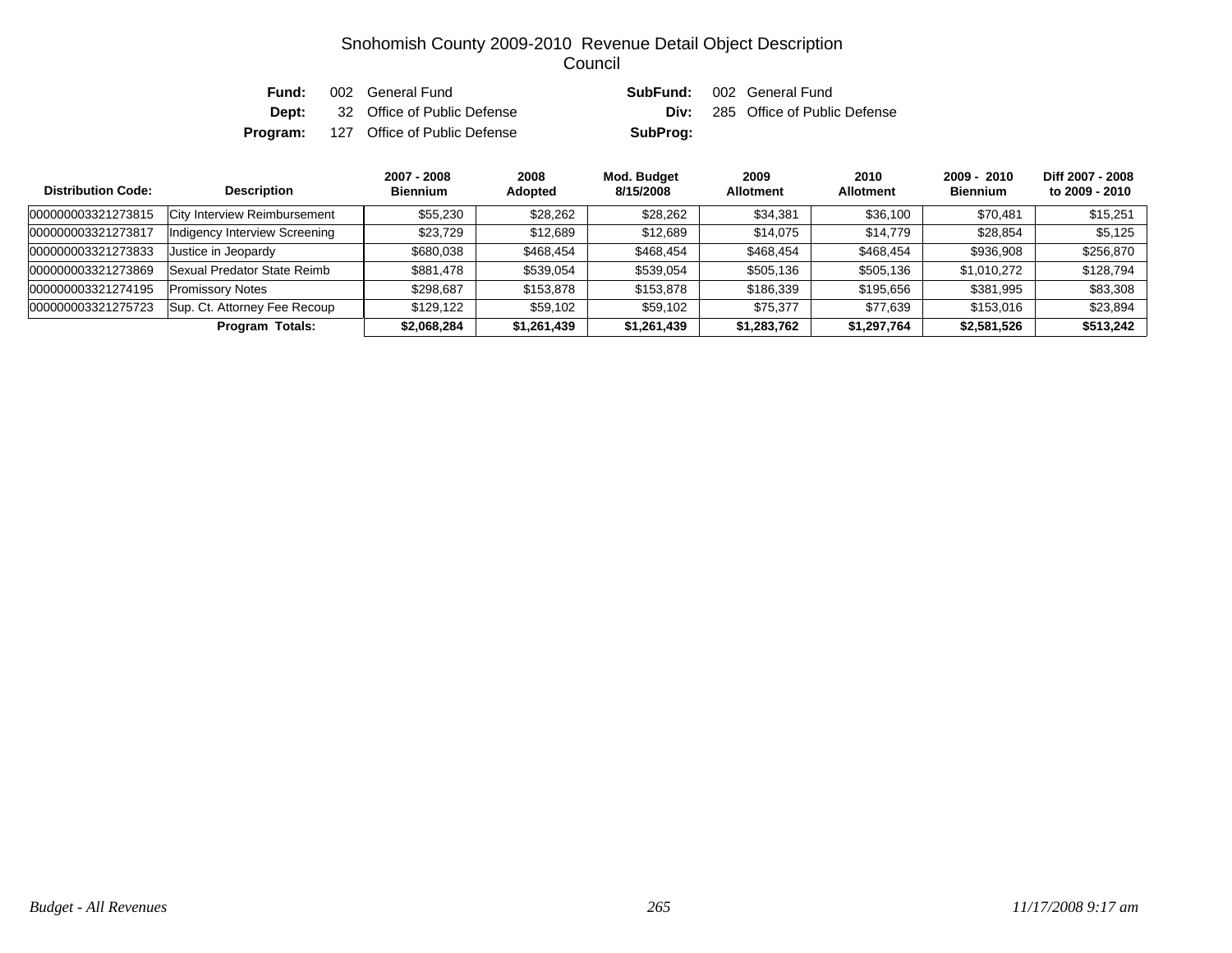# Snohomish County 2009-2010 Revenue Detail Object Description
## Council

| | | | | | |
|---|---|---|---|---|---|
| **Fund:** | 002 | General Fund | **SubFund:** | 002 | General Fund |
| **Dept:** | 32 | Office of Public Defense | **Div:** | 285 | Office of Public Defense |
| **Program:** | 127 | Office of Public Defense | **SubProg:** | | |

| Distribution Code: | Description | 2007 - 2008 Biennium | 2008 Adopted | Mod. Budget 8/15/2008 | 2009 Allotment | 2010 Allotment | 2009 - 2010 Biennium | Diff 2007 - 2008 to 2009 - 2010 |
|---|---|---|---|---|---|---|---|---|
| 000000003321273815 | City Interview Reimbursement | $55,230 | $28,262 | $28,262 | $34,381 | $36,100 | $70,481 | $15,251 |
| 000000003321273817 | Indigency Interview Screening | $23,729 | $12,689 | $12,689 | $14,075 | $14,779 | $28,854 | $5,125 |
| 000000003321273833 | Justice in Jeopardy | $680,038 | $468,454 | $468,454 | $468,454 | $468,454 | $936,908 | $256,870 |
| 000000003321273869 | Sexual Predator State Reimb | $881,478 | $539,054 | $539,054 | $505,136 | $505,136 | $1,010,272 | $128,794 |
| 000000003321274195 | Promissory Notes | $298,687 | $153,878 | $153,878 | $186,339 | $195,656 | $381,995 | $83,308 |
| 000000003321275723 | Sup. Ct. Attorney Fee Recoup | $129,122 | $59,102 | $59,102 | $75,377 | $77,639 | $153,016 | $23,894 |
| | **Program Totals:** | **$2,068,284** | **$1,261,439** | **$1,261,439** | **$1,283,762** | **$1,297,764** | **$2,581,526** | **$513,242** |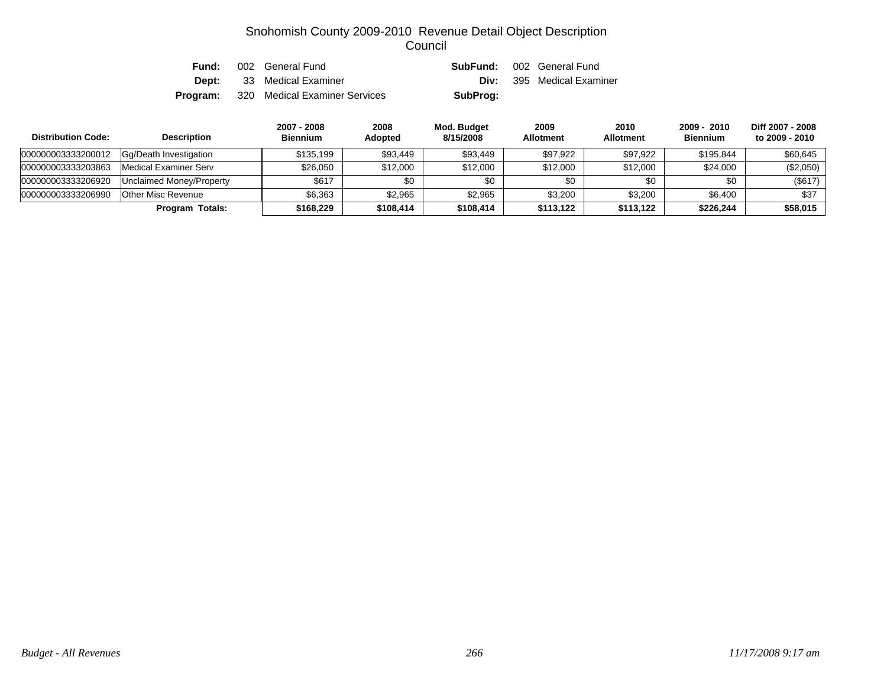# Snohomish County 2009-2010 Revenue Detail Object Description
## Council

| | | | |
|---|---|---|---|
| **Fund:** | 002 General Fund | **SubFund:** | 002 General Fund |
| **Dept:** | 33 Medical Examiner | **Div:** | 395 Medical Examiner |
| **Program:** | 320 Medical Examiner Services | **SubProg:** | |

| Distribution Code: | Description | 2007 - 2008 Biennium | 2008 Adopted | Mod. Budget 8/15/2008 | 2009 Allotment | 2010 Allotment | 2009 - 2010 Biennium | Diff 2007 - 2008 to 2009 - 2010 |
|---|---|---|---|---|---|---|---|---|
| 000000003333200012 | Gg/Death Investigation | $135,199 | $93,449 | $93,449 | $97,922 | $97,922 | $195,844 | $60,645 |
| 000000003333203863 | Medical Examiner Serv | $26,050 | $12,000 | $12,000 | $12,000 | $12,000 | $24,000 | ($2,050) |
| 000000003333206920 | Unclaimed Money/Property | $617 | $0 | $0 | $0 | $0 | $0 | ($617) |
| 000000003333206990 | Other Misc Revenue | $6,363 | $2,965 | $2,965 | $3,200 | $3,200 | $6,400 | $37 |
| | **Program Totals:** | **$168,229** | **$108,414** | **$108,414** | **$113,122** | **$113,122** | **$226,244** | **$58,015** |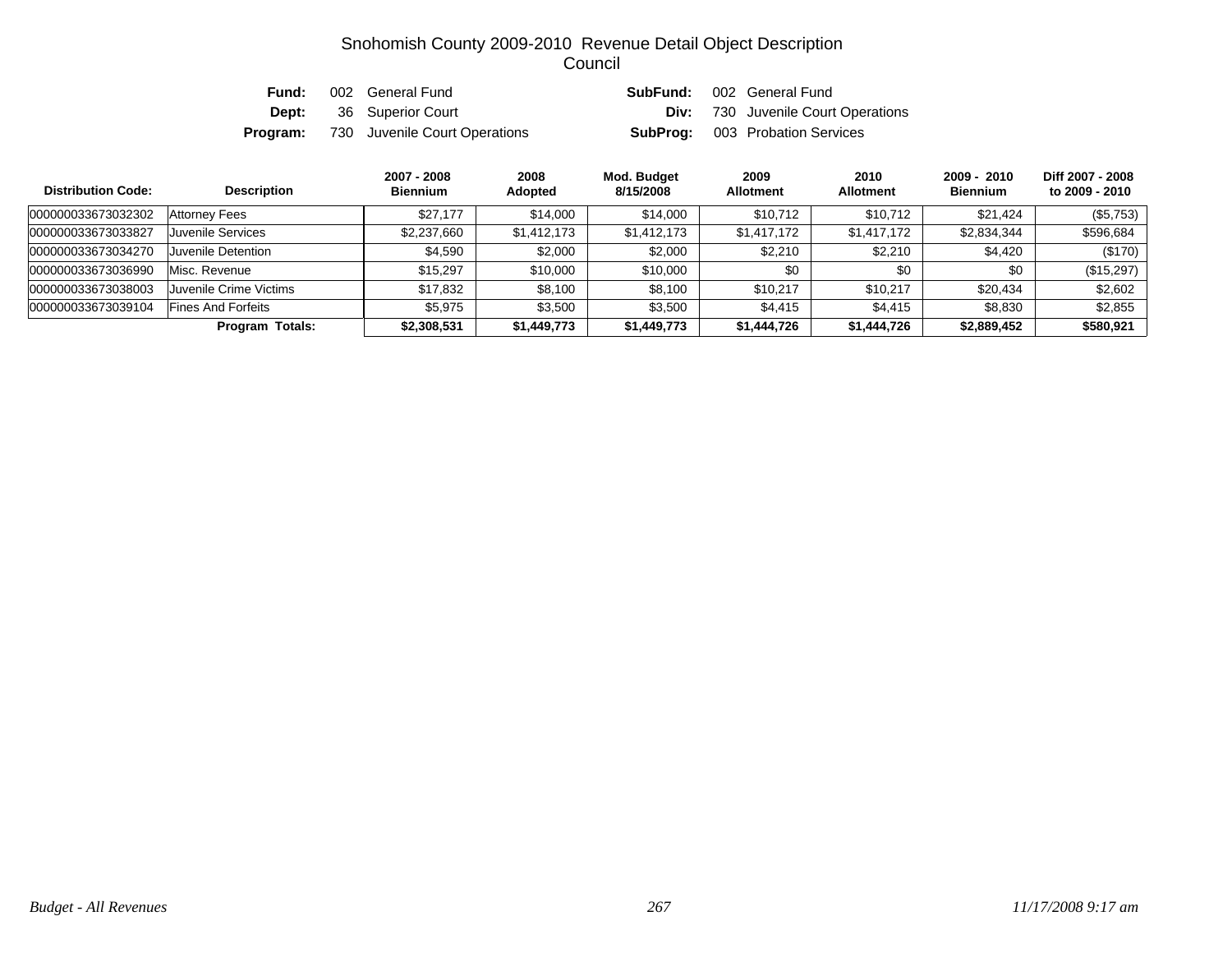# Snohomish County 2009-2010 Revenue Detail Object Description
## Council

| | | | |
|---|---|---|---|
| **Fund:** | 002 General Fund | **SubFund:** | 002 General Fund |
| **Dept:** | 36 Superior Court | **Div:** | 730 Juvenile Court Operations |
| **Program:** | 730 Juvenile Court Operations | **SubProg:** | 003 Probation Services |

| Distribution Code: | Description | 2007 - 2008 Biennium | 2008 Adopted | Mod. Budget 8/15/2008 | 2009 Allotment | 2010 Allotment | 2009 - 2010 Biennium | Diff 2007 - 2008 to 2009 - 2010 |
|---|---|---|---|---|---|---|---|---|
| 000000033673032302 | Attorney Fees | $27,177 | $14,000 | $14,000 | $10,712 | $10,712 | $21,424 | ($5,753) |
| 000000033673033827 | Juvenile Services | $2,237,660 | $1,412,173 | $1,412,173 | $1,417,172 | $1,417,172 | $2,834,344 | $596,684 |
| 000000033673034270 | Juvenile Detention | $4,590 | $2,000 | $2,000 | $2,210 | $2,210 | $4,420 | ($170) |
| 000000033673036990 | Misc. Revenue | $15,297 | $10,000 | $10,000 | $0 | $0 | $0 | ($15,297) |
| 000000033673038003 | Juvenile Crime Victims | $17,832 | $8,100 | $8,100 | $10,217 | $10,217 | $20,434 | $2,602 |
| 000000033673039104 | Fines And Forfeits | $5,975 | $3,500 | $3,500 | $4,415 | $4,415 | $8,830 | $2,855 |
| | **Program Totals:** | **$2,308,531** | **$1,449,773** | **$1,449,773** | **$1,444,726** | **$1,444,726** | **$2,889,452** | **$580,921** |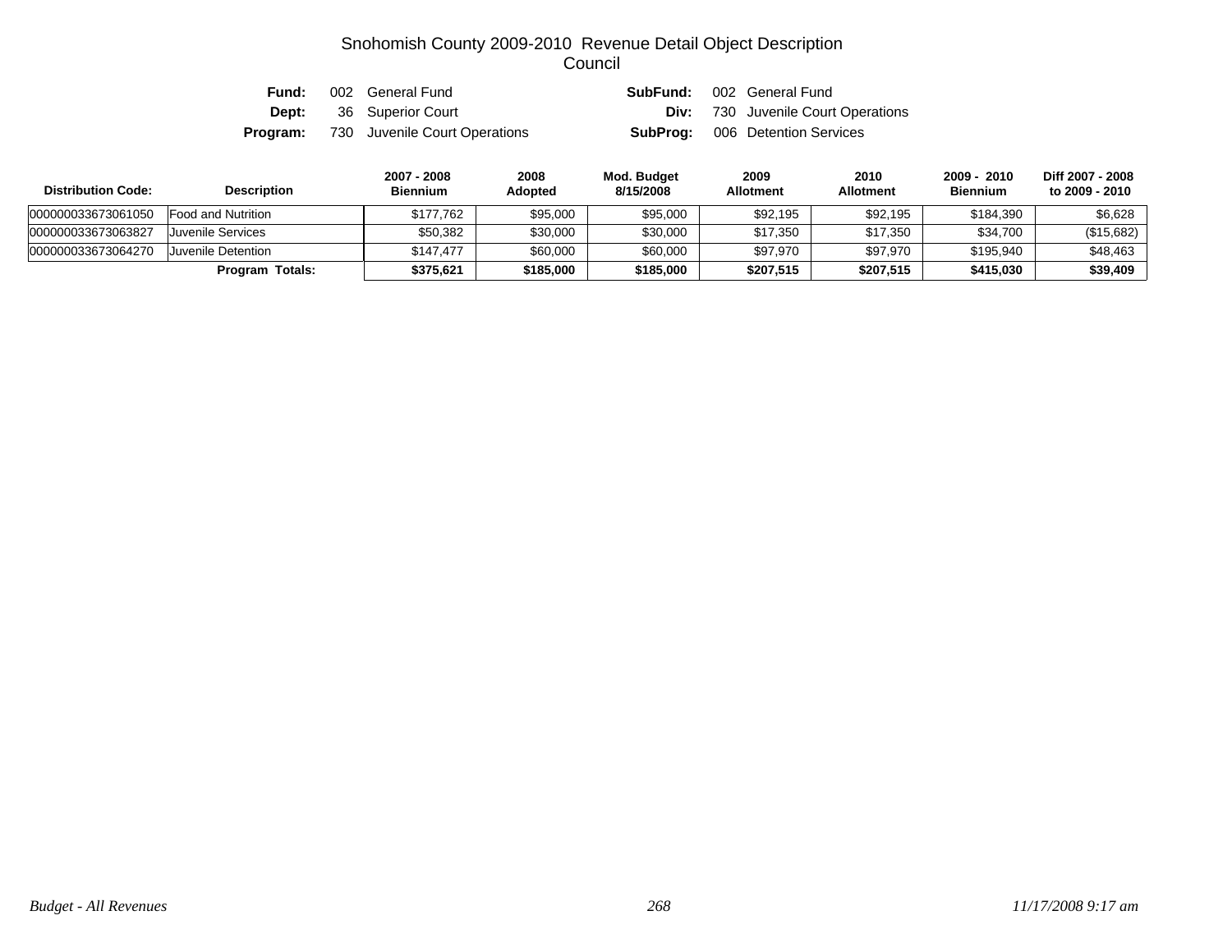# Snohomish County 2009-2010 Revenue Detail Object Description
## Council

| | | | |
|---|---|---|---|
| **Fund:** | 002 General Fund | **SubFund:** | 002 General Fund |
| **Dept:** | 36 Superior Court | **Div:** | 730 Juvenile Court Operations |
| **Program:** | 730 Juvenile Court Operations | **SubProg:** | 006 Detention Services |

| Distribution Code: | Description | 2007 - 2008 Biennium | 2008 Adopted | Mod. Budget 8/15/2008 | 2009 Allotment | 2010 Allotment | 2009 - 2010 Biennium | Diff 2007 - 2008 to 2009 - 2010 |
|---|---|---|---|---|---|---|---|---|
| 000000033673061050 | Food and Nutrition | $177,762 | $95,000 | $95,000 | $92,195 | $92,195 | $184,390 | $6,628 |
| 000000033673063827 | Juvenile Services | $50,382 | $30,000 | $30,000 | $17,350 | $17,350 | $34,700 | ($15,682) |
| 000000033673064270 | Juvenile Detention | $147,477 | $60,000 | $60,000 | $97,970 | $97,970 | $195,940 | $48,463 |
| | **Program Totals:** | **$375,621** | **$185,000** | **$185,000** | **$207,515** | **$207,515** | **$415,030** | **$39,409** |

*Budget - All Revenues* | *11/17/2008 9:17 am*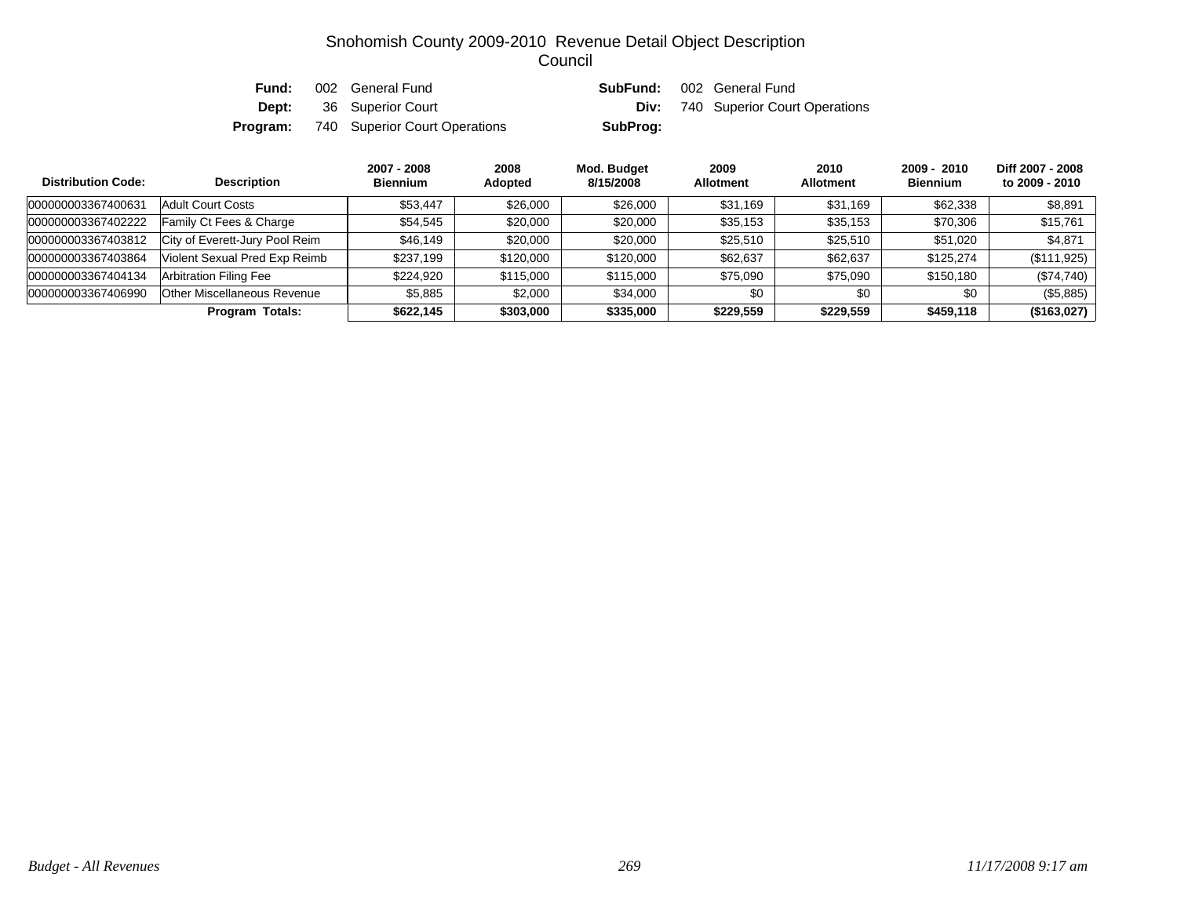# Snohomish County 2009-2010 Revenue Detail Object Description
## Council

| | | | | |
|---|---|---|---|---|
| **Fund:** | 002 General Fund | | **SubFund:** | 002 General Fund |
| **Dept:** | 36 Superior Court | | **Div:** | 740 Superior Court Operations |
| **Program:** | 740 Superior Court Operations | | **SubProg:** | |

| Distribution Code: | Description | 2007 - 2008 Biennium | 2008 Adopted | Mod. Budget 8/15/2008 | 2009 Allotment | 2010 Allotment | 2009 - 2010 Biennium | Diff 2007 - 2008 to 2009 - 2010 |
|---|---|---|---|---|---|---|---|---|
| 000000003367400631 | Adult Court Costs | $53,447 | $26,000 | $26,000 | $31,169 | $31,169 | $62,338 | $8,891 |
| 000000003367402222 | Family Ct Fees & Charge | $54,545 | $20,000 | $20,000 | $35,153 | $35,153 | $70,306 | $15,761 |
| 000000003367403812 | City of Everett-Jury Pool Reim | $46,149 | $20,000 | $20,000 | $25,510 | $25,510 | $51,020 | $4,871 |
| 000000003367403864 | Violent Sexual Pred Exp Reimb | $237,199 | $120,000 | $120,000 | $62,637 | $62,637 | $125,274 | ($111,925) |
| 000000003367404134 | Arbitration Filing Fee | $224,920 | $115,000 | $115,000 | $75,090 | $75,090 | $150,180 | ($74,740) |
| 000000003367406990 | Other Miscellaneous Revenue | $5,885 | $2,000 | $34,000 | $0 | $0 | $0 | ($5,885) |
| | **Program Totals:** | **$622,145** | **$303,000** | **$335,000** | **$229,559** | **$229,559** | **$459,118** | **($163,027)** |

*Budget - All Revenues* *11/17/2008 9:17 am*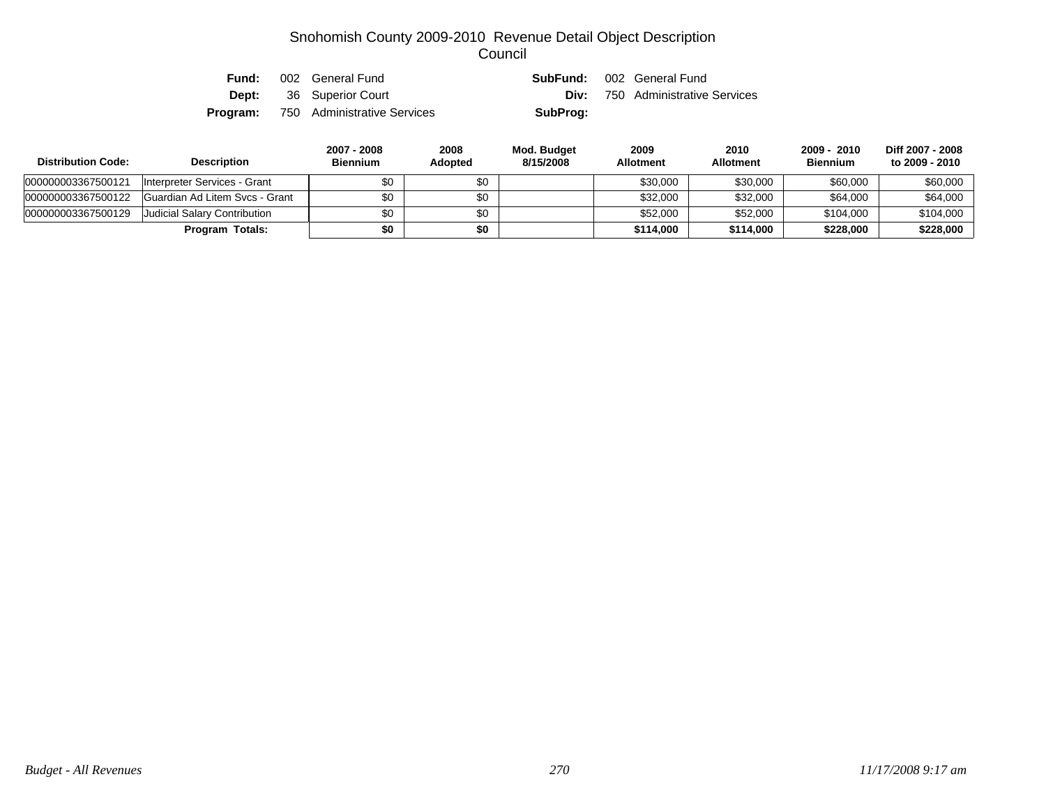# Snohomish County 2009-2010 Revenue Detail Object Description
## Council

| | | | |
|---|---|---|---|
| **Fund:** | 002 General Fund | **SubFund:** | 002 General Fund |
| **Dept:** | 36 Superior Court | **Div:** | 750 Administrative Services |
| **Program:** | 750 Administrative Services | **SubProg:** | |

| Distribution Code: | Description | 2007 - 2008 Biennium | 2008 Adopted | Mod. Budget 8/15/2008 | 2009 Allotment | 2010 Allotment | 2009 - 2010 Biennium | Diff 2007 - 2008 to 2009 - 2010 |
|---|---|---|---|---|---|---|---|---|
| 000000003367500121 | Interpreter Services - Grant | $0 | $0 | | $30,000 | $30,000 | $60,000 | $60,000 |
| 000000003367500122 | Guardian Ad Litem Svcs - Grant | $0 | $0 | | $32,000 | $32,000 | $64,000 | $64,000 |
| 000000003367500129 | Judicial Salary Contribution | $0 | $0 | | $52,000 | $52,000 | $104,000 | $104,000 |
| | **Program Totals:** | **$0** | **$0** | | **$114,000** | **$114,000** | **$228,000** | **$228,000** |

*Budget - All Revenues* *11/17/2008 9:17 am*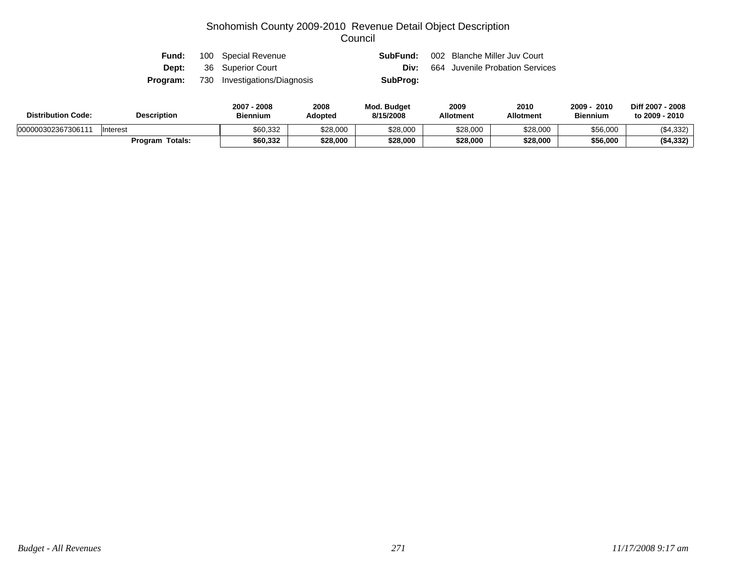# Snohomish County 2009-2010 Revenue Detail Object Description
## Council

**Fund:** 100 Special Revenue  **SubFund:** 002 Blanche Miller Juv Court
**Dept:** 36 Superior Court  **Div:** 664 Juvenile Probation Services
**Program:** 730 Investigations/Diagnosis  **SubProg:**

| Distribution Code: | Description | 2007 - 2008 Biennium | 2008 Adopted | Mod. Budget 8/15/2008 | 2009 Allotment | 2010 Allotment | 2009 - 2010 Biennium | Diff 2007 - 2008 to 2009 - 2010 |
|---|---|---|---|---|---|---|---|---|
| 000000302367306111 | Interest | $60,332 | $28,000 | $28,000 | $28,000 | $28,000 | $56,000 | ($4,332) |
| | **Program Totals:** | **$60,332** | **$28,000** | **$28,000** | **$28,000** | **$28,000** | **$56,000** | **($4,332)** |

*Budget - All Revenues*  *11/17/2008 9:17 am*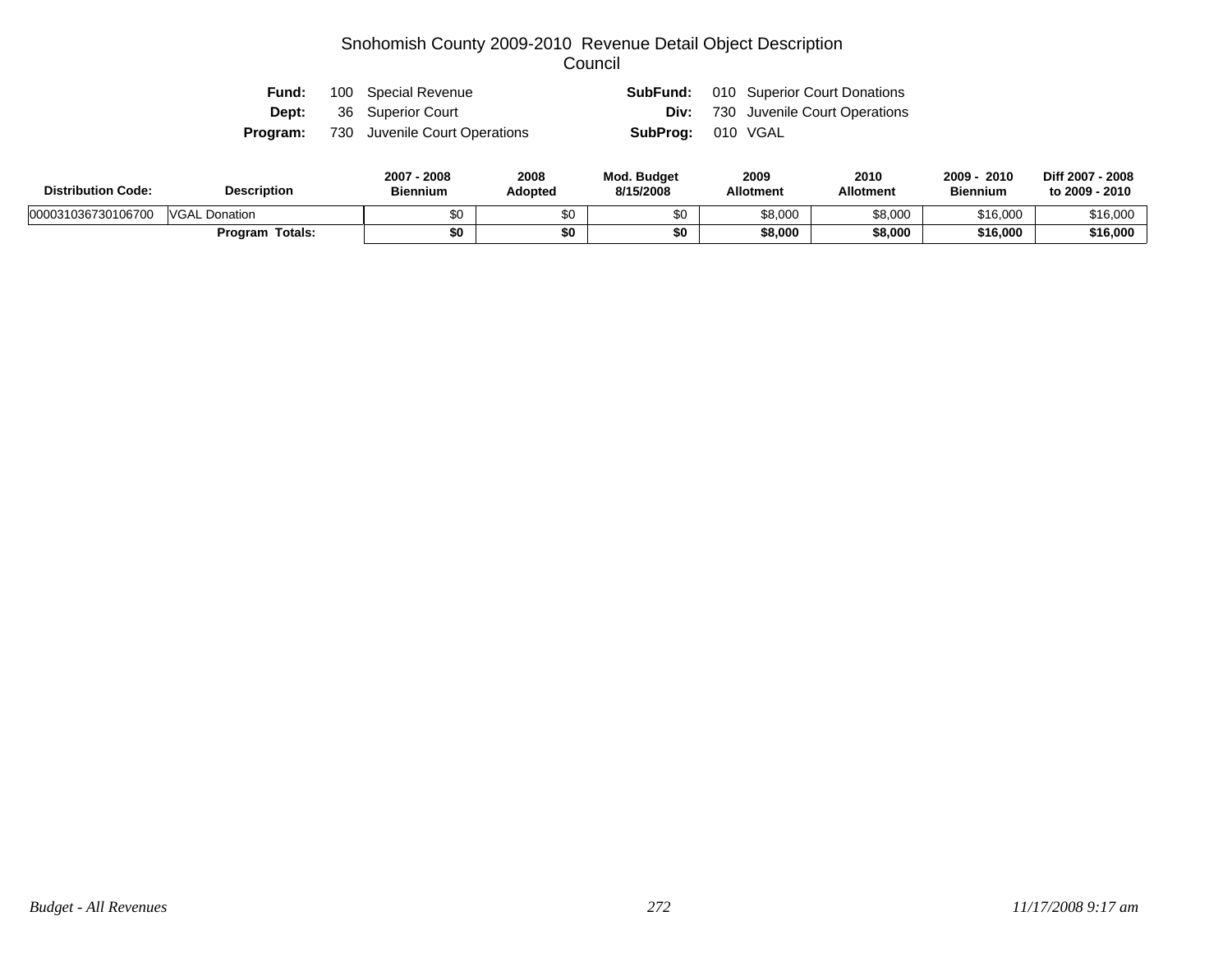# Snohomish County 2009-2010 Revenue Detail Object Description

## Council

| | | | |
|---|---|---|---|
| **Fund:** | 100 Special Revenue | **SubFund:** | 010 Superior Court Donations |
| **Dept:** | 36 Superior Court | **Div:** | 730 Juvenile Court Operations |
| **Program:** | 730 Juvenile Court Operations | **SubProg:** | 010 VGAL |

| Distribution Code: | Description | 2007 - 2008 Biennium | 2008 Adopted | Mod. Budget 8/15/2008 | 2009 Allotment | 2010 Allotment | 2009 - 2010 Biennium | Diff 2007 - 2008 to 2009 - 2010 |
|---|---|---|---|---|---|---|---|---|
| 000031036730106700 | VGAL Donation | $0 | $0 | $0 | $8,000 | $8,000 | $16,000 | $16,000 |
| | **Program Totals:** | **$0** | **$0** | **$0** | **$8,000** | **$8,000** | **$16,000** | **$16,000** |

*Budget - All Revenues* *11/17/2008 9:17 am*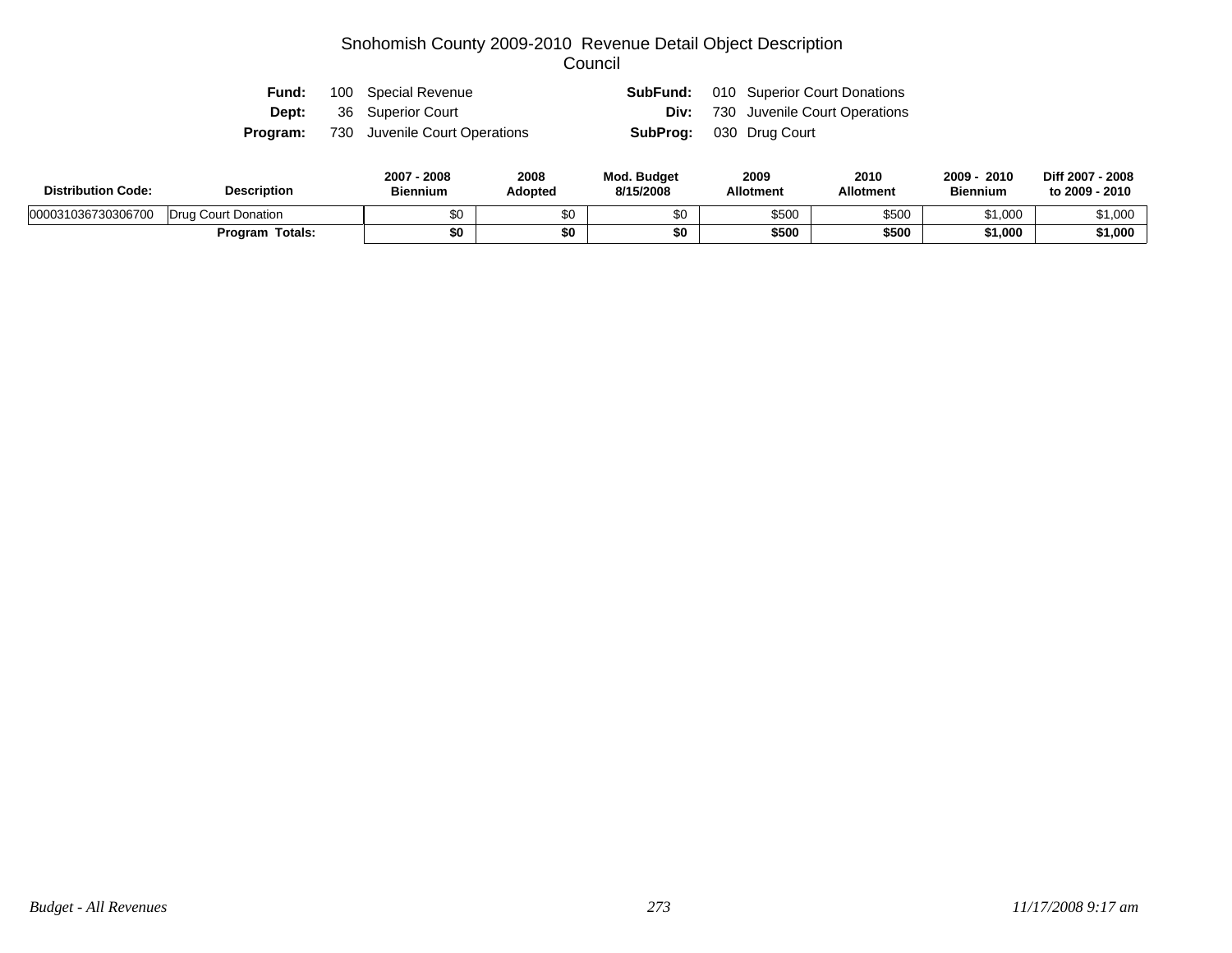# Snohomish County 2009-2010 Revenue Detail Object Description
## Council

| | | | |
|---|---|---|---|
| **Fund:** | 100 Special Revenue | **SubFund:** | 010 Superior Court Donations |
| **Dept:** | 36 Superior Court | **Div:** | 730 Juvenile Court Operations |
| **Program:** | 730 Juvenile Court Operations | **SubProg:** | 030 Drug Court |

| Distribution Code: | Description | 2007 - 2008 Biennium | 2008 Adopted | Mod. Budget 8/15/2008 | 2009 Allotment | 2010 Allotment | 2009 - 2010 Biennium | Diff 2007 - 2008 to 2009 - 2010 |
|---|---|---|---|---|---|---|---|---|
| 000031036730306700 | Drug Court Donation | $0 | $0 | $0 | $500 | $500 | $1,000 | $1,000 |
| | **Program Totals:** | **$0** | **$0** | **$0** | **$500** | **$500** | **$1,000** | **$1,000** |

*Budget - All Revenues* *11/17/2008 9:17 am*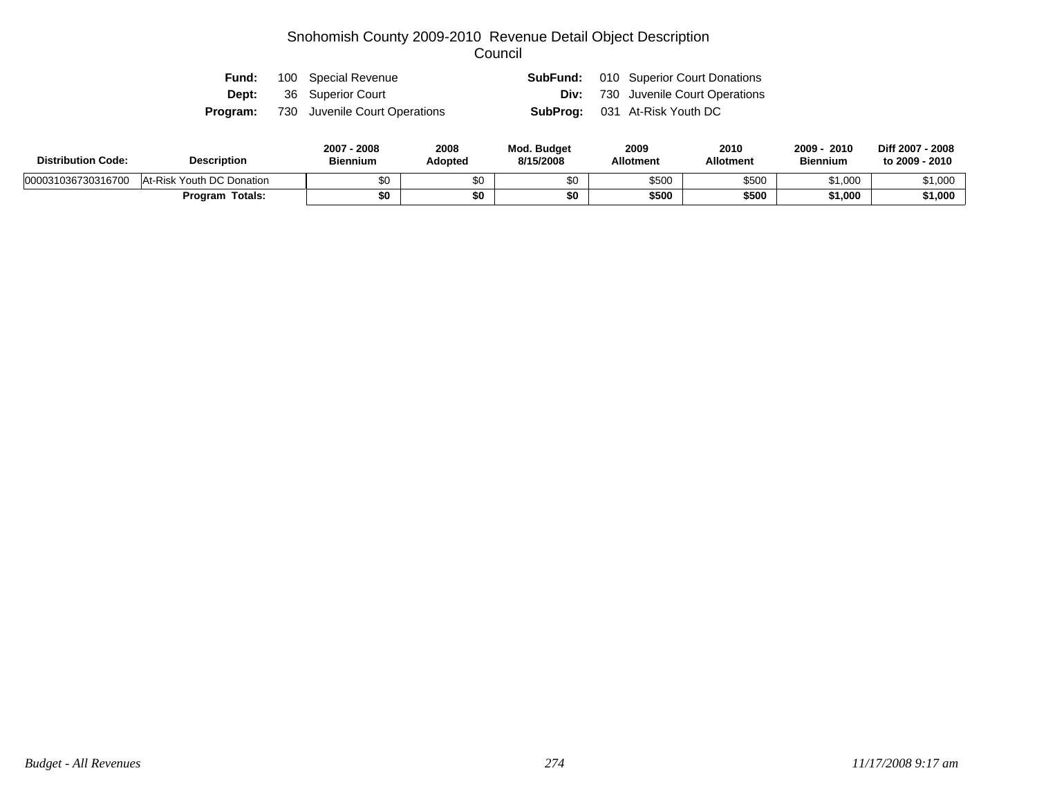# Snohomish County 2009-2010 Revenue Detail Object Description
## Council

**Fund:** 100 Special Revenue
**SubFund:** 010 Superior Court Donations
**Dept:** 36 Superior Court
**Div:** 730 Juvenile Court Operations
**Program:** 730 Juvenile Court Operations
**SubProg:** 031 At-Risk Youth DC

| Distribution Code: | Description | 2007 - 2008 Biennium | 2008 Adopted | Mod. Budget 8/15/2008 | 2009 Allotment | 2010 Allotment | 2009 - 2010 Biennium | Diff 2007 - 2008 to 2009 - 2010 |
|---|---|---|---|---|---|---|---|---|
| 000031036730316700 | At-Risk Youth DC Donation | $0 | $0 | $0 | $500 | $500 | $1,000 | $1,000 |
| | **Program Totals:** | **$0** | **$0** | **$0** | **$500** | **$500** | **$1,000** | **$1,000** |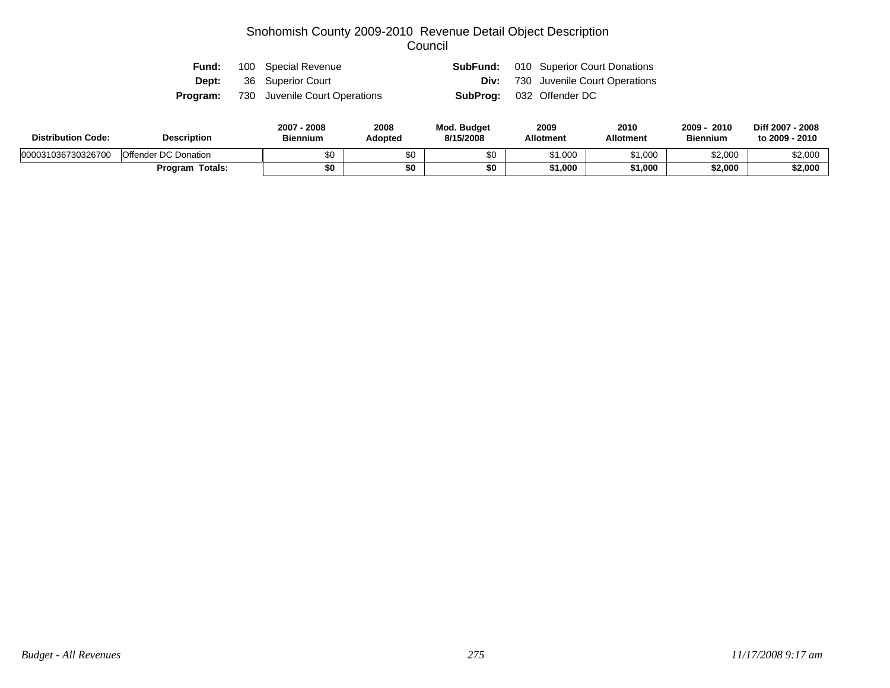# Snohomish County 2009-2010 Revenue Detail Object Description
## Council

**Fund:** 100 Special Revenue  **SubFund:** 010 Superior Court Donations
**Dept:** 36 Superior Court  **Div:** 730 Juvenile Court Operations
**Program:** 730 Juvenile Court Operations  **SubProg:** 032 Offender DC

| Distribution Code: | Description | 2007 - 2008 Biennium | 2008 Adopted | Mod. Budget 8/15/2008 | 2009 Allotment | 2010 Allotment | 2009 - 2010 Biennium | Diff 2007 - 2008 to 2009 - 2010 |
|---|---|---|---|---|---|---|---|---|
| 000031036730326700 | Offender DC Donation | $0 | $0 | $0 | $1,000 | $1,000 | $2,000 | $2,000 |
| | **Program Totals:** | **$0** | **$0** | **$0** | **$1,000** | **$1,000** | **$2,000** | **$2,000** |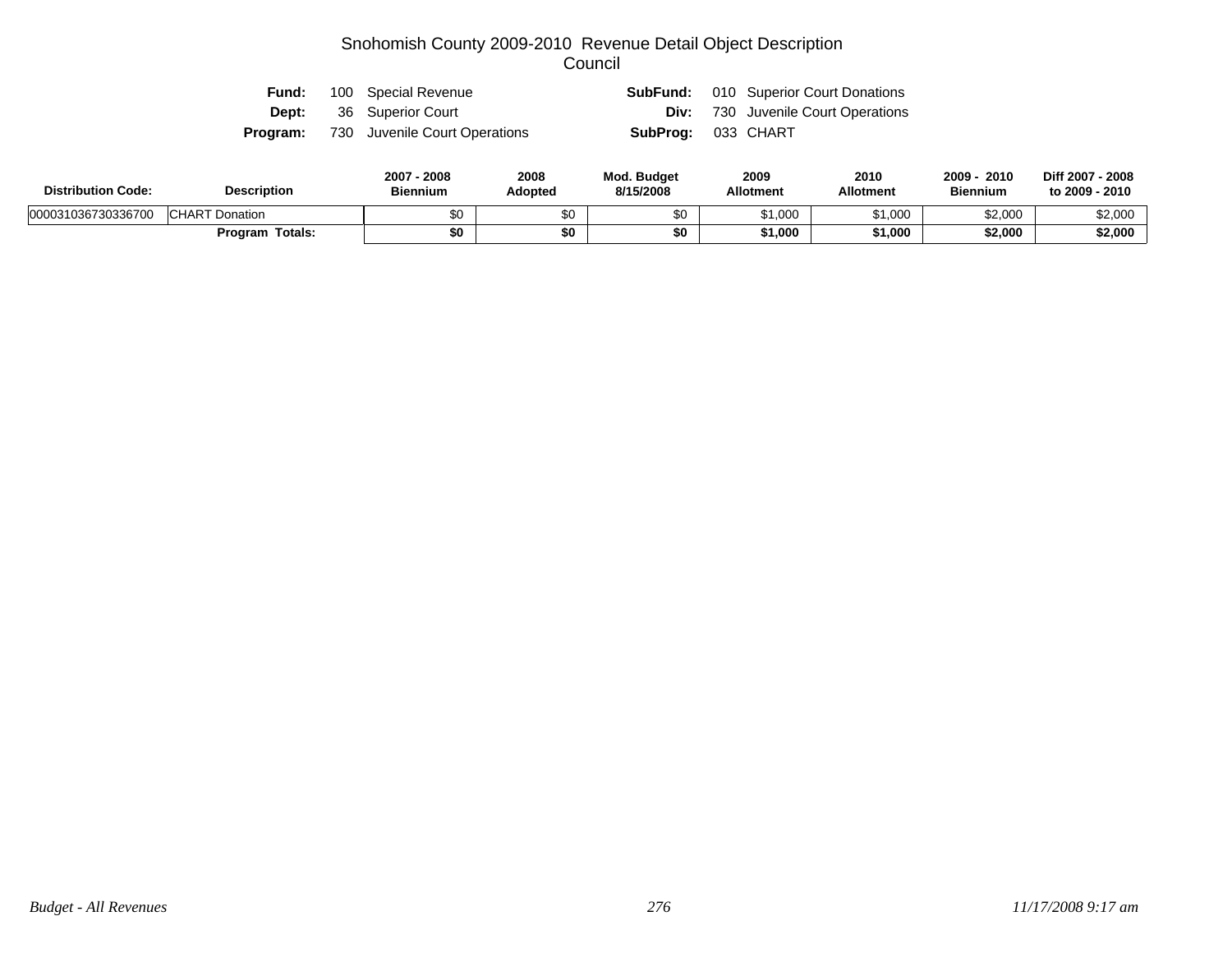# Snohomish County 2009-2010 Revenue Detail Object Description
## Council

**Fund:** 100 Special Revenue  **SubFund:** 010 Superior Court Donations
**Dept:** 36 Superior Court  **Div:** 730 Juvenile Court Operations
**Program:** 730 Juvenile Court Operations  **SubProg:** 033 CHART

| Distribution Code: | Description | 2007 - 2008 Biennium | 2008 Adopted | Mod. Budget 8/15/2008 | 2009 Allotment | 2010 Allotment | 2009 - 2010 Biennium | Diff 2007 - 2008 to 2009 - 2010 |
|---|---|---|---|---|---|---|---|---|
| 000031036730336700 | CHART Donation | $0 | $0 | $0 | $1,000 | $1,000 | $2,000 | $2,000 |
| | **Program Totals:** | **$0** | **$0** | **$0** | **$1,000** | **$1,000** | **$2,000** | **$2,000** |

*Budget - All Revenues* *11/17/2008 9:17 am*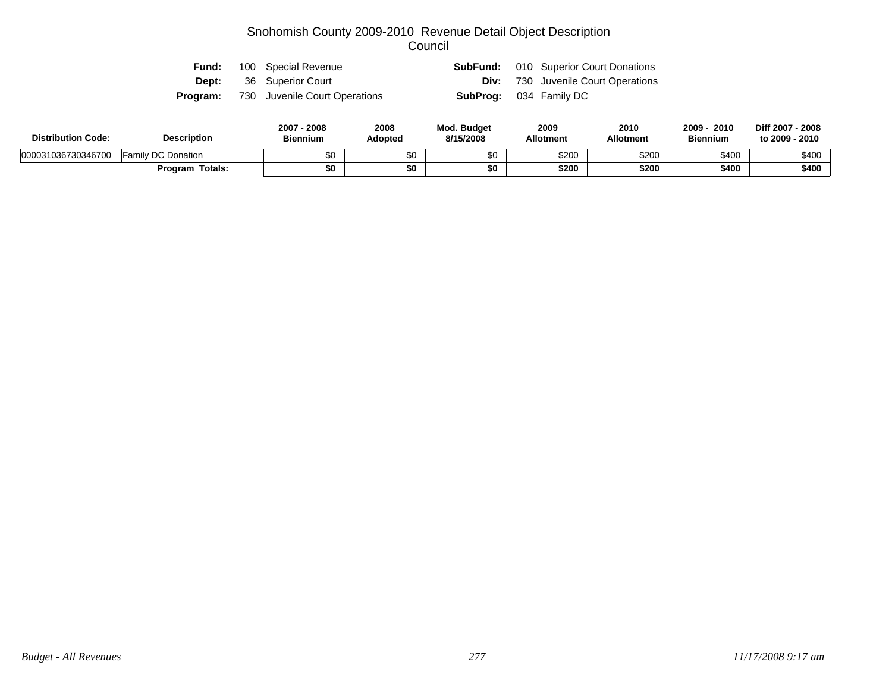# Snohomish County 2009-2010 Revenue Detail Object Description
## Council

| | | | |
|---|---|---|---|
| **Fund:** | 100 Special Revenue | **SubFund:** | 010 Superior Court Donations |
| **Dept:** | 36 Superior Court | **Div:** | 730 Juvenile Court Operations |
| **Program:** | 730 Juvenile Court Operations | **SubProg:** | 034 Family DC |

| Distribution Code: | Description | 2007 - 2008 Biennium | 2008 Adopted | Mod. Budget 8/15/2008 | 2009 Allotment | 2010 Allotment | 2009 - 2010 Biennium | Diff 2007 - 2008 to 2009 - 2010 |
|---|---|---|---|---|---|---|---|---|
| 000031036730346700 | Family DC Donation | $0 | $0 | $0 | $200 | $200 | $400 | $400 |
| | **Program Totals:** | **$0** | **$0** | **$0** | **$200** | **$200** | **$400** | **$400** |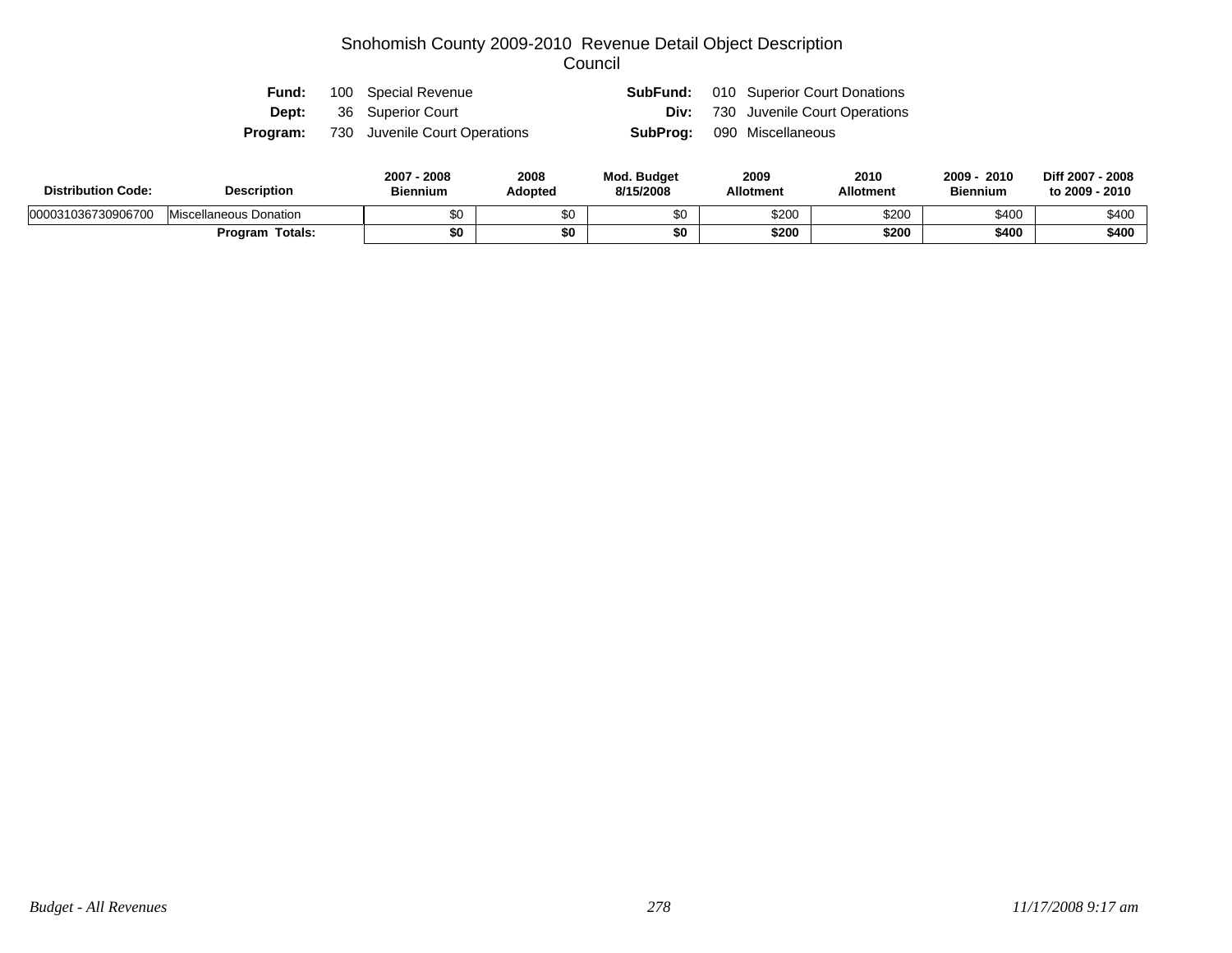# Snohomish County 2009-2010 Revenue Detail Object Description

## Council

**Fund:** 100 Special Revenue  
**SubFund:** 010 Superior Court Donations  
**Dept:** 36 Superior Court  
**Div:** 730 Juvenile Court Operations  
**Program:** 730 Juvenile Court Operations  
**SubProg:** 090 Miscellaneous

| Distribution Code: | Description | 2007 - 2008 Biennium | 2008 Adopted | Mod. Budget 8/15/2008 | 2009 Allotment | 2010 Allotment | 2009 - 2010 Biennium | Diff 2007 - 2008 to 2009 - 2010 |
|---|---|---|---|---|---|---|---|---|
| 000031036730906700 | Miscellaneous Donation | $0 | $0 | $0 | $200 | $200 | $400 | $400 |
| | **Program Totals:** | **$0** | **$0** | **$0** | **$200** | **$200** | **$400** | **$400** |

*Budget - All Revenues* *11/17/2008 9:17 am*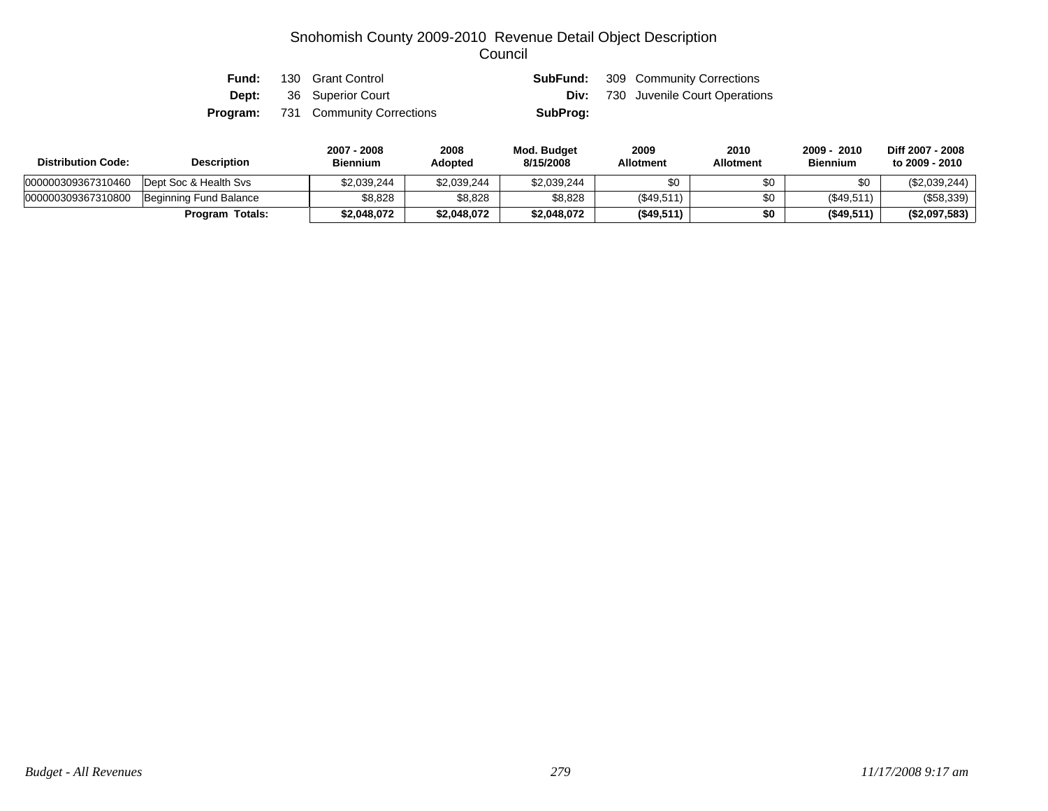# Snohomish County 2009-2010 Revenue Detail Object Description
## Council

**Fund:** 130 Grant Control  **SubFund:** 309 Community Corrections
**Dept:** 36 Superior Court  **Div:** 730 Juvenile Court Operations
**Program:** 731 Community Corrections  **SubProg:**

| Distribution Code: | Description | 2007 - 2008 Biennium | 2008 Adopted | Mod. Budget 8/15/2008 | 2009 Allotment | 2010 Allotment | 2009 - 2010 Biennium | Diff 2007 - 2008 to 2009 - 2010 |
|---|---|---|---|---|---|---|---|---|
| 000000309367310460 | Dept Soc & Health Svs | $2,039,244 | $2,039,244 | $2,039,244 | $0 | $0 | $0 | ($2,039,244) |
| 000000309367310800 | Beginning Fund Balance | $8,828 | $8,828 | $8,828 | ($49,511) | $0 | ($49,511) | ($58,339) |
| | **Program Totals:** | **$2,048,072** | **$2,048,072** | **$2,048,072** | **($49,511)** | **$0** | **($49,511)** | **($2,097,583)** |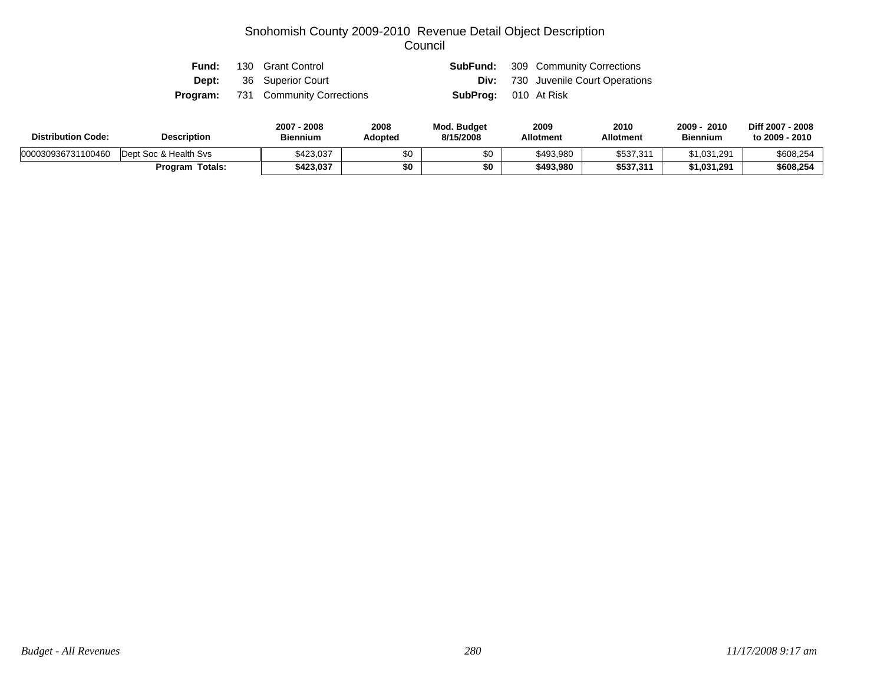# Snohomish County 2009-2010 Revenue Detail Object Description
## Council

| | | | |
|---|---|---|---|
| **Fund:** | 130 Grant Control | **SubFund:** | 309 Community Corrections |
| **Dept:** | 36 Superior Court | **Div:** | 730 Juvenile Court Operations |
| **Program:** | 731 Community Corrections | **SubProg:** | 010 At Risk |

| Distribution Code: | Description | 2007 - 2008 Biennium | 2008 Adopted | Mod. Budget 8/15/2008 | 2009 Allotment | 2010 Allotment | 2009 - 2010 Biennium | Diff 2007 - 2008 to 2009 - 2010 |
|---|---|---|---|---|---|---|---|---|
| 000030936731100460 | Dept Soc & Health Svs | $423,037 | $0 | $0 | $493,980 | $537,311 | $1,031,291 | $608,254 |
| | **Program Totals:** | **$423,037** | **$0** | **$0** | **$493,980** | **$537,311** | **$1,031,291** | **$608,254** |

*Budget - All Revenues* *11/17/2008 9:17 am*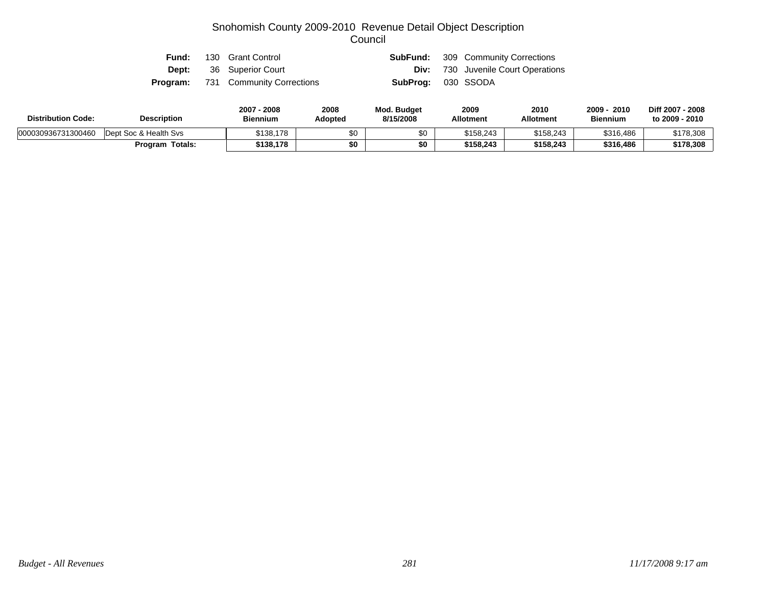# Snohomish County 2009-2010 Revenue Detail Object Description
## Council

| | | | |
|---|---|---|---|
| **Fund:** | 130 Grant Control | **SubFund:** | 309 Community Corrections |
| **Dept:** | 36 Superior Court | **Div:** | 730 Juvenile Court Operations |
| **Program:** | 731 Community Corrections | **SubProg:** | 030 SSODA |

| Distribution Code: | Description | 2007 - 2008 Biennium | 2008 Adopted | Mod. Budget 8/15/2008 | 2009 Allotment | 2010 Allotment | 2009 - 2010 Biennium | Diff 2007 - 2008 to 2009 - 2010 |
|---|---|---|---|---|---|---|---|---|
| 000030936731300460 | Dept Soc & Health Svs | $138,178 | $0 | $0 | $158,243 | $158,243 | $316,486 | $178,308 |
| | **Program Totals:** | **$138,178** | **$0** | **$0** | **$158,243** | **$158,243** | **$316,486** | **$178,308** |

*Budget - All Revenues* *11/17/2008 9:17 am*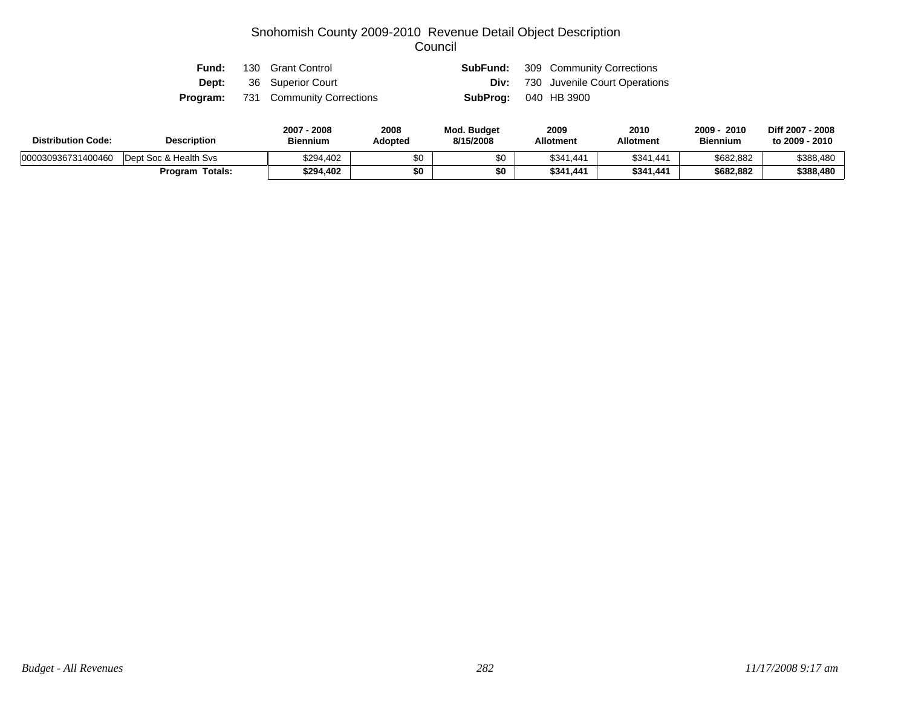# Snohomish County 2009-2010 Revenue Detail Object Description
## Council

**Fund:** 130 Grant Control  **SubFund:** 309 Community Corrections
**Dept:** 36 Superior Court  **Div:** 730 Juvenile Court Operations
**Program:** 731 Community Corrections  **SubProg:** 040 HB 3900

| Distribution Code: | Description | 2007 - 2008 Biennium | 2008 Adopted | Mod. Budget 8/15/2008 | 2009 Allotment | 2010 Allotment | 2009 - 2010 Biennium | Diff 2007 - 2008 to 2009 - 2010 |
|---|---|---|---|---|---|---|---|---|
| 000030936731400460 | Dept Soc & Health Svs | $294,402 | $0 | $0 | $341,441 | $341,441 | $682,882 | $388,480 |
| | **Program Totals:** | **$294,402** | **$0** | **$0** | **$341,441** | **$341,441** | **$682,882** | **$388,480** |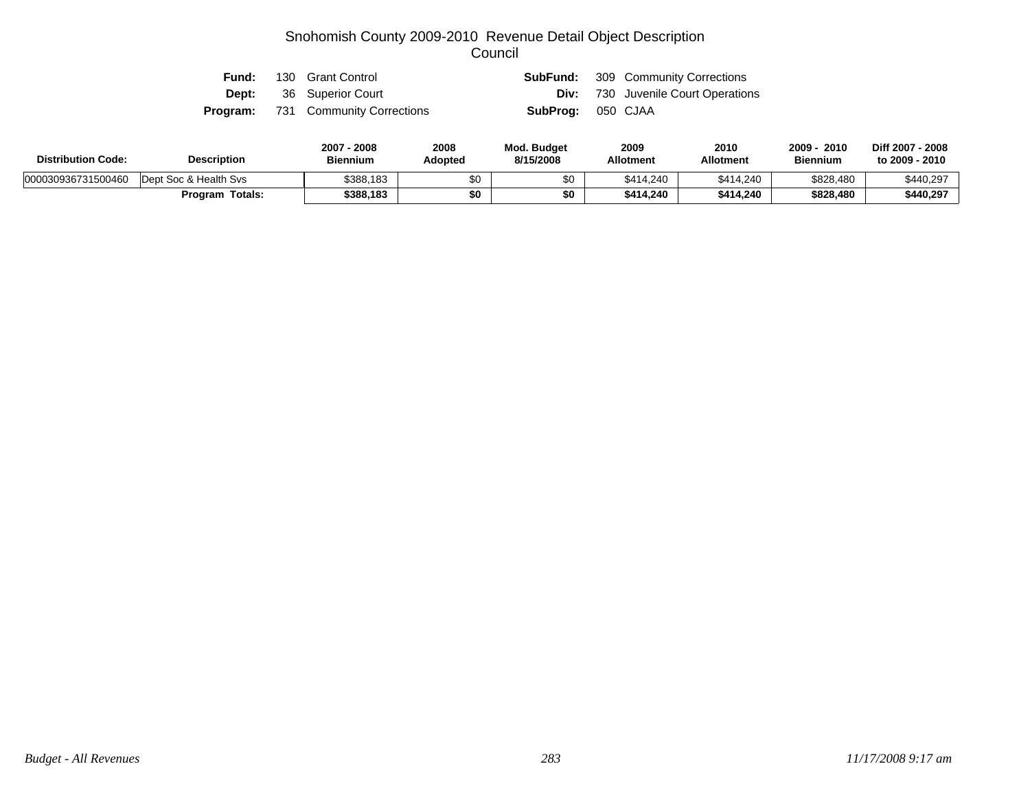# Snohomish County 2009-2010 Revenue Detail Object Description
## Council

| | | | |
|---|---|---|---|
| **Fund:** | 130 Grant Control | **SubFund:** | 309 Community Corrections |
| **Dept:** | 36 Superior Court | **Div:** | 730 Juvenile Court Operations |
| **Program:** | 731 Community Corrections | **SubProg:** | 050 CJAA |

| Distribution Code: | Description | 2007 - 2008 Biennium | 2008 Adopted | Mod. Budget 8/15/2008 | 2009 Allotment | 2010 Allotment | 2009 - 2010 Biennium | Diff 2007 - 2008 to 2009 - 2010 |
|---|---|---|---|---|---|---|---|---|
| 000030936731500460 | Dept Soc & Health Svs | $388,183 | $0 | $0 | $414,240 | $414,240 | $828,480 | $440,297 |
| | **Program Totals:** | **$388,183** | **$0** | **$0** | **$414,240** | **$414,240** | **$828,480** | **$440,297** |

*Budget - All Revenues* *11/17/2008 9:17 am*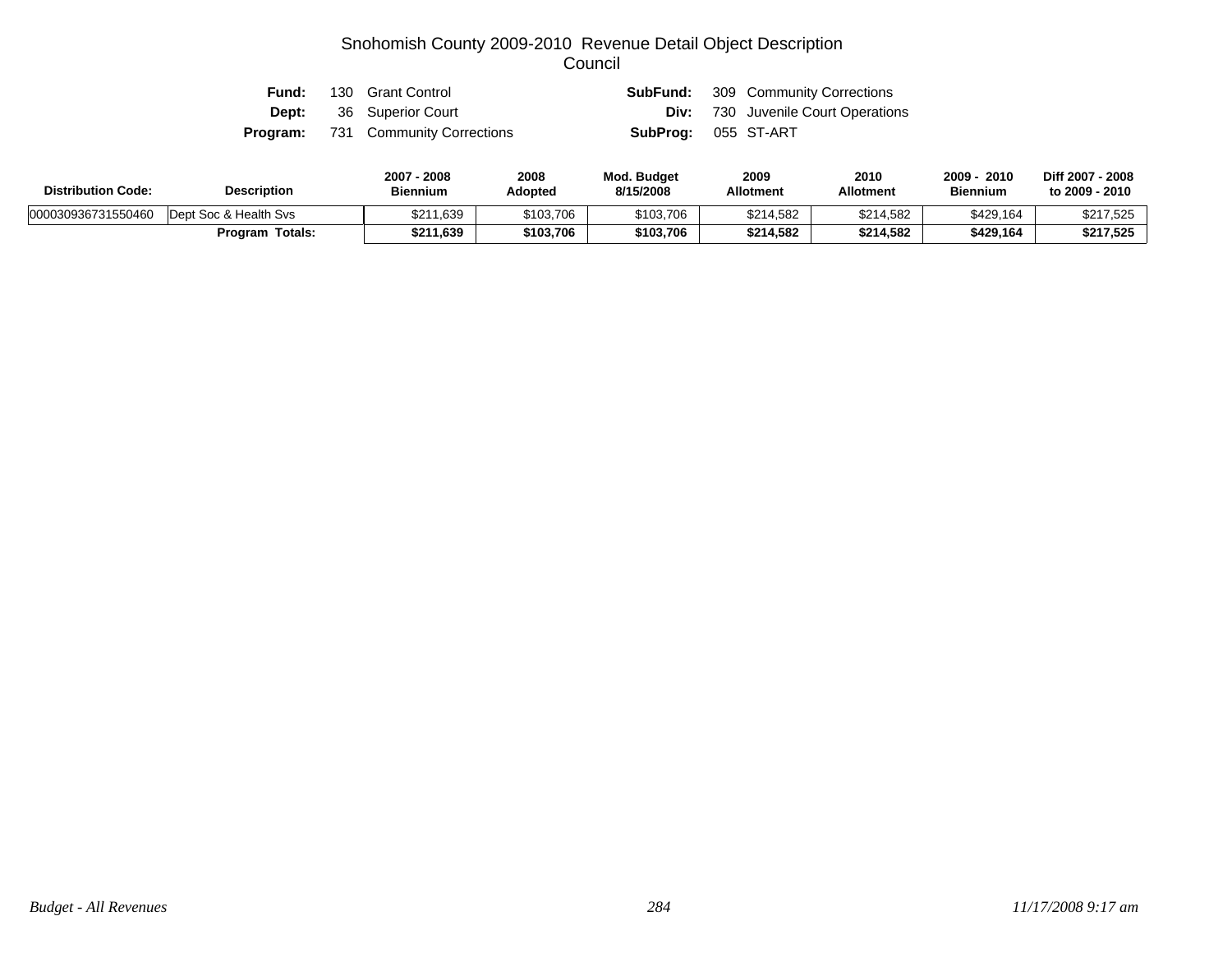# Snohomish County 2009-2010 Revenue Detail Object Description
## Council

| | | | |
|---|---|---|---|
| **Fund:** | 130 Grant Control | **SubFund:** | 309 Community Corrections |
| **Dept:** | 36 Superior Court | **Div:** | 730 Juvenile Court Operations |
| **Program:** | 731 Community Corrections | **SubProg:** | 055 ST-ART |

| Distribution Code: | Description | 2007 - 2008 Biennium | 2008 Adopted | Mod. Budget 8/15/2008 | 2009 Allotment | 2010 Allotment | 2009 - 2010 Biennium | Diff 2007 - 2008 to 2009 - 2010 |
|---|---|---|---|---|---|---|---|---|
| 000030936731550460 | Dept Soc & Health Svs | $211,639 | $103,706 | $103,706 | $214,582 | $214,582 | $429,164 | $217,525 |
| | **Program Totals:** | **$211,639** | **$103,706** | **$103,706** | **$214,582** | **$214,582** | **$429,164** | **$217,525** |

*Budget - All Revenues* | *11/17/2008 9:17 am*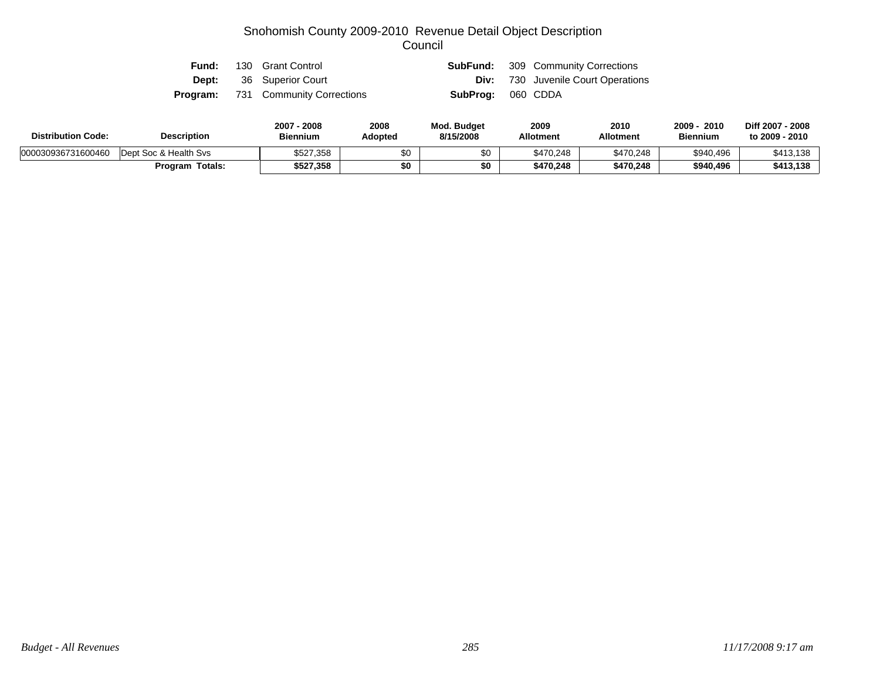# Snohomish County 2009-2010 Revenue Detail Object Description
## Council

| | | | |
|---|---|---|---|
| **Fund:** | 130 Grant Control | **SubFund:** | 309 Community Corrections |
| **Dept:** | 36 Superior Court | **Div:** | 730 Juvenile Court Operations |
| **Program:** | 731 Community Corrections | **SubProg:** | 060 CDDA |

| Distribution Code: | Description | 2007 - 2008 Biennium | 2008 Adopted | Mod. Budget 8/15/2008 | 2009 Allotment | 2010 Allotment | 2009 - 2010 Biennium | Diff 2007 - 2008 to 2009 - 2010 |
|---|---|---|---|---|---|---|---|---|
| 000030936731600460 | Dept Soc & Health Svs | $527,358 | $0 | $0 | $470,248 | $470,248 | $940,496 | $413,138 |
| | **Program Totals:** | **$527,358** | **$0** | **$0** | **$470,248** | **$470,248** | **$940,496** | **$413,138** |

*Budget - All Revenues* *11/17/2008 9:17 am*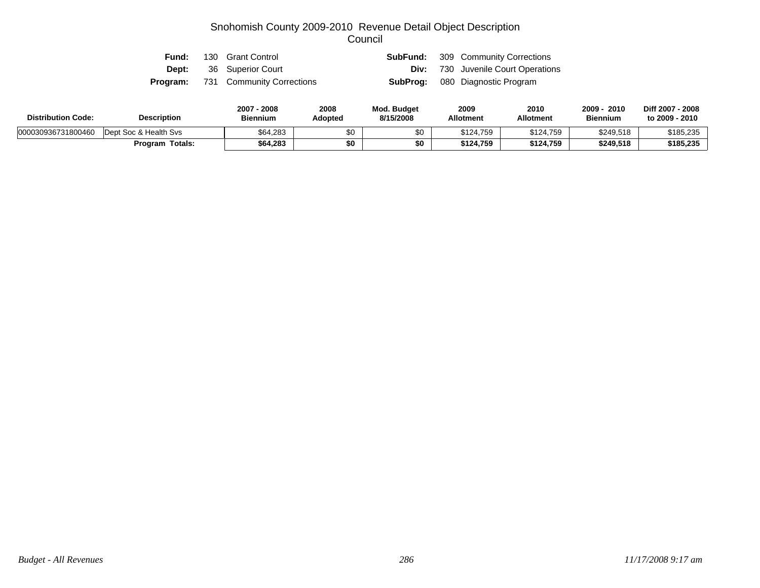# Snohomish County 2009-2010 Revenue Detail Object Description
## Council

**Fund:** 130 Grant Control  **SubFund:** 309 Community Corrections
**Dept:** 36 Superior Court  **Div:** 730 Juvenile Court Operations
**Program:** 731 Community Corrections  **SubProg:** 080 Diagnostic Program

| Distribution Code: | Description | 2007 - 2008 Biennium | 2008 Adopted | Mod. Budget 8/15/2008 | 2009 Allotment | 2010 Allotment | 2009 - 2010 Biennium | Diff 2007 - 2008 to 2009 - 2010 |
|---|---|---|---|---|---|---|---|---|
| 000030936731800460 | Dept Soc & Health Svs | $64,283 | $0 | $0 | $124,759 | $124,759 | $249,518 | $185,235 |
| | **Program Totals:** | **$64,283** | **$0** | **$0** | **$124,759** | **$124,759** | **$249,518** | **$185,235** |

*Budget - All Revenues* *11/17/2008 9:17 am*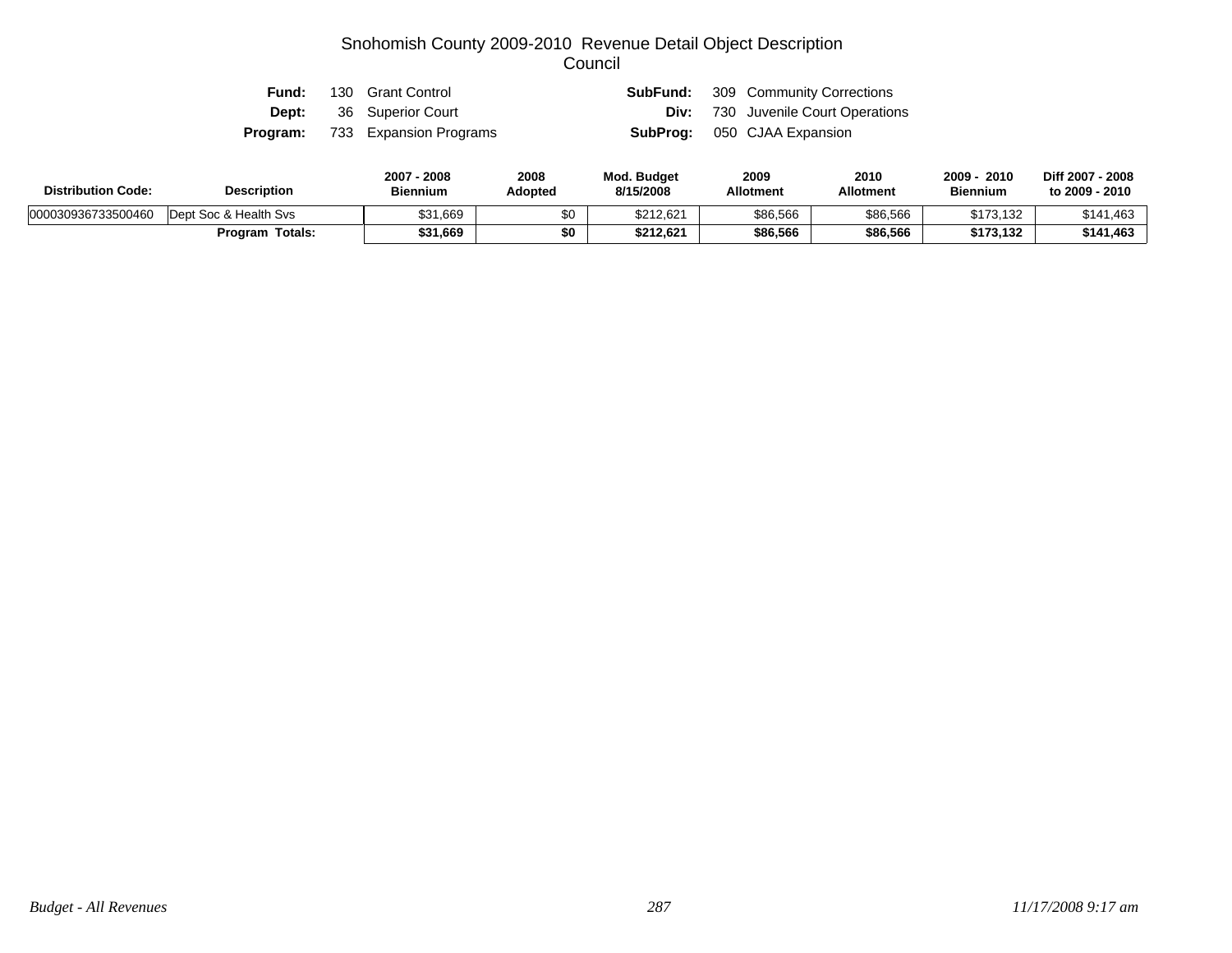# Snohomish County 2009-2010 Revenue Detail Object Description
## Council

| | | | |
|---|---|---|---|
| **Fund:** | 130 Grant Control | **SubFund:** | 309 Community Corrections |
| **Dept:** | 36 Superior Court | **Div:** | 730 Juvenile Court Operations |
| **Program:** | 733 Expansion Programs | **SubProg:** | 050 CJAA Expansion |

| Distribution Code: | Description | 2007 - 2008 Biennium | 2008 Adopted | Mod. Budget 8/15/2008 | 2009 Allotment | 2010 Allotment | 2009 - 2010 Biennium | Diff 2007 - 2008 to 2009 - 2010 |
|---|---|---|---|---|---|---|---|---|
| 000030936733500460 | Dept Soc & Health Svs | $31,669 | $0 | $212,621 | $86,566 | $86,566 | $173,132 | $141,463 |
| | **Program Totals:** | **$31,669** | **$0** | **$212,621** | **$86,566** | **$86,566** | **$173,132** | **$141,463** |

*Budget - All Revenues* *11/17/2008 9:17 am*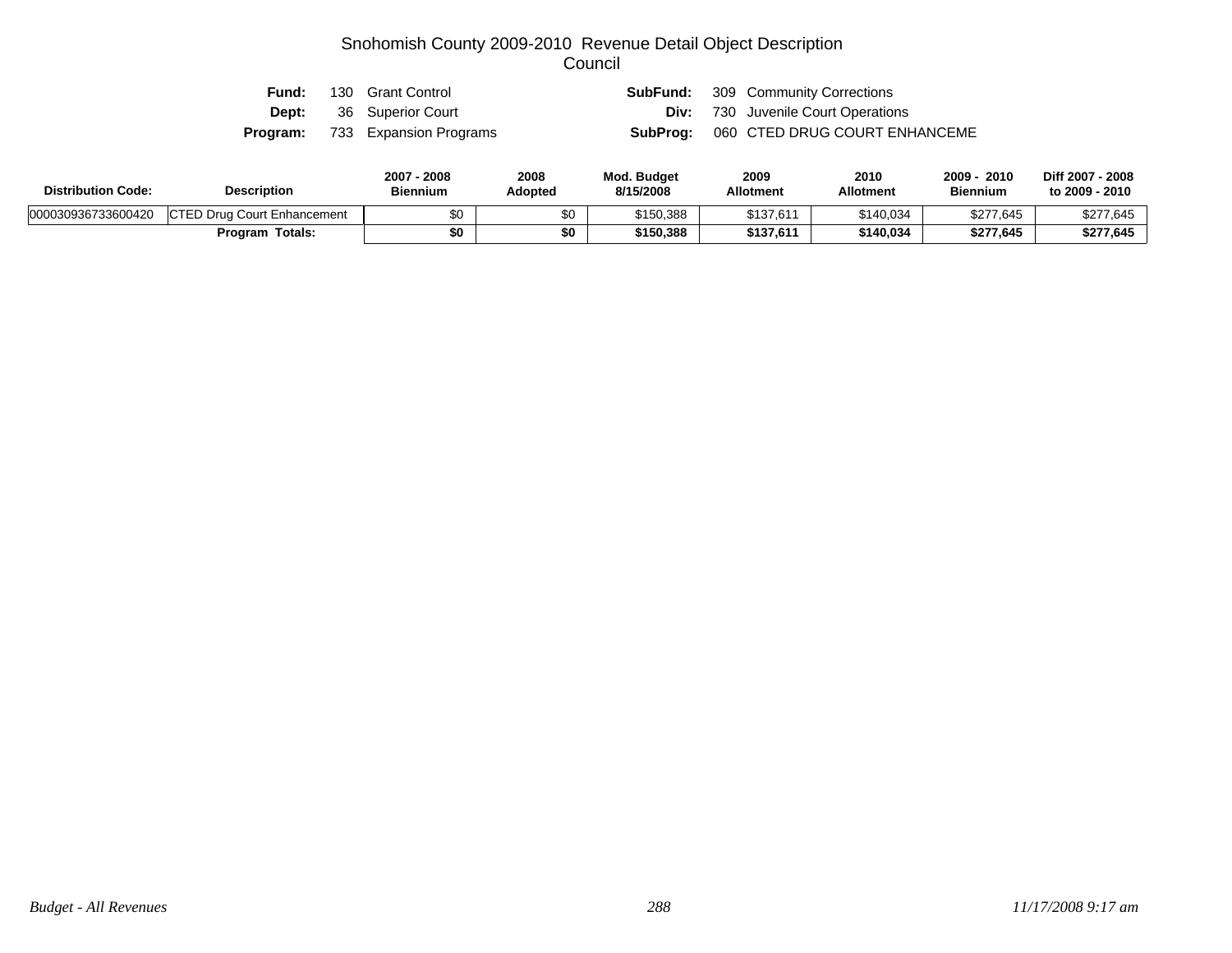# Snohomish County 2009-2010 Revenue Detail Object Description
## Council

**Fund:** 130 Grant Control
**Dept:** 36 Superior Court
**Program:** 733 Expansion Programs

**SubFund:** 309 Community Corrections
**Div:** 730 Juvenile Court Operations
**SubProg:** 060 CTED DRUG COURT ENHANCEME

| Distribution Code: | Description | 2007 - 2008 Biennium | 2008 Adopted | Mod. Budget 8/15/2008 | 2009 Allotment | 2010 Allotment | 2009 - 2010 Biennium | Diff 2007 - 2008 to 2009 - 2010 |
|---|---|---|---|---|---|---|---|---|
| 000030936733600420 | CTED Drug Court Enhancement | $0 | $0 | $150,388 | $137,611 | $140,034 | $277,645 | $277,645 |
| | **Program Totals:** | **$0** | **$0** | **$150,388** | **$137,611** | **$140,034** | **$277,645** | **$277,645** |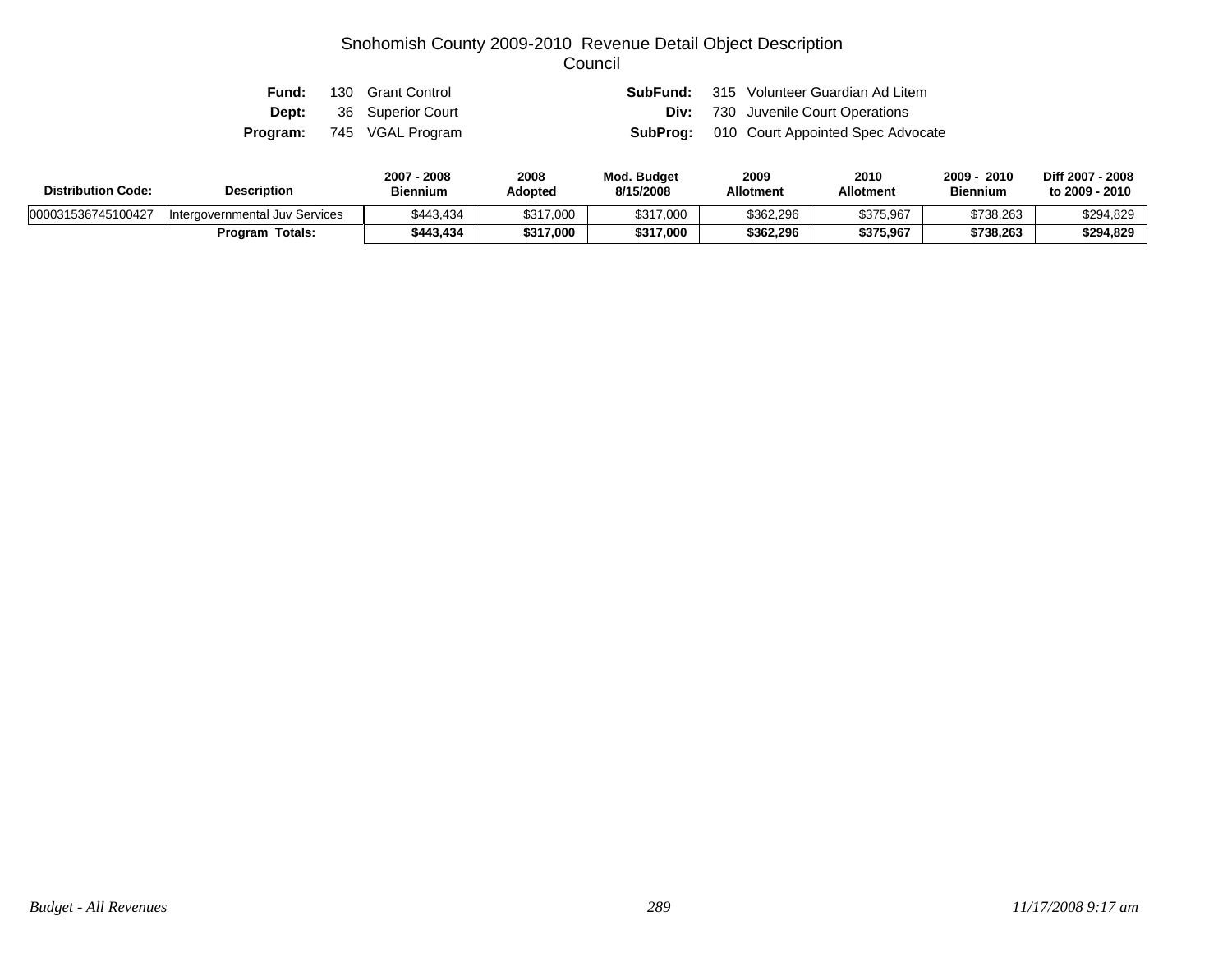# Snohomish County 2009-2010 Revenue Detail Object Description
## Council

**Fund:** 130 Grant Control
**Dept:** 36 Superior Court
**Program:** 745 VGAL Program

**SubFund:** 315 Volunteer Guardian Ad Litem
**Div:** 730 Juvenile Court Operations
**SubProg:** 010 Court Appointed Spec Advocate

| Distribution Code: | Description | 2007 - 2008 Biennium | 2008 Adopted | Mod. Budget 8/15/2008 | 2009 Allotment | 2010 Allotment | 2009 - 2010 Biennium | Diff 2007 - 2008 to 2009 - 2010 |
|---|---|---|---|---|---|---|---|---|
| 000031536745100427 | Intergovernmental Juv Services | $443,434 | $317,000 | $317,000 | $362,296 | $375,967 | $738,263 | $294,829 |
| | **Program Totals:** | **$443,434** | **$317,000** | **$317,000** | **$362,296** | **$375,967** | **$738,263** | **$294,829** |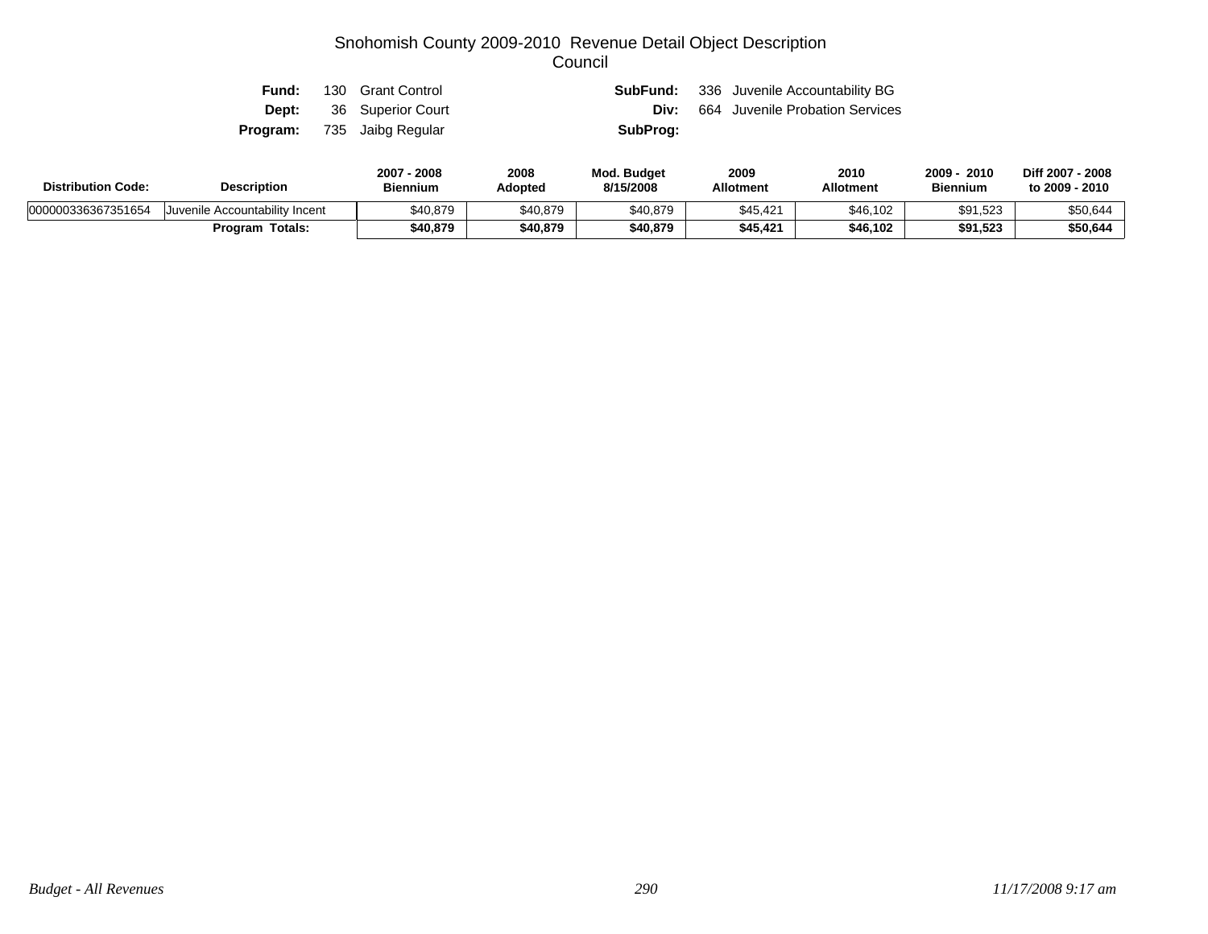# Snohomish County 2009-2010 Revenue Detail Object Description
## Council

**Fund:** 130 Grant Control
**SubFund:** 336 Juvenile Accountability BG
**Dept:** 36 Superior Court
**Div:** 664 Juvenile Probation Services
**Program:** 735 Jaibg Regular
**SubProg:**

| Distribution Code: | Description | 2007 - 2008 Biennium | 2008 Adopted | Mod. Budget 8/15/2008 | 2009 Allotment | 2010 Allotment | 2009 - 2010 Biennium | Diff 2007 - 2008 to 2009 - 2010 |
|---|---|---|---|---|---|---|---|---|
| 000000336367351654 | Juvenile Accountability Incent | $40,879 | $40,879 | $40,879 | $45,421 | $46,102 | $91,523 | $50,644 |
| | **Program Totals:** | **$40,879** | **$40,879** | **$40,879** | **$45,421** | **$46,102** | **$91,523** | **$50,644** |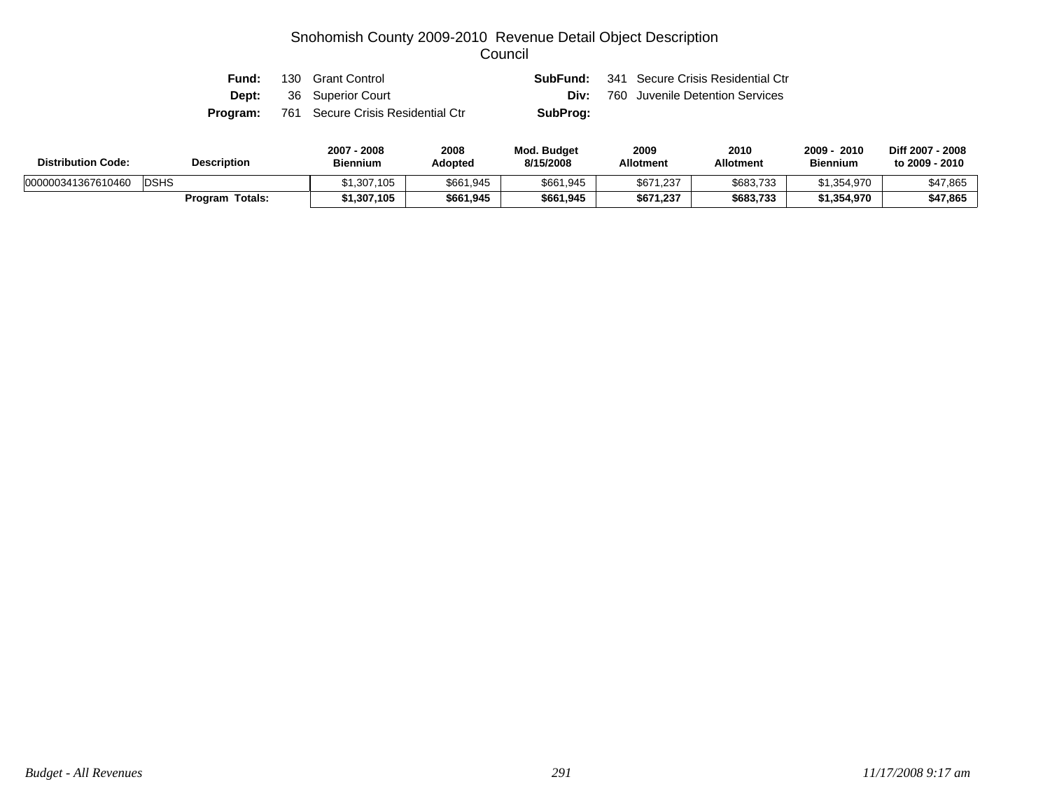# Snohomish County 2009-2010 Revenue Detail Object Description
## Council

| | | | |
|---|---|---|---|
| **Fund:** 130 Grant Control | | **SubFund:** 341 Secure Crisis Residential Ctr | |
| **Dept:** 36 Superior Court | | **Div:** 760 Juvenile Detention Services | |
| **Program:** 761 Secure Crisis Residential Ctr | | **SubProg:** | |

| Distribution Code: | Description | 2007 - 2008 Biennium | 2008 Adopted | Mod. Budget 8/15/2008 | 2009 Allotment | 2010 Allotment | 2009 - 2010 Biennium | Diff 2007 - 2008 to 2009 - 2010 |
|---|---|---|---|---|---|---|---|---|
| 000000341367610460 | DSHS | $1,307,105 | $661,945 | $661,945 | $671,237 | $683,733 | $1,354,970 | $47,865 |
| | **Program Totals:** | **$1,307,105** | **$661,945** | **$661,945** | **$671,237** | **$683,733** | **$1,354,970** | **$47,865** |

*Budget - All Revenues* *11/17/2008 9:17 am*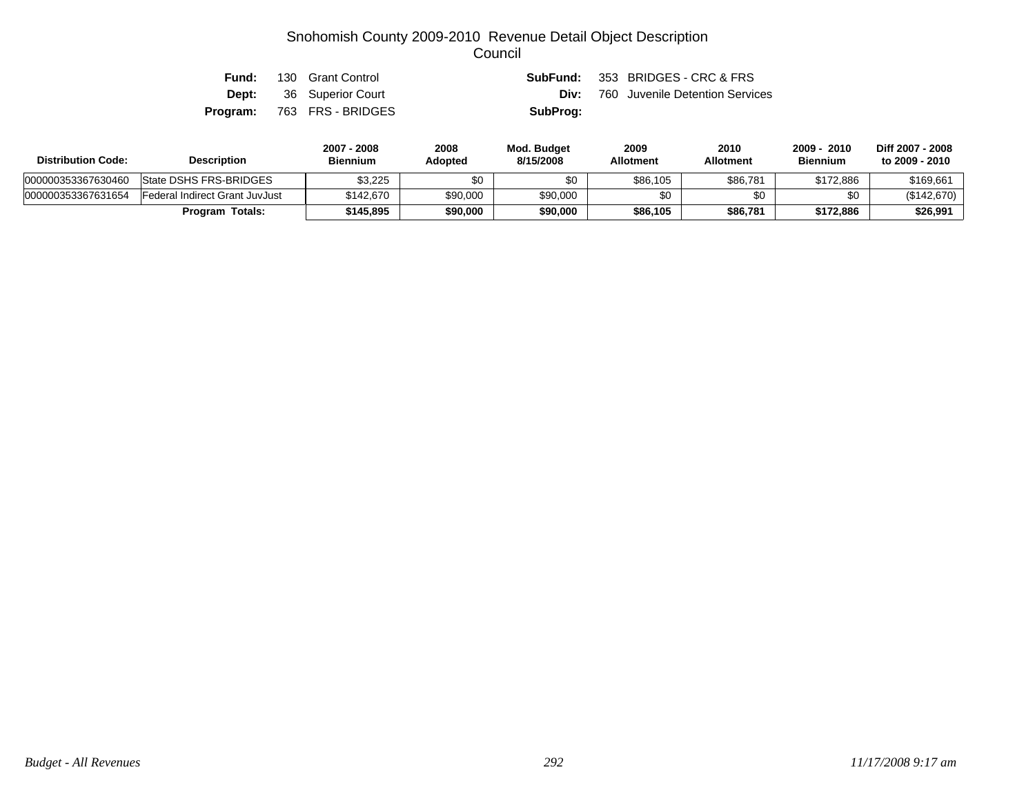# Snohomish County 2009-2010 Revenue Detail Object Description
## Council

| | | | |
|---|---|---|---|
| **Fund:** | 130 Grant Control | **SubFund:** | 353 BRIDGES - CRC & FRS |
| **Dept:** | 36 Superior Court | **Div:** | 760 Juvenile Detention Services |
| **Program:** | 763 FRS - BRIDGES | **SubProg:** | |

| Distribution Code: | Description | 2007 - 2008 Biennium | 2008 Adopted | Mod. Budget 8/15/2008 | 2009 Allotment | 2010 Allotment | 2009 - 2010 Biennium | Diff 2007 - 2008 to 2009 - 2010 |
|---|---|---|---|---|---|---|---|---|
| 000000353367630460 | State DSHS FRS-BRIDGES | $3,225 | $0 | $0 | $86,105 | $86,781 | $172,886 | $169,661 |
| 000000353367631654 | Federal Indirect Grant JuvJust | $142,670 | $90,000 | $90,000 | $0 | $0 | $0 | ($142,670) |
| | **Program Totals:** | **$145,895** | **$90,000** | **$90,000** | **$86,105** | **$86,781** | **$172,886** | **$26,991** |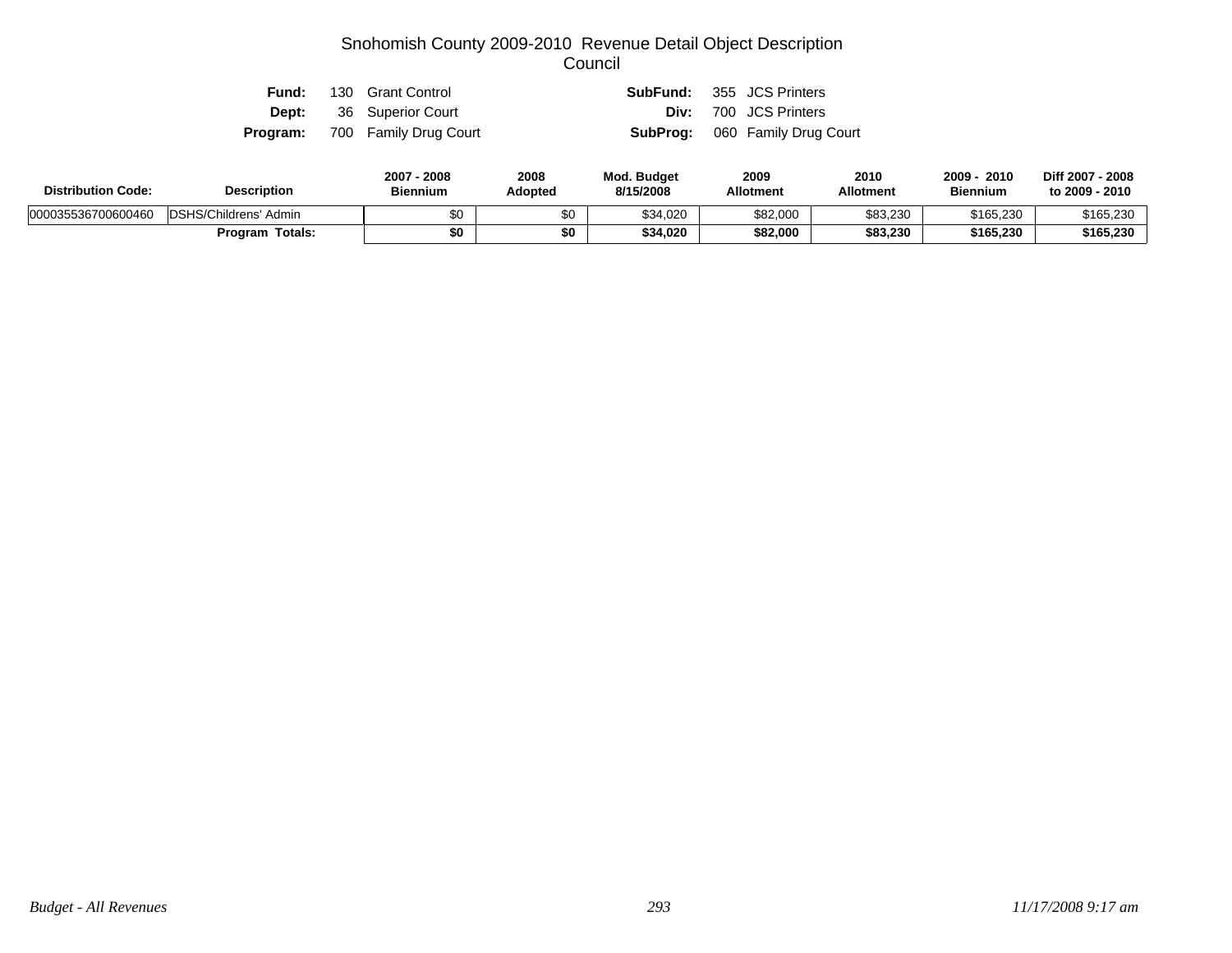# Snohomish County 2009-2010 Revenue Detail Object Description
## Council

| | | | |
|---|---|---|---|
| **Fund:** | 130 Grant Control | **SubFund:** | 355 JCS Printers |
| **Dept:** | 36 Superior Court | **Div:** | 700 JCS Printers |
| **Program:** | 700 Family Drug Court | **SubProg:** | 060 Family Drug Court |

| Distribution Code: | Description | 2007 - 2008 Biennium | 2008 Adopted | Mod. Budget 8/15/2008 | 2009 Allotment | 2010 Allotment | 2009 - 2010 Biennium | Diff 2007 - 2008 to 2009 - 2010 |
|---|---|---|---|---|---|---|---|---|
| 000035536700600460 | DSHS/Childrens' Admin | $0 | $0 | $34,020 | $82,000 | $83,230 | $165,230 | $165,230 |
| | **Program Totals:** | **$0** | **$0** | **$34,020** | **$82,000** | **$83,230** | **$165,230** | **$165,230** |

*Budget - All Revenues* *11/17/2008 9:17 am*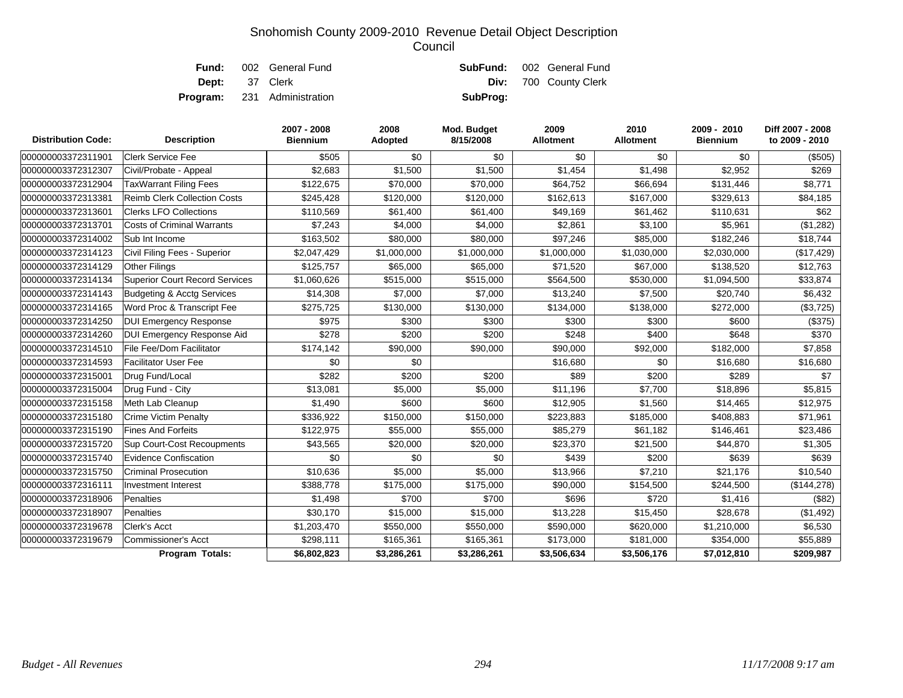# Snohomish County 2009-2010 Revenue Detail Object Description
## Council

**Fund:** 002 General Fund  **SubFund:** 002 General Fund
**Dept:** 37 Clerk  **Div:** 700 County Clerk
**Program:** 231 Administration  **SubProg:**

| Distribution Code: | Description | 2007 - 2008 Biennium | 2008 Adopted | Mod. Budget 8/15/2008 | 2009 Allotment | 2010 Allotment | 2009 - 2010 Biennium | Diff 2007 - 2008 to 2009 - 2010 |
|---|---|---|---|---|---|---|---|---|
| 000000003372311901 | Clerk Service Fee | $505 | $0 | $0 | $0 | $0 | $0 | ($505) |
| 000000003372312307 | Civil/Probate - Appeal | $2,683 | $1,500 | $1,500 | $1,454 | $1,498 | $2,952 | $269 |
| 000000003372312904 | TaxWarrant Filing Fees | $122,675 | $70,000 | $70,000 | $64,752 | $66,694 | $131,446 | $8,771 |
| 000000003372313381 | Reimb Clerk Collection Costs | $245,428 | $120,000 | $120,000 | $162,613 | $167,000 | $329,613 | $84,185 |
| 000000003372313601 | Clerks LFO Collections | $110,569 | $61,400 | $61,400 | $49,169 | $61,462 | $110,631 | $62 |
| 000000003372313701 | Costs of Criminal Warrants | $7,243 | $4,000 | $4,000 | $2,861 | $3,100 | $5,961 | ($1,282) |
| 000000003372314002 | Sub Int Income | $163,502 | $80,000 | $80,000 | $97,246 | $85,000 | $182,246 | $18,744 |
| 000000003372314123 | Civil Filing Fees - Superior | $2,047,429 | $1,000,000 | $1,000,000 | $1,000,000 | $1,030,000 | $2,030,000 | ($17,429) |
| 000000003372314129 | Other Filings | $125,757 | $65,000 | $65,000 | $71,520 | $67,000 | $138,520 | $12,763 |
| 000000003372314134 | Superior Court Record Services | $1,060,626 | $515,000 | $515,000 | $564,500 | $530,000 | $1,094,500 | $33,874 |
| 000000003372314143 | Budgeting & Acctg Services | $14,308 | $7,000 | $7,000 | $13,240 | $7,500 | $20,740 | $6,432 |
| 000000003372314165 | Word Proc & Transcript Fee | $275,725 | $130,000 | $130,000 | $134,000 | $138,000 | $272,000 | ($3,725) |
| 000000003372314250 | DUI Emergency Response | $975 | $300 | $300 | $300 | $300 | $600 | ($375) |
| 000000003372314260 | DUI Emergency Response Aid | $278 | $200 | $200 | $248 | $400 | $648 | $370 |
| 000000003372314510 | File Fee/Dom Facilitator | $174,142 | $90,000 | $90,000 | $90,000 | $92,000 | $182,000 | $7,858 |
| 000000003372314593 | Facilitator User Fee | $0 | $0 | | $16,680 | $0 | $16,680 | $16,680 |
| 000000003372315001 | Drug Fund/Local | $282 | $200 | $200 | $89 | $200 | $289 | $7 |
| 000000003372315004 | Drug Fund - City | $13,081 | $5,000 | $5,000 | $11,196 | $7,700 | $18,896 | $5,815 |
| 000000003372315158 | Meth Lab Cleanup | $1,490 | $600 | $600 | $12,905 | $1,560 | $14,465 | $12,975 |
| 000000003372315180 | Crime Victim Penalty | $336,922 | $150,000 | $150,000 | $223,883 | $185,000 | $408,883 | $71,961 |
| 000000003372315190 | Fines And Forfeits | $122,975 | $55,000 | $55,000 | $85,279 | $61,182 | $146,461 | $23,486 |
| 000000003372315720 | Sup Court-Cost Recoupments | $43,565 | $20,000 | $20,000 | $23,370 | $21,500 | $44,870 | $1,305 |
| 000000003372315740 | Evidence Confiscation | $0 | $0 | $0 | $439 | $200 | $639 | $639 |
| 000000003372315750 | Criminal Prosecution | $10,636 | $5,000 | $5,000 | $13,966 | $7,210 | $21,176 | $10,540 |
| 000000003372316111 | Investment Interest | $388,778 | $175,000 | $175,000 | $90,000 | $154,500 | $244,500 | ($144,278) |
| 000000003372318906 | Penalties | $1,498 | $700 | $700 | $696 | $720 | $1,416 | ($82) |
| 000000003372318907 | Penalties | $30,170 | $15,000 | $15,000 | $13,228 | $15,450 | $28,678 | ($1,492) |
| 000000003372319678 | Clerk's Acct | $1,203,470 | $550,000 | $550,000 | $590,000 | $620,000 | $1,210,000 | $6,530 |
| 000000003372319679 | Commissioner's Acct | $298,111 | $165,361 | $165,361 | $173,000 | $181,000 | $354,000 | $55,889 |
| | **Program Totals:** | **$6,802,823** | **$3,286,261** | **$3,286,261** | **$3,506,634** | **$3,506,176** | **$7,012,810** | **$209,987** |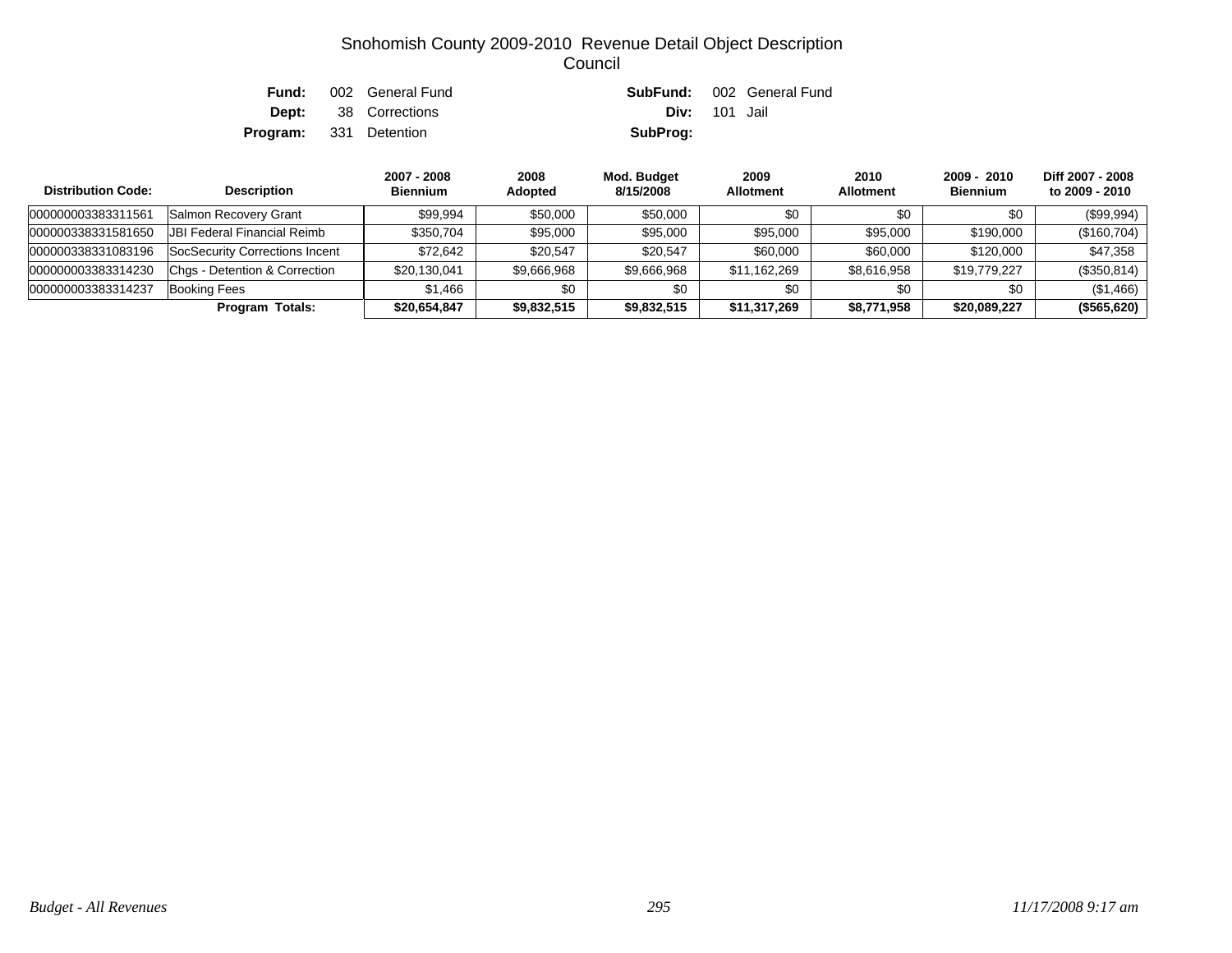# Snohomish County 2009-2010 Revenue Detail Object Description
## Council

| | | | |
|---|---|---|---|
| **Fund:** | 002 General Fund | **SubFund:** | 002 General Fund |
| **Dept:** | 38 Corrections | **Div:** | 101 Jail |
| **Program:** | 331 Detention | **SubProg:** | |

| Distribution Code: | Description | 2007 - 2008 Biennium | 2008 Adopted | Mod. Budget 8/15/2008 | 2009 Allotment | 2010 Allotment | 2009 - 2010 Biennium | Diff 2007 - 2008 to 2009 - 2010 |
|---|---|---|---|---|---|---|---|---|
| 000000003383311561 | Salmon Recovery Grant | $99,994 | $50,000 | $50,000 | $0 | $0 | $0 | ($99,994) |
| 000000338331581650 | JBI Federal Financial Reimb | $350,704 | $95,000 | $95,000 | $95,000 | $95,000 | $190,000 | ($160,704) |
| 000000338331083196 | SocSecurity Corrections Incent | $72,642 | $20,547 | $20,547 | $60,000 | $60,000 | $120,000 | $47,358 |
| 000000003383314230 | Chgs - Detention & Correction | $20,130,041 | $9,666,968 | $9,666,968 | $11,162,269 | $8,616,958 | $19,779,227 | ($350,814) |
| 000000003383314237 | Booking Fees | $1,466 | $0 | $0 | $0 | $0 | $0 | ($1,466) |
| **Program Totals:** | | **$20,654,847** | **$9,832,515** | **$9,832,515** | **$11,317,269** | **$8,771,958** | **$20,089,227** | **($565,620)** |

*Budget - All Revenues* *11/17/2008 9:17 am*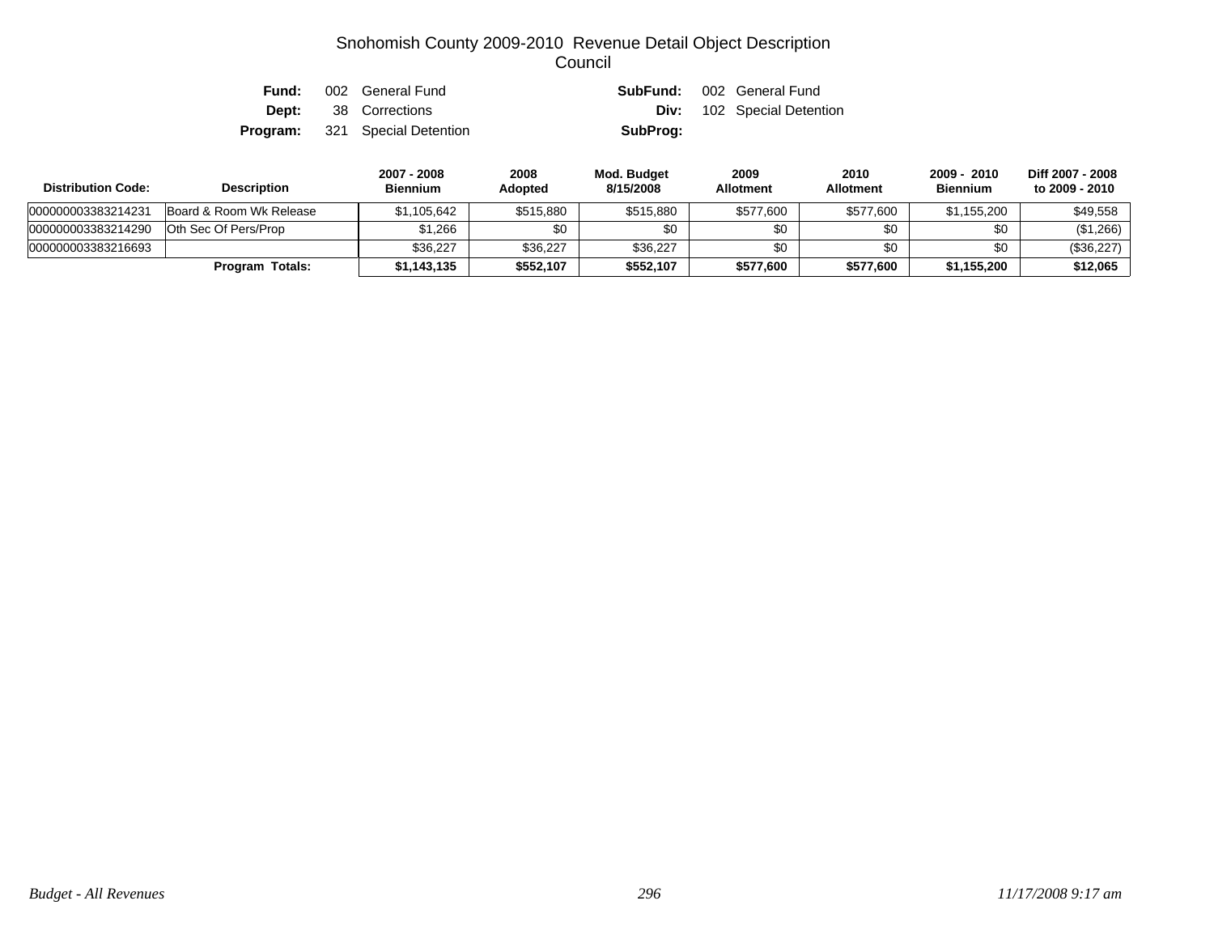# Snohomish County 2009-2010 Revenue Detail Object Description
## Council

**Fund:** 002 General Fund
**SubFund:** 002 General Fund
**Dept:** 38 Corrections
**Div:** 102 Special Detention
**Program:** 321 Special Detention
**SubProg:**

| Distribution Code: | Description | 2007 - 2008 Biennium | 2008 Adopted | Mod. Budget 8/15/2008 | 2009 Allotment | 2010 Allotment | 2009 - 2010 Biennium | Diff 2007 - 2008 to 2009 - 2010 |
|---|---|---|---|---|---|---|---|---|
| 000000003383214231 | Board & Room Wk Release | $1,105,642 | $515,880 | $515,880 | $577,600 | $577,600 | $1,155,200 | $49,558 |
| 000000003383214290 | Oth Sec Of Pers/Prop | $1,266 | $0 | $0 | $0 | $0 | $0 | ($1,266) |
| 000000003383216693 | | $36,227 | $36,227 | $36,227 | $0 | $0 | $0 | ($36,227) |
| | **Program Totals:** | **$1,143,135** | **$552,107** | **$552,107** | **$577,600** | **$577,600** | **$1,155,200** | **$12,065** |

*Budget - All Revenues* *11/17/2008 9:17 am*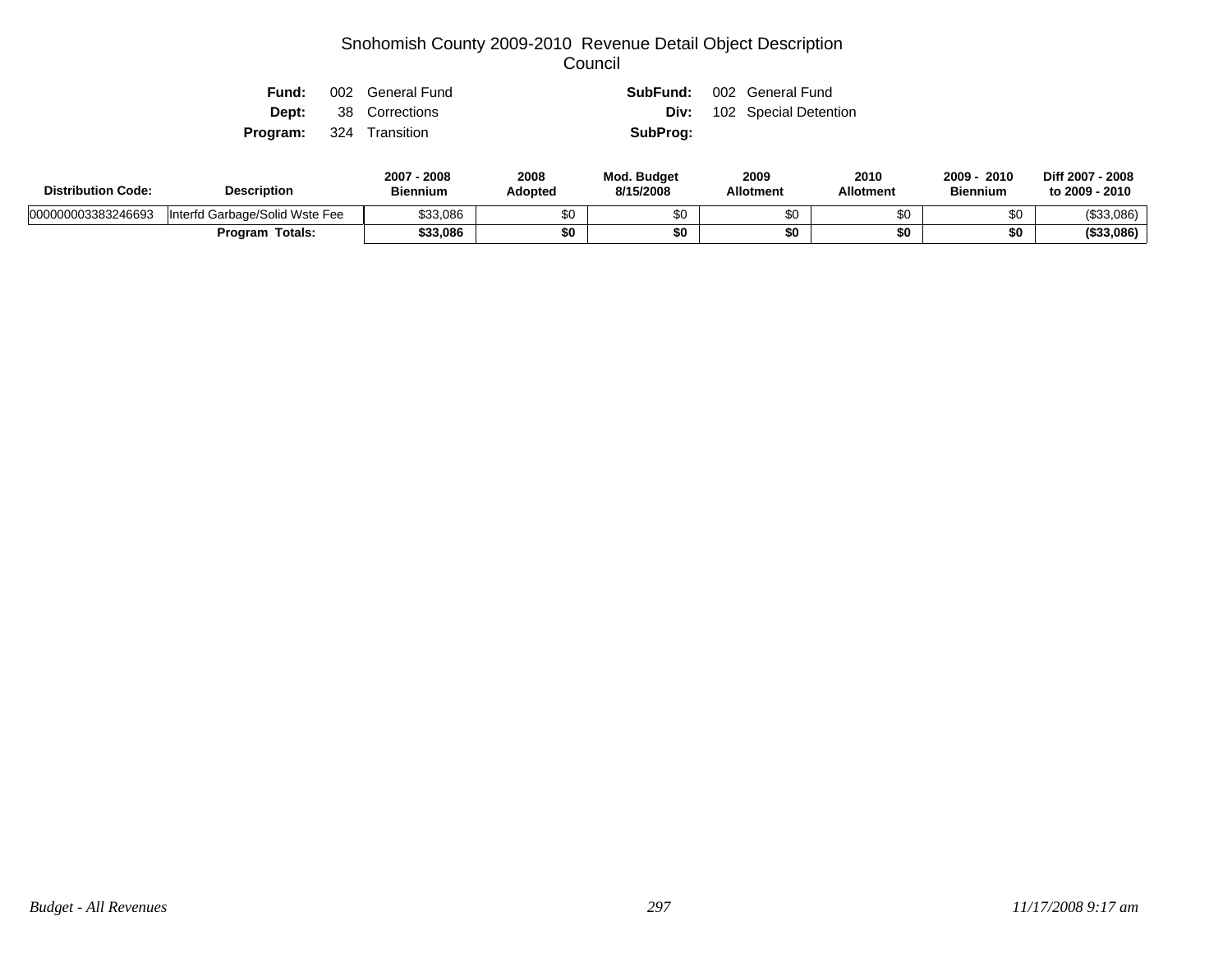# Snohomish County 2009-2010 Revenue Detail Object Description
## Council

**Fund:** 002 General Fund
**SubFund:** 002 General Fund
**Dept:** 38 Corrections
**Div:** 102 Special Detention
**Program:** 324 Transition
**SubProg:**

| Distribution Code: | Description | 2007 - 2008 Biennium | 2008 Adopted | Mod. Budget 8/15/2008 | 2009 Allotment | 2010 Allotment | 2009 - 2010 Biennium | Diff 2007 - 2008 to 2009 - 2010 |
|---|---|---|---|---|---|---|---|---|
| 000000003383246693 | Interfd Garbage/Solid Wste Fee | $33,086 | $0 | $0 | $0 | $0 | $0 | ($33,086) |
| | **Program Totals:** | **$33,086** | **$0** | **$0** | **$0** | **$0** | **$0** | **($33,086)** |

*Budget - All Revenues* *11/17/2008 9:17 am*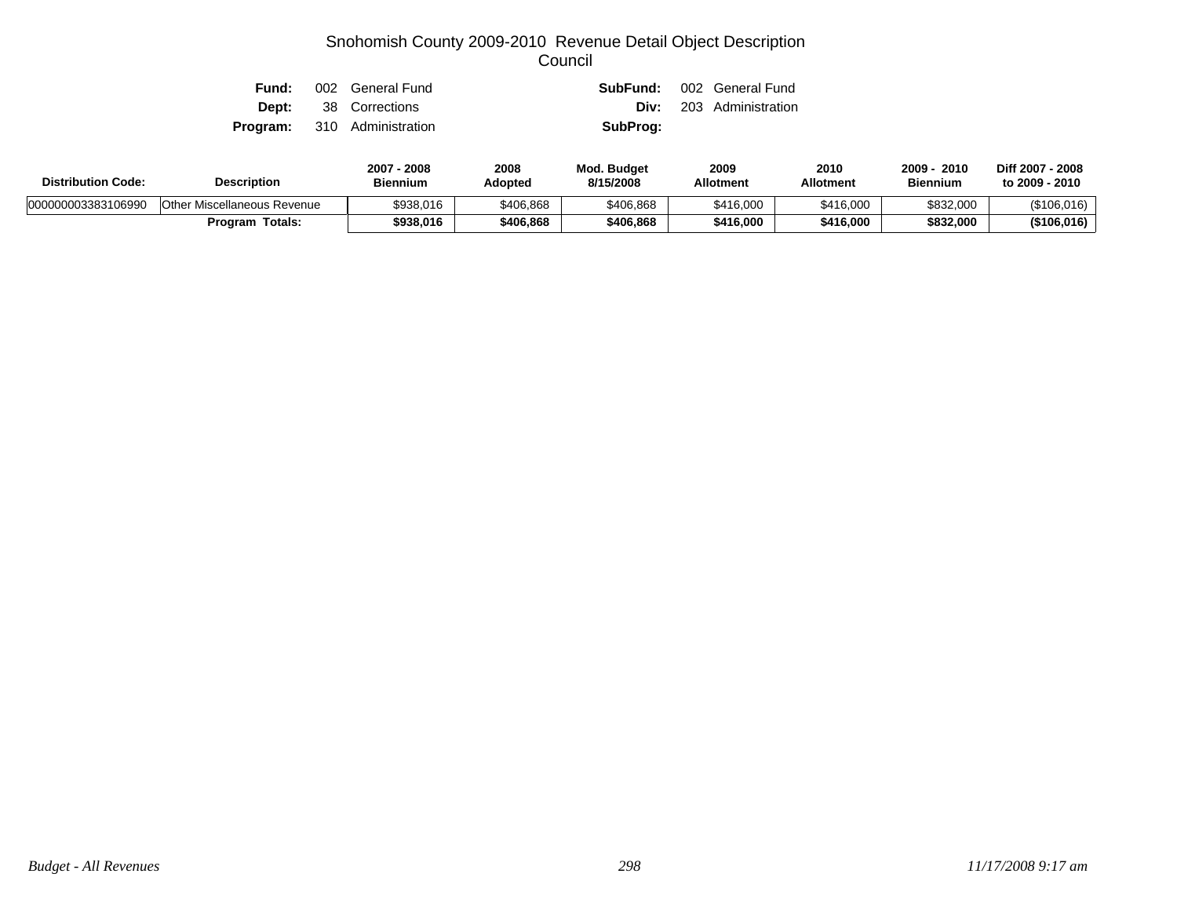# Snohomish County 2009-2010 Revenue Detail Object Description
## Council

**Fund:** 002 General Fund **SubFund:** 002 General Fund
**Dept:** 38 Corrections **Div:** 203 Administration
**Program:** 310 Administration **SubProg:**

| Distribution Code: | Description | 2007 - 2008 Biennium | 2008 Adopted | Mod. Budget 8/15/2008 | 2009 Allotment | 2010 Allotment | 2009 - 2010 Biennium | Diff 2007 - 2008 to 2009 - 2010 |
|---|---|---|---|---|---|---|---|---|
| 000000003383106990 | Other Miscellaneous Revenue | $938,016 | $406,868 | $406,868 | $416,000 | $416,000 | $832,000 | ($106,016) |
| | **Program Totals:** | **$938,016** | **$406,868** | **$406,868** | **$416,000** | **$416,000** | **$832,000** | **($106,016)** |

*Budget - All Revenues* *11/17/2008 9:17 am*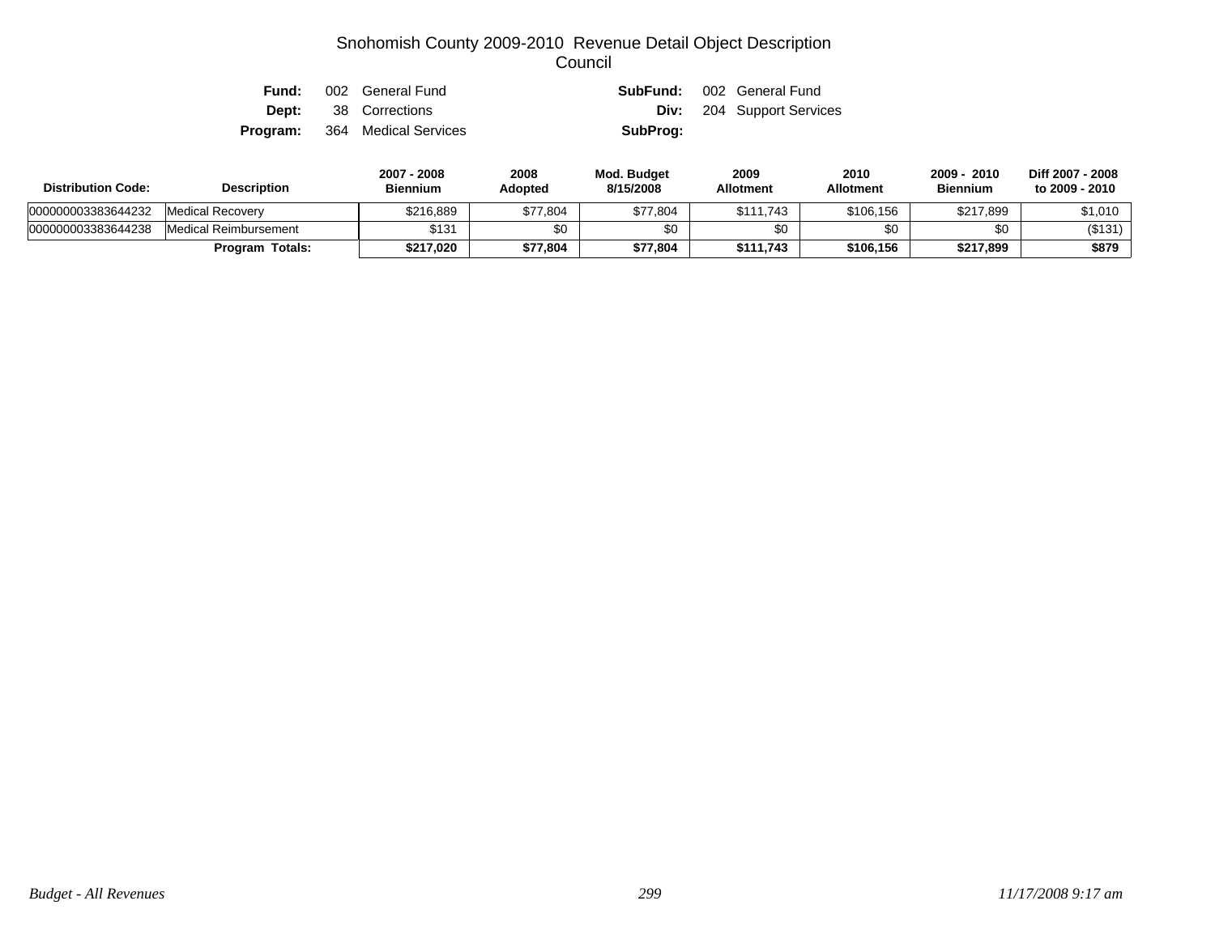# Snohomish County 2009-2010 Revenue Detail Object Description
## Council

**Fund:** 002 General Fund  **SubFund:** 002 General Fund
**Dept:** 38 Corrections  **Div:** 204 Support Services
**Program:** 364 Medical Services  **SubProg:**

| Distribution Code: | Description | 2007 - 2008 Biennium | 2008 Adopted | Mod. Budget 8/15/2008 | 2009 Allotment | 2010 Allotment | 2009 - 2010 Biennium | Diff 2007 - 2008 to 2009 - 2010 |
|---|---|---|---|---|---|---|---|---|
| 000000003383644232 | Medical Recovery | $216,889 | $77,804 | $77,804 | $111,743 | $106,156 | $217,899 | $1,010 |
| 000000003383644238 | Medical Reimbursement | $131 | $0 | $0 | $0 | $0 | $0 | ($131) |
| | **Program Totals:** | **$217,020** | **$77,804** | **$77,804** | **$111,743** | **$106,156** | **$217,899** | **$879** |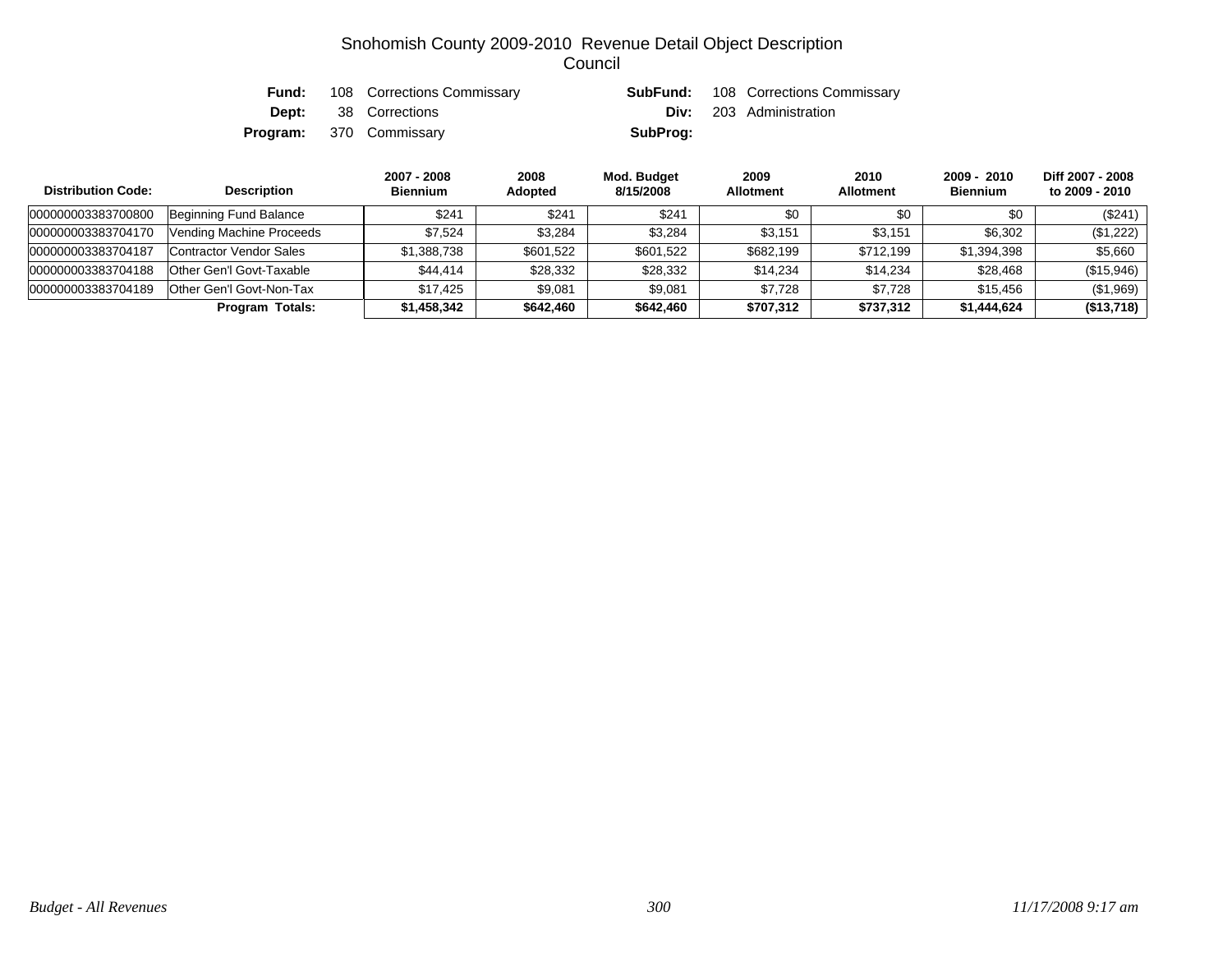# Snohomish County 2009-2010 Revenue Detail Object Description
## Council

**Fund:** 108 Corrections Commissary　　**SubFund:** 108 Corrections Commissary
**Dept:** 38 Corrections　　**Div:** 203 Administration
**Program:** 370 Commissary　　**SubProg:**

| Distribution Code: | Description | 2007 - 2008 Biennium | 2008 Adopted | Mod. Budget 8/15/2008 | 2009 Allotment | 2010 Allotment | 2009 - 2010 Biennium | Diff 2007 - 2008 to 2009 - 2010 |
|---|---|---|---|---|---|---|---|---|
| 000000003383700800 | Beginning Fund Balance | $241 | $241 | $241 | $0 | $0 | $0 | ($241) |
| 000000003383704170 | Vending Machine Proceeds | $7,524 | $3,284 | $3,284 | $3,151 | $3,151 | $6,302 | ($1,222) |
| 000000003383704187 | Contractor Vendor Sales | $1,388,738 | $601,522 | $601,522 | $682,199 | $712,199 | $1,394,398 | $5,660 |
| 000000003383704188 | Other Gen'l Govt-Taxable | $44,414 | $28,332 | $28,332 | $14,234 | $14,234 | $28,468 | ($15,946) |
| 000000003383704189 | Other Gen'l Govt-Non-Tax | $17,425 | $9,081 | $9,081 | $7,728 | $7,728 | $15,456 | ($1,969) |
| | **Program Totals:** | **$1,458,342** | **$642,460** | **$642,460** | **$707,312** | **$737,312** | **$1,444,624** | **($13,718)** |

*Budget - All Revenues*　　*11/17/2008 9:17 am*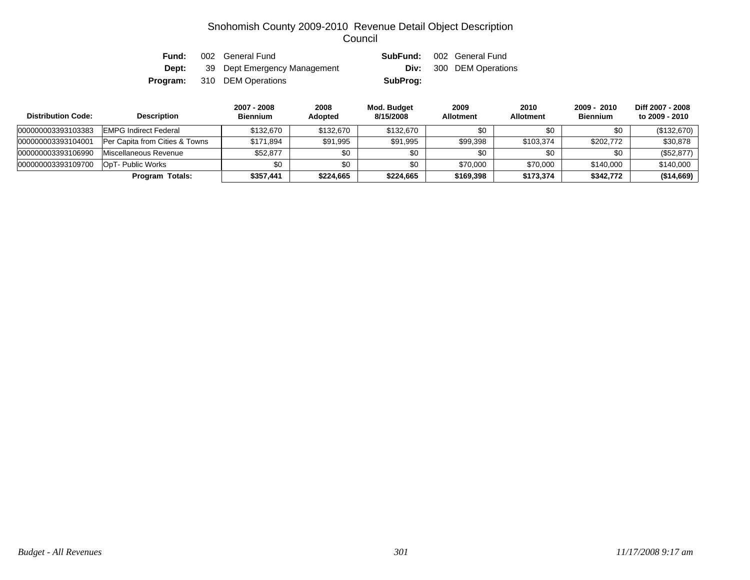# Snohomish County 2009-2010 Revenue Detail Object Description
## Council

| | | | |
|---|---|---|---|
| **Fund:** | 002 General Fund | **SubFund:** | 002 General Fund |
| **Dept:** | 39 Dept Emergency Management | **Div:** | 300 DEM Operations |
| **Program:** | 310 DEM Operations | **SubProg:** | |

| Distribution Code: | Description | 2007 - 2008 Biennium | 2008 Adopted | Mod. Budget 8/15/2008 | 2009 Allotment | 2010 Allotment | 2009 - 2010 Biennium | Diff 2007 - 2008 to 2009 - 2010 |
|---|---|---|---|---|---|---|---|---|
| 000000003393103383 | EMPG Indirect Federal | $132,670 | $132,670 | $132,670 | $0 | $0 | $0 | ($132,670) |
| 000000003393104001 | Per Capita from Cities & Towns | $171,894 | $91,995 | $91,995 | $99,398 | $103,374 | $202,772 | $30,878 |
| 000000003393106990 | Miscellaneous Revenue | $52,877 | $0 | $0 | $0 | $0 | $0 | ($52,877) |
| 000000003393109700 | OpT- Public Works | $0 | $0 | $0 | $70,000 | $70,000 | $140,000 | $140,000 |
| | **Program Totals:** | **$357,441** | **$224,665** | **$224,665** | **$169,398** | **$173,374** | **$342,772** | **($14,669)** |

*Budget - All Revenues* *11/17/2008 9:17 am*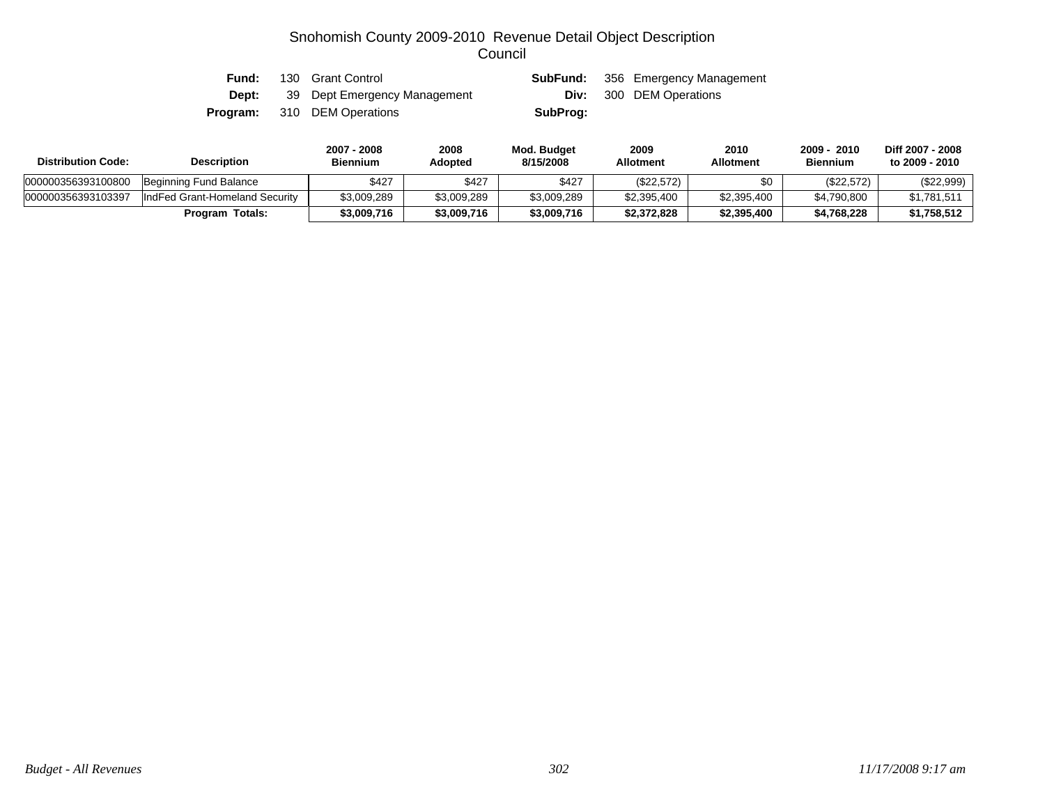# Snohomish County 2009-2010 Revenue Detail Object Description
## Council

| | | | |
|---|---|---|---|
| **Fund:** | 130 Grant Control | **SubFund:** | 356 Emergency Management |
| **Dept:** | 39 Dept Emergency Management | **Div:** | 300 DEM Operations |
| **Program:** | 310 DEM Operations | **SubProg:** | |

| Distribution Code: | Description | 2007 - 2008 Biennium | 2008 Adopted | Mod. Budget 8/15/2008 | 2009 Allotment | 2010 Allotment | 2009 - 2010 Biennium | Diff 2007 - 2008 to 2009 - 2010 |
|---|---|---|---|---|---|---|---|---|
| 000000356393100800 | Beginning Fund Balance | $427 | $427 | $427 | ($22,572) | $0 | ($22,572) | ($22,999) |
| 000000356393103397 | IndFed Grant-Homeland Security | $3,009,289 | $3,009,289 | $3,009,289 | $2,395,400 | $2,395,400 | $4,790,800 | $1,781,511 |
| | **Program Totals:** | **$3,009,716** | **$3,009,716** | **$3,009,716** | **$2,372,828** | **$2,395,400** | **$4,768,228** | **$1,758,512** |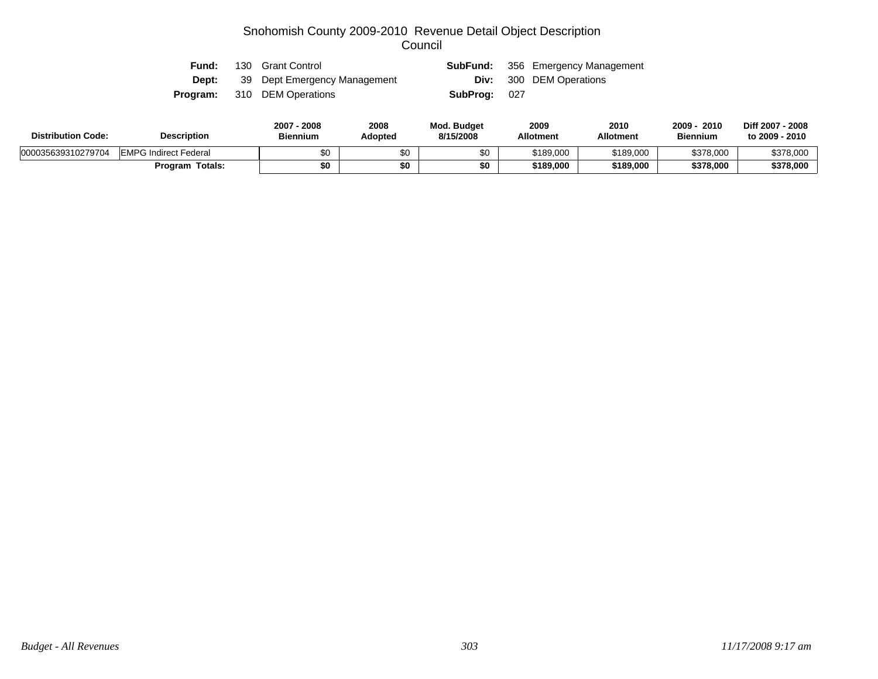# Snohomish County 2009-2010 Revenue Detail Object Description
## Council

**Fund:** 130 Grant Control **SubFund:** 356 Emergency Management
**Dept:** 39 Dept Emergency Management **Div:** 300 DEM Operations
**Program:** 310 DEM Operations **SubProg:** 027

| Distribution Code: | Description | 2007 - 2008 Biennium | 2008 Adopted | Mod. Budget 8/15/2008 | 2009 Allotment | 2010 Allotment | 2009 - 2010 Biennium | Diff 2007 - 2008 to 2009 - 2010 |
|---|---|---|---|---|---|---|---|---|
| 000035639310279704 | EMPG Indirect Federal | $0 | $0 | $0 | $189,000 | $189,000 | $378,000 | $378,000 |
| | **Program Totals:** | **$0** | **$0** | **$0** | **$189,000** | **$189,000** | **$378,000** | **$378,000** |